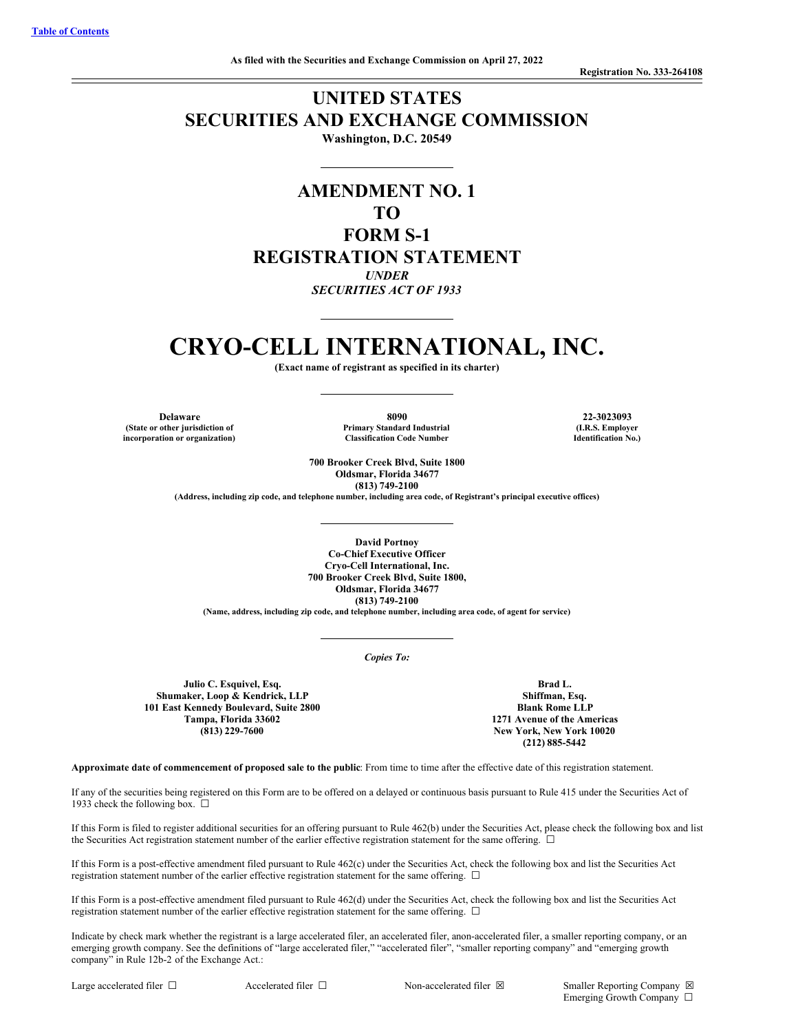[Table of Contents](#)

**As filed with the Securities and Exchange Commission on April 27, 2022**

**Registration No. 333-264108**

# UNITED STATES
# SECURITIES AND EXCHANGE COMMISSION

**Washington, D.C. 20549**

## AMENDMENT NO. 1
## TO
## FORM S-1
## REGISTRATION STATEMENT

***UNDER***
***SECURITIES ACT OF 1933***

# CRYO-CELL INTERNATIONAL, INC.

**(Exact name of registrant as specified in its charter)**

| Delaware | 8090 | 22-3023093 |
|---|---|---|
| (State or other jurisdiction of incorporation or organization) | Primary Standard Industrial Classification Code Number | (I.R.S. Employer Identification No.) |

**700 Brooker Creek Blvd, Suite 1800**
**Oldsmar, Florida 34677**
**(813) 749-2100**
**(Address, including zip code, and telephone number, including area code, of Registrant's principal executive offices)**

**David Portnoy**
**Co-Chief Executive Officer**
**Cryo-Cell International, Inc.**
**700 Brooker Creek Blvd, Suite 1800,**
**Oldsmar, Florida 34677**
**(813) 749-2100**
**(Name, address, including zip code, and telephone number, including area code, of agent for service)**

*Copies To:*

| Julio C. Esquivel, Esq. | Brad L. Shiffman, Esq. |
|---|---|
| Shumaker, Loop & Kendrick, LLP | Blank Rome LLP |
| 101 East Kennedy Boulevard, Suite 2800 | 1271 Avenue of the Americas |
| Tampa, Florida 33602 | New York, New York 10020 |
| (813) 229-7600 | (212) 885-5442 |

**Approximate date of commencement of proposed sale to the public**: From time to time after the effective date of this registration statement.

If any of the securities being registered on this Form are to be offered on a delayed or continuous basis pursuant to Rule 415 under the Securities Act of 1933 check the following box. ☐

If this Form is filed to register additional securities for an offering pursuant to Rule 462(b) under the Securities Act, please check the following box and list the Securities Act registration statement number of the earlier effective registration statement for the same offering. ☐

If this Form is a post-effective amendment filed pursuant to Rule 462(c) under the Securities Act, check the following box and list the Securities Act registration statement number of the earlier effective registration statement for the same offering. ☐

If this Form is a post-effective amendment filed pursuant to Rule 462(d) under the Securities Act, check the following box and list the Securities Act registration statement number of the earlier effective registration statement for the same offering. ☐

Indicate by check mark whether the registrant is a large accelerated filer, an accelerated filer, anon-accelerated filer, a smaller reporting company, or an emerging growth company. See the definitions of "large accelerated filer," "accelerated filer", "smaller reporting company" and "emerging growth company" in Rule 12b-2 of the Exchange Act.:

| Large accelerated filer ☐ | Accelerated filer ☐ | Non-accelerated filer ☒ | Smaller Reporting Company ☒ |
|---|---|---|---|
| | | | Emerging Growth Company ☐ |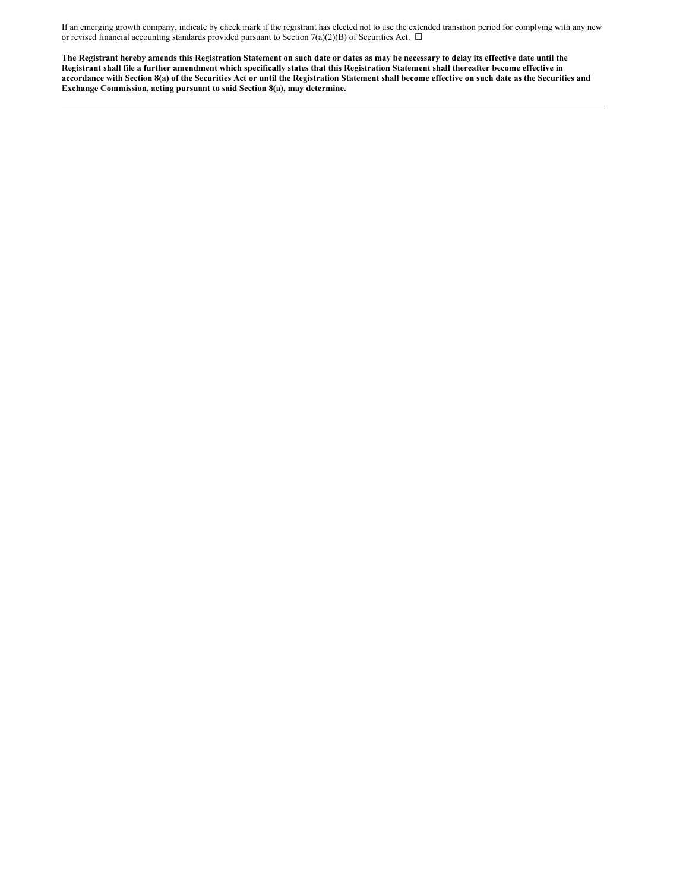If an emerging growth company, indicate by check mark if the registrant has elected not to use the extended transition period for complying with any new or revised financial accounting standards provided pursuant to Section 7(a)(2)(B) of Securities Act. ☐

**The Registrant hereby amends this Registration Statement on such date or dates as may be necessary to delay its effective date until the Registrant shall file a further amendment which specifically states that this Registration Statement shall thereafter become effective in accordance with Section 8(a) of the Securities Act or until the Registration Statement shall become effective on such date as the Securities and Exchange Commission, acting pursuant to said Section 8(a), may determine.**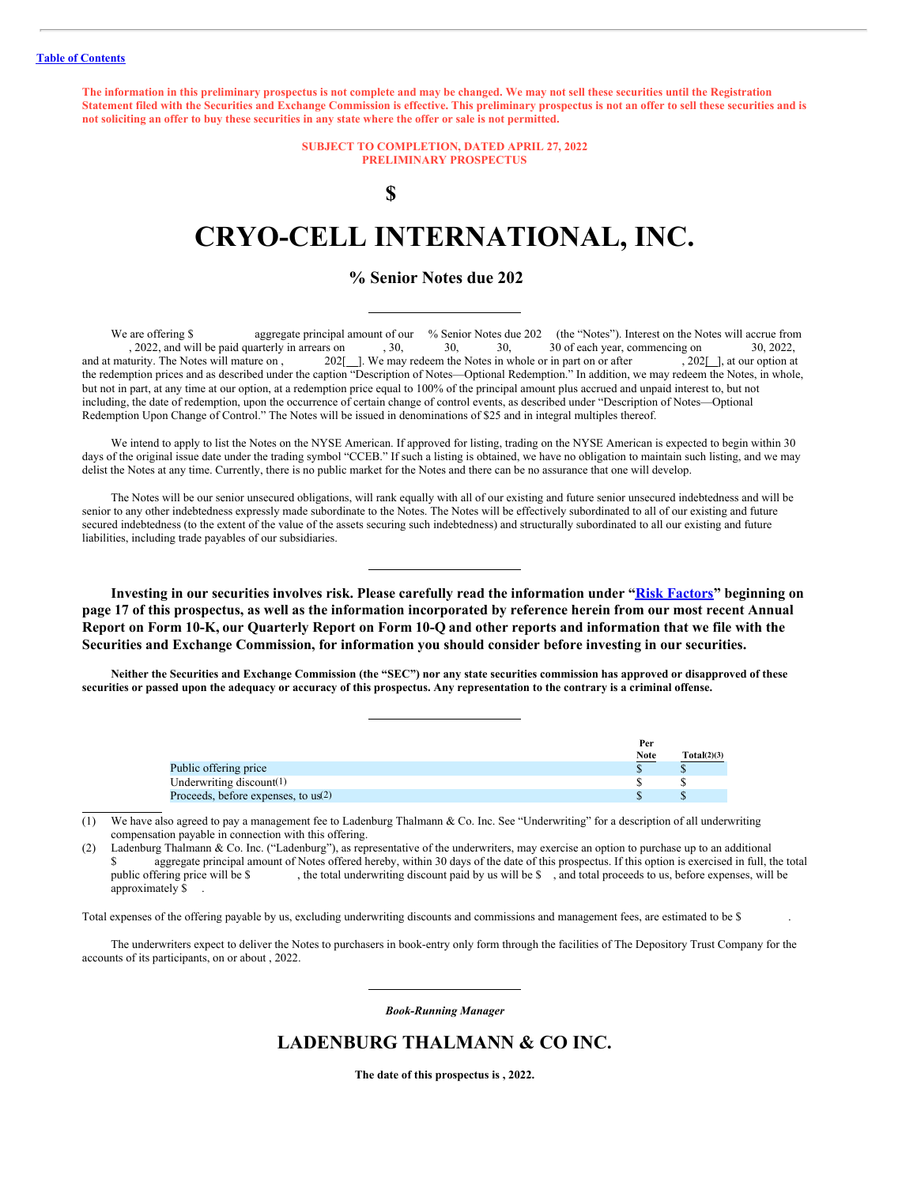[Table of Contents](#)

**The information in this preliminary prospectus is not complete and may be changed. We may not sell these securities until the Registration Statement filed with the Securities and Exchange Commission is effective. This preliminary prospectus is not an offer to sell these securities and is not soliciting an offer to buy these securities in any state where the offer or sale is not permitted.**

**SUBJECT TO COMPLETION, DATED APRIL 27, 2022**
**PRELIMINARY PROSPECTUS**

**$**

# CRYO-CELL INTERNATIONAL, INC.

## % Senior Notes due 202

We are offering $ aggregate principal amount of our % Senior Notes due 202 (the "Notes"). Interest on the Notes will accrue from , 2022, and will be paid quarterly in arrears on , 30, 30, 30, 30 of each year, commencing on 30, 2022, and at maturity. The Notes will mature on , 202[__]. We may redeem the Notes in whole or in part on or after , 202[_], at our option at the redemption prices and as described under the caption "Description of Notes—Optional Redemption." In addition, we may redeem the Notes, in whole, but not in part, at any time at our option, at a redemption price equal to 100% of the principal amount plus accrued and unpaid interest to, but not including, the date of redemption, upon the occurrence of certain change of control events, as described under "Description of Notes—Optional Redemption Upon Change of Control." The Notes will be issued in denominations of $25 and in integral multiples thereof.

We intend to apply to list the Notes on the NYSE American. If approved for listing, trading on the NYSE American is expected to begin within 30 days of the original issue date under the trading symbol "CCEB." If such a listing is obtained, we have no obligation to maintain such listing, and we may delist the Notes at any time. Currently, there is no public market for the Notes and there can be no assurance that one will develop.

The Notes will be our senior unsecured obligations, will rank equally with all of our existing and future senior unsecured indebtedness and will be senior to any other indebtedness expressly made subordinate to the Notes. The Notes will be effectively subordinated to all of our existing and future secured indebtedness (to the extent of the value of the assets securing such indebtedness) and structurally subordinated to all our existing and future liabilities, including trade payables of our subsidiaries.

**Investing in our securities involves risk. Please carefully read the information under "[Risk Factors](#)" beginning on page 17 of this prospectus, as well as the information incorporated by reference herein from our most recent Annual Report on Form 10-K, our Quarterly Report on Form 10-Q and other reports and information that we file with the Securities and Exchange Commission, for information you should consider before investing in our securities.**

**Neither the Securities and Exchange Commission (the "SEC") nor any state securities commission has approved or disapproved of these securities or passed upon the adequacy or accuracy of this prospectus. Any representation to the contrary is a criminal offense.**

| | Per Note | Total(2)(3) |
|---|---|---|
| Public offering price | $ | $ |
| Underwriting discount(1) | $ | $ |
| Proceeds, before expenses, to us(2) | $ | $ |

(1) We have also agreed to pay a management fee to Ladenburg Thalmann & Co. Inc. See "Underwriting" for a description of all underwriting compensation payable in connection with this offering.

(2) Ladenburg Thalmann & Co. Inc. ("Ladenburg"), as representative of the underwriters, may exercise an option to purchase up to an additional $ aggregate principal amount of Notes offered hereby, within 30 days of the date of this prospectus. If this option is exercised in full, the total public offering price will be $ , the total underwriting discount paid by us will be $ , and total proceeds to us, before expenses, will be approximately $ .

Total expenses of the offering payable by us, excluding underwriting discounts and commissions and management fees, are estimated to be $ .

The underwriters expect to deliver the Notes to purchasers in book-entry only form through the facilities of The Depository Trust Company for the accounts of its participants, on or about , 2022.

*Book-Running Manager*

## LADENBURG THALMANN & CO INC.

**The date of this prospectus is , 2022.**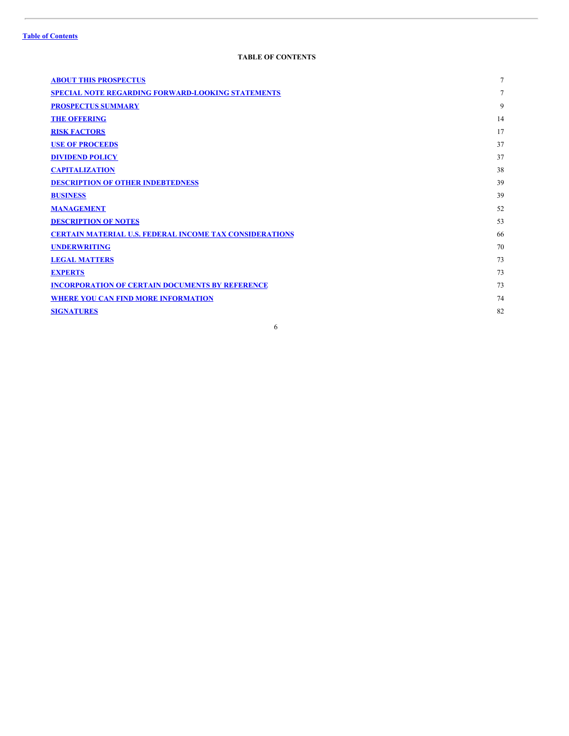[Table of Contents](#)

**TABLE OF CONTENTS**

| | |
|---|---|
| **ABOUT THIS PROSPECTUS** | 7 |
| **SPECIAL NOTE REGARDING FORWARD-LOOKING STATEMENTS** | 7 |
| **PROSPECTUS SUMMARY** | 9 |
| **THE OFFERING** | 14 |
| **RISK FACTORS** | 17 |
| **USE OF PROCEEDS** | 37 |
| **DIVIDEND POLICY** | 37 |
| **CAPITALIZATION** | 38 |
| **DESCRIPTION OF OTHER INDEBTEDNESS** | 39 |
| **BUSINESS** | 39 |
| **MANAGEMENT** | 52 |
| **DESCRIPTION OF NOTES** | 53 |
| **CERTAIN MATERIAL U.S. FEDERAL INCOME TAX CONSIDERATIONS** | 66 |
| **UNDERWRITING** | 70 |
| **LEGAL MATTERS** | 73 |
| **EXPERTS** | 73 |
| **INCORPORATION OF CERTAIN DOCUMENTS BY REFERENCE** | 73 |
| **WHERE YOU CAN FIND MORE INFORMATION** | 74 |
| **SIGNATURES** | 82 |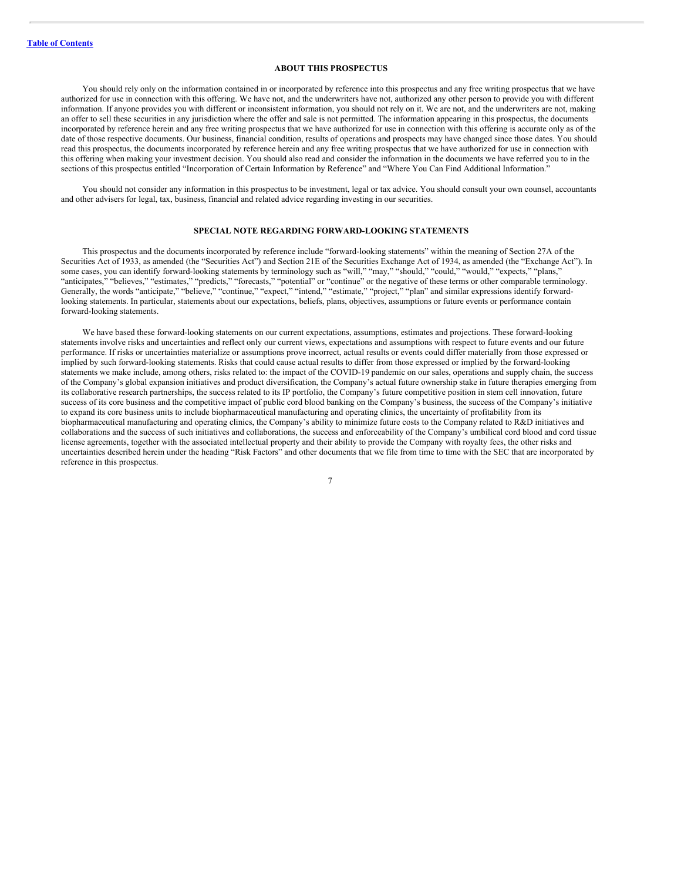## ABOUT THIS PROSPECTUS

You should rely only on the information contained in or incorporated by reference into this prospectus and any free writing prospectus that we have authorized for use in connection with this offering. We have not, and the underwriters have not, authorized any other person to provide you with different information. If anyone provides you with different or inconsistent information, you should not rely on it. We are not, and the underwriters are not, making an offer to sell these securities in any jurisdiction where the offer and sale is not permitted. The information appearing in this prospectus, the documents incorporated by reference herein and any free writing prospectus that we have authorized for use in connection with this offering is accurate only as of the date of those respective documents. Our business, financial condition, results of operations and prospects may have changed since those dates. You should read this prospectus, the documents incorporated by reference herein and any free writing prospectus that we have authorized for use in connection with this offering when making your investment decision. You should also read and consider the information in the documents we have referred you to in the sections of this prospectus entitled "Incorporation of Certain Information by Reference" and "Where You Can Find Additional Information."

You should not consider any information in this prospectus to be investment, legal or tax advice. You should consult your own counsel, accountants and other advisers for legal, tax, business, financial and related advice regarding investing in our securities.

## SPECIAL NOTE REGARDING FORWARD-LOOKING STATEMENTS

This prospectus and the documents incorporated by reference include "forward-looking statements" within the meaning of Section 27A of the Securities Act of 1933, as amended (the "Securities Act") and Section 21E of the Securities Exchange Act of 1934, as amended (the "Exchange Act"). In some cases, you can identify forward-looking statements by terminology such as "will," "may," "should," "could," "would," "expects," "plans," "anticipates," "believes," "estimates," "predicts," "forecasts," "potential" or "continue" or the negative of these terms or other comparable terminology. Generally, the words "anticipate," "believe," "continue," "expect," "intend," "estimate," "project," "plan" and similar expressions identify forward-looking statements. In particular, statements about our expectations, beliefs, plans, objectives, assumptions or future events or performance contain forward-looking statements.

We have based these forward-looking statements on our current expectations, assumptions, estimates and projections. These forward-looking statements involve risks and uncertainties and reflect only our current views, expectations and assumptions with respect to future events and our future performance. If risks or uncertainties materialize or assumptions prove incorrect, actual results or events could differ materially from those expressed or implied by such forward-looking statements. Risks that could cause actual results to differ from those expressed or implied by the forward-looking statements we make include, among others, risks related to: the impact of the COVID-19 pandemic on our sales, operations and supply chain, the success of the Company's global expansion initiatives and product diversification, the Company's actual future ownership stake in future therapies emerging from its collaborative research partnerships, the success related to its IP portfolio, the Company's future competitive position in stem cell innovation, future success of its core business and the competitive impact of public cord blood banking on the Company's business, the success of the Company's initiative to expand its core business units to include biopharmaceutical manufacturing and operating clinics, the uncertainty of profitability from its biopharmaceutical manufacturing and operating clinics, the Company's ability to minimize future costs to the Company related to R&D initiatives and collaborations and the success of such initiatives and collaborations, the success and enforceability of the Company's umbilical cord blood and cord tissue license agreements, together with the associated intellectual property and their ability to provide the Company with royalty fees, the other risks and uncertainties described herein under the heading "Risk Factors" and other documents that we file from time to time with the SEC that are incorporated by reference in this prospectus.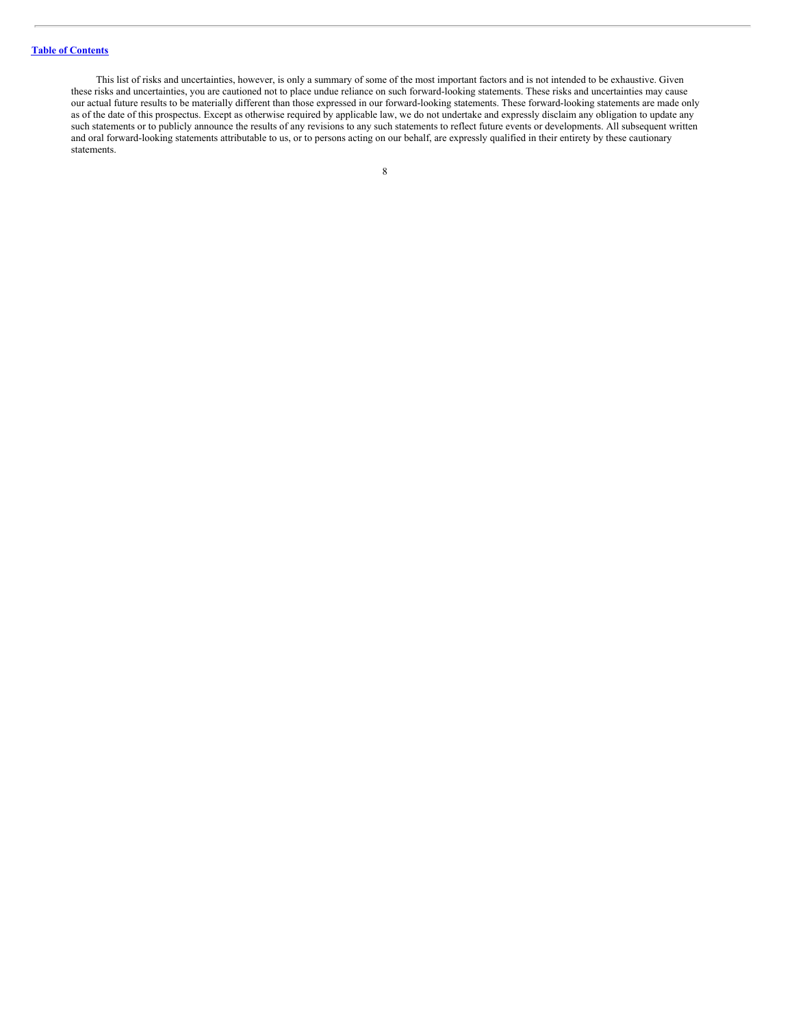This list of risks and uncertainties, however, is only a summary of some of the most important factors and is not intended to be exhaustive. Given these risks and uncertainties, you are cautioned not to place undue reliance on such forward-looking statements. These risks and uncertainties may cause our actual future results to be materially different than those expressed in our forward-looking statements. These forward-looking statements are made only as of the date of this prospectus. Except as otherwise required by applicable law, we do not undertake and expressly disclaim any obligation to update any such statements or to publicly announce the results of any revisions to any such statements to reflect future events or developments. All subsequent written and oral forward-looking statements attributable to us, or to persons acting on our behalf, are expressly qualified in their entirety by these cautionary statements.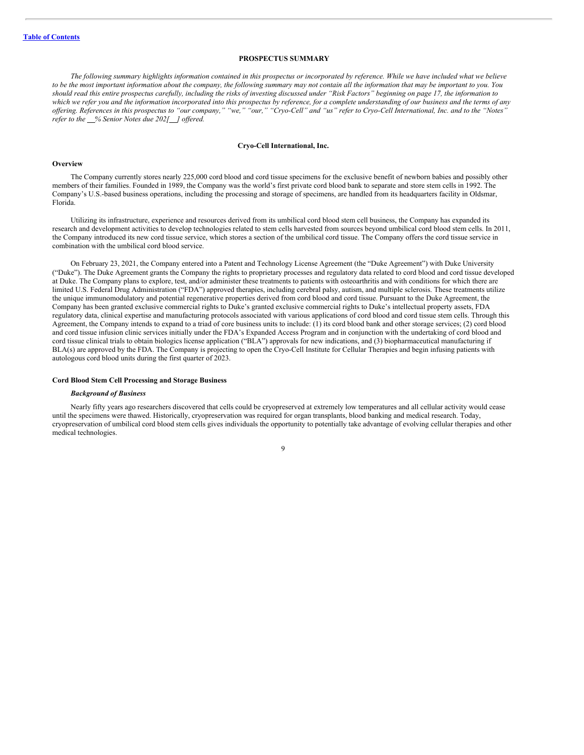# PROSPECTUS SUMMARY

*The following summary highlights information contained in this prospectus or incorporated by reference. While we have included what we believe to be the most important information about the company, the following summary may not contain all the information that may be important to you. You should read this entire prospectus carefully, including the risks of investing discussed under "Risk Factors" beginning on page 17, the information to which we refer you and the information incorporated into this prospectus by reference, for a complete understanding of our business and the terms of any offering. References in this prospectus to "our company," "we," "our," "Cryo-Cell" and "us" refer to Cryo-Cell International, Inc. and to the "Notes" refer to the \_\_% Senior Notes due 202[\_\_] offered.*

## Cryo-Cell International, Inc.

### Overview

The Company currently stores nearly 225,000 cord blood and cord tissue specimens for the exclusive benefit of newborn babies and possibly other members of their families. Founded in 1989, the Company was the world's first private cord blood bank to separate and store stem cells in 1992. The Company's U.S.-based business operations, including the processing and storage of specimens, are handled from its headquarters facility in Oldsmar, Florida.

Utilizing its infrastructure, experience and resources derived from its umbilical cord blood stem cell business, the Company has expanded its research and development activities to develop technologies related to stem cells harvested from sources beyond umbilical cord blood stem cells. In 2011, the Company introduced its new cord tissue service, which stores a section of the umbilical cord tissue. The Company offers the cord tissue service in combination with the umbilical cord blood service.

On February 23, 2021, the Company entered into a Patent and Technology License Agreement (the "Duke Agreement") with Duke University ("Duke"). The Duke Agreement grants the Company the rights to proprietary processes and regulatory data related to cord blood and cord tissue developed at Duke. The Company plans to explore, test, and/or administer these treatments to patients with osteoarthritis and with conditions for which there are limited U.S. Federal Drug Administration ("FDA") approved therapies, including cerebral palsy, autism, and multiple sclerosis. These treatments utilize the unique immunomodulatory and potential regenerative properties derived from cord blood and cord tissue. Pursuant to the Duke Agreement, the Company has been granted exclusive commercial rights to Duke's granted exclusive commercial rights to Duke's intellectual property assets, FDA regulatory data, clinical expertise and manufacturing protocols associated with various applications of cord blood and cord tissue stem cells. Through this Agreement, the Company intends to expand to a triad of core business units to include: (1) its cord blood bank and other storage services; (2) cord blood and cord tissue infusion clinic services initially under the FDA's Expanded Access Program and in conjunction with the undertaking of cord blood and cord tissue clinical trials to obtain biologics license application ("BLA") approvals for new indications, and (3) biopharmaceutical manufacturing if BLA(s) are approved by the FDA. The Company is projecting to open the Cryo-Cell Institute for Cellular Therapies and begin infusing patients with autologous cord blood units during the first quarter of 2023.

### Cord Blood Stem Cell Processing and Storage Business

#### *Background of Business*

Nearly fifty years ago researchers discovered that cells could be cryopreserved at extremely low temperatures and all cellular activity would cease until the specimens were thawed. Historically, cryopreservation was required for organ transplants, blood banking and medical research. Today, cryopreservation of umbilical cord blood stem cells gives individuals the opportunity to potentially take advantage of evolving cellular therapies and other medical technologies.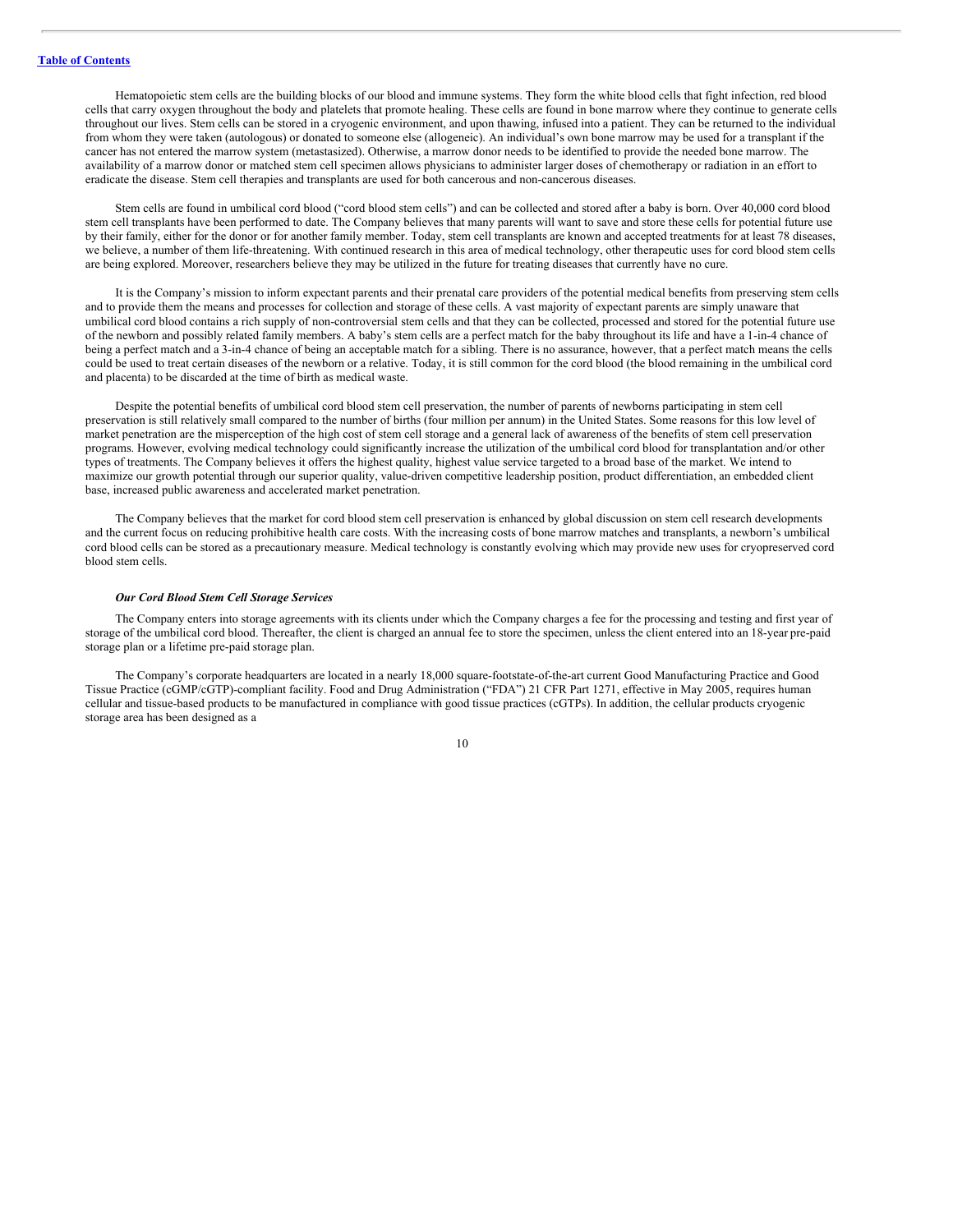Hematopoietic stem cells are the building blocks of our blood and immune systems. They form the white blood cells that fight infection, red blood cells that carry oxygen throughout the body and platelets that promote healing. These cells are found in bone marrow where they continue to generate cells throughout our lives. Stem cells can be stored in a cryogenic environment, and upon thawing, infused into a patient. They can be returned to the individual from whom they were taken (autologous) or donated to someone else (allogeneic). An individual's own bone marrow may be used for a transplant if the cancer has not entered the marrow system (metastasized). Otherwise, a marrow donor needs to be identified to provide the needed bone marrow. The availability of a marrow donor or matched stem cell specimen allows physicians to administer larger doses of chemotherapy or radiation in an effort to eradicate the disease. Stem cell therapies and transplants are used for both cancerous and non-cancerous diseases.

Stem cells are found in umbilical cord blood ("cord blood stem cells") and can be collected and stored after a baby is born. Over 40,000 cord blood stem cell transplants have been performed to date. The Company believes that many parents will want to save and store these cells for potential future use by their family, either for the donor or for another family member. Today, stem cell transplants are known and accepted treatments for at least 78 diseases, we believe, a number of them life-threatening. With continued research in this area of medical technology, other therapeutic uses for cord blood stem cells are being explored. Moreover, researchers believe they may be utilized in the future for treating diseases that currently have no cure.

It is the Company's mission to inform expectant parents and their prenatal care providers of the potential medical benefits from preserving stem cells and to provide them the means and processes for collection and storage of these cells. A vast majority of expectant parents are simply unaware that umbilical cord blood contains a rich supply of non-controversial stem cells and that they can be collected, processed and stored for the potential future use of the newborn and possibly related family members. A baby's stem cells are a perfect match for the baby throughout its life and have a 1-in-4 chance of being a perfect match and a 3-in-4 chance of being an acceptable match for a sibling. There is no assurance, however, that a perfect match means the cells could be used to treat certain diseases of the newborn or a relative. Today, it is still common for the cord blood (the blood remaining in the umbilical cord and placenta) to be discarded at the time of birth as medical waste.

Despite the potential benefits of umbilical cord blood stem cell preservation, the number of parents of newborns participating in stem cell preservation is still relatively small compared to the number of births (four million per annum) in the United States. Some reasons for this low level of market penetration are the misperception of the high cost of stem cell storage and a general lack of awareness of the benefits of stem cell preservation programs. However, evolving medical technology could significantly increase the utilization of the umbilical cord blood for transplantation and/or other types of treatments. The Company believes it offers the highest quality, highest value service targeted to a broad base of the market. We intend to maximize our growth potential through our superior quality, value-driven competitive leadership position, product differentiation, an embedded client base, increased public awareness and accelerated market penetration.

The Company believes that the market for cord blood stem cell preservation is enhanced by global discussion on stem cell research developments and the current focus on reducing prohibitive health care costs. With the increasing costs of bone marrow matches and transplants, a newborn's umbilical cord blood cells can be stored as a precautionary measure. Medical technology is constantly evolving which may provide new uses for cryopreserved cord blood stem cells.

***Our Cord Blood Stem Cell Storage Services***

The Company enters into storage agreements with its clients under which the Company charges a fee for the processing and testing and first year of storage of the umbilical cord blood. Thereafter, the client is charged an annual fee to store the specimen, unless the client entered into an 18-year pre-paid storage plan or a lifetime pre-paid storage plan.

The Company's corporate headquarters are located in a nearly 18,000 square-footstate-of-the-art current Good Manufacturing Practice and Good Tissue Practice (cGMP/cGTP)-compliant facility. Food and Drug Administration ("FDA") 21 CFR Part 1271, effective in May 2005, requires human cellular and tissue-based products to be manufactured in compliance with good tissue practices (cGTPs). In addition, the cellular products cryogenic storage area has been designed as a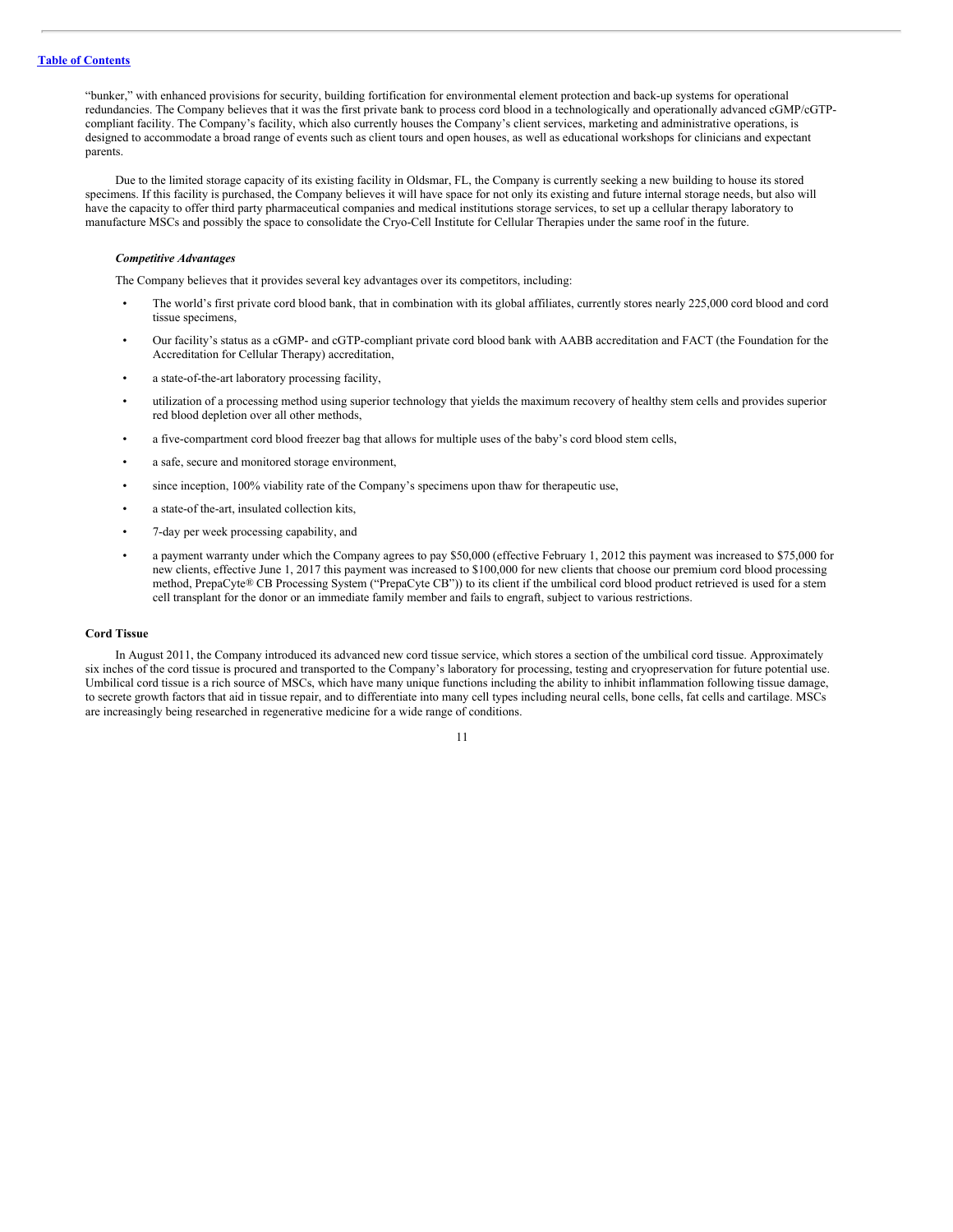"bunker," with enhanced provisions for security, building fortification for environmental element protection and back-up systems for operational redundancies. The Company believes that it was the first private bank to process cord blood in a technologically and operationally advanced cGMP/cGTP-compliant facility. The Company's facility, which also currently houses the Company's client services, marketing and administrative operations, is designed to accommodate a broad range of events such as client tours and open houses, as well as educational workshops for clinicians and expectant parents.

Due to the limited storage capacity of its existing facility in Oldsmar, FL, the Company is currently seeking a new building to house its stored specimens. If this facility is purchased, the Company believes it will have space for not only its existing and future internal storage needs, but also will have the capacity to offer third party pharmaceutical companies and medical institutions storage services, to set up a cellular therapy laboratory to manufacture MSCs and possibly the space to consolidate the Cryo-Cell Institute for Cellular Therapies under the same roof in the future.

***Competitive Advantages***

The Company believes that it provides several key advantages over its competitors, including:

- The world's first private cord blood bank, that in combination with its global affiliates, currently stores nearly 225,000 cord blood and cord tissue specimens,
- Our facility's status as a cGMP- and cGTP-compliant private cord blood bank with AABB accreditation and FACT (the Foundation for the Accreditation for Cellular Therapy) accreditation,
- a state-of-the-art laboratory processing facility,
- utilization of a processing method using superior technology that yields the maximum recovery of healthy stem cells and provides superior red blood depletion over all other methods,
- a five-compartment cord blood freezer bag that allows for multiple uses of the baby's cord blood stem cells,
- a safe, secure and monitored storage environment,
- since inception, 100% viability rate of the Company's specimens upon thaw for therapeutic use,
- a state-of the-art, insulated collection kits,
- 7-day per week processing capability, and
- a payment warranty under which the Company agrees to pay $50,000 (effective February 1, 2012 this payment was increased to $75,000 for new clients, effective June 1, 2017 this payment was increased to $100,000 for new clients that choose our premium cord blood processing method, PrepaCyte® CB Processing System ("PrepaCyte CB")) to its client if the umbilical cord blood product retrieved is used for a stem cell transplant for the donor or an immediate family member and fails to engraft, subject to various restrictions.

**Cord Tissue**

In August 2011, the Company introduced its advanced new cord tissue service, which stores a section of the umbilical cord tissue. Approximately six inches of the cord tissue is procured and transported to the Company's laboratory for processing, testing and cryopreservation for future potential use. Umbilical cord tissue is a rich source of MSCs, which have many unique functions including the ability to inhibit inflammation following tissue damage, to secrete growth factors that aid in tissue repair, and to differentiate into many cell types including neural cells, bone cells, fat cells and cartilage. MSCs are increasingly being researched in regenerative medicine for a wide range of conditions.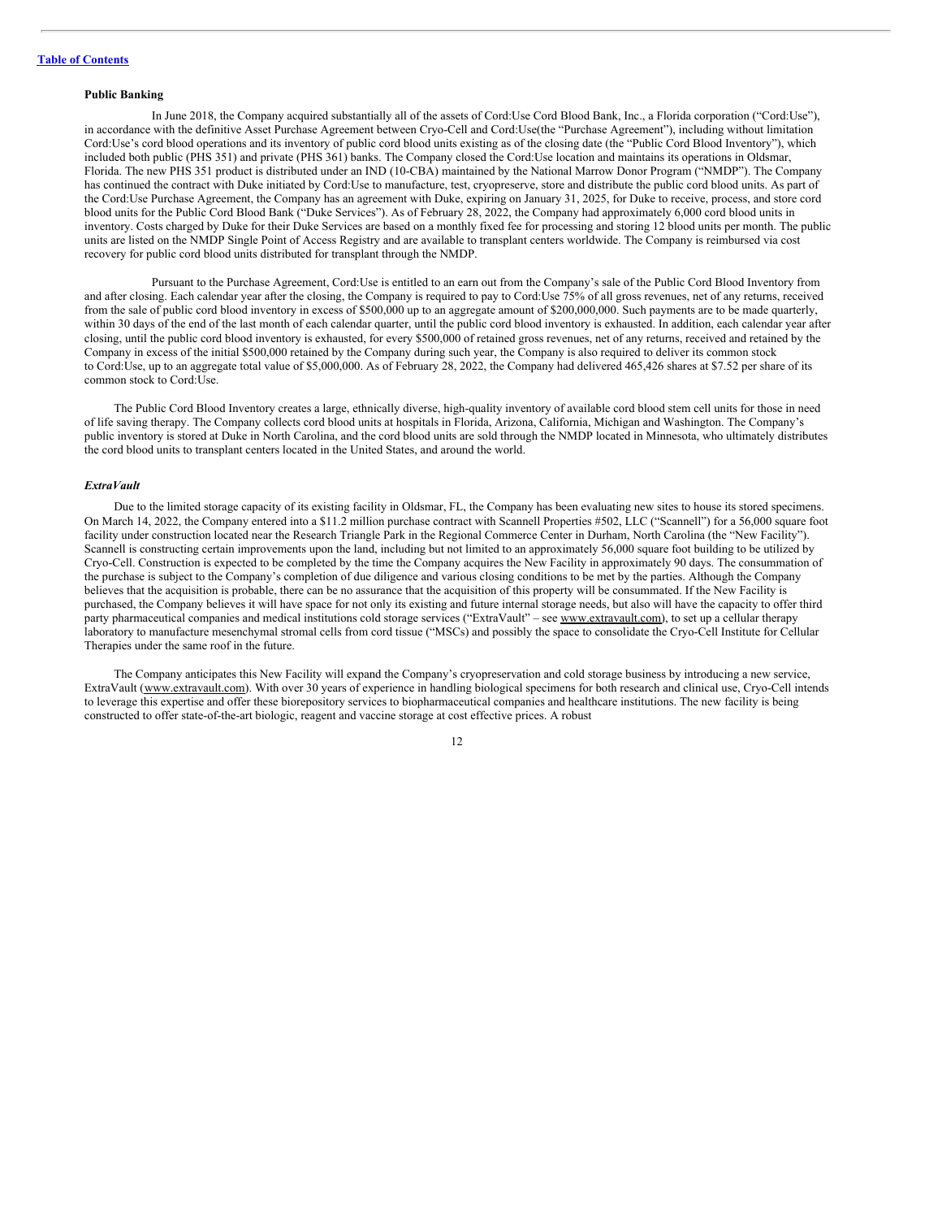**Public Banking**

In June 2018, the Company acquired substantially all of the assets of Cord:Use Cord Blood Bank, Inc., a Florida corporation ("Cord:Use"), in accordance with the definitive Asset Purchase Agreement between Cryo-Cell and Cord:Use(the "Purchase Agreement"), including without limitation Cord:Use's cord blood operations and its inventory of public cord blood units existing as of the closing date (the "Public Cord Blood Inventory"), which included both public (PHS 351) and private (PHS 361) banks. The Company closed the Cord:Use location and maintains its operations in Oldsmar, Florida. The new PHS 351 product is distributed under an IND (10-CBA) maintained by the National Marrow Donor Program ("NMDP"). The Company has continued the contract with Duke initiated by Cord:Use to manufacture, test, cryopreserve, store and distribute the public cord blood units. As part of the Cord:Use Purchase Agreement, the Company has an agreement with Duke, expiring on January 31, 2025, for Duke to receive, process, and store cord blood units for the Public Cord Blood Bank ("Duke Services"). As of February 28, 2022, the Company had approximately 6,000 cord blood units in inventory. Costs charged by Duke for their Duke Services are based on a monthly fixed fee for processing and storing 12 blood units per month. The public units are listed on the NMDP Single Point of Access Registry and are available to transplant centers worldwide. The Company is reimbursed via cost recovery for public cord blood units distributed for transplant through the NMDP.

Pursuant to the Purchase Agreement, Cord:Use is entitled to an earn out from the Company's sale of the Public Cord Blood Inventory from and after closing. Each calendar year after the closing, the Company is required to pay to Cord:Use 75% of all gross revenues, net of any returns, received from the sale of public cord blood inventory in excess of $500,000 up to an aggregate amount of $200,000,000. Such payments are to be made quarterly, within 30 days of the end of the last month of each calendar quarter, until the public cord blood inventory is exhausted. In addition, each calendar year after closing, until the public cord blood inventory is exhausted, for every $500,000 of retained gross revenues, net of any returns, received and retained by the Company in excess of the initial $500,000 retained by the Company during such year, the Company is also required to deliver its common stock to Cord:Use, up to an aggregate total value of $5,000,000. As of February 28, 2022, the Company had delivered 465,426 shares at $7.52 per share of its common stock to Cord:Use.

The Public Cord Blood Inventory creates a large, ethnically diverse, high-quality inventory of available cord blood stem cell units for those in need of life saving therapy. The Company collects cord blood units at hospitals in Florida, Arizona, California, Michigan and Washington. The Company's public inventory is stored at Duke in North Carolina, and the cord blood units are sold through the NMDP located in Minnesota, who ultimately distributes the cord blood units to transplant centers located in the United States, and around the world.

***ExtraVault***

Due to the limited storage capacity of its existing facility in Oldsmar, FL, the Company has been evaluating new sites to house its stored specimens. On March 14, 2022, the Company entered into a $11.2 million purchase contract with Scannell Properties #502, LLC ("Scannell") for a 56,000 square foot facility under construction located near the Research Triangle Park in the Regional Commerce Center in Durham, North Carolina (the "New Facility"). Scannell is constructing certain improvements upon the land, including but not limited to an approximately 56,000 square foot building to be utilized by Cryo-Cell. Construction is expected to be completed by the time the Company acquires the New Facility in approximately 90 days. The consummation of the purchase is subject to the Company's completion of due diligence and various closing conditions to be met by the parties. Although the Company believes that the acquisition is probable, there can be no assurance that the acquisition of this property will be consummated. If the New Facility is purchased, the Company believes it will have space for not only its existing and future internal storage needs, but also will have the capacity to offer third party pharmaceutical companies and medical institutions cold storage services ("ExtraVault" – see www.extravault.com), to set up a cellular therapy laboratory to manufacture mesenchymal stromal cells from cord tissue ("MSCs) and possibly the space to consolidate the Cryo-Cell Institute for Cellular Therapies under the same roof in the future.

The Company anticipates this New Facility will expand the Company's cryopreservation and cold storage business by introducing a new service, ExtraVault (www.extravault.com). With over 30 years of experience in handling biological specimens for both research and clinical use, Cryo-Cell intends to leverage this expertise and offer these biorepository services to biopharmaceutical companies and healthcare institutions. The new facility is being constructed to offer state-of-the-art biologic, reagent and vaccine storage at cost effective prices. A robust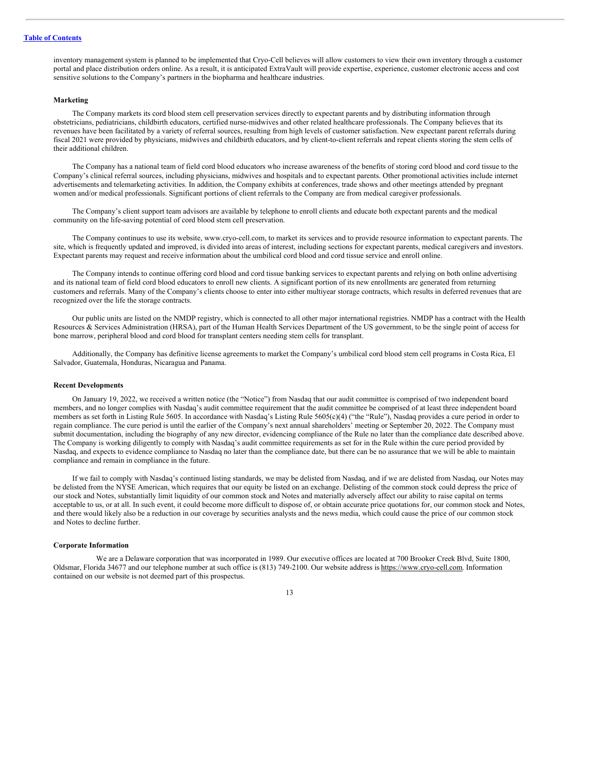inventory management system is planned to be implemented that Cryo-Cell believes will allow customers to view their own inventory through a customer portal and place distribution orders online. As a result, it is anticipated ExtraVault will provide expertise, experience, customer electronic access and cost sensitive solutions to the Company's partners in the biopharma and healthcare industries.

**Marketing**

The Company markets its cord blood stem cell preservation services directly to expectant parents and by distributing information through obstetricians, pediatricians, childbirth educators, certified nurse-midwives and other related healthcare professionals. The Company believes that its revenues have been facilitated by a variety of referral sources, resulting from high levels of customer satisfaction. New expectant parent referrals during fiscal 2021 were provided by physicians, midwives and childbirth educators, and by client-to-client referrals and repeat clients storing the stem cells of their additional children.

The Company has a national team of field cord blood educators who increase awareness of the benefits of storing cord blood and cord tissue to the Company's clinical referral sources, including physicians, midwives and hospitals and to expectant parents. Other promotional activities include internet advertisements and telemarketing activities. In addition, the Company exhibits at conferences, trade shows and other meetings attended by pregnant women and/or medical professionals. Significant portions of client referrals to the Company are from medical caregiver professionals.

The Company's client support team advisors are available by telephone to enroll clients and educate both expectant parents and the medical community on the life-saving potential of cord blood stem cell preservation.

The Company continues to use its website, www.cryo-cell.com, to market its services and to provide resource information to expectant parents. The site, which is frequently updated and improved, is divided into areas of interest, including sections for expectant parents, medical caregivers and investors. Expectant parents may request and receive information about the umbilical cord blood and cord tissue service and enroll online.

The Company intends to continue offering cord blood and cord tissue banking services to expectant parents and relying on both online advertising and its national team of field cord blood educators to enroll new clients. A significant portion of its new enrollments are generated from returning customers and referrals. Many of the Company's clients choose to enter into either multiyear storage contracts, which results in deferred revenues that are recognized over the life the storage contracts.

Our public units are listed on the NMDP registry, which is connected to all other major international registries. NMDP has a contract with the Health Resources & Services Administration (HRSA), part of the Human Health Services Department of the US government, to be the single point of access for bone marrow, peripheral blood and cord blood for transplant centers needing stem cells for transplant.

Additionally, the Company has definitive license agreements to market the Company's umbilical cord blood stem cell programs in Costa Rica, El Salvador, Guatemala, Honduras, Nicaragua and Panama.

**Recent Developments**

On January 19, 2022, we received a written notice (the "Notice") from Nasdaq that our audit committee is comprised of two independent board members, and no longer complies with Nasdaq's audit committee requirement that the audit committee be comprised of at least three independent board members as set forth in Listing Rule 5605. In accordance with Nasdaq's Listing Rule 5605(c)(4) ("the "Rule"), Nasdaq provides a cure period in order to regain compliance. The cure period is until the earlier of the Company's next annual shareholders' meeting or September 20, 2022. The Company must submit documentation, including the biography of any new director, evidencing compliance of the Rule no later than the compliance date described above. The Company is working diligently to comply with Nasdaq's audit committee requirements as set for in the Rule within the cure period provided by Nasdaq, and expects to evidence compliance to Nasdaq no later than the compliance date, but there can be no assurance that we will be able to maintain compliance and remain in compliance in the future.

If we fail to comply with Nasdaq's continued listing standards, we may be delisted from Nasdaq, and if we are delisted from Nasdaq, our Notes may be delisted from the NYSE American, which requires that our equity be listed on an exchange. Delisting of the common stock could depress the price of our stock and Notes, substantially limit liquidity of our common stock and Notes and materially adversely affect our ability to raise capital on terms acceptable to us, or at all. In such event, it could become more difficult to dispose of, or obtain accurate price quotations for, our common stock and Notes, and there would likely also be a reduction in our coverage by securities analysts and the news media, which could cause the price of our common stock and Notes to decline further.

**Corporate Information**

We are a Delaware corporation that was incorporated in 1989. Our executive offices are located at 700 Brooker Creek Blvd, Suite 1800, Oldsmar, Florida 34677 and our telephone number at such office is (813) 749-2100. Our website address is https://www.cryo-cell.com. Information contained on our website is not deemed part of this prospectus.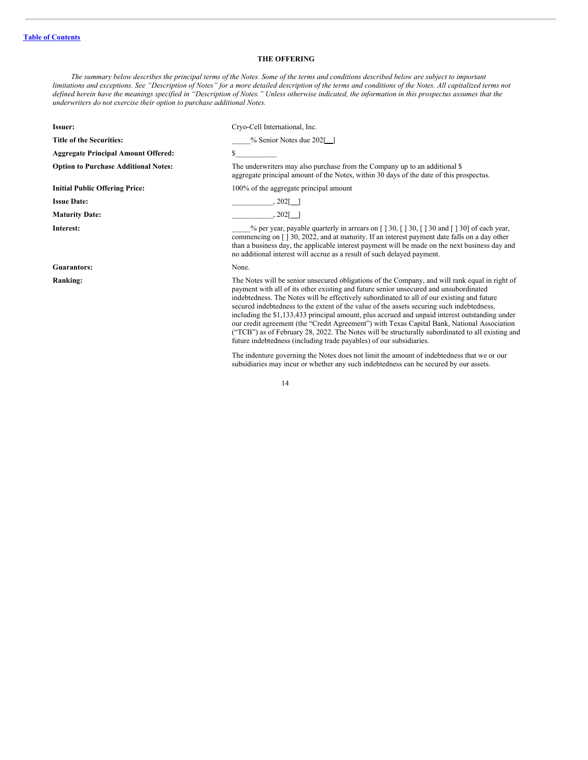# THE OFFERING

*The summary below describes the principal terms of the Notes. Some of the terms and conditions described below are subject to important limitations and exceptions. See "Description of Notes" for a more detailed description of the terms and conditions of the Notes. All capitalized terms not defined herein have the meanings specified in "Description of Notes." Unless otherwise indicated, the information in this prospectus assumes that the underwriters do not exercise their option to purchase additional Notes.*

| | |
|---|---|
| **Issuer:** | Cryo-Cell International, Inc. |
| **Title of the Securities:** | _____% Senior Notes due 202[__] |
| **Aggregate Principal Amount Offered:** | $___________ |
| **Option to Purchase Additional Notes:** | The underwriters may also purchase from the Company up to an additional $ aggregate principal amount of the Notes, within 30 days of the date of this prospectus. |
| **Initial Public Offering Price:** | 100% of the aggregate principal amount |
| **Issue Date:** | ___________, 202[__] |
| **Maturity Date:** | ___________, 202[__] |
| **Interest:** | _____% per year, payable quarterly in arrears on [ ] 30, [ ] 30, [ ] 30 and [ ] 30] of each year, commencing on [ ] 30, 2022, and at maturity. If an interest payment date falls on a day other than a business day, the applicable interest payment will be made on the next business day and no additional interest will accrue as a result of such delayed payment. |
| **Guarantors:** | None. |
| **Ranking:** | The Notes will be senior unsecured obligations of the Company, and will rank equal in right of payment with all of its other existing and future senior unsecured and unsubordinated indebtedness. The Notes will be effectively subordinated to all of our existing and future secured indebtedness to the extent of the value of the assets securing such indebtedness, including the $1,133,433 principal amount, plus accrued and unpaid interest outstanding under our credit agreement (the "Credit Agreement") with Texas Capital Bank, National Association ("TCB") as of February 28, 2022. The Notes will be structurally subordinated to all existing and future indebtedness (including trade payables) of our subsidiaries.<br><br>The indenture governing the Notes does not limit the amount of indebtedness that we or our subsidiaries may incur or whether any such indebtedness can be secured by our assets. |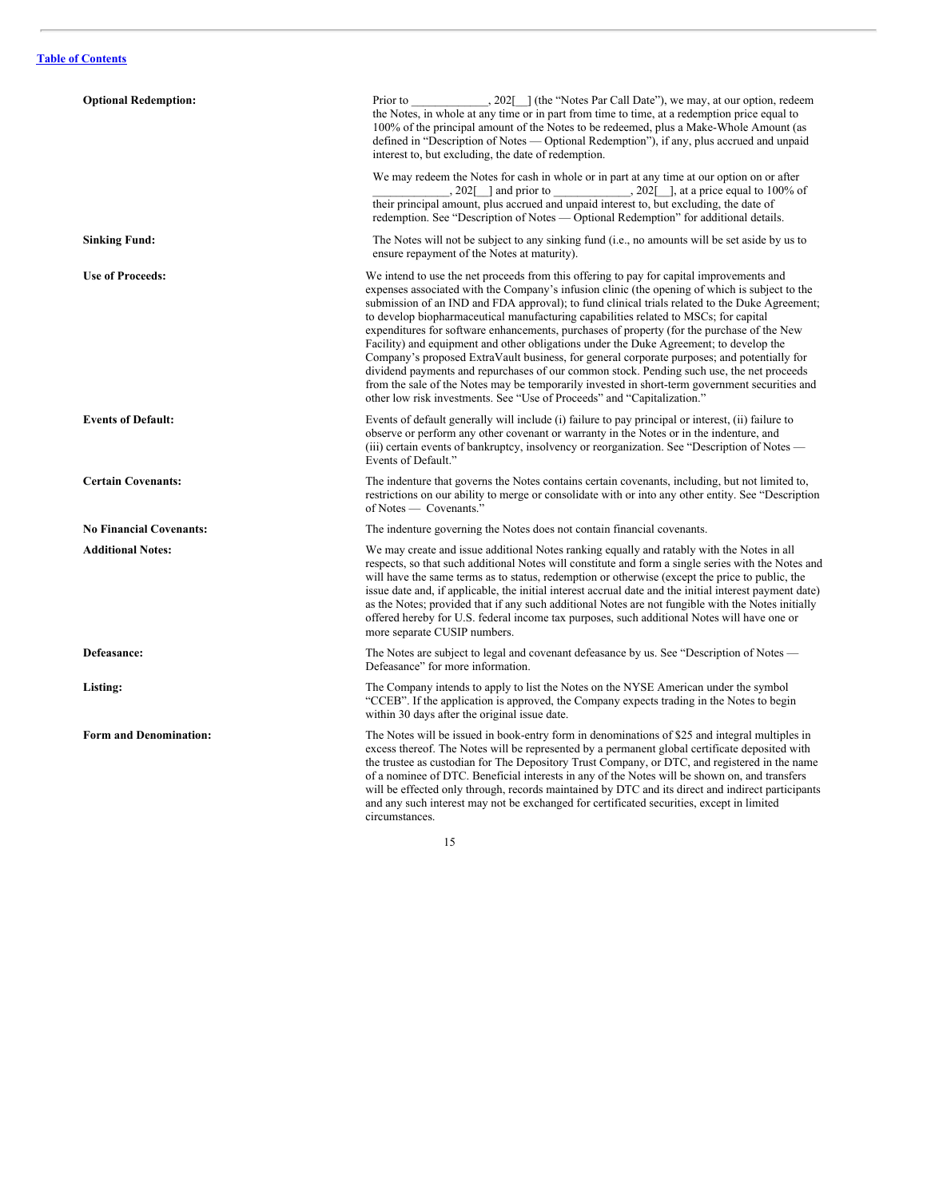| | |
|---|---|
| **Optional Redemption:** | Prior to _____________, 202[__] (the "Notes Par Call Date"), we may, at our option, redeem the Notes, in whole at any time or in part from time to time, at a redemption price equal to 100% of the principal amount of the Notes to be redeemed, plus a Make-Whole Amount (as defined in "Description of Notes — Optional Redemption"), if any, plus accrued and unpaid interest to, but excluding, the date of redemption.<br><br>We may redeem the Notes for cash in whole or in part at any time at our option on or after _____________, 202[__] and prior to _____________, 202[__], at a price equal to 100% of their principal amount, plus accrued and unpaid interest to, but excluding, the date of redemption. See "Description of Notes — Optional Redemption" for additional details. |
| **Sinking Fund:** | The Notes will not be subject to any sinking fund (i.e., no amounts will be set aside by us to ensure repayment of the Notes at maturity). |
| **Use of Proceeds:** | We intend to use the net proceeds from this offering to pay for capital improvements and expenses associated with the Company's infusion clinic (the opening of which is subject to the submission of an IND and FDA approval); to fund clinical trials related to the Duke Agreement; to develop biopharmaceutical manufacturing capabilities related to MSCs; for capital expenditures for software enhancements, purchases of property (for the purchase of the New Facility) and equipment and other obligations under the Duke Agreement; to develop the Company's proposed ExtraVault business, for general corporate purposes; and potentially for dividend payments and repurchases of our common stock. Pending such use, the net proceeds from the sale of the Notes may be temporarily invested in short-term government securities and other low risk investments. See "Use of Proceeds" and "Capitalization." |
| **Events of Default:** | Events of default generally will include (i) failure to pay principal or interest, (ii) failure to observe or perform any other covenant or warranty in the Notes or in the indenture, and (iii) certain events of bankruptcy, insolvency or reorganization. See "Description of Notes — Events of Default." |
| **Certain Covenants:** | The indenture that governs the Notes contains certain covenants, including, but not limited to, restrictions on our ability to merge or consolidate with or into any other entity. See "Description of Notes — Covenants." |
| **No Financial Covenants:** | The indenture governing the Notes does not contain financial covenants. |
| **Additional Notes:** | We may create and issue additional Notes ranking equally and ratably with the Notes in all respects, so that such additional Notes will constitute and form a single series with the Notes and will have the same terms as to status, redemption or otherwise (except the price to public, the issue date and, if applicable, the initial interest accrual date and the initial interest payment date) as the Notes; provided that if any such additional Notes are not fungible with the Notes initially offered hereby for U.S. federal income tax purposes, such additional Notes will have one or more separate CUSIP numbers. |
| **Defeasance:** | The Notes are subject to legal and covenant defeasance by us. See "Description of Notes — Defeasance" for more information. |
| **Listing:** | The Company intends to apply to list the Notes on the NYSE American under the symbol "CCEB". If the application is approved, the Company expects trading in the Notes to begin within 30 days after the original issue date. |
| **Form and Denomination:** | The Notes will be issued in book-entry form in denominations of $25 and integral multiples in excess thereof. The Notes will be represented by a permanent global certificate deposited with the trustee as custodian for The Depository Trust Company, or DTC, and registered in the name of a nominee of DTC. Beneficial interests in any of the Notes will be shown on, and transfers will be effected only through, records maintained by DTC and its direct and indirect participants and any such interest may not be exchanged for certificated securities, except in limited circumstances. |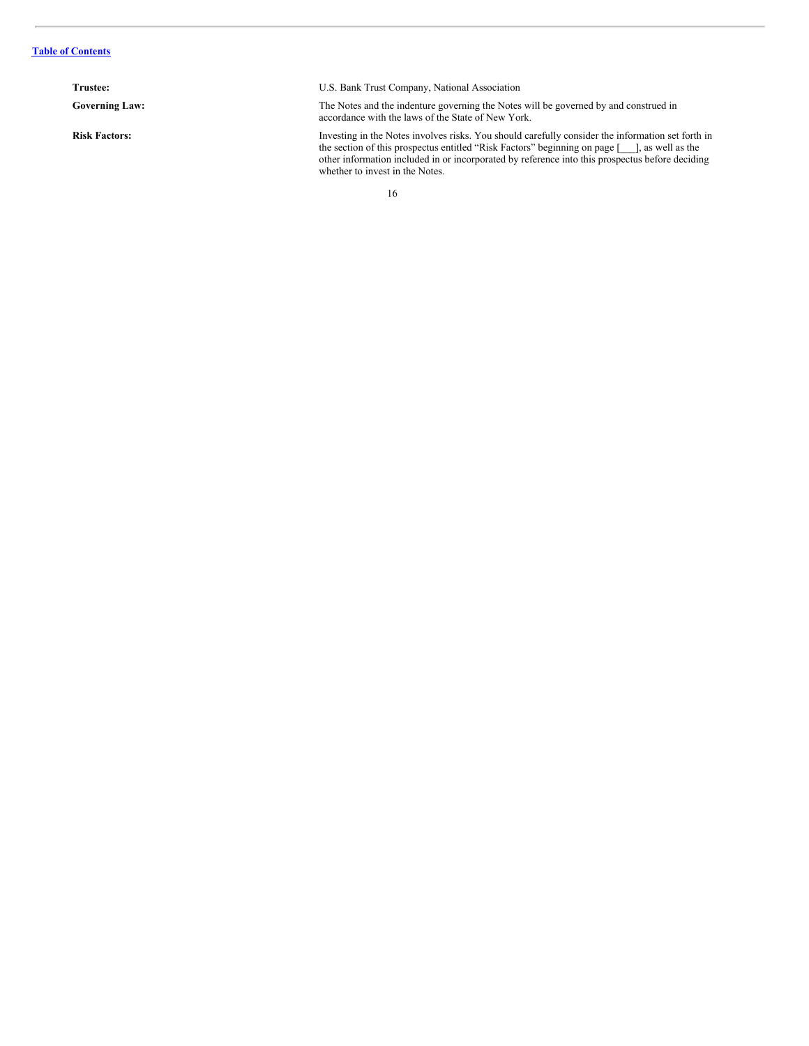| | |
|---|---|
| **Trustee:** | U.S. Bank Trust Company, National Association |
| **Governing Law:** | The Notes and the indenture governing the Notes will be governed by and construed in accordance with the laws of the State of New York. |
| **Risk Factors:** | Investing in the Notes involves risks. You should carefully consider the information set forth in the section of this prospectus entitled "Risk Factors" beginning on page [___], as well as the other information included in or incorporated by reference into this prospectus before deciding whether to invest in the Notes. |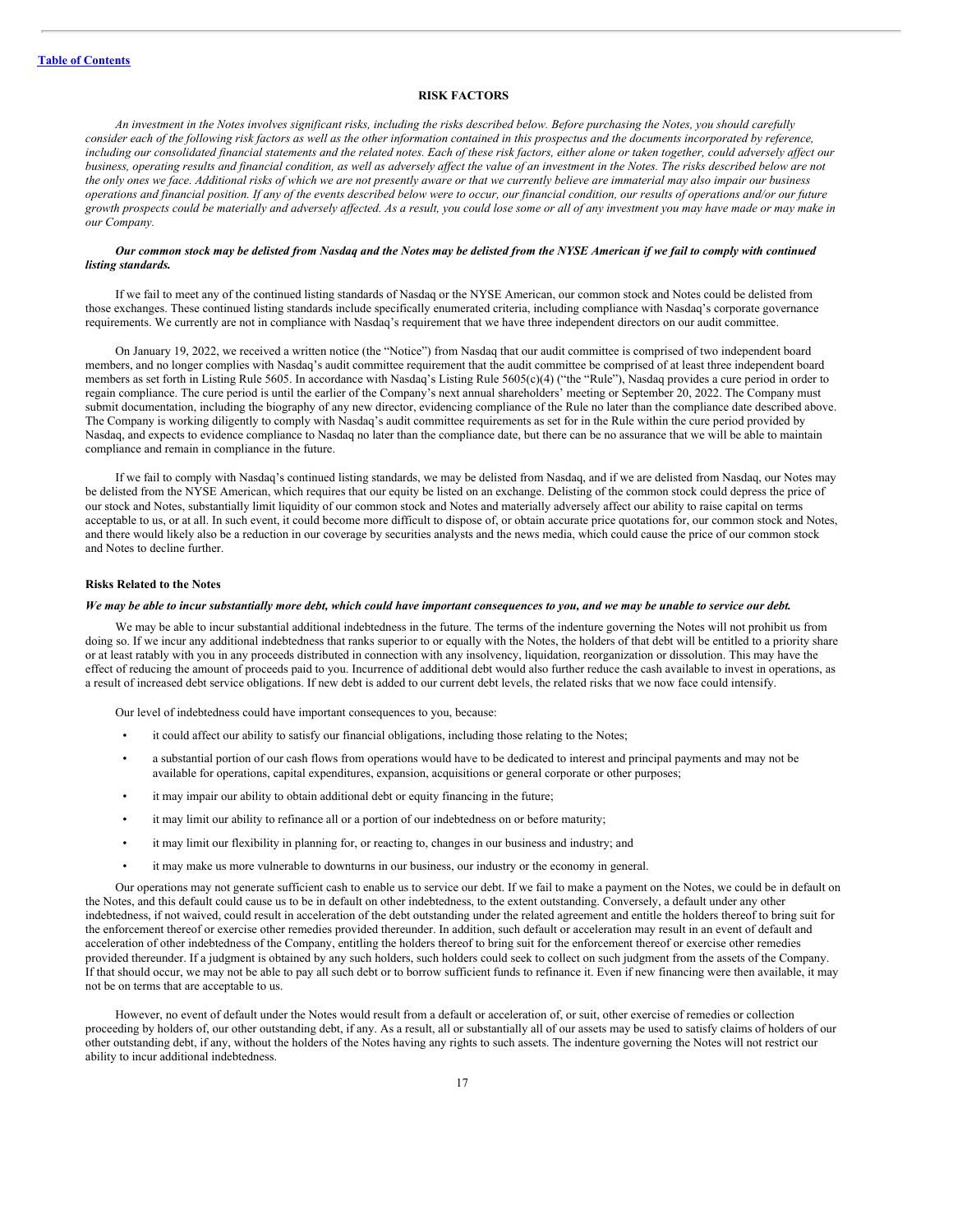## RISK FACTORS

*An investment in the Notes involves significant risks, including the risks described below. Before purchasing the Notes, you should carefully consider each of the following risk factors as well as the other information contained in this prospectus and the documents incorporated by reference, including our consolidated financial statements and the related notes. Each of these risk factors, either alone or taken together, could adversely affect our business, operating results and financial condition, as well as adversely affect the value of an investment in the Notes. The risks described below are not the only ones we face. Additional risks of which we are not presently aware or that we currently believe are immaterial may also impair our business operations and financial position. If any of the events described below were to occur, our financial condition, our results of operations and/or our future growth prospects could be materially and adversely affected. As a result, you could lose some or all of any investment you may have made or may make in our Company.*

***Our common stock may be delisted from Nasdaq and the Notes may be delisted from the NYSE American if we fail to comply with continued listing standards.***

If we fail to meet any of the continued listing standards of Nasdaq or the NYSE American, our common stock and Notes could be delisted from those exchanges. These continued listing standards include specifically enumerated criteria, including compliance with Nasdaq's corporate governance requirements. We currently are not in compliance with Nasdaq's requirement that we have three independent directors on our audit committee.

On January 19, 2022, we received a written notice (the "Notice") from Nasdaq that our audit committee is comprised of two independent board members, and no longer complies with Nasdaq's audit committee requirement that the audit committee be comprised of at least three independent board members as set forth in Listing Rule 5605. In accordance with Nasdaq's Listing Rule 5605(c)(4) ("the "Rule"), Nasdaq provides a cure period in order to regain compliance. The cure period is until the earlier of the Company's next annual shareholders' meeting or September 20, 2022. The Company must submit documentation, including the biography of any new director, evidencing compliance of the Rule no later than the compliance date described above. The Company is working diligently to comply with Nasdaq's audit committee requirements as set for in the Rule within the cure period provided by Nasdaq, and expects to evidence compliance to Nasdaq no later than the compliance date, but there can be no assurance that we will be able to maintain compliance and remain in compliance in the future.

If we fail to comply with Nasdaq's continued listing standards, we may be delisted from Nasdaq, and if we are delisted from Nasdaq, our Notes may be delisted from the NYSE American, which requires that our equity be listed on an exchange. Delisting of the common stock could depress the price of our stock and Notes, substantially limit liquidity of our common stock and Notes and materially adversely affect our ability to raise capital on terms acceptable to us, or at all. In such event, it could become more difficult to dispose of, or obtain accurate price quotations for, our common stock and Notes, and there would likely also be a reduction in our coverage by securities analysts and the news media, which could cause the price of our common stock and Notes to decline further.

### Risks Related to the Notes

***We may be able to incur substantially more debt, which could have important consequences to you, and we may be unable to service our debt.***

We may be able to incur substantial additional indebtedness in the future. The terms of the indenture governing the Notes will not prohibit us from doing so. If we incur any additional indebtedness that ranks superior to or equally with the Notes, the holders of that debt will be entitled to a priority share or at least ratably with you in any proceeds distributed in connection with any insolvency, liquidation, reorganization or dissolution. This may have the effect of reducing the amount of proceeds paid to you. Incurrence of additional debt would also further reduce the cash available to invest in operations, as a result of increased debt service obligations. If new debt is added to our current debt levels, the related risks that we now face could intensify.

Our level of indebtedness could have important consequences to you, because:

- it could affect our ability to satisfy our financial obligations, including those relating to the Notes;
- a substantial portion of our cash flows from operations would have to be dedicated to interest and principal payments and may not be available for operations, capital expenditures, expansion, acquisitions or general corporate or other purposes;
- it may impair our ability to obtain additional debt or equity financing in the future;
- it may limit our ability to refinance all or a portion of our indebtedness on or before maturity;
- it may limit our flexibility in planning for, or reacting to, changes in our business and industry; and
- it may make us more vulnerable to downturns in our business, our industry or the economy in general.

Our operations may not generate sufficient cash to enable us to service our debt. If we fail to make a payment on the Notes, we could be in default on the Notes, and this default could cause us to be in default on other indebtedness, to the extent outstanding. Conversely, a default under any other indebtedness, if not waived, could result in acceleration of the debt outstanding under the related agreement and entitle the holders thereof to bring suit for the enforcement thereof or exercise other remedies provided thereunder. In addition, such default or acceleration may result in an event of default and acceleration of other indebtedness of the Company, entitling the holders thereof to bring suit for the enforcement thereof or exercise other remedies provided thereunder. If a judgment is obtained by any such holders, such holders could seek to collect on such judgment from the assets of the Company. If that should occur, we may not be able to pay all such debt or to borrow sufficient funds to refinance it. Even if new financing were then available, it may not be on terms that are acceptable to us.

However, no event of default under the Notes would result from a default or acceleration of, or suit, other exercise of remedies or collection proceeding by holders of, our other outstanding debt, if any. As a result, all or substantially all of our assets may be used to satisfy claims of holders of our other outstanding debt, if any, without the holders of the Notes having any rights to such assets. The indenture governing the Notes will not restrict our ability to incur additional indebtedness.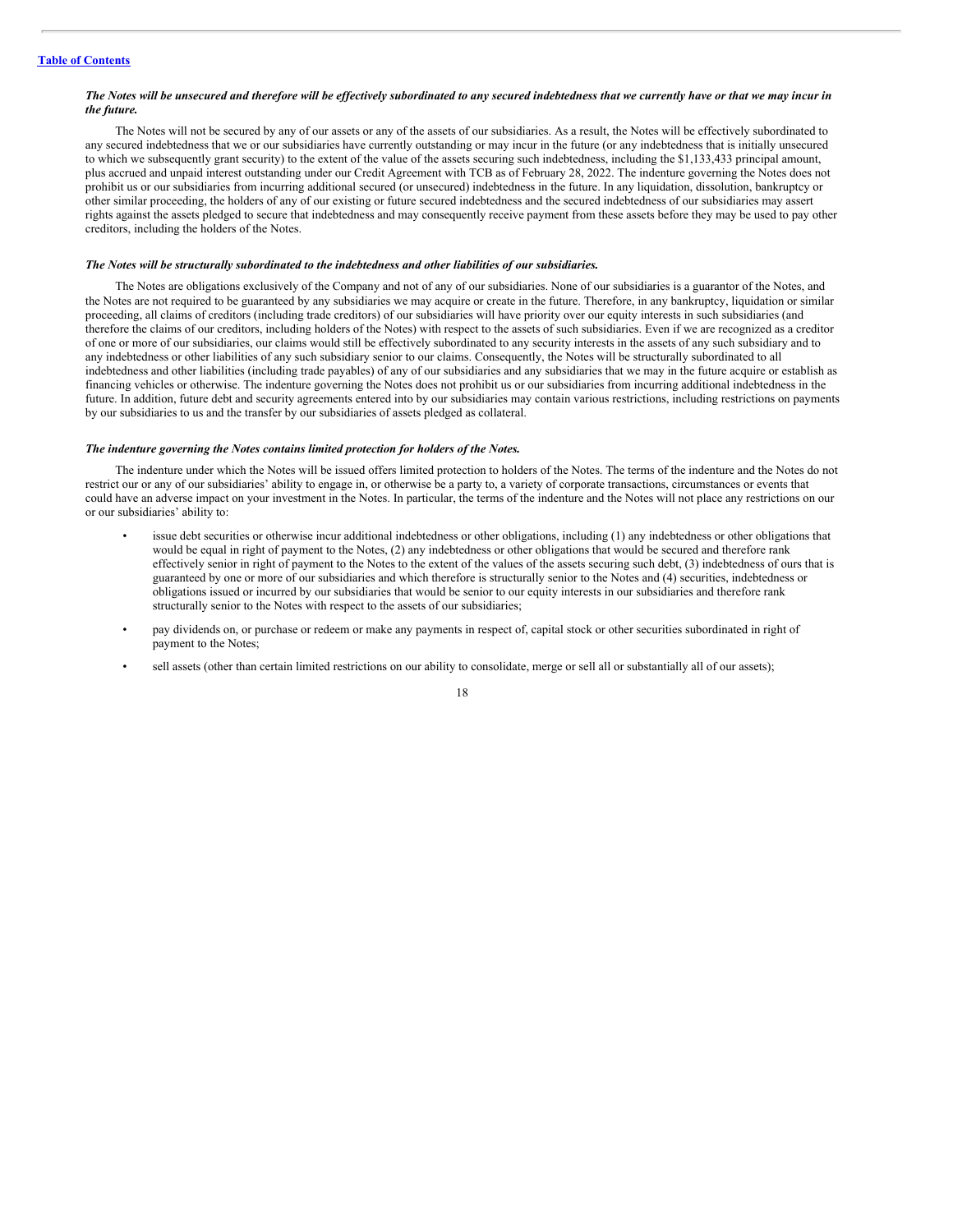*The Notes will be unsecured and therefore will be effectively subordinated to any secured indebtedness that we currently have or that we may incur in the future.*

The Notes will not be secured by any of our assets or any of the assets of our subsidiaries. As a result, the Notes will be effectively subordinated to any secured indebtedness that we or our subsidiaries have currently outstanding or may incur in the future (or any indebtedness that is initially unsecured to which we subsequently grant security) to the extent of the value of the assets securing such indebtedness, including the $1,133,433 principal amount, plus accrued and unpaid interest outstanding under our Credit Agreement with TCB as of February 28, 2022. The indenture governing the Notes does not prohibit us or our subsidiaries from incurring additional secured (or unsecured) indebtedness in the future. In any liquidation, dissolution, bankruptcy or other similar proceeding, the holders of any of our existing or future secured indebtedness and the secured indebtedness of our subsidiaries may assert rights against the assets pledged to secure that indebtedness and may consequently receive payment from these assets before they may be used to pay other creditors, including the holders of the Notes.

*The Notes will be structurally subordinated to the indebtedness and other liabilities of our subsidiaries.*

The Notes are obligations exclusively of the Company and not of any of our subsidiaries. None of our subsidiaries is a guarantor of the Notes, and the Notes are not required to be guaranteed by any subsidiaries we may acquire or create in the future. Therefore, in any bankruptcy, liquidation or similar proceeding, all claims of creditors (including trade creditors) of our subsidiaries will have priority over our equity interests in such subsidiaries (and therefore the claims of our creditors, including holders of the Notes) with respect to the assets of such subsidiaries. Even if we are recognized as a creditor of one or more of our subsidiaries, our claims would still be effectively subordinated to any security interests in the assets of any such subsidiary and to any indebtedness or other liabilities of any such subsidiary senior to our claims. Consequently, the Notes will be structurally subordinated to all indebtedness and other liabilities (including trade payables) of any of our subsidiaries and any subsidiaries that we may in the future acquire or establish as financing vehicles or otherwise. The indenture governing the Notes does not prohibit us or our subsidiaries from incurring additional indebtedness in the future. In addition, future debt and security agreements entered into by our subsidiaries may contain various restrictions, including restrictions on payments by our subsidiaries to us and the transfer by our subsidiaries of assets pledged as collateral.

*The indenture governing the Notes contains limited protection for holders of the Notes.*

The indenture under which the Notes will be issued offers limited protection to holders of the Notes. The terms of the indenture and the Notes do not restrict our or any of our subsidiaries' ability to engage in, or otherwise be a party to, a variety of corporate transactions, circumstances or events that could have an adverse impact on your investment in the Notes. In particular, the terms of the indenture and the Notes will not place any restrictions on our or our subsidiaries' ability to:

- issue debt securities or otherwise incur additional indebtedness or other obligations, including (1) any indebtedness or other obligations that would be equal in right of payment to the Notes, (2) any indebtedness or other obligations that would be secured and therefore rank effectively senior in right of payment to the Notes to the extent of the values of the assets securing such debt, (3) indebtedness of ours that is guaranteed by one or more of our subsidiaries and which therefore is structurally senior to the Notes and (4) securities, indebtedness or obligations issued or incurred by our subsidiaries that would be senior to our equity interests in our subsidiaries and therefore rank structurally senior to the Notes with respect to the assets of our subsidiaries;
- pay dividends on, or purchase or redeem or make any payments in respect of, capital stock or other securities subordinated in right of payment to the Notes;
- sell assets (other than certain limited restrictions on our ability to consolidate, merge or sell all or substantially all of our assets);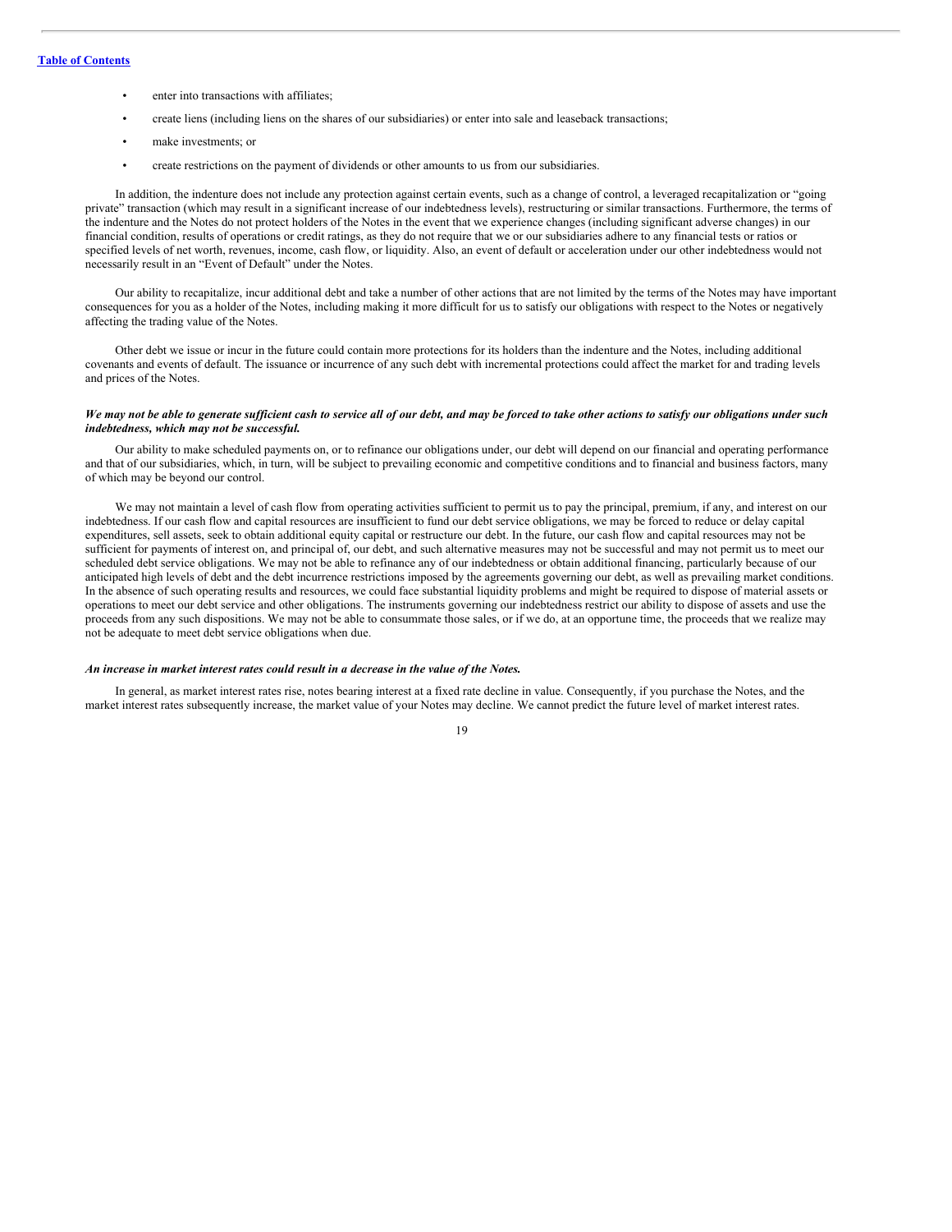- enter into transactions with affiliates;
- create liens (including liens on the shares of our subsidiaries) or enter into sale and leaseback transactions;
- make investments; or
- create restrictions on the payment of dividends or other amounts to us from our subsidiaries.

In addition, the indenture does not include any protection against certain events, such as a change of control, a leveraged recapitalization or "going private" transaction (which may result in a significant increase of our indebtedness levels), restructuring or similar transactions. Furthermore, the terms of the indenture and the Notes do not protect holders of the Notes in the event that we experience changes (including significant adverse changes) in our financial condition, results of operations or credit ratings, as they do not require that we or our subsidiaries adhere to any financial tests or ratios or specified levels of net worth, revenues, income, cash flow, or liquidity. Also, an event of default or acceleration under our other indebtedness would not necessarily result in an "Event of Default" under the Notes.

Our ability to recapitalize, incur additional debt and take a number of other actions that are not limited by the terms of the Notes may have important consequences for you as a holder of the Notes, including making it more difficult for us to satisfy our obligations with respect to the Notes or negatively affecting the trading value of the Notes.

Other debt we issue or incur in the future could contain more protections for its holders than the indenture and the Notes, including additional covenants and events of default. The issuance or incurrence of any such debt with incremental protections could affect the market for and trading levels and prices of the Notes.

***We may not be able to generate sufficient cash to service all of our debt, and may be forced to take other actions to satisfy our obligations under such indebtedness, which may not be successful.***

Our ability to make scheduled payments on, or to refinance our obligations under, our debt will depend on our financial and operating performance and that of our subsidiaries, which, in turn, will be subject to prevailing economic and competitive conditions and to financial and business factors, many of which may be beyond our control.

We may not maintain a level of cash flow from operating activities sufficient to permit us to pay the principal, premium, if any, and interest on our indebtedness. If our cash flow and capital resources are insufficient to fund our debt service obligations, we may be forced to reduce or delay capital expenditures, sell assets, seek to obtain additional equity capital or restructure our debt. In the future, our cash flow and capital resources may not be sufficient for payments of interest on, and principal of, our debt, and such alternative measures may not be successful and may not permit us to meet our scheduled debt service obligations. We may not be able to refinance any of our indebtedness or obtain additional financing, particularly because of our anticipated high levels of debt and the debt incurrence restrictions imposed by the agreements governing our debt, as well as prevailing market conditions. In the absence of such operating results and resources, we could face substantial liquidity problems and might be required to dispose of material assets or operations to meet our debt service and other obligations. The instruments governing our indebtedness restrict our ability to dispose of assets and use the proceeds from any such dispositions. We may not be able to consummate those sales, or if we do, at an opportune time, the proceeds that we realize may not be adequate to meet debt service obligations when due.

***An increase in market interest rates could result in a decrease in the value of the Notes.***

In general, as market interest rates rise, notes bearing interest at a fixed rate decline in value. Consequently, if you purchase the Notes, and the market interest rates subsequently increase, the market value of your Notes may decline. We cannot predict the future level of market interest rates.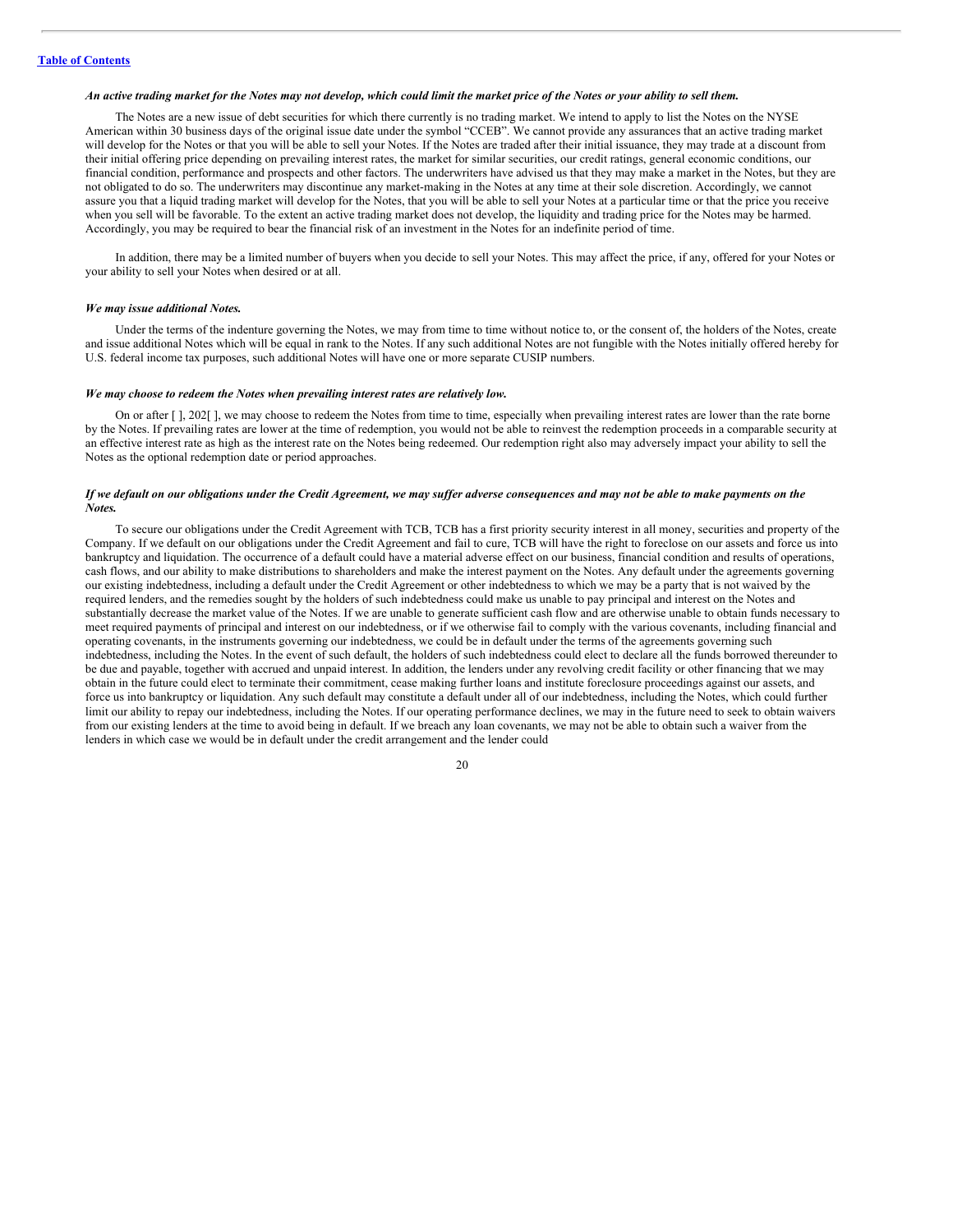*An active trading market for the Notes may not develop, which could limit the market price of the Notes or your ability to sell them.*

The Notes are a new issue of debt securities for which there currently is no trading market. We intend to apply to list the Notes on the NYSE American within 30 business days of the original issue date under the symbol "CCEB". We cannot provide any assurances that an active trading market will develop for the Notes or that you will be able to sell your Notes. If the Notes are traded after their initial issuance, they may trade at a discount from their initial offering price depending on prevailing interest rates, the market for similar securities, our credit ratings, general economic conditions, our financial condition, performance and prospects and other factors. The underwriters have advised us that they may make a market in the Notes, but they are not obligated to do so. The underwriters may discontinue any market-making in the Notes at any time at their sole discretion. Accordingly, we cannot assure you that a liquid trading market will develop for the Notes, that you will be able to sell your Notes at a particular time or that the price you receive when you sell will be favorable. To the extent an active trading market does not develop, the liquidity and trading price for the Notes may be harmed. Accordingly, you may be required to bear the financial risk of an investment in the Notes for an indefinite period of time.

In addition, there may be a limited number of buyers when you decide to sell your Notes. This may affect the price, if any, offered for your Notes or your ability to sell your Notes when desired or at all.

*We may issue additional Notes.*

Under the terms of the indenture governing the Notes, we may from time to time without notice to, or the consent of, the holders of the Notes, create and issue additional Notes which will be equal in rank to the Notes. If any such additional Notes are not fungible with the Notes initially offered hereby for U.S. federal income tax purposes, such additional Notes will have one or more separate CUSIP numbers.

*We may choose to redeem the Notes when prevailing interest rates are relatively low.*

On or after [ ], 202[ ], we may choose to redeem the Notes from time to time, especially when prevailing interest rates are lower than the rate borne by the Notes. If prevailing rates are lower at the time of redemption, you would not be able to reinvest the redemption proceeds in a comparable security at an effective interest rate as high as the interest rate on the Notes being redeemed. Our redemption right also may adversely impact your ability to sell the Notes as the optional redemption date or period approaches.

*If we default on our obligations under the Credit Agreement, we may suffer adverse consequences and may not be able to make payments on the Notes.*

To secure our obligations under the Credit Agreement with TCB, TCB has a first priority security interest in all money, securities and property of the Company. If we default on our obligations under the Credit Agreement and fail to cure, TCB will have the right to foreclose on our assets and force us into bankruptcy and liquidation. The occurrence of a default could have a material adverse effect on our business, financial condition and results of operations, cash flows, and our ability to make distributions to shareholders and make the interest payment on the Notes. Any default under the agreements governing our existing indebtedness, including a default under the Credit Agreement or other indebtedness to which we may be a party that is not waived by the required lenders, and the remedies sought by the holders of such indebtedness could make us unable to pay principal and interest on the Notes and substantially decrease the market value of the Notes. If we are unable to generate sufficient cash flow and are otherwise unable to obtain funds necessary to meet required payments of principal and interest on our indebtedness, or if we otherwise fail to comply with the various covenants, including financial and operating covenants, in the instruments governing our indebtedness, we could be in default under the terms of the agreements governing such indebtedness, including the Notes. In the event of such default, the holders of such indebtedness could elect to declare all the funds borrowed thereunder to be due and payable, together with accrued and unpaid interest. In addition, the lenders under any revolving credit facility or other financing that we may obtain in the future could elect to terminate their commitment, cease making further loans and institute foreclosure proceedings against our assets, and force us into bankruptcy or liquidation. Any such default may constitute a default under all of our indebtedness, including the Notes, which could further limit our ability to repay our indebtedness, including the Notes. If our operating performance declines, we may in the future need to seek to obtain waivers from our existing lenders at the time to avoid being in default. If we breach any loan covenants, we may not be able to obtain such a waiver from the lenders in which case we would be in default under the credit arrangement and the lender could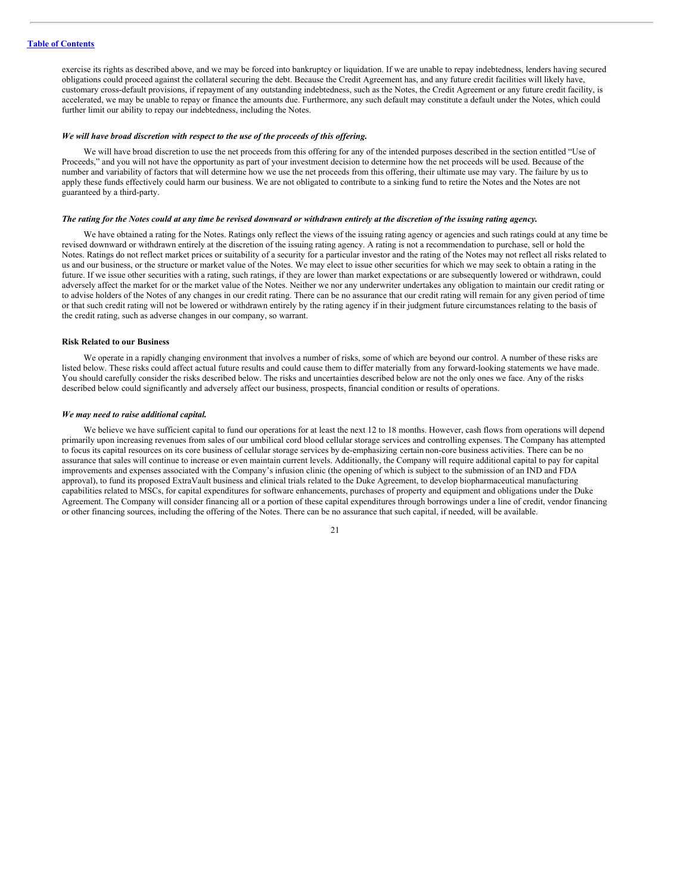exercise its rights as described above, and we may be forced into bankruptcy or liquidation. If we are unable to repay indebtedness, lenders having secured obligations could proceed against the collateral securing the debt. Because the Credit Agreement has, and any future credit facilities will likely have, customary cross-default provisions, if repayment of any outstanding indebtedness, such as the Notes, the Credit Agreement or any future credit facility, is accelerated, we may be unable to repay or finance the amounts due. Furthermore, any such default may constitute a default under the Notes, which could further limit our ability to repay our indebtedness, including the Notes.

***We will have broad discretion with respect to the use of the proceeds of this offering.***

We will have broad discretion to use the net proceeds from this offering for any of the intended purposes described in the section entitled "Use of Proceeds," and you will not have the opportunity as part of your investment decision to determine how the net proceeds will be used. Because of the number and variability of factors that will determine how we use the net proceeds from this offering, their ultimate use may vary. The failure by us to apply these funds effectively could harm our business. We are not obligated to contribute to a sinking fund to retire the Notes and the Notes are not guaranteed by a third-party.

***The rating for the Notes could at any time be revised downward or withdrawn entirely at the discretion of the issuing rating agency.***

We have obtained a rating for the Notes. Ratings only reflect the views of the issuing rating agency or agencies and such ratings could at any time be revised downward or withdrawn entirely at the discretion of the issuing rating agency. A rating is not a recommendation to purchase, sell or hold the Notes. Ratings do not reflect market prices or suitability of a security for a particular investor and the rating of the Notes may not reflect all risks related to us and our business, or the structure or market value of the Notes. We may elect to issue other securities for which we may seek to obtain a rating in the future. If we issue other securities with a rating, such ratings, if they are lower than market expectations or are subsequently lowered or withdrawn, could adversely affect the market for or the market value of the Notes. Neither we nor any underwriter undertakes any obligation to maintain our credit rating or to advise holders of the Notes of any changes in our credit rating. There can be no assurance that our credit rating will remain for any given period of time or that such credit rating will not be lowered or withdrawn entirely by the rating agency if in their judgment future circumstances relating to the basis of the credit rating, such as adverse changes in our company, so warrant.

**Risk Related to our Business**

We operate in a rapidly changing environment that involves a number of risks, some of which are beyond our control. A number of these risks are listed below. These risks could affect actual future results and could cause them to differ materially from any forward-looking statements we have made. You should carefully consider the risks described below. The risks and uncertainties described below are not the only ones we face. Any of the risks described below could significantly and adversely affect our business, prospects, financial condition or results of operations.

***We may need to raise additional capital.***

We believe we have sufficient capital to fund our operations for at least the next 12 to 18 months. However, cash flows from operations will depend primarily upon increasing revenues from sales of our umbilical cord blood cellular storage services and controlling expenses. The Company has attempted to focus its capital resources on its core business of cellular storage services by de-emphasizing certain non-core business activities. There can be no assurance that sales will continue to increase or even maintain current levels. Additionally, the Company will require additional capital to pay for capital improvements and expenses associated with the Company's infusion clinic (the opening of which is subject to the submission of an IND and FDA approval), to fund its proposed ExtraVault business and clinical trials related to the Duke Agreement, to develop biopharmaceutical manufacturing capabilities related to MSCs, for capital expenditures for software enhancements, purchases of property and equipment and obligations under the Duke Agreement. The Company will consider financing all or a portion of these capital expenditures through borrowings under a line of credit, vendor financing or other financing sources, including the offering of the Notes. There can be no assurance that such capital, if needed, will be available.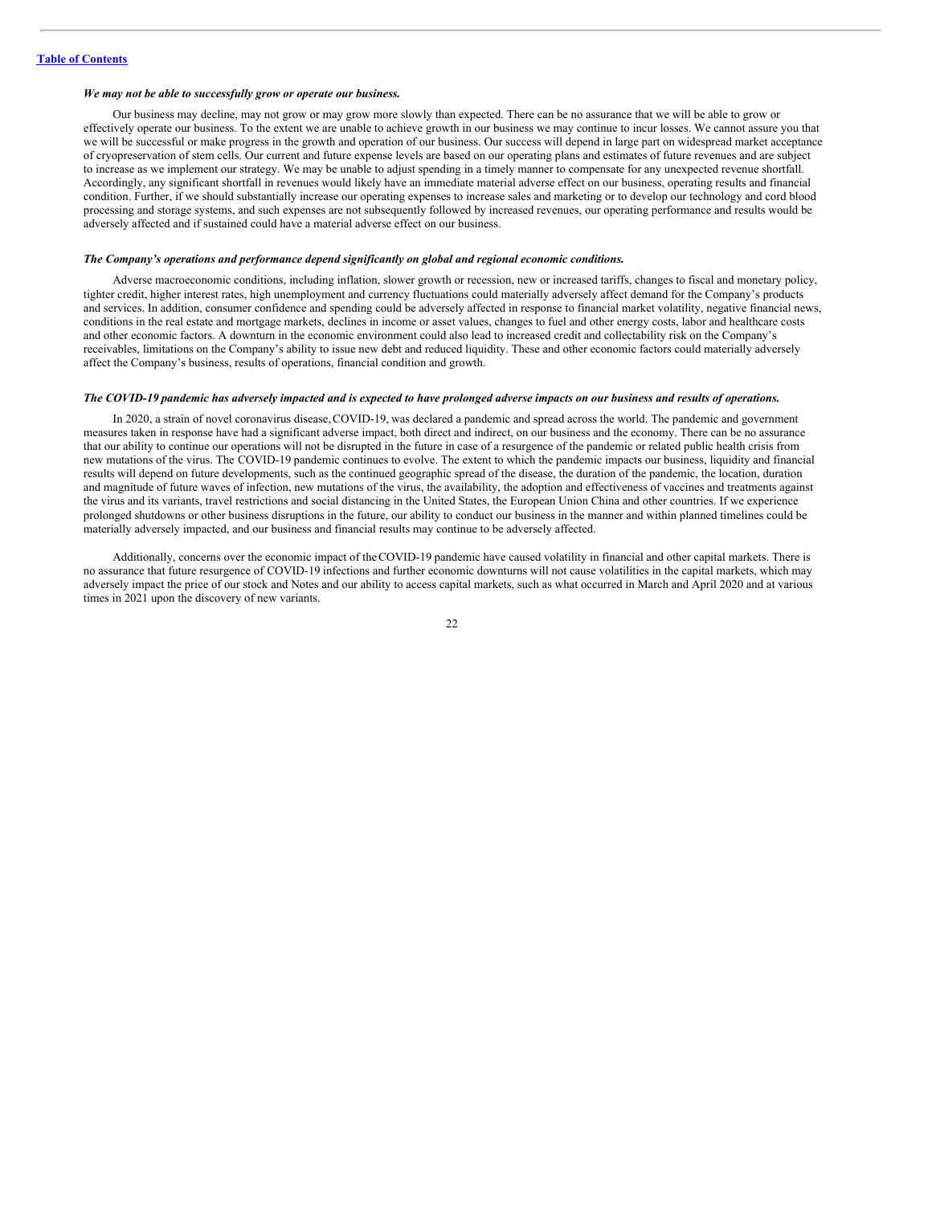*We may not be able to successfully grow or operate our business.*

Our business may decline, may not grow or may grow more slowly than expected. There can be no assurance that we will be able to grow or effectively operate our business. To the extent we are unable to achieve growth in our business we may continue to incur losses. We cannot assure you that we will be successful or make progress in the growth and operation of our business. Our success will depend in large part on widespread market acceptance of cryopreservation of stem cells. Our current and future expense levels are based on our operating plans and estimates of future revenues and are subject to increase as we implement our strategy. We may be unable to adjust spending in a timely manner to compensate for any unexpected revenue shortfall. Accordingly, any significant shortfall in revenues would likely have an immediate material adverse effect on our business, operating results and financial condition. Further, if we should substantially increase our operating expenses to increase sales and marketing or to develop our technology and cord blood processing and storage systems, and such expenses are not subsequently followed by increased revenues, our operating performance and results would be adversely affected and if sustained could have a material adverse effect on our business.

*The Company's operations and performance depend significantly on global and regional economic conditions.*

Adverse macroeconomic conditions, including inflation, slower growth or recession, new or increased tariffs, changes to fiscal and monetary policy, tighter credit, higher interest rates, high unemployment and currency fluctuations could materially adversely affect demand for the Company's products and services. In addition, consumer confidence and spending could be adversely affected in response to financial market volatility, negative financial news, conditions in the real estate and mortgage markets, declines in income or asset values, changes to fuel and other energy costs, labor and healthcare costs and other economic factors. A downturn in the economic environment could also lead to increased credit and collectability risk on the Company's receivables, limitations on the Company's ability to issue new debt and reduced liquidity. These and other economic factors could materially adversely affect the Company's business, results of operations, financial condition and growth.

*The COVID-19 pandemic has adversely impacted and is expected to have prolonged adverse impacts on our business and results of operations.*

In 2020, a strain of novel coronavirus disease, COVID-19, was declared a pandemic and spread across the world. The pandemic and government measures taken in response have had a significant adverse impact, both direct and indirect, on our business and the economy. There can be no assurance that our ability to continue our operations will not be disrupted in the future in case of a resurgence of the pandemic or related public health crisis from new mutations of the virus. The COVID-19 pandemic continues to evolve. The extent to which the pandemic impacts our business, liquidity and financial results will depend on future developments, such as the continued geographic spread of the disease, the duration of the pandemic, the location, duration and magnitude of future waves of infection, new mutations of the virus, the availability, the adoption and effectiveness of vaccines and treatments against the virus and its variants, travel restrictions and social distancing in the United States, the European Union China and other countries. If we experience prolonged shutdowns or other business disruptions in the future, our ability to conduct our business in the manner and within planned timelines could be materially adversely impacted, and our business and financial results may continue to be adversely affected.

Additionally, concerns over the economic impact of the COVID-19 pandemic have caused volatility in financial and other capital markets. There is no assurance that future resurgence of COVID-19 infections and further economic downturns will not cause volatilities in the capital markets, which may adversely impact the price of our stock and Notes and our ability to access capital markets, such as what occurred in March and April 2020 and at various times in 2021 upon the discovery of new variants.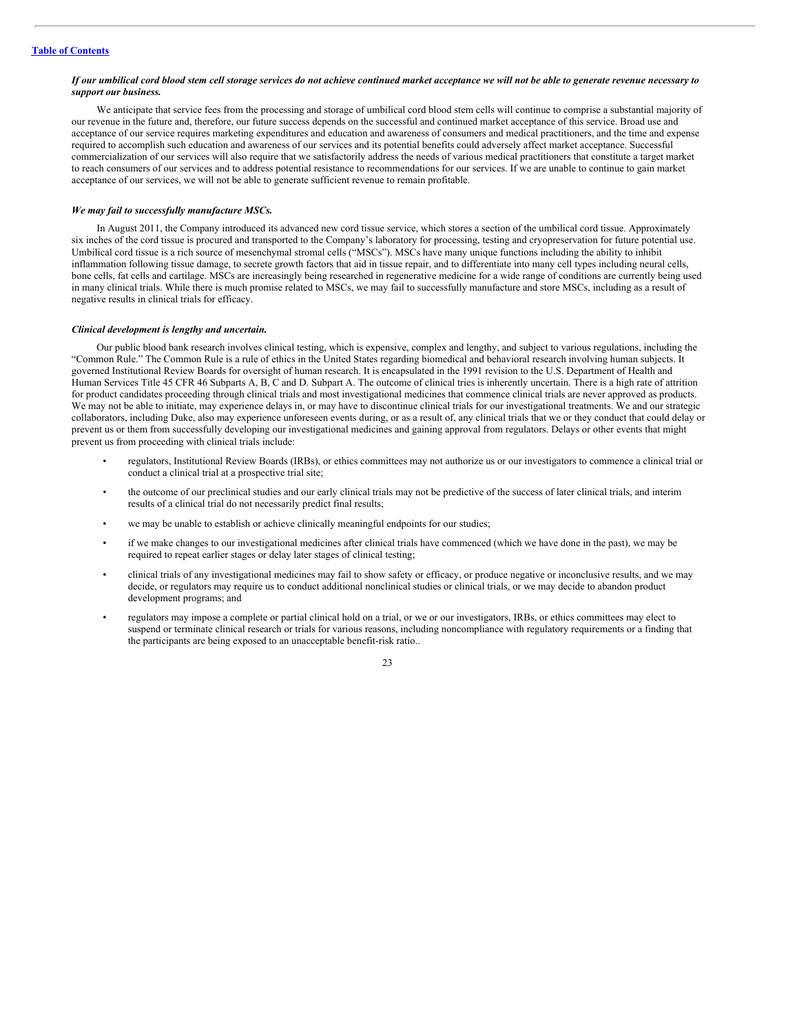***If our umbilical cord blood stem cell storage services do not achieve continued market acceptance we will not be able to generate revenue necessary to support our business.***

We anticipate that service fees from the processing and storage of umbilical cord blood stem cells will continue to comprise a substantial majority of our revenue in the future and, therefore, our future success depends on the successful and continued market acceptance of this service. Broad use and acceptance of our service requires marketing expenditures and education and awareness of consumers and medical practitioners, and the time and expense required to accomplish such education and awareness of our services and its potential benefits could adversely affect market acceptance. Successful commercialization of our services will also require that we satisfactorily address the needs of various medical practitioners that constitute a target market to reach consumers of our services and to address potential resistance to recommendations for our services. If we are unable to continue to gain market acceptance of our services, we will not be able to generate sufficient revenue to remain profitable.

***We may fail to successfully manufacture MSCs.***

In August 2011, the Company introduced its advanced new cord tissue service, which stores a section of the umbilical cord tissue. Approximately six inches of the cord tissue is procured and transported to the Company's laboratory for processing, testing and cryopreservation for future potential use. Umbilical cord tissue is a rich source of mesenchymal stromal cells ("MSCs"). MSCs have many unique functions including the ability to inhibit inflammation following tissue damage, to secrete growth factors that aid in tissue repair, and to differentiate into many cell types including neural cells, bone cells, fat cells and cartilage. MSCs are increasingly being researched in regenerative medicine for a wide range of conditions are currently being used in many clinical trials. While there is much promise related to MSCs, we may fail to successfully manufacture and store MSCs, including as a result of negative results in clinical trials for efficacy.

***Clinical development is lengthy and uncertain.***

Our public blood bank research involves clinical testing, which is expensive, complex and lengthy, and subject to various regulations, including the "Common Rule." The Common Rule is a rule of ethics in the United States regarding biomedical and behavioral research involving human subjects. It governed Institutional Review Boards for oversight of human research. It is encapsulated in the 1991 revision to the U.S. Department of Health and Human Services Title 45 CFR 46 Subparts A, B, C and D. Subpart A. The outcome of clinical tries is inherently uncertain. There is a high rate of attrition for product candidates proceeding through clinical trials and most investigational medicines that commence clinical trials are never approved as products. We may not be able to initiate, may experience delays in, or may have to discontinue clinical trials for our investigational treatments. We and our strategic collaborators, including Duke, also may experience unforeseen events during, or as a result of, any clinical trials that we or they conduct that could delay or prevent us or them from successfully developing our investigational medicines and gaining approval from regulators. Delays or other events that might prevent us from proceeding with clinical trials include:

- regulators, Institutional Review Boards (IRBs), or ethics committees may not authorize us or our investigators to commence a clinical trial or conduct a clinical trial at a prospective trial site;
- the outcome of our preclinical studies and our early clinical trials may not be predictive of the success of later clinical trials, and interim results of a clinical trial do not necessarily predict final results;
- we may be unable to establish or achieve clinically meaningful endpoints for our studies;
- if we make changes to our investigational medicines after clinical trials have commenced (which we have done in the past), we may be required to repeat earlier stages or delay later stages of clinical testing;
- clinical trials of any investigational medicines may fail to show safety or efficacy, or produce negative or inconclusive results, and we may decide, or regulators may require us to conduct additional nonclinical studies or clinical trials, or we may decide to abandon product development programs; and
- regulators may impose a complete or partial clinical hold on a trial, or we or our investigators, IRBs, or ethics committees may elect to suspend or terminate clinical research or trials for various reasons, including noncompliance with regulatory requirements or a finding that the participants are being exposed to an unacceptable benefit-risk ratio..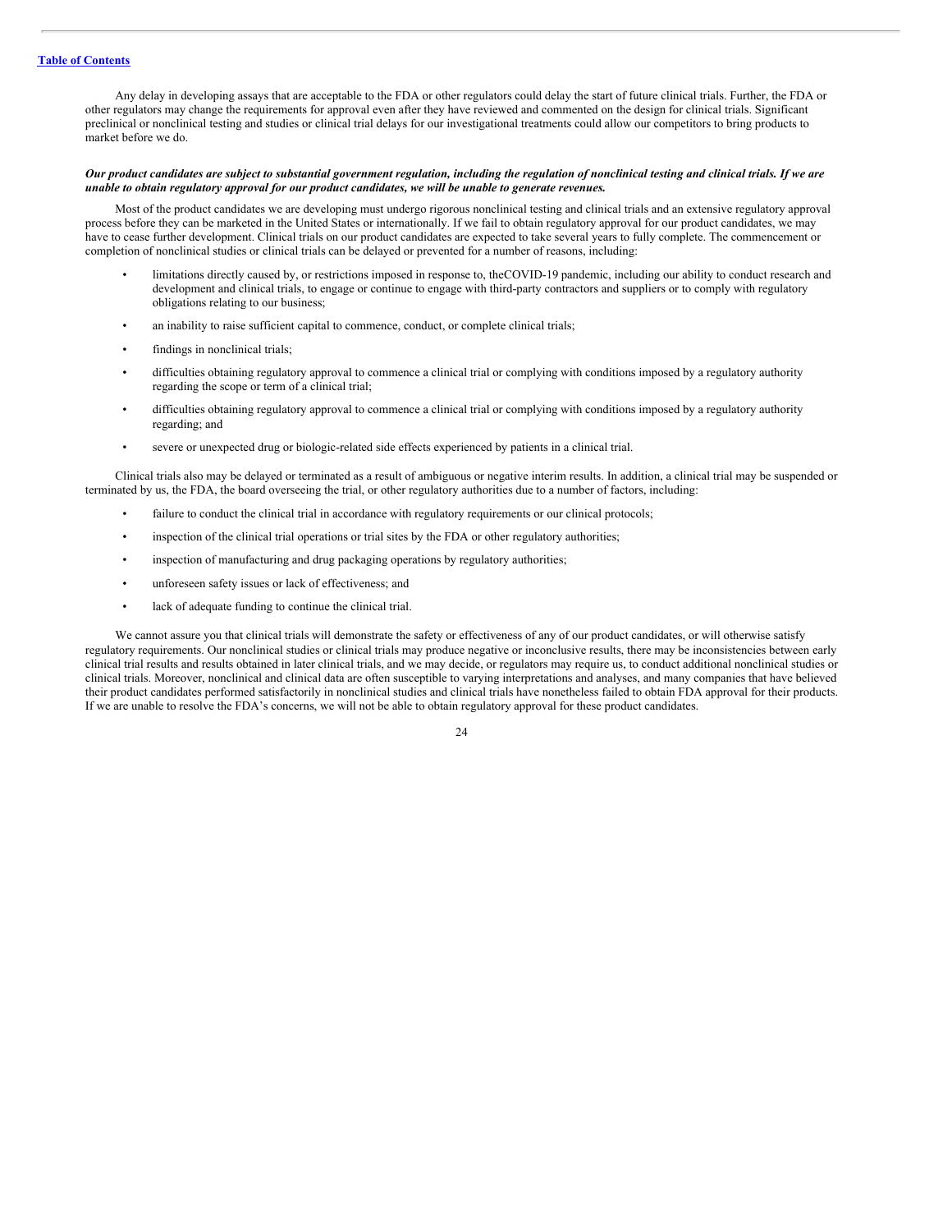Any delay in developing assays that are acceptable to the FDA or other regulators could delay the start of future clinical trials. Further, the FDA or other regulators may change the requirements for approval even after they have reviewed and commented on the design for clinical trials. Significant preclinical or nonclinical testing and studies or clinical trial delays for our investigational treatments could allow our competitors to bring products to market before we do.

***Our product candidates are subject to substantial government regulation, including the regulation of nonclinical testing and clinical trials. If we are unable to obtain regulatory approval for our product candidates, we will be unable to generate revenues.***

Most of the product candidates we are developing must undergo rigorous nonclinical testing and clinical trials and an extensive regulatory approval process before they can be marketed in the United States or internationally. If we fail to obtain regulatory approval for our product candidates, we may have to cease further development. Clinical trials on our product candidates are expected to take several years to fully complete. The commencement or completion of nonclinical studies or clinical trials can be delayed or prevented for a number of reasons, including:

- limitations directly caused by, or restrictions imposed in response to, theCOVID-19 pandemic, including our ability to conduct research and development and clinical trials, to engage or continue to engage with third-party contractors and suppliers or to comply with regulatory obligations relating to our business;
- an inability to raise sufficient capital to commence, conduct, or complete clinical trials;
- findings in nonclinical trials;
- difficulties obtaining regulatory approval to commence a clinical trial or complying with conditions imposed by a regulatory authority regarding the scope or term of a clinical trial;
- difficulties obtaining regulatory approval to commence a clinical trial or complying with conditions imposed by a regulatory authority regarding; and
- severe or unexpected drug or biologic-related side effects experienced by patients in a clinical trial.

Clinical trials also may be delayed or terminated as a result of ambiguous or negative interim results. In addition, a clinical trial may be suspended or terminated by us, the FDA, the board overseeing the trial, or other regulatory authorities due to a number of factors, including:

- failure to conduct the clinical trial in accordance with regulatory requirements or our clinical protocols;
- inspection of the clinical trial operations or trial sites by the FDA or other regulatory authorities;
- inspection of manufacturing and drug packaging operations by regulatory authorities;
- unforeseen safety issues or lack of effectiveness; and
- lack of adequate funding to continue the clinical trial.

We cannot assure you that clinical trials will demonstrate the safety or effectiveness of any of our product candidates, or will otherwise satisfy regulatory requirements. Our nonclinical studies or clinical trials may produce negative or inconclusive results, there may be inconsistencies between early clinical trial results and results obtained in later clinical trials, and we may decide, or regulators may require us, to conduct additional nonclinical studies or clinical trials. Moreover, nonclinical and clinical data are often susceptible to varying interpretations and analyses, and many companies that have believed their product candidates performed satisfactorily in nonclinical studies and clinical trials have nonetheless failed to obtain FDA approval for their products. If we are unable to resolve the FDA's concerns, we will not be able to obtain regulatory approval for these product candidates.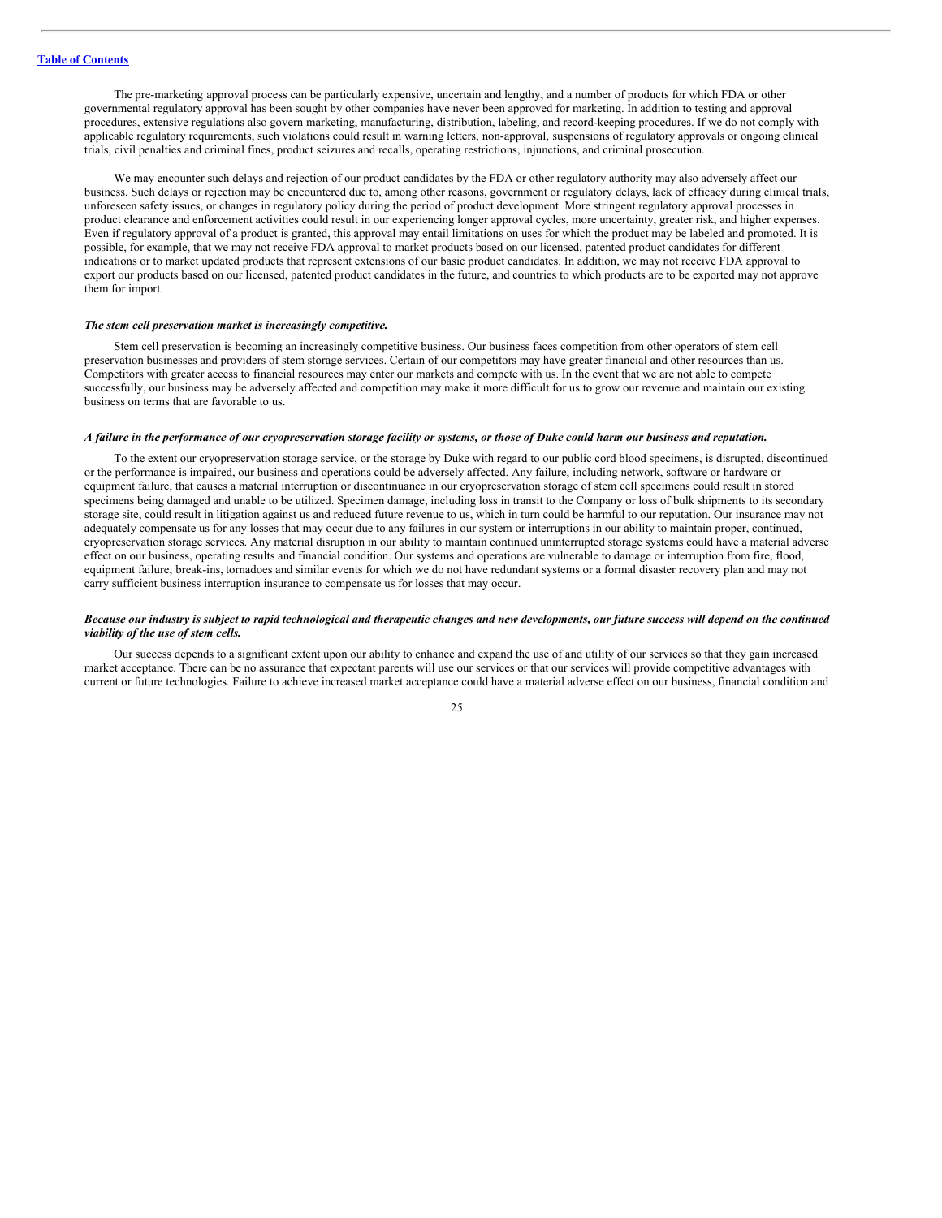The pre-marketing approval process can be particularly expensive, uncertain and lengthy, and a number of products for which FDA or other governmental regulatory approval has been sought by other companies have never been approved for marketing. In addition to testing and approval procedures, extensive regulations also govern marketing, manufacturing, distribution, labeling, and record-keeping procedures. If we do not comply with applicable regulatory requirements, such violations could result in warning letters, non-approval, suspensions of regulatory approvals or ongoing clinical trials, civil penalties and criminal fines, product seizures and recalls, operating restrictions, injunctions, and criminal prosecution.

We may encounter such delays and rejection of our product candidates by the FDA or other regulatory authority may also adversely affect our business. Such delays or rejection may be encountered due to, among other reasons, government or regulatory delays, lack of efficacy during clinical trials, unforeseen safety issues, or changes in regulatory policy during the period of product development. More stringent regulatory approval processes in product clearance and enforcement activities could result in our experiencing longer approval cycles, more uncertainty, greater risk, and higher expenses. Even if regulatory approval of a product is granted, this approval may entail limitations on uses for which the product may be labeled and promoted. It is possible, for example, that we may not receive FDA approval to market products based on our licensed, patented product candidates for different indications or to market updated products that represent extensions of our basic product candidates. In addition, we may not receive FDA approval to export our products based on our licensed, patented product candidates in the future, and countries to which products are to be exported may not approve them for import.

***The stem cell preservation market is increasingly competitive.***

Stem cell preservation is becoming an increasingly competitive business. Our business faces competition from other operators of stem cell preservation businesses and providers of stem storage services. Certain of our competitors may have greater financial and other resources than us. Competitors with greater access to financial resources may enter our markets and compete with us. In the event that we are not able to compete successfully, our business may be adversely affected and competition may make it more difficult for us to grow our revenue and maintain our existing business on terms that are favorable to us.

***A failure in the performance of our cryopreservation storage facility or systems, or those of Duke could harm our business and reputation.***

To the extent our cryopreservation storage service, or the storage by Duke with regard to our public cord blood specimens, is disrupted, discontinued or the performance is impaired, our business and operations could be adversely affected. Any failure, including network, software or hardware or equipment failure, that causes a material interruption or discontinuance in our cryopreservation storage of stem cell specimens could result in stored specimens being damaged and unable to be utilized. Specimen damage, including loss in transit to the Company or loss of bulk shipments to its secondary storage site, could result in litigation against us and reduced future revenue to us, which in turn could be harmful to our reputation. Our insurance may not adequately compensate us for any losses that may occur due to any failures in our system or interruptions in our ability to maintain proper, continued, cryopreservation storage services. Any material disruption in our ability to maintain continued uninterrupted storage systems could have a material adverse effect on our business, operating results and financial condition. Our systems and operations are vulnerable to damage or interruption from fire, flood, equipment failure, break-ins, tornadoes and similar events for which we do not have redundant systems or a formal disaster recovery plan and may not carry sufficient business interruption insurance to compensate us for losses that may occur.

***Because our industry is subject to rapid technological and therapeutic changes and new developments, our future success will depend on the continued viability of the use of stem cells.***

Our success depends to a significant extent upon our ability to enhance and expand the use of and utility of our services so that they gain increased market acceptance. There can be no assurance that expectant parents will use our services or that our services will provide competitive advantages with current or future technologies. Failure to achieve increased market acceptance could have a material adverse effect on our business, financial condition and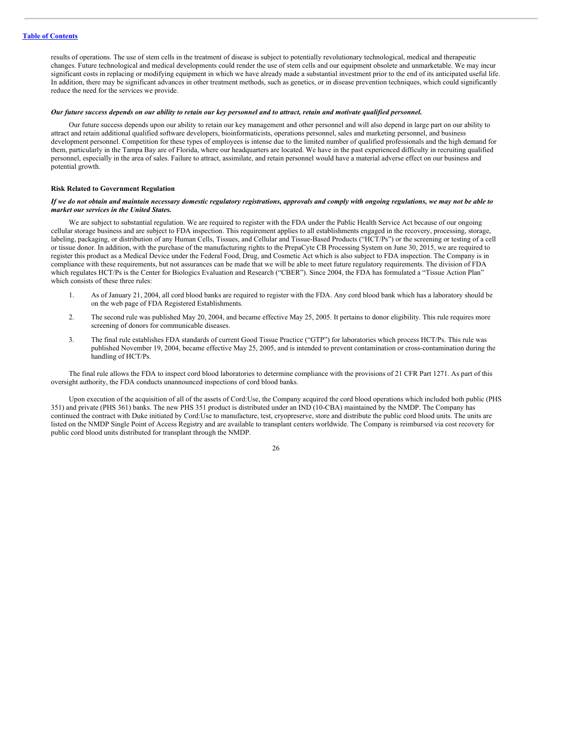results of operations. The use of stem cells in the treatment of disease is subject to potentially revolutionary technological, medical and therapeutic changes. Future technological and medical developments could render the use of stem cells and our equipment obsolete and unmarketable. We may incur significant costs in replacing or modifying equipment in which we have already made a substantial investment prior to the end of its anticipated useful life. In addition, there may be significant advances in other treatment methods, such as genetics, or in disease prevention techniques, which could significantly reduce the need for the services we provide.

***Our future success depends on our ability to retain our key personnel and to attract, retain and motivate qualified personnel.***

Our future success depends upon our ability to retain our key management and other personnel and will also depend in large part on our ability to attract and retain additional qualified software developers, bioinformaticists, operations personnel, sales and marketing personnel, and business development personnel. Competition for these types of employees is intense due to the limited number of qualified professionals and the high demand for them, particularly in the Tampa Bay are of Florida, where our headquarters are located. We have in the past experienced difficulty in recruiting qualified personnel, especially in the area of sales. Failure to attract, assimilate, and retain personnel would have a material adverse effect on our business and potential growth.

**Risk Related to Government Regulation**

***If we do not obtain and maintain necessary domestic regulatory registrations, approvals and comply with ongoing regulations, we may not be able to market our services in the United States.***

We are subject to substantial regulation. We are required to register with the FDA under the Public Health Service Act because of our ongoing cellular storage business and are subject to FDA inspection. This requirement applies to all establishments engaged in the recovery, processing, storage, labeling, packaging, or distribution of any Human Cells, Tissues, and Cellular and Tissue-Based Products ("HCT/Ps") or the screening or testing of a cell or tissue donor. In addition, with the purchase of the manufacturing rights to the PrepaCyte CB Processing System on June 30, 2015, we are required to register this product as a Medical Device under the Federal Food, Drug, and Cosmetic Act which is also subject to FDA inspection. The Company is in compliance with these requirements, but not assurances can be made that we will be able to meet future regulatory requirements. The division of FDA which regulates HCT/Ps is the Center for Biologics Evaluation and Research ("CBER"). Since 2004, the FDA has formulated a "Tissue Action Plan" which consists of these three rules:

1. As of January 21, 2004, all cord blood banks are required to register with the FDA. Any cord blood bank which has a laboratory should be on the web page of FDA Registered Establishments.
2. The second rule was published May 20, 2004, and became effective May 25, 2005. It pertains to donor eligibility. This rule requires more screening of donors for communicable diseases.
3. The final rule establishes FDA standards of current Good Tissue Practice ("GTP") for laboratories which process HCT/Ps. This rule was published November 19, 2004, became effective May 25, 2005, and is intended to prevent contamination or cross-contamination during the handling of HCT/Ps.

The final rule allows the FDA to inspect cord blood laboratories to determine compliance with the provisions of 21 CFR Part 1271. As part of this oversight authority, the FDA conducts unannounced inspections of cord blood banks.

Upon execution of the acquisition of all of the assets of Cord:Use, the Company acquired the cord blood operations which included both public (PHS 351) and private (PHS 361) banks. The new PHS 351 product is distributed under an IND (10-CBA) maintained by the NMDP. The Company has continued the contract with Duke initiated by Cord:Use to manufacture, test, cryopreserve, store and distribute the public cord blood units. The units are listed on the NMDP Single Point of Access Registry and are available to transplant centers worldwide. The Company is reimbursed via cost recovery for public cord blood units distributed for transplant through the NMDP.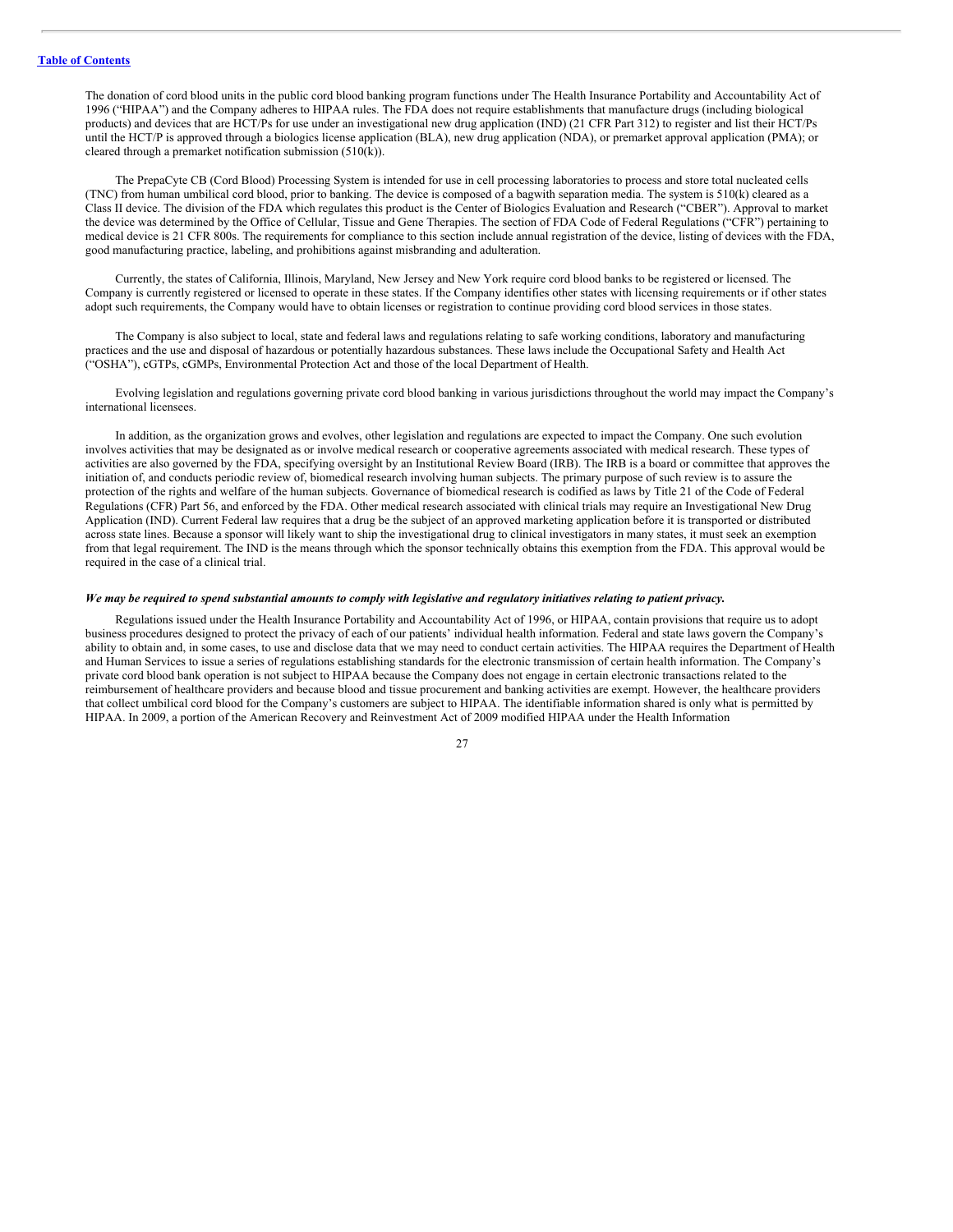The donation of cord blood units in the public cord blood banking program functions under The Health Insurance Portability and Accountability Act of 1996 ("HIPAA") and the Company adheres to HIPAA rules. The FDA does not require establishments that manufacture drugs (including biological products) and devices that are HCT/Ps for use under an investigational new drug application (IND) (21 CFR Part 312) to register and list their HCT/Ps until the HCT/P is approved through a biologics license application (BLA), new drug application (NDA), or premarket approval application (PMA); or cleared through a premarket notification submission (510(k)).

The PrepaCyte CB (Cord Blood) Processing System is intended for use in cell processing laboratories to process and store total nucleated cells (TNC) from human umbilical cord blood, prior to banking. The device is composed of a bagwith separation media. The system is 510(k) cleared as a Class II device. The division of the FDA which regulates this product is the Center of Biologics Evaluation and Research ("CBER"). Approval to market the device was determined by the Office of Cellular, Tissue and Gene Therapies. The section of FDA Code of Federal Regulations ("CFR") pertaining to medical device is 21 CFR 800s. The requirements for compliance to this section include annual registration of the device, listing of devices with the FDA, good manufacturing practice, labeling, and prohibitions against misbranding and adulteration.

Currently, the states of California, Illinois, Maryland, New Jersey and New York require cord blood banks to be registered or licensed. The Company is currently registered or licensed to operate in these states. If the Company identifies other states with licensing requirements or if other states adopt such requirements, the Company would have to obtain licenses or registration to continue providing cord blood services in those states.

The Company is also subject to local, state and federal laws and regulations relating to safe working conditions, laboratory and manufacturing practices and the use and disposal of hazardous or potentially hazardous substances. These laws include the Occupational Safety and Health Act ("OSHA"), cGTPs, cGMPs, Environmental Protection Act and those of the local Department of Health.

Evolving legislation and regulations governing private cord blood banking in various jurisdictions throughout the world may impact the Company's international licensees.

In addition, as the organization grows and evolves, other legislation and regulations are expected to impact the Company. One such evolution involves activities that may be designated as or involve medical research or cooperative agreements associated with medical research. These types of activities are also governed by the FDA, specifying oversight by an Institutional Review Board (IRB). The IRB is a board or committee that approves the initiation of, and conducts periodic review of, biomedical research involving human subjects. The primary purpose of such review is to assure the protection of the rights and welfare of the human subjects. Governance of biomedical research is codified as laws by Title 21 of the Code of Federal Regulations (CFR) Part 56, and enforced by the FDA. Other medical research associated with clinical trials may require an Investigational New Drug Application (IND). Current Federal law requires that a drug be the subject of an approved marketing application before it is transported or distributed across state lines. Because a sponsor will likely want to ship the investigational drug to clinical investigators in many states, it must seek an exemption from that legal requirement. The IND is the means through which the sponsor technically obtains this exemption from the FDA. This approval would be required in the case of a clinical trial.

***We may be required to spend substantial amounts to comply with legislative and regulatory initiatives relating to patient privacy.***

Regulations issued under the Health Insurance Portability and Accountability Act of 1996, or HIPAA, contain provisions that require us to adopt business procedures designed to protect the privacy of each of our patients' individual health information. Federal and state laws govern the Company's ability to obtain and, in some cases, to use and disclose data that we may need to conduct certain activities. The HIPAA requires the Department of Health and Human Services to issue a series of regulations establishing standards for the electronic transmission of certain health information. The Company's private cord blood bank operation is not subject to HIPAA because the Company does not engage in certain electronic transactions related to the reimbursement of healthcare providers and because blood and tissue procurement and banking activities are exempt. However, the healthcare providers that collect umbilical cord blood for the Company's customers are subject to HIPAA. The identifiable information shared is only what is permitted by HIPAA. In 2009, a portion of the American Recovery and Reinvestment Act of 2009 modified HIPAA under the Health Information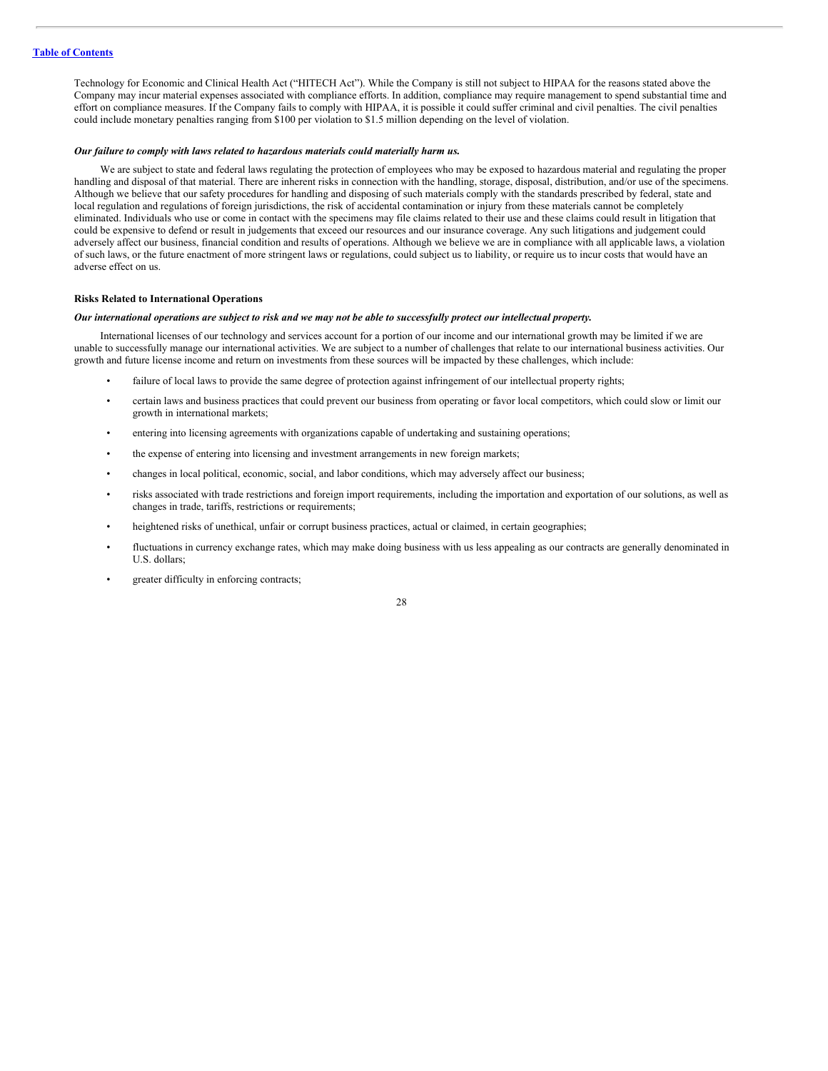Technology for Economic and Clinical Health Act ("HITECH Act"). While the Company is still not subject to HIPAA for the reasons stated above the Company may incur material expenses associated with compliance efforts. In addition, compliance may require management to spend substantial time and effort on compliance measures. If the Company fails to comply with HIPAA, it is possible it could suffer criminal and civil penalties. The civil penalties could include monetary penalties ranging from $100 per violation to $1.5 million depending on the level of violation.

***Our failure to comply with laws related to hazardous materials could materially harm us.***

We are subject to state and federal laws regulating the protection of employees who may be exposed to hazardous material and regulating the proper handling and disposal of that material. There are inherent risks in connection with the handling, storage, disposal, distribution, and/or use of the specimens. Although we believe that our safety procedures for handling and disposing of such materials comply with the standards prescribed by federal, state and local regulation and regulations of foreign jurisdictions, the risk of accidental contamination or injury from these materials cannot be completely eliminated. Individuals who use or come in contact with the specimens may file claims related to their use and these claims could result in litigation that could be expensive to defend or result in judgements that exceed our resources and our insurance coverage. Any such litigations and judgement could adversely affect our business, financial condition and results of operations. Although we believe we are in compliance with all applicable laws, a violation of such laws, or the future enactment of more stringent laws or regulations, could subject us to liability, or require us to incur costs that would have an adverse effect on us.

**Risks Related to International Operations**

***Our international operations are subject to risk and we may not be able to successfully protect our intellectual property.***

International licenses of our technology and services account for a portion of our income and our international growth may be limited if we are unable to successfully manage our international activities. We are subject to a number of challenges that relate to our international business activities. Our growth and future license income and return on investments from these sources will be impacted by these challenges, which include:

- failure of local laws to provide the same degree of protection against infringement of our intellectual property rights;
- certain laws and business practices that could prevent our business from operating or favor local competitors, which could slow or limit our growth in international markets;
- entering into licensing agreements with organizations capable of undertaking and sustaining operations;
- the expense of entering into licensing and investment arrangements in new foreign markets;
- changes in local political, economic, social, and labor conditions, which may adversely affect our business;
- risks associated with trade restrictions and foreign import requirements, including the importation and exportation of our solutions, as well as changes in trade, tariffs, restrictions or requirements;
- heightened risks of unethical, unfair or corrupt business practices, actual or claimed, in certain geographies;
- fluctuations in currency exchange rates, which may make doing business with us less appealing as our contracts are generally denominated in U.S. dollars;
- greater difficulty in enforcing contracts;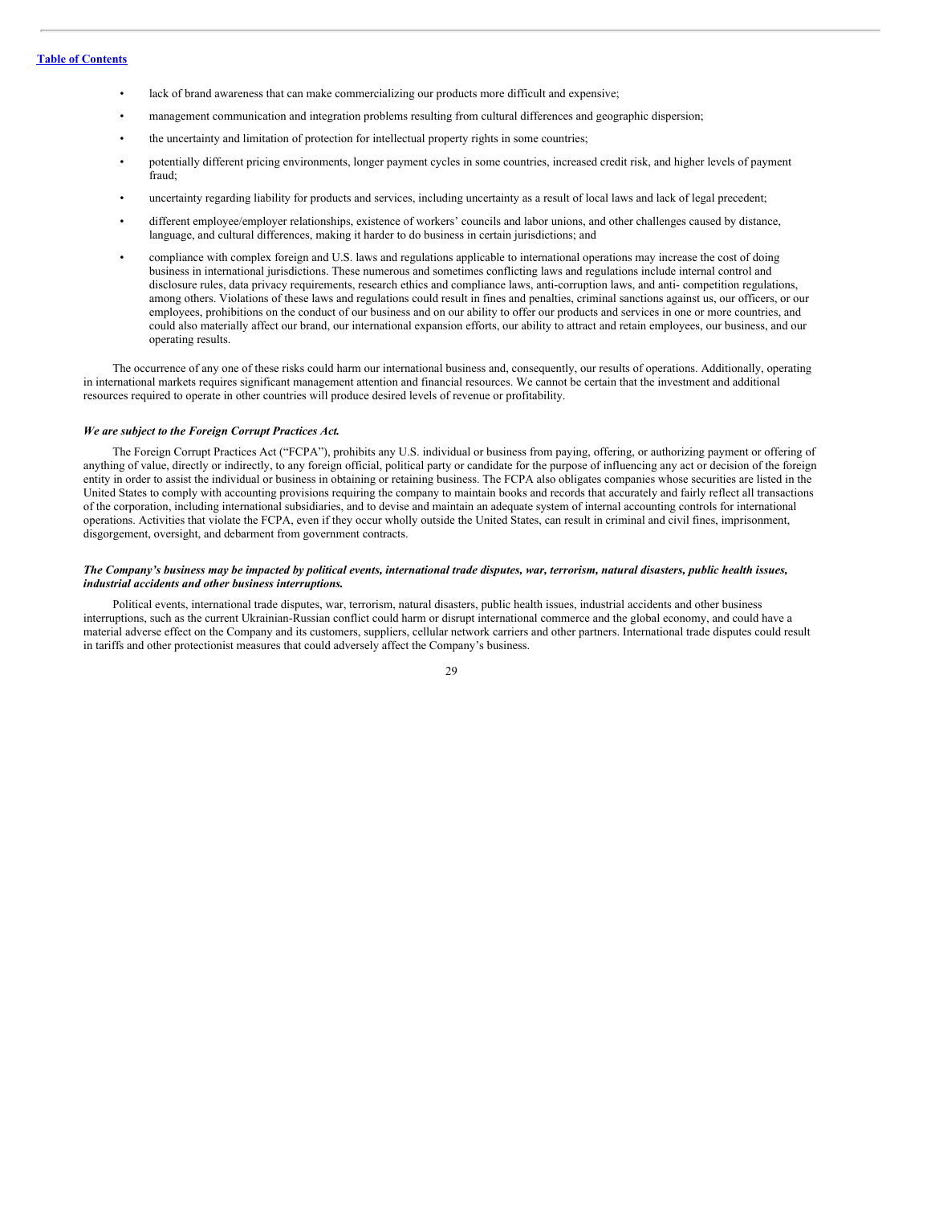- lack of brand awareness that can make commercializing our products more difficult and expensive;
- management communication and integration problems resulting from cultural differences and geographic dispersion;
- the uncertainty and limitation of protection for intellectual property rights in some countries;
- potentially different pricing environments, longer payment cycles in some countries, increased credit risk, and higher levels of payment fraud;
- uncertainty regarding liability for products and services, including uncertainty as a result of local laws and lack of legal precedent;
- different employee/employer relationships, existence of workers' councils and labor unions, and other challenges caused by distance, language, and cultural differences, making it harder to do business in certain jurisdictions; and
- compliance with complex foreign and U.S. laws and regulations applicable to international operations may increase the cost of doing business in international jurisdictions. These numerous and sometimes conflicting laws and regulations include internal control and disclosure rules, data privacy requirements, research ethics and compliance laws, anti-corruption laws, and anti- competition regulations, among others. Violations of these laws and regulations could result in fines and penalties, criminal sanctions against us, our officers, or our employees, prohibitions on the conduct of our business and on our ability to offer our products and services in one or more countries, and could also materially affect our brand, our international expansion efforts, our ability to attract and retain employees, our business, and our operating results.

The occurrence of any one of these risks could harm our international business and, consequently, our results of operations. Additionally, operating in international markets requires significant management attention and financial resources. We cannot be certain that the investment and additional resources required to operate in other countries will produce desired levels of revenue or profitability.

***We are subject to the Foreign Corrupt Practices Act.***

The Foreign Corrupt Practices Act ("FCPA"), prohibits any U.S. individual or business from paying, offering, or authorizing payment or offering of anything of value, directly or indirectly, to any foreign official, political party or candidate for the purpose of influencing any act or decision of the foreign entity in order to assist the individual or business in obtaining or retaining business. The FCPA also obligates companies whose securities are listed in the United States to comply with accounting provisions requiring the company to maintain books and records that accurately and fairly reflect all transactions of the corporation, including international subsidiaries, and to devise and maintain an adequate system of internal accounting controls for international operations. Activities that violate the FCPA, even if they occur wholly outside the United States, can result in criminal and civil fines, imprisonment, disgorgement, oversight, and debarment from government contracts.

***The Company's business may be impacted by political events, international trade disputes, war, terrorism, natural disasters, public health issues, industrial accidents and other business interruptions.***

Political events, international trade disputes, war, terrorism, natural disasters, public health issues, industrial accidents and other business interruptions, such as the current Ukrainian-Russian conflict could harm or disrupt international commerce and the global economy, and could have a material adverse effect on the Company and its customers, suppliers, cellular network carriers and other partners. International trade disputes could result in tariffs and other protectionist measures that could adversely affect the Company's business.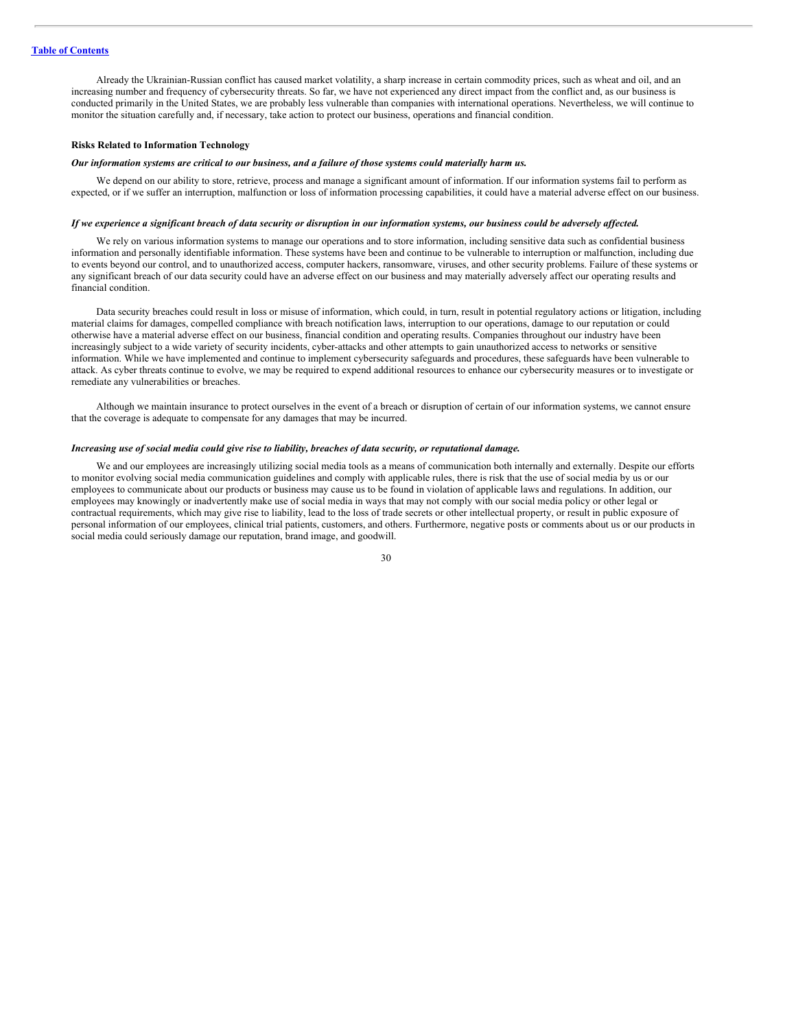Already the Ukrainian-Russian conflict has caused market volatility, a sharp increase in certain commodity prices, such as wheat and oil, and an increasing number and frequency of cybersecurity threats. So far, we have not experienced any direct impact from the conflict and, as our business is conducted primarily in the United States, we are probably less vulnerable than companies with international operations. Nevertheless, we will continue to monitor the situation carefully and, if necessary, take action to protect our business, operations and financial condition.

**Risks Related to Information Technology**

***Our information systems are critical to our business, and a failure of those systems could materially harm us.***

We depend on our ability to store, retrieve, process and manage a significant amount of information. If our information systems fail to perform as expected, or if we suffer an interruption, malfunction or loss of information processing capabilities, it could have a material adverse effect on our business.

***If we experience a significant breach of data security or disruption in our information systems, our business could be adversely affected.***

We rely on various information systems to manage our operations and to store information, including sensitive data such as confidential business information and personally identifiable information. These systems have been and continue to be vulnerable to interruption or malfunction, including due to events beyond our control, and to unauthorized access, computer hackers, ransomware, viruses, and other security problems. Failure of these systems or any significant breach of our data security could have an adverse effect on our business and may materially adversely affect our operating results and financial condition.

Data security breaches could result in loss or misuse of information, which could, in turn, result in potential regulatory actions or litigation, including material claims for damages, compelled compliance with breach notification laws, interruption to our operations, damage to our reputation or could otherwise have a material adverse effect on our business, financial condition and operating results. Companies throughout our industry have been increasingly subject to a wide variety of security incidents, cyber-attacks and other attempts to gain unauthorized access to networks or sensitive information. While we have implemented and continue to implement cybersecurity safeguards and procedures, these safeguards have been vulnerable to attack. As cyber threats continue to evolve, we may be required to expend additional resources to enhance our cybersecurity measures or to investigate or remediate any vulnerabilities or breaches.

Although we maintain insurance to protect ourselves in the event of a breach or disruption of certain of our information systems, we cannot ensure that the coverage is adequate to compensate for any damages that may be incurred.

***Increasing use of social media could give rise to liability, breaches of data security, or reputational damage.***

We and our employees are increasingly utilizing social media tools as a means of communication both internally and externally. Despite our efforts to monitor evolving social media communication guidelines and comply with applicable rules, there is risk that the use of social media by us or our employees to communicate about our products or business may cause us to be found in violation of applicable laws and regulations. In addition, our employees may knowingly or inadvertently make use of social media in ways that may not comply with our social media policy or other legal or contractual requirements, which may give rise to liability, lead to the loss of trade secrets or other intellectual property, or result in public exposure of personal information of our employees, clinical trial patients, customers, and others. Furthermore, negative posts or comments about us or our products in social media could seriously damage our reputation, brand image, and goodwill.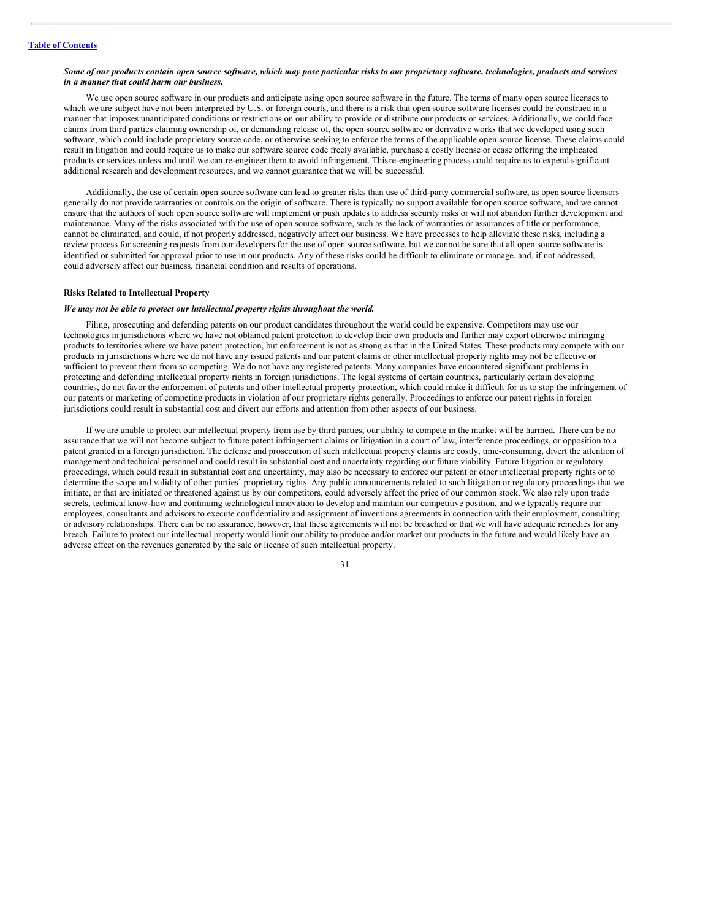*Some of our products contain open source software, which may pose particular risks to our proprietary software, technologies, products and services in a manner that could harm our business.*

We use open source software in our products and anticipate using open source software in the future. The terms of many open source licenses to which we are subject have not been interpreted by U.S. or foreign courts, and there is a risk that open source software licenses could be construed in a manner that imposes unanticipated conditions or restrictions on our ability to provide or distribute our products or services. Additionally, we could face claims from third parties claiming ownership of, or demanding release of, the open source software or derivative works that we developed using such software, which could include proprietary source code, or otherwise seeking to enforce the terms of the applicable open source license. These claims could result in litigation and could require us to make our software source code freely available, purchase a costly license or cease offering the implicated products or services unless and until we can re-engineer them to avoid infringement. This re-engineering process could require us to expend significant additional research and development resources, and we cannot guarantee that we will be successful.

Additionally, the use of certain open source software can lead to greater risks than use of third-party commercial software, as open source licensors generally do not provide warranties or controls on the origin of software. There is typically no support available for open source software, and we cannot ensure that the authors of such open source software will implement or push updates to address security risks or will not abandon further development and maintenance. Many of the risks associated with the use of open source software, such as the lack of warranties or assurances of title or performance, cannot be eliminated, and could, if not properly addressed, negatively affect our business. We have processes to help alleviate these risks, including a review process for screening requests from our developers for the use of open source software, but we cannot be sure that all open source software is identified or submitted for approval prior to use in our products. Any of these risks could be difficult to eliminate or manage, and, if not addressed, could adversely affect our business, financial condition and results of operations.

**Risks Related to Intellectual Property**

***We may not be able to protect our intellectual property rights throughout the world.***

Filing, prosecuting and defending patents on our product candidates throughout the world could be expensive. Competitors may use our technologies in jurisdictions where we have not obtained patent protection to develop their own products and further may export otherwise infringing products to territories where we have patent protection, but enforcement is not as strong as that in the United States. These products may compete with our products in jurisdictions where we do not have any issued patents and our patent claims or other intellectual property rights may not be effective or sufficient to prevent them from so competing. We do not have any registered patents. Many companies have encountered significant problems in protecting and defending intellectual property rights in foreign jurisdictions. The legal systems of certain countries, particularly certain developing countries, do not favor the enforcement of patents and other intellectual property protection, which could make it difficult for us to stop the infringement of our patents or marketing of competing products in violation of our proprietary rights generally. Proceedings to enforce our patent rights in foreign jurisdictions could result in substantial cost and divert our efforts and attention from other aspects of our business.

If we are unable to protect our intellectual property from use by third parties, our ability to compete in the market will be harmed. There can be no assurance that we will not become subject to future patent infringement claims or litigation in a court of law, interference proceedings, or opposition to a patent granted in a foreign jurisdiction. The defense and prosecution of such intellectual property claims are costly, time-consuming, divert the attention of management and technical personnel and could result in substantial cost and uncertainty regarding our future viability. Future litigation or regulatory proceedings, which could result in substantial cost and uncertainty, may also be necessary to enforce our patent or other intellectual property rights or to determine the scope and validity of other parties' proprietary rights. Any public announcements related to such litigation or regulatory proceedings that we initiate, or that are initiated or threatened against us by our competitors, could adversely affect the price of our common stock. We also rely upon trade secrets, technical know-how and continuing technological innovation to develop and maintain our competitive position, and we typically require our employees, consultants and advisors to execute confidentiality and assignment of inventions agreements in connection with their employment, consulting or advisory relationships. There can be no assurance, however, that these agreements will not be breached or that we will have adequate remedies for any breach. Failure to protect our intellectual property would limit our ability to produce and/or market our products in the future and would likely have an adverse effect on the revenues generated by the sale or license of such intellectual property.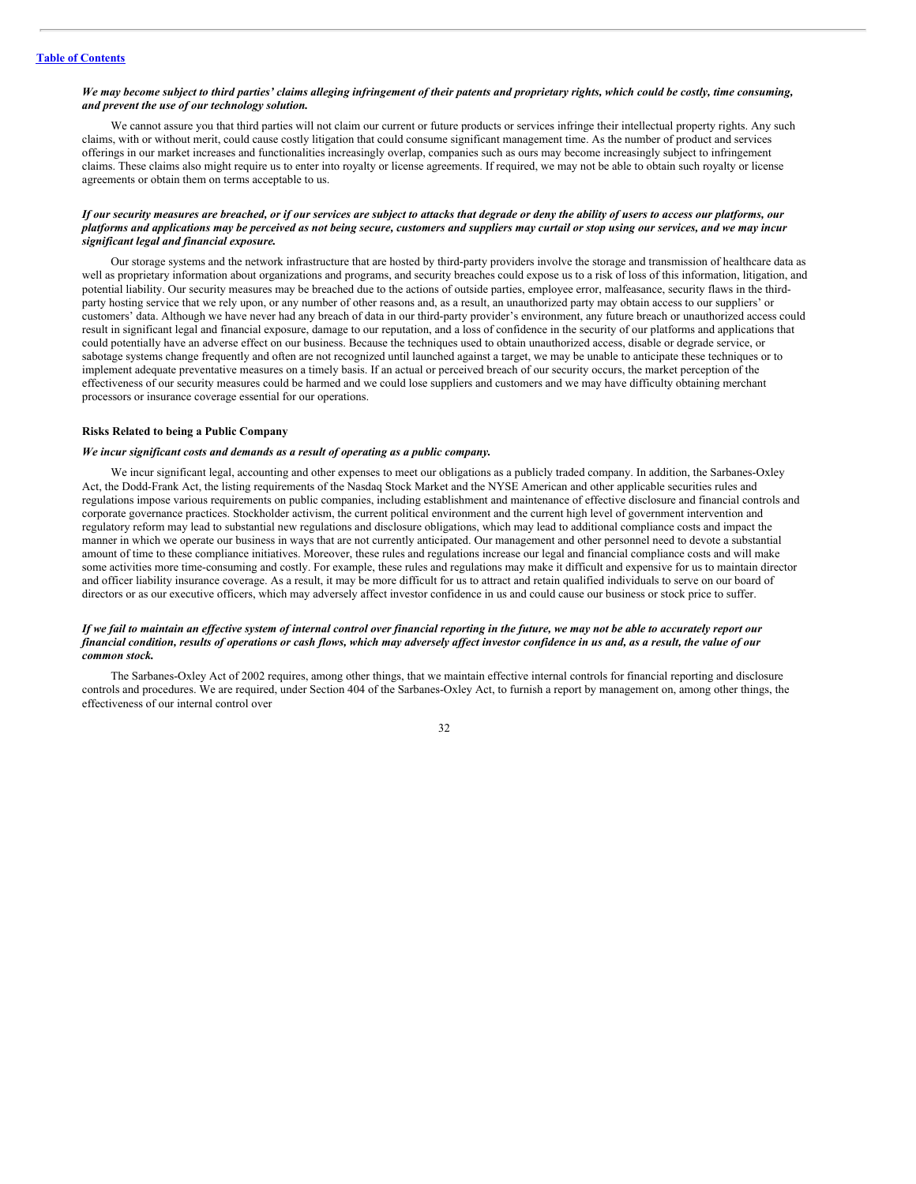*We may become subject to third parties' claims alleging infringement of their patents and proprietary rights, which could be costly, time consuming, and prevent the use of our technology solution.*

We cannot assure you that third parties will not claim our current or future products or services infringe their intellectual property rights. Any such claims, with or without merit, could cause costly litigation that could consume significant management time. As the number of product and services offerings in our market increases and functionalities increasingly overlap, companies such as ours may become increasingly subject to infringement claims. These claims also might require us to enter into royalty or license agreements. If required, we may not be able to obtain such royalty or license agreements or obtain them on terms acceptable to us.

*If our security measures are breached, or if our services are subject to attacks that degrade or deny the ability of users to access our platforms, our platforms and applications may be perceived as not being secure, customers and suppliers may curtail or stop using our services, and we may incur significant legal and financial exposure.*

Our storage systems and the network infrastructure that are hosted by third-party providers involve the storage and transmission of healthcare data as well as proprietary information about organizations and programs, and security breaches could expose us to a risk of loss of this information, litigation, and potential liability. Our security measures may be breached due to the actions of outside parties, employee error, malfeasance, security flaws in the third-party hosting service that we rely upon, or any number of other reasons and, as a result, an unauthorized party may obtain access to our suppliers' or customers' data. Although we have never had any breach of data in our third-party provider's environment, any future breach or unauthorized access could result in significant legal and financial exposure, damage to our reputation, and a loss of confidence in the security of our platforms and applications that could potentially have an adverse effect on our business. Because the techniques used to obtain unauthorized access, disable or degrade service, or sabotage systems change frequently and often are not recognized until launched against a target, we may be unable to anticipate these techniques or to implement adequate preventative measures on a timely basis. If an actual or perceived breach of our security occurs, the market perception of the effectiveness of our security measures could be harmed and we could lose suppliers and customers and we may have difficulty obtaining merchant processors or insurance coverage essential for our operations.

**Risks Related to being a Public Company**

*We incur significant costs and demands as a result of operating as a public company.*

We incur significant legal, accounting and other expenses to meet our obligations as a publicly traded company. In addition, the Sarbanes-Oxley Act, the Dodd-Frank Act, the listing requirements of the Nasdaq Stock Market and the NYSE American and other applicable securities rules and regulations impose various requirements on public companies, including establishment and maintenance of effective disclosure and financial controls and corporate governance practices. Stockholder activism, the current political environment and the current high level of government intervention and regulatory reform may lead to substantial new regulations and disclosure obligations, which may lead to additional compliance costs and impact the manner in which we operate our business in ways that are not currently anticipated. Our management and other personnel need to devote a substantial amount of time to these compliance initiatives. Moreover, these rules and regulations increase our legal and financial compliance costs and will make some activities more time-consuming and costly. For example, these rules and regulations may make it difficult and expensive for us to maintain director and officer liability insurance coverage. As a result, it may be more difficult for us to attract and retain qualified individuals to serve on our board of directors or as our executive officers, which may adversely affect investor confidence in us and could cause our business or stock price to suffer.

*If we fail to maintain an effective system of internal control over financial reporting in the future, we may not be able to accurately report our financial condition, results of operations or cash flows, which may adversely affect investor confidence in us and, as a result, the value of our common stock.*

The Sarbanes-Oxley Act of 2002 requires, among other things, that we maintain effective internal controls for financial reporting and disclosure controls and procedures. We are required, under Section 404 of the Sarbanes-Oxley Act, to furnish a report by management on, among other things, the effectiveness of our internal control over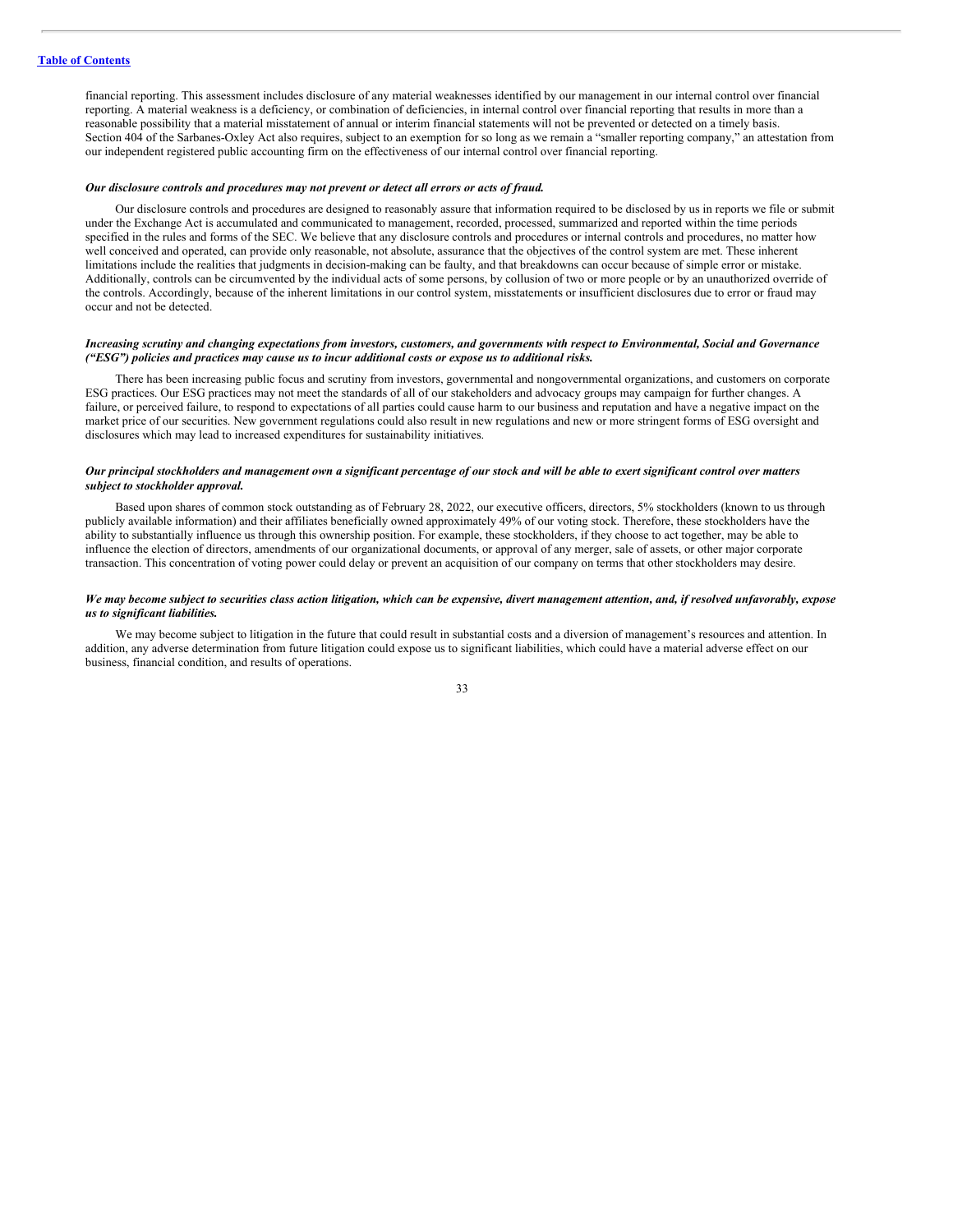financial reporting. This assessment includes disclosure of any material weaknesses identified by our management in our internal control over financial reporting. A material weakness is a deficiency, or combination of deficiencies, in internal control over financial reporting that results in more than a reasonable possibility that a material misstatement of annual or interim financial statements will not be prevented or detected on a timely basis. Section 404 of the Sarbanes-Oxley Act also requires, subject to an exemption for so long as we remain a "smaller reporting company," an attestation from our independent registered public accounting firm on the effectiveness of our internal control over financial reporting.

***Our disclosure controls and procedures may not prevent or detect all errors or acts of fraud.***

Our disclosure controls and procedures are designed to reasonably assure that information required to be disclosed by us in reports we file or submit under the Exchange Act is accumulated and communicated to management, recorded, processed, summarized and reported within the time periods specified in the rules and forms of the SEC. We believe that any disclosure controls and procedures or internal controls and procedures, no matter how well conceived and operated, can provide only reasonable, not absolute, assurance that the objectives of the control system are met. These inherent limitations include the realities that judgments in decision-making can be faulty, and that breakdowns can occur because of simple error or mistake. Additionally, controls can be circumvented by the individual acts of some persons, by collusion of two or more people or by an unauthorized override of the controls. Accordingly, because of the inherent limitations in our control system, misstatements or insufficient disclosures due to error or fraud may occur and not be detected.

***Increasing scrutiny and changing expectations from investors, customers, and governments with respect to Environmental, Social and Governance ("ESG") policies and practices may cause us to incur additional costs or expose us to additional risks.***

There has been increasing public focus and scrutiny from investors, governmental and nongovernmental organizations, and customers on corporate ESG practices. Our ESG practices may not meet the standards of all of our stakeholders and advocacy groups may campaign for further changes. A failure, or perceived failure, to respond to expectations of all parties could cause harm to our business and reputation and have a negative impact on the market price of our securities. New government regulations could also result in new regulations and new or more stringent forms of ESG oversight and disclosures which may lead to increased expenditures for sustainability initiatives.

***Our principal stockholders and management own a significant percentage of our stock and will be able to exert significant control over matters subject to stockholder approval.***

Based upon shares of common stock outstanding as of February 28, 2022, our executive officers, directors, 5% stockholders (known to us through publicly available information) and their affiliates beneficially owned approximately 49% of our voting stock. Therefore, these stockholders have the ability to substantially influence us through this ownership position. For example, these stockholders, if they choose to act together, may be able to influence the election of directors, amendments of our organizational documents, or approval of any merger, sale of assets, or other major corporate transaction. This concentration of voting power could delay or prevent an acquisition of our company on terms that other stockholders may desire.

***We may become subject to securities class action litigation, which can be expensive, divert management attention, and, if resolved unfavorably, expose us to significant liabilities.***

We may become subject to litigation in the future that could result in substantial costs and a diversion of management's resources and attention. In addition, any adverse determination from future litigation could expose us to significant liabilities, which could have a material adverse effect on our business, financial condition, and results of operations.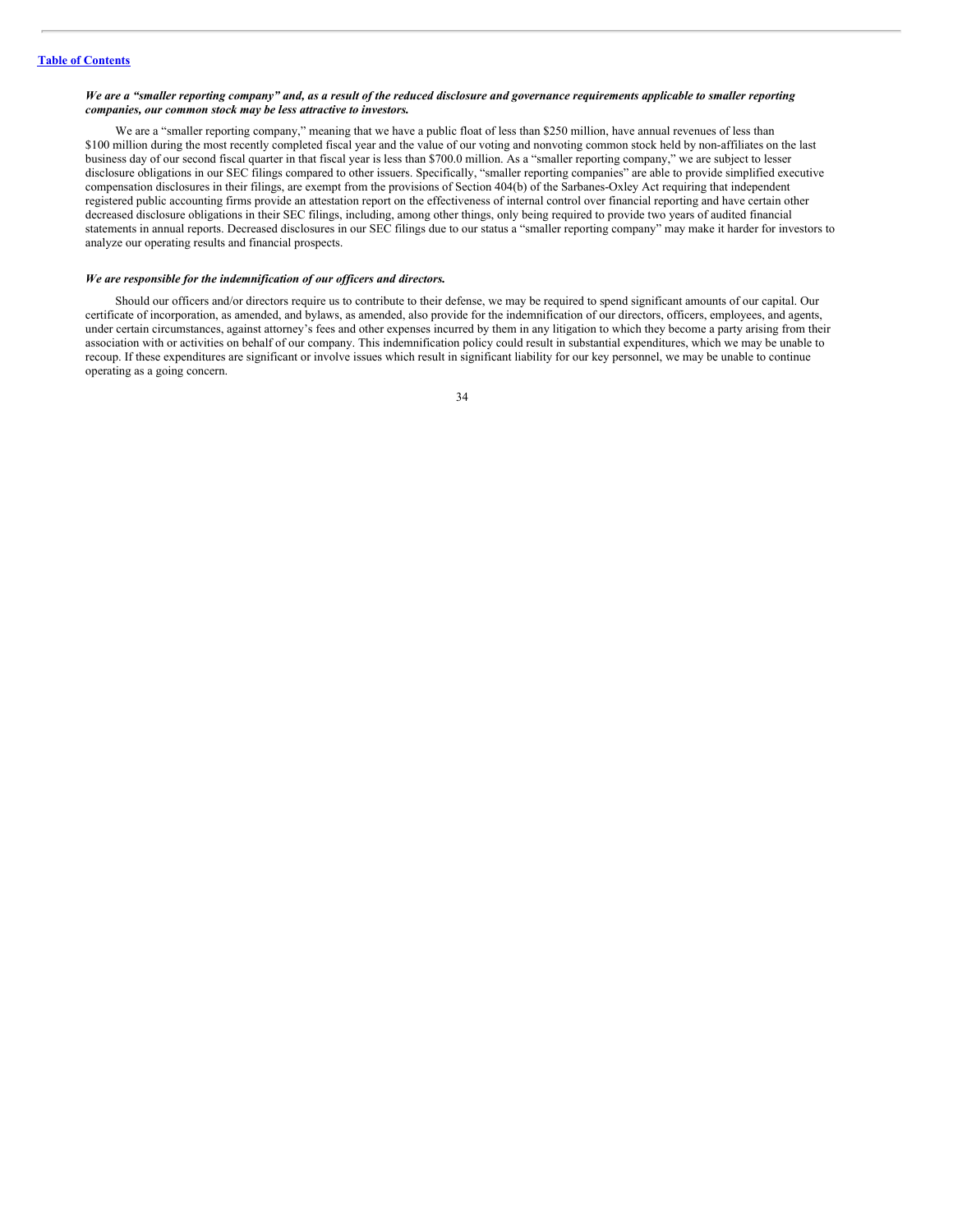*We are a "smaller reporting company" and, as a result of the reduced disclosure and governance requirements applicable to smaller reporting companies, our common stock may be less attractive to investors.*

We are a "smaller reporting company," meaning that we have a public float of less than $250 million, have annual revenues of less than $100 million during the most recently completed fiscal year and the value of our voting and nonvoting common stock held by non-affiliates on the last business day of our second fiscal quarter in that fiscal year is less than $700.0 million. As a "smaller reporting company," we are subject to lesser disclosure obligations in our SEC filings compared to other issuers. Specifically, "smaller reporting companies" are able to provide simplified executive compensation disclosures in their filings, are exempt from the provisions of Section 404(b) of the Sarbanes-Oxley Act requiring that independent registered public accounting firms provide an attestation report on the effectiveness of internal control over financial reporting and have certain other decreased disclosure obligations in their SEC filings, including, among other things, only being required to provide two years of audited financial statements in annual reports. Decreased disclosures in our SEC filings due to our status a "smaller reporting company" may make it harder for investors to analyze our operating results and financial prospects.

*We are responsible for the indemnification of our officers and directors.*

Should our officers and/or directors require us to contribute to their defense, we may be required to spend significant amounts of our capital. Our certificate of incorporation, as amended, and bylaws, as amended, also provide for the indemnification of our directors, officers, employees, and agents, under certain circumstances, against attorney's fees and other expenses incurred by them in any litigation to which they become a party arising from their association with or activities on behalf of our company. This indemnification policy could result in substantial expenditures, which we may be unable to recoup. If these expenditures are significant or involve issues which result in significant liability for our key personnel, we may be unable to continue operating as a going concern.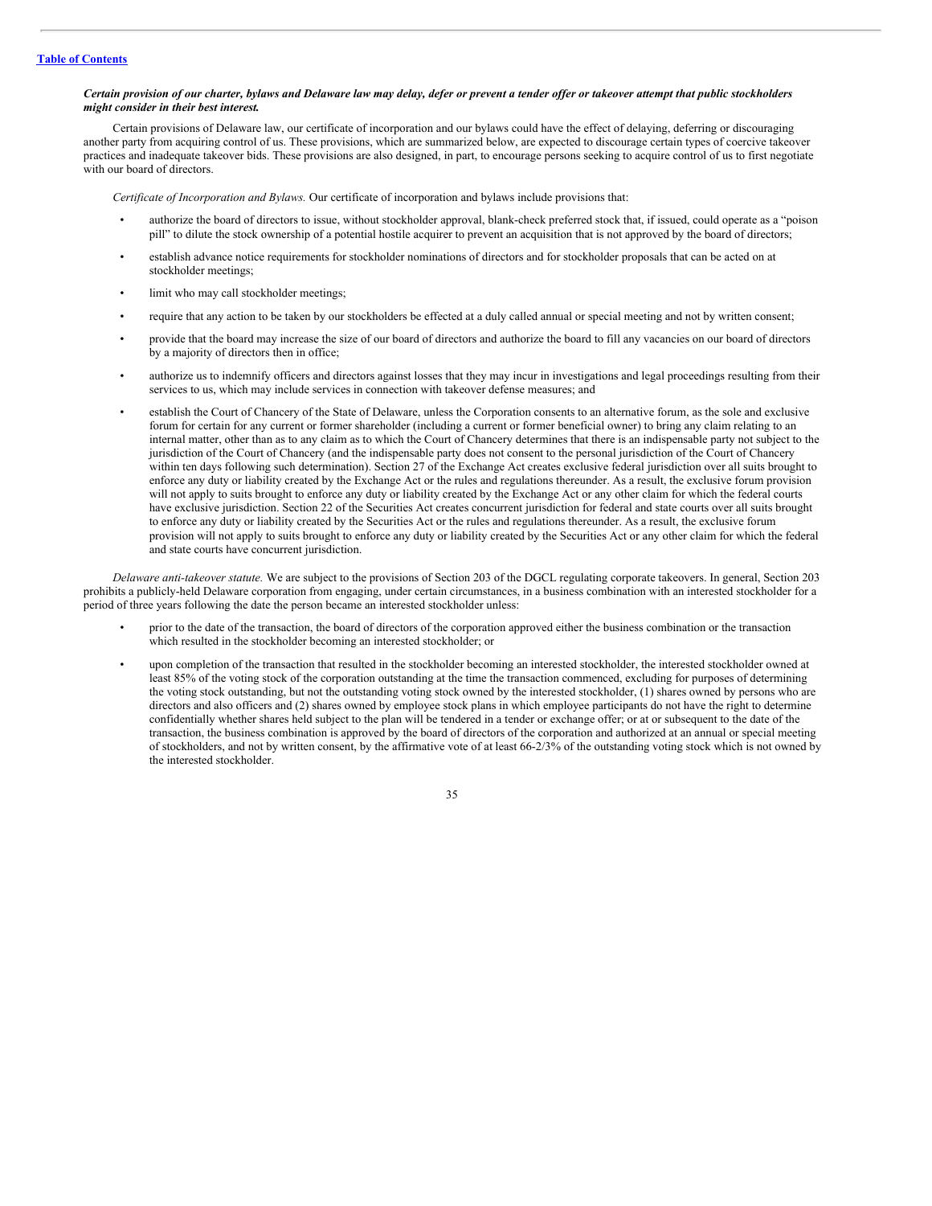***Certain provision of our charter, bylaws and Delaware law may delay, defer or prevent a tender offer or takeover attempt that public stockholders might consider in their best interest.***

Certain provisions of Delaware law, our certificate of incorporation and our bylaws could have the effect of delaying, deferring or discouraging another party from acquiring control of us. These provisions, which are summarized below, are expected to discourage certain types of coercive takeover practices and inadequate takeover bids. These provisions are also designed, in part, to encourage persons seeking to acquire control of us to first negotiate with our board of directors.

*Certificate of Incorporation and Bylaws.* Our certificate of incorporation and bylaws include provisions that:

- authorize the board of directors to issue, without stockholder approval, blank-check preferred stock that, if issued, could operate as a "poison pill" to dilute the stock ownership of a potential hostile acquirer to prevent an acquisition that is not approved by the board of directors;
- establish advance notice requirements for stockholder nominations of directors and for stockholder proposals that can be acted on at stockholder meetings;
- limit who may call stockholder meetings;
- require that any action to be taken by our stockholders be effected at a duly called annual or special meeting and not by written consent;
- provide that the board may increase the size of our board of directors and authorize the board to fill any vacancies on our board of directors by a majority of directors then in office;
- authorize us to indemnify officers and directors against losses that they may incur in investigations and legal proceedings resulting from their services to us, which may include services in connection with takeover defense measures; and
- establish the Court of Chancery of the State of Delaware, unless the Corporation consents to an alternative forum, as the sole and exclusive forum for certain for any current or former shareholder (including a current or former beneficial owner) to bring any claim relating to an internal matter, other than as to any claim as to which the Court of Chancery determines that there is an indispensable party not subject to the jurisdiction of the Court of Chancery (and the indispensable party does not consent to the personal jurisdiction of the Court of Chancery within ten days following such determination). Section 27 of the Exchange Act creates exclusive federal jurisdiction over all suits brought to enforce any duty or liability created by the Exchange Act or the rules and regulations thereunder. As a result, the exclusive forum provision will not apply to suits brought to enforce any duty or liability created by the Exchange Act or any other claim for which the federal courts have exclusive jurisdiction. Section 22 of the Securities Act creates concurrent jurisdiction for federal and state courts over all suits brought to enforce any duty or liability created by the Securities Act or the rules and regulations thereunder. As a result, the exclusive forum provision will not apply to suits brought to enforce any duty or liability created by the Securities Act or any other claim for which the federal and state courts have concurrent jurisdiction.

*Delaware anti-takeover statute.* We are subject to the provisions of Section 203 of the DGCL regulating corporate takeovers. In general, Section 203 prohibits a publicly-held Delaware corporation from engaging, under certain circumstances, in a business combination with an interested stockholder for a period of three years following the date the person became an interested stockholder unless:

- prior to the date of the transaction, the board of directors of the corporation approved either the business combination or the transaction which resulted in the stockholder becoming an interested stockholder; or
- upon completion of the transaction that resulted in the stockholder becoming an interested stockholder, the interested stockholder owned at least 85% of the voting stock of the corporation outstanding at the time the transaction commenced, excluding for purposes of determining the voting stock outstanding, but not the outstanding voting stock owned by the interested stockholder, (1) shares owned by persons who are directors and also officers and (2) shares owned by employee stock plans in which employee participants do not have the right to determine confidentially whether shares held subject to the plan will be tendered in a tender or exchange offer; or at or subsequent to the date of the transaction, the business combination is approved by the board of directors of the corporation and authorized at an annual or special meeting of stockholders, and not by written consent, by the affirmative vote of at least 66-2/3% of the outstanding voting stock which is not owned by the interested stockholder.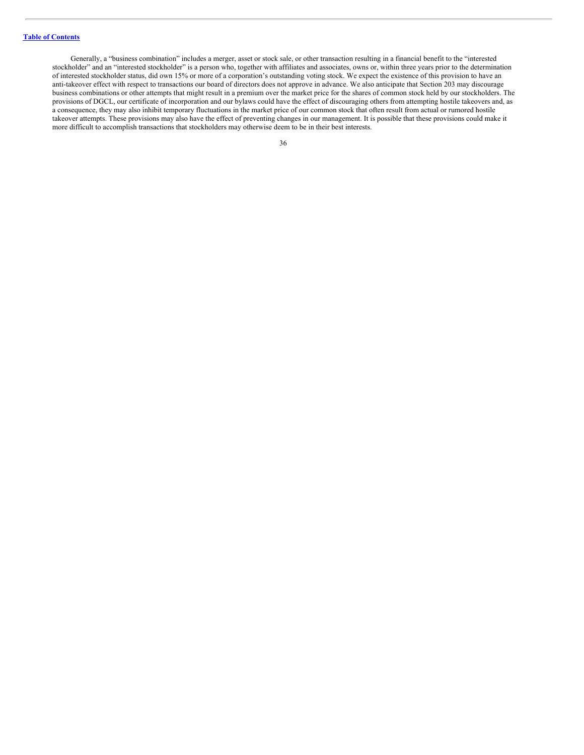Generally, a "business combination" includes a merger, asset or stock sale, or other transaction resulting in a financial benefit to the "interested stockholder" and an "interested stockholder" is a person who, together with affiliates and associates, owns or, within three years prior to the determination of interested stockholder status, did own 15% or more of a corporation's outstanding voting stock. We expect the existence of this provision to have an anti-takeover effect with respect to transactions our board of directors does not approve in advance. We also anticipate that Section 203 may discourage business combinations or other attempts that might result in a premium over the market price for the shares of common stock held by our stockholders. The provisions of DGCL, our certificate of incorporation and our bylaws could have the effect of discouraging others from attempting hostile takeovers and, as a consequence, they may also inhibit temporary fluctuations in the market price of our common stock that often result from actual or rumored hostile takeover attempts. These provisions may also have the effect of preventing changes in our management. It is possible that these provisions could make it more difficult to accomplish transactions that stockholders may otherwise deem to be in their best interests.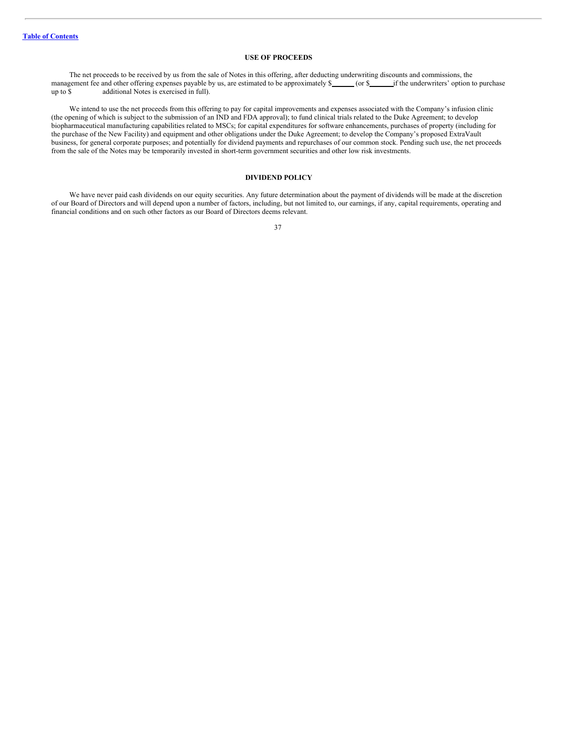[Table of Contents](#)

## USE OF PROCEEDS

The net proceeds to be received by us from the sale of Notes in this offering, after deducting underwriting discounts and commissions, the management fee and other offering expenses payable by us, are estimated to be approximately $______ (or $______ if the underwriters' option to purchase up to $ additional Notes is exercised in full).

We intend to use the net proceeds from this offering to pay for capital improvements and expenses associated with the Company's infusion clinic (the opening of which is subject to the submission of an IND and FDA approval); to fund clinical trials related to the Duke Agreement; to develop biopharmaceutical manufacturing capabilities related to MSCs; for capital expenditures for software enhancements, purchases of property (including for the purchase of the New Facility) and equipment and other obligations under the Duke Agreement; to develop the Company's proposed ExtraVault business, for general corporate purposes; and potentially for dividend payments and repurchases of our common stock. Pending such use, the net proceeds from the sale of the Notes may be temporarily invested in short-term government securities and other low risk investments.

## DIVIDEND POLICY

We have never paid cash dividends on our equity securities. Any future determination about the payment of dividends will be made at the discretion of our Board of Directors and will depend upon a number of factors, including, but not limited to, our earnings, if any, capital requirements, operating and financial conditions and on such other factors as our Board of Directors deems relevant.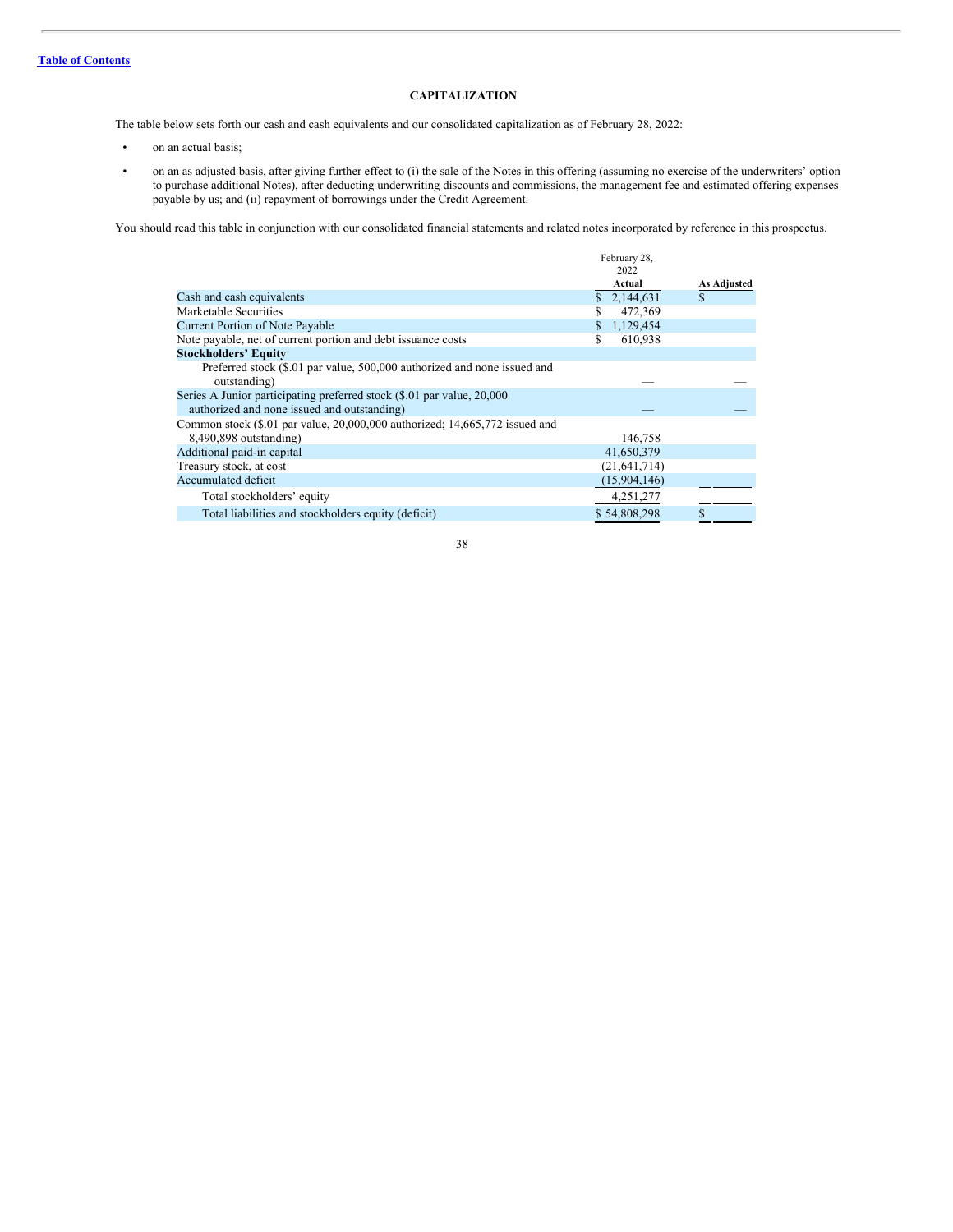## CAPITALIZATION

The table below sets forth our cash and cash equivalents and our consolidated capitalization as of February 28, 2022:

- on an actual basis;
- on an as adjusted basis, after giving further effect to (i) the sale of the Notes in this offering (assuming no exercise of the underwriters' option to purchase additional Notes), after deducting underwriting discounts and commissions, the management fee and estimated offering expenses payable by us; and (ii) repayment of borrowings under the Credit Agreement.

You should read this table in conjunction with our consolidated financial statements and related notes incorporated by reference in this prospectus.

| | February 28, 2022 Actual | As Adjusted |
|---|---|---|
| Cash and cash equivalents | $ 2,144,631 | $ |
| Marketable Securities | $ 472,369 | |
| Current Portion of Note Payable | $ 1,129,454 | |
| Note payable, net of current portion and debt issuance costs | $ 610,938 | |
| **Stockholders' Equity** | | |
| Preferred stock ($.01 par value, 500,000 authorized and none issued and outstanding) | — | — |
| Series A Junior participating preferred stock ($.01 par value, 20,000 authorized and none issued and outstanding) | — | — |
| Common stock ($.01 par value, 20,000,000 authorized; 14,665,772 issued and 8,490,898 outstanding) | 146,758 | |
| Additional paid-in capital | 41,650,379 | |
| Treasury stock, at cost | (21,641,714) | |
| Accumulated deficit | (15,904,146) | |
| Total stockholders' equity | 4,251,277 | |
| Total liabilities and stockholders equity (deficit) | $ 54,808,298 | $ |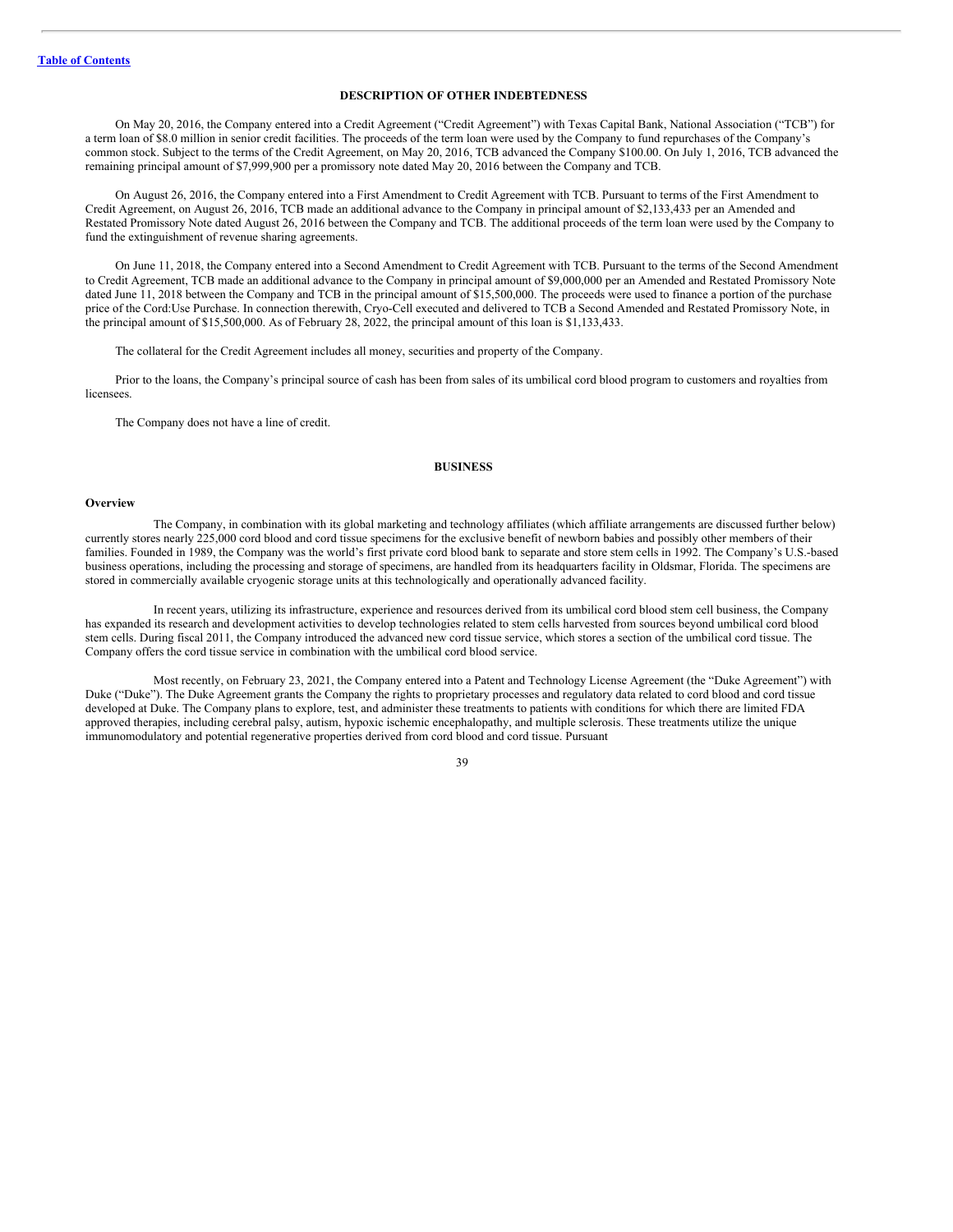[Table of Contents](#)

## DESCRIPTION OF OTHER INDEBTEDNESS

On May 20, 2016, the Company entered into a Credit Agreement ("Credit Agreement") with Texas Capital Bank, National Association ("TCB") for a term loan of $8.0 million in senior credit facilities. The proceeds of the term loan were used by the Company to fund repurchases of the Company's common stock. Subject to the terms of the Credit Agreement, on May 20, 2016, TCB advanced the Company $100.00. On July 1, 2016, TCB advanced the remaining principal amount of $7,999,900 per a promissory note dated May 20, 2016 between the Company and TCB.

On August 26, 2016, the Company entered into a First Amendment to Credit Agreement with TCB. Pursuant to terms of the First Amendment to Credit Agreement, on August 26, 2016, TCB made an additional advance to the Company in principal amount of $2,133,433 per an Amended and Restated Promissory Note dated August 26, 2016 between the Company and TCB. The additional proceeds of the term loan were used by the Company to fund the extinguishment of revenue sharing agreements.

On June 11, 2018, the Company entered into a Second Amendment to Credit Agreement with TCB. Pursuant to the terms of the Second Amendment to Credit Agreement, TCB made an additional advance to the Company in principal amount of $9,000,000 per an Amended and Restated Promissory Note dated June 11, 2018 between the Company and TCB in the principal amount of $15,500,000. The proceeds were used to finance a portion of the purchase price of the Cord:Use Purchase. In connection therewith, Cryo-Cell executed and delivered to TCB a Second Amended and Restated Promissory Note, in the principal amount of $15,500,000. As of February 28, 2022, the principal amount of this loan is $1,133,433.

The collateral for the Credit Agreement includes all money, securities and property of the Company.

Prior to the loans, the Company's principal source of cash has been from sales of its umbilical cord blood program to customers and royalties from licensees.

The Company does not have a line of credit.

## BUSINESS

### Overview

The Company, in combination with its global marketing and technology affiliates (which affiliate arrangements are discussed further below) currently stores nearly 225,000 cord blood and cord tissue specimens for the exclusive benefit of newborn babies and possibly other members of their families. Founded in 1989, the Company was the world's first private cord blood bank to separate and store stem cells in 1992. The Company's U.S.-based business operations, including the processing and storage of specimens, are handled from its headquarters facility in Oldsmar, Florida. The specimens are stored in commercially available cryogenic storage units at this technologically and operationally advanced facility.

In recent years, utilizing its infrastructure, experience and resources derived from its umbilical cord blood stem cell business, the Company has expanded its research and development activities to develop technologies related to stem cells harvested from sources beyond umbilical cord blood stem cells. During fiscal 2011, the Company introduced the advanced new cord tissue service, which stores a section of the umbilical cord tissue. The Company offers the cord tissue service in combination with the umbilical cord blood service.

Most recently, on February 23, 2021, the Company entered into a Patent and Technology License Agreement (the "Duke Agreement") with Duke ("Duke"). The Duke Agreement grants the Company the rights to proprietary processes and regulatory data related to cord blood and cord tissue developed at Duke. The Company plans to explore, test, and administer these treatments to patients with conditions for which there are limited FDA approved therapies, including cerebral palsy, autism, hypoxic ischemic encephalopathy, and multiple sclerosis. These treatments utilize the unique immunomodulatory and potential regenerative properties derived from cord blood and cord tissue. Pursuant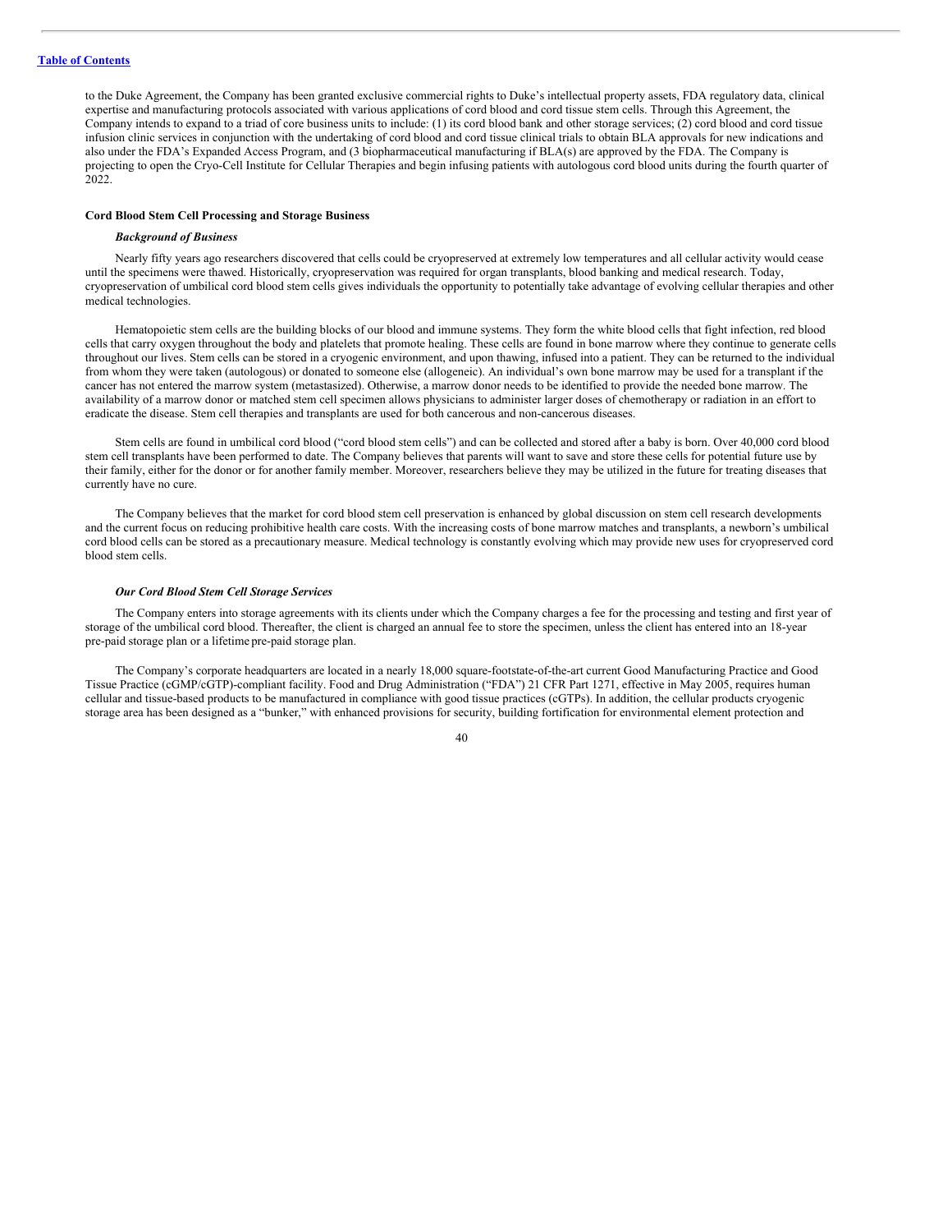to the Duke Agreement, the Company has been granted exclusive commercial rights to Duke's intellectual property assets, FDA regulatory data, clinical expertise and manufacturing protocols associated with various applications of cord blood and cord tissue stem cells. Through this Agreement, the Company intends to expand to a triad of core business units to include: (1) its cord blood bank and other storage services; (2) cord blood and cord tissue infusion clinic services in conjunction with the undertaking of cord blood and cord tissue clinical trials to obtain BLA approvals for new indications and also under the FDA's Expanded Access Program, and (3 biopharmaceutical manufacturing if BLA(s) are approved by the FDA. The Company is projecting to open the Cryo-Cell Institute for Cellular Therapies and begin infusing patients with autologous cord blood units during the fourth quarter of 2022.

**Cord Blood Stem Cell Processing and Storage Business**

***Background of Business***

Nearly fifty years ago researchers discovered that cells could be cryopreserved at extremely low temperatures and all cellular activity would cease until the specimens were thawed. Historically, cryopreservation was required for organ transplants, blood banking and medical research. Today, cryopreservation of umbilical cord blood stem cells gives individuals the opportunity to potentially take advantage of evolving cellular therapies and other medical technologies.

Hematopoietic stem cells are the building blocks of our blood and immune systems. They form the white blood cells that fight infection, red blood cells that carry oxygen throughout the body and platelets that promote healing. These cells are found in bone marrow where they continue to generate cells throughout our lives. Stem cells can be stored in a cryogenic environment, and upon thawing, infused into a patient. They can be returned to the individual from whom they were taken (autologous) or donated to someone else (allogeneic). An individual's own bone marrow may be used for a transplant if the cancer has not entered the marrow system (metastasized). Otherwise, a marrow donor needs to be identified to provide the needed bone marrow. The availability of a marrow donor or matched stem cell specimen allows physicians to administer larger doses of chemotherapy or radiation in an effort to eradicate the disease. Stem cell therapies and transplants are used for both cancerous and non-cancerous diseases.

Stem cells are found in umbilical cord blood ("cord blood stem cells") and can be collected and stored after a baby is born. Over 40,000 cord blood stem cell transplants have been performed to date. The Company believes that parents will want to save and store these cells for potential future use by their family, either for the donor or for another family member. Moreover, researchers believe they may be utilized in the future for treating diseases that currently have no cure.

The Company believes that the market for cord blood stem cell preservation is enhanced by global discussion on stem cell research developments and the current focus on reducing prohibitive health care costs. With the increasing costs of bone marrow matches and transplants, a newborn's umbilical cord blood cells can be stored as a precautionary measure. Medical technology is constantly evolving which may provide new uses for cryopreserved cord blood stem cells.

***Our Cord Blood Stem Cell Storage Services***

The Company enters into storage agreements with its clients under which the Company charges a fee for the processing and testing and first year of storage of the umbilical cord blood. Thereafter, the client is charged an annual fee to store the specimen, unless the client has entered into an 18-year pre-paid storage plan or a lifetime pre-paid storage plan.

The Company's corporate headquarters are located in a nearly 18,000 square-footstate-of-the-art current Good Manufacturing Practice and Good Tissue Practice (cGMP/cGTP)-compliant facility. Food and Drug Administration ("FDA") 21 CFR Part 1271, effective in May 2005, requires human cellular and tissue-based products to be manufactured in compliance with good tissue practices (cGTPs). In addition, the cellular products cryogenic storage area has been designed as a "bunker," with enhanced provisions for security, building fortification for environmental element protection and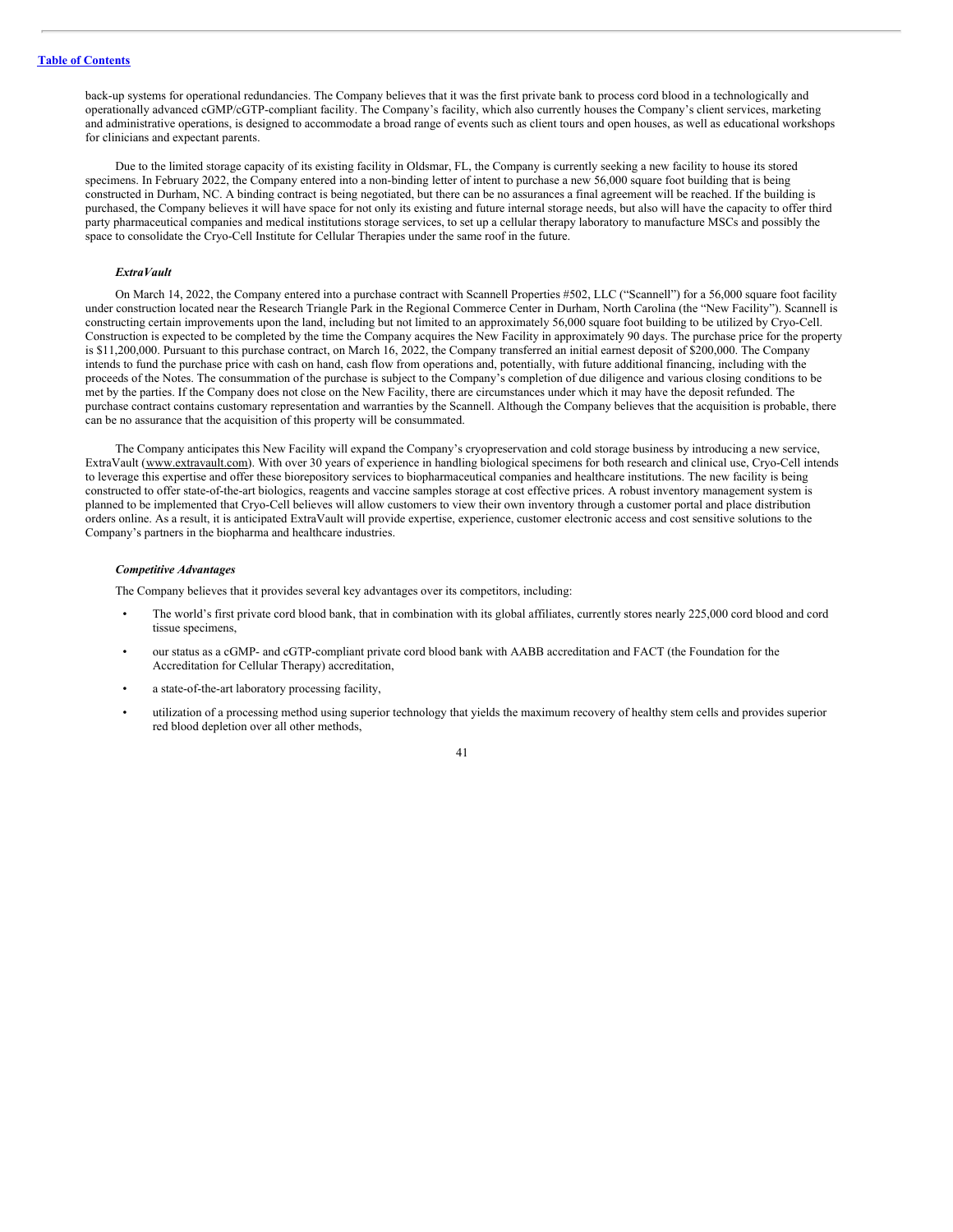back-up systems for operational redundancies. The Company believes that it was the first private bank to process cord blood in a technologically and operationally advanced cGMP/cGTP-compliant facility. The Company's facility, which also currently houses the Company's client services, marketing and administrative operations, is designed to accommodate a broad range of events such as client tours and open houses, as well as educational workshops for clinicians and expectant parents.

Due to the limited storage capacity of its existing facility in Oldsmar, FL, the Company is currently seeking a new facility to house its stored specimens. In February 2022, the Company entered into a non-binding letter of intent to purchase a new 56,000 square foot building that is being constructed in Durham, NC. A binding contract is being negotiated, but there can be no assurances a final agreement will be reached. If the building is purchased, the Company believes it will have space for not only its existing and future internal storage needs, but also will have the capacity to offer third party pharmaceutical companies and medical institutions storage services, to set up a cellular therapy laboratory to manufacture MSCs and possibly the space to consolidate the Cryo-Cell Institute for Cellular Therapies under the same roof in the future.

***ExtraVault***

On March 14, 2022, the Company entered into a purchase contract with Scannell Properties #502, LLC ("Scannell") for a 56,000 square foot facility under construction located near the Research Triangle Park in the Regional Commerce Center in Durham, North Carolina (the "New Facility"). Scannell is constructing certain improvements upon the land, including but not limited to an approximately 56,000 square foot building to be utilized by Cryo-Cell. Construction is expected to be completed by the time the Company acquires the New Facility in approximately 90 days. The purchase price for the property is $11,200,000. Pursuant to this purchase contract, on March 16, 2022, the Company transferred an initial earnest deposit of $200,000. The Company intends to fund the purchase price with cash on hand, cash flow from operations and, potentially, with future additional financing, including with the proceeds of the Notes. The consummation of the purchase is subject to the Company's completion of due diligence and various closing conditions to be met by the parties. If the Company does not close on the New Facility, there are circumstances under which it may have the deposit refunded. The purchase contract contains customary representation and warranties by the Scannell. Although the Company believes that the acquisition is probable, there can be no assurance that the acquisition of this property will be consummated.

The Company anticipates this New Facility will expand the Company's cryopreservation and cold storage business by introducing a new service, ExtraVault (www.extravault.com). With over 30 years of experience in handling biological specimens for both research and clinical use, Cryo-Cell intends to leverage this expertise and offer these biorepository services to biopharmaceutical companies and healthcare institutions. The new facility is being constructed to offer state-of-the-art biologics, reagents and vaccine samples storage at cost effective prices. A robust inventory management system is planned to be implemented that Cryo-Cell believes will allow customers to view their own inventory through a customer portal and place distribution orders online. As a result, it is anticipated ExtraVault will provide expertise, experience, customer electronic access and cost sensitive solutions to the Company's partners in the biopharma and healthcare industries.

***Competitive Advantages***

The Company believes that it provides several key advantages over its competitors, including:

- The world's first private cord blood bank, that in combination with its global affiliates, currently stores nearly 225,000 cord blood and cord tissue specimens,
- our status as a cGMP- and cGTP-compliant private cord blood bank with AABB accreditation and FACT (the Foundation for the Accreditation for Cellular Therapy) accreditation,
- a state-of-the-art laboratory processing facility,
- utilization of a processing method using superior technology that yields the maximum recovery of healthy stem cells and provides superior red blood depletion over all other methods,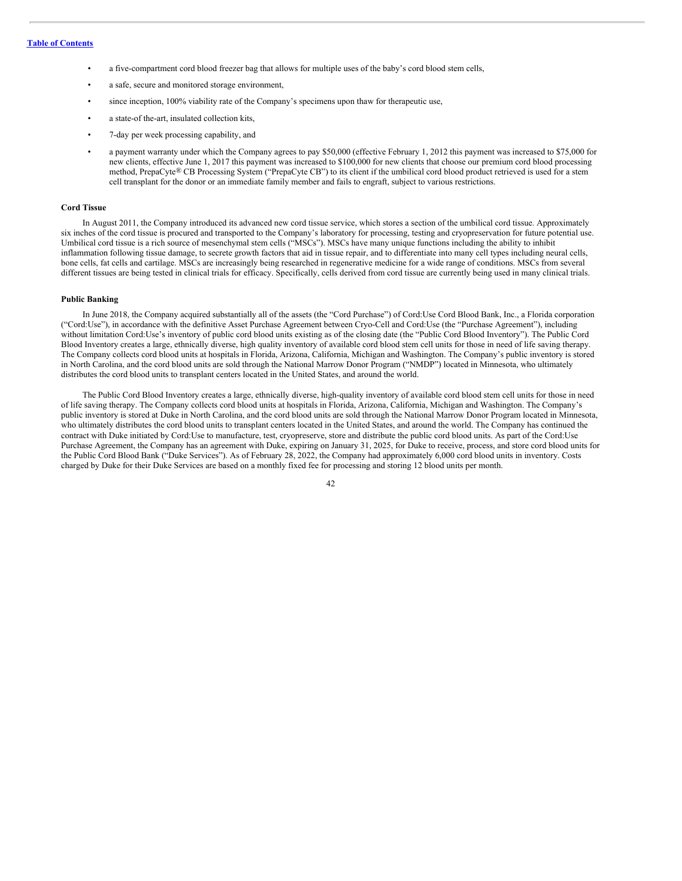- a five-compartment cord blood freezer bag that allows for multiple uses of the baby's cord blood stem cells,
- a safe, secure and monitored storage environment,
- since inception, 100% viability rate of the Company's specimens upon thaw for therapeutic use,
- a state-of the-art, insulated collection kits,
- 7-day per week processing capability, and
- a payment warranty under which the Company agrees to pay $50,000 (effective February 1, 2012 this payment was increased to $75,000 for new clients, effective June 1, 2017 this payment was increased to $100,000 for new clients that choose our premium cord blood processing method, PrepaCyte® CB Processing System ("PrepaCyte CB") to its client if the umbilical cord blood product retrieved is used for a stem cell transplant for the donor or an immediate family member and fails to engraft, subject to various restrictions.

**Cord Tissue**

In August 2011, the Company introduced its advanced new cord tissue service, which stores a section of the umbilical cord tissue. Approximately six inches of the cord tissue is procured and transported to the Company's laboratory for processing, testing and cryopreservation for future potential use. Umbilical cord tissue is a rich source of mesenchymal stem cells ("MSCs"). MSCs have many unique functions including the ability to inhibit inflammation following tissue damage, to secrete growth factors that aid in tissue repair, and to differentiate into many cell types including neural cells, bone cells, fat cells and cartilage. MSCs are increasingly being researched in regenerative medicine for a wide range of conditions. MSCs from several different tissues are being tested in clinical trials for efficacy. Specifically, cells derived from cord tissue are currently being used in many clinical trials.

**Public Banking**

In June 2018, the Company acquired substantially all of the assets (the "Cord Purchase") of Cord:Use Cord Blood Bank, Inc., a Florida corporation ("Cord:Use"), in accordance with the definitive Asset Purchase Agreement between Cryo-Cell and Cord:Use (the "Purchase Agreement"), including without limitation Cord:Use's inventory of public cord blood units existing as of the closing date (the "Public Cord Blood Inventory"). The Public Cord Blood Inventory creates a large, ethnically diverse, high quality inventory of available cord blood stem cell units for those in need of life saving therapy. The Company collects cord blood units at hospitals in Florida, Arizona, California, Michigan and Washington. The Company's public inventory is stored in North Carolina, and the cord blood units are sold through the National Marrow Donor Program ("NMDP") located in Minnesota, who ultimately distributes the cord blood units to transplant centers located in the United States, and around the world.

The Public Cord Blood Inventory creates a large, ethnically diverse, high-quality inventory of available cord blood stem cell units for those in need of life saving therapy. The Company collects cord blood units at hospitals in Florida, Arizona, California, Michigan and Washington. The Company's public inventory is stored at Duke in North Carolina, and the cord blood units are sold through the National Marrow Donor Program located in Minnesota, who ultimately distributes the cord blood units to transplant centers located in the United States, and around the world. The Company has continued the contract with Duke initiated by Cord:Use to manufacture, test, cryopreserve, store and distribute the public cord blood units. As part of the Cord:Use Purchase Agreement, the Company has an agreement with Duke, expiring on January 31, 2025, for Duke to receive, process, and store cord blood units for the Public Cord Blood Bank ("Duke Services"). As of February 28, 2022, the Company had approximately 6,000 cord blood units in inventory. Costs charged by Duke for their Duke Services are based on a monthly fixed fee for processing and storing 12 blood units per month.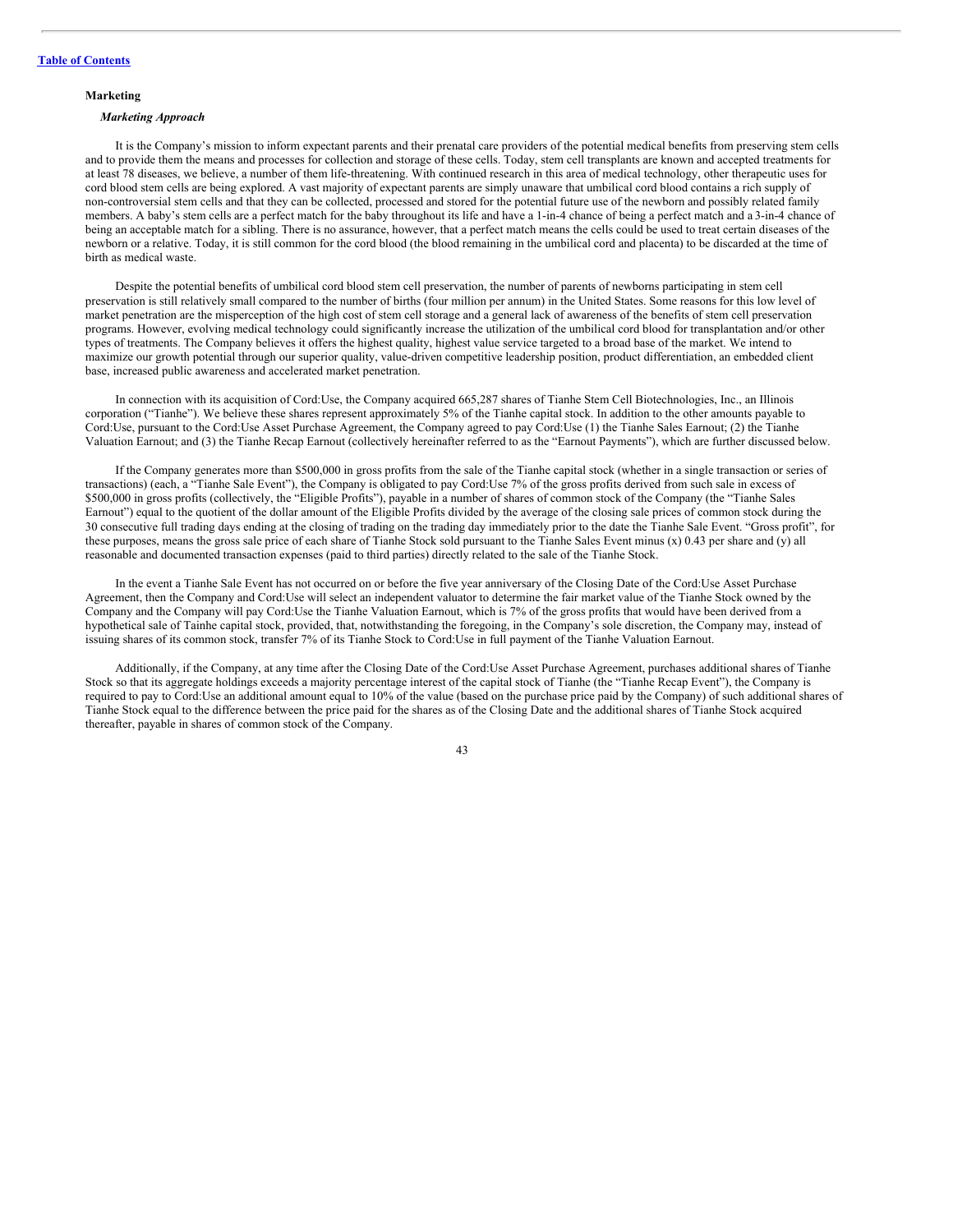### Marketing

#### *Marketing Approach*

It is the Company's mission to inform expectant parents and their prenatal care providers of the potential medical benefits from preserving stem cells and to provide them the means and processes for collection and storage of these cells. Today, stem cell transplants are known and accepted treatments for at least 78 diseases, we believe, a number of them life-threatening. With continued research in this area of medical technology, other therapeutic uses for cord blood stem cells are being explored. A vast majority of expectant parents are simply unaware that umbilical cord blood contains a rich supply of non-controversial stem cells and that they can be collected, processed and stored for the potential future use of the newborn and possibly related family members. A baby's stem cells are a perfect match for the baby throughout its life and have a 1-in-4 chance of being a perfect match and a 3-in-4 chance of being an acceptable match for a sibling. There is no assurance, however, that a perfect match means the cells could be used to treat certain diseases of the newborn or a relative. Today, it is still common for the cord blood (the blood remaining in the umbilical cord and placenta) to be discarded at the time of birth as medical waste.

Despite the potential benefits of umbilical cord blood stem cell preservation, the number of parents of newborns participating in stem cell preservation is still relatively small compared to the number of births (four million per annum) in the United States. Some reasons for this low level of market penetration are the misperception of the high cost of stem cell storage and a general lack of awareness of the benefits of stem cell preservation programs. However, evolving medical technology could significantly increase the utilization of the umbilical cord blood for transplantation and/or other types of treatments. The Company believes it offers the highest quality, highest value service targeted to a broad base of the market. We intend to maximize our growth potential through our superior quality, value-driven competitive leadership position, product differentiation, an embedded client base, increased public awareness and accelerated market penetration.

In connection with its acquisition of Cord:Use, the Company acquired 665,287 shares of Tianhe Stem Cell Biotechnologies, Inc., an Illinois corporation ("Tianhe"). We believe these shares represent approximately 5% of the Tianhe capital stock. In addition to the other amounts payable to Cord:Use, pursuant to the Cord:Use Asset Purchase Agreement, the Company agreed to pay Cord:Use (1) the Tianhe Sales Earnout; (2) the Tianhe Valuation Earnout; and (3) the Tianhe Recap Earnout (collectively hereinafter referred to as the "Earnout Payments"), which are further discussed below.

If the Company generates more than $500,000 in gross profits from the sale of the Tianhe capital stock (whether in a single transaction or series of transactions) (each, a "Tianhe Sale Event"), the Company is obligated to pay Cord:Use 7% of the gross profits derived from such sale in excess of $500,000 in gross profits (collectively, the "Eligible Profits"), payable in a number of shares of common stock of the Company (the "Tianhe Sales Earnout") equal to the quotient of the dollar amount of the Eligible Profits divided by the average of the closing sale prices of common stock during the 30 consecutive full trading days ending at the closing of trading on the trading day immediately prior to the date the Tianhe Sale Event. "Gross profit", for these purposes, means the gross sale price of each share of Tianhe Stock sold pursuant to the Tianhe Sales Event minus (x) 0.43 per share and (y) all reasonable and documented transaction expenses (paid to third parties) directly related to the sale of the Tianhe Stock.

In the event a Tianhe Sale Event has not occurred on or before the five year anniversary of the Closing Date of the Cord:Use Asset Purchase Agreement, then the Company and Cord:Use will select an independent valuator to determine the fair market value of the Tianhe Stock owned by the Company and the Company will pay Cord:Use the Tianhe Valuation Earnout, which is 7% of the gross profits that would have been derived from a hypothetical sale of Tainhe capital stock, provided, that, notwithstanding the foregoing, in the Company's sole discretion, the Company may, instead of issuing shares of its common stock, transfer 7% of its Tianhe Stock to Cord:Use in full payment of the Tianhe Valuation Earnout.

Additionally, if the Company, at any time after the Closing Date of the Cord:Use Asset Purchase Agreement, purchases additional shares of Tianhe Stock so that its aggregate holdings exceeds a majority percentage interest of the capital stock of Tianhe (the "Tianhe Recap Event"), the Company is required to pay to Cord:Use an additional amount equal to 10% of the value (based on the purchase price paid by the Company) of such additional shares of Tianhe Stock equal to the difference between the price paid for the shares as of the Closing Date and the additional shares of Tianhe Stock acquired thereafter, payable in shares of common stock of the Company.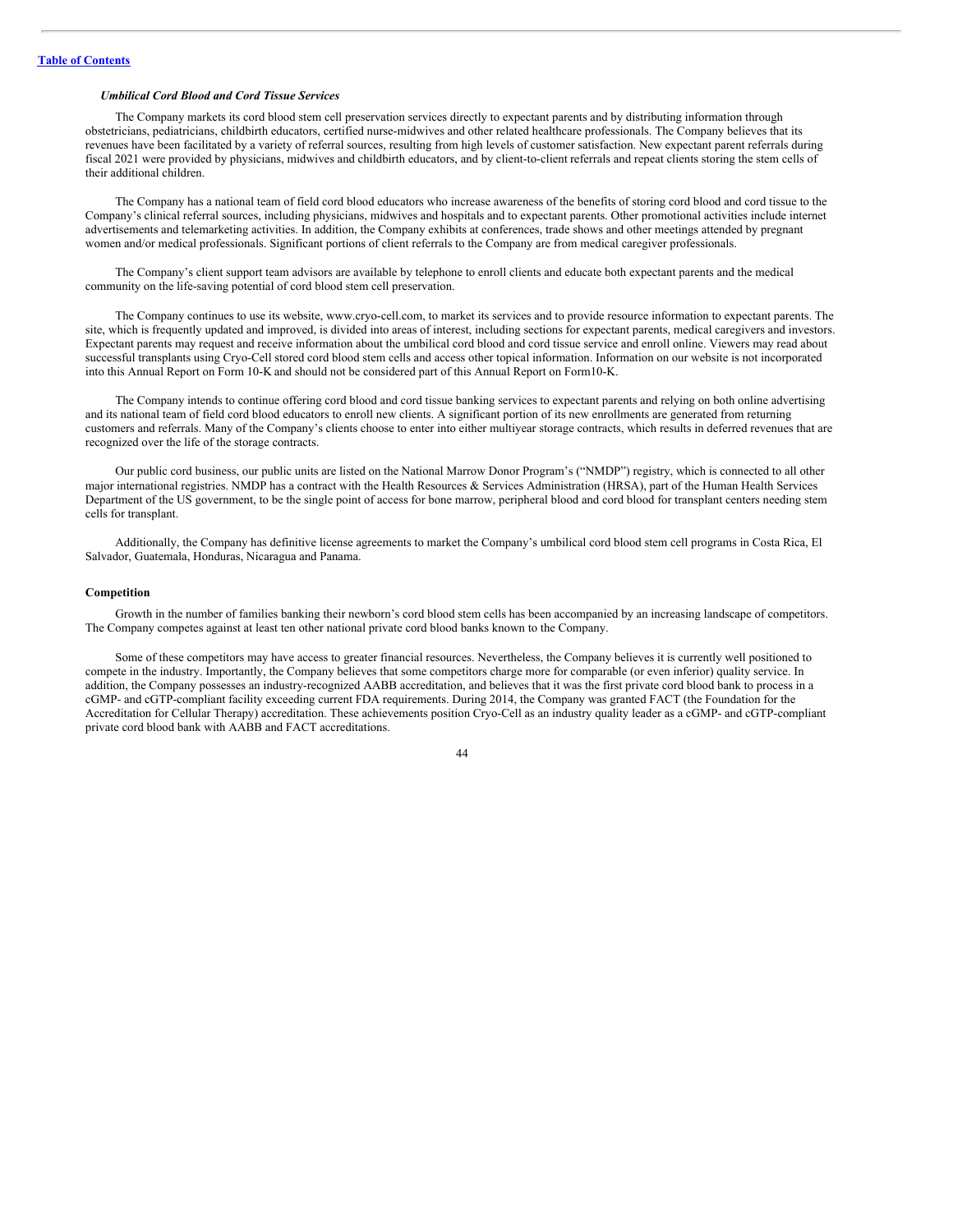### *Umbilical Cord Blood and Cord Tissue Services*

The Company markets its cord blood stem cell preservation services directly to expectant parents and by distributing information through obstetricians, pediatricians, childbirth educators, certified nurse-midwives and other related healthcare professionals. The Company believes that its revenues have been facilitated by a variety of referral sources, resulting from high levels of customer satisfaction. New expectant parent referrals during fiscal 2021 were provided by physicians, midwives and childbirth educators, and by client-to-client referrals and repeat clients storing the stem cells of their additional children.

The Company has a national team of field cord blood educators who increase awareness of the benefits of storing cord blood and cord tissue to the Company's clinical referral sources, including physicians, midwives and hospitals and to expectant parents. Other promotional activities include internet advertisements and telemarketing activities. In addition, the Company exhibits at conferences, trade shows and other meetings attended by pregnant women and/or medical professionals. Significant portions of client referrals to the Company are from medical caregiver professionals.

The Company's client support team advisors are available by telephone to enroll clients and educate both expectant parents and the medical community on the life-saving potential of cord blood stem cell preservation.

The Company continues to use its website, www.cryo-cell.com, to market its services and to provide resource information to expectant parents. The site, which is frequently updated and improved, is divided into areas of interest, including sections for expectant parents, medical caregivers and investors. Expectant parents may request and receive information about the umbilical cord blood and cord tissue service and enroll online. Viewers may read about successful transplants using Cryo-Cell stored cord blood stem cells and access other topical information. Information on our website is not incorporated into this Annual Report on Form 10-K and should not be considered part of this Annual Report on Form10-K.

The Company intends to continue offering cord blood and cord tissue banking services to expectant parents and relying on both online advertising and its national team of field cord blood educators to enroll new clients. A significant portion of its new enrollments are generated from returning customers and referrals. Many of the Company's clients choose to enter into either multiyear storage contracts, which results in deferred revenues that are recognized over the life of the storage contracts.

Our public cord business, our public units are listed on the National Marrow Donor Program's ("NMDP") registry, which is connected to all other major international registries. NMDP has a contract with the Health Resources & Services Administration (HRSA), part of the Human Health Services Department of the US government, to be the single point of access for bone marrow, peripheral blood and cord blood for transplant centers needing stem cells for transplant.

Additionally, the Company has definitive license agreements to market the Company's umbilical cord blood stem cell programs in Costa Rica, El Salvador, Guatemala, Honduras, Nicaragua and Panama.

### **Competition**

Growth in the number of families banking their newborn's cord blood stem cells has been accompanied by an increasing landscape of competitors. The Company competes against at least ten other national private cord blood banks known to the Company.

Some of these competitors may have access to greater financial resources. Nevertheless, the Company believes it is currently well positioned to compete in the industry. Importantly, the Company believes that some competitors charge more for comparable (or even inferior) quality service. In addition, the Company possesses an industry-recognized AABB accreditation, and believes that it was the first private cord blood bank to process in a cGMP- and cGTP-compliant facility exceeding current FDA requirements. During 2014, the Company was granted FACT (the Foundation for the Accreditation for Cellular Therapy) accreditation. These achievements position Cryo-Cell as an industry quality leader as a cGMP- and cGTP-compliant private cord blood bank with AABB and FACT accreditations.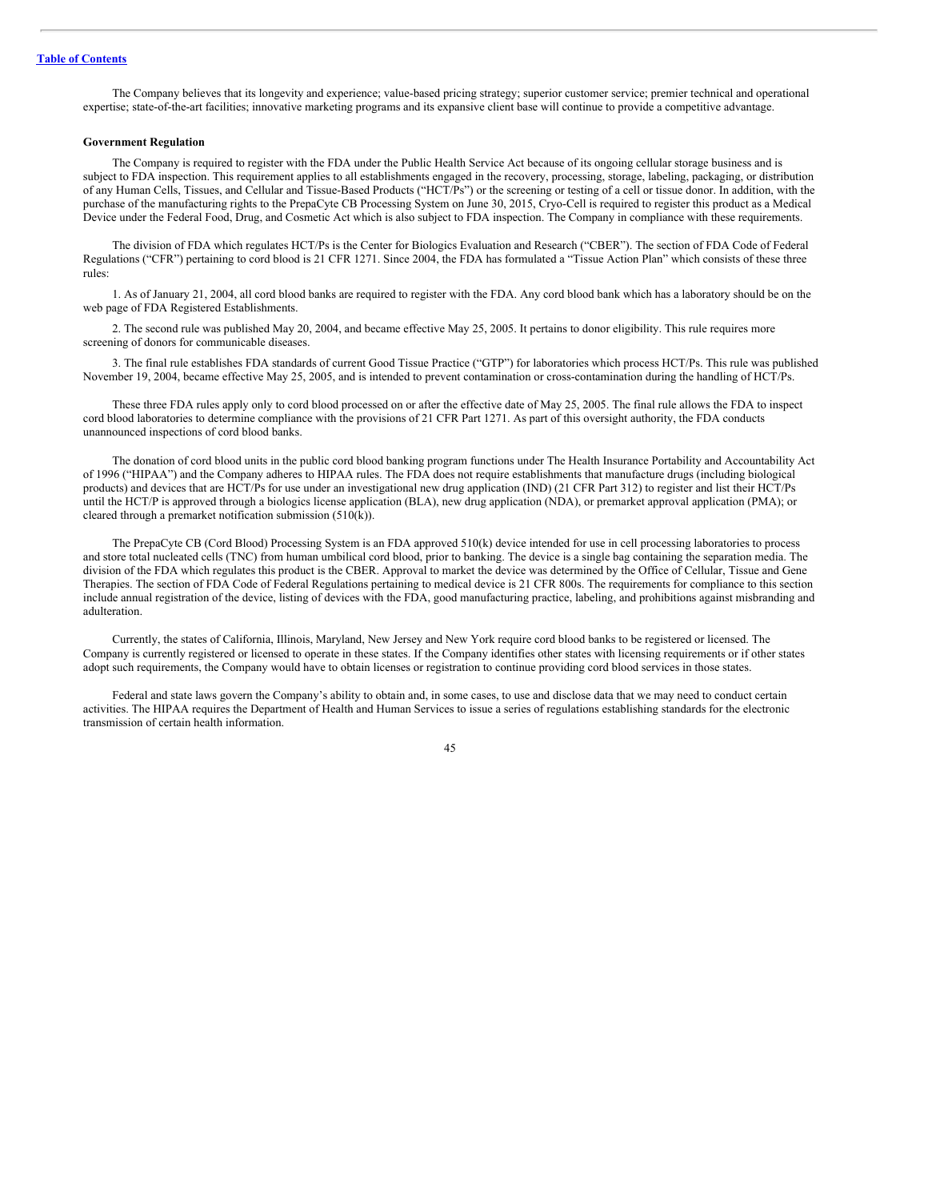The Company believes that its longevity and experience; value-based pricing strategy; superior customer service; premier technical and operational expertise; state-of-the-art facilities; innovative marketing programs and its expansive client base will continue to provide a competitive advantage.

**Government Regulation**

The Company is required to register with the FDA under the Public Health Service Act because of its ongoing cellular storage business and is subject to FDA inspection. This requirement applies to all establishments engaged in the recovery, processing, storage, labeling, packaging, or distribution of any Human Cells, Tissues, and Cellular and Tissue-Based Products ("HCT/Ps") or the screening or testing of a cell or tissue donor. In addition, with the purchase of the manufacturing rights to the PrepaCyte CB Processing System on June 30, 2015, Cryo-Cell is required to register this product as a Medical Device under the Federal Food, Drug, and Cosmetic Act which is also subject to FDA inspection. The Company in compliance with these requirements.

The division of FDA which regulates HCT/Ps is the Center for Biologics Evaluation and Research ("CBER"). The section of FDA Code of Federal Regulations ("CFR") pertaining to cord blood is 21 CFR 1271. Since 2004, the FDA has formulated a "Tissue Action Plan" which consists of these three rules:

1. As of January 21, 2004, all cord blood banks are required to register with the FDA. Any cord blood bank which has a laboratory should be on the web page of FDA Registered Establishments.

2. The second rule was published May 20, 2004, and became effective May 25, 2005. It pertains to donor eligibility. This rule requires more screening of donors for communicable diseases.

3. The final rule establishes FDA standards of current Good Tissue Practice ("GTP") for laboratories which process HCT/Ps. This rule was published November 19, 2004, became effective May 25, 2005, and is intended to prevent contamination or cross-contamination during the handling of HCT/Ps.

These three FDA rules apply only to cord blood processed on or after the effective date of May 25, 2005. The final rule allows the FDA to inspect cord blood laboratories to determine compliance with the provisions of 21 CFR Part 1271. As part of this oversight authority, the FDA conducts unannounced inspections of cord blood banks.

The donation of cord blood units in the public cord blood banking program functions under The Health Insurance Portability and Accountability Act of 1996 ("HIPAA") and the Company adheres to HIPAA rules. The FDA does not require establishments that manufacture drugs (including biological products) and devices that are HCT/Ps for use under an investigational new drug application (IND) (21 CFR Part 312) to register and list their HCT/Ps until the HCT/P is approved through a biologics license application (BLA), new drug application (NDA), or premarket approval application (PMA); or cleared through a premarket notification submission (510(k)).

The PrepaCyte CB (Cord Blood) Processing System is an FDA approved 510(k) device intended for use in cell processing laboratories to process and store total nucleated cells (TNC) from human umbilical cord blood, prior to banking. The device is a single bag containing the separation media. The division of the FDA which regulates this product is the CBER. Approval to market the device was determined by the Office of Cellular, Tissue and Gene Therapies. The section of FDA Code of Federal Regulations pertaining to medical device is 21 CFR 800s. The requirements for compliance to this section include annual registration of the device, listing of devices with the FDA, good manufacturing practice, labeling, and prohibitions against misbranding and adulteration.

Currently, the states of California, Illinois, Maryland, New Jersey and New York require cord blood banks to be registered or licensed. The Company is currently registered or licensed to operate in these states. If the Company identifies other states with licensing requirements or if other states adopt such requirements, the Company would have to obtain licenses or registration to continue providing cord blood services in those states.

Federal and state laws govern the Company's ability to obtain and, in some cases, to use and disclose data that we may need to conduct certain activities. The HIPAA requires the Department of Health and Human Services to issue a series of regulations establishing standards for the electronic transmission of certain health information.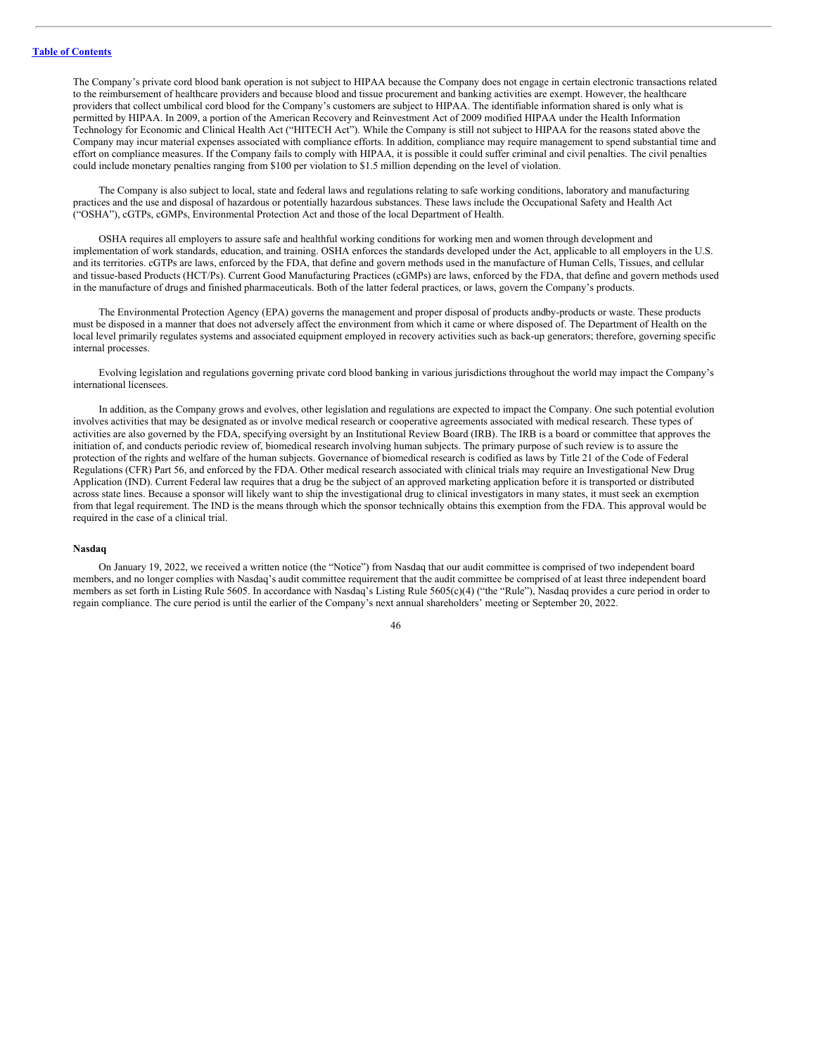The Company's private cord blood bank operation is not subject to HIPAA because the Company does not engage in certain electronic transactions related to the reimbursement of healthcare providers and because blood and tissue procurement and banking activities are exempt. However, the healthcare providers that collect umbilical cord blood for the Company's customers are subject to HIPAA. The identifiable information shared is only what is permitted by HIPAA. In 2009, a portion of the American Recovery and Reinvestment Act of 2009 modified HIPAA under the Health Information Technology for Economic and Clinical Health Act ("HITECH Act"). While the Company is still not subject to HIPAA for the reasons stated above the Company may incur material expenses associated with compliance efforts. In addition, compliance may require management to spend substantial time and effort on compliance measures. If the Company fails to comply with HIPAA, it is possible it could suffer criminal and civil penalties. The civil penalties could include monetary penalties ranging from $100 per violation to $1.5 million depending on the level of violation.

The Company is also subject to local, state and federal laws and regulations relating to safe working conditions, laboratory and manufacturing practices and the use and disposal of hazardous or potentially hazardous substances. These laws include the Occupational Safety and Health Act ("OSHA"), cGTPs, cGMPs, Environmental Protection Act and those of the local Department of Health.

OSHA requires all employers to assure safe and healthful working conditions for working men and women through development and implementation of work standards, education, and training. OSHA enforces the standards developed under the Act, applicable to all employers in the U.S. and its territories. cGTPs are laws, enforced by the FDA, that define and govern methods used in the manufacture of Human Cells, Tissues, and cellular and tissue-based Products (HCT/Ps). Current Good Manufacturing Practices (cGMPs) are laws, enforced by the FDA, that define and govern methods used in the manufacture of drugs and finished pharmaceuticals. Both of the latter federal practices, or laws, govern the Company's products.

The Environmental Protection Agency (EPA) governs the management and proper disposal of products andby-products or waste. These products must be disposed in a manner that does not adversely affect the environment from which it came or where disposed of. The Department of Health on the local level primarily regulates systems and associated equipment employed in recovery activities such as back-up generators; therefore, governing specific internal processes.

Evolving legislation and regulations governing private cord blood banking in various jurisdictions throughout the world may impact the Company's international licensees.

In addition, as the Company grows and evolves, other legislation and regulations are expected to impact the Company. One such potential evolution involves activities that may be designated as or involve medical research or cooperative agreements associated with medical research. These types of activities are also governed by the FDA, specifying oversight by an Institutional Review Board (IRB). The IRB is a board or committee that approves the initiation of, and conducts periodic review of, biomedical research involving human subjects. The primary purpose of such review is to assure the protection of the rights and welfare of the human subjects. Governance of biomedical research is codified as laws by Title 21 of the Code of Federal Regulations (CFR) Part 56, and enforced by the FDA. Other medical research associated with clinical trials may require an Investigational New Drug Application (IND). Current Federal law requires that a drug be the subject of an approved marketing application before it is transported or distributed across state lines. Because a sponsor will likely want to ship the investigational drug to clinical investigators in many states, it must seek an exemption from that legal requirement. The IND is the means through which the sponsor technically obtains this exemption from the FDA. This approval would be required in the case of a clinical trial.

**Nasdaq**

On January 19, 2022, we received a written notice (the "Notice") from Nasdaq that our audit committee is comprised of two independent board members, and no longer complies with Nasdaq's audit committee requirement that the audit committee be comprised of at least three independent board members as set forth in Listing Rule 5605. In accordance with Nasdaq's Listing Rule 5605(c)(4) ("the "Rule"), Nasdaq provides a cure period in order to regain compliance. The cure period is until the earlier of the Company's next annual shareholders' meeting or September 20, 2022.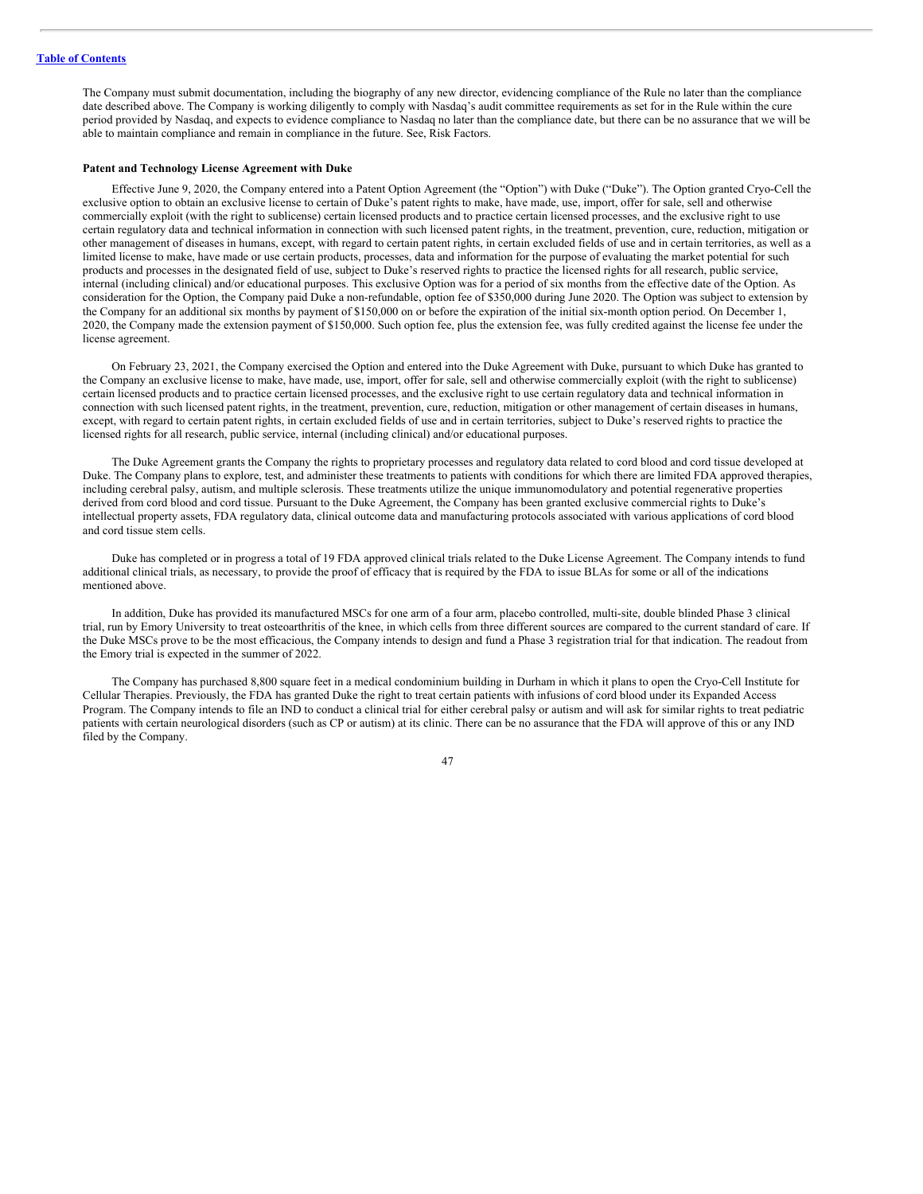The Company must submit documentation, including the biography of any new director, evidencing compliance of the Rule no later than the compliance date described above. The Company is working diligently to comply with Nasdaq's audit committee requirements as set for in the Rule within the cure period provided by Nasdaq, and expects to evidence compliance to Nasdaq no later than the compliance date, but there can be no assurance that we will be able to maintain compliance and remain in compliance in the future. See, Risk Factors.

**Patent and Technology License Agreement with Duke**

Effective June 9, 2020, the Company entered into a Patent Option Agreement (the "Option") with Duke ("Duke"). The Option granted Cryo-Cell the exclusive option to obtain an exclusive license to certain of Duke's patent rights to make, have made, use, import, offer for sale, sell and otherwise commercially exploit (with the right to sublicense) certain licensed products and to practice certain licensed processes, and the exclusive right to use certain regulatory data and technical information in connection with such licensed patent rights, in the treatment, prevention, cure, reduction, mitigation or other management of diseases in humans, except, with regard to certain patent rights, in certain excluded fields of use and in certain territories, as well as a limited license to make, have made or use certain products, processes, data and information for the purpose of evaluating the market potential for such products and processes in the designated field of use, subject to Duke's reserved rights to practice the licensed rights for all research, public service, internal (including clinical) and/or educational purposes. This exclusive Option was for a period of six months from the effective date of the Option. As consideration for the Option, the Company paid Duke a non-refundable, option fee of $350,000 during June 2020. The Option was subject to extension by the Company for an additional six months by payment of $150,000 on or before the expiration of the initial six-month option period. On December 1, 2020, the Company made the extension payment of $150,000. Such option fee, plus the extension fee, was fully credited against the license fee under the license agreement.

On February 23, 2021, the Company exercised the Option and entered into the Duke Agreement with Duke, pursuant to which Duke has granted to the Company an exclusive license to make, have made, use, import, offer for sale, sell and otherwise commercially exploit (with the right to sublicense) certain licensed products and to practice certain licensed processes, and the exclusive right to use certain regulatory data and technical information in connection with such licensed patent rights, in the treatment, prevention, cure, reduction, mitigation or other management of certain diseases in humans, except, with regard to certain patent rights, in certain excluded fields of use and in certain territories, subject to Duke's reserved rights to practice the licensed rights for all research, public service, internal (including clinical) and/or educational purposes.

The Duke Agreement grants the Company the rights to proprietary processes and regulatory data related to cord blood and cord tissue developed at Duke. The Company plans to explore, test, and administer these treatments to patients with conditions for which there are limited FDA approved therapies, including cerebral palsy, autism, and multiple sclerosis. These treatments utilize the unique immunomodulatory and potential regenerative properties derived from cord blood and cord tissue. Pursuant to the Duke Agreement, the Company has been granted exclusive commercial rights to Duke's intellectual property assets, FDA regulatory data, clinical outcome data and manufacturing protocols associated with various applications of cord blood and cord tissue stem cells.

Duke has completed or in progress a total of 19 FDA approved clinical trials related to the Duke License Agreement. The Company intends to fund additional clinical trials, as necessary, to provide the proof of efficacy that is required by the FDA to issue BLAs for some or all of the indications mentioned above.

In addition, Duke has provided its manufactured MSCs for one arm of a four arm, placebo controlled, multi-site, double blinded Phase 3 clinical trial, run by Emory University to treat osteoarthritis of the knee, in which cells from three different sources are compared to the current standard of care. If the Duke MSCs prove to be the most efficacious, the Company intends to design and fund a Phase 3 registration trial for that indication. The readout from the Emory trial is expected in the summer of 2022.

The Company has purchased 8,800 square feet in a medical condominium building in Durham in which it plans to open the Cryo-Cell Institute for Cellular Therapies. Previously, the FDA has granted Duke the right to treat certain patients with infusions of cord blood under its Expanded Access Program. The Company intends to file an IND to conduct a clinical trial for either cerebral palsy or autism and will ask for similar rights to treat pediatric patients with certain neurological disorders (such as CP or autism) at its clinic. There can be no assurance that the FDA will approve of this or any IND filed by the Company.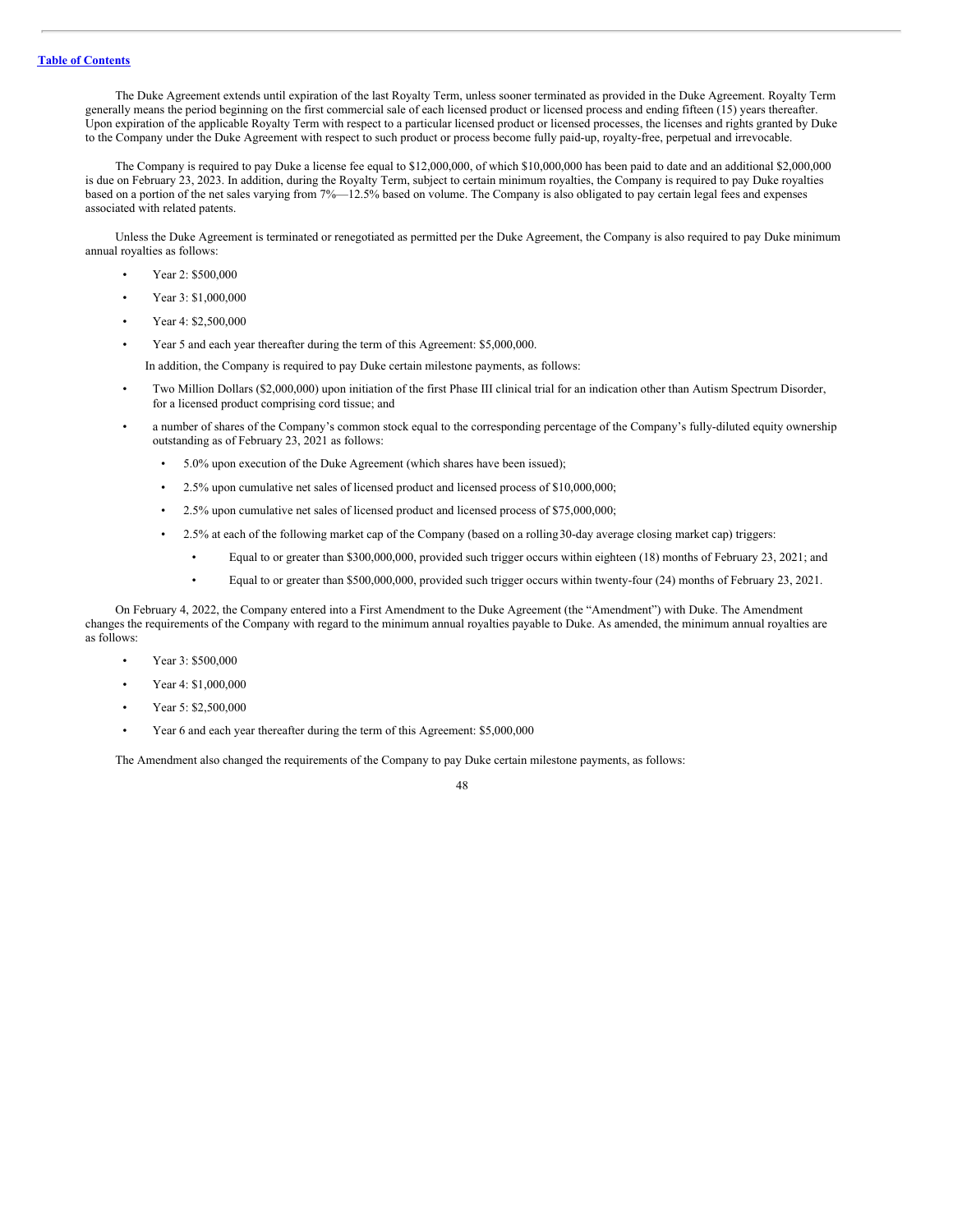The Duke Agreement extends until expiration of the last Royalty Term, unless sooner terminated as provided in the Duke Agreement. Royalty Term generally means the period beginning on the first commercial sale of each licensed product or licensed process and ending fifteen (15) years thereafter. Upon expiration of the applicable Royalty Term with respect to a particular licensed product or licensed processes, the licenses and rights granted by Duke to the Company under the Duke Agreement with respect to such product or process become fully paid-up, royalty-free, perpetual and irrevocable.

The Company is required to pay Duke a license fee equal to $12,000,000, of which $10,000,000 has been paid to date and an additional $2,000,000 is due on February 23, 2023. In addition, during the Royalty Term, subject to certain minimum royalties, the Company is required to pay Duke royalties based on a portion of the net sales varying from 7%—12.5% based on volume. The Company is also obligated to pay certain legal fees and expenses associated with related patents.

Unless the Duke Agreement is terminated or renegotiated as permitted per the Duke Agreement, the Company is also required to pay Duke minimum annual royalties as follows:

- Year 2: $500,000
- Year 3: $1,000,000
- Year 4: $2,500,000
- Year 5 and each year thereafter during the term of this Agreement: $5,000,000.

In addition, the Company is required to pay Duke certain milestone payments, as follows:

- Two Million Dollars ($2,000,000) upon initiation of the first Phase III clinical trial for an indication other than Autism Spectrum Disorder, for a licensed product comprising cord tissue; and
- a number of shares of the Company's common stock equal to the corresponding percentage of the Company's fully-diluted equity ownership outstanding as of February 23, 2021 as follows:
  - 5.0% upon execution of the Duke Agreement (which shares have been issued);
  - 2.5% upon cumulative net sales of licensed product and licensed process of $10,000,000;
  - 2.5% upon cumulative net sales of licensed product and licensed process of $75,000,000;
  - 2.5% at each of the following market cap of the Company (based on a rolling 30-day average closing market cap) triggers:
    - Equal to or greater than $300,000,000, provided such trigger occurs within eighteen (18) months of February 23, 2021; and
    - Equal to or greater than $500,000,000, provided such trigger occurs within twenty-four (24) months of February 23, 2021.

On February 4, 2022, the Company entered into a First Amendment to the Duke Agreement (the "Amendment") with Duke. The Amendment changes the requirements of the Company with regard to the minimum annual royalties payable to Duke. As amended, the minimum annual royalties are as follows:

- Year 3: $500,000
- Year 4: $1,000,000
- Year 5: $2,500,000
- Year 6 and each year thereafter during the term of this Agreement: $5,000,000

The Amendment also changed the requirements of the Company to pay Duke certain milestone payments, as follows: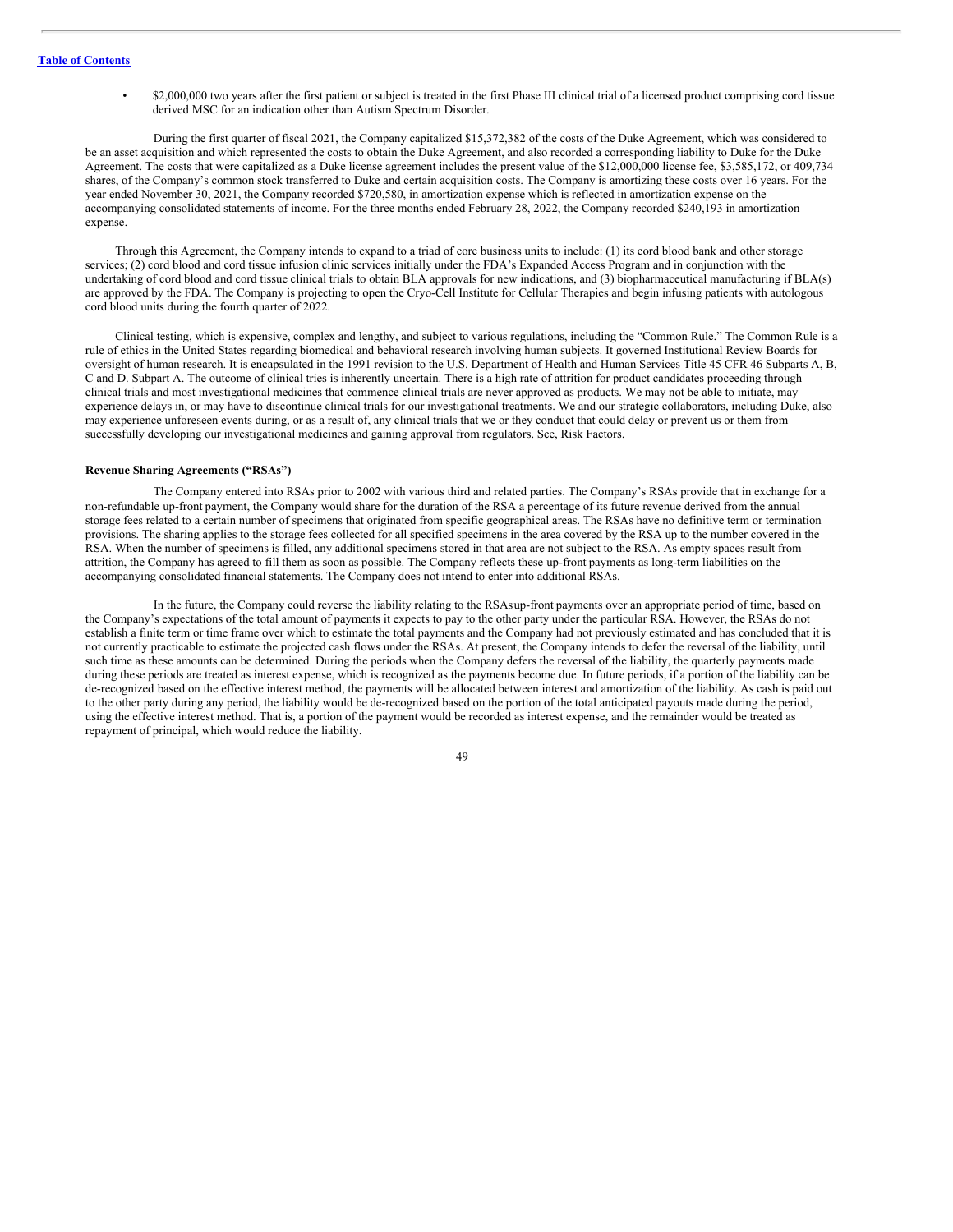- $2,000,000 two years after the first patient or subject is treated in the first Phase III clinical trial of a licensed product comprising cord tissue derived MSC for an indication other than Autism Spectrum Disorder.

During the first quarter of fiscal 2021, the Company capitalized $15,372,382 of the costs of the Duke Agreement, which was considered to be an asset acquisition and which represented the costs to obtain the Duke Agreement, and also recorded a corresponding liability to Duke for the Duke Agreement. The costs that were capitalized as a Duke license agreement includes the present value of the $12,000,000 license fee, $3,585,172, or 409,734 shares, of the Company's common stock transferred to Duke and certain acquisition costs. The Company is amortizing these costs over 16 years. For the year ended November 30, 2021, the Company recorded $720,580, in amortization expense which is reflected in amortization expense on the accompanying consolidated statements of income. For the three months ended February 28, 2022, the Company recorded $240,193 in amortization expense.

Through this Agreement, the Company intends to expand to a triad of core business units to include: (1) its cord blood bank and other storage services; (2) cord blood and cord tissue infusion clinic services initially under the FDA's Expanded Access Program and in conjunction with the undertaking of cord blood and cord tissue clinical trials to obtain BLA approvals for new indications, and (3) biopharmaceutical manufacturing if BLA(s) are approved by the FDA. The Company is projecting to open the Cryo-Cell Institute for Cellular Therapies and begin infusing patients with autologous cord blood units during the fourth quarter of 2022.

Clinical testing, which is expensive, complex and lengthy, and subject to various regulations, including the "Common Rule." The Common Rule is a rule of ethics in the United States regarding biomedical and behavioral research involving human subjects. It governed Institutional Review Boards for oversight of human research. It is encapsulated in the 1991 revision to the U.S. Department of Health and Human Services Title 45 CFR 46 Subparts A, B, C and D. Subpart A. The outcome of clinical tries is inherently uncertain. There is a high rate of attrition for product candidates proceeding through clinical trials and most investigational medicines that commence clinical trials are never approved as products. We may not be able to initiate, may experience delays in, or may have to discontinue clinical trials for our investigational treatments. We and our strategic collaborators, including Duke, also may experience unforeseen events during, or as a result of, any clinical trials that we or they conduct that could delay or prevent us or them from successfully developing our investigational medicines and gaining approval from regulators. See, Risk Factors.

**Revenue Sharing Agreements ("RSAs")**

The Company entered into RSAs prior to 2002 with various third and related parties. The Company's RSAs provide that in exchange for a non-refundable up-front payment, the Company would share for the duration of the RSA a percentage of its future revenue derived from the annual storage fees related to a certain number of specimens that originated from specific geographical areas. The RSAs have no definitive term or termination provisions. The sharing applies to the storage fees collected for all specified specimens in the area covered by the RSA up to the number covered in the RSA. When the number of specimens is filled, any additional specimens stored in that area are not subject to the RSA. As empty spaces result from attrition, the Company has agreed to fill them as soon as possible. The Company reflects these up-front payments as long-term liabilities on the accompanying consolidated financial statements. The Company does not intend to enter into additional RSAs.

In the future, the Company could reverse the liability relating to the RSAs up-front payments over an appropriate period of time, based on the Company's expectations of the total amount of payments it expects to pay to the other party under the particular RSA. However, the RSAs do not establish a finite term or time frame over which to estimate the total payments and the Company had not previously estimated and has concluded that it is not currently practicable to estimate the projected cash flows under the RSAs. At present, the Company intends to defer the reversal of the liability, until such time as these amounts can be determined. During the periods when the Company defers the reversal of the liability, the quarterly payments made during these periods are treated as interest expense, which is recognized as the payments become due. In future periods, if a portion of the liability can be de-recognized based on the effective interest method, the payments will be allocated between interest and amortization of the liability. As cash is paid out to the other party during any period, the liability would be de-recognized based on the portion of the total anticipated payouts made during the period, using the effective interest method. That is, a portion of the payment would be recorded as interest expense, and the remainder would be treated as repayment of principal, which would reduce the liability.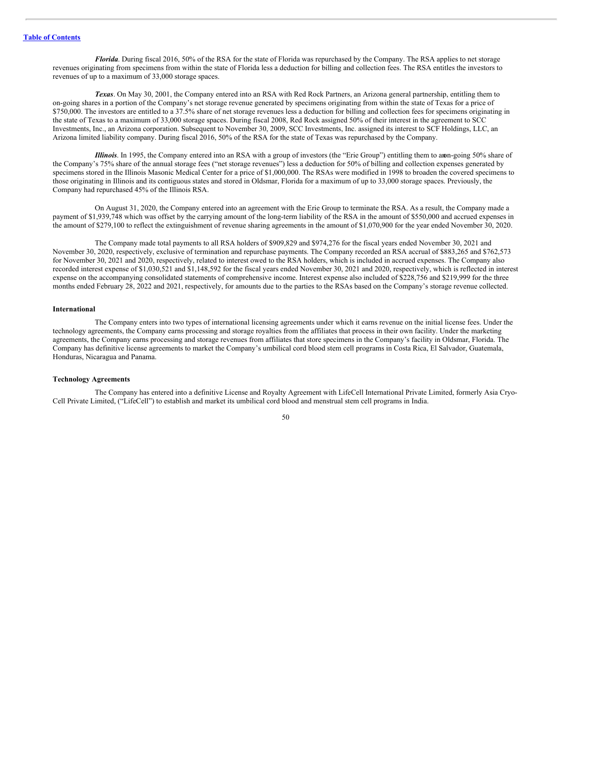*Florida*. During fiscal 2016, 50% of the RSA for the state of Florida was repurchased by the Company. The RSA applies to net storage revenues originating from specimens from within the state of Florida less a deduction for billing and collection fees. The RSA entitles the investors to revenues of up to a maximum of 33,000 storage spaces.

*Texas*. On May 30, 2001, the Company entered into an RSA with Red Rock Partners, an Arizona general partnership, entitling them to on-going shares in a portion of the Company's net storage revenue generated by specimens originating from within the state of Texas for a price of $750,000. The investors are entitled to a 37.5% share of net storage revenues less a deduction for billing and collection fees for specimens originating in the state of Texas to a maximum of 33,000 storage spaces. During fiscal 2008, Red Rock assigned 50% of their interest in the agreement to SCC Investments, Inc., an Arizona corporation. Subsequent to November 30, 2009, SCC Investments, Inc. assigned its interest to SCF Holdings, LLC, an Arizona limited liability company. During fiscal 2016, 50% of the RSA for the state of Texas was repurchased by the Company.

*Illinois*. In 1995, the Company entered into an RSA with a group of investors (the "Erie Group") entitling them to an on-going 50% share of the Company's 75% share of the annual storage fees ("net storage revenues") less a deduction for 50% of billing and collection expenses generated by specimens stored in the Illinois Masonic Medical Center for a price of $1,000,000. The RSAs were modified in 1998 to broaden the covered specimens to those originating in Illinois and its contiguous states and stored in Oldsmar, Florida for a maximum of up to 33,000 storage spaces. Previously, the Company had repurchased 45% of the Illinois RSA.

On August 31, 2020, the Company entered into an agreement with the Erie Group to terminate the RSA. As a result, the Company made a payment of $1,939,748 which was offset by the carrying amount of the long-term liability of the RSA in the amount of $550,000 and accrued expenses in the amount of $279,100 to reflect the extinguishment of revenue sharing agreements in the amount of $1,070,900 for the year ended November 30, 2020.

The Company made total payments to all RSA holders of $909,829 and $974,276 for the fiscal years ended November 30, 2021 and November 30, 2020, respectively, exclusive of termination and repurchase payments. The Company recorded an RSA accrual of $883,265 and $762,573 for November 30, 2021 and 2020, respectively, related to interest owed to the RSA holders, which is included in accrued expenses. The Company also recorded interest expense of $1,030,521 and $1,148,592 for the fiscal years ended November 30, 2021 and 2020, respectively, which is reflected in interest expense on the accompanying consolidated statements of comprehensive income. Interest expense also included of $228,756 and $219,999 for the three months ended February 28, 2022 and 2021, respectively, for amounts due to the parties to the RSAs based on the Company's storage revenue collected.

#### International

The Company enters into two types of international licensing agreements under which it earns revenue on the initial license fees. Under the technology agreements, the Company earns processing and storage royalties from the affiliates that process in their own facility. Under the marketing agreements, the Company earns processing and storage revenues from affiliates that store specimens in the Company's facility in Oldsmar, Florida. The Company has definitive license agreements to market the Company's umbilical cord blood stem cell programs in Costa Rica, El Salvador, Guatemala, Honduras, Nicaragua and Panama.

#### Technology Agreements

The Company has entered into a definitive License and Royalty Agreement with LifeCell International Private Limited, formerly Asia Cryo-Cell Private Limited, ("LifeCell") to establish and market its umbilical cord blood and menstrual stem cell programs in India.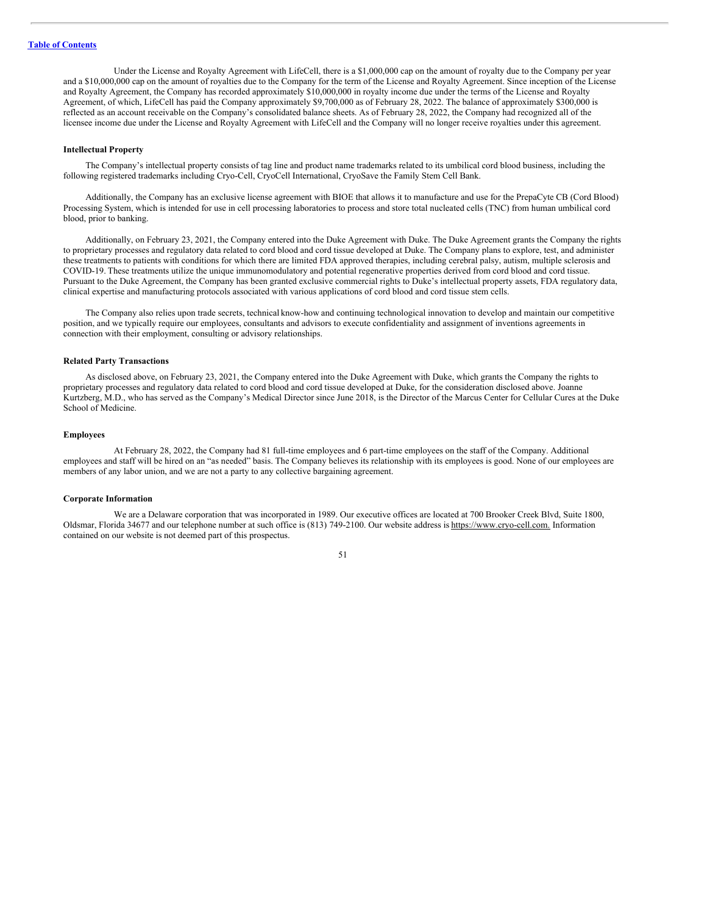Under the License and Royalty Agreement with LifeCell, there is a $1,000,000 cap on the amount of royalty due to the Company per year and a $10,000,000 cap on the amount of royalties due to the Company for the term of the License and Royalty Agreement. Since inception of the License and Royalty Agreement, the Company has recorded approximately $10,000,000 in royalty income due under the terms of the License and Royalty Agreement, of which, LifeCell has paid the Company approximately $9,700,000 as of February 28, 2022. The balance of approximately $300,000 is reflected as an account receivable on the Company's consolidated balance sheets. As of February 28, 2022, the Company had recognized all of the licensee income due under the License and Royalty Agreement with LifeCell and the Company will no longer receive royalties under this agreement.

**Intellectual Property**

The Company's intellectual property consists of tag line and product name trademarks related to its umbilical cord blood business, including the following registered trademarks including Cryo-Cell, CryoCell International, CryoSave the Family Stem Cell Bank.

Additionally, the Company has an exclusive license agreement with BIOE that allows it to manufacture and use for the PrepaCyte CB (Cord Blood) Processing System, which is intended for use in cell processing laboratories to process and store total nucleated cells (TNC) from human umbilical cord blood, prior to banking.

Additionally, on February 23, 2021, the Company entered into the Duke Agreement with Duke. The Duke Agreement grants the Company the rights to proprietary processes and regulatory data related to cord blood and cord tissue developed at Duke. The Company plans to explore, test, and administer these treatments to patients with conditions for which there are limited FDA approved therapies, including cerebral palsy, autism, multiple sclerosis and COVID-19. These treatments utilize the unique immunomodulatory and potential regenerative properties derived from cord blood and cord tissue. Pursuant to the Duke Agreement, the Company has been granted exclusive commercial rights to Duke's intellectual property assets, FDA regulatory data, clinical expertise and manufacturing protocols associated with various applications of cord blood and cord tissue stem cells.

The Company also relies upon trade secrets, technical know-how and continuing technological innovation to develop and maintain our competitive position, and we typically require our employees, consultants and advisors to execute confidentiality and assignment of inventions agreements in connection with their employment, consulting or advisory relationships.

**Related Party Transactions**

As disclosed above, on February 23, 2021, the Company entered into the Duke Agreement with Duke, which grants the Company the rights to proprietary processes and regulatory data related to cord blood and cord tissue developed at Duke, for the consideration disclosed above. Joanne Kurtzberg, M.D., who has served as the Company's Medical Director since June 2018, is the Director of the Marcus Center for Cellular Cures at the Duke School of Medicine.

**Employees**

At February 28, 2022, the Company had 81 full-time employees and 6 part-time employees on the staff of the Company. Additional employees and staff will be hired on an "as needed" basis. The Company believes its relationship with its employees is good. None of our employees are members of any labor union, and we are not a party to any collective bargaining agreement.

**Corporate Information**

We are a Delaware corporation that was incorporated in 1989. Our executive offices are located at 700 Brooker Creek Blvd, Suite 1800, Oldsmar, Florida 34677 and our telephone number at such office is (813) 749-2100. Our website address is https://www.cryo-cell.com. Information contained on our website is not deemed part of this prospectus.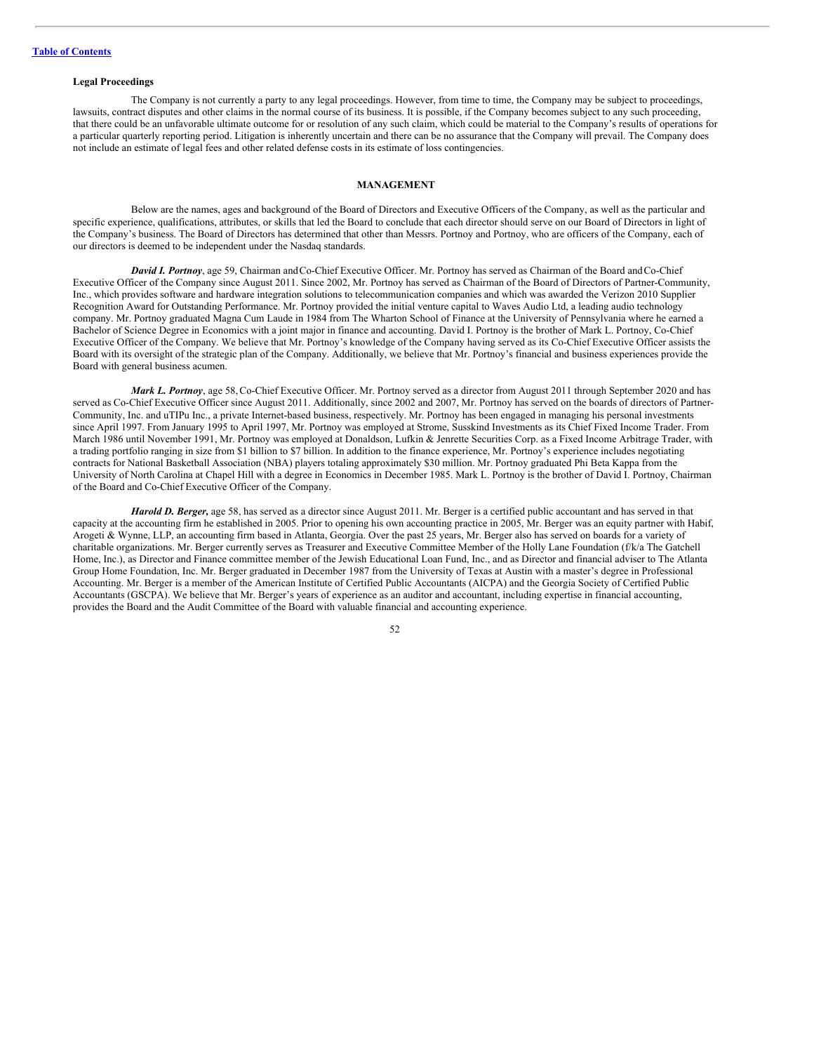### Legal Proceedings

The Company is not currently a party to any legal proceedings. However, from time to time, the Company may be subject to proceedings, lawsuits, contract disputes and other claims in the normal course of its business. It is possible, if the Company becomes subject to any such proceeding, that there could be an unfavorable ultimate outcome for or resolution of any such claim, which could be material to the Company's results of operations for a particular quarterly reporting period. Litigation is inherently uncertain and there can be no assurance that the Company will prevail. The Company does not include an estimate of legal fees and other related defense costs in its estimate of loss contingencies.

## MANAGEMENT

Below are the names, ages and background of the Board of Directors and Executive Officers of the Company, as well as the particular and specific experience, qualifications, attributes, or skills that led the Board to conclude that each director should serve on our Board of Directors in light of the Company's business. The Board of Directors has determined that other than Messrs. Portnoy and Portnoy, who are officers of the Company, each of our directors is deemed to be independent under the Nasdaq standards.

***David I. Portnoy***, age 59, Chairman and Co-Chief Executive Officer. Mr. Portnoy has served as Chairman of the Board and Co-Chief Executive Officer of the Company since August 2011. Since 2002, Mr. Portnoy has served as Chairman of the Board of Directors of Partner-Community, Inc., which provides software and hardware integration solutions to telecommunication companies and which was awarded the Verizon 2010 Supplier Recognition Award for Outstanding Performance. Mr. Portnoy provided the initial venture capital to Waves Audio Ltd, a leading audio technology company. Mr. Portnoy graduated Magna Cum Laude in 1984 from The Wharton School of Finance at the University of Pennsylvania where he earned a Bachelor of Science Degree in Economics with a joint major in finance and accounting. David I. Portnoy is the brother of Mark L. Portnoy, Co-Chief Executive Officer of the Company. We believe that Mr. Portnoy's knowledge of the Company having served as its Co-Chief Executive Officer assists the Board with its oversight of the strategic plan of the Company. Additionally, we believe that Mr. Portnoy's financial and business experiences provide the Board with general business acumen.

***Mark L. Portnoy***, age 58, Co-Chief Executive Officer. Mr. Portnoy served as a director from August 2011 through September 2020 and has served as Co-Chief Executive Officer since August 2011. Additionally, since 2002 and 2007, Mr. Portnoy has served on the boards of directors of Partner-Community, Inc. and uTIPu Inc., a private Internet-based business, respectively. Mr. Portnoy has been engaged in managing his personal investments since April 1997. From January 1995 to April 1997, Mr. Portnoy was employed at Strome, Susskind Investments as its Chief Fixed Income Trader. From March 1986 until November 1991, Mr. Portnoy was employed at Donaldson, Lufkin & Jenrette Securities Corp. as a Fixed Income Arbitrage Trader, with a trading portfolio ranging in size from $1 billion to $7 billion. In addition to the finance experience, Mr. Portnoy's experience includes negotiating contracts for National Basketball Association (NBA) players totaling approximately $30 million. Mr. Portnoy graduated Phi Beta Kappa from the University of North Carolina at Chapel Hill with a degree in Economics in December 1985. Mark L. Portnoy is the brother of David I. Portnoy, Chairman of the Board and Co-Chief Executive Officer of the Company.

***Harold D. Berger,*** age 58, has served as a director since August 2011. Mr. Berger is a certified public accountant and has served in that capacity at the accounting firm he established in 2005. Prior to opening his own accounting practice in 2005, Mr. Berger was an equity partner with Habif, Arogeti & Wynne, LLP, an accounting firm based in Atlanta, Georgia. Over the past 25 years, Mr. Berger also has served on boards for a variety of charitable organizations. Mr. Berger currently serves as Treasurer and Executive Committee Member of the Holly Lane Foundation (f/k/a The Gatchell Home, Inc.), as Director and Finance committee member of the Jewish Educational Loan Fund, Inc., and as Director and financial adviser to The Atlanta Group Home Foundation, Inc. Mr. Berger graduated in December 1987 from the University of Texas at Austin with a master's degree in Professional Accounting. Mr. Berger is a member of the American Institute of Certified Public Accountants (AICPA) and the Georgia Society of Certified Public Accountants (GSCPA). We believe that Mr. Berger's years of experience as an auditor and accountant, including expertise in financial accounting, provides the Board and the Audit Committee of the Board with valuable financial and accounting experience.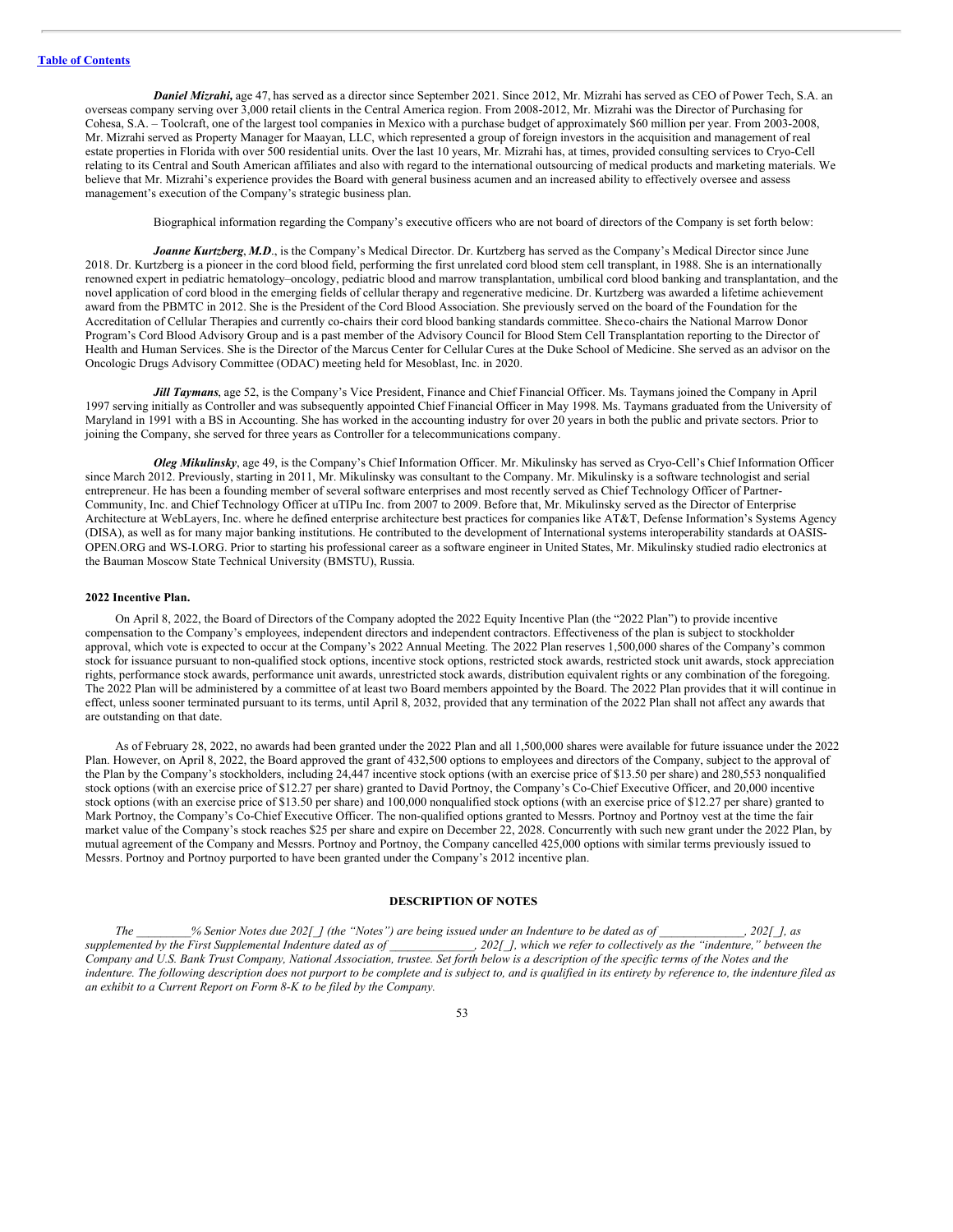***Daniel Mizrahi,*** age 47, has served as a director since September 2021. Since 2012, Mr. Mizrahi has served as CEO of Power Tech, S.A. an overseas company serving over 3,000 retail clients in the Central America region. From 2008-2012, Mr. Mizrahi was the Director of Purchasing for Cohesa, S.A. – Toolcraft, one of the largest tool companies in Mexico with a purchase budget of approximately $60 million per year. From 2003-2008, Mr. Mizrahi served as Property Manager for Maayan, LLC, which represented a group of foreign investors in the acquisition and management of real estate properties in Florida with over 500 residential units. Over the last 10 years, Mr. Mizrahi has, at times, provided consulting services to Cryo-Cell relating to its Central and South American affiliates and also with regard to the international outsourcing of medical products and marketing materials. We believe that Mr. Mizrahi's experience provides the Board with general business acumen and an increased ability to effectively oversee and assess management's execution of the Company's strategic business plan.

Biographical information regarding the Company's executive officers who are not board of directors of the Company is set forth below:

***Joanne Kurtzberg, M.D.***, is the Company's Medical Director. Dr. Kurtzberg has served as the Company's Medical Director since June 2018. Dr. Kurtzberg is a pioneer in the cord blood field, performing the first unrelated cord blood stem cell transplant, in 1988. She is an internationally renowned expert in pediatric hematology–oncology, pediatric blood and marrow transplantation, umbilical cord blood banking and transplantation, and the novel application of cord blood in the emerging fields of cellular therapy and regenerative medicine. Dr. Kurtzberg was awarded a lifetime achievement award from the PBMTC in 2012. She is the President of the Cord Blood Association. She previously served on the board of the Foundation for the Accreditation of Cellular Therapies and currently co-chairs their cord blood banking standards committee. Sheco-chairs the National Marrow Donor Program's Cord Blood Advisory Group and is a past member of the Advisory Council for Blood Stem Cell Transplantation reporting to the Director of Health and Human Services. She is the Director of the Marcus Center for Cellular Cures at the Duke School of Medicine. She served as an advisor on the Oncologic Drugs Advisory Committee (ODAC) meeting held for Mesoblast, Inc. in 2020.

***Jill Taymans***, age 52, is the Company's Vice President, Finance and Chief Financial Officer. Ms. Taymans joined the Company in April 1997 serving initially as Controller and was subsequently appointed Chief Financial Officer in May 1998. Ms. Taymans graduated from the University of Maryland in 1991 with a BS in Accounting. She has worked in the accounting industry for over 20 years in both the public and private sectors. Prior to joining the Company, she served for three years as Controller for a telecommunications company.

***Oleg Mikulinsky***, age 49, is the Company's Chief Information Officer. Mr. Mikulinsky has served as Cryo-Cell's Chief Information Officer since March 2012. Previously, starting in 2011, Mr. Mikulinsky was consultant to the Company. Mr. Mikulinsky is a software technologist and serial entrepreneur. He has been a founding member of several software enterprises and most recently served as Chief Technology Officer of Partner-Community, Inc. and Chief Technology Officer at uTIPu Inc. from 2007 to 2009. Before that, Mr. Mikulinsky served as the Director of Enterprise Architecture at WebLayers, Inc. where he defined enterprise architecture best practices for companies like AT&T, Defense Information's Systems Agency (DISA), as well as for many major banking institutions. He contributed to the development of International systems interoperability standards at OASIS-OPEN.ORG and WS-I.ORG. Prior to starting his professional career as a software engineer in United States, Mr. Mikulinsky studied radio electronics at the Bauman Moscow State Technical University (BMSTU), Russia.

**2022 Incentive Plan.**

On April 8, 2022, the Board of Directors of the Company adopted the 2022 Equity Incentive Plan (the "2022 Plan") to provide incentive compensation to the Company's employees, independent directors and independent contractors. Effectiveness of the plan is subject to stockholder approval, which vote is expected to occur at the Company's 2022 Annual Meeting. The 2022 Plan reserves 1,500,000 shares of the Company's common stock for issuance pursuant to non-qualified stock options, incentive stock options, restricted stock awards, restricted stock unit awards, stock appreciation rights, performance stock awards, performance unit awards, unrestricted stock awards, distribution equivalent rights or any combination of the foregoing. The 2022 Plan will be administered by a committee of at least two Board members appointed by the Board. The 2022 Plan provides that it will continue in effect, unless sooner terminated pursuant to its terms, until April 8, 2032, provided that any termination of the 2022 Plan shall not affect any awards that are outstanding on that date.

As of February 28, 2022, no awards had been granted under the 2022 Plan and all 1,500,000 shares were available for future issuance under the 2022 Plan. However, on April 8, 2022, the Board approved the grant of 432,500 options to employees and directors of the Company, subject to the approval of the Plan by the Company's stockholders, including 24,447 incentive stock options (with an exercise price of $13.50 per share) and 280,553 nonqualified stock options (with an exercise price of $12.27 per share) granted to David Portnoy, the Company's Co-Chief Executive Officer, and 20,000 incentive stock options (with an exercise price of $13.50 per share) and 100,000 nonqualified stock options (with an exercise price of $12.27 per share) granted to Mark Portnoy, the Company's Co-Chief Executive Officer. The non-qualified options granted to Messrs. Portnoy and Portnoy vest at the time the fair market value of the Company's stock reaches $25 per share and expire on December 22, 2028. Concurrently with such new grant under the 2022 Plan, by mutual agreement of the Company and Messrs. Portnoy and Portnoy, the Company cancelled 425,000 options with similar terms previously issued to Messrs. Portnoy and Portnoy purported to have been granted under the Company's 2012 incentive plan.

## DESCRIPTION OF NOTES

*The _________% Senior Notes due 202[_] (the "Notes") are being issued under an Indenture to be dated as of ______________, 202[_], as supplemented by the First Supplemental Indenture dated as of ______________, 202[_], which we refer to collectively as the "indenture," between the Company and U.S. Bank Trust Company, National Association, trustee. Set forth below is a description of the specific terms of the Notes and the indenture. The following description does not purport to be complete and is subject to, and is qualified in its entirety by reference to, the indenture filed as an exhibit to a Current Report on Form 8-K to be filed by the Company.*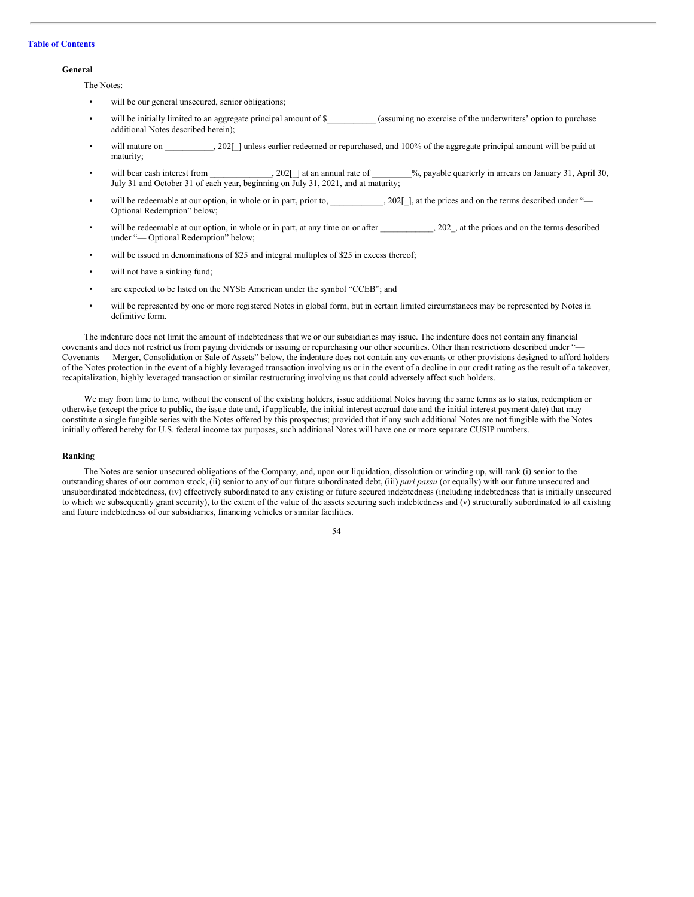### General

The Notes:

- will be our general unsecured, senior obligations;
- will be initially limited to an aggregate principal amount of $___________ (assuming no exercise of the underwriters' option to purchase additional Notes described herein);
- will mature on ___________, 202[_] unless earlier redeemed or repurchased, and 100% of the aggregate principal amount will be paid at maturity;
- will bear cash interest from ______________, 202[_] at an annual rate of _________%, payable quarterly in arrears on January 31, April 30, July 31 and October 31 of each year, beginning on July 31, 2021, and at maturity;
- will be redeemable at our option, in whole or in part, prior to, ____________, 202[_], at the prices and on the terms described under "— Optional Redemption" below;
- will be redeemable at our option, in whole or in part, at any time on or after ____________, 202_, at the prices and on the terms described under "— Optional Redemption" below;
- will be issued in denominations of $25 and integral multiples of $25 in excess thereof;
- will not have a sinking fund;
- are expected to be listed on the NYSE American under the symbol "CCEB"; and
- will be represented by one or more registered Notes in global form, but in certain limited circumstances may be represented by Notes in definitive form.

The indenture does not limit the amount of indebtedness that we or our subsidiaries may issue. The indenture does not contain any financial covenants and does not restrict us from paying dividends or issuing or repurchasing our other securities. Other than restrictions described under "— Covenants — Merger, Consolidation or Sale of Assets" below, the indenture does not contain any covenants or other provisions designed to afford holders of the Notes protection in the event of a highly leveraged transaction involving us or in the event of a decline in our credit rating as the result of a takeover, recapitalization, highly leveraged transaction or similar restructuring involving us that could adversely affect such holders.

We may from time to time, without the consent of the existing holders, issue additional Notes having the same terms as to status, redemption or otherwise (except the price to public, the issue date and, if applicable, the initial interest accrual date and the initial interest payment date) that may constitute a single fungible series with the Notes offered by this prospectus; provided that if any such additional Notes are not fungible with the Notes initially offered hereby for U.S. federal income tax purposes, such additional Notes will have one or more separate CUSIP numbers.

### Ranking

The Notes are senior unsecured obligations of the Company, and, upon our liquidation, dissolution or winding up, will rank (i) senior to the outstanding shares of our common stock, (ii) senior to any of our future subordinated debt, (iii) *pari passu* (or equally) with our future unsecured and unsubordinated indebtedness, (iv) effectively subordinated to any existing or future secured indebtedness (including indebtedness that is initially unsecured to which we subsequently grant security), to the extent of the value of the assets securing such indebtedness and (v) structurally subordinated to all existing and future indebtedness of our subsidiaries, financing vehicles or similar facilities.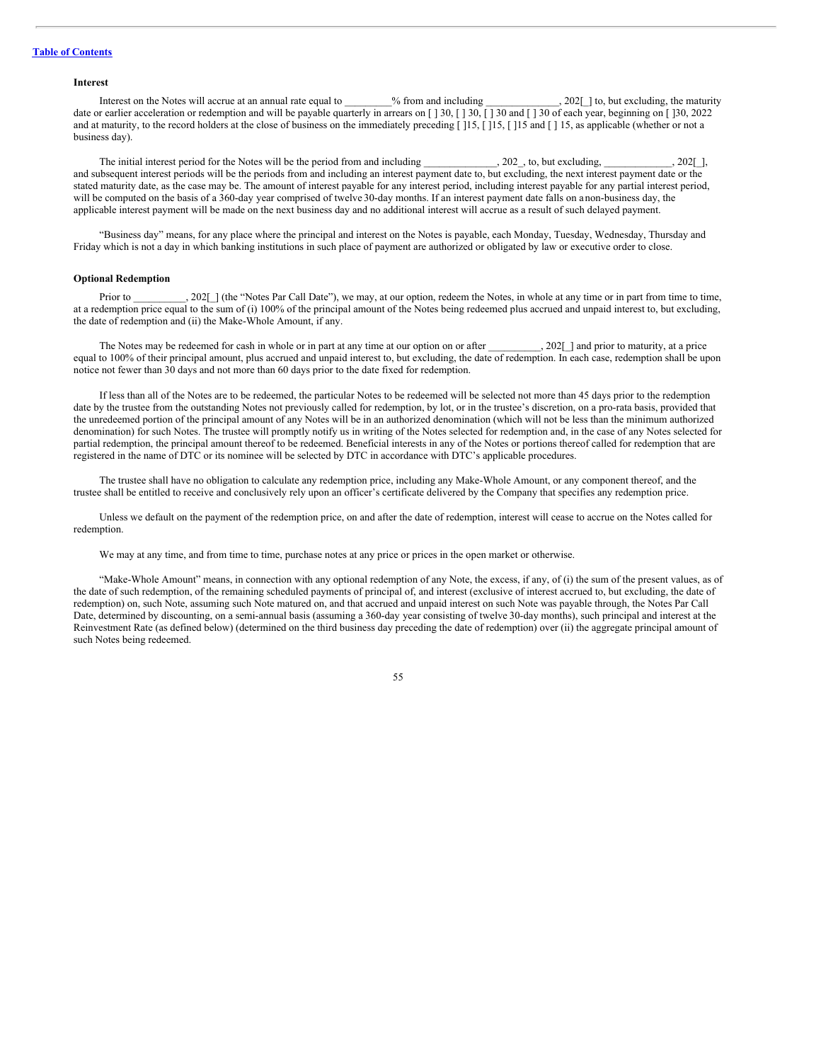**Interest**

Interest on the Notes will accrue at an annual rate equal to _________% from and including ______________, 202[_] to, but excluding, the maturity date or earlier acceleration or redemption and will be payable quarterly in arrears on [ ] 30, [ ] 30, [ ] 30 and [ ] 30 of each year, beginning on [ ]30, 2022 and at maturity, to the record holders at the close of business on the immediately preceding [ ]15, [ ]15, [ ]15 and [ ] 15, as applicable (whether or not a business day).

The initial interest period for the Notes will be the period from and including ______________, 202_, to, but excluding, _____________, 202[_], and subsequent interest periods will be the periods from and including an interest payment date to, but excluding, the next interest payment date or the stated maturity date, as the case may be. The amount of interest payable for any interest period, including interest payable for any partial interest period, will be computed on the basis of a 360-day year comprised of twelve 30-day months. If an interest payment date falls on a non-business day, the applicable interest payment will be made on the next business day and no additional interest will accrue as a result of such delayed payment.

"Business day" means, for any place where the principal and interest on the Notes is payable, each Monday, Tuesday, Wednesday, Thursday and Friday which is not a day in which banking institutions in such place of payment are authorized or obligated by law or executive order to close.

**Optional Redemption**

Prior to __________, 202[_] (the "Notes Par Call Date"), we may, at our option, redeem the Notes, in whole at any time or in part from time to time, at a redemption price equal to the sum of (i) 100% of the principal amount of the Notes being redeemed plus accrued and unpaid interest to, but excluding, the date of redemption and (ii) the Make-Whole Amount, if any.

The Notes may be redeemed for cash in whole or in part at any time at our option on or after __________, 202[_] and prior to maturity, at a price equal to 100% of their principal amount, plus accrued and unpaid interest to, but excluding, the date of redemption. In each case, redemption shall be upon notice not fewer than 30 days and not more than 60 days prior to the date fixed for redemption.

If less than all of the Notes are to be redeemed, the particular Notes to be redeemed will be selected not more than 45 days prior to the redemption date by the trustee from the outstanding Notes not previously called for redemption, by lot, or in the trustee's discretion, on a pro-rata basis, provided that the unredeemed portion of the principal amount of any Notes will be in an authorized denomination (which will not be less than the minimum authorized denomination) for such Notes. The trustee will promptly notify us in writing of the Notes selected for redemption and, in the case of any Notes selected for partial redemption, the principal amount thereof to be redeemed. Beneficial interests in any of the Notes or portions thereof called for redemption that are registered in the name of DTC or its nominee will be selected by DTC in accordance with DTC's applicable procedures.

The trustee shall have no obligation to calculate any redemption price, including any Make-Whole Amount, or any component thereof, and the trustee shall be entitled to receive and conclusively rely upon an officer's certificate delivered by the Company that specifies any redemption price.

Unless we default on the payment of the redemption price, on and after the date of redemption, interest will cease to accrue on the Notes called for redemption.

We may at any time, and from time to time, purchase notes at any price or prices in the open market or otherwise.

"Make-Whole Amount" means, in connection with any optional redemption of any Note, the excess, if any, of (i) the sum of the present values, as of the date of such redemption, of the remaining scheduled payments of principal of, and interest (exclusive of interest accrued to, but excluding, the date of redemption) on, such Note, assuming such Note matured on, and that accrued and unpaid interest on such Note was payable through, the Notes Par Call Date, determined by discounting, on a semi-annual basis (assuming a 360-day year consisting of twelve 30-day months), such principal and interest at the Reinvestment Rate (as defined below) (determined on the third business day preceding the date of redemption) over (ii) the aggregate principal amount of such Notes being redeemed.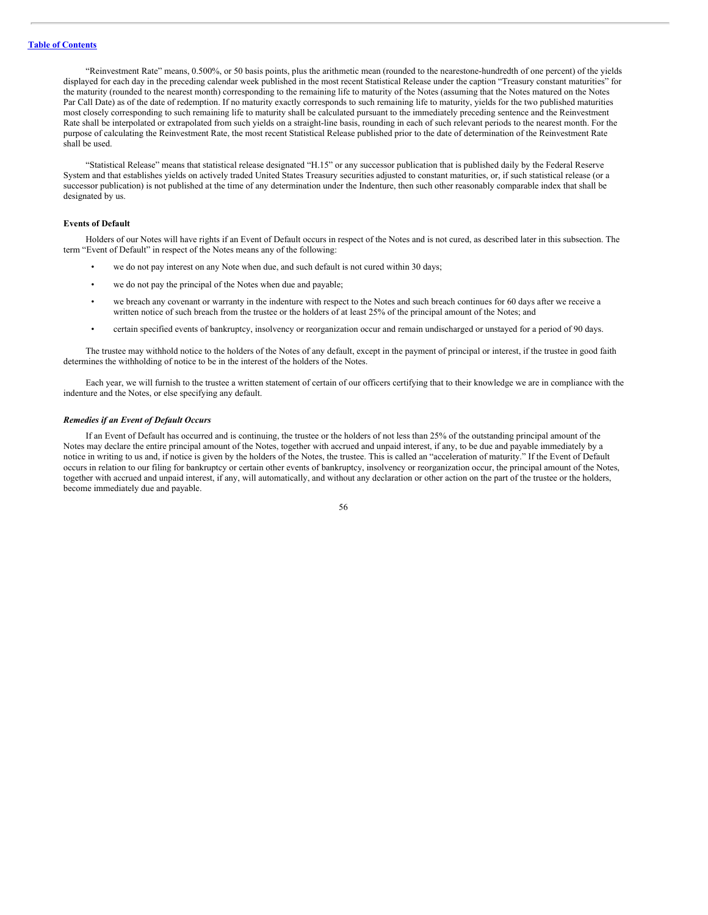"Reinvestment Rate" means, 0.500%, or 50 basis points, plus the arithmetic mean (rounded to the nearestone-hundredth of one percent) of the yields displayed for each day in the preceding calendar week published in the most recent Statistical Release under the caption "Treasury constant maturities" for the maturity (rounded to the nearest month) corresponding to the remaining life to maturity of the Notes (assuming that the Notes matured on the Notes Par Call Date) as of the date of redemption. If no maturity exactly corresponds to such remaining life to maturity, yields for the two published maturities most closely corresponding to such remaining life to maturity shall be calculated pursuant to the immediately preceding sentence and the Reinvestment Rate shall be interpolated or extrapolated from such yields on a straight-line basis, rounding in each of such relevant periods to the nearest month. For the purpose of calculating the Reinvestment Rate, the most recent Statistical Release published prior to the date of determination of the Reinvestment Rate shall be used.

"Statistical Release" means that statistical release designated "H.15" or any successor publication that is published daily by the Federal Reserve System and that establishes yields on actively traded United States Treasury securities adjusted to constant maturities, or, if such statistical release (or a successor publication) is not published at the time of any determination under the Indenture, then such other reasonably comparable index that shall be designated by us.

**Events of Default**

Holders of our Notes will have rights if an Event of Default occurs in respect of the Notes and is not cured, as described later in this subsection. The term "Event of Default" in respect of the Notes means any of the following:

- we do not pay interest on any Note when due, and such default is not cured within 30 days;
- we do not pay the principal of the Notes when due and payable;
- we breach any covenant or warranty in the indenture with respect to the Notes and such breach continues for 60 days after we receive a written notice of such breach from the trustee or the holders of at least 25% of the principal amount of the Notes; and
- certain specified events of bankruptcy, insolvency or reorganization occur and remain undischarged or unstayed for a period of 90 days.

The trustee may withhold notice to the holders of the Notes of any default, except in the payment of principal or interest, if the trustee in good faith determines the withholding of notice to be in the interest of the holders of the Notes.

Each year, we will furnish to the trustee a written statement of certain of our officers certifying that to their knowledge we are in compliance with the indenture and the Notes, or else specifying any default.

***Remedies if an Event of Default Occurs***

If an Event of Default has occurred and is continuing, the trustee or the holders of not less than 25% of the outstanding principal amount of the Notes may declare the entire principal amount of the Notes, together with accrued and unpaid interest, if any, to be due and payable immediately by a notice in writing to us and, if notice is given by the holders of the Notes, the trustee. This is called an "acceleration of maturity." If the Event of Default occurs in relation to our filing for bankruptcy or certain other events of bankruptcy, insolvency or reorganization occur, the principal amount of the Notes, together with accrued and unpaid interest, if any, will automatically, and without any declaration or other action on the part of the trustee or the holders, become immediately due and payable.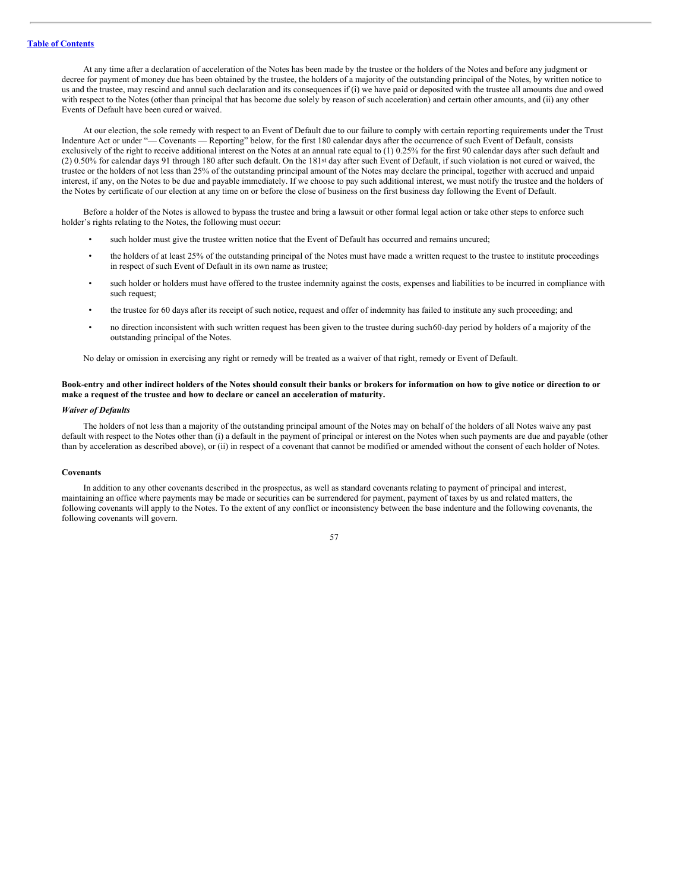At any time after a declaration of acceleration of the Notes has been made by the trustee or the holders of the Notes and before any judgment or decree for payment of money due has been obtained by the trustee, the holders of a majority of the outstanding principal of the Notes, by written notice to us and the trustee, may rescind and annul such declaration and its consequences if (i) we have paid or deposited with the trustee all amounts due and owed with respect to the Notes (other than principal that has become due solely by reason of such acceleration) and certain other amounts, and (ii) any other Events of Default have been cured or waived.

At our election, the sole remedy with respect to an Event of Default due to our failure to comply with certain reporting requirements under the Trust Indenture Act or under "— Covenants — Reporting" below, for the first 180 calendar days after the occurrence of such Event of Default, consists exclusively of the right to receive additional interest on the Notes at an annual rate equal to (1) 0.25% for the first 90 calendar days after such default and (2) 0.50% for calendar days 91 through 180 after such default. On the 181st day after such Event of Default, if such violation is not cured or waived, the trustee or the holders of not less than 25% of the outstanding principal amount of the Notes may declare the principal, together with accrued and unpaid interest, if any, on the Notes to be due and payable immediately. If we choose to pay such additional interest, we must notify the trustee and the holders of the Notes by certificate of our election at any time on or before the close of business on the first business day following the Event of Default.

Before a holder of the Notes is allowed to bypass the trustee and bring a lawsuit or other formal legal action or take other steps to enforce such holder's rights relating to the Notes, the following must occur:

- such holder must give the trustee written notice that the Event of Default has occurred and remains uncured;
- the holders of at least 25% of the outstanding principal of the Notes must have made a written request to the trustee to institute proceedings in respect of such Event of Default in its own name as trustee;
- such holder or holders must have offered to the trustee indemnity against the costs, expenses and liabilities to be incurred in compliance with such request;
- the trustee for 60 days after its receipt of such notice, request and offer of indemnity has failed to institute any such proceeding; and
- no direction inconsistent with such written request has been given to the trustee during such 60-day period by holders of a majority of the outstanding principal of the Notes.

No delay or omission in exercising any right or remedy will be treated as a waiver of that right, remedy or Event of Default.

**Book-entry and other indirect holders of the Notes should consult their banks or brokers for information on how to give notice or direction to or make a request of the trustee and how to declare or cancel an acceleration of maturity.**

### *Waiver of Defaults*

The holders of not less than a majority of the outstanding principal amount of the Notes may on behalf of the holders of all Notes waive any past default with respect to the Notes other than (i) a default in the payment of principal or interest on the Notes when such payments are due and payable (other than by acceleration as described above), or (ii) in respect of a covenant that cannot be modified or amended without the consent of each holder of Notes.

## Covenants

In addition to any other covenants described in the prospectus, as well as standard covenants relating to payment of principal and interest, maintaining an office where payments may be made or securities can be surrendered for payment, payment of taxes by us and related matters, the following covenants will apply to the Notes. To the extent of any conflict or inconsistency between the base indenture and the following covenants, the following covenants will govern.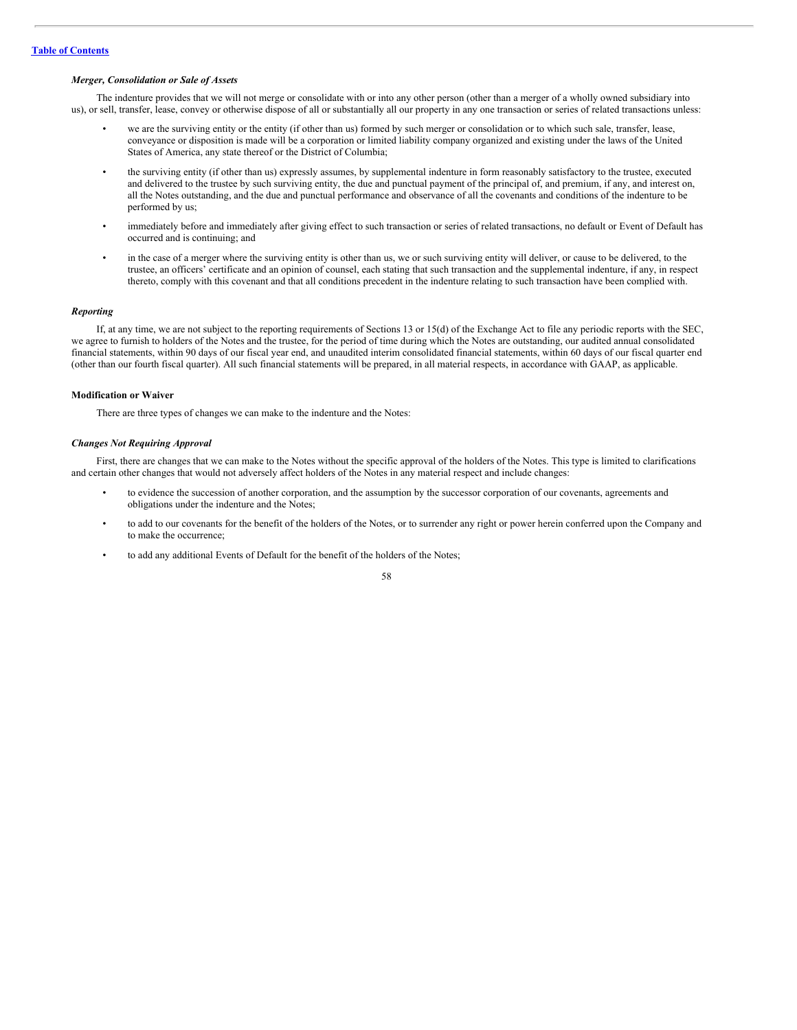### *Merger, Consolidation or Sale of Assets*

The indenture provides that we will not merge or consolidate with or into any other person (other than a merger of a wholly owned subsidiary into us), or sell, transfer, lease, convey or otherwise dispose of all or substantially all our property in any one transaction or series of related transactions unless:

- we are the surviving entity or the entity (if other than us) formed by such merger or consolidation or to which such sale, transfer, lease, conveyance or disposition is made will be a corporation or limited liability company organized and existing under the laws of the United States of America, any state thereof or the District of Columbia;
- the surviving entity (if other than us) expressly assumes, by supplemental indenture in form reasonably satisfactory to the trustee, executed and delivered to the trustee by such surviving entity, the due and punctual payment of the principal of, and premium, if any, and interest on, all the Notes outstanding, and the due and punctual performance and observance of all the covenants and conditions of the indenture to be performed by us;
- immediately before and immediately after giving effect to such transaction or series of related transactions, no default or Event of Default has occurred and is continuing; and
- in the case of a merger where the surviving entity is other than us, we or such surviving entity will deliver, or cause to be delivered, to the trustee, an officers' certificate and an opinion of counsel, each stating that such transaction and the supplemental indenture, if any, in respect thereto, comply with this covenant and that all conditions precedent in the indenture relating to such transaction have been complied with.

### *Reporting*

If, at any time, we are not subject to the reporting requirements of Sections 13 or 15(d) of the Exchange Act to file any periodic reports with the SEC, we agree to furnish to holders of the Notes and the trustee, for the period of time during which the Notes are outstanding, our audited annual consolidated financial statements, within 90 days of our fiscal year end, and unaudited interim consolidated financial statements, within 60 days of our fiscal quarter end (other than our fourth fiscal quarter). All such financial statements will be prepared, in all material respects, in accordance with GAAP, as applicable.

## Modification or Waiver

There are three types of changes we can make to the indenture and the Notes:

### *Changes Not Requiring Approval*

First, there are changes that we can make to the Notes without the specific approval of the holders of the Notes. This type is limited to clarifications and certain other changes that would not adversely affect holders of the Notes in any material respect and include changes:

- to evidence the succession of another corporation, and the assumption by the successor corporation of our covenants, agreements and obligations under the indenture and the Notes;
- to add to our covenants for the benefit of the holders of the Notes, or to surrender any right or power herein conferred upon the Company and to make the occurrence;
- to add any additional Events of Default for the benefit of the holders of the Notes;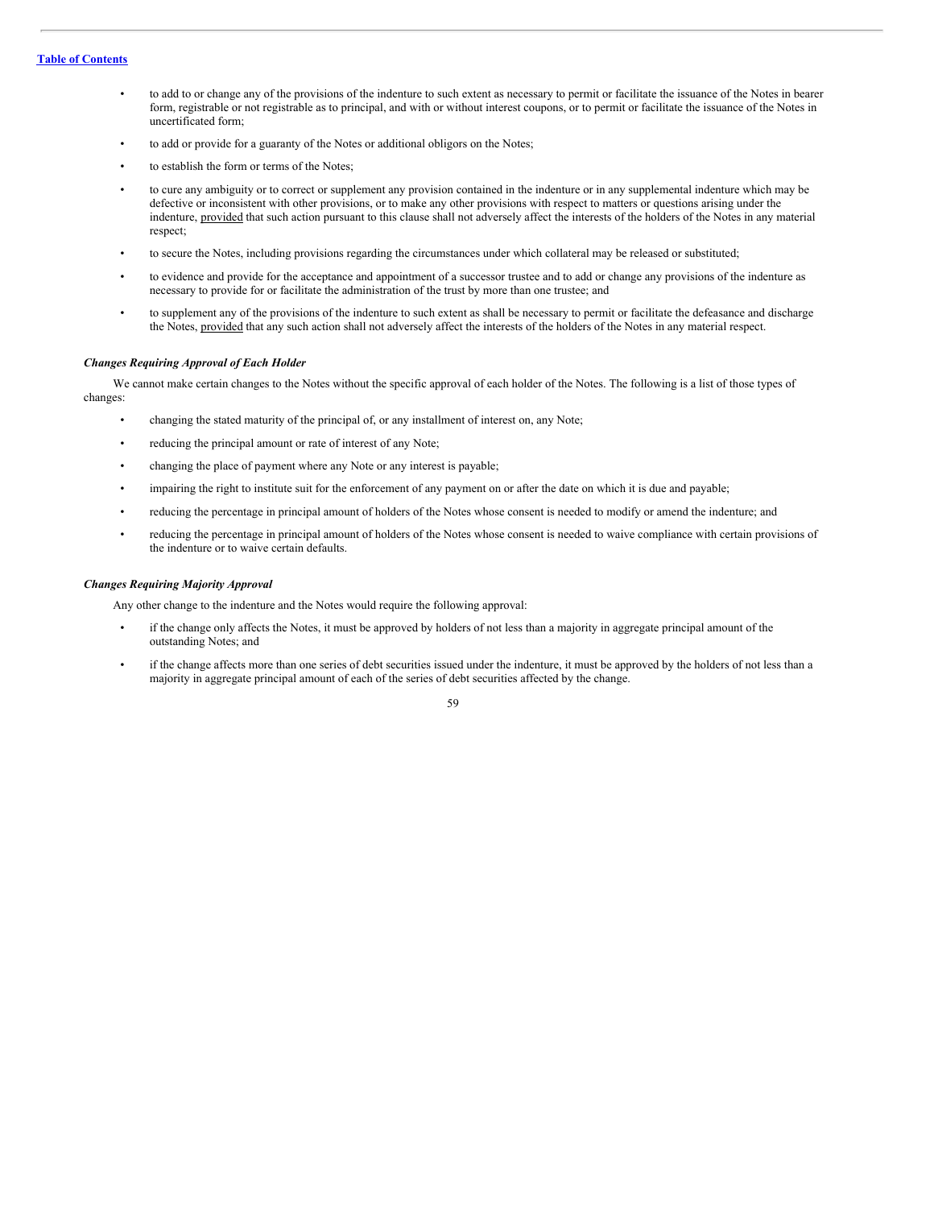- to add to or change any of the provisions of the indenture to such extent as necessary to permit or facilitate the issuance of the Notes in bearer form, registrable or not registrable as to principal, and with or without interest coupons, or to permit or facilitate the issuance of the Notes in uncertificated form;
- to add or provide for a guaranty of the Notes or additional obligors on the Notes;
- to establish the form or terms of the Notes;
- to cure any ambiguity or to correct or supplement any provision contained in the indenture or in any supplemental indenture which may be defective or inconsistent with other provisions, or to make any other provisions with respect to matters or questions arising under the indenture, provided that such action pursuant to this clause shall not adversely affect the interests of the holders of the Notes in any material respect;
- to secure the Notes, including provisions regarding the circumstances under which collateral may be released or substituted;
- to evidence and provide for the acceptance and appointment of a successor trustee and to add or change any provisions of the indenture as necessary to provide for or facilitate the administration of the trust by more than one trustee; and
- to supplement any of the provisions of the indenture to such extent as shall be necessary to permit or facilitate the defeasance and discharge the Notes, provided that any such action shall not adversely affect the interests of the holders of the Notes in any material respect.

***Changes Requiring Approval of Each Holder***

We cannot make certain changes to the Notes without the specific approval of each holder of the Notes. The following is a list of those types of changes:

- changing the stated maturity of the principal of, or any installment of interest on, any Note;
- reducing the principal amount or rate of interest of any Note;
- changing the place of payment where any Note or any interest is payable;
- impairing the right to institute suit for the enforcement of any payment on or after the date on which it is due and payable;
- reducing the percentage in principal amount of holders of the Notes whose consent is needed to modify or amend the indenture; and
- reducing the percentage in principal amount of holders of the Notes whose consent is needed to waive compliance with certain provisions of the indenture or to waive certain defaults.

***Changes Requiring Majority Approval***

Any other change to the indenture and the Notes would require the following approval:

- if the change only affects the Notes, it must be approved by holders of not less than a majority in aggregate principal amount of the outstanding Notes; and
- if the change affects more than one series of debt securities issued under the indenture, it must be approved by the holders of not less than a majority in aggregate principal amount of each of the series of debt securities affected by the change.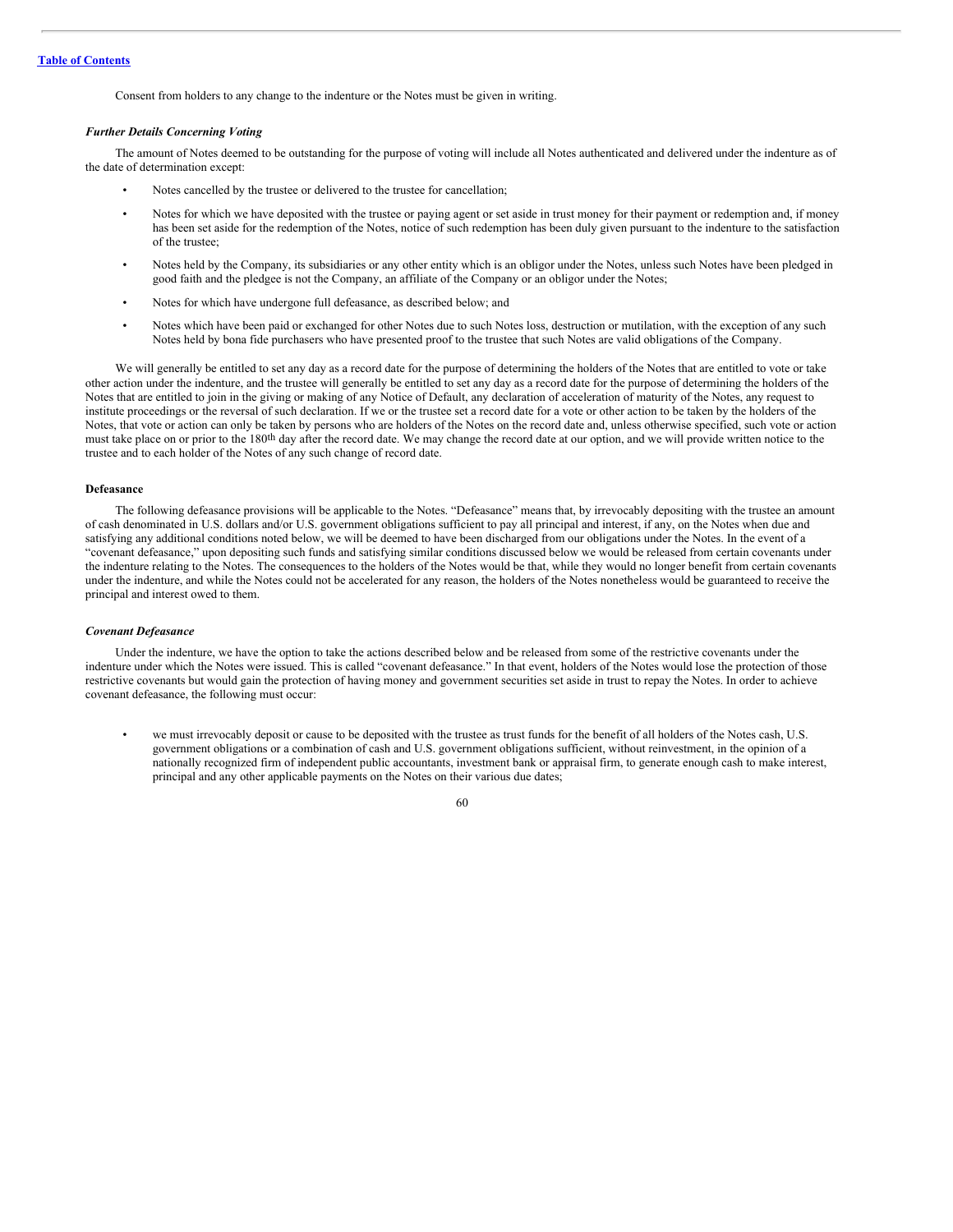Consent from holders to any change to the indenture or the Notes must be given in writing.

***Further Details Concerning Voting***

The amount of Notes deemed to be outstanding for the purpose of voting will include all Notes authenticated and delivered under the indenture as of the date of determination except:

- Notes cancelled by the trustee or delivered to the trustee for cancellation;
- Notes for which we have deposited with the trustee or paying agent or set aside in trust money for their payment or redemption and, if money has been set aside for the redemption of the Notes, notice of such redemption has been duly given pursuant to the indenture to the satisfaction of the trustee;
- Notes held by the Company, its subsidiaries or any other entity which is an obligor under the Notes, unless such Notes have been pledged in good faith and the pledgee is not the Company, an affiliate of the Company or an obligor under the Notes;
- Notes for which have undergone full defeasance, as described below; and
- Notes which have been paid or exchanged for other Notes due to such Notes loss, destruction or mutilation, with the exception of any such Notes held by bona fide purchasers who have presented proof to the trustee that such Notes are valid obligations of the Company.

We will generally be entitled to set any day as a record date for the purpose of determining the holders of the Notes that are entitled to vote or take other action under the indenture, and the trustee will generally be entitled to set any day as a record date for the purpose of determining the holders of the Notes that are entitled to join in the giving or making of any Notice of Default, any declaration of acceleration of maturity of the Notes, any request to institute proceedings or the reversal of such declaration. If we or the trustee set a record date for a vote or other action to be taken by the holders of the Notes, that vote or action can only be taken by persons who are holders of the Notes on the record date and, unless otherwise specified, such vote or action must take place on or prior to the 180th day after the record date. We may change the record date at our option, and we will provide written notice to the trustee and to each holder of the Notes of any such change of record date.

**Defeasance**

The following defeasance provisions will be applicable to the Notes. "Defeasance" means that, by irrevocably depositing with the trustee an amount of cash denominated in U.S. dollars and/or U.S. government obligations sufficient to pay all principal and interest, if any, on the Notes when due and satisfying any additional conditions noted below, we will be deemed to have been discharged from our obligations under the Notes. In the event of a "covenant defeasance," upon depositing such funds and satisfying similar conditions discussed below we would be released from certain covenants under the indenture relating to the Notes. The consequences to the holders of the Notes would be that, while they would no longer benefit from certain covenants under the indenture, and while the Notes could not be accelerated for any reason, the holders of the Notes nonetheless would be guaranteed to receive the principal and interest owed to them.

***Covenant Defeasance***

Under the indenture, we have the option to take the actions described below and be released from some of the restrictive covenants under the indenture under which the Notes were issued. This is called "covenant defeasance." In that event, holders of the Notes would lose the protection of those restrictive covenants but would gain the protection of having money and government securities set aside in trust to repay the Notes. In order to achieve covenant defeasance, the following must occur:

- we must irrevocably deposit or cause to be deposited with the trustee as trust funds for the benefit of all holders of the Notes cash, U.S. government obligations or a combination of cash and U.S. government obligations sufficient, without reinvestment, in the opinion of a nationally recognized firm of independent public accountants, investment bank or appraisal firm, to generate enough cash to make interest, principal and any other applicable payments on the Notes on their various due dates;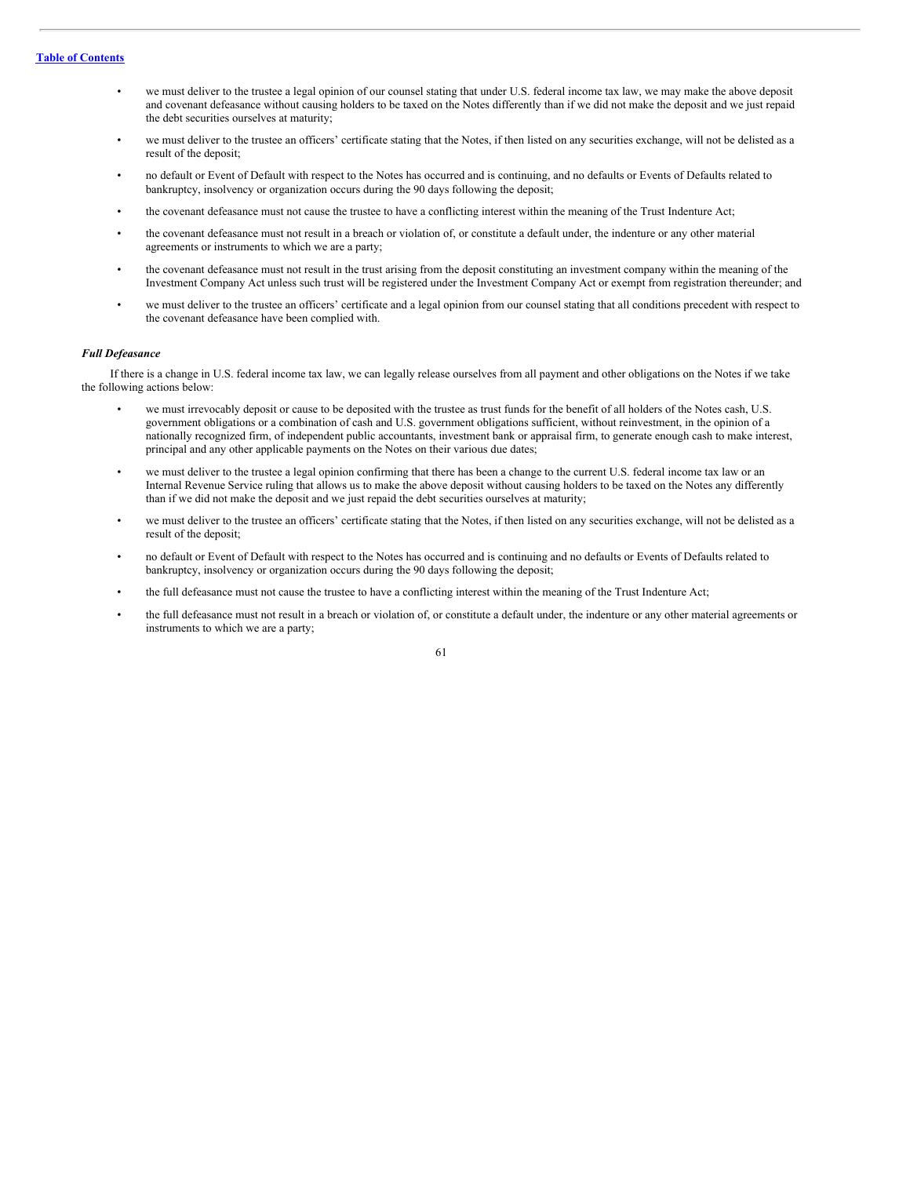- we must deliver to the trustee a legal opinion of our counsel stating that under U.S. federal income tax law, we may make the above deposit and covenant defeasance without causing holders to be taxed on the Notes differently than if we did not make the deposit and we just repaid the debt securities ourselves at maturity;
- we must deliver to the trustee an officers' certificate stating that the Notes, if then listed on any securities exchange, will not be delisted as a result of the deposit;
- no default or Event of Default with respect to the Notes has occurred and is continuing, and no defaults or Events of Defaults related to bankruptcy, insolvency or organization occurs during the 90 days following the deposit;
- the covenant defeasance must not cause the trustee to have a conflicting interest within the meaning of the Trust Indenture Act;
- the covenant defeasance must not result in a breach or violation of, or constitute a default under, the indenture or any other material agreements or instruments to which we are a party;
- the covenant defeasance must not result in the trust arising from the deposit constituting an investment company within the meaning of the Investment Company Act unless such trust will be registered under the Investment Company Act or exempt from registration thereunder; and
- we must deliver to the trustee an officers' certificate and a legal opinion from our counsel stating that all conditions precedent with respect to the covenant defeasance have been complied with.

***Full Defeasance***

If there is a change in U.S. federal income tax law, we can legally release ourselves from all payment and other obligations on the Notes if we take the following actions below:

- we must irrevocably deposit or cause to be deposited with the trustee as trust funds for the benefit of all holders of the Notes cash, U.S. government obligations or a combination of cash and U.S. government obligations sufficient, without reinvestment, in the opinion of a nationally recognized firm, of independent public accountants, investment bank or appraisal firm, to generate enough cash to make interest, principal and any other applicable payments on the Notes on their various due dates;
- we must deliver to the trustee a legal opinion confirming that there has been a change to the current U.S. federal income tax law or an Internal Revenue Service ruling that allows us to make the above deposit without causing holders to be taxed on the Notes any differently than if we did not make the deposit and we just repaid the debt securities ourselves at maturity;
- we must deliver to the trustee an officers' certificate stating that the Notes, if then listed on any securities exchange, will not be delisted as a result of the deposit;
- no default or Event of Default with respect to the Notes has occurred and is continuing and no defaults or Events of Defaults related to bankruptcy, insolvency or organization occurs during the 90 days following the deposit;
- the full defeasance must not cause the trustee to have a conflicting interest within the meaning of the Trust Indenture Act;
- the full defeasance must not result in a breach or violation of, or constitute a default under, the indenture or any other material agreements or instruments to which we are a party;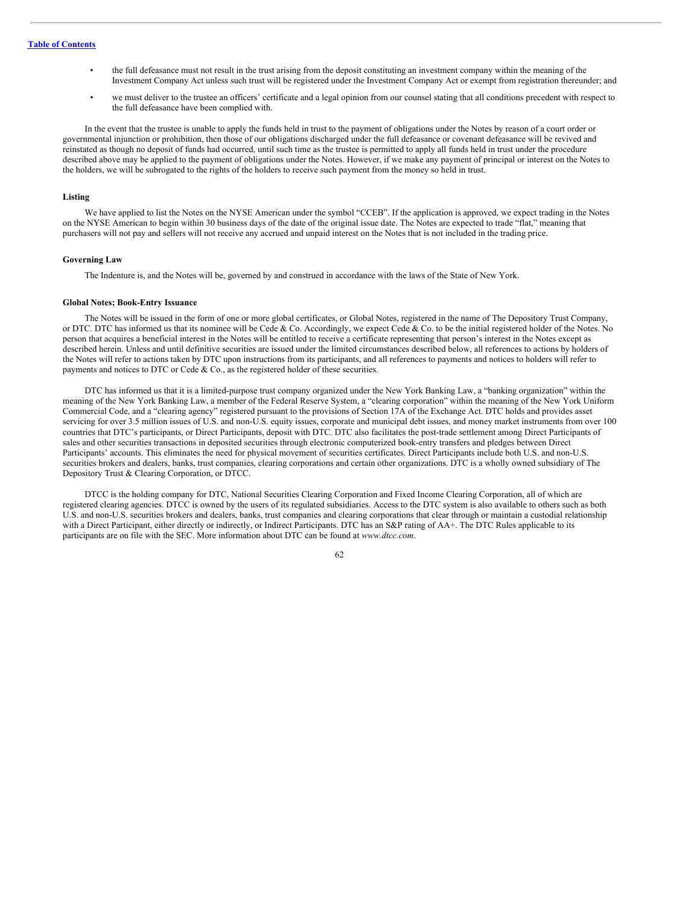- the full defeasance must not result in the trust arising from the deposit constituting an investment company within the meaning of the Investment Company Act unless such trust will be registered under the Investment Company Act or exempt from registration thereunder; and
- we must deliver to the trustee an officers' certificate and a legal opinion from our counsel stating that all conditions precedent with respect to the full defeasance have been complied with.

In the event that the trustee is unable to apply the funds held in trust to the payment of obligations under the Notes by reason of a court order or governmental injunction or prohibition, then those of our obligations discharged under the full defeasance or covenant defeasance will be revived and reinstated as though no deposit of funds had occurred, until such time as the trustee is permitted to apply all funds held in trust under the procedure described above may be applied to the payment of obligations under the Notes. However, if we make any payment of principal or interest on the Notes to the holders, we will be subrogated to the rights of the holders to receive such payment from the money so held in trust.

**Listing**

We have applied to list the Notes on the NYSE American under the symbol "CCEB". If the application is approved, we expect trading in the Notes on the NYSE American to begin within 30 business days of the date of the original issue date. The Notes are expected to trade "flat," meaning that purchasers will not pay and sellers will not receive any accrued and unpaid interest on the Notes that is not included in the trading price.

**Governing Law**

The Indenture is, and the Notes will be, governed by and construed in accordance with the laws of the State of New York.

**Global Notes; Book-Entry Issuance**

The Notes will be issued in the form of one or more global certificates, or Global Notes, registered in the name of The Depository Trust Company, or DTC. DTC has informed us that its nominee will be Cede & Co. Accordingly, we expect Cede & Co. to be the initial registered holder of the Notes. No person that acquires a beneficial interest in the Notes will be entitled to receive a certificate representing that person's interest in the Notes except as described herein. Unless and until definitive securities are issued under the limited circumstances described below, all references to actions by holders of the Notes will refer to actions taken by DTC upon instructions from its participants, and all references to payments and notices to holders will refer to payments and notices to DTC or Cede & Co., as the registered holder of these securities.

DTC has informed us that it is a limited-purpose trust company organized under the New York Banking Law, a "banking organization" within the meaning of the New York Banking Law, a member of the Federal Reserve System, a "clearing corporation" within the meaning of the New York Uniform Commercial Code, and a "clearing agency" registered pursuant to the provisions of Section 17A of the Exchange Act. DTC holds and provides asset servicing for over 3.5 million issues of U.S. and non-U.S. equity issues, corporate and municipal debt issues, and money market instruments from over 100 countries that DTC's participants, or Direct Participants, deposit with DTC. DTC also facilitates the post-trade settlement among Direct Participants of sales and other securities transactions in deposited securities through electronic computerized book-entry transfers and pledges between Direct Participants' accounts. This eliminates the need for physical movement of securities certificates. Direct Participants include both U.S. and non-U.S. securities brokers and dealers, banks, trust companies, clearing corporations and certain other organizations. DTC is a wholly owned subsidiary of The Depository Trust & Clearing Corporation, or DTCC.

DTCC is the holding company for DTC, National Securities Clearing Corporation and Fixed Income Clearing Corporation, all of which are registered clearing agencies. DTCC is owned by the users of its regulated subsidiaries. Access to the DTC system is also available to others such as both U.S. and non-U.S. securities brokers and dealers, banks, trust companies and clearing corporations that clear through or maintain a custodial relationship with a Direct Participant, either directly or indirectly, or Indirect Participants. DTC has an S&P rating of AA+. The DTC Rules applicable to its participants are on file with the SEC. More information about DTC can be found at *www.dtcc.com*.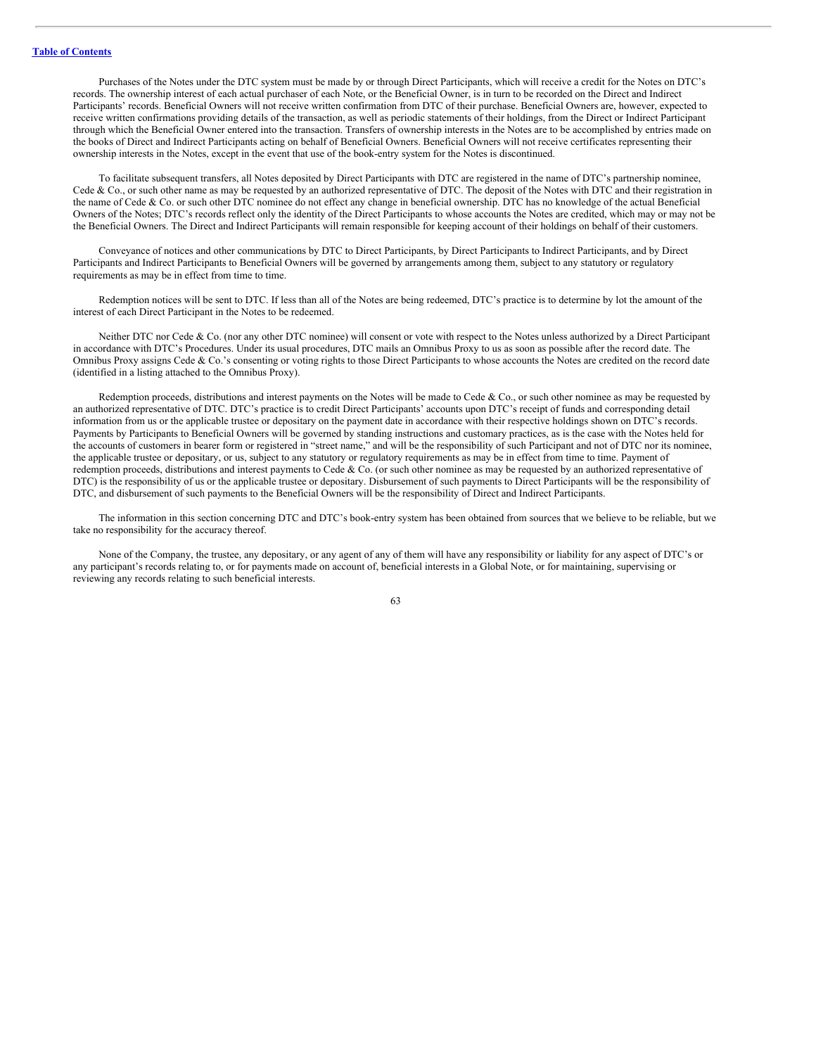Purchases of the Notes under the DTC system must be made by or through Direct Participants, which will receive a credit for the Notes on DTC's records. The ownership interest of each actual purchaser of each Note, or the Beneficial Owner, is in turn to be recorded on the Direct and Indirect Participants' records. Beneficial Owners will not receive written confirmation from DTC of their purchase. Beneficial Owners are, however, expected to receive written confirmations providing details of the transaction, as well as periodic statements of their holdings, from the Direct or Indirect Participant through which the Beneficial Owner entered into the transaction. Transfers of ownership interests in the Notes are to be accomplished by entries made on the books of Direct and Indirect Participants acting on behalf of Beneficial Owners. Beneficial Owners will not receive certificates representing their ownership interests in the Notes, except in the event that use of the book-entry system for the Notes is discontinued.

To facilitate subsequent transfers, all Notes deposited by Direct Participants with DTC are registered in the name of DTC's partnership nominee, Cede & Co., or such other name as may be requested by an authorized representative of DTC. The deposit of the Notes with DTC and their registration in the name of Cede & Co. or such other DTC nominee do not effect any change in beneficial ownership. DTC has no knowledge of the actual Beneficial Owners of the Notes; DTC's records reflect only the identity of the Direct Participants to whose accounts the Notes are credited, which may or may not be the Beneficial Owners. The Direct and Indirect Participants will remain responsible for keeping account of their holdings on behalf of their customers.

Conveyance of notices and other communications by DTC to Direct Participants, by Direct Participants to Indirect Participants, and by Direct Participants and Indirect Participants to Beneficial Owners will be governed by arrangements among them, subject to any statutory or regulatory requirements as may be in effect from time to time.

Redemption notices will be sent to DTC. If less than all of the Notes are being redeemed, DTC's practice is to determine by lot the amount of the interest of each Direct Participant in the Notes to be redeemed.

Neither DTC nor Cede & Co. (nor any other DTC nominee) will consent or vote with respect to the Notes unless authorized by a Direct Participant in accordance with DTC's Procedures. Under its usual procedures, DTC mails an Omnibus Proxy to us as soon as possible after the record date. The Omnibus Proxy assigns Cede & Co.'s consenting or voting rights to those Direct Participants to whose accounts the Notes are credited on the record date (identified in a listing attached to the Omnibus Proxy).

Redemption proceeds, distributions and interest payments on the Notes will be made to Cede & Co., or such other nominee as may be requested by an authorized representative of DTC. DTC's practice is to credit Direct Participants' accounts upon DTC's receipt of funds and corresponding detail information from us or the applicable trustee or depositary on the payment date in accordance with their respective holdings shown on DTC's records. Payments by Participants to Beneficial Owners will be governed by standing instructions and customary practices, as is the case with the Notes held for the accounts of customers in bearer form or registered in "street name," and will be the responsibility of such Participant and not of DTC nor its nominee, the applicable trustee or depositary, or us, subject to any statutory or regulatory requirements as may be in effect from time to time. Payment of redemption proceeds, distributions and interest payments to Cede & Co. (or such other nominee as may be requested by an authorized representative of DTC) is the responsibility of us or the applicable trustee or depositary. Disbursement of such payments to Direct Participants will be the responsibility of DTC, and disbursement of such payments to the Beneficial Owners will be the responsibility of Direct and Indirect Participants.

The information in this section concerning DTC and DTC's book-entry system has been obtained from sources that we believe to be reliable, but we take no responsibility for the accuracy thereof.

None of the Company, the trustee, any depositary, or any agent of any of them will have any responsibility or liability for any aspect of DTC's or any participant's records relating to, or for payments made on account of, beneficial interests in a Global Note, or for maintaining, supervising or reviewing any records relating to such beneficial interests.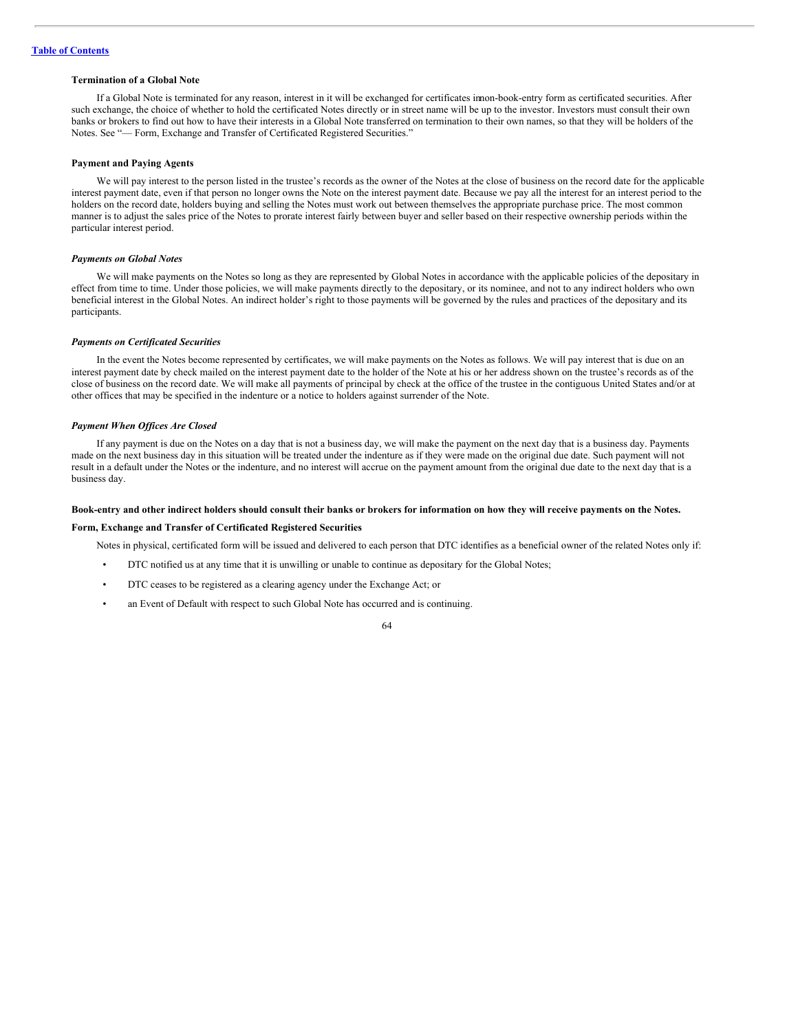**Termination of a Global Note**

If a Global Note is terminated for any reason, interest in it will be exchanged for certificates in non-book-entry form as certificated securities. After such exchange, the choice of whether to hold the certificated Notes directly or in street name will be up to the investor. Investors must consult their own banks or brokers to find out how to have their interests in a Global Note transferred on termination to their own names, so that they will be holders of the Notes. See "— Form, Exchange and Transfer of Certificated Registered Securities."

**Payment and Paying Agents**

We will pay interest to the person listed in the trustee's records as the owner of the Notes at the close of business on the record date for the applicable interest payment date, even if that person no longer owns the Note on the interest payment date. Because we pay all the interest for an interest period to the holders on the record date, holders buying and selling the Notes must work out between themselves the appropriate purchase price. The most common manner is to adjust the sales price of the Notes to prorate interest fairly between buyer and seller based on their respective ownership periods within the particular interest period.

***Payments on Global Notes***

We will make payments on the Notes so long as they are represented by Global Notes in accordance with the applicable policies of the depositary in effect from time to time. Under those policies, we will make payments directly to the depositary, or its nominee, and not to any indirect holders who own beneficial interest in the Global Notes. An indirect holder's right to those payments will be governed by the rules and practices of the depositary and its participants.

***Payments on Certificated Securities***

In the event the Notes become represented by certificates, we will make payments on the Notes as follows. We will pay interest that is due on an interest payment date by check mailed on the interest payment date to the holder of the Note at his or her address shown on the trustee's records as of the close of business on the record date. We will make all payments of principal by check at the office of the trustee in the contiguous United States and/or at other offices that may be specified in the indenture or a notice to holders against surrender of the Note.

***Payment When Offices Are Closed***

If any payment is due on the Notes on a day that is not a business day, we will make the payment on the next day that is a business day. Payments made on the next business day in this situation will be treated under the indenture as if they were made on the original due date. Such payment will not result in a default under the Notes or the indenture, and no interest will accrue on the payment amount from the original due date to the next day that is a business day.

**Book-entry and other indirect holders should consult their banks or brokers for information on how they will receive payments on the Notes.**

**Form, Exchange and Transfer of Certificated Registered Securities**

Notes in physical, certificated form will be issued and delivered to each person that DTC identifies as a beneficial owner of the related Notes only if:

- DTC notified us at any time that it is unwilling or unable to continue as depositary for the Global Notes;
- DTC ceases to be registered as a clearing agency under the Exchange Act; or
- an Event of Default with respect to such Global Note has occurred and is continuing.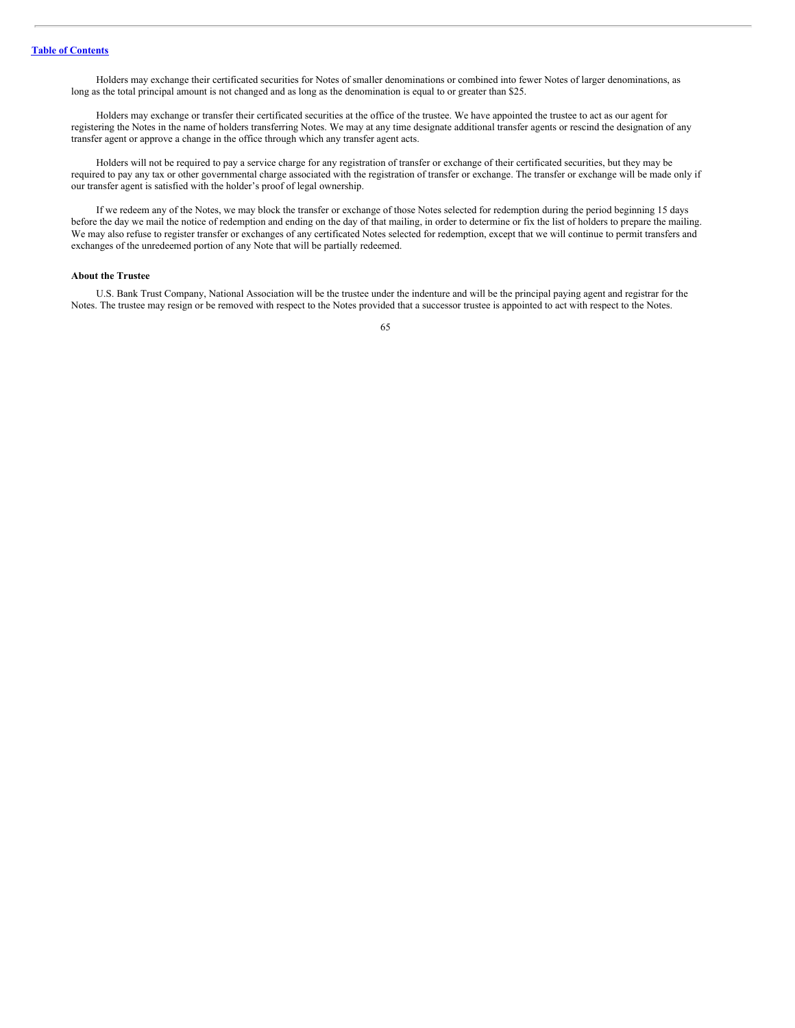Holders may exchange their certificated securities for Notes of smaller denominations or combined into fewer Notes of larger denominations, as long as the total principal amount is not changed and as long as the denomination is equal to or greater than $25.

Holders may exchange or transfer their certificated securities at the office of the trustee. We have appointed the trustee to act as our agent for registering the Notes in the name of holders transferring Notes. We may at any time designate additional transfer agents or rescind the designation of any transfer agent or approve a change in the office through which any transfer agent acts.

Holders will not be required to pay a service charge for any registration of transfer or exchange of their certificated securities, but they may be required to pay any tax or other governmental charge associated with the registration of transfer or exchange. The transfer or exchange will be made only if our transfer agent is satisfied with the holder's proof of legal ownership.

If we redeem any of the Notes, we may block the transfer or exchange of those Notes selected for redemption during the period beginning 15 days before the day we mail the notice of redemption and ending on the day of that mailing, in order to determine or fix the list of holders to prepare the mailing. We may also refuse to register transfer or exchanges of any certificated Notes selected for redemption, except that we will continue to permit transfers and exchanges of the unredeemed portion of any Note that will be partially redeemed.

**About the Trustee**

U.S. Bank Trust Company, National Association will be the trustee under the indenture and will be the principal paying agent and registrar for the Notes. The trustee may resign or be removed with respect to the Notes provided that a successor trustee is appointed to act with respect to the Notes.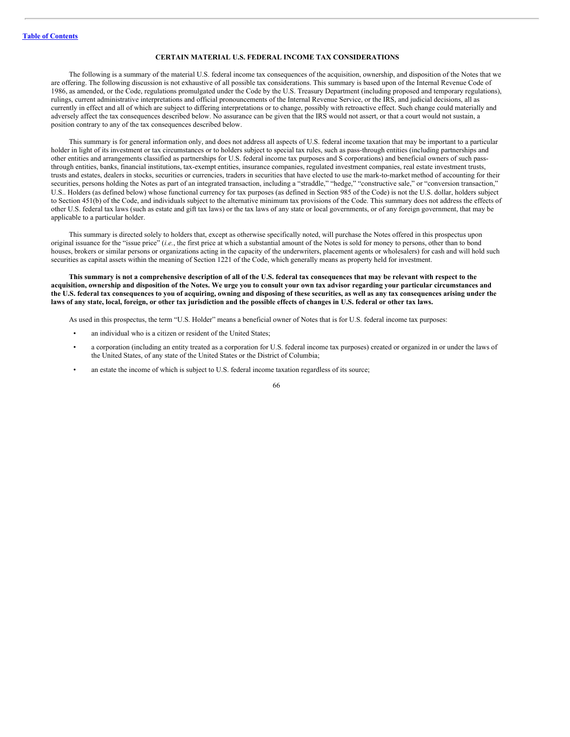[Table of Contents](#)

## CERTAIN MATERIAL U.S. FEDERAL INCOME TAX CONSIDERATIONS

The following is a summary of the material U.S. federal income tax consequences of the acquisition, ownership, and disposition of the Notes that we are offering. The following discussion is not exhaustive of all possible tax considerations. This summary is based upon of the Internal Revenue Code of 1986, as amended, or the Code, regulations promulgated under the Code by the U.S. Treasury Department (including proposed and temporary regulations), rulings, current administrative interpretations and official pronouncements of the Internal Revenue Service, or the IRS, and judicial decisions, all as currently in effect and all of which are subject to differing interpretations or to change, possibly with retroactive effect. Such change could materially and adversely affect the tax consequences described below. No assurance can be given that the IRS would not assert, or that a court would not sustain, a position contrary to any of the tax consequences described below.

This summary is for general information only, and does not address all aspects of U.S. federal income taxation that may be important to a particular holder in light of its investment or tax circumstances or to holders subject to special tax rules, such as pass-through entities (including partnerships and other entities and arrangements classified as partnerships for U.S. federal income tax purposes and S corporations) and beneficial owners of such pass-through entities, banks, financial institutions, tax-exempt entities, insurance companies, regulated investment companies, real estate investment trusts, trusts and estates, dealers in stocks, securities or currencies, traders in securities that have elected to use the mark-to-market method of accounting for their securities, persons holding the Notes as part of an integrated transaction, including a "straddle," "hedge," "constructive sale," or "conversion transaction," U.S.. Holders (as defined below) whose functional currency for tax purposes (as defined in Section 985 of the Code) is not the U.S. dollar, holders subject to Section 451(b) of the Code, and individuals subject to the alternative minimum tax provisions of the Code. This summary does not address the effects of other U.S. federal tax laws (such as estate and gift tax laws) or the tax laws of any state or local governments, or of any foreign government, that may be applicable to a particular holder.

This summary is directed solely to holders that, except as otherwise specifically noted, will purchase the Notes offered in this prospectus upon original issuance for the "issue price" (*i.e.*, the first price at which a substantial amount of the Notes is sold for money to persons, other than to bond houses, brokers or similar persons or organizations acting in the capacity of the underwriters, placement agents or wholesalers) for cash and will hold such securities as capital assets within the meaning of Section 1221 of the Code, which generally means as property held for investment.

**This summary is not a comprehensive description of all of the U.S. federal tax consequences that may be relevant with respect to the acquisition, ownership and disposition of the Notes. We urge you to consult your own tax advisor regarding your particular circumstances and the U.S. federal tax consequences to you of acquiring, owning and disposing of these securities, as well as any tax consequences arising under the laws of any state, local, foreign, or other tax jurisdiction and the possible effects of changes in U.S. federal or other tax laws.**

As used in this prospectus, the term "U.S. Holder" means a beneficial owner of Notes that is for U.S. federal income tax purposes:

- an individual who is a citizen or resident of the United States;
- a corporation (including an entity treated as a corporation for U.S. federal income tax purposes) created or organized in or under the laws of the United States, of any state of the United States or the District of Columbia;
- an estate the income of which is subject to U.S. federal income taxation regardless of its source;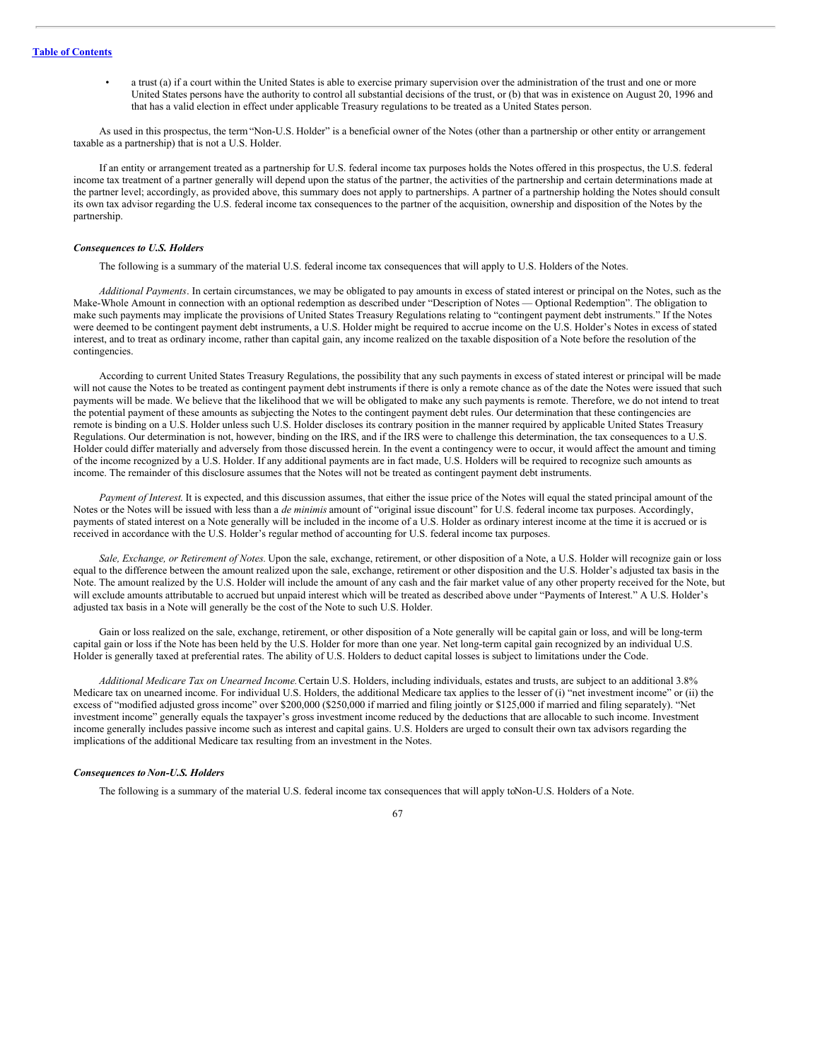- a trust (a) if a court within the United States is able to exercise primary supervision over the administration of the trust and one or more United States persons have the authority to control all substantial decisions of the trust, or (b) that was in existence on August 20, 1996 and that has a valid election in effect under applicable Treasury regulations to be treated as a United States person.

As used in this prospectus, the term "Non-U.S. Holder" is a beneficial owner of the Notes (other than a partnership or other entity or arrangement taxable as a partnership) that is not a U.S. Holder.

If an entity or arrangement treated as a partnership for U.S. federal income tax purposes holds the Notes offered in this prospectus, the U.S. federal income tax treatment of a partner generally will depend upon the status of the partner, the activities of the partnership and certain determinations made at the partner level; accordingly, as provided above, this summary does not apply to partnerships. A partner of a partnership holding the Notes should consult its own tax advisor regarding the U.S. federal income tax consequences to the partner of the acquisition, ownership and disposition of the Notes by the partnership.

***Consequences to U.S. Holders***

The following is a summary of the material U.S. federal income tax consequences that will apply to U.S. Holders of the Notes.

*Additional Payments*. In certain circumstances, we may be obligated to pay amounts in excess of stated interest or principal on the Notes, such as the Make-Whole Amount in connection with an optional redemption as described under "Description of Notes — Optional Redemption". The obligation to make such payments may implicate the provisions of United States Treasury Regulations relating to "contingent payment debt instruments." If the Notes were deemed to be contingent payment debt instruments, a U.S. Holder might be required to accrue income on the U.S. Holder's Notes in excess of stated interest, and to treat as ordinary income, rather than capital gain, any income realized on the taxable disposition of a Note before the resolution of the contingencies.

According to current United States Treasury Regulations, the possibility that any such payments in excess of stated interest or principal will be made will not cause the Notes to be treated as contingent payment debt instruments if there is only a remote chance as of the date the Notes were issued that such payments will be made. We believe that the likelihood that we will be obligated to make any such payments is remote. Therefore, we do not intend to treat the potential payment of these amounts as subjecting the Notes to the contingent payment debt rules. Our determination that these contingencies are remote is binding on a U.S. Holder unless such U.S. Holder discloses its contrary position in the manner required by applicable United States Treasury Regulations. Our determination is not, however, binding on the IRS, and if the IRS were to challenge this determination, the tax consequences to a U.S. Holder could differ materially and adversely from those discussed herein. In the event a contingency were to occur, it would affect the amount and timing of the income recognized by a U.S. Holder. If any additional payments are in fact made, U.S. Holders will be required to recognize such amounts as income. The remainder of this disclosure assumes that the Notes will not be treated as contingent payment debt instruments.

*Payment of Interest.* It is expected, and this discussion assumes, that either the issue price of the Notes will equal the stated principal amount of the Notes or the Notes will be issued with less than a *de minimis* amount of "original issue discount" for U.S. federal income tax purposes. Accordingly, payments of stated interest on a Note generally will be included in the income of a U.S. Holder as ordinary interest income at the time it is accrued or is received in accordance with the U.S. Holder's regular method of accounting for U.S. federal income tax purposes.

*Sale, Exchange, or Retirement of Notes.* Upon the sale, exchange, retirement, or other disposition of a Note, a U.S. Holder will recognize gain or loss equal to the difference between the amount realized upon the sale, exchange, retirement or other disposition and the U.S. Holder's adjusted tax basis in the Note. The amount realized by the U.S. Holder will include the amount of any cash and the fair market value of any other property received for the Note, but will exclude amounts attributable to accrued but unpaid interest which will be treated as described above under "Payments of Interest." A U.S. Holder's adjusted tax basis in a Note will generally be the cost of the Note to such U.S. Holder.

Gain or loss realized on the sale, exchange, retirement, or other disposition of a Note generally will be capital gain or loss, and will be long-term capital gain or loss if the Note has been held by the U.S. Holder for more than one year. Net long-term capital gain recognized by an individual U.S. Holder is generally taxed at preferential rates. The ability of U.S. Holders to deduct capital losses is subject to limitations under the Code.

*Additional Medicare Tax on Unearned Income.* Certain U.S. Holders, including individuals, estates and trusts, are subject to an additional 3.8% Medicare tax on unearned income. For individual U.S. Holders, the additional Medicare tax applies to the lesser of (i) "net investment income" or (ii) the excess of "modified adjusted gross income" over $200,000 ($250,000 if married and filing jointly or $125,000 if married and filing separately). "Net investment income" generally equals the taxpayer's gross investment income reduced by the deductions that are allocable to such income. Investment income generally includes passive income such as interest and capital gains. U.S. Holders are urged to consult their own tax advisors regarding the implications of the additional Medicare tax resulting from an investment in the Notes.

***Consequences to Non-U.S. Holders***

The following is a summary of the material U.S. federal income tax consequences that will apply to Non-U.S. Holders of a Note.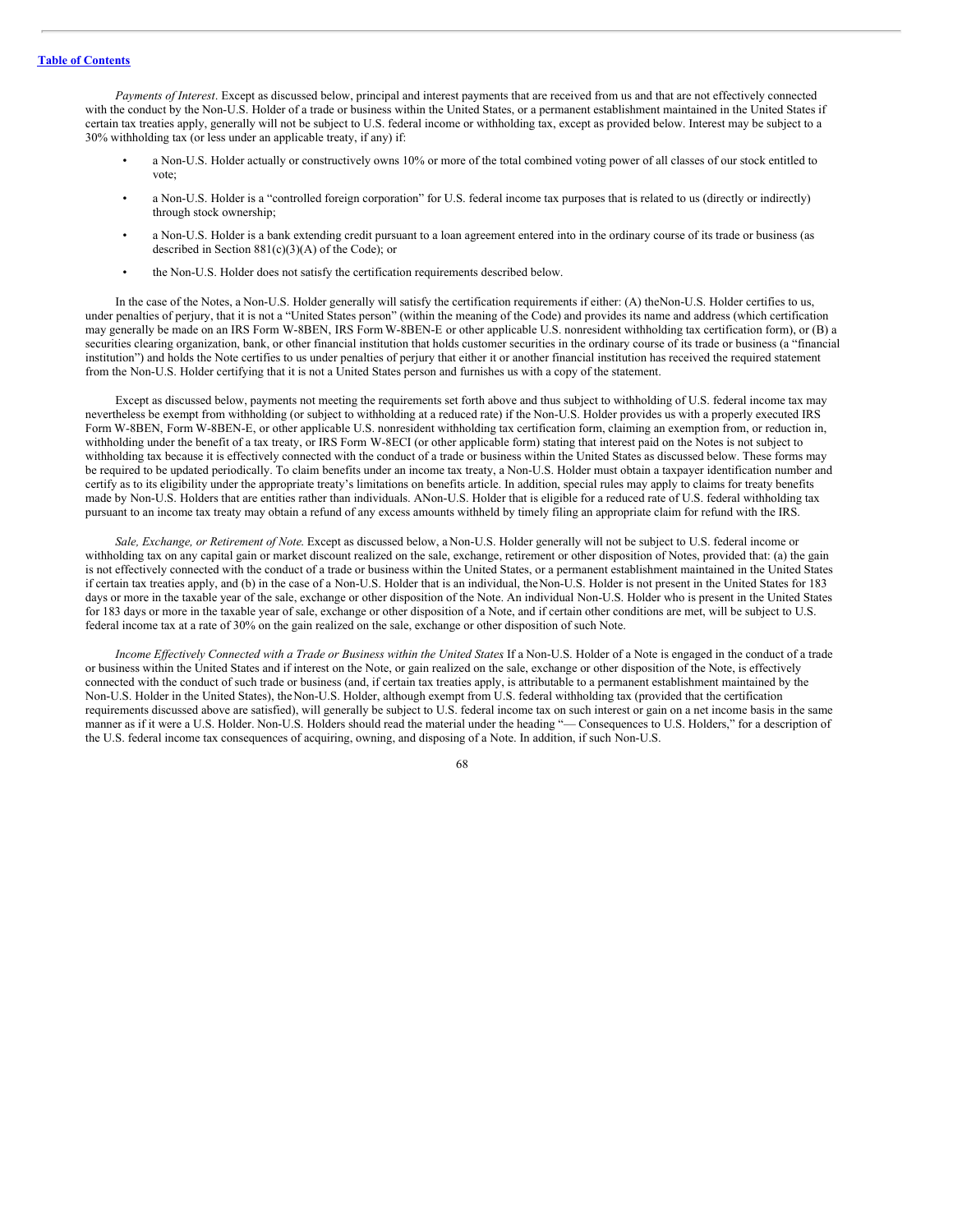*Payments of Interest*. Except as discussed below, principal and interest payments that are received from us and that are not effectively connected with the conduct by the Non-U.S. Holder of a trade or business within the United States, or a permanent establishment maintained in the United States if certain tax treaties apply, generally will not be subject to U.S. federal income or withholding tax, except as provided below. Interest may be subject to a 30% withholding tax (or less under an applicable treaty, if any) if:

- a Non-U.S. Holder actually or constructively owns 10% or more of the total combined voting power of all classes of our stock entitled to vote;
- a Non-U.S. Holder is a "controlled foreign corporation" for U.S. federal income tax purposes that is related to us (directly or indirectly) through stock ownership;
- a Non-U.S. Holder is a bank extending credit pursuant to a loan agreement entered into in the ordinary course of its trade or business (as described in Section 881(c)(3)(A) of the Code); or
- the Non-U.S. Holder does not satisfy the certification requirements described below.

In the case of the Notes, a Non-U.S. Holder generally will satisfy the certification requirements if either: (A) the Non-U.S. Holder certifies to us, under penalties of perjury, that it is not a "United States person" (within the meaning of the Code) and provides its name and address (which certification may generally be made on an IRS Form W-8BEN, IRS Form W-8BEN-E or other applicable U.S. nonresident withholding tax certification form), or (B) a securities clearing organization, bank, or other financial institution that holds customer securities in the ordinary course of its trade or business (a "financial institution") and holds the Note certifies to us under penalties of perjury that either it or another financial institution has received the required statement from the Non-U.S. Holder certifying that it is not a United States person and furnishes us with a copy of the statement.

Except as discussed below, payments not meeting the requirements set forth above and thus subject to withholding of U.S. federal income tax may nevertheless be exempt from withholding (or subject to withholding at a reduced rate) if the Non-U.S. Holder provides us with a properly executed IRS Form W-8BEN, Form W-8BEN-E, or other applicable U.S. nonresident withholding tax certification form, claiming an exemption from, or reduction in, withholding under the benefit of a tax treaty, or IRS Form W-8ECI (or other applicable form) stating that interest paid on the Notes is not subject to withholding tax because it is effectively connected with the conduct of a trade or business within the United States as discussed below. These forms may be required to be updated periodically. To claim benefits under an income tax treaty, a Non-U.S. Holder must obtain a taxpayer identification number and certify as to its eligibility under the appropriate treaty's limitations on benefits article. In addition, special rules may apply to claims for treaty benefits made by Non-U.S. Holders that are entities rather than individuals. A Non-U.S. Holder that is eligible for a reduced rate of U.S. federal withholding tax pursuant to an income tax treaty may obtain a refund of any excess amounts withheld by timely filing an appropriate claim for refund with the IRS.

*Sale, Exchange, or Retirement of Note.* Except as discussed below, a Non-U.S. Holder generally will not be subject to U.S. federal income or withholding tax on any capital gain or market discount realized on the sale, exchange, retirement or other disposition of Notes, provided that: (a) the gain is not effectively connected with the conduct of a trade or business within the United States, or a permanent establishment maintained in the United States if certain tax treaties apply, and (b) in the case of a Non-U.S. Holder that is an individual, the Non-U.S. Holder is not present in the United States for 183 days or more in the taxable year of the sale, exchange or other disposition of the Note. An individual Non-U.S. Holder who is present in the United States for 183 days or more in the taxable year of sale, exchange or other disposition of a Note, and if certain other conditions are met, will be subject to U.S. federal income tax at a rate of 30% on the gain realized on the sale, exchange or other disposition of such Note.

*Income Effectively Connected with a Trade or Business within the United States* If a Non-U.S. Holder of a Note is engaged in the conduct of a trade or business within the United States and if interest on the Note, or gain realized on the sale, exchange or other disposition of the Note, is effectively connected with the conduct of such trade or business (and, if certain tax treaties apply, is attributable to a permanent establishment maintained by the Non-U.S. Holder in the United States), the Non-U.S. Holder, although exempt from U.S. federal withholding tax (provided that the certification requirements discussed above are satisfied), will generally be subject to U.S. federal income tax on such interest or gain on a net income basis in the same manner as if it were a U.S. Holder. Non-U.S. Holders should read the material under the heading "— Consequences to U.S. Holders," for a description of the U.S. federal income tax consequences of acquiring, owning, and disposing of a Note. In addition, if such Non-U.S.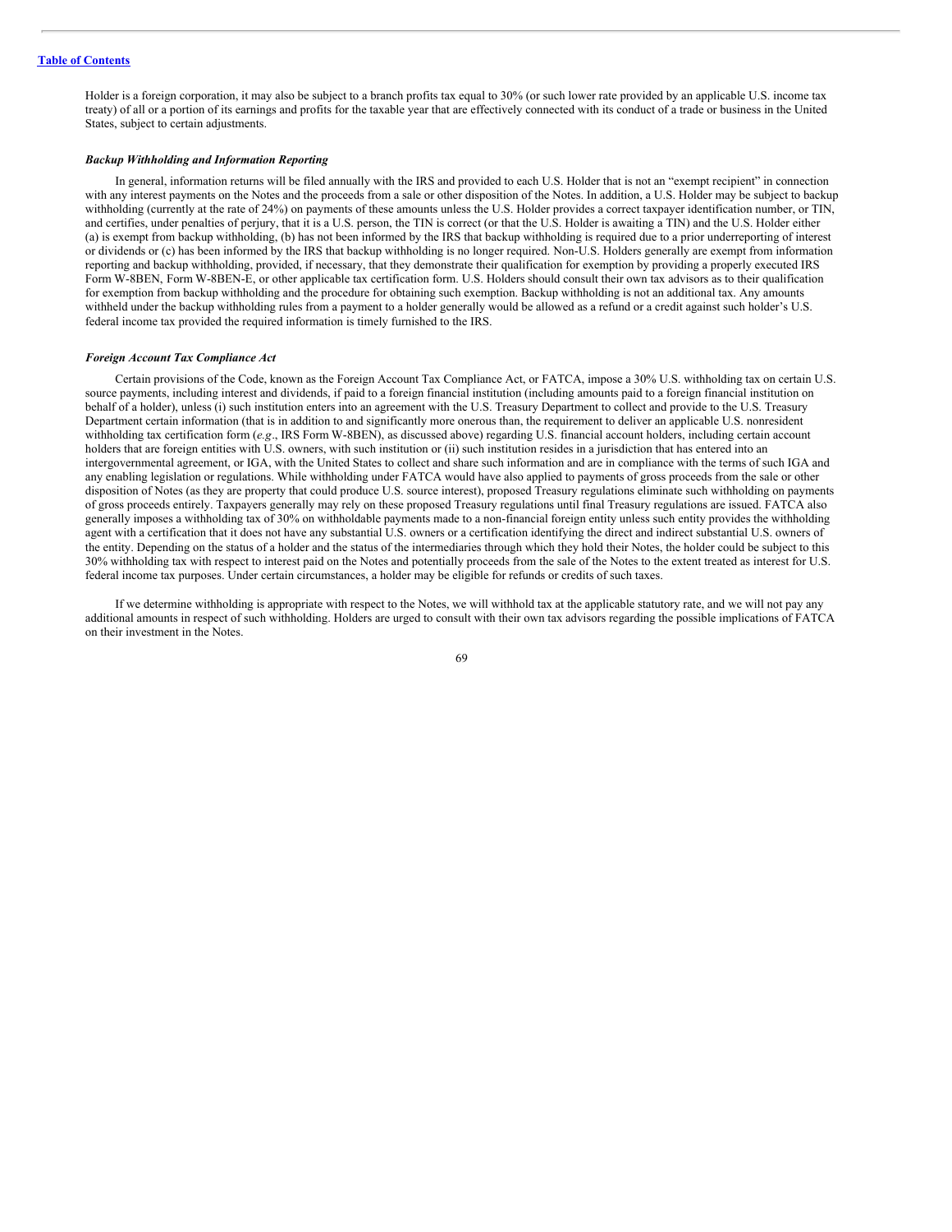Holder is a foreign corporation, it may also be subject to a branch profits tax equal to 30% (or such lower rate provided by an applicable U.S. income tax treaty) of all or a portion of its earnings and profits for the taxable year that are effectively connected with its conduct of a trade or business in the United States, subject to certain adjustments.

***Backup Withholding and Information Reporting***

In general, information returns will be filed annually with the IRS and provided to each U.S. Holder that is not an "exempt recipient" in connection with any interest payments on the Notes and the proceeds from a sale or other disposition of the Notes. In addition, a U.S. Holder may be subject to backup withholding (currently at the rate of 24%) on payments of these amounts unless the U.S. Holder provides a correct taxpayer identification number, or TIN, and certifies, under penalties of perjury, that it is a U.S. person, the TIN is correct (or that the U.S. Holder is awaiting a TIN) and the U.S. Holder either (a) is exempt from backup withholding, (b) has not been informed by the IRS that backup withholding is required due to a prior underreporting of interest or dividends or (c) has been informed by the IRS that backup withholding is no longer required. Non-U.S. Holders generally are exempt from information reporting and backup withholding, provided, if necessary, that they demonstrate their qualification for exemption by providing a properly executed IRS Form W-8BEN, Form W-8BEN-E, or other applicable tax certification form. U.S. Holders should consult their own tax advisors as to their qualification for exemption from backup withholding and the procedure for obtaining such exemption. Backup withholding is not an additional tax. Any amounts withheld under the backup withholding rules from a payment to a holder generally would be allowed as a refund or a credit against such holder's U.S. federal income tax provided the required information is timely furnished to the IRS.

***Foreign Account Tax Compliance Act***

Certain provisions of the Code, known as the Foreign Account Tax Compliance Act, or FATCA, impose a 30% U.S. withholding tax on certain U.S. source payments, including interest and dividends, if paid to a foreign financial institution (including amounts paid to a foreign financial institution on behalf of a holder), unless (i) such institution enters into an agreement with the U.S. Treasury Department to collect and provide to the U.S. Treasury Department certain information (that is in addition to and significantly more onerous than, the requirement to deliver an applicable U.S. nonresident withholding tax certification form (*e.g*., IRS Form W-8BEN), as discussed above) regarding U.S. financial account holders, including certain account holders that are foreign entities with U.S. owners, with such institution or (ii) such institution resides in a jurisdiction that has entered into an intergovernmental agreement, or IGA, with the United States to collect and share such information and are in compliance with the terms of such IGA and any enabling legislation or regulations. While withholding under FATCA would have also applied to payments of gross proceeds from the sale or other disposition of Notes (as they are property that could produce U.S. source interest), proposed Treasury regulations eliminate such withholding on payments of gross proceeds entirely. Taxpayers generally may rely on these proposed Treasury regulations until final Treasury regulations are issued. FATCA also generally imposes a withholding tax of 30% on withholdable payments made to a non-financial foreign entity unless such entity provides the withholding agent with a certification that it does not have any substantial U.S. owners or a certification identifying the direct and indirect substantial U.S. owners of the entity. Depending on the status of a holder and the status of the intermediaries through which they hold their Notes, the holder could be subject to this 30% withholding tax with respect to interest paid on the Notes and potentially proceeds from the sale of the Notes to the extent treated as interest for U.S. federal income tax purposes. Under certain circumstances, a holder may be eligible for refunds or credits of such taxes.

If we determine withholding is appropriate with respect to the Notes, we will withhold tax at the applicable statutory rate, and we will not pay any additional amounts in respect of such withholding. Holders are urged to consult with their own tax advisors regarding the possible implications of FATCA on their investment in the Notes.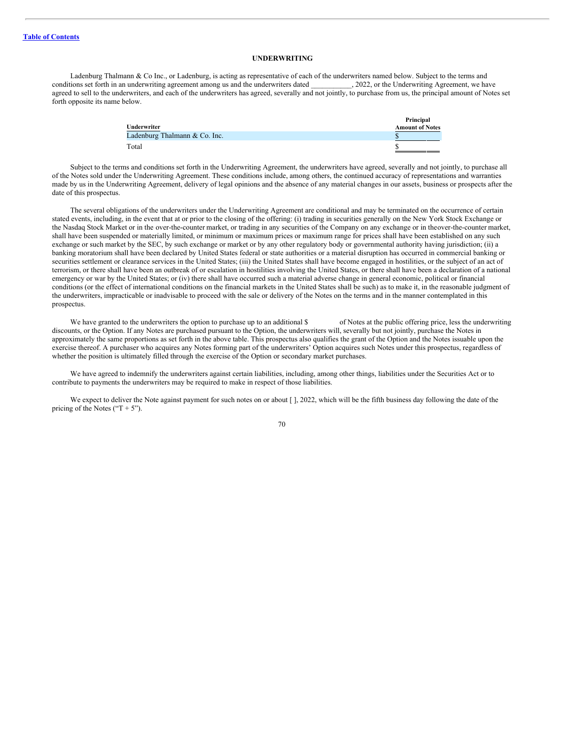**UNDERWRITING**

Ladenburg Thalmann & Co Inc., or Ladenburg, is acting as representative of each of the underwriters named below. Subject to the terms and conditions set forth in an underwriting agreement among us and the underwriters dated ___________, 2022, or the Underwriting Agreement, we have agreed to sell to the underwriters, and each of the underwriters has agreed, severally and not jointly, to purchase from us, the principal amount of Notes set forth opposite its name below.

| Underwriter | Principal Amount of Notes |
|---|---|
| Ladenburg Thalmann & Co. Inc. | $ |
| Total | $ |

Subject to the terms and conditions set forth in the Underwriting Agreement, the underwriters have agreed, severally and not jointly, to purchase all of the Notes sold under the Underwriting Agreement. These conditions include, among others, the continued accuracy of representations and warranties made by us in the Underwriting Agreement, delivery of legal opinions and the absence of any material changes in our assets, business or prospects after the date of this prospectus.

The several obligations of the underwriters under the Underwriting Agreement are conditional and may be terminated on the occurrence of certain stated events, including, in the event that at or prior to the closing of the offering: (i) trading in securities generally on the New York Stock Exchange or the Nasdaq Stock Market or in the over-the-counter market, or trading in any securities of the Company on any exchange or in theover-the-counter market, shall have been suspended or materially limited, or minimum or maximum prices or maximum range for prices shall have been established on any such exchange or such market by the SEC, by such exchange or market or by any other regulatory body or governmental authority having jurisdiction; (ii) a banking moratorium shall have been declared by United States federal or state authorities or a material disruption has occurred in commercial banking or securities settlement or clearance services in the United States; (iii) the United States shall have become engaged in hostilities, or the subject of an act of terrorism, or there shall have been an outbreak of or escalation in hostilities involving the United States, or there shall have been a declaration of a national emergency or war by the United States; or (iv) there shall have occurred such a material adverse change in general economic, political or financial conditions (or the effect of international conditions on the financial markets in the United States shall be such) as to make it, in the reasonable judgment of the underwriters, impracticable or inadvisable to proceed with the sale or delivery of the Notes on the terms and in the manner contemplated in this prospectus.

We have granted to the underwriters the option to purchase up to an additional $ of Notes at the public offering price, less the underwriting discounts, or the Option. If any Notes are purchased pursuant to the Option, the underwriters will, severally but not jointly, purchase the Notes in approximately the same proportions as set forth in the above table. This prospectus also qualifies the grant of the Option and the Notes issuable upon the exercise thereof. A purchaser who acquires any Notes forming part of the underwriters' Option acquires such Notes under this prospectus, regardless of whether the position is ultimately filled through the exercise of the Option or secondary market purchases.

We have agreed to indemnify the underwriters against certain liabilities, including, among other things, liabilities under the Securities Act or to contribute to payments the underwriters may be required to make in respect of those liabilities.

We expect to deliver the Note against payment for such notes on or about [ ], 2022, which will be the fifth business day following the date of the pricing of the Notes ("T + 5").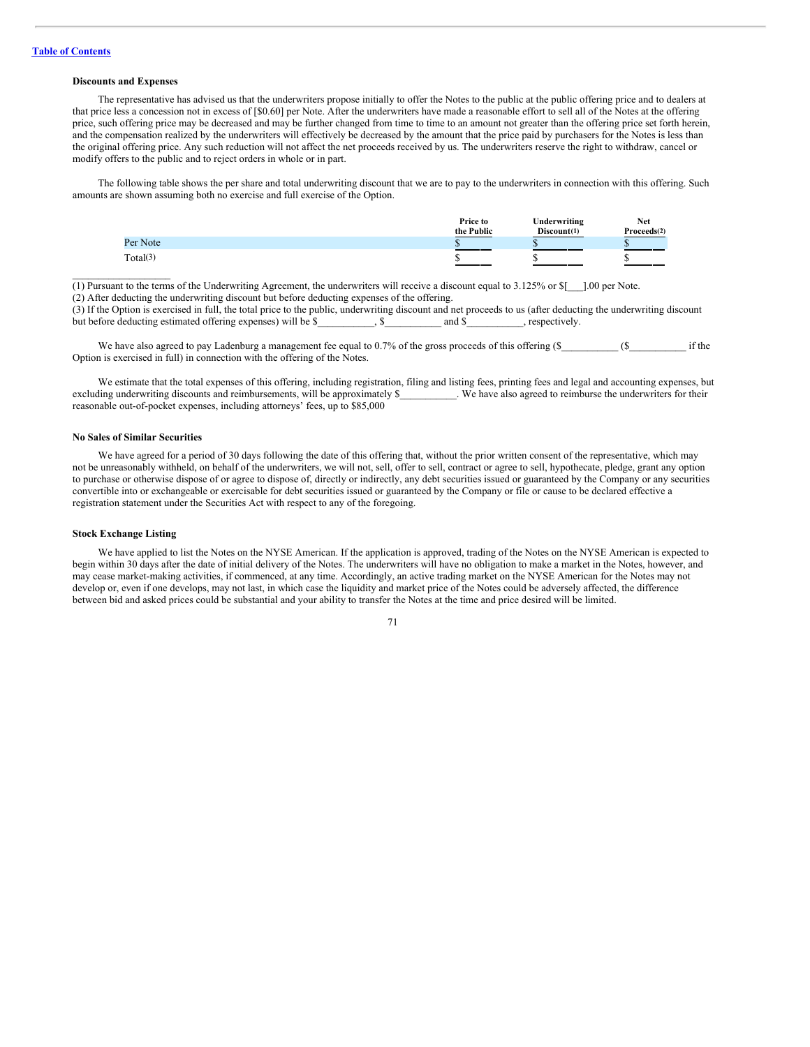### Discounts and Expenses

The representative has advised us that the underwriters propose initially to offer the Notes to the public at the public offering price and to dealers at that price less a concession not in excess of [$0.60] per Note. After the underwriters have made a reasonable effort to sell all of the Notes at the offering price, such offering price may be decreased and may be further changed from time to time to an amount not greater than the offering price set forth herein, and the compensation realized by the underwriters will effectively be decreased by the amount that the price paid by purchasers for the Notes is less than the original offering price. Any such reduction will not affect the net proceeds received by us. The underwriters reserve the right to withdraw, cancel or modify offers to the public and to reject orders in whole or in part.

The following table shows the per share and total underwriting discount that we are to pay to the underwriters in connection with this offering. Such amounts are shown assuming both no exercise and full exercise of the Option.

| | Price to the Public | Underwriting Discount(1) | Net Proceeds(2) |
|---|---|---|---|
| Per Note | $ | $ | $ |
| Total(3) | $ | $ | $ |

(1) Pursuant to the terms of the Underwriting Agreement, the underwriters will receive a discount equal to 3.125% or $[___].00 per Note.
(2) After deducting the underwriting discount but before deducting expenses of the offering.
(3) If the Option is exercised in full, the total price to the public, underwriting discount and net proceeds to us (after deducting the underwriting discount but before deducting estimated offering expenses) will be $___________, $___________ and $___________, respectively.

We have also agreed to pay Ladenburg a management fee equal to 0.7% of the gross proceeds of this offering ($___________ ($___________ if the Option is exercised in full) in connection with the offering of the Notes.

We estimate that the total expenses of this offering, including registration, filing and listing fees, printing fees and legal and accounting expenses, but excluding underwriting discounts and reimbursements, will be approximately $___________. We have also agreed to reimburse the underwriters for their reasonable out-of-pocket expenses, including attorneys' fees, up to $85,000

### No Sales of Similar Securities

We have agreed for a period of 30 days following the date of this offering that, without the prior written consent of the representative, which may not be unreasonably withheld, on behalf of the underwriters, we will not, sell, offer to sell, contract or agree to sell, hypothecate, pledge, grant any option to purchase or otherwise dispose of or agree to dispose of, directly or indirectly, any debt securities issued or guaranteed by the Company or any securities convertible into or exchangeable or exercisable for debt securities issued or guaranteed by the Company or file or cause to be declared effective a registration statement under the Securities Act with respect to any of the foregoing.

### Stock Exchange Listing

We have applied to list the Notes on the NYSE American. If the application is approved, trading of the Notes on the NYSE American is expected to begin within 30 days after the date of initial delivery of the Notes. The underwriters will have no obligation to make a market in the Notes, however, and may cease market-making activities, if commenced, at any time. Accordingly, an active trading market on the NYSE American for the Notes may not develop or, even if one develops, may not last, in which case the liquidity and market price of the Notes could be adversely affected, the difference between bid and asked prices could be substantial and your ability to transfer the Notes at the time and price desired will be limited.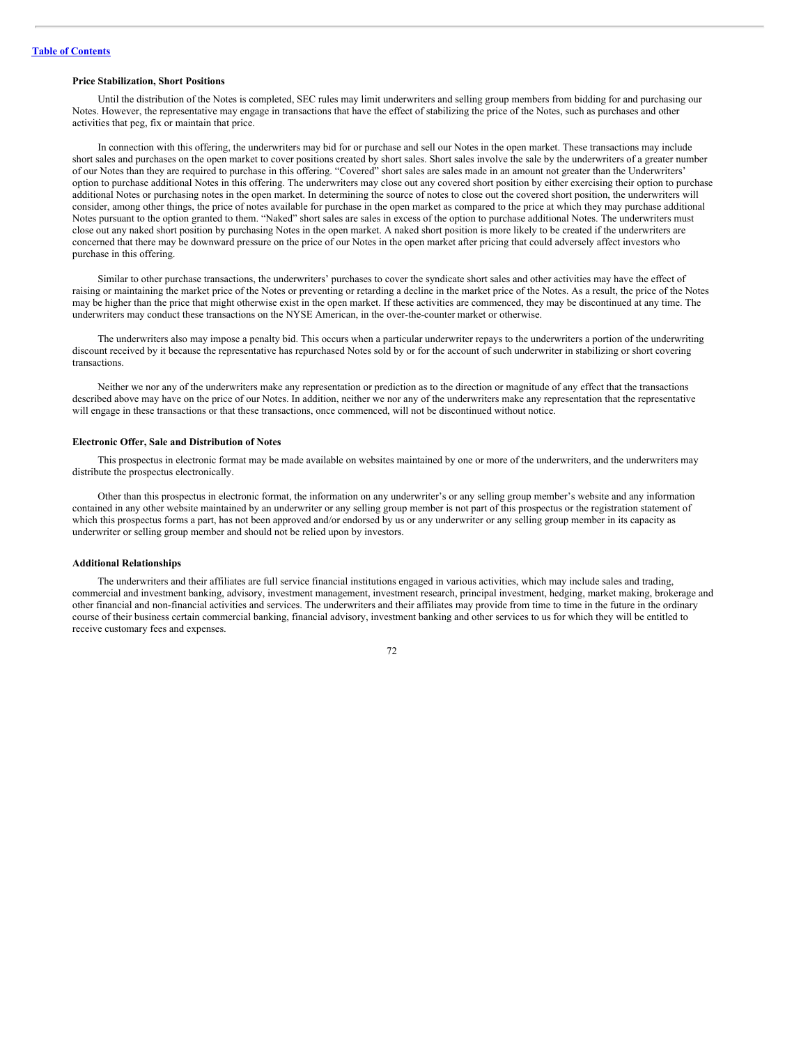**Price Stabilization, Short Positions**

Until the distribution of the Notes is completed, SEC rules may limit underwriters and selling group members from bidding for and purchasing our Notes. However, the representative may engage in transactions that have the effect of stabilizing the price of the Notes, such as purchases and other activities that peg, fix or maintain that price.

In connection with this offering, the underwriters may bid for or purchase and sell our Notes in the open market. These transactions may include short sales and purchases on the open market to cover positions created by short sales. Short sales involve the sale by the underwriters of a greater number of our Notes than they are required to purchase in this offering. "Covered" short sales are sales made in an amount not greater than the Underwriters' option to purchase additional Notes in this offering. The underwriters may close out any covered short position by either exercising their option to purchase additional Notes or purchasing notes in the open market. In determining the source of notes to close out the covered short position, the underwriters will consider, among other things, the price of notes available for purchase in the open market as compared to the price at which they may purchase additional Notes pursuant to the option granted to them. "Naked" short sales are sales in excess of the option to purchase additional Notes. The underwriters must close out any naked short position by purchasing Notes in the open market. A naked short position is more likely to be created if the underwriters are concerned that there may be downward pressure on the price of our Notes in the open market after pricing that could adversely affect investors who purchase in this offering.

Similar to other purchase transactions, the underwriters' purchases to cover the syndicate short sales and other activities may have the effect of raising or maintaining the market price of the Notes or preventing or retarding a decline in the market price of the Notes. As a result, the price of the Notes may be higher than the price that might otherwise exist in the open market. If these activities are commenced, they may be discontinued at any time. The underwriters may conduct these transactions on the NYSE American, in the over-the-counter market or otherwise.

The underwriters also may impose a penalty bid. This occurs when a particular underwriter repays to the underwriters a portion of the underwriting discount received by it because the representative has repurchased Notes sold by or for the account of such underwriter in stabilizing or short covering transactions.

Neither we nor any of the underwriters make any representation or prediction as to the direction or magnitude of any effect that the transactions described above may have on the price of our Notes. In addition, neither we nor any of the underwriters make any representation that the representative will engage in these transactions or that these transactions, once commenced, will not be discontinued without notice.

**Electronic Offer, Sale and Distribution of Notes**

This prospectus in electronic format may be made available on websites maintained by one or more of the underwriters, and the underwriters may distribute the prospectus electronically.

Other than this prospectus in electronic format, the information on any underwriter's or any selling group member's website and any information contained in any other website maintained by an underwriter or any selling group member is not part of this prospectus or the registration statement of which this prospectus forms a part, has not been approved and/or endorsed by us or any underwriter or any selling group member in its capacity as underwriter or selling group member and should not be relied upon by investors.

**Additional Relationships**

The underwriters and their affiliates are full service financial institutions engaged in various activities, which may include sales and trading, commercial and investment banking, advisory, investment management, investment research, principal investment, hedging, market making, brokerage and other financial and non-financial activities and services. The underwriters and their affiliates may provide from time to time in the future in the ordinary course of their business certain commercial banking, financial advisory, investment banking and other services to us for which they will be entitled to receive customary fees and expenses.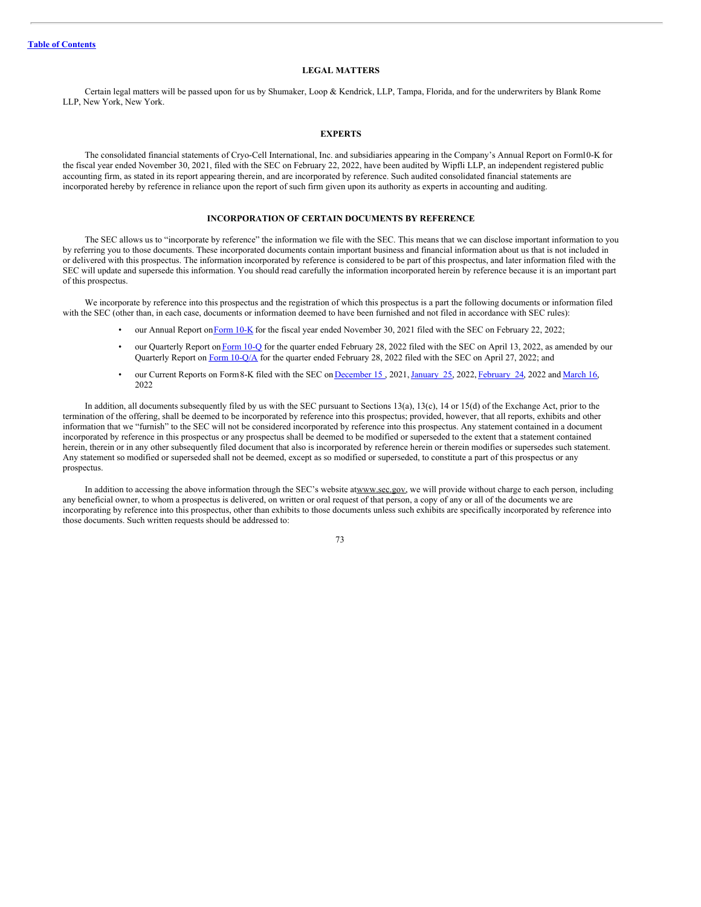## LEGAL MATTERS

Certain legal matters will be passed upon for us by Shumaker, Loop & Kendrick, LLP, Tampa, Florida, and for the underwriters by Blank Rome LLP, New York, New York.

## EXPERTS

The consolidated financial statements of Cryo-Cell International, Inc. and subsidiaries appearing in the Company's Annual Report on Form10-K for the fiscal year ended November 30, 2021, filed with the SEC on February 22, 2022, have been audited by Wipfli LLP, an independent registered public accounting firm, as stated in its report appearing therein, and are incorporated by reference. Such audited consolidated financial statements are incorporated hereby by reference in reliance upon the report of such firm given upon its authority as experts in accounting and auditing.

## INCORPORATION OF CERTAIN DOCUMENTS BY REFERENCE

The SEC allows us to "incorporate by reference" the information we file with the SEC. This means that we can disclose important information to you by referring you to those documents. These incorporated documents contain important business and financial information about us that is not included in or delivered with this prospectus. The information incorporated by reference is considered to be part of this prospectus, and later information filed with the SEC will update and supersede this information. You should read carefully the information incorporated herein by reference because it is an important part of this prospectus.

We incorporate by reference into this prospectus and the registration of which this prospectus is a part the following documents or information filed with the SEC (other than, in each case, documents or information deemed to have been furnished and not filed in accordance with SEC rules):

- our Annual Report on Form 10-K for the fiscal year ended November 30, 2021 filed with the SEC on February 22, 2022;
- our Quarterly Report on Form 10-Q for the quarter ended February 28, 2022 filed with the SEC on April 13, 2022, as amended by our Quarterly Report on Form 10-Q/A for the quarter ended February 28, 2022 filed with the SEC on April 27, 2022; and
- our Current Reports on Form 8-K filed with the SEC on December 15 , 2021, January 25, 2022, February 24, 2022 and March 16, 2022

In addition, all documents subsequently filed by us with the SEC pursuant to Sections 13(a), 13(c), 14 or 15(d) of the Exchange Act, prior to the termination of the offering, shall be deemed to be incorporated by reference into this prospectus; provided, however, that all reports, exhibits and other information that we "furnish" to the SEC will not be considered incorporated by reference into this prospectus. Any statement contained in a document incorporated by reference in this prospectus or any prospectus shall be deemed to be modified or superseded to the extent that a statement contained herein, therein or in any other subsequently filed document that also is incorporated by reference herein or therein modifies or supersedes such statement. Any statement so modified or superseded shall not be deemed, except as so modified or superseded, to constitute a part of this prospectus or any prospectus.

In addition to accessing the above information through the SEC's website at www.sec.gov, we will provide without charge to each person, including any beneficial owner, to whom a prospectus is delivered, on written or oral request of that person, a copy of any or all of the documents we are incorporating by reference into this prospectus, other than exhibits to those documents unless such exhibits are specifically incorporated by reference into those documents. Such written requests should be addressed to: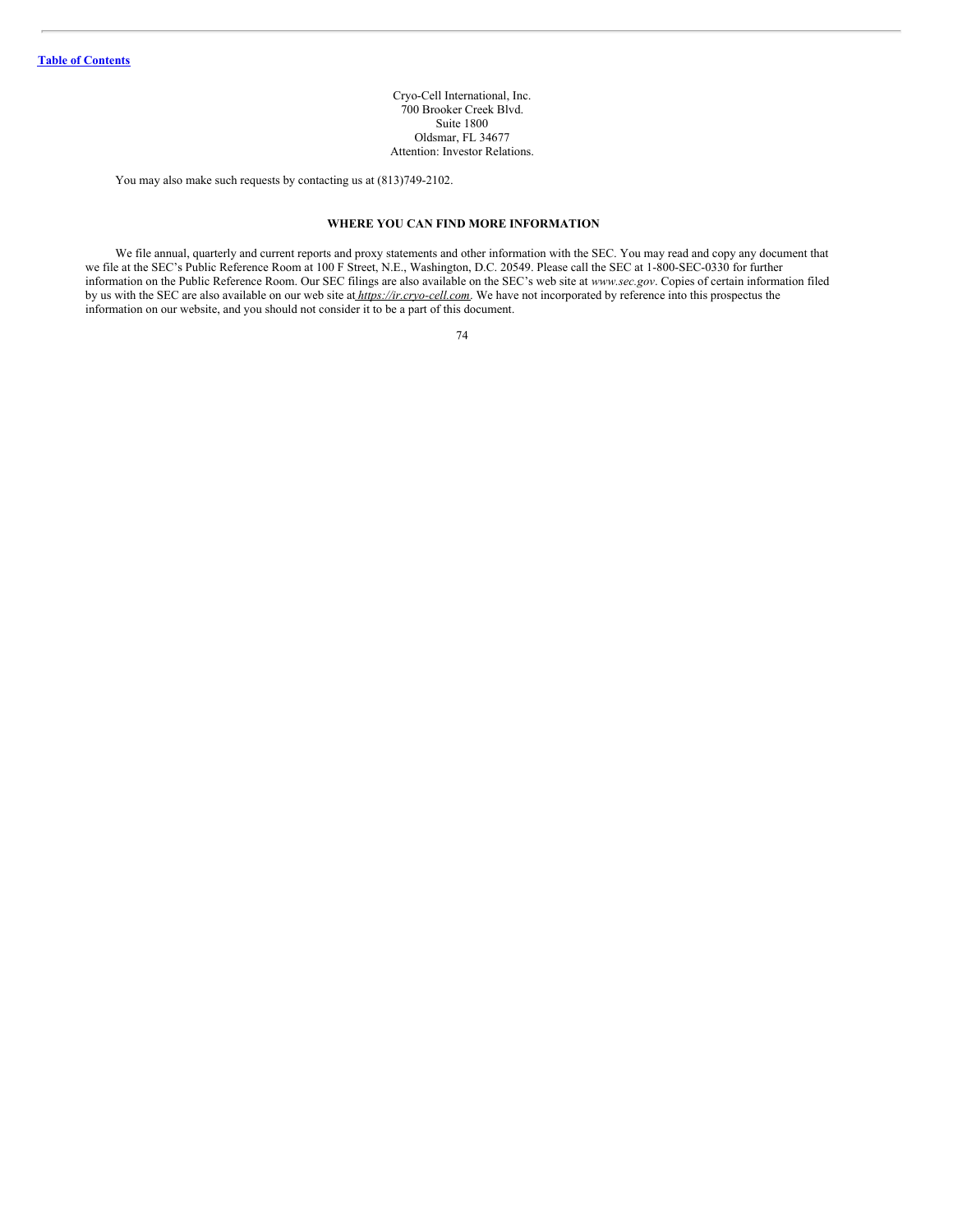Cryo-Cell International, Inc.
700 Brooker Creek Blvd.
Suite 1800
Oldsmar, FL 34677
Attention: Investor Relations.

You may also make such requests by contacting us at (813)749-2102.

## WHERE YOU CAN FIND MORE INFORMATION

We file annual, quarterly and current reports and proxy statements and other information with the SEC. You may read and copy any document that we file at the SEC's Public Reference Room at 100 F Street, N.E., Washington, D.C. 20549. Please call the SEC at 1-800-SEC-0330 for further information on the Public Reference Room. Our SEC filings are also available on the SEC's web site at *www.sec.gov*. Copies of certain information filed by us with the SEC are also available on our web site at *https://ir.cryo-cell.com*. We have not incorporated by reference into this prospectus the information on our website, and you should not consider it to be a part of this document.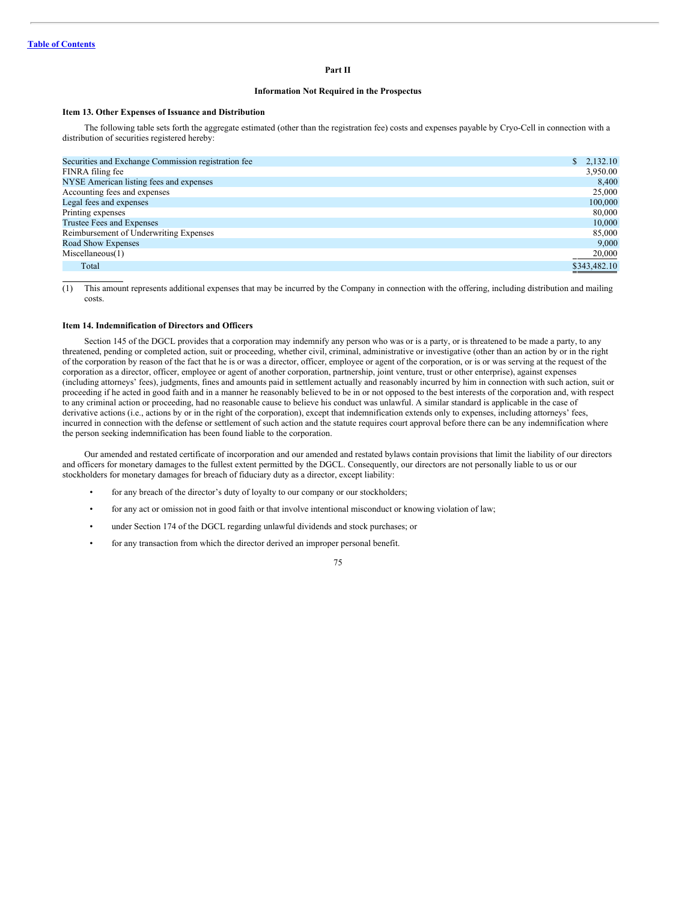Table of Contents

## Part II

## Information Not Required in the Prospectus

### Item 13. Other Expenses of Issuance and Distribution

The following table sets forth the aggregate estimated (other than the registration fee) costs and expenses payable by Cryo-Cell in connection with a distribution of securities registered hereby:

| | |
|---|---|
| Securities and Exchange Commission registration fee | $ 2,132.10 |
| FINRA filing fee | 3,950.00 |
| NYSE American listing fees and expenses | 8,400 |
| Accounting fees and expenses | 25,000 |
| Legal fees and expenses | 100,000 |
| Printing expenses | 80,000 |
| Trustee Fees and Expenses | 10,000 |
| Reimbursement of Underwriting Expenses | 85,000 |
| Road Show Expenses | 9,000 |
| Miscellaneous(1) | 20,000 |
| Total | $343,482.10 |

(1) This amount represents additional expenses that may be incurred by the Company in connection with the offering, including distribution and mailing costs.

### Item 14. Indemnification of Directors and Officers

Section 145 of the DGCL provides that a corporation may indemnify any person who was or is a party, or is threatened to be made a party, to any threatened, pending or completed action, suit or proceeding, whether civil, criminal, administrative or investigative (other than an action by or in the right of the corporation by reason of the fact that he is or was a director, officer, employee or agent of the corporation, or is or was serving at the request of the corporation as a director, officer, employee or agent of another corporation, partnership, joint venture, trust or other enterprise), against expenses (including attorneys' fees), judgments, fines and amounts paid in settlement actually and reasonably incurred by him in connection with such action, suit or proceeding if he acted in good faith and in a manner he reasonably believed to be in or not opposed to the best interests of the corporation and, with respect to any criminal action or proceeding, had no reasonable cause to believe his conduct was unlawful. A similar standard is applicable in the case of derivative actions (i.e., actions by or in the right of the corporation), except that indemnification extends only to expenses, including attorneys' fees, incurred in connection with the defense or settlement of such action and the statute requires court approval before there can be any indemnification where the person seeking indemnification has been found liable to the corporation.

Our amended and restated certificate of incorporation and our amended and restated bylaws contain provisions that limit the liability of our directors and officers for monetary damages to the fullest extent permitted by the DGCL. Consequently, our directors are not personally liable to us or our stockholders for monetary damages for breach of fiduciary duty as a director, except liability:

- for any breach of the director's duty of loyalty to our company or our stockholders;
- for any act or omission not in good faith or that involve intentional misconduct or knowing violation of law;
- under Section 174 of the DGCL regarding unlawful dividends and stock purchases; or
- for any transaction from which the director derived an improper personal benefit.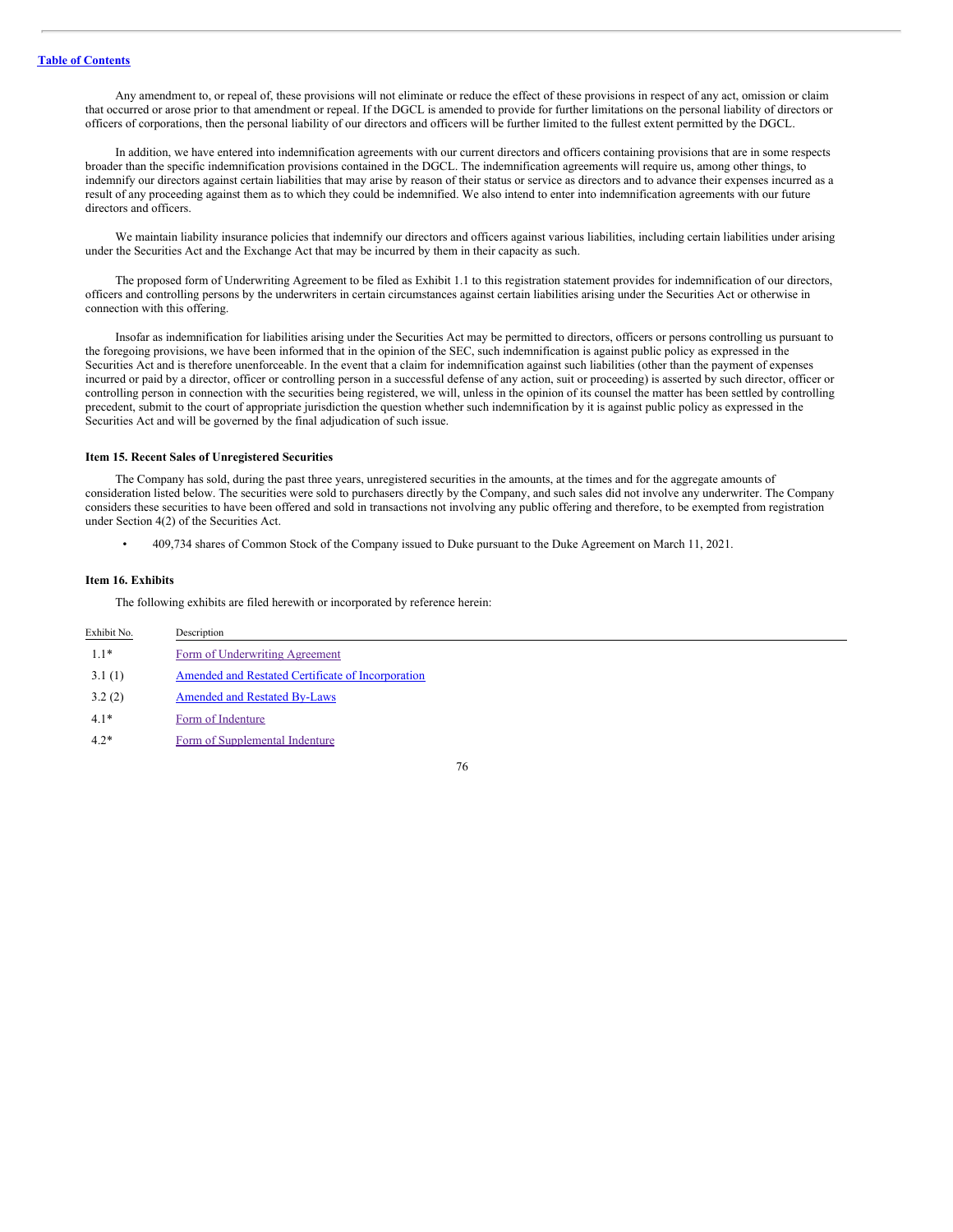Any amendment to, or repeal of, these provisions will not eliminate or reduce the effect of these provisions in respect of any act, omission or claim that occurred or arose prior to that amendment or repeal. If the DGCL is amended to provide for further limitations on the personal liability of directors or officers of corporations, then the personal liability of our directors and officers will be further limited to the fullest extent permitted by the DGCL.

In addition, we have entered into indemnification agreements with our current directors and officers containing provisions that are in some respects broader than the specific indemnification provisions contained in the DGCL. The indemnification agreements will require us, among other things, to indemnify our directors against certain liabilities that may arise by reason of their status or service as directors and to advance their expenses incurred as a result of any proceeding against them as to which they could be indemnified. We also intend to enter into indemnification agreements with our future directors and officers.

We maintain liability insurance policies that indemnify our directors and officers against various liabilities, including certain liabilities under arising under the Securities Act and the Exchange Act that may be incurred by them in their capacity as such.

The proposed form of Underwriting Agreement to be filed as Exhibit 1.1 to this registration statement provides for indemnification of our directors, officers and controlling persons by the underwriters in certain circumstances against certain liabilities arising under the Securities Act or otherwise in connection with this offering.

Insofar as indemnification for liabilities arising under the Securities Act may be permitted to directors, officers or persons controlling us pursuant to the foregoing provisions, we have been informed that in the opinion of the SEC, such indemnification is against public policy as expressed in the Securities Act and is therefore unenforceable. In the event that a claim for indemnification against such liabilities (other than the payment of expenses incurred or paid by a director, officer or controlling person in a successful defense of any action, suit or proceeding) is asserted by such director, officer or controlling person in connection with the securities being registered, we will, unless in the opinion of its counsel the matter has been settled by controlling precedent, submit to the court of appropriate jurisdiction the question whether such indemnification by it is against public policy as expressed in the Securities Act and will be governed by the final adjudication of such issue.

### Item 15. Recent Sales of Unregistered Securities

The Company has sold, during the past three years, unregistered securities in the amounts, at the times and for the aggregate amounts of consideration listed below. The securities were sold to purchasers directly by the Company, and such sales did not involve any underwriter. The Company considers these securities to have been offered and sold in transactions not involving any public offering and therefore, to be exempted from registration under Section 4(2) of the Securities Act.

- 409,734 shares of Common Stock of the Company issued to Duke pursuant to the Duke Agreement on March 11, 2021.

### Item 16. Exhibits

The following exhibits are filed herewith or incorporated by reference herein:

| Exhibit No. | Description |
|---|---|
| 1.1* | Form of Underwriting Agreement |
| 3.1 (1) | Amended and Restated Certificate of Incorporation |
| 3.2 (2) | Amended and Restated By-Laws |
| 4.1* | Form of Indenture |
| 4.2* | Form of Supplemental Indenture |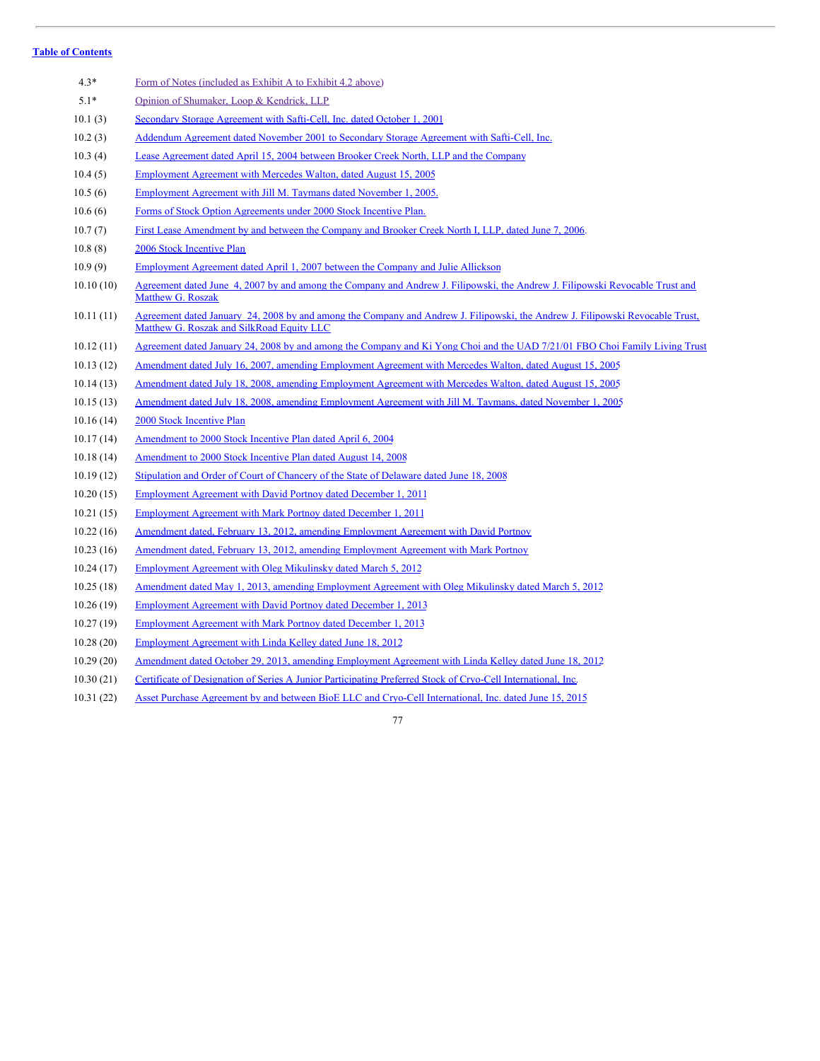[Table of Contents](#)

| | |
|---|---|
| 4.3* | Form of Notes (included as Exhibit A to Exhibit 4.2 above) |
| 5.1* | Opinion of Shumaker, Loop & Kendrick, LLP |
| 10.1 (3) | Secondary Storage Agreement with Safti-Cell, Inc. dated October 1, 2001 |
| 10.2 (3) | Addendum Agreement dated November 2001 to Secondary Storage Agreement with Safti-Cell, Inc. |
| 10.3 (4) | Lease Agreement dated April 15, 2004 between Brooker Creek North, LLP and the Company |
| 10.4 (5) | Employment Agreement with Mercedes Walton, dated August 15, 2005 |
| 10.5 (6) | Employment Agreement with Jill M. Taymans dated November 1, 2005. |
| 10.6 (6) | Forms of Stock Option Agreements under 2000 Stock Incentive Plan. |
| 10.7 (7) | First Lease Amendment by and between the Company and Brooker Creek North I, LLP, dated June 7, 2006. |
| 10.8 (8) | 2006 Stock Incentive Plan |
| 10.9 (9) | Employment Agreement dated April 1, 2007 between the Company and Julie Allickson |
| 10.10 (10) | Agreement dated June 4, 2007 by and among the Company and Andrew J. Filipowski, the Andrew J. Filipowski Revocable Trust and Matthew G. Roszak |
| 10.11 (11) | Agreement dated January 24, 2008 by and among the Company and Andrew J. Filipowski, the Andrew J. Filipowski Revocable Trust, Matthew G. Roszak and SilkRoad Equity LLC |
| 10.12 (11) | Agreement dated January 24, 2008 by and among the Company and Ki Yong Choi and the UAD 7/21/01 FBO Choi Family Living Trust |
| 10.13 (12) | Amendment dated July 16, 2007, amending Employment Agreement with Mercedes Walton, dated August 15, 2005 |
| 10.14 (13) | Amendment dated July 18, 2008, amending Employment Agreement with Mercedes Walton, dated August 15, 2005 |
| 10.15 (13) | Amendment dated July 18, 2008, amending Employment Agreement with Jill M. Taymans, dated November 1, 2005 |
| 10.16 (14) | 2000 Stock Incentive Plan |
| 10.17 (14) | Amendment to 2000 Stock Incentive Plan dated April 6, 2004 |
| 10.18 (14) | Amendment to 2000 Stock Incentive Plan dated August 14, 2008 |
| 10.19 (12) | Stipulation and Order of Court of Chancery of the State of Delaware dated June 18, 2008 |
| 10.20 (15) | Employment Agreement with David Portnoy dated December 1, 2011 |
| 10.21 (15) | Employment Agreement with Mark Portnoy dated December 1, 2011 |
| 10.22 (16) | Amendment dated, February 13, 2012, amending Employment Agreement with David Portnoy |
| 10.23 (16) | Amendment dated, February 13, 2012, amending Employment Agreement with Mark Portnoy |
| 10.24 (17) | Employment Agreement with Oleg Mikulinsky dated March 5, 2012 |
| 10.25 (18) | Amendment dated May 1, 2013, amending Employment Agreement with Oleg Mikulinsky dated March 5, 2012 |
| 10.26 (19) | Employment Agreement with David Portnoy dated December 1, 2013 |
| 10.27 (19) | Employment Agreement with Mark Portnoy dated December 1, 2013 |
| 10.28 (20) | Employment Agreement with Linda Kelley dated June 18, 2012 |
| 10.29 (20) | Amendment dated October 29, 2013, amending Employment Agreement with Linda Kelley dated June 18, 2012 |
| 10.30 (21) | Certificate of Designation of Series A Junior Participating Preferred Stock of Cryo-Cell International, Inc. |
| 10.31 (22) | Asset Purchase Agreement by and between BioE LLC and Cryo-Cell International, Inc. dated June 15, 2015 |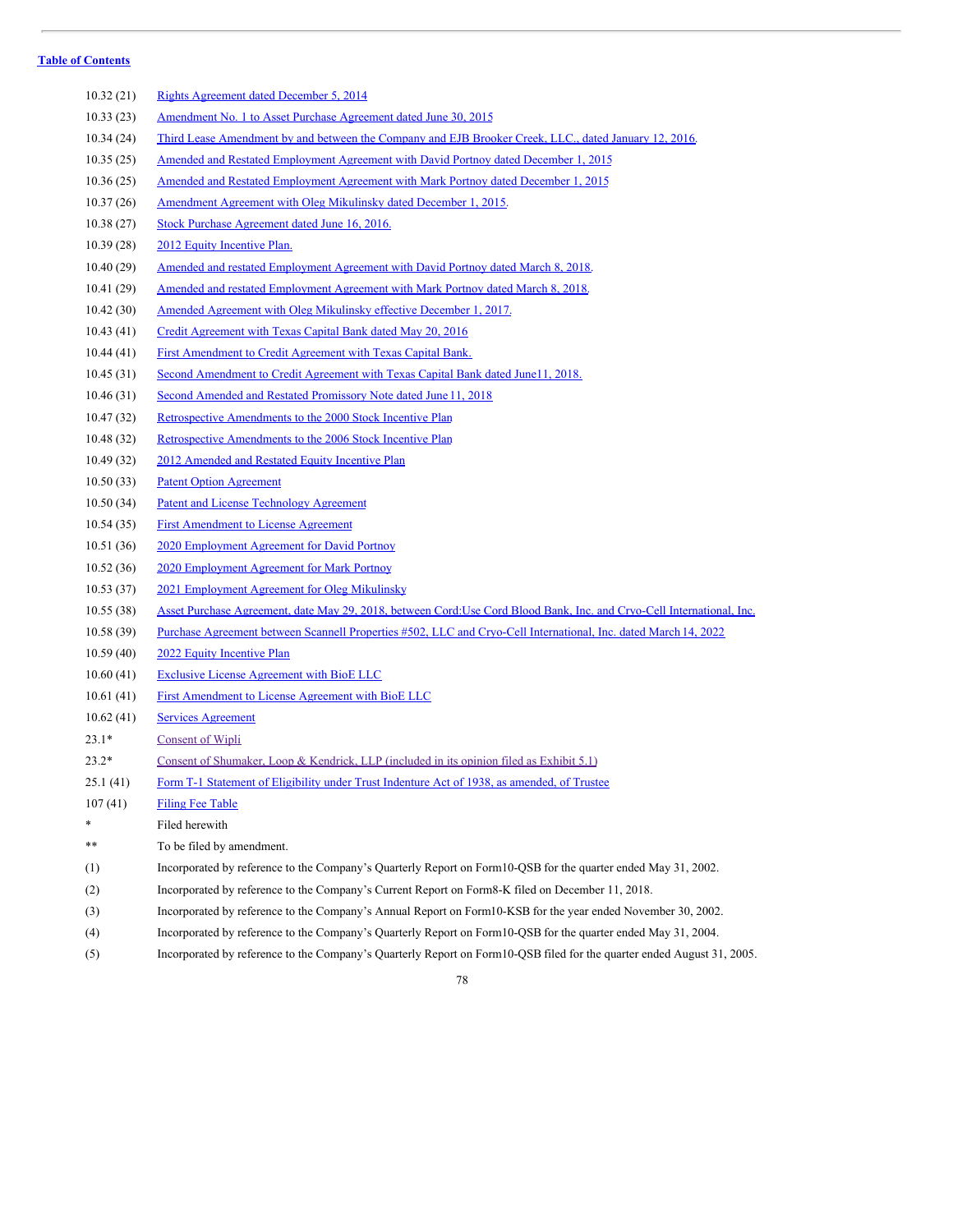[Table of Contents](#)

| | |
|---|---|
| 10.32 (21) | Rights Agreement dated December 5, 2014 |
| 10.33 (23) | Amendment No. 1 to Asset Purchase Agreement dated June 30, 2015 |
| 10.34 (24) | Third Lease Amendment by and between the Company and EJB Brooker Creek, LLC., dated January 12, 2016. |
| 10.35 (25) | Amended and Restated Employment Agreement with David Portnoy dated December 1, 2015 |
| 10.36 (25) | Amended and Restated Employment Agreement with Mark Portnoy dated December 1, 2015 |
| 10.37 (26) | Amendment Agreement with Oleg Mikulinsky dated December 1, 2015. |
| 10.38 (27) | Stock Purchase Agreement dated June 16, 2016. |
| 10.39 (28) | 2012 Equity Incentive Plan. |
| 10.40 (29) | Amended and restated Employment Agreement with David Portnoy dated March 8, 2018. |
| 10.41 (29) | Amended and restated Employment Agreement with Mark Portnoy dated March 8, 2018. |
| 10.42 (30) | Amended Agreement with Oleg Mikulinsky effective December 1, 2017. |
| 10.43 (41) | Credit Agreement with Texas Capital Bank dated May 20, 2016 |
| 10.44 (41) | First Amendment to Credit Agreement with Texas Capital Bank. |
| 10.45 (31) | Second Amendment to Credit Agreement with Texas Capital Bank dated June11, 2018. |
| 10.46 (31) | Second Amended and Restated Promissory Note dated June 11, 2018 |
| 10.47 (32) | Retrospective Amendments to the 2000 Stock Incentive Plan |
| 10.48 (32) | Retrospective Amendments to the 2006 Stock Incentive Plan |
| 10.49 (32) | 2012 Amended and Restated Equity Incentive Plan |
| 10.50 (33) | Patent Option Agreement |
| 10.50 (34) | Patent and License Technology Agreement |
| 10.54 (35) | First Amendment to License Agreement |
| 10.51 (36) | 2020 Employment Agreement for David Portnoy |
| 10.52 (36) | 2020 Employment Agreement for Mark Portnoy |
| 10.53 (37) | 2021 Employment Agreement for Oleg Mikulinsky |
| 10.55 (38) | Asset Purchase Agreement, date May 29, 2018, between Cord:Use Cord Blood Bank, Inc. and Cryo-Cell International, Inc. |
| 10.58 (39) | Purchase Agreement between Scannell Properties #502, LLC and Cryo-Cell International, Inc. dated March 14, 2022 |
| 10.59 (40) | 2022 Equity Incentive Plan |
| 10.60 (41) | Exclusive License Agreement with BioE LLC |
| 10.61 (41) | First Amendment to License Agreement with BioE LLC |
| 10.62 (41) | Services Agreement |
| 23.1* | Consent of Wipli |
| 23.2* | Consent of Shumaker, Loop & Kendrick, LLP (included in its opinion filed as Exhibit 5.1) |
| 25.1 (41) | Form T-1 Statement of Eligibility under Trust Indenture Act of 1938, as amended, of Trustee |
| 107 (41) | Filing Fee Table |
| * | Filed herewith |
| ** | To be filed by amendment. |
| (1) | Incorporated by reference to the Company's Quarterly Report on Form10-QSB for the quarter ended May 31, 2002. |
| (2) | Incorporated by reference to the Company's Current Report on Form8-K filed on December 11, 2018. |
| (3) | Incorporated by reference to the Company's Annual Report on Form10-KSB for the year ended November 30, 2002. |
| (4) | Incorporated by reference to the Company's Quarterly Report on Form10-QSB for the quarter ended May 31, 2004. |
| (5) | Incorporated by reference to the Company's Quarterly Report on Form10-QSB filed for the quarter ended August 31, 2005. |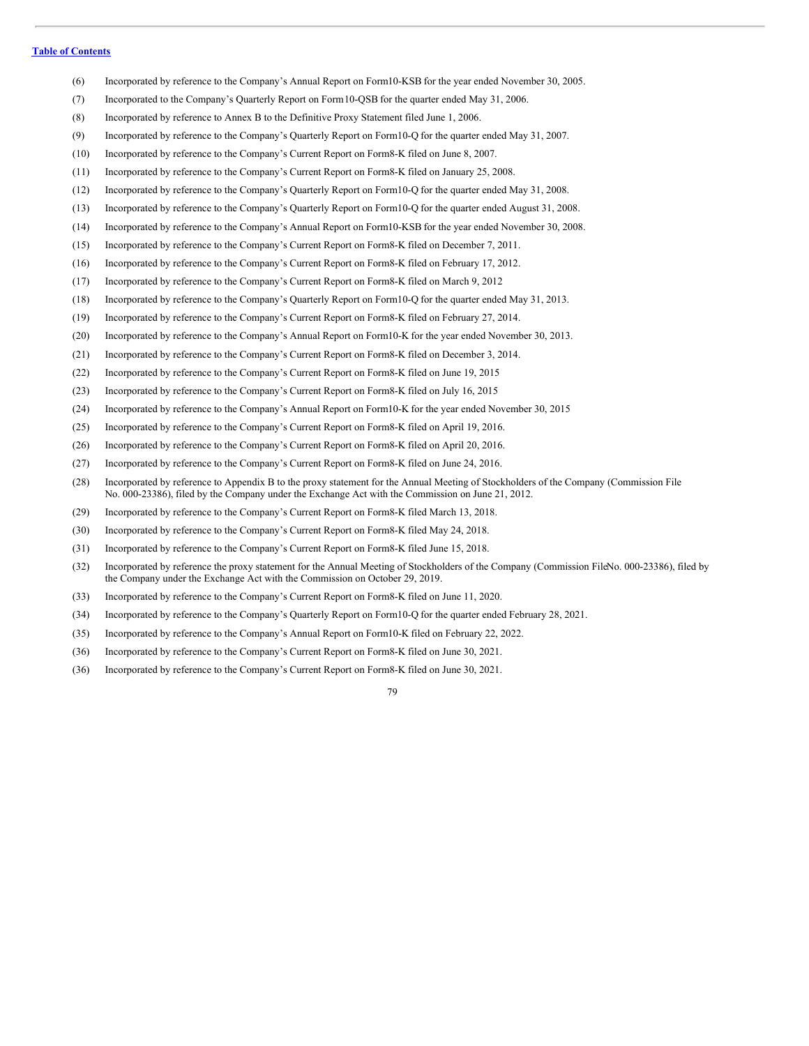(6) Incorporated by reference to the Company's Annual Report on Form10-KSB for the year ended November 30, 2005.

(7) Incorporated to the Company's Quarterly Report on Form10-QSB for the quarter ended May 31, 2006.

(8) Incorporated by reference to Annex B to the Definitive Proxy Statement filed June 1, 2006.

(9) Incorporated by reference to the Company's Quarterly Report on Form10-Q for the quarter ended May 31, 2007.

(10) Incorporated by reference to the Company's Current Report on Form8-K filed on June 8, 2007.

(11) Incorporated by reference to the Company's Current Report on Form8-K filed on January 25, 2008.

(12) Incorporated by reference to the Company's Quarterly Report on Form10-Q for the quarter ended May 31, 2008.

(13) Incorporated by reference to the Company's Quarterly Report on Form10-Q for the quarter ended August 31, 2008.

(14) Incorporated by reference to the Company's Annual Report on Form10-KSB for the year ended November 30, 2008.

(15) Incorporated by reference to the Company's Current Report on Form8-K filed on December 7, 2011.

(16) Incorporated by reference to the Company's Current Report on Form8-K filed on February 17, 2012.

(17) Incorporated by reference to the Company's Current Report on Form8-K filed on March 9, 2012

(18) Incorporated by reference to the Company's Quarterly Report on Form10-Q for the quarter ended May 31, 2013.

(19) Incorporated by reference to the Company's Current Report on Form8-K filed on February 27, 2014.

(20) Incorporated by reference to the Company's Annual Report on Form10-K for the year ended November 30, 2013.

(21) Incorporated by reference to the Company's Current Report on Form8-K filed on December 3, 2014.

(22) Incorporated by reference to the Company's Current Report on Form8-K filed on June 19, 2015

(23) Incorporated by reference to the Company's Current Report on Form8-K filed on July 16, 2015

(24) Incorporated by reference to the Company's Annual Report on Form10-K for the year ended November 30, 2015

(25) Incorporated by reference to the Company's Current Report on Form8-K filed on April 19, 2016.

(26) Incorporated by reference to the Company's Current Report on Form8-K filed on April 20, 2016.

(27) Incorporated by reference to the Company's Current Report on Form8-K filed on June 24, 2016.

(28) Incorporated by reference to Appendix B to the proxy statement for the Annual Meeting of Stockholders of the Company (Commission File No. 000-23386), filed by the Company under the Exchange Act with the Commission on June 21, 2012.

(29) Incorporated by reference to the Company's Current Report on Form8-K filed March 13, 2018.

(30) Incorporated by reference to the Company's Current Report on Form8-K filed May 24, 2018.

(31) Incorporated by reference to the Company's Current Report on Form8-K filed June 15, 2018.

(32) Incorporated by reference the proxy statement for the Annual Meeting of Stockholders of the Company (Commission FileNo. 000-23386), filed by the Company under the Exchange Act with the Commission on October 29, 2019.

(33) Incorporated by reference to the Company's Current Report on Form8-K filed on June 11, 2020.

(34) Incorporated by reference to the Company's Quarterly Report on Form10-Q for the quarter ended February 28, 2021.

(35) Incorporated by reference to the Company's Annual Report on Form10-K filed on February 22, 2022.

(36) Incorporated by reference to the Company's Current Report on Form8-K filed on June 30, 2021.

(36) Incorporated by reference to the Company's Current Report on Form8-K filed on June 30, 2021.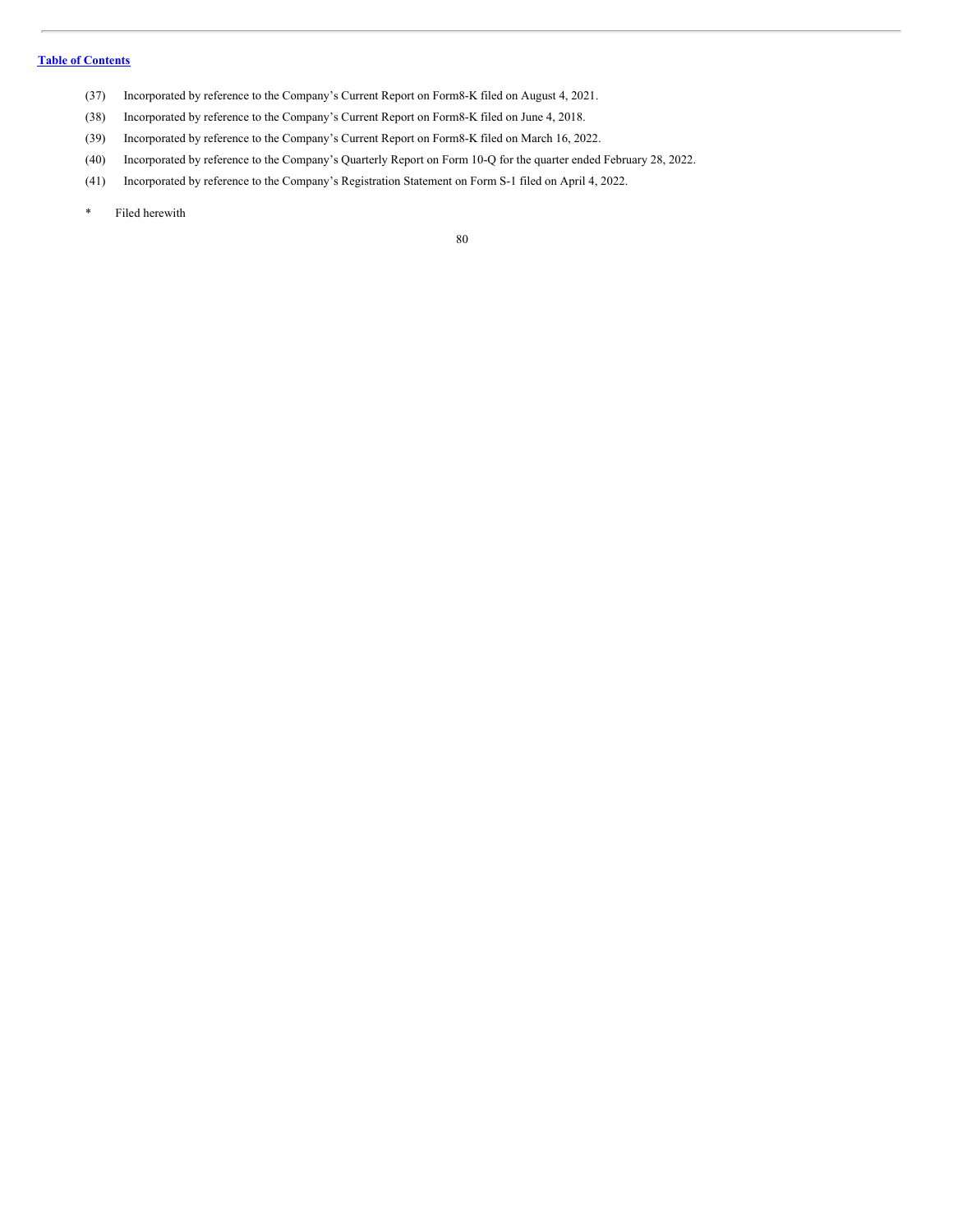(37) Incorporated by reference to the Company's Current Report on Form8-K filed on August 4, 2021.

(38) Incorporated by reference to the Company's Current Report on Form8-K filed on June 4, 2018.

(39) Incorporated by reference to the Company's Current Report on Form8-K filed on March 16, 2022.

(40) Incorporated by reference to the Company's Quarterly Report on Form 10-Q for the quarter ended February 28, 2022.

(41) Incorporated by reference to the Company's Registration Statement on Form S-1 filed on April 4, 2022.

\* Filed herewith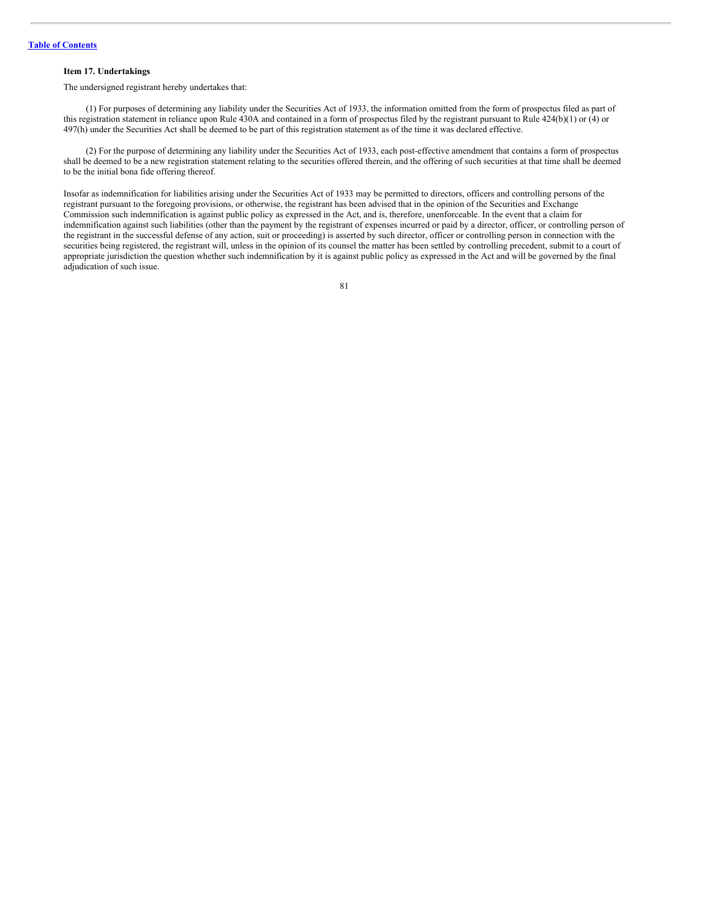### Item 17. Undertakings

The undersigned registrant hereby undertakes that:

(1) For purposes of determining any liability under the Securities Act of 1933, the information omitted from the form of prospectus filed as part of this registration statement in reliance upon Rule 430A and contained in a form of prospectus filed by the registrant pursuant to Rule 424(b)(1) or (4) or 497(h) under the Securities Act shall be deemed to be part of this registration statement as of the time it was declared effective.

(2) For the purpose of determining any liability under the Securities Act of 1933, each post-effective amendment that contains a form of prospectus shall be deemed to be a new registration statement relating to the securities offered therein, and the offering of such securities at that time shall be deemed to be the initial bona fide offering thereof.

Insofar as indemnification for liabilities arising under the Securities Act of 1933 may be permitted to directors, officers and controlling persons of the registrant pursuant to the foregoing provisions, or otherwise, the registrant has been advised that in the opinion of the Securities and Exchange Commission such indemnification is against public policy as expressed in the Act, and is, therefore, unenforceable. In the event that a claim for indemnification against such liabilities (other than the payment by the registrant of expenses incurred or paid by a director, officer, or controlling person of the registrant in the successful defense of any action, suit or proceeding) is asserted by such director, officer or controlling person in connection with the securities being registered, the registrant will, unless in the opinion of its counsel the matter has been settled by controlling precedent, submit to a court of appropriate jurisdiction the question whether such indemnification by it is against public policy as expressed in the Act and will be governed by the final adjudication of such issue.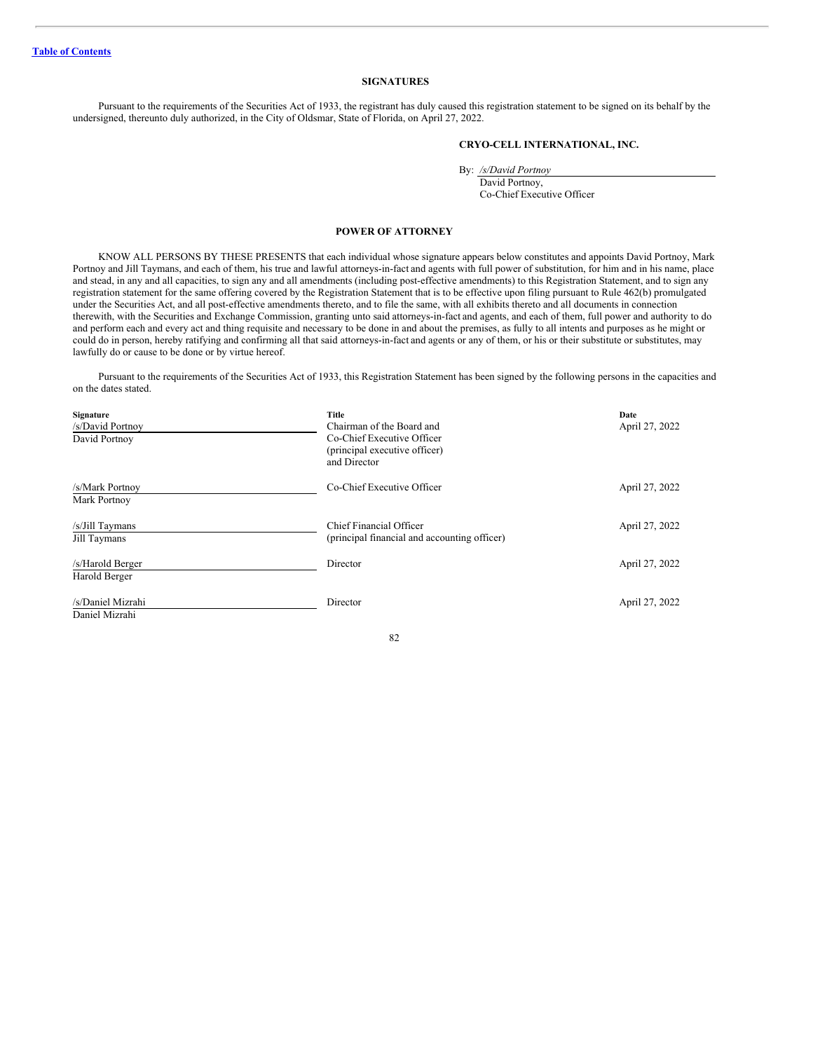[Table of Contents](#)

## SIGNATURES

Pursuant to the requirements of the Securities Act of 1933, the registrant has duly caused this registration statement to be signed on its behalf by the undersigned, thereunto duly authorized, in the City of Oldsmar, State of Florida, on April 27, 2022.

**CRYO-CELL INTERNATIONAL, INC.**

By: */s/David Portnoy*
David Portnoy,
Co-Chief Executive Officer

## POWER OF ATTORNEY

KNOW ALL PERSONS BY THESE PRESENTS that each individual whose signature appears below constitutes and appoints David Portnoy, Mark Portnoy and Jill Taymans, and each of them, his true and lawful attorneys-in-fact and agents with full power of substitution, for him and in his name, place and stead, in any and all capacities, to sign any and all amendments (including post-effective amendments) to this Registration Statement, and to sign any registration statement for the same offering covered by the Registration Statement that is to be effective upon filing pursuant to Rule 462(b) promulgated under the Securities Act, and all post-effective amendments thereto, and to file the same, with all exhibits thereto and all documents in connection therewith, with the Securities and Exchange Commission, granting unto said attorneys-in-fact and agents, and each of them, full power and authority to do and perform each and every act and thing requisite and necessary to be done in and about the premises, as fully to all intents and purposes as he might or could do in person, hereby ratifying and confirming all that said attorneys-in-fact and agents or any of them, or his or their substitute or substitutes, may lawfully do or cause to be done or by virtue hereof.

Pursuant to the requirements of the Securities Act of 1933, this Registration Statement has been signed by the following persons in the capacities and on the dates stated.

| Signature | Title | Date |
|---|---|---|
| /s/David Portnoy<br>David Portnoy | Chairman of the Board and Co-Chief Executive Officer (principal executive officer) and Director | April 27, 2022 |
| /s/Mark Portnoy<br>Mark Portnoy | Co-Chief Executive Officer | April 27, 2022 |
| /s/Jill Taymans<br>Jill Taymans | Chief Financial Officer (principal financial and accounting officer) | April 27, 2022 |
| /s/Harold Berger<br>Harold Berger | Director | April 27, 2022 |
| /s/Daniel Mizrahi<br>Daniel Mizrahi | Director | April 27, 2022 |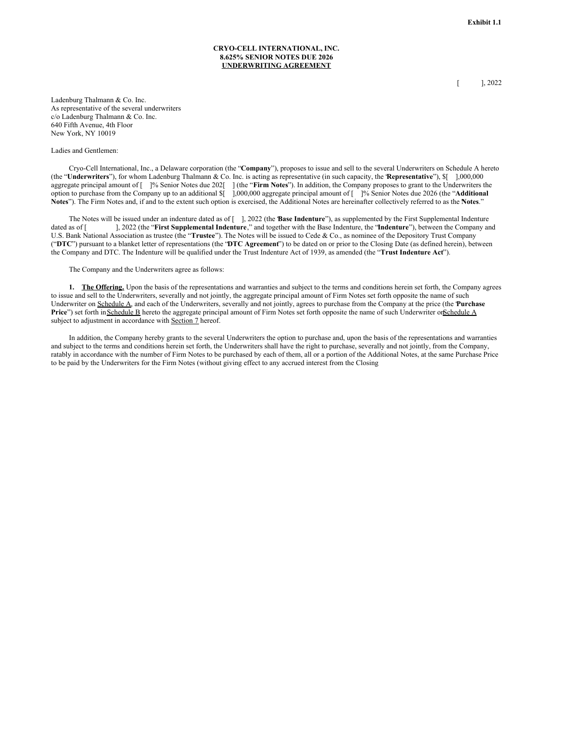**Exhibit 1.1**

**CRYO-CELL INTERNATIONAL, INC.**
**8.625% SENIOR NOTES DUE 2026**
**UNDERWRITING AGREEMENT**

[ ], 2022

Ladenburg Thalmann & Co. Inc.
As representative of the several underwriters
c/o Ladenburg Thalmann & Co. Inc.
640 Fifth Avenue, 4th Floor
New York, NY 10019

Ladies and Gentlemen:

Cryo-Cell International, Inc., a Delaware corporation (the "**Company**"), proposes to issue and sell to the several Underwriters on Schedule A hereto (the "**Underwriters**"), for whom Ladenburg Thalmann & Co. Inc. is acting as representative (in such capacity, the "**Representative**"), $[ ],000,000 aggregate principal amount of [ ]% Senior Notes due 202[ ] (the "**Firm Notes**"). In addition, the Company proposes to grant to the Underwriters the option to purchase from the Company up to an additional $[ ],000,000 aggregate principal amount of [ ]% Senior Notes due 2026 (the "**Additional Notes**"). The Firm Notes and, if and to the extent such option is exercised, the Additional Notes are hereinafter collectively referred to as the "**Notes**."

The Notes will be issued under an indenture dated as of [ ], 2022 (the "**Base Indenture**"), as supplemented by the First Supplemental Indenture dated as of [ ], 2022 (the "**First Supplemental Indenture**," and together with the Base Indenture, the "**Indenture**"), between the Company and U.S. Bank National Association as trustee (the "**Trustee**"). The Notes will be issued to Cede & Co., as nominee of the Depository Trust Company ("**DTC**") pursuant to a blanket letter of representations (the "**DTC Agreement**") to be dated on or prior to the Closing Date (as defined herein), between the Company and DTC. The Indenture will be qualified under the Trust Indenture Act of 1939, as amended (the "**Trust Indenture Act**").

The Company and the Underwriters agree as follows:

**1. The Offering.** Upon the basis of the representations and warranties and subject to the terms and conditions herein set forth, the Company agrees to issue and sell to the Underwriters, severally and not jointly, the aggregate principal amount of Firm Notes set forth opposite the name of such Underwriter on Schedule A, and each of the Underwriters, severally and not jointly, agrees to purchase from the Company at the price (the "**Purchase Price**") set forth in Schedule B hereto the aggregate principal amount of Firm Notes set forth opposite the name of such Underwriter on Schedule A subject to adjustment in accordance with Section 7 hereof.

In addition, the Company hereby grants to the several Underwriters the option to purchase and, upon the basis of the representations and warranties and subject to the terms and conditions herein set forth, the Underwriters shall have the right to purchase, severally and not jointly, from the Company, ratably in accordance with the number of Firm Notes to be purchased by each of them, all or a portion of the Additional Notes, at the same Purchase Price to be paid by the Underwriters for the Firm Notes (without giving effect to any accrued interest from the Closing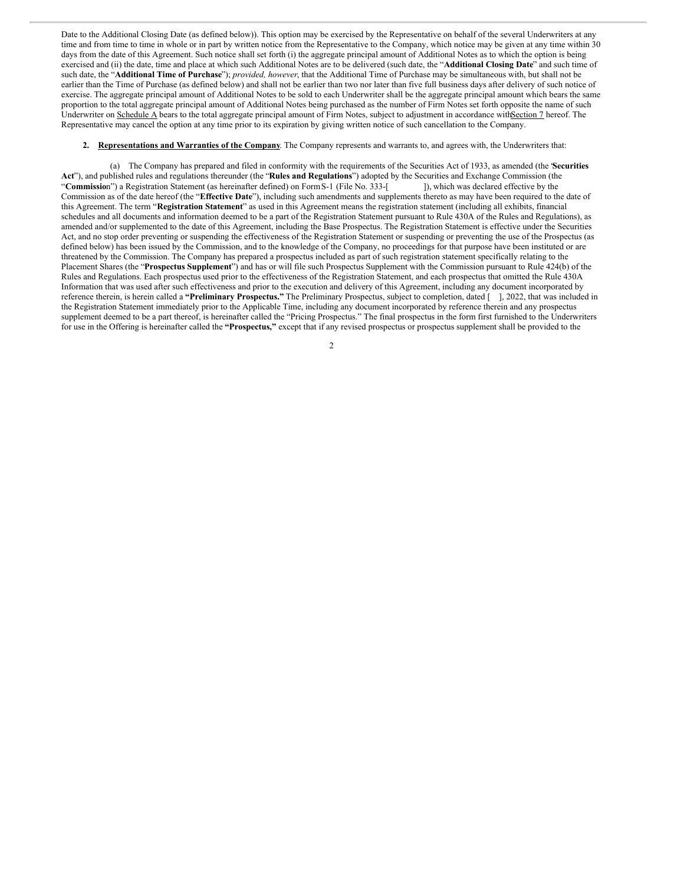Date to the Additional Closing Date (as defined below)). This option may be exercised by the Representative on behalf of the several Underwriters at any time and from time to time in whole or in part by written notice from the Representative to the Company, which notice may be given at any time within 30 days from the date of this Agreement. Such notice shall set forth (i) the aggregate principal amount of Additional Notes as to which the option is being exercised and (ii) the date, time and place at which such Additional Notes are to be delivered (such date, the "**Additional Closing Date**" and such time of such date, the "**Additional Time of Purchase**"); *provided, however*, that the Additional Time of Purchase may be simultaneous with, but shall not be earlier than the Time of Purchase (as defined below) and shall not be earlier than two nor later than five full business days after delivery of such notice of exercise. The aggregate principal amount of Additional Notes to be sold to each Underwriter shall be the aggregate principal amount which bears the same proportion to the total aggregate principal amount of Additional Notes being purchased as the number of Firm Notes set forth opposite the name of such Underwriter on Schedule A bears to the total aggregate principal amount of Firm Notes, subject to adjustment in accordance with Section 7 hereof. The Representative may cancel the option at any time prior to its expiration by giving written notice of such cancellation to the Company.

**2. Representations and Warranties of the Company**. The Company represents and warrants to, and agrees with, the Underwriters that:

(a) The Company has prepared and filed in conformity with the requirements of the Securities Act of 1933, as amended (the "**Securities Act**"), and published rules and regulations thereunder (the "**Rules and Regulations**") adopted by the Securities and Exchange Commission (the "**Commission**") a Registration Statement (as hereinafter defined) on Form S-1 (File No. 333-[ ]), which was declared effective by the Commission as of the date hereof (the "**Effective Date**"), including such amendments and supplements thereto as may have been required to the date of this Agreement. The term "**Registration Statement**" as used in this Agreement means the registration statement (including all exhibits, financial schedules and all documents and information deemed to be a part of the Registration Statement pursuant to Rule 430A of the Rules and Regulations), as amended and/or supplemented to the date of this Agreement, including the Base Prospectus. The Registration Statement is effective under the Securities Act, and no stop order preventing or suspending the effectiveness of the Registration Statement or suspending or preventing the use of the Prospectus (as defined below) has been issued by the Commission, and to the knowledge of the Company, no proceedings for that purpose have been instituted or are threatened by the Commission. The Company has prepared a prospectus included as part of such registration statement specifically relating to the Placement Shares (the "**Prospectus Supplement**") and has or will file such Prospectus Supplement with the Commission pursuant to Rule 424(b) of the Rules and Regulations. Each prospectus used prior to the effectiveness of the Registration Statement, and each prospectus that omitted the Rule 430A Information that was used after such effectiveness and prior to the execution and delivery of this Agreement, including any document incorporated by reference therein, is herein called a **"Preliminary Prospectus."** The Preliminary Prospectus, subject to completion, dated [ ], 2022, that was included in the Registration Statement immediately prior to the Applicable Time, including any document incorporated by reference therein and any prospectus supplement deemed to be a part thereof, is hereinafter called the "Pricing Prospectus." The final prospectus in the form first furnished to the Underwriters for use in the Offering is hereinafter called the **"Prospectus,"** except that if any revised prospectus or prospectus supplement shall be provided to the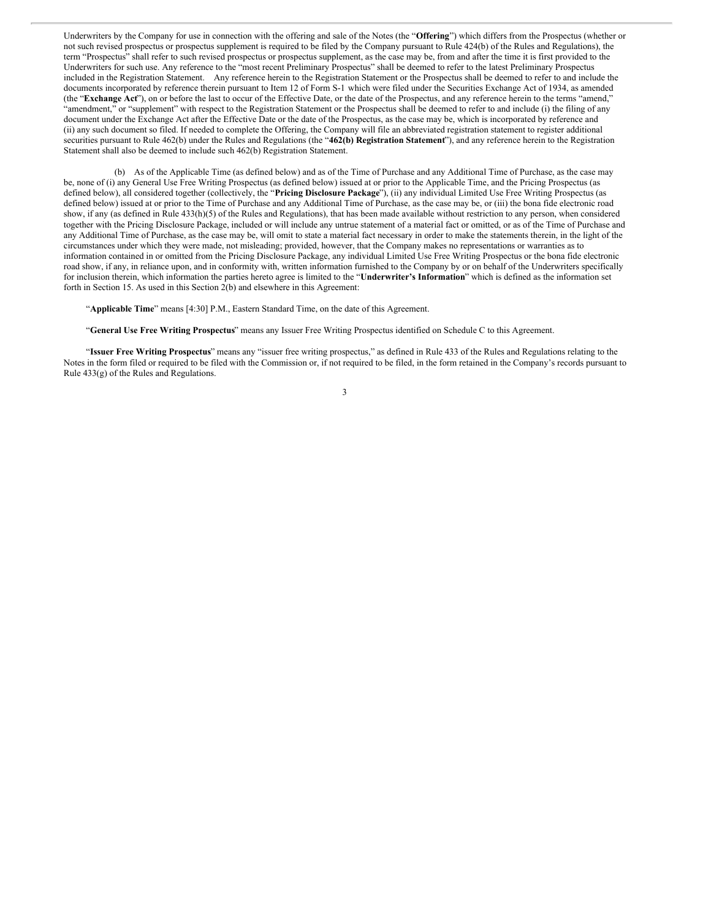Underwriters by the Company for use in connection with the offering and sale of the Notes (the "**Offering**") which differs from the Prospectus (whether or not such revised prospectus or prospectus supplement is required to be filed by the Company pursuant to Rule 424(b) of the Rules and Regulations), the term "Prospectus" shall refer to such revised prospectus or prospectus supplement, as the case may be, from and after the time it is first provided to the Underwriters for such use. Any reference to the "most recent Preliminary Prospectus" shall be deemed to refer to the latest Preliminary Prospectus included in the Registration Statement. Any reference herein to the Registration Statement or the Prospectus shall be deemed to refer to and include the documents incorporated by reference therein pursuant to Item 12 of Form S-1 which were filed under the Securities Exchange Act of 1934, as amended (the "**Exchange Act**"), on or before the last to occur of the Effective Date, or the date of the Prospectus, and any reference herein to the terms "amend," "amendment," or "supplement" with respect to the Registration Statement or the Prospectus shall be deemed to refer to and include (i) the filing of any document under the Exchange Act after the Effective Date or the date of the Prospectus, as the case may be, which is incorporated by reference and (ii) any such document so filed. If needed to complete the Offering, the Company will file an abbreviated registration statement to register additional securities pursuant to Rule 462(b) under the Rules and Regulations (the "**462(b) Registration Statement**"), and any reference herein to the Registration Statement shall also be deemed to include such 462(b) Registration Statement.

(b) As of the Applicable Time (as defined below) and as of the Time of Purchase and any Additional Time of Purchase, as the case may be, none of (i) any General Use Free Writing Prospectus (as defined below) issued at or prior to the Applicable Time, and the Pricing Prospectus (as defined below), all considered together (collectively, the "**Pricing Disclosure Package**"), (ii) any individual Limited Use Free Writing Prospectus (as defined below) issued at or prior to the Time of Purchase and any Additional Time of Purchase, as the case may be, or (iii) the bona fide electronic road show, if any (as defined in Rule 433(h)(5) of the Rules and Regulations), that has been made available without restriction to any person, when considered together with the Pricing Disclosure Package, included or will include any untrue statement of a material fact or omitted, or as of the Time of Purchase and any Additional Time of Purchase, as the case may be, will omit to state a material fact necessary in order to make the statements therein, in the light of the circumstances under which they were made, not misleading; provided, however, that the Company makes no representations or warranties as to information contained in or omitted from the Pricing Disclosure Package, any individual Limited Use Free Writing Prospectus or the bona fide electronic road show, if any, in reliance upon, and in conformity with, written information furnished to the Company by or on behalf of the Underwriters specifically for inclusion therein, which information the parties hereto agree is limited to the "**Underwriter's Information**" which is defined as the information set forth in Section 15. As used in this Section 2(b) and elsewhere in this Agreement:

"**Applicable Time**" means [4:30] P.M., Eastern Standard Time, on the date of this Agreement.

"**General Use Free Writing Prospectus**" means any Issuer Free Writing Prospectus identified on Schedule C to this Agreement.

"**Issuer Free Writing Prospectus**" means any "issuer free writing prospectus," as defined in Rule 433 of the Rules and Regulations relating to the Notes in the form filed or required to be filed with the Commission or, if not required to be filed, in the form retained in the Company's records pursuant to Rule 433(g) of the Rules and Regulations.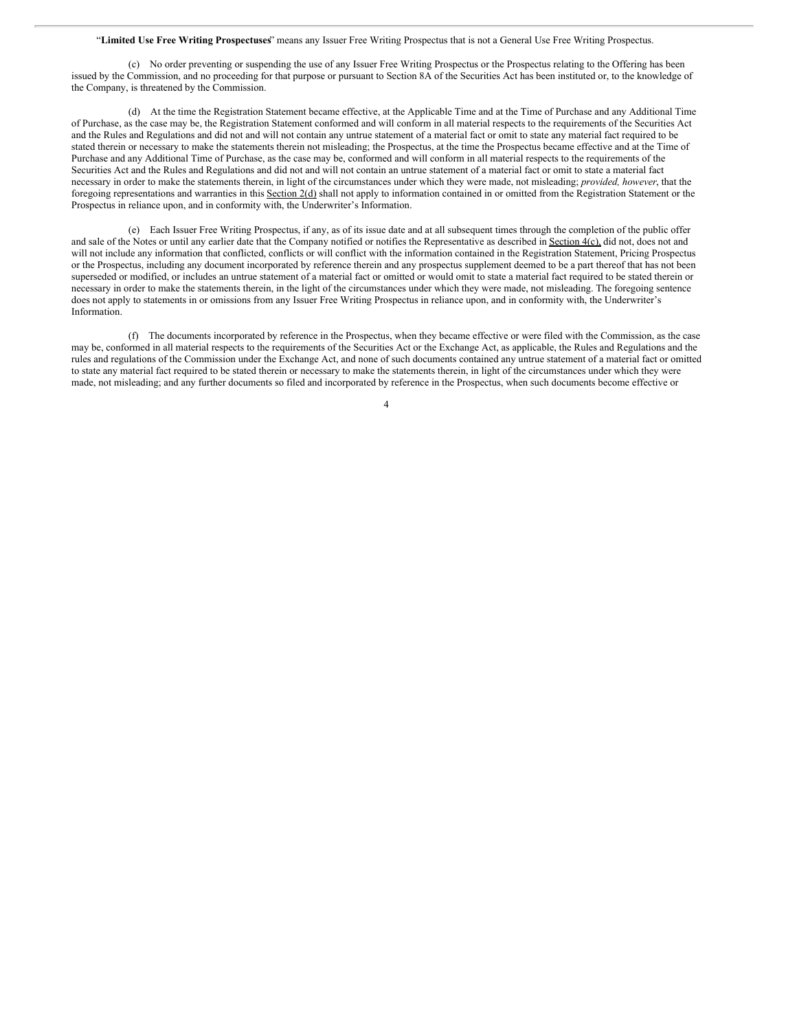"**Limited Use Free Writing Prospectuses**" means any Issuer Free Writing Prospectus that is not a General Use Free Writing Prospectus.

(c) No order preventing or suspending the use of any Issuer Free Writing Prospectus or the Prospectus relating to the Offering has been issued by the Commission, and no proceeding for that purpose or pursuant to Section 8A of the Securities Act has been instituted or, to the knowledge of the Company, is threatened by the Commission.

(d) At the time the Registration Statement became effective, at the Applicable Time and at the Time of Purchase and any Additional Time of Purchase, as the case may be, the Registration Statement conformed and will conform in all material respects to the requirements of the Securities Act and the Rules and Regulations and did not and will not contain any untrue statement of a material fact or omit to state any material fact required to be stated therein or necessary to make the statements therein not misleading; the Prospectus, at the time the Prospectus became effective and at the Time of Purchase and any Additional Time of Purchase, as the case may be, conformed and will conform in all material respects to the requirements of the Securities Act and the Rules and Regulations and did not and will not contain an untrue statement of a material fact or omit to state a material fact necessary in order to make the statements therein, in light of the circumstances under which they were made, not misleading; *provided, however*, that the foregoing representations and warranties in this Section 2(d) shall not apply to information contained in or omitted from the Registration Statement or the Prospectus in reliance upon, and in conformity with, the Underwriter's Information.

(e) Each Issuer Free Writing Prospectus, if any, as of its issue date and at all subsequent times through the completion of the public offer and sale of the Notes or until any earlier date that the Company notified or notifies the Representative as described in Section 4(c), did not, does not and will not include any information that conflicted, conflicts or will conflict with the information contained in the Registration Statement, Pricing Prospectus or the Prospectus, including any document incorporated by reference therein and any prospectus supplement deemed to be a part thereof that has not been superseded or modified, or includes an untrue statement of a material fact or omitted or would omit to state a material fact required to be stated therein or necessary in order to make the statements therein, in the light of the circumstances under which they were made, not misleading. The foregoing sentence does not apply to statements in or omissions from any Issuer Free Writing Prospectus in reliance upon, and in conformity with, the Underwriter's Information.

(f) The documents incorporated by reference in the Prospectus, when they became effective or were filed with the Commission, as the case may be, conformed in all material respects to the requirements of the Securities Act or the Exchange Act, as applicable, the Rules and Regulations and the rules and regulations of the Commission under the Exchange Act, and none of such documents contained any untrue statement of a material fact or omitted to state any material fact required to be stated therein or necessary to make the statements therein, in light of the circumstances under which they were made, not misleading; and any further documents so filed and incorporated by reference in the Prospectus, when such documents become effective or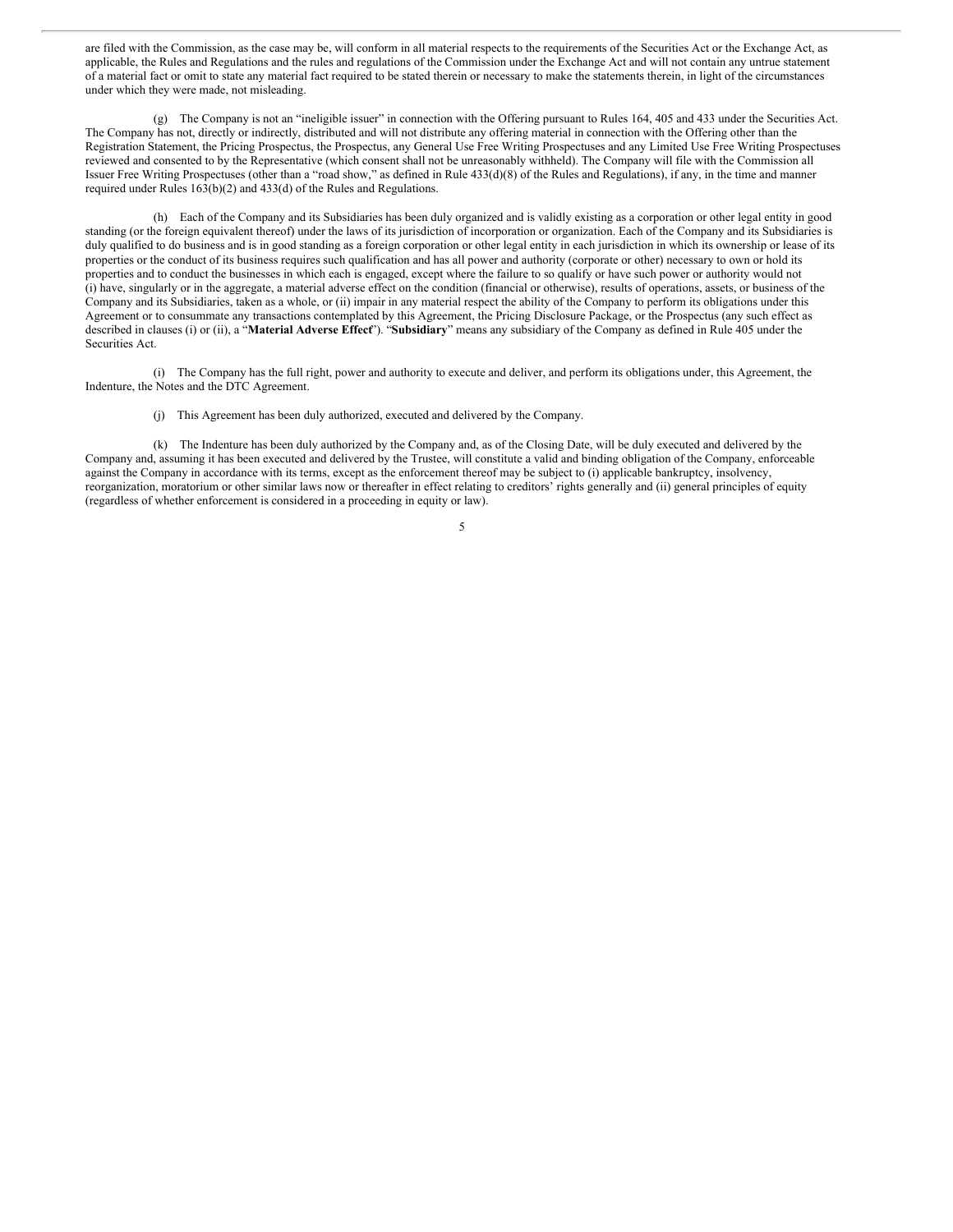are filed with the Commission, as the case may be, will conform in all material respects to the requirements of the Securities Act or the Exchange Act, as applicable, the Rules and Regulations and the rules and regulations of the Commission under the Exchange Act and will not contain any untrue statement of a material fact or omit to state any material fact required to be stated therein or necessary to make the statements therein, in light of the circumstances under which they were made, not misleading.

(g) The Company is not an "ineligible issuer" in connection with the Offering pursuant to Rules 164, 405 and 433 under the Securities Act. The Company has not, directly or indirectly, distributed and will not distribute any offering material in connection with the Offering other than the Registration Statement, the Pricing Prospectus, the Prospectus, any General Use Free Writing Prospectuses and any Limited Use Free Writing Prospectuses reviewed and consented to by the Representative (which consent shall not be unreasonably withheld). The Company will file with the Commission all Issuer Free Writing Prospectuses (other than a "road show," as defined in Rule 433(d)(8) of the Rules and Regulations), if any, in the time and manner required under Rules 163(b)(2) and 433(d) of the Rules and Regulations.

(h) Each of the Company and its Subsidiaries has been duly organized and is validly existing as a corporation or other legal entity in good standing (or the foreign equivalent thereof) under the laws of its jurisdiction of incorporation or organization. Each of the Company and its Subsidiaries is duly qualified to do business and is in good standing as a foreign corporation or other legal entity in each jurisdiction in which its ownership or lease of its properties or the conduct of its business requires such qualification and has all power and authority (corporate or other) necessary to own or hold its properties and to conduct the businesses in which each is engaged, except where the failure to so qualify or have such power or authority would not (i) have, singularly or in the aggregate, a material adverse effect on the condition (financial or otherwise), results of operations, assets, or business of the Company and its Subsidiaries, taken as a whole, or (ii) impair in any material respect the ability of the Company to perform its obligations under this Agreement or to consummate any transactions contemplated by this Agreement, the Pricing Disclosure Package, or the Prospectus (any such effect as described in clauses (i) or (ii), a "**Material Adverse Effect**"). "**Subsidiary**" means any subsidiary of the Company as defined in Rule 405 under the Securities Act.

(i) The Company has the full right, power and authority to execute and deliver, and perform its obligations under, this Agreement, the Indenture, the Notes and the DTC Agreement.

(j) This Agreement has been duly authorized, executed and delivered by the Company.

(k) The Indenture has been duly authorized by the Company and, as of the Closing Date, will be duly executed and delivered by the Company and, assuming it has been executed and delivered by the Trustee, will constitute a valid and binding obligation of the Company, enforceable against the Company in accordance with its terms, except as the enforcement thereof may be subject to (i) applicable bankruptcy, insolvency, reorganization, moratorium or other similar laws now or thereafter in effect relating to creditors' rights generally and (ii) general principles of equity (regardless of whether enforcement is considered in a proceeding in equity or law).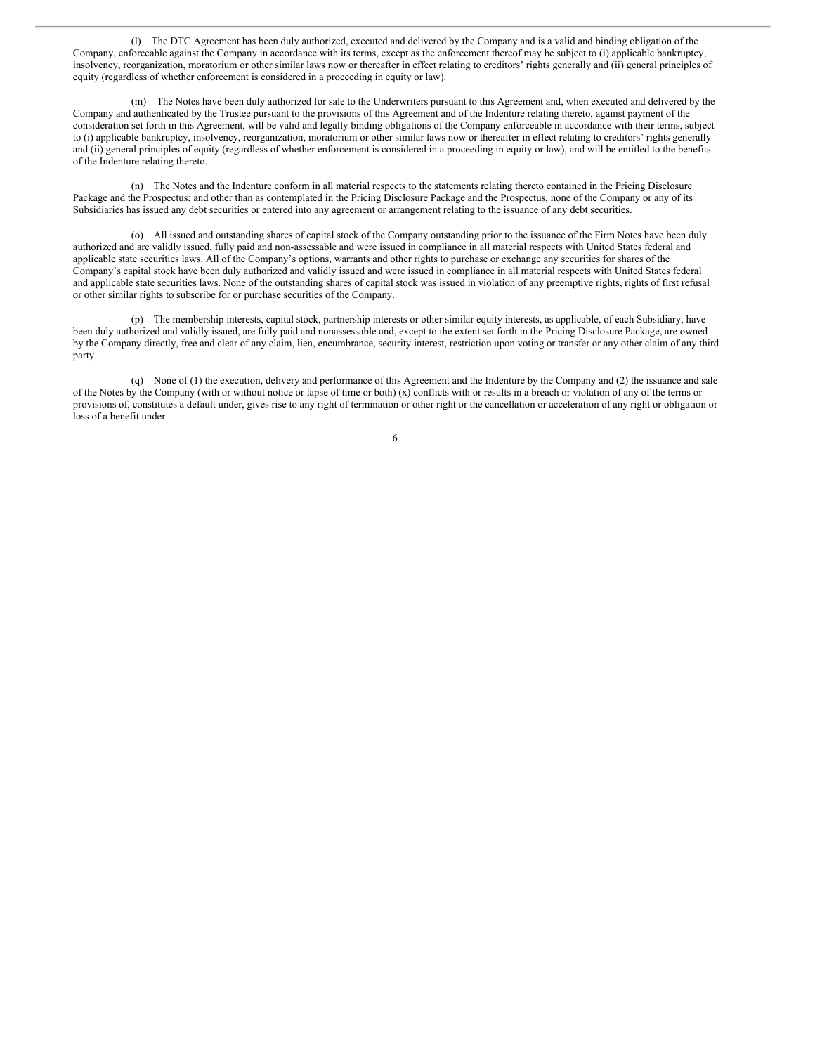(l) The DTC Agreement has been duly authorized, executed and delivered by the Company and is a valid and binding obligation of the Company, enforceable against the Company in accordance with its terms, except as the enforcement thereof may be subject to (i) applicable bankruptcy, insolvency, reorganization, moratorium or other similar laws now or thereafter in effect relating to creditors' rights generally and (ii) general principles of equity (regardless of whether enforcement is considered in a proceeding in equity or law).

(m) The Notes have been duly authorized for sale to the Underwriters pursuant to this Agreement and, when executed and delivered by the Company and authenticated by the Trustee pursuant to the provisions of this Agreement and of the Indenture relating thereto, against payment of the consideration set forth in this Agreement, will be valid and legally binding obligations of the Company enforceable in accordance with their terms, subject to (i) applicable bankruptcy, insolvency, reorganization, moratorium or other similar laws now or thereafter in effect relating to creditors' rights generally and (ii) general principles of equity (regardless of whether enforcement is considered in a proceeding in equity or law), and will be entitled to the benefits of the Indenture relating thereto.

(n) The Notes and the Indenture conform in all material respects to the statements relating thereto contained in the Pricing Disclosure Package and the Prospectus; and other than as contemplated in the Pricing Disclosure Package and the Prospectus, none of the Company or any of its Subsidiaries has issued any debt securities or entered into any agreement or arrangement relating to the issuance of any debt securities.

(o) All issued and outstanding shares of capital stock of the Company outstanding prior to the issuance of the Firm Notes have been duly authorized and are validly issued, fully paid and non-assessable and were issued in compliance in all material respects with United States federal and applicable state securities laws. All of the Company's options, warrants and other rights to purchase or exchange any securities for shares of the Company's capital stock have been duly authorized and validly issued and were issued in compliance in all material respects with United States federal and applicable state securities laws. None of the outstanding shares of capital stock was issued in violation of any preemptive rights, rights of first refusal or other similar rights to subscribe for or purchase securities of the Company.

(p) The membership interests, capital stock, partnership interests or other similar equity interests, as applicable, of each Subsidiary, have been duly authorized and validly issued, are fully paid and nonassessable and, except to the extent set forth in the Pricing Disclosure Package, are owned by the Company directly, free and clear of any claim, lien, encumbrance, security interest, restriction upon voting or transfer or any other claim of any third party.

(q) None of (1) the execution, delivery and performance of this Agreement and the Indenture by the Company and (2) the issuance and sale of the Notes by the Company (with or without notice or lapse of time or both) (x) conflicts with or results in a breach or violation of any of the terms or provisions of, constitutes a default under, gives rise to any right of termination or other right or the cancellation or acceleration of any right or obligation or loss of a benefit under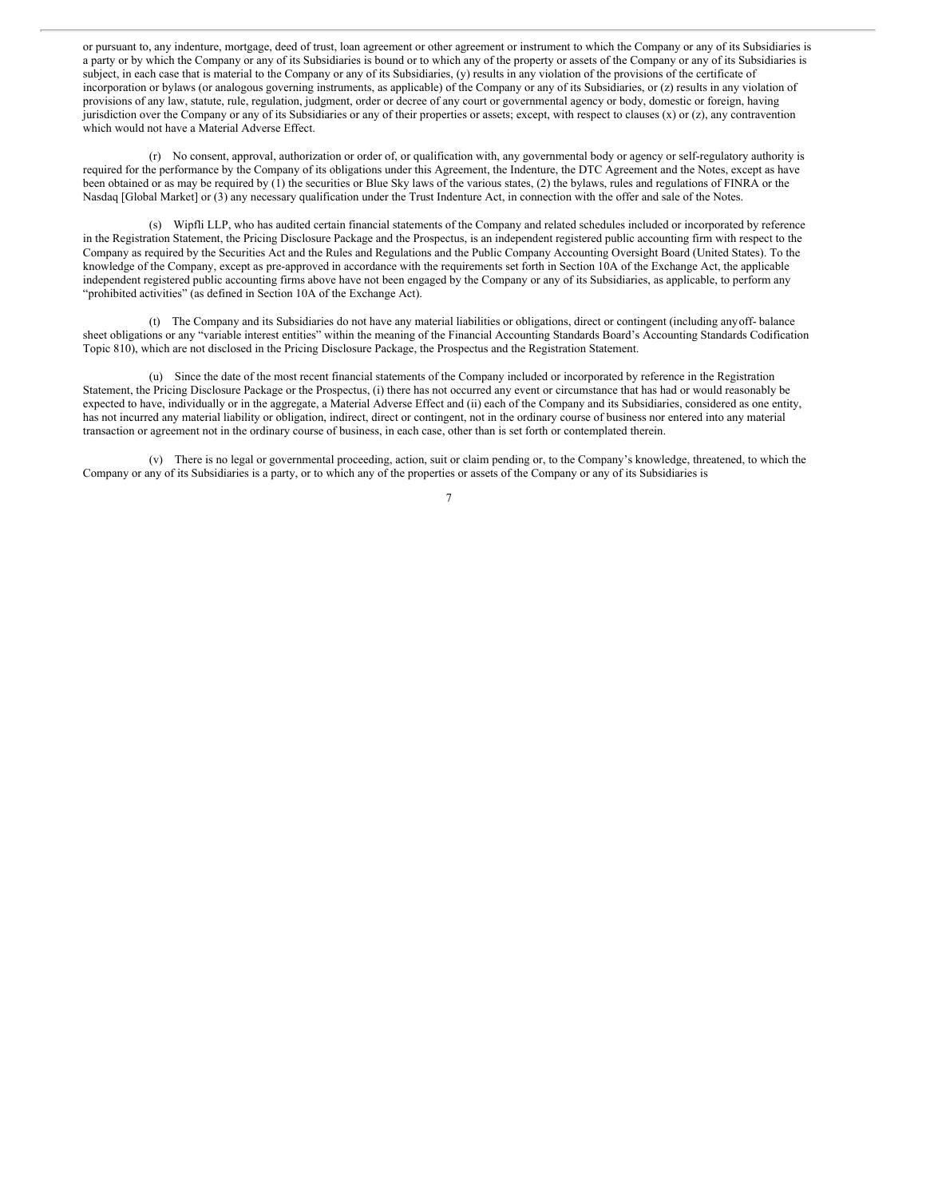or pursuant to, any indenture, mortgage, deed of trust, loan agreement or other agreement or instrument to which the Company or any of its Subsidiaries is a party or by which the Company or any of its Subsidiaries is bound or to which any of the property or assets of the Company or any of its Subsidiaries is subject, in each case that is material to the Company or any of its Subsidiaries, (y) results in any violation of the provisions of the certificate of incorporation or bylaws (or analogous governing instruments, as applicable) of the Company or any of its Subsidiaries, or (z) results in any violation of provisions of any law, statute, rule, regulation, judgment, order or decree of any court or governmental agency or body, domestic or foreign, having jurisdiction over the Company or any of its Subsidiaries or any of their properties or assets; except, with respect to clauses (x) or (z), any contravention which would not have a Material Adverse Effect.

(r) No consent, approval, authorization or order of, or qualification with, any governmental body or agency or self-regulatory authority is required for the performance by the Company of its obligations under this Agreement, the Indenture, the DTC Agreement and the Notes, except as have been obtained or as may be required by (1) the securities or Blue Sky laws of the various states, (2) the bylaws, rules and regulations of FINRA or the Nasdaq [Global Market] or (3) any necessary qualification under the Trust Indenture Act, in connection with the offer and sale of the Notes.

(s) Wipfli LLP, who has audited certain financial statements of the Company and related schedules included or incorporated by reference in the Registration Statement, the Pricing Disclosure Package and the Prospectus, is an independent registered public accounting firm with respect to the Company as required by the Securities Act and the Rules and Regulations and the Public Company Accounting Oversight Board (United States). To the knowledge of the Company, except as pre-approved in accordance with the requirements set forth in Section 10A of the Exchange Act, the applicable independent registered public accounting firms above have not been engaged by the Company or any of its Subsidiaries, as applicable, to perform any "prohibited activities" (as defined in Section 10A of the Exchange Act).

(t) The Company and its Subsidiaries do not have any material liabilities or obligations, direct or contingent (including anyoff- balance sheet obligations or any "variable interest entities" within the meaning of the Financial Accounting Standards Board's Accounting Standards Codification Topic 810), which are not disclosed in the Pricing Disclosure Package, the Prospectus and the Registration Statement.

(u) Since the date of the most recent financial statements of the Company included or incorporated by reference in the Registration Statement, the Pricing Disclosure Package or the Prospectus, (i) there has not occurred any event or circumstance that has had or would reasonably be expected to have, individually or in the aggregate, a Material Adverse Effect and (ii) each of the Company and its Subsidiaries, considered as one entity, has not incurred any material liability or obligation, indirect, direct or contingent, not in the ordinary course of business nor entered into any material transaction or agreement not in the ordinary course of business, in each case, other than is set forth or contemplated therein.

(v) There is no legal or governmental proceeding, action, suit or claim pending or, to the Company's knowledge, threatened, to which the Company or any of its Subsidiaries is a party, or to which any of the properties or assets of the Company or any of its Subsidiaries is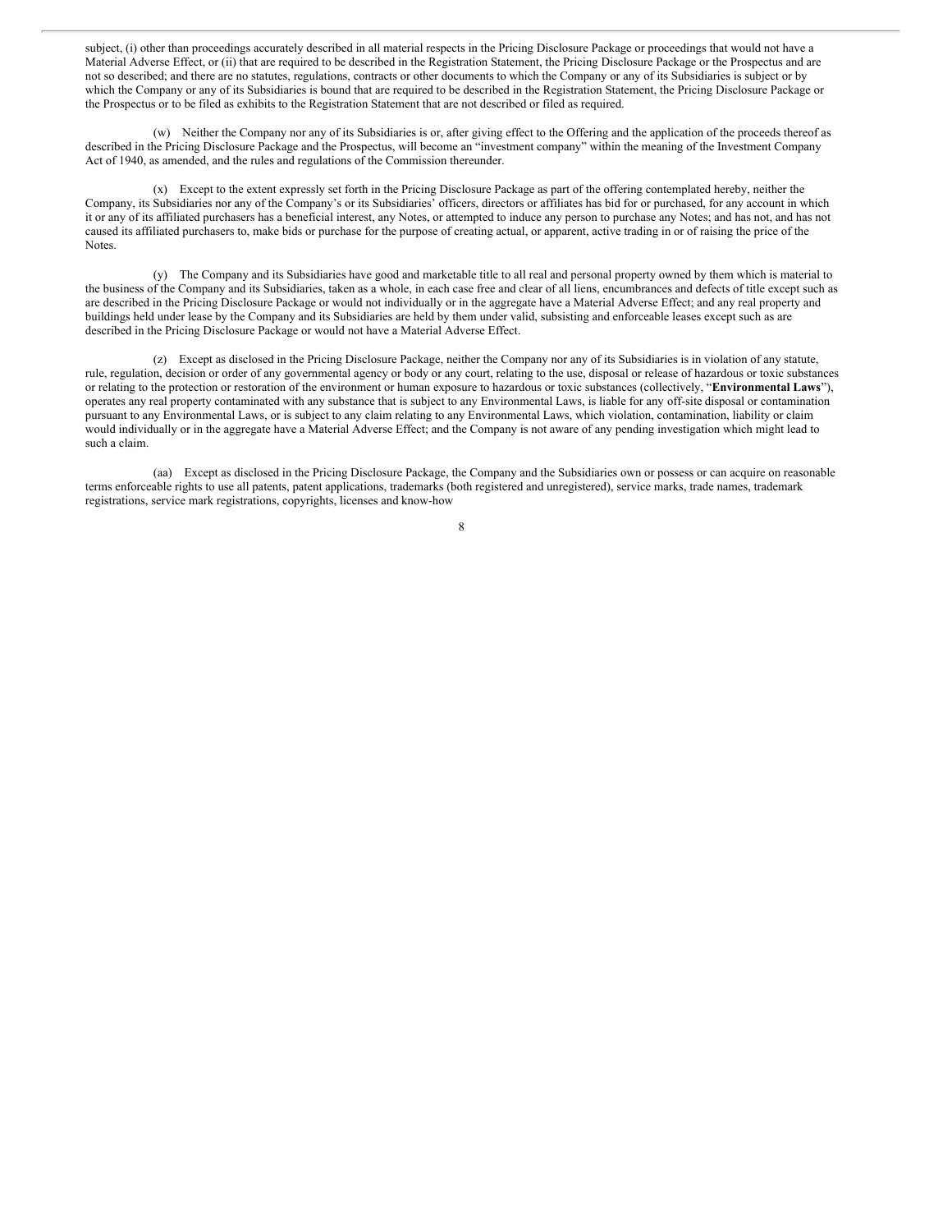subject, (i) other than proceedings accurately described in all material respects in the Pricing Disclosure Package or proceedings that would not have a Material Adverse Effect, or (ii) that are required to be described in the Registration Statement, the Pricing Disclosure Package or the Prospectus and are not so described; and there are no statutes, regulations, contracts or other documents to which the Company or any of its Subsidiaries is subject or by which the Company or any of its Subsidiaries is bound that are required to be described in the Registration Statement, the Pricing Disclosure Package or the Prospectus or to be filed as exhibits to the Registration Statement that are not described or filed as required.

(w) Neither the Company nor any of its Subsidiaries is or, after giving effect to the Offering and the application of the proceeds thereof as described in the Pricing Disclosure Package and the Prospectus, will become an "investment company" within the meaning of the Investment Company Act of 1940, as amended, and the rules and regulations of the Commission thereunder.

(x) Except to the extent expressly set forth in the Pricing Disclosure Package as part of the offering contemplated hereby, neither the Company, its Subsidiaries nor any of the Company's or its Subsidiaries' officers, directors or affiliates has bid for or purchased, for any account in which it or any of its affiliated purchasers has a beneficial interest, any Notes, or attempted to induce any person to purchase any Notes; and has not, and has not caused its affiliated purchasers to, make bids or purchase for the purpose of creating actual, or apparent, active trading in or of raising the price of the Notes.

(y) The Company and its Subsidiaries have good and marketable title to all real and personal property owned by them which is material to the business of the Company and its Subsidiaries, taken as a whole, in each case free and clear of all liens, encumbrances and defects of title except such as are described in the Pricing Disclosure Package or would not individually or in the aggregate have a Material Adverse Effect; and any real property and buildings held under lease by the Company and its Subsidiaries are held by them under valid, subsisting and enforceable leases except such as are described in the Pricing Disclosure Package or would not have a Material Adverse Effect.

(z) Except as disclosed in the Pricing Disclosure Package, neither the Company nor any of its Subsidiaries is in violation of any statute, rule, regulation, decision or order of any governmental agency or body or any court, relating to the use, disposal or release of hazardous or toxic substances or relating to the protection or restoration of the environment or human exposure to hazardous or toxic substances (collectively, "**Environmental Laws**"), operates any real property contaminated with any substance that is subject to any Environmental Laws, is liable for any off-site disposal or contamination pursuant to any Environmental Laws, or is subject to any claim relating to any Environmental Laws, which violation, contamination, liability or claim would individually or in the aggregate have a Material Adverse Effect; and the Company is not aware of any pending investigation which might lead to such a claim.

(aa) Except as disclosed in the Pricing Disclosure Package, the Company and the Subsidiaries own or possess or can acquire on reasonable terms enforceable rights to use all patents, patent applications, trademarks (both registered and unregistered), service marks, trade names, trademark registrations, service mark registrations, copyrights, licenses and know-how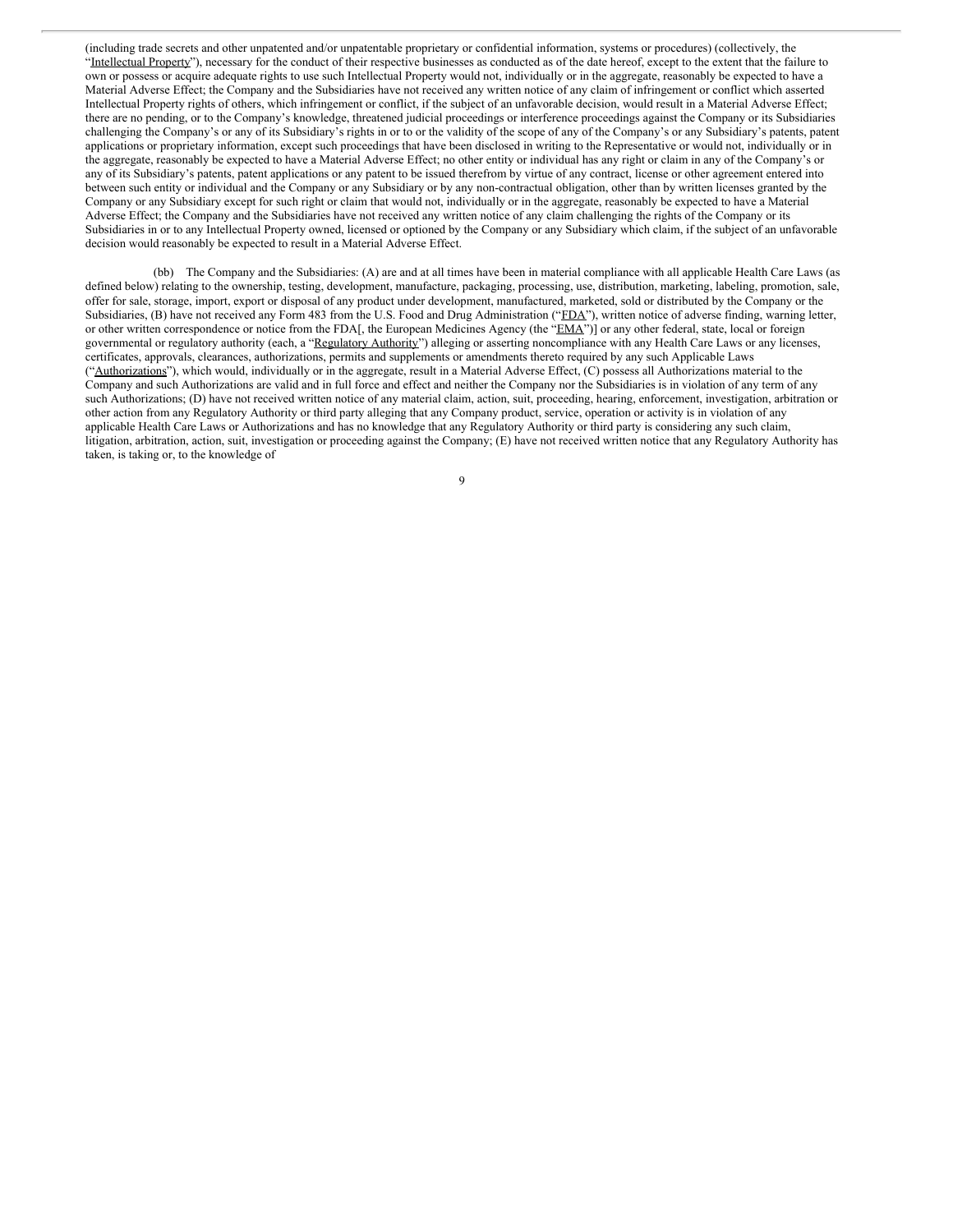(including trade secrets and other unpatented and/or unpatentable proprietary or confidential information, systems or procedures) (collectively, the "Intellectual Property"), necessary for the conduct of their respective businesses as conducted as of the date hereof, except to the extent that the failure to own or possess or acquire adequate rights to use such Intellectual Property would not, individually or in the aggregate, reasonably be expected to have a Material Adverse Effect; the Company and the Subsidiaries have not received any written notice of any claim of infringement or conflict which asserted Intellectual Property rights of others, which infringement or conflict, if the subject of an unfavorable decision, would result in a Material Adverse Effect; there are no pending, or to the Company's knowledge, threatened judicial proceedings or interference proceedings against the Company or its Subsidiaries challenging the Company's or any of its Subsidiary's rights in or to or the validity of the scope of any of the Company's or any Subsidiary's patents, patent applications or proprietary information, except such proceedings that have been disclosed in writing to the Representative or would not, individually or in the aggregate, reasonably be expected to have a Material Adverse Effect; no other entity or individual has any right or claim in any of the Company's or any of its Subsidiary's patents, patent applications or any patent to be issued therefrom by virtue of any contract, license or other agreement entered into between such entity or individual and the Company or any Subsidiary or by any non-contractual obligation, other than by written licenses granted by the Company or any Subsidiary except for such right or claim that would not, individually or in the aggregate, reasonably be expected to have a Material Adverse Effect; the Company and the Subsidiaries have not received any written notice of any claim challenging the rights of the Company or its Subsidiaries in or to any Intellectual Property owned, licensed or optioned by the Company or any Subsidiary which claim, if the subject of an unfavorable decision would reasonably be expected to result in a Material Adverse Effect.

(bb) The Company and the Subsidiaries: (A) are and at all times have been in material compliance with all applicable Health Care Laws (as defined below) relating to the ownership, testing, development, manufacture, packaging, processing, use, distribution, marketing, labeling, promotion, sale, offer for sale, storage, import, export or disposal of any product under development, manufactured, marketed, sold or distributed by the Company or the Subsidiaries, (B) have not received any Form 483 from the U.S. Food and Drug Administration ("FDA"), written notice of adverse finding, warning letter, or other written correspondence or notice from the FDA[, the European Medicines Agency (the "EMA")] or any other federal, state, local or foreign governmental or regulatory authority (each, a "Regulatory Authority") alleging or asserting noncompliance with any Health Care Laws or any licenses, certificates, approvals, clearances, authorizations, permits and supplements or amendments thereto required by any such Applicable Laws ("Authorizations"), which would, individually or in the aggregate, result in a Material Adverse Effect, (C) possess all Authorizations material to the Company and such Authorizations are valid and in full force and effect and neither the Company nor the Subsidiaries is in violation of any term of any such Authorizations; (D) have not received written notice of any material claim, action, suit, proceeding, hearing, enforcement, investigation, arbitration or other action from any Regulatory Authority or third party alleging that any Company product, service, operation or activity is in violation of any applicable Health Care Laws or Authorizations and has no knowledge that any Regulatory Authority or third party is considering any such claim, litigation, arbitration, action, suit, investigation or proceeding against the Company; (E) have not received written notice that any Regulatory Authority has taken, is taking or, to the knowledge of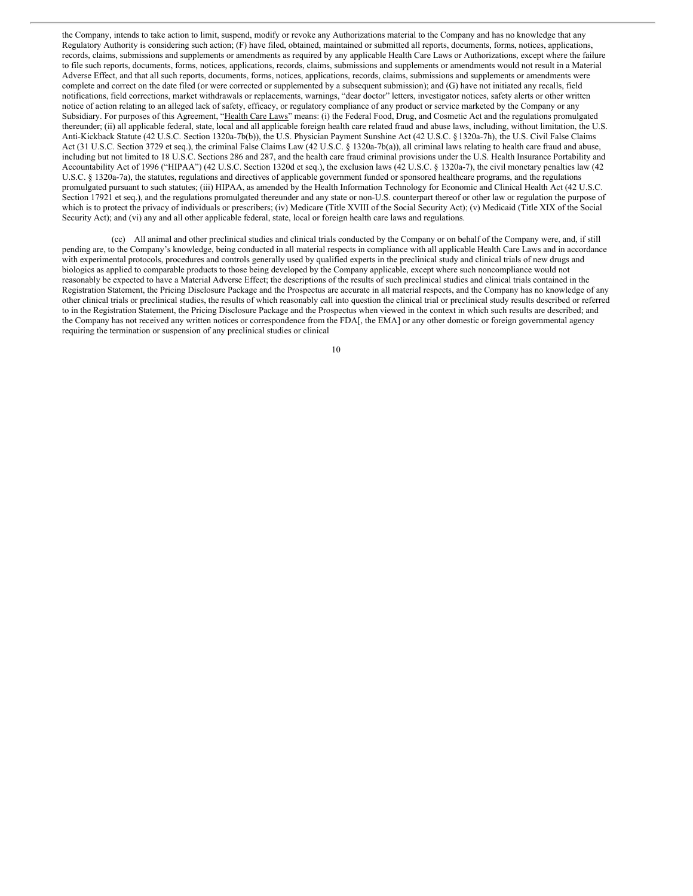the Company, intends to take action to limit, suspend, modify or revoke any Authorizations material to the Company and has no knowledge that any Regulatory Authority is considering such action; (F) have filed, obtained, maintained or submitted all reports, documents, forms, notices, applications, records, claims, submissions and supplements or amendments as required by any applicable Health Care Laws or Authorizations, except where the failure to file such reports, documents, forms, notices, applications, records, claims, submissions and supplements or amendments would not result in a Material Adverse Effect, and that all such reports, documents, forms, notices, applications, records, claims, submissions and supplements or amendments were complete and correct on the date filed (or were corrected or supplemented by a subsequent submission); and (G) have not initiated any recalls, field notifications, field corrections, market withdrawals or replacements, warnings, "dear doctor" letters, investigator notices, safety alerts or other written notice of action relating to an alleged lack of safety, efficacy, or regulatory compliance of any product or service marketed by the Company or any Subsidiary. For purposes of this Agreement, "Health Care Laws" means: (i) the Federal Food, Drug, and Cosmetic Act and the regulations promulgated thereunder; (ii) all applicable federal, state, local and all applicable foreign health care related fraud and abuse laws, including, without limitation, the U.S. Anti-Kickback Statute (42 U.S.C. Section 1320a-7b(b)), the U.S. Physician Payment Sunshine Act (42 U.S.C. § 1320a-7h), the U.S. Civil False Claims Act (31 U.S.C. Section 3729 et seq.), the criminal False Claims Law (42 U.S.C. § 1320a-7b(a)), all criminal laws relating to health care fraud and abuse, including but not limited to 18 U.S.C. Sections 286 and 287, and the health care fraud criminal provisions under the U.S. Health Insurance Portability and Accountability Act of 1996 ("HIPAA") (42 U.S.C. Section 1320d et seq.), the exclusion laws (42 U.S.C. § 1320a-7), the civil monetary penalties law (42 U.S.C. § 1320a-7a), the statutes, regulations and directives of applicable government funded or sponsored healthcare programs, and the regulations promulgated pursuant to such statutes; (iii) HIPAA, as amended by the Health Information Technology for Economic and Clinical Health Act (42 U.S.C. Section 17921 et seq.), and the regulations promulgated thereunder and any state or non-U.S. counterpart thereof or other law or regulation the purpose of which is to protect the privacy of individuals or prescribers; (iv) Medicare (Title XVIII of the Social Security Act); (v) Medicaid (Title XIX of the Social Security Act); and (vi) any and all other applicable federal, state, local or foreign health care laws and regulations.

(cc) All animal and other preclinical studies and clinical trials conducted by the Company or on behalf of the Company were, and, if still pending are, to the Company's knowledge, being conducted in all material respects in compliance with all applicable Health Care Laws and in accordance with experimental protocols, procedures and controls generally used by qualified experts in the preclinical study and clinical trials of new drugs and biologics as applied to comparable products to those being developed by the Company applicable, except where such noncompliance would not reasonably be expected to have a Material Adverse Effect; the descriptions of the results of such preclinical studies and clinical trials contained in the Registration Statement, the Pricing Disclosure Package and the Prospectus are accurate in all material respects, and the Company has no knowledge of any other clinical trials or preclinical studies, the results of which reasonably call into question the clinical trial or preclinical study results described or referred to in the Registration Statement, the Pricing Disclosure Package and the Prospectus when viewed in the context in which such results are described; and the Company has not received any written notices or correspondence from the FDA[, the EMA] or any other domestic or foreign governmental agency requiring the termination or suspension of any preclinical studies or clinical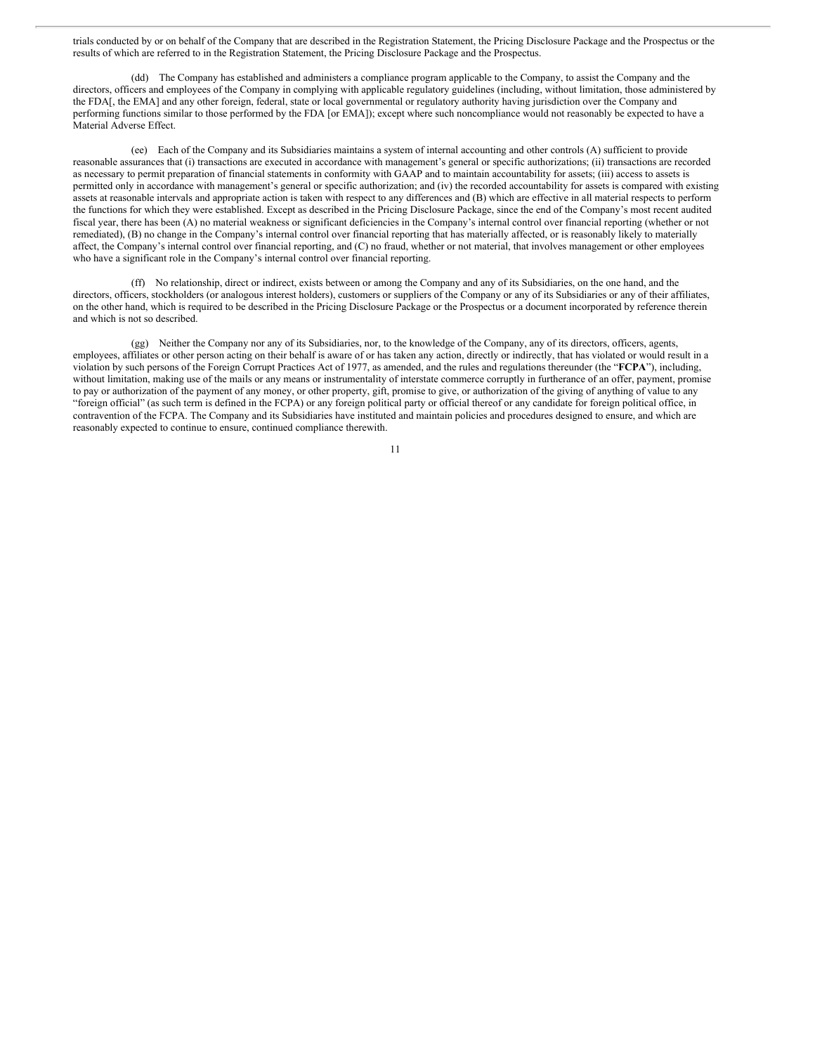trials conducted by or on behalf of the Company that are described in the Registration Statement, the Pricing Disclosure Package and the Prospectus or the results of which are referred to in the Registration Statement, the Pricing Disclosure Package and the Prospectus.

(dd) The Company has established and administers a compliance program applicable to the Company, to assist the Company and the directors, officers and employees of the Company in complying with applicable regulatory guidelines (including, without limitation, those administered by the FDA[, the EMA] and any other foreign, federal, state or local governmental or regulatory authority having jurisdiction over the Company and performing functions similar to those performed by the FDA [or EMA]); except where such noncompliance would not reasonably be expected to have a Material Adverse Effect.

(ee) Each of the Company and its Subsidiaries maintains a system of internal accounting and other controls (A) sufficient to provide reasonable assurances that (i) transactions are executed in accordance with management's general or specific authorizations; (ii) transactions are recorded as necessary to permit preparation of financial statements in conformity with GAAP and to maintain accountability for assets; (iii) access to assets is permitted only in accordance with management's general or specific authorization; and (iv) the recorded accountability for assets is compared with existing assets at reasonable intervals and appropriate action is taken with respect to any differences and (B) which are effective in all material respects to perform the functions for which they were established. Except as described in the Pricing Disclosure Package, since the end of the Company's most recent audited fiscal year, there has been (A) no material weakness or significant deficiencies in the Company's internal control over financial reporting (whether or not remediated), (B) no change in the Company's internal control over financial reporting that has materially affected, or is reasonably likely to materially affect, the Company's internal control over financial reporting, and (C) no fraud, whether or not material, that involves management or other employees who have a significant role in the Company's internal control over financial reporting.

(ff) No relationship, direct or indirect, exists between or among the Company and any of its Subsidiaries, on the one hand, and the directors, officers, stockholders (or analogous interest holders), customers or suppliers of the Company or any of its Subsidiaries or any of their affiliates, on the other hand, which is required to be described in the Pricing Disclosure Package or the Prospectus or a document incorporated by reference therein and which is not so described.

(gg) Neither the Company nor any of its Subsidiaries, nor, to the knowledge of the Company, any of its directors, officers, agents, employees, affiliates or other person acting on their behalf is aware of or has taken any action, directly or indirectly, that has violated or would result in a violation by such persons of the Foreign Corrupt Practices Act of 1977, as amended, and the rules and regulations thereunder (the "**FCPA**"), including, without limitation, making use of the mails or any means or instrumentality of interstate commerce corruptly in furtherance of an offer, payment, promise to pay or authorization of the payment of any money, or other property, gift, promise to give, or authorization of the giving of anything of value to any "foreign official" (as such term is defined in the FCPA) or any foreign political party or official thereof or any candidate for foreign political office, in contravention of the FCPA. The Company and its Subsidiaries have instituted and maintain policies and procedures designed to ensure, and which are reasonably expected to continue to ensure, continued compliance therewith.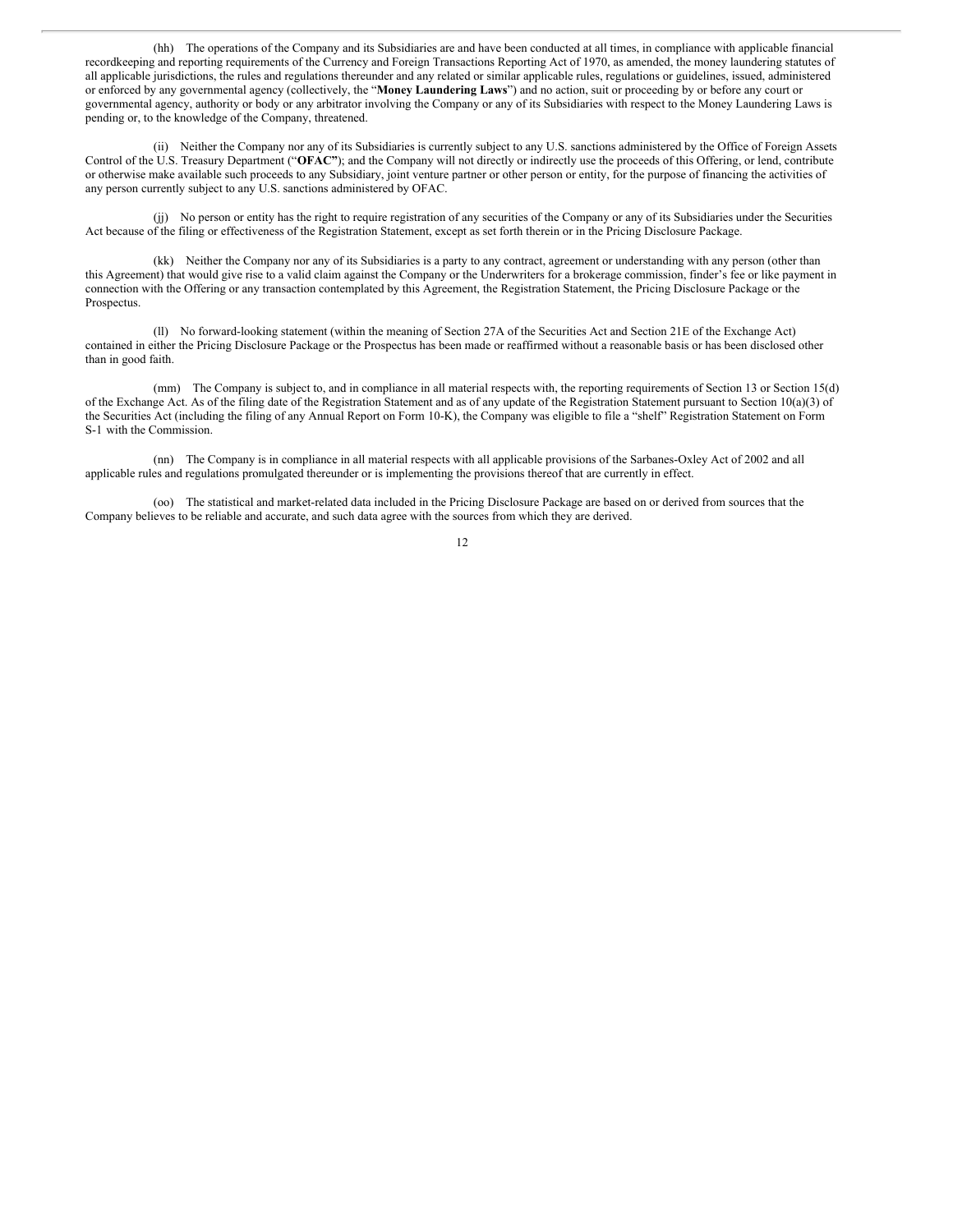(hh) The operations of the Company and its Subsidiaries are and have been conducted at all times, in compliance with applicable financial recordkeeping and reporting requirements of the Currency and Foreign Transactions Reporting Act of 1970, as amended, the money laundering statutes of all applicable jurisdictions, the rules and regulations thereunder and any related or similar applicable rules, regulations or guidelines, issued, administered or enforced by any governmental agency (collectively, the "**Money Laundering Laws**") and no action, suit or proceeding by or before any court or governmental agency, authority or body or any arbitrator involving the Company or any of its Subsidiaries with respect to the Money Laundering Laws is pending or, to the knowledge of the Company, threatened.

(ii) Neither the Company nor any of its Subsidiaries is currently subject to any U.S. sanctions administered by the Office of Foreign Assets Control of the U.S. Treasury Department ("**OFAC"**); and the Company will not directly or indirectly use the proceeds of this Offering, or lend, contribute or otherwise make available such proceeds to any Subsidiary, joint venture partner or other person or entity, for the purpose of financing the activities of any person currently subject to any U.S. sanctions administered by OFAC.

(jj) No person or entity has the right to require registration of any securities of the Company or any of its Subsidiaries under the Securities Act because of the filing or effectiveness of the Registration Statement, except as set forth therein or in the Pricing Disclosure Package.

(kk) Neither the Company nor any of its Subsidiaries is a party to any contract, agreement or understanding with any person (other than this Agreement) that would give rise to a valid claim against the Company or the Underwriters for a brokerage commission, finder's fee or like payment in connection with the Offering or any transaction contemplated by this Agreement, the Registration Statement, the Pricing Disclosure Package or the Prospectus.

(ll) No forward-looking statement (within the meaning of Section 27A of the Securities Act and Section 21E of the Exchange Act) contained in either the Pricing Disclosure Package or the Prospectus has been made or reaffirmed without a reasonable basis or has been disclosed other than in good faith.

(mm) The Company is subject to, and in compliance in all material respects with, the reporting requirements of Section 13 or Section 15(d) of the Exchange Act. As of the filing date of the Registration Statement and as of any update of the Registration Statement pursuant to Section 10(a)(3) of the Securities Act (including the filing of any Annual Report on Form 10-K), the Company was eligible to file a "shelf" Registration Statement on Form S-1 with the Commission.

(nn) The Company is in compliance in all material respects with all applicable provisions of the Sarbanes-Oxley Act of 2002 and all applicable rules and regulations promulgated thereunder or is implementing the provisions thereof that are currently in effect.

(oo) The statistical and market-related data included in the Pricing Disclosure Package are based on or derived from sources that the Company believes to be reliable and accurate, and such data agree with the sources from which they are derived.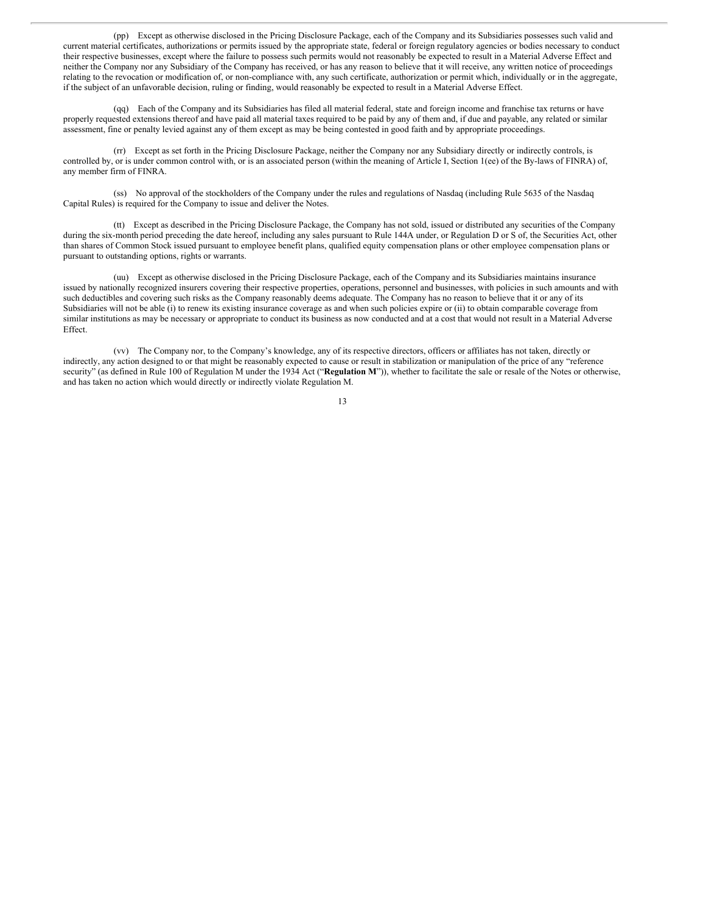(pp) Except as otherwise disclosed in the Pricing Disclosure Package, each of the Company and its Subsidiaries possesses such valid and current material certificates, authorizations or permits issued by the appropriate state, federal or foreign regulatory agencies or bodies necessary to conduct their respective businesses, except where the failure to possess such permits would not reasonably be expected to result in a Material Adverse Effect and neither the Company nor any Subsidiary of the Company has received, or has any reason to believe that it will receive, any written notice of proceedings relating to the revocation or modification of, or non-compliance with, any such certificate, authorization or permit which, individually or in the aggregate, if the subject of an unfavorable decision, ruling or finding, would reasonably be expected to result in a Material Adverse Effect.

(qq) Each of the Company and its Subsidiaries has filed all material federal, state and foreign income and franchise tax returns or have properly requested extensions thereof and have paid all material taxes required to be paid by any of them and, if due and payable, any related or similar assessment, fine or penalty levied against any of them except as may be being contested in good faith and by appropriate proceedings.

(rr) Except as set forth in the Pricing Disclosure Package, neither the Company nor any Subsidiary directly or indirectly controls, is controlled by, or is under common control with, or is an associated person (within the meaning of Article I, Section 1(ee) of the By-laws of FINRA) of, any member firm of FINRA.

(ss) No approval of the stockholders of the Company under the rules and regulations of Nasdaq (including Rule 5635 of the Nasdaq Capital Rules) is required for the Company to issue and deliver the Notes.

(tt) Except as described in the Pricing Disclosure Package, the Company has not sold, issued or distributed any securities of the Company during the six-month period preceding the date hereof, including any sales pursuant to Rule 144A under, or Regulation D or S of, the Securities Act, other than shares of Common Stock issued pursuant to employee benefit plans, qualified equity compensation plans or other employee compensation plans or pursuant to outstanding options, rights or warrants.

(uu) Except as otherwise disclosed in the Pricing Disclosure Package, each of the Company and its Subsidiaries maintains insurance issued by nationally recognized insurers covering their respective properties, operations, personnel and businesses, with policies in such amounts and with such deductibles and covering such risks as the Company reasonably deems adequate. The Company has no reason to believe that it or any of its Subsidiaries will not be able (i) to renew its existing insurance coverage as and when such policies expire or (ii) to obtain comparable coverage from similar institutions as may be necessary or appropriate to conduct its business as now conducted and at a cost that would not result in a Material Adverse Effect.

(vv) The Company nor, to the Company's knowledge, any of its respective directors, officers or affiliates has not taken, directly or indirectly, any action designed to or that might be reasonably expected to cause or result in stabilization or manipulation of the price of any "reference security" (as defined in Rule 100 of Regulation M under the 1934 Act ("**Regulation M**")), whether to facilitate the sale or resale of the Notes or otherwise, and has taken no action which would directly or indirectly violate Regulation M.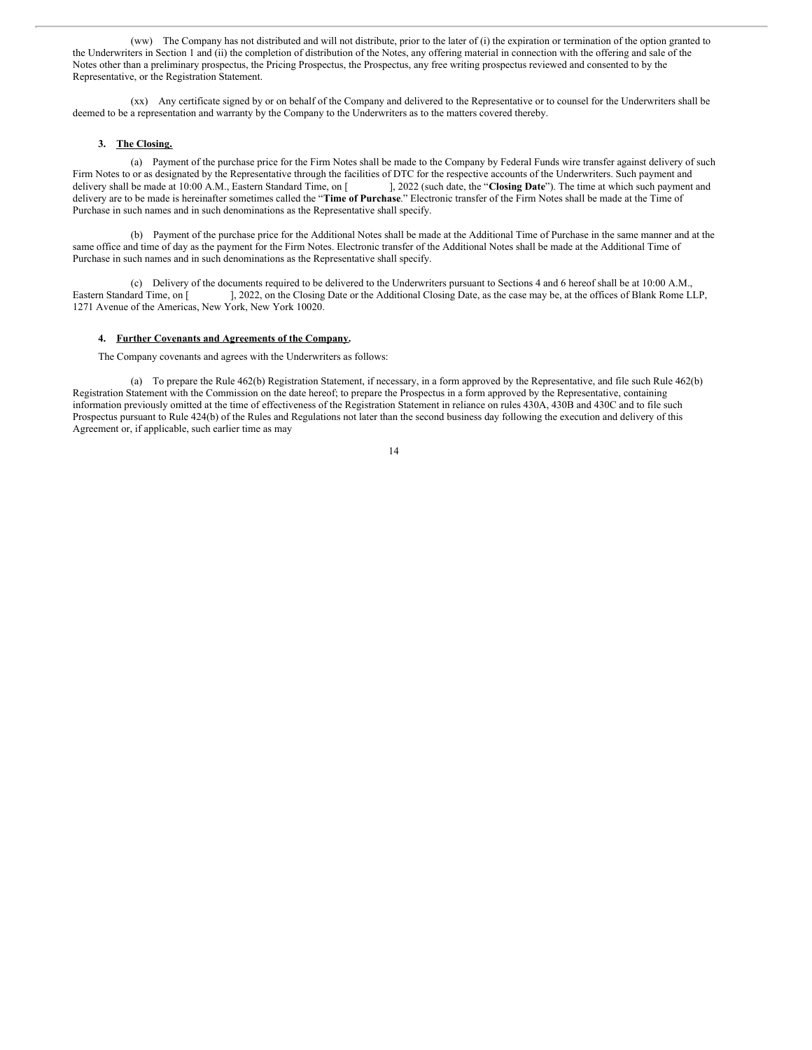(ww) The Company has not distributed and will not distribute, prior to the later of (i) the expiration or termination of the option granted to the Underwriters in Section 1 and (ii) the completion of distribution of the Notes, any offering material in connection with the offering and sale of the Notes other than a preliminary prospectus, the Pricing Prospectus, the Prospectus, any free writing prospectus reviewed and consented to by the Representative, or the Registration Statement.

(xx) Any certificate signed by or on behalf of the Company and delivered to the Representative or to counsel for the Underwriters shall be deemed to be a representation and warranty by the Company to the Underwriters as to the matters covered thereby.

**3. The Closing.**

(a) Payment of the purchase price for the Firm Notes shall be made to the Company by Federal Funds wire transfer against delivery of such Firm Notes to or as designated by the Representative through the facilities of DTC for the respective accounts of the Underwriters. Such payment and delivery shall be made at 10:00 A.M., Eastern Standard Time, on [          ], 2022 (such date, the "**Closing Date**"). The time at which such payment and delivery are to be made is hereinafter sometimes called the "**Time of Purchase**." Electronic transfer of the Firm Notes shall be made at the Time of Purchase in such names and in such denominations as the Representative shall specify.

(b) Payment of the purchase price for the Additional Notes shall be made at the Additional Time of Purchase in the same manner and at the same office and time of day as the payment for the Firm Notes. Electronic transfer of the Additional Notes shall be made at the Additional Time of Purchase in such names and in such denominations as the Representative shall specify.

(c) Delivery of the documents required to be delivered to the Underwriters pursuant to Sections 4 and 6 hereof shall be at 10:00 A.M., Eastern Standard Time, on [          ], 2022, on the Closing Date or the Additional Closing Date, as the case may be, at the offices of Blank Rome LLP, 1271 Avenue of the Americas, New York, New York 10020.

**4. Further Covenants and Agreements of the Company.**

The Company covenants and agrees with the Underwriters as follows:

(a) To prepare the Rule 462(b) Registration Statement, if necessary, in a form approved by the Representative, and file such Rule 462(b) Registration Statement with the Commission on the date hereof; to prepare the Prospectus in a form approved by the Representative, containing information previously omitted at the time of effectiveness of the Registration Statement in reliance on rules 430A, 430B and 430C and to file such Prospectus pursuant to Rule 424(b) of the Rules and Regulations not later than the second business day following the execution and delivery of this Agreement or, if applicable, such earlier time as may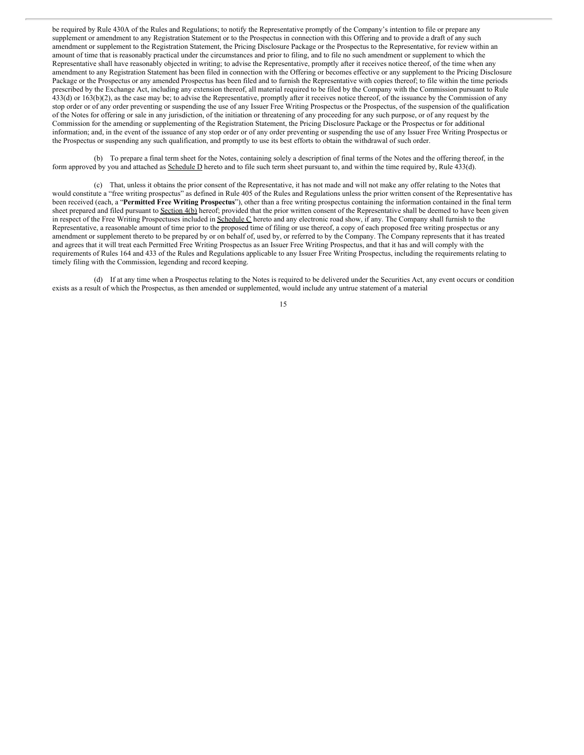be required by Rule 430A of the Rules and Regulations; to notify the Representative promptly of the Company's intention to file or prepare any supplement or amendment to any Registration Statement or to the Prospectus in connection with this Offering and to provide a draft of any such amendment or supplement to the Registration Statement, the Pricing Disclosure Package or the Prospectus to the Representative, for review within an amount of time that is reasonably practical under the circumstances and prior to filing, and to file no such amendment or supplement to which the Representative shall have reasonably objected in writing; to advise the Representative, promptly after it receives notice thereof, of the time when any amendment to any Registration Statement has been filed in connection with the Offering or becomes effective or any supplement to the Pricing Disclosure Package or the Prospectus or any amended Prospectus has been filed and to furnish the Representative with copies thereof; to file within the time periods prescribed by the Exchange Act, including any extension thereof, all material required to be filed by the Company with the Commission pursuant to Rule 433(d) or 163(b)(2), as the case may be; to advise the Representative, promptly after it receives notice thereof, of the issuance by the Commission of any stop order or of any order preventing or suspending the use of any Issuer Free Writing Prospectus or the Prospectus, of the suspension of the qualification of the Notes for offering or sale in any jurisdiction, of the initiation or threatening of any proceeding for any such purpose, or of any request by the Commission for the amending or supplementing of the Registration Statement, the Pricing Disclosure Package or the Prospectus or for additional information; and, in the event of the issuance of any stop order or of any order preventing or suspending the use of any Issuer Free Writing Prospectus or the Prospectus or suspending any such qualification, and promptly to use its best efforts to obtain the withdrawal of such order.

(b) To prepare a final term sheet for the Notes, containing solely a description of final terms of the Notes and the offering thereof, in the form approved by you and attached as Schedule D hereto and to file such term sheet pursuant to, and within the time required by, Rule 433(d).

(c) That, unless it obtains the prior consent of the Representative, it has not made and will not make any offer relating to the Notes that would constitute a "free writing prospectus" as defined in Rule 405 of the Rules and Regulations unless the prior written consent of the Representative has been received (each, a "**Permitted Free Writing Prospectus**"), other than a free writing prospectus containing the information contained in the final term sheet prepared and filed pursuant to Section 4(b) hereof; provided that the prior written consent of the Representative shall be deemed to have been given in respect of the Free Writing Prospectuses included in Schedule C hereto and any electronic road show, if any. The Company shall furnish to the Representative, a reasonable amount of time prior to the proposed time of filing or use thereof, a copy of each proposed free writing prospectus or any amendment or supplement thereto to be prepared by or on behalf of, used by, or referred to by the Company. The Company represents that it has treated and agrees that it will treat each Permitted Free Writing Prospectus as an Issuer Free Writing Prospectus, and that it has and will comply with the requirements of Rules 164 and 433 of the Rules and Regulations applicable to any Issuer Free Writing Prospectus, including the requirements relating to timely filing with the Commission, legending and record keeping.

(d) If at any time when a Prospectus relating to the Notes is required to be delivered under the Securities Act, any event occurs or condition exists as a result of which the Prospectus, as then amended or supplemented, would include any untrue statement of a material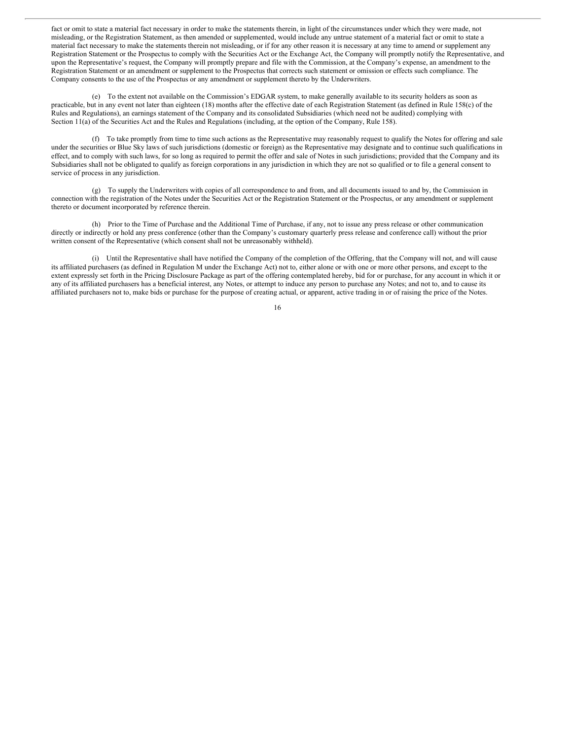fact or omit to state a material fact necessary in order to make the statements therein, in light of the circumstances under which they were made, not misleading, or the Registration Statement, as then amended or supplemented, would include any untrue statement of a material fact or omit to state a material fact necessary to make the statements therein not misleading, or if for any other reason it is necessary at any time to amend or supplement any Registration Statement or the Prospectus to comply with the Securities Act or the Exchange Act, the Company will promptly notify the Representative, and upon the Representative's request, the Company will promptly prepare and file with the Commission, at the Company's expense, an amendment to the Registration Statement or an amendment or supplement to the Prospectus that corrects such statement or omission or effects such compliance. The Company consents to the use of the Prospectus or any amendment or supplement thereto by the Underwriters.

(e) To the extent not available on the Commission's EDGAR system, to make generally available to its security holders as soon as practicable, but in any event not later than eighteen (18) months after the effective date of each Registration Statement (as defined in Rule 158(c) of the Rules and Regulations), an earnings statement of the Company and its consolidated Subsidiaries (which need not be audited) complying with Section 11(a) of the Securities Act and the Rules and Regulations (including, at the option of the Company, Rule 158).

(f) To take promptly from time to time such actions as the Representative may reasonably request to qualify the Notes for offering and sale under the securities or Blue Sky laws of such jurisdictions (domestic or foreign) as the Representative may designate and to continue such qualifications in effect, and to comply with such laws, for so long as required to permit the offer and sale of Notes in such jurisdictions; provided that the Company and its Subsidiaries shall not be obligated to qualify as foreign corporations in any jurisdiction in which they are not so qualified or to file a general consent to service of process in any jurisdiction.

(g) To supply the Underwriters with copies of all correspondence to and from, and all documents issued to and by, the Commission in connection with the registration of the Notes under the Securities Act or the Registration Statement or the Prospectus, or any amendment or supplement thereto or document incorporated by reference therein.

(h) Prior to the Time of Purchase and the Additional Time of Purchase, if any, not to issue any press release or other communication directly or indirectly or hold any press conference (other than the Company's customary quarterly press release and conference call) without the prior written consent of the Representative (which consent shall not be unreasonably withheld).

(i) Until the Representative shall have notified the Company of the completion of the Offering, that the Company will not, and will cause its affiliated purchasers (as defined in Regulation M under the Exchange Act) not to, either alone or with one or more other persons, and except to the extent expressly set forth in the Pricing Disclosure Package as part of the offering contemplated hereby, bid for or purchase, for any account in which it or any of its affiliated purchasers has a beneficial interest, any Notes, or attempt to induce any person to purchase any Notes; and not to, and to cause its affiliated purchasers not to, make bids or purchase for the purpose of creating actual, or apparent, active trading in or of raising the price of the Notes.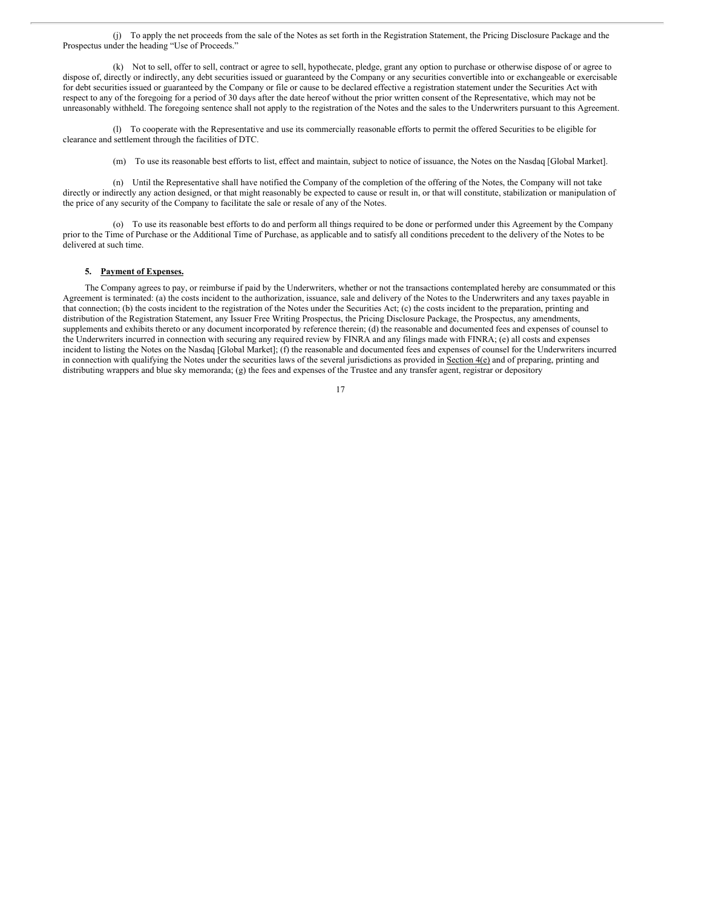(j) To apply the net proceeds from the sale of the Notes as set forth in the Registration Statement, the Pricing Disclosure Package and the Prospectus under the heading "Use of Proceeds."

(k) Not to sell, offer to sell, contract or agree to sell, hypothecate, pledge, grant any option to purchase or otherwise dispose of or agree to dispose of, directly or indirectly, any debt securities issued or guaranteed by the Company or any securities convertible into or exchangeable or exercisable for debt securities issued or guaranteed by the Company or file or cause to be declared effective a registration statement under the Securities Act with respect to any of the foregoing for a period of 30 days after the date hereof without the prior written consent of the Representative, which may not be unreasonably withheld. The foregoing sentence shall not apply to the registration of the Notes and the sales to the Underwriters pursuant to this Agreement.

(l) To cooperate with the Representative and use its commercially reasonable efforts to permit the offered Securities to be eligible for clearance and settlement through the facilities of DTC.

(m) To use its reasonable best efforts to list, effect and maintain, subject to notice of issuance, the Notes on the Nasdaq [Global Market].

(n) Until the Representative shall have notified the Company of the completion of the offering of the Notes, the Company will not take directly or indirectly any action designed, or that might reasonably be expected to cause or result in, or that will constitute, stabilization or manipulation of the price of any security of the Company to facilitate the sale or resale of any of the Notes.

(o) To use its reasonable best efforts to do and perform all things required to be done or performed under this Agreement by the Company prior to the Time of Purchase or the Additional Time of Purchase, as applicable and to satisfy all conditions precedent to the delivery of the Notes to be delivered at such time.

**5. Payment of Expenses.**

The Company agrees to pay, or reimburse if paid by the Underwriters, whether or not the transactions contemplated hereby are consummated or this Agreement is terminated: (a) the costs incident to the authorization, issuance, sale and delivery of the Notes to the Underwriters and any taxes payable in that connection; (b) the costs incident to the registration of the Notes under the Securities Act; (c) the costs incident to the preparation, printing and distribution of the Registration Statement, any Issuer Free Writing Prospectus, the Pricing Disclosure Package, the Prospectus, any amendments, supplements and exhibits thereto or any document incorporated by reference therein; (d) the reasonable and documented fees and expenses of counsel to the Underwriters incurred in connection with securing any required review by FINRA and any filings made with FINRA; (e) all costs and expenses incident to listing the Notes on the Nasdaq [Global Market]; (f) the reasonable and documented fees and expenses of counsel for the Underwriters incurred in connection with qualifying the Notes under the securities laws of the several jurisdictions as provided in Section 4(e) and of preparing, printing and distributing wrappers and blue sky memoranda; (g) the fees and expenses of the Trustee and any transfer agent, registrar or depository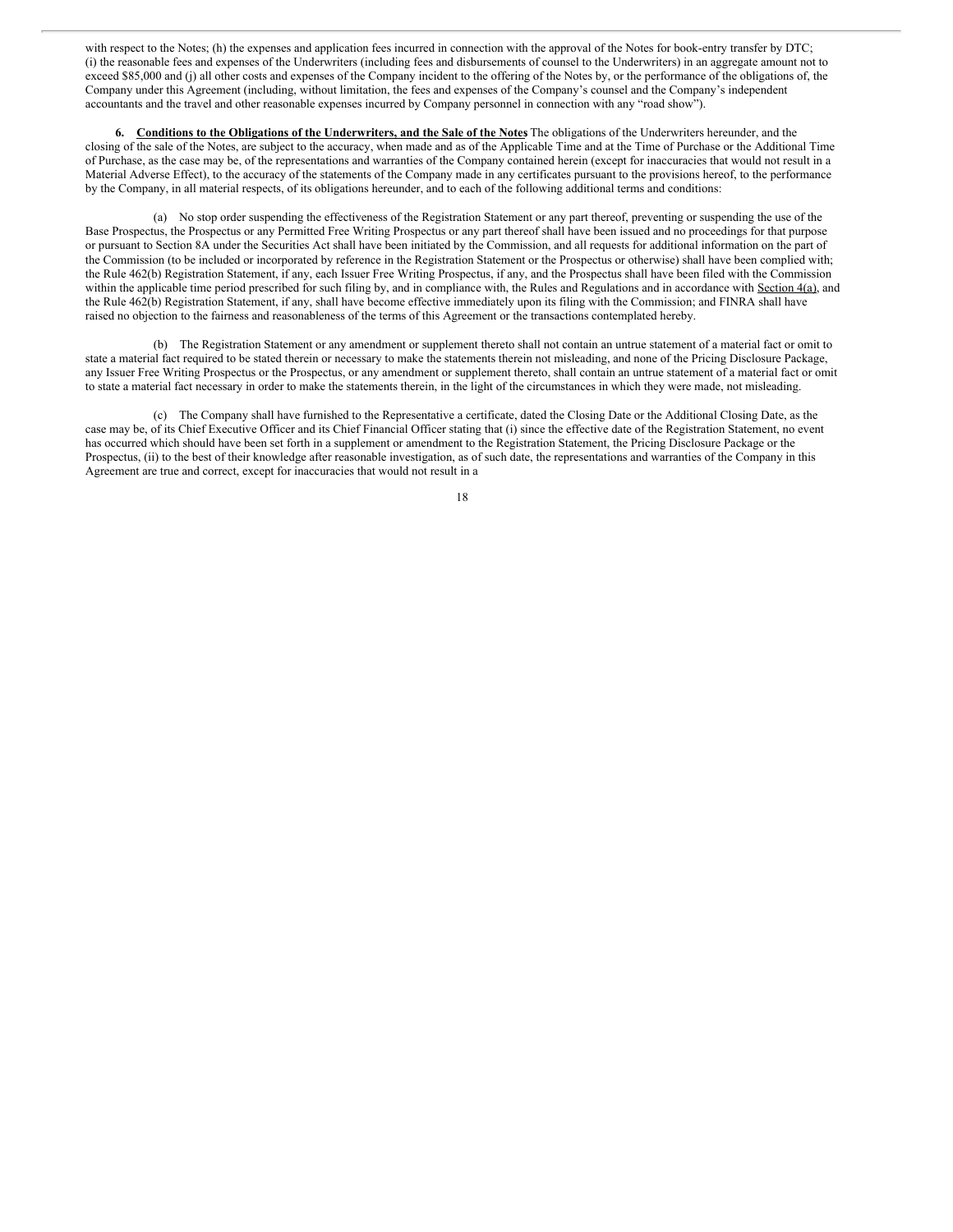with respect to the Notes; (h) the expenses and application fees incurred in connection with the approval of the Notes for book-entry transfer by DTC; (i) the reasonable fees and expenses of the Underwriters (including fees and disbursements of counsel to the Underwriters) in an aggregate amount not to exceed $85,000 and (j) all other costs and expenses of the Company incident to the offering of the Notes by, or the performance of the obligations of, the Company under this Agreement (including, without limitation, the fees and expenses of the Company's counsel and the Company's independent accountants and the travel and other reasonable expenses incurred by Company personnel in connection with any "road show").

**6. <u>Conditions to the Obligations of the Underwriters, and the Sale of the Notes</u>** The obligations of the Underwriters hereunder, and the closing of the sale of the Notes, are subject to the accuracy, when made and as of the Applicable Time and at the Time of Purchase or the Additional Time of Purchase, as the case may be, of the representations and warranties of the Company contained herein (except for inaccuracies that would not result in a Material Adverse Effect), to the accuracy of the statements of the Company made in any certificates pursuant to the provisions hereof, to the performance by the Company, in all material respects, of its obligations hereunder, and to each of the following additional terms and conditions:

(a) No stop order suspending the effectiveness of the Registration Statement or any part thereof, preventing or suspending the use of the Base Prospectus, the Prospectus or any Permitted Free Writing Prospectus or any part thereof shall have been issued and no proceedings for that purpose or pursuant to Section 8A under the Securities Act shall have been initiated by the Commission, and all requests for additional information on the part of the Commission (to be included or incorporated by reference in the Registration Statement or the Prospectus or otherwise) shall have been complied with; the Rule 462(b) Registration Statement, if any, each Issuer Free Writing Prospectus, if any, and the Prospectus shall have been filed with the Commission within the applicable time period prescribed for such filing by, and in compliance with, the Rules and Regulations and in accordance with <u>Section 4(a)</u>, and the Rule 462(b) Registration Statement, if any, shall have become effective immediately upon its filing with the Commission; and FINRA shall have raised no objection to the fairness and reasonableness of the terms of this Agreement or the transactions contemplated hereby.

(b) The Registration Statement or any amendment or supplement thereto shall not contain an untrue statement of a material fact or omit to state a material fact required to be stated therein or necessary to make the statements therein not misleading, and none of the Pricing Disclosure Package, any Issuer Free Writing Prospectus or the Prospectus, or any amendment or supplement thereto, shall contain an untrue statement of a material fact or omit to state a material fact necessary in order to make the statements therein, in the light of the circumstances in which they were made, not misleading.

(c) The Company shall have furnished to the Representative a certificate, dated the Closing Date or the Additional Closing Date, as the case may be, of its Chief Executive Officer and its Chief Financial Officer stating that (i) since the effective date of the Registration Statement, no event has occurred which should have been set forth in a supplement or amendment to the Registration Statement, the Pricing Disclosure Package or the Prospectus, (ii) to the best of their knowledge after reasonable investigation, as of such date, the representations and warranties of the Company in this Agreement are true and correct, except for inaccuracies that would not result in a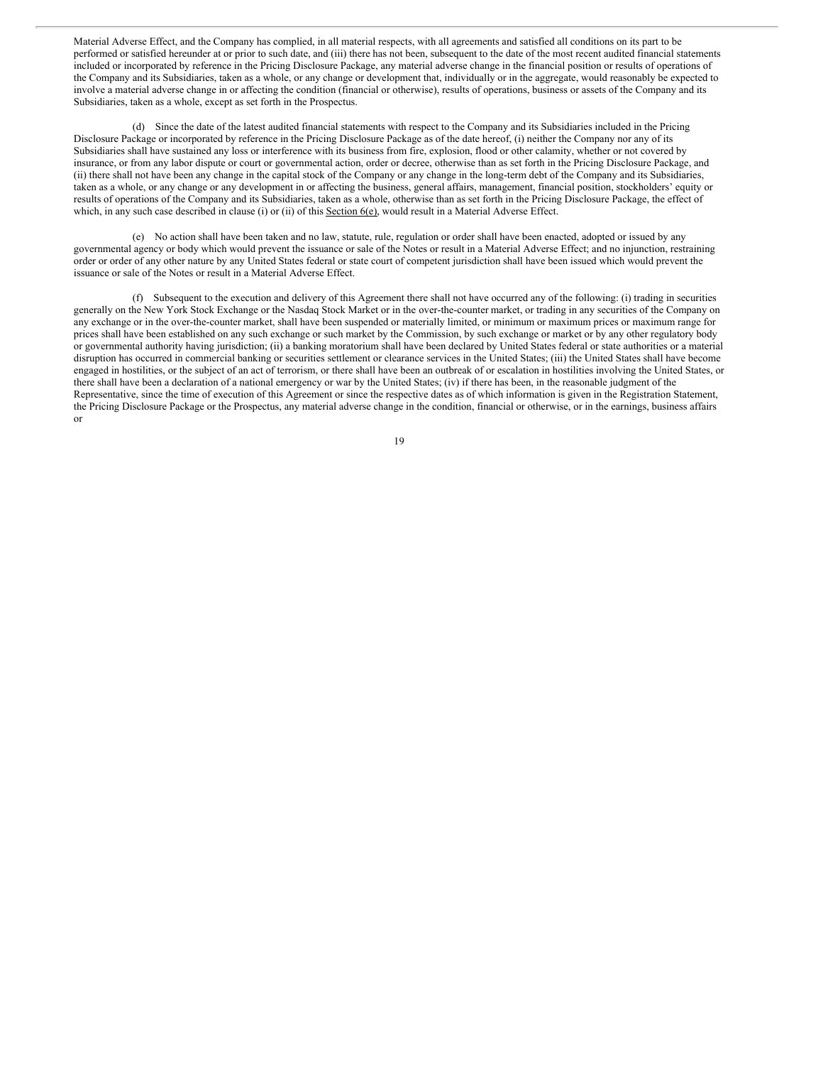Material Adverse Effect, and the Company has complied, in all material respects, with all agreements and satisfied all conditions on its part to be performed or satisfied hereunder at or prior to such date, and (iii) there has not been, subsequent to the date of the most recent audited financial statements included or incorporated by reference in the Pricing Disclosure Package, any material adverse change in the financial position or results of operations of the Company and its Subsidiaries, taken as a whole, or any change or development that, individually or in the aggregate, would reasonably be expected to involve a material adverse change in or affecting the condition (financial or otherwise), results of operations, business or assets of the Company and its Subsidiaries, taken as a whole, except as set forth in the Prospectus.

(d) Since the date of the latest audited financial statements with respect to the Company and its Subsidiaries included in the Pricing Disclosure Package or incorporated by reference in the Pricing Disclosure Package as of the date hereof, (i) neither the Company nor any of its Subsidiaries shall have sustained any loss or interference with its business from fire, explosion, flood or other calamity, whether or not covered by insurance, or from any labor dispute or court or governmental action, order or decree, otherwise than as set forth in the Pricing Disclosure Package, and (ii) there shall not have been any change in the capital stock of the Company or any change in the long-term debt of the Company and its Subsidiaries, taken as a whole, or any change or any development in or affecting the business, general affairs, management, financial position, stockholders' equity or results of operations of the Company and its Subsidiaries, taken as a whole, otherwise than as set forth in the Pricing Disclosure Package, the effect of which, in any such case described in clause (i) or (ii) of this Section 6(e), would result in a Material Adverse Effect.

(e) No action shall have been taken and no law, statute, rule, regulation or order shall have been enacted, adopted or issued by any governmental agency or body which would prevent the issuance or sale of the Notes or result in a Material Adverse Effect; and no injunction, restraining order or order of any other nature by any United States federal or state court of competent jurisdiction shall have been issued which would prevent the issuance or sale of the Notes or result in a Material Adverse Effect.

(f) Subsequent to the execution and delivery of this Agreement there shall not have occurred any of the following: (i) trading in securities generally on the New York Stock Exchange or the Nasdaq Stock Market or in the over-the-counter market, or trading in any securities of the Company on any exchange or in the over-the-counter market, shall have been suspended or materially limited, or minimum or maximum prices or maximum range for prices shall have been established on any such exchange or such market by the Commission, by such exchange or market or by any other regulatory body or governmental authority having jurisdiction; (ii) a banking moratorium shall have been declared by United States federal or state authorities or a material disruption has occurred in commercial banking or securities settlement or clearance services in the United States; (iii) the United States shall have become engaged in hostilities, or the subject of an act of terrorism, or there shall have been an outbreak of or escalation in hostilities involving the United States, or there shall have been a declaration of a national emergency or war by the United States; (iv) if there has been, in the reasonable judgment of the Representative, since the time of execution of this Agreement or since the respective dates as of which information is given in the Registration Statement, the Pricing Disclosure Package or the Prospectus, any material adverse change in the condition, financial or otherwise, or in the earnings, business affairs or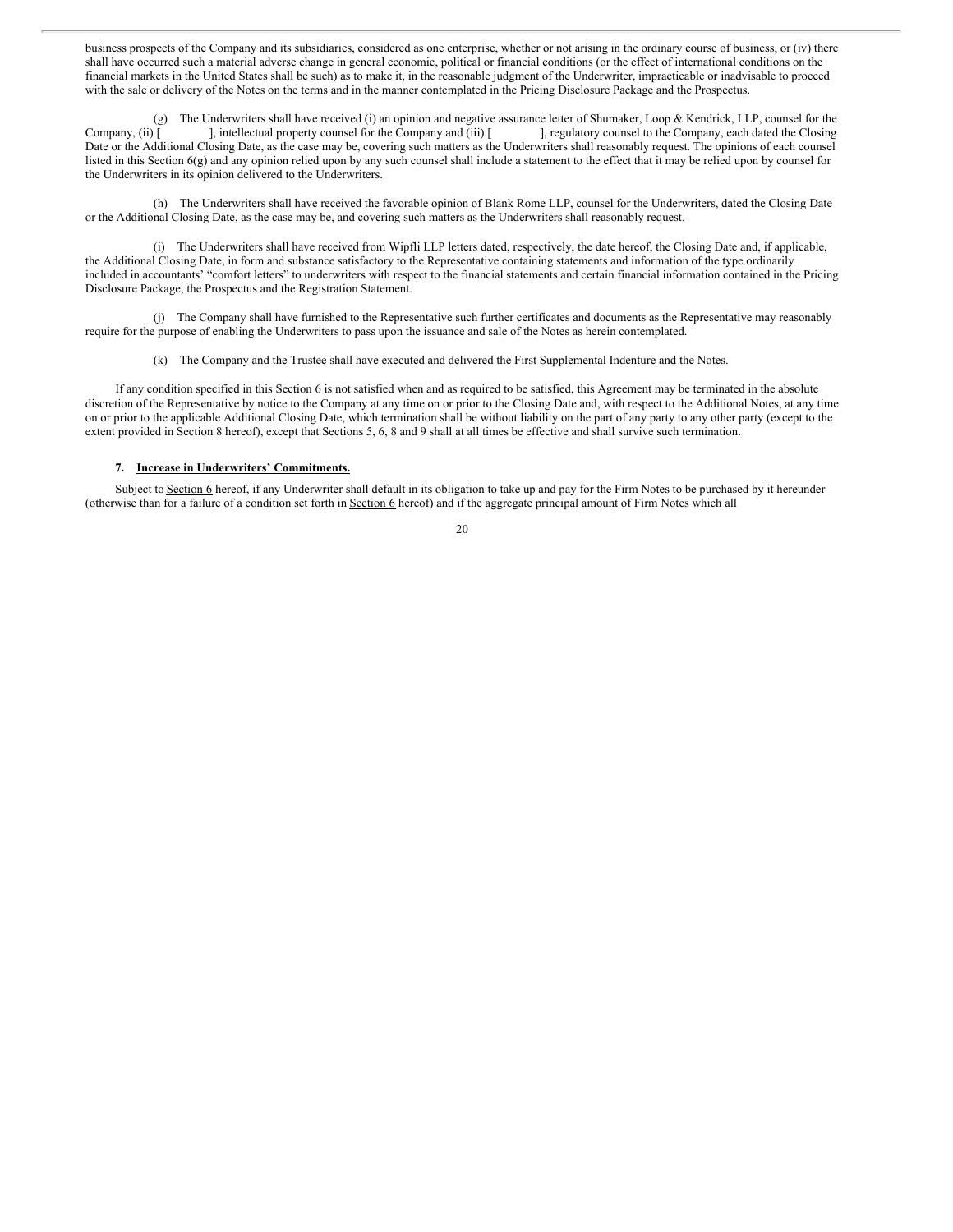business prospects of the Company and its subsidiaries, considered as one enterprise, whether or not arising in the ordinary course of business, or (iv) there shall have occurred such a material adverse change in general economic, political or financial conditions (or the effect of international conditions on the financial markets in the United States shall be such) as to make it, in the reasonable judgment of the Underwriter, impracticable or inadvisable to proceed with the sale or delivery of the Notes on the terms and in the manner contemplated in the Pricing Disclosure Package and the Prospectus.

(g) The Underwriters shall have received (i) an opinion and negative assurance letter of Shumaker, Loop & Kendrick, LLP, counsel for the Company, (ii) [ ], intellectual property counsel for the Company and (iii) [ ], regulatory counsel to the Company, each dated the Closing Date or the Additional Closing Date, as the case may be, covering such matters as the Underwriters shall reasonably request. The opinions of each counsel listed in this Section 6(g) and any opinion relied upon by any such counsel shall include a statement to the effect that it may be relied upon by counsel for the Underwriters in its opinion delivered to the Underwriters.

(h) The Underwriters shall have received the favorable opinion of Blank Rome LLP, counsel for the Underwriters, dated the Closing Date or the Additional Closing Date, as the case may be, and covering such matters as the Underwriters shall reasonably request.

(i) The Underwriters shall have received from Wipfli LLP letters dated, respectively, the date hereof, the Closing Date and, if applicable, the Additional Closing Date, in form and substance satisfactory to the Representative containing statements and information of the type ordinarily included in accountants' "comfort letters" to underwriters with respect to the financial statements and certain financial information contained in the Pricing Disclosure Package, the Prospectus and the Registration Statement.

(j) The Company shall have furnished to the Representative such further certificates and documents as the Representative may reasonably require for the purpose of enabling the Underwriters to pass upon the issuance and sale of the Notes as herein contemplated.

(k) The Company and the Trustee shall have executed and delivered the First Supplemental Indenture and the Notes.

If any condition specified in this Section 6 is not satisfied when and as required to be satisfied, this Agreement may be terminated in the absolute discretion of the Representative by notice to the Company at any time on or prior to the Closing Date and, with respect to the Additional Notes, at any time on or prior to the applicable Additional Closing Date, which termination shall be without liability on the part of any party to any other party (except to the extent provided in Section 8 hereof), except that Sections 5, 6, 8 and 9 shall at all times be effective and shall survive such termination.

**7. Increase in Underwriters' Commitments.**

Subject to Section 6 hereof, if any Underwriter shall default in its obligation to take up and pay for the Firm Notes to be purchased by it hereunder (otherwise than for a failure of a condition set forth in Section 6 hereof) and if the aggregate principal amount of Firm Notes which all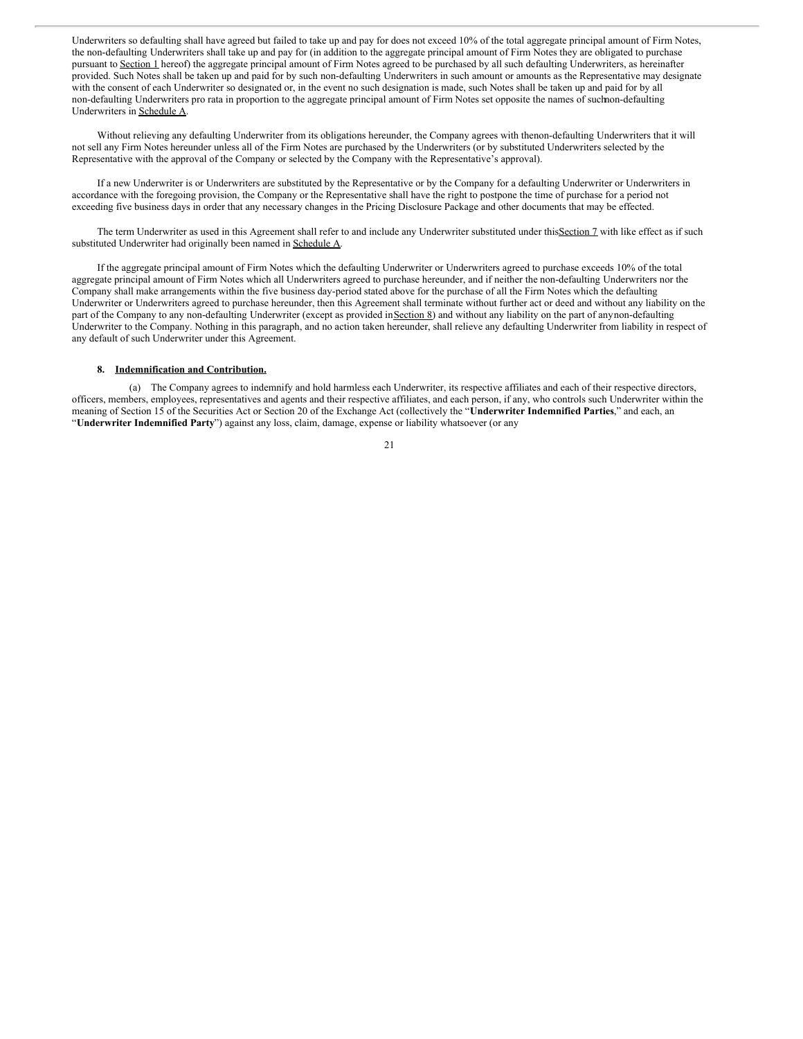Underwriters so defaulting shall have agreed but failed to take up and pay for does not exceed 10% of the total aggregate principal amount of Firm Notes, the non-defaulting Underwriters shall take up and pay for (in addition to the aggregate principal amount of Firm Notes they are obligated to purchase pursuant to Section 1 hereof) the aggregate principal amount of Firm Notes agreed to be purchased by all such defaulting Underwriters, as hereinafter provided. Such Notes shall be taken up and paid for by such non-defaulting Underwriters in such amount or amounts as the Representative may designate with the consent of each Underwriter so designated or, in the event no such designation is made, such Notes shall be taken up and paid for by all non-defaulting Underwriters pro rata in proportion to the aggregate principal amount of Firm Notes set opposite the names of such non-defaulting Underwriters in Schedule A.

Without relieving any defaulting Underwriter from its obligations hereunder, the Company agrees with the non-defaulting Underwriters that it will not sell any Firm Notes hereunder unless all of the Firm Notes are purchased by the Underwriters (or by substituted Underwriters selected by the Representative with the approval of the Company or selected by the Company with the Representative's approval).

If a new Underwriter is or Underwriters are substituted by the Representative or by the Company for a defaulting Underwriter or Underwriters in accordance with the foregoing provision, the Company or the Representative shall have the right to postpone the time of purchase for a period not exceeding five business days in order that any necessary changes in the Pricing Disclosure Package and other documents that may be effected.

The term Underwriter as used in this Agreement shall refer to and include any Underwriter substituted under this Section 7 with like effect as if such substituted Underwriter had originally been named in Schedule A.

If the aggregate principal amount of Firm Notes which the defaulting Underwriter or Underwriters agreed to purchase exceeds 10% of the total aggregate principal amount of Firm Notes which all Underwriters agreed to purchase hereunder, and if neither the non-defaulting Underwriters nor the Company shall make arrangements within the five business day-period stated above for the purchase of all the Firm Notes which the defaulting Underwriter or Underwriters agreed to purchase hereunder, then this Agreement shall terminate without further act or deed and without any liability on the part of the Company to any non-defaulting Underwriter (except as provided in Section 8) and without any liability on the part of any non-defaulting Underwriter to the Company. Nothing in this paragraph, and no action taken hereunder, shall relieve any defaulting Underwriter from liability in respect of any default of such Underwriter under this Agreement.

**8. Indemnification and Contribution.**

(a) The Company agrees to indemnify and hold harmless each Underwriter, its respective affiliates and each of their respective directors, officers, members, employees, representatives and agents and their respective affiliates, and each person, if any, who controls such Underwriter within the meaning of Section 15 of the Securities Act or Section 20 of the Exchange Act (collectively the "**Underwriter Indemnified Parties**," and each, an "**Underwriter Indemnified Party**") against any loss, claim, damage, expense or liability whatsoever (or any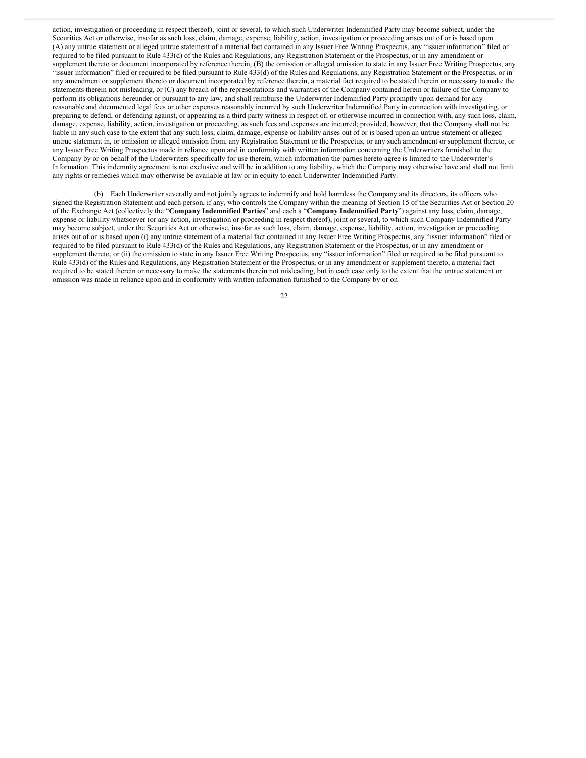action, investigation or proceeding in respect thereof), joint or several, to which such Underwriter Indemnified Party may become subject, under the Securities Act or otherwise, insofar as such loss, claim, damage, expense, liability, action, investigation or proceeding arises out of or is based upon (A) any untrue statement or alleged untrue statement of a material fact contained in any Issuer Free Writing Prospectus, any "issuer information" filed or required to be filed pursuant to Rule 433(d) of the Rules and Regulations, any Registration Statement or the Prospectus, or in any amendment or supplement thereto or document incorporated by reference therein, (B) the omission or alleged omission to state in any Issuer Free Writing Prospectus, any "issuer information" filed or required to be filed pursuant to Rule 433(d) of the Rules and Regulations, any Registration Statement or the Prospectus, or in any amendment or supplement thereto or document incorporated by reference therein, a material fact required to be stated therein or necessary to make the statements therein not misleading, or (C) any breach of the representations and warranties of the Company contained herein or failure of the Company to perform its obligations hereunder or pursuant to any law, and shall reimburse the Underwriter Indemnified Party promptly upon demand for any reasonable and documented legal fees or other expenses reasonably incurred by such Underwriter Indemnified Party in connection with investigating, or preparing to defend, or defending against, or appearing as a third party witness in respect of, or otherwise incurred in connection with, any such loss, claim, damage, expense, liability, action, investigation or proceeding, as such fees and expenses are incurred; provided, however, that the Company shall not be liable in any such case to the extent that any such loss, claim, damage, expense or liability arises out of or is based upon an untrue statement or alleged untrue statement in, or omission or alleged omission from, any Registration Statement or the Prospectus, or any such amendment or supplement thereto, or any Issuer Free Writing Prospectus made in reliance upon and in conformity with written information concerning the Underwriters furnished to the Company by or on behalf of the Underwriters specifically for use therein, which information the parties hereto agree is limited to the Underwriter's Information. This indemnity agreement is not exclusive and will be in addition to any liability, which the Company may otherwise have and shall not limit any rights or remedies which may otherwise be available at law or in equity to each Underwriter Indemnified Party.

(b) Each Underwriter severally and not jointly agrees to indemnify and hold harmless the Company and its directors, its officers who signed the Registration Statement and each person, if any, who controls the Company within the meaning of Section 15 of the Securities Act or Section 20 of the Exchange Act (collectively the "**Company Indemnified Parties**" and each a "**Company Indemnified Party**") against any loss, claim, damage, expense or liability whatsoever (or any action, investigation or proceeding in respect thereof), joint or several, to which such Company Indemnified Party may become subject, under the Securities Act or otherwise, insofar as such loss, claim, damage, expense, liability, action, investigation or proceeding arises out of or is based upon (i) any untrue statement of a material fact contained in any Issuer Free Writing Prospectus, any "issuer information" filed or required to be filed pursuant to Rule 433(d) of the Rules and Regulations, any Registration Statement or the Prospectus, or in any amendment or supplement thereto, or (ii) the omission to state in any Issuer Free Writing Prospectus, any "issuer information" filed or required to be filed pursuant to Rule 433(d) of the Rules and Regulations, any Registration Statement or the Prospectus, or in any amendment or supplement thereto, a material fact required to be stated therein or necessary to make the statements therein not misleading, but in each case only to the extent that the untrue statement or omission was made in reliance upon and in conformity with written information furnished to the Company by or on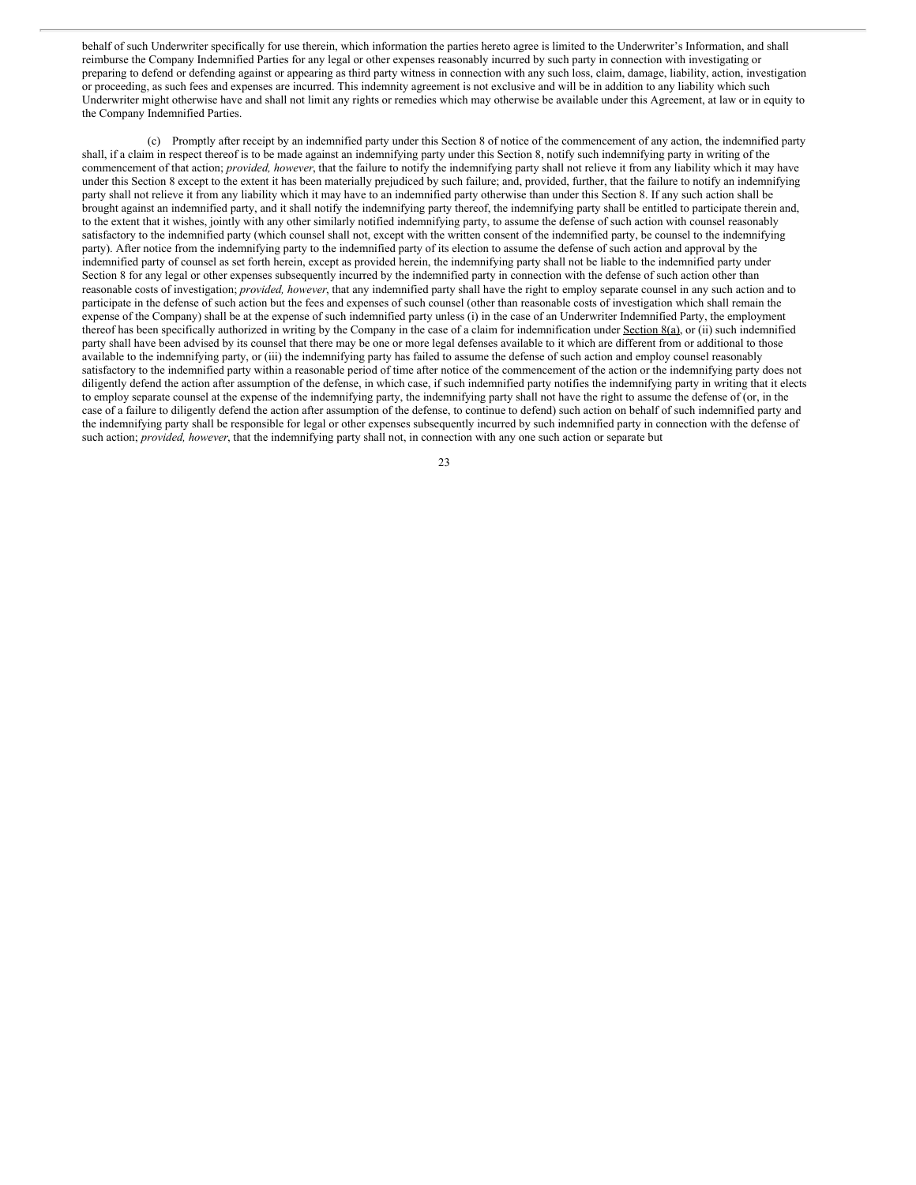behalf of such Underwriter specifically for use therein, which information the parties hereto agree is limited to the Underwriter's Information, and shall reimburse the Company Indemnified Parties for any legal or other expenses reasonably incurred by such party in connection with investigating or preparing to defend or defending against or appearing as third party witness in connection with any such loss, claim, damage, liability, action, investigation or proceeding, as such fees and expenses are incurred. This indemnity agreement is not exclusive and will be in addition to any liability which such Underwriter might otherwise have and shall not limit any rights or remedies which may otherwise be available under this Agreement, at law or in equity to the Company Indemnified Parties.

(c) Promptly after receipt by an indemnified party under this Section 8 of notice of the commencement of any action, the indemnified party shall, if a claim in respect thereof is to be made against an indemnifying party under this Section 8, notify such indemnifying party in writing of the commencement of that action; *provided, however*, that the failure to notify the indemnifying party shall not relieve it from any liability which it may have under this Section 8 except to the extent it has been materially prejudiced by such failure; and, provided, further, that the failure to notify an indemnifying party shall not relieve it from any liability which it may have to an indemnified party otherwise than under this Section 8. If any such action shall be brought against an indemnified party, and it shall notify the indemnifying party thereof, the indemnifying party shall be entitled to participate therein and, to the extent that it wishes, jointly with any other similarly notified indemnifying party, to assume the defense of such action with counsel reasonably satisfactory to the indemnified party (which counsel shall not, except with the written consent of the indemnified party, be counsel to the indemnifying party). After notice from the indemnifying party to the indemnified party of its election to assume the defense of such action and approval by the indemnified party of counsel as set forth herein, except as provided herein, the indemnifying party shall not be liable to the indemnified party under Section 8 for any legal or other expenses subsequently incurred by the indemnified party in connection with the defense of such action other than reasonable costs of investigation; *provided, however*, that any indemnified party shall have the right to employ separate counsel in any such action and to participate in the defense of such action but the fees and expenses of such counsel (other than reasonable costs of investigation which shall remain the expense of the Company) shall be at the expense of such indemnified party unless (i) in the case of an Underwriter Indemnified Party, the employment thereof has been specifically authorized in writing by the Company in the case of a claim for indemnification under Section 8(a), or (ii) such indemnified party shall have been advised by its counsel that there may be one or more legal defenses available to it which are different from or additional to those available to the indemnifying party, or (iii) the indemnifying party has failed to assume the defense of such action and employ counsel reasonably satisfactory to the indemnified party within a reasonable period of time after notice of the commencement of the action or the indemnifying party does not diligently defend the action after assumption of the defense, in which case, if such indemnified party notifies the indemnifying party in writing that it elects to employ separate counsel at the expense of the indemnifying party, the indemnifying party shall not have the right to assume the defense of (or, in the case of a failure to diligently defend the action after assumption of the defense, to continue to defend) such action on behalf of such indemnified party and the indemnifying party shall be responsible for legal or other expenses subsequently incurred by such indemnified party in connection with the defense of such action; *provided, however*, that the indemnifying party shall not, in connection with any one such action or separate but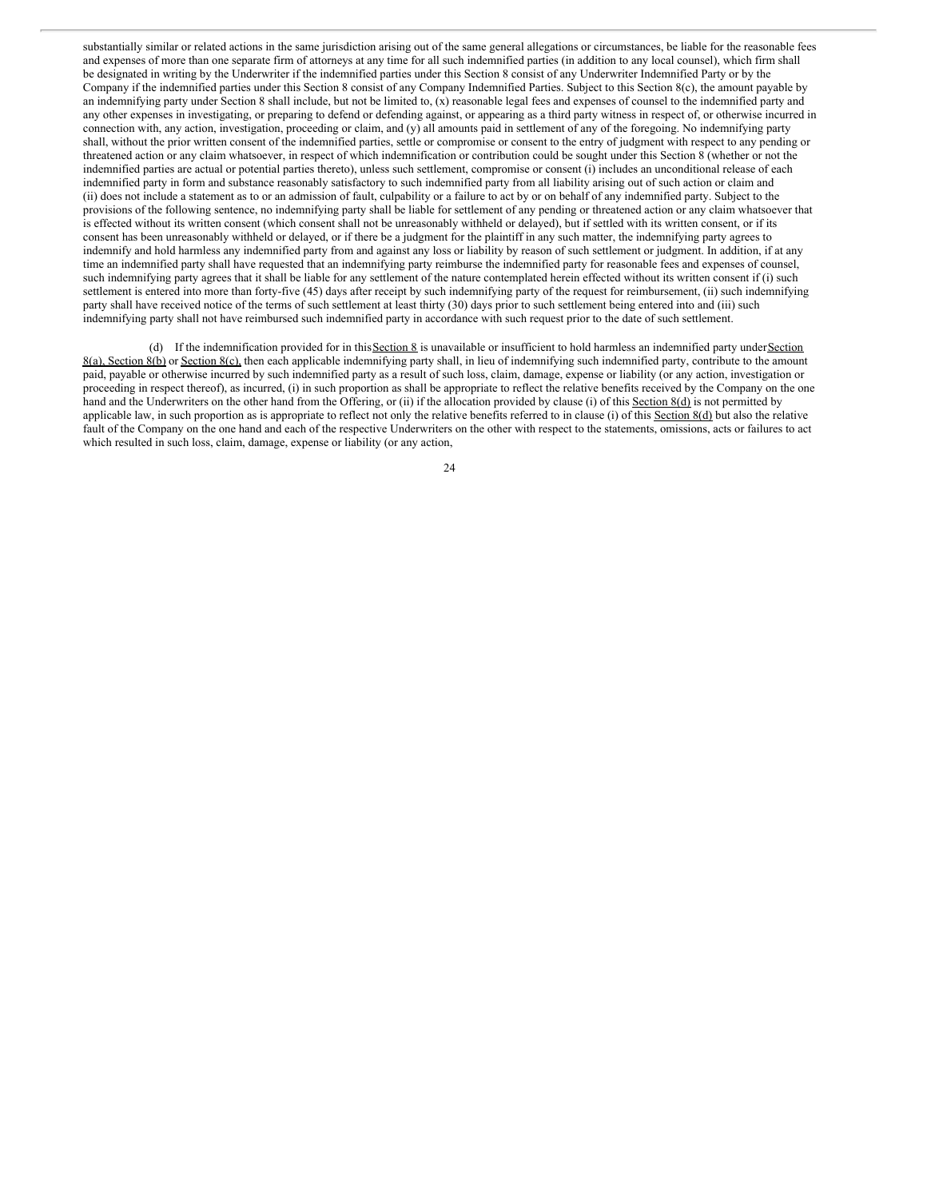substantially similar or related actions in the same jurisdiction arising out of the same general allegations or circumstances, be liable for the reasonable fees and expenses of more than one separate firm of attorneys at any time for all such indemnified parties (in addition to any local counsel), which firm shall be designated in writing by the Underwriter if the indemnified parties under this Section 8 consist of any Underwriter Indemnified Party or by the Company if the indemnified parties under this Section 8 consist of any Company Indemnified Parties. Subject to this Section 8(c), the amount payable by an indemnifying party under Section 8 shall include, but not be limited to, (x) reasonable legal fees and expenses of counsel to the indemnified party and any other expenses in investigating, or preparing to defend or defending against, or appearing as a third party witness in respect of, or otherwise incurred in connection with, any action, investigation, proceeding or claim, and (y) all amounts paid in settlement of any of the foregoing. No indemnifying party shall, without the prior written consent of the indemnified parties, settle or compromise or consent to the entry of judgment with respect to any pending or threatened action or any claim whatsoever, in respect of which indemnification or contribution could be sought under this Section 8 (whether or not the indemnified parties are actual or potential parties thereto), unless such settlement, compromise or consent (i) includes an unconditional release of each indemnified party in form and substance reasonably satisfactory to such indemnified party from all liability arising out of such action or claim and (ii) does not include a statement as to or an admission of fault, culpability or a failure to act by or on behalf of any indemnified party. Subject to the provisions of the following sentence, no indemnifying party shall be liable for settlement of any pending or threatened action or any claim whatsoever that is effected without its written consent (which consent shall not be unreasonably withheld or delayed), but if settled with its written consent, or if its consent has been unreasonably withheld or delayed, or if there be a judgment for the plaintiff in any such matter, the indemnifying party agrees to indemnify and hold harmless any indemnified party from and against any loss or liability by reason of such settlement or judgment. In addition, if at any time an indemnified party shall have requested that an indemnifying party reimburse the indemnified party for reasonable fees and expenses of counsel, such indemnifying party agrees that it shall be liable for any settlement of the nature contemplated herein effected without its written consent if (i) such settlement is entered into more than forty-five (45) days after receipt by such indemnifying party of the request for reimbursement, (ii) such indemnifying party shall have received notice of the terms of such settlement at least thirty (30) days prior to such settlement being entered into and (iii) such indemnifying party shall not have reimbursed such indemnified party in accordance with such request prior to the date of such settlement.

(d) If the indemnification provided for in this Section 8 is unavailable or insufficient to hold harmless an indemnified party under Section 8(a), Section 8(b) or Section 8(c), then each applicable indemnifying party shall, in lieu of indemnifying such indemnified party, contribute to the amount paid, payable or otherwise incurred by such indemnified party as a result of such loss, claim, damage, expense or liability (or any action, investigation or proceeding in respect thereof), as incurred, (i) in such proportion as shall be appropriate to reflect the relative benefits received by the Company on the one hand and the Underwriters on the other hand from the Offering, or (ii) if the allocation provided by clause (i) of this Section 8(d) is not permitted by applicable law, in such proportion as is appropriate to reflect not only the relative benefits referred to in clause (i) of this Section 8(d) but also the relative fault of the Company on the one hand and each of the respective Underwriters on the other with respect to the statements, omissions, acts or failures to act which resulted in such loss, claim, damage, expense or liability (or any action,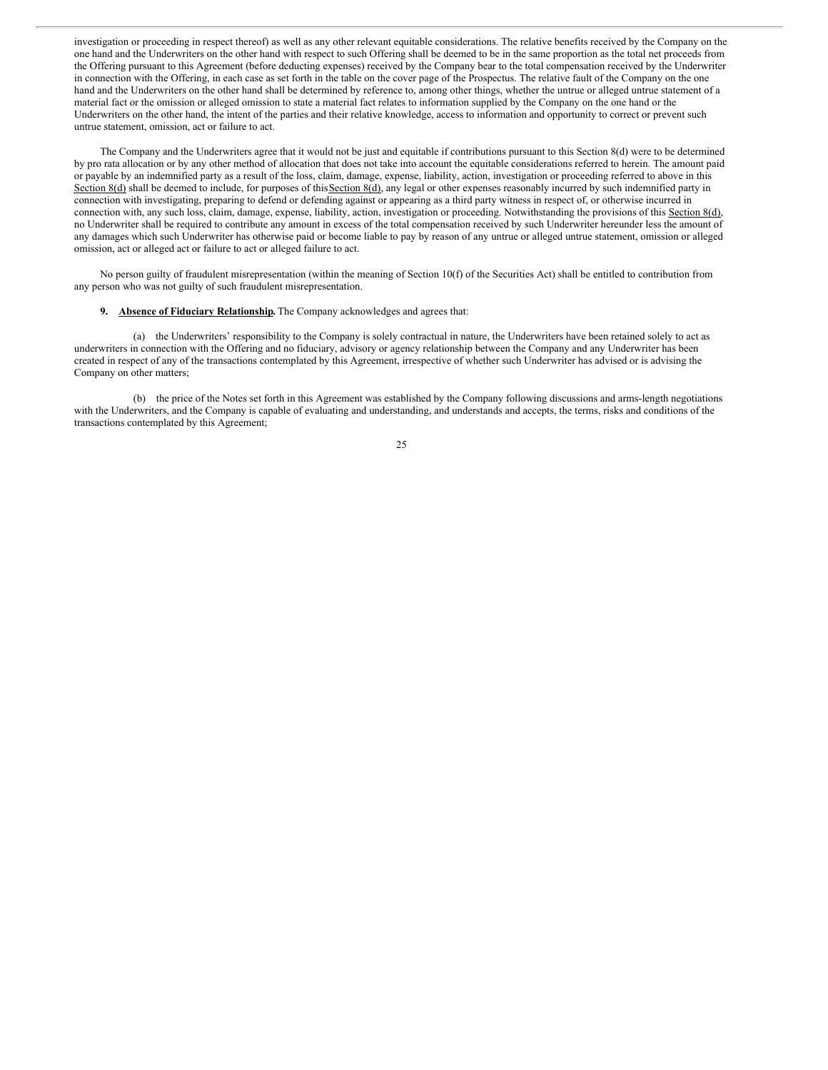investigation or proceeding in respect thereof) as well as any other relevant equitable considerations. The relative benefits received by the Company on the one hand and the Underwriters on the other hand with respect to such Offering shall be deemed to be in the same proportion as the total net proceeds from the Offering pursuant to this Agreement (before deducting expenses) received by the Company bear to the total compensation received by the Underwriter in connection with the Offering, in each case as set forth in the table on the cover page of the Prospectus. The relative fault of the Company on the one hand and the Underwriters on the other hand shall be determined by reference to, among other things, whether the untrue or alleged untrue statement of a material fact or the omission or alleged omission to state a material fact relates to information supplied by the Company on the one hand or the Underwriters on the other hand, the intent of the parties and their relative knowledge, access to information and opportunity to correct or prevent such untrue statement, omission, act or failure to act.

The Company and the Underwriters agree that it would not be just and equitable if contributions pursuant to this Section 8(d) were to be determined by pro rata allocation or by any other method of allocation that does not take into account the equitable considerations referred to herein. The amount paid or payable by an indemnified party as a result of the loss, claim, damage, expense, liability, action, investigation or proceeding referred to above in this Section 8(d) shall be deemed to include, for purposes of this Section 8(d), any legal or other expenses reasonably incurred by such indemnified party in connection with investigating, preparing to defend or defending against or appearing as a third party witness in respect of, or otherwise incurred in connection with, any such loss, claim, damage, expense, liability, action, investigation or proceeding. Notwithstanding the provisions of this Section 8(d), no Underwriter shall be required to contribute any amount in excess of the total compensation received by such Underwriter hereunder less the amount of any damages which such Underwriter has otherwise paid or become liable to pay by reason of any untrue or alleged untrue statement, omission or alleged omission, act or alleged act or failure to act or alleged failure to act.

No person guilty of fraudulent misrepresentation (within the meaning of Section 10(f) of the Securities Act) shall be entitled to contribution from any person who was not guilty of such fraudulent misrepresentation.

**9. Absence of Fiduciary Relationship.** The Company acknowledges and agrees that:

(a) the Underwriters' responsibility to the Company is solely contractual in nature, the Underwriters have been retained solely to act as underwriters in connection with the Offering and no fiduciary, advisory or agency relationship between the Company and any Underwriter has been created in respect of any of the transactions contemplated by this Agreement, irrespective of whether such Underwriter has advised or is advising the Company on other matters;

(b) the price of the Notes set forth in this Agreement was established by the Company following discussions and arms-length negotiations with the Underwriters, and the Company is capable of evaluating and understanding, and understands and accepts, the terms, risks and conditions of the transactions contemplated by this Agreement;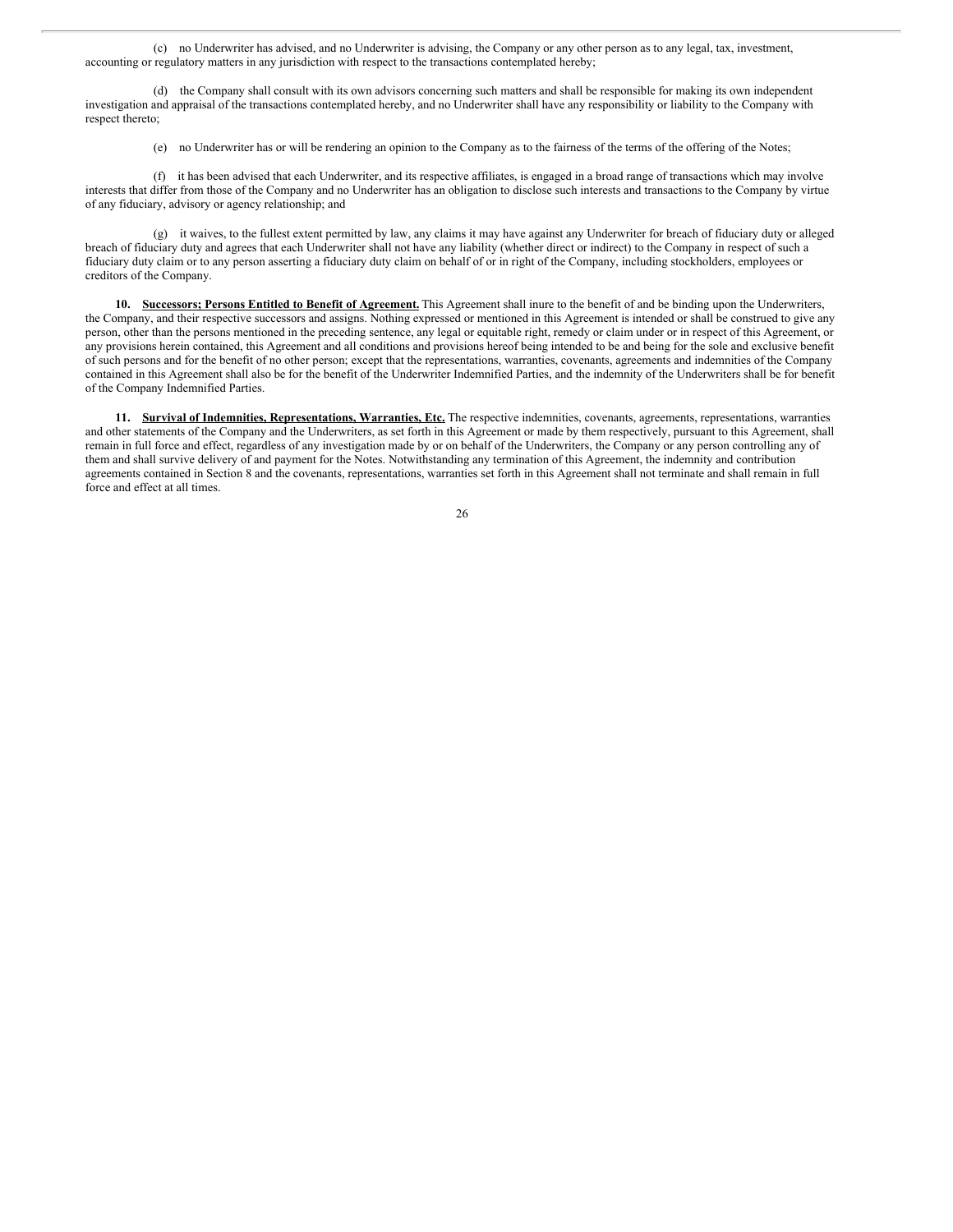(c) no Underwriter has advised, and no Underwriter is advising, the Company or any other person as to any legal, tax, investment, accounting or regulatory matters in any jurisdiction with respect to the transactions contemplated hereby;

(d) the Company shall consult with its own advisors concerning such matters and shall be responsible for making its own independent investigation and appraisal of the transactions contemplated hereby, and no Underwriter shall have any responsibility or liability to the Company with respect thereto;

(e) no Underwriter has or will be rendering an opinion to the Company as to the fairness of the terms of the offering of the Notes;

(f) it has been advised that each Underwriter, and its respective affiliates, is engaged in a broad range of transactions which may involve interests that differ from those of the Company and no Underwriter has an obligation to disclose such interests and transactions to the Company by virtue of any fiduciary, advisory or agency relationship; and

(g) it waives, to the fullest extent permitted by law, any claims it may have against any Underwriter for breach of fiduciary duty or alleged breach of fiduciary duty and agrees that each Underwriter shall not have any liability (whether direct or indirect) to the Company in respect of such a fiduciary duty claim or to any person asserting a fiduciary duty claim on behalf of or in right of the Company, including stockholders, employees or creditors of the Company.

**10. <u>Successors; Persons Entitled to Benefit of Agreement.</u>** This Agreement shall inure to the benefit of and be binding upon the Underwriters, the Company, and their respective successors and assigns. Nothing expressed or mentioned in this Agreement is intended or shall be construed to give any person, other than the persons mentioned in the preceding sentence, any legal or equitable right, remedy or claim under or in respect of this Agreement, or any provisions herein contained, this Agreement and all conditions and provisions hereof being intended to be and being for the sole and exclusive benefit of such persons and for the benefit of no other person; except that the representations, warranties, covenants, agreements and indemnities of the Company contained in this Agreement shall also be for the benefit of the Underwriter Indemnified Parties, and the indemnity of the Underwriters shall be for benefit of the Company Indemnified Parties.

**11. <u>Survival of Indemnities, Representations, Warranties, Etc.</u>** The respective indemnities, covenants, agreements, representations, warranties and other statements of the Company and the Underwriters, as set forth in this Agreement or made by them respectively, pursuant to this Agreement, shall remain in full force and effect, regardless of any investigation made by or on behalf of the Underwriters, the Company or any person controlling any of them and shall survive delivery of and payment for the Notes. Notwithstanding any termination of this Agreement, the indemnity and contribution agreements contained in Section 8 and the covenants, representations, warranties set forth in this Agreement shall not terminate and shall remain in full force and effect at all times.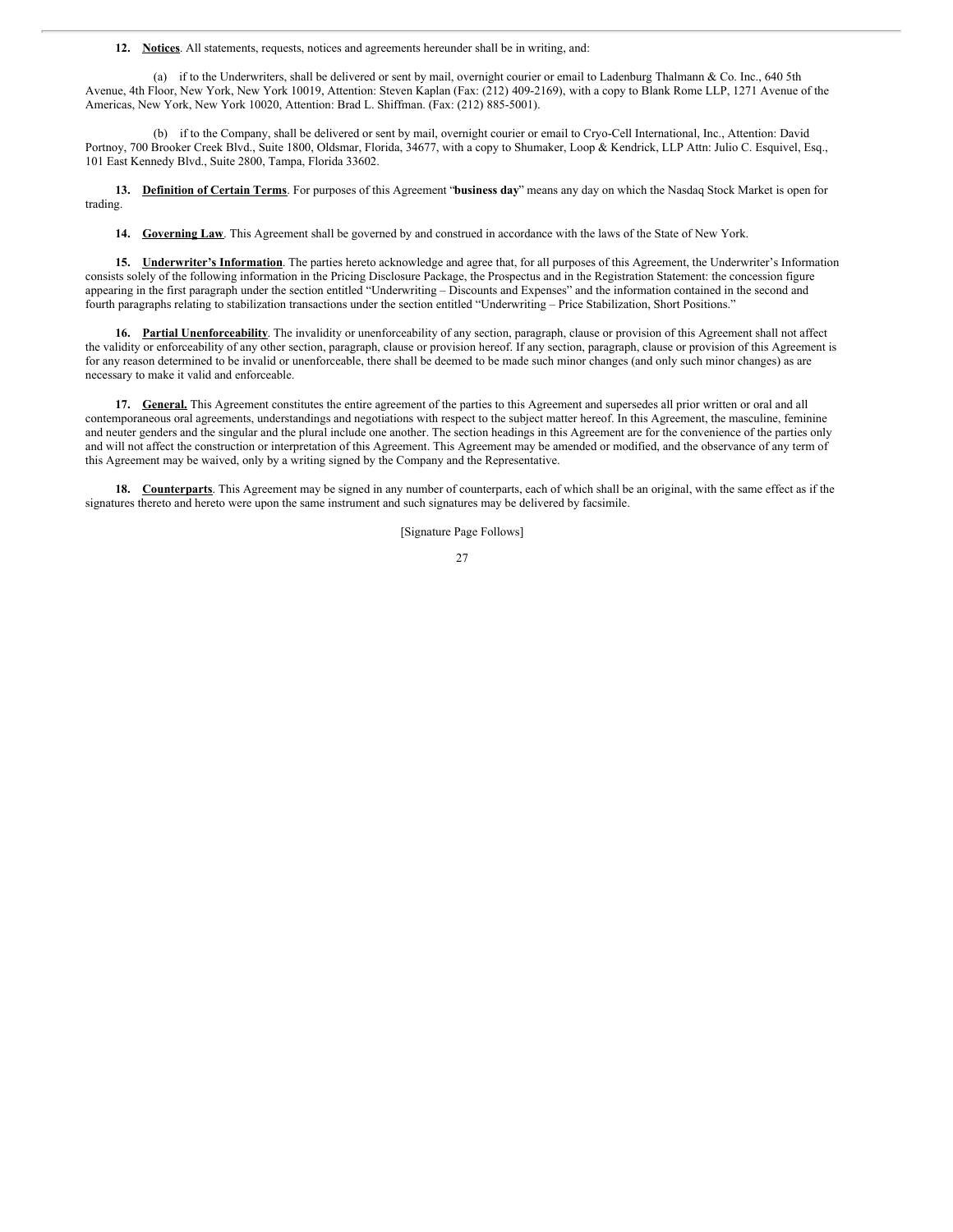**12. Notices**. All statements, requests, notices and agreements hereunder shall be in writing, and:

(a) if to the Underwriters, shall be delivered or sent by mail, overnight courier or email to Ladenburg Thalmann & Co. Inc., 640 5th Avenue, 4th Floor, New York, New York 10019, Attention: Steven Kaplan (Fax: (212) 409-2169), with a copy to Blank Rome LLP, 1271 Avenue of the Americas, New York, New York 10020, Attention: Brad L. Shiffman. (Fax: (212) 885-5001).

(b) if to the Company, shall be delivered or sent by mail, overnight courier or email to Cryo-Cell International, Inc., Attention: David Portnoy, 700 Brooker Creek Blvd., Suite 1800, Oldsmar, Florida, 34677, with a copy to Shumaker, Loop & Kendrick, LLP Attn: Julio C. Esquivel, Esq., 101 East Kennedy Blvd., Suite 2800, Tampa, Florida 33602.

**13. Definition of Certain Terms**. For purposes of this Agreement "**business day**" means any day on which the Nasdaq Stock Market is open for trading.

**14. Governing Law**. This Agreement shall be governed by and construed in accordance with the laws of the State of New York.

**15. Underwriter's Information**. The parties hereto acknowledge and agree that, for all purposes of this Agreement, the Underwriter's Information consists solely of the following information in the Pricing Disclosure Package, the Prospectus and in the Registration Statement: the concession figure appearing in the first paragraph under the section entitled "Underwriting – Discounts and Expenses" and the information contained in the second and fourth paragraphs relating to stabilization transactions under the section entitled "Underwriting – Price Stabilization, Short Positions."

**16. Partial Unenforceability**. The invalidity or unenforceability of any section, paragraph, clause or provision of this Agreement shall not affect the validity or enforceability of any other section, paragraph, clause or provision hereof. If any section, paragraph, clause or provision of this Agreement is for any reason determined to be invalid or unenforceable, there shall be deemed to be made such minor changes (and only such minor changes) as are necessary to make it valid and enforceable.

**17. General.** This Agreement constitutes the entire agreement of the parties to this Agreement and supersedes all prior written or oral and all contemporaneous oral agreements, understandings and negotiations with respect to the subject matter hereof. In this Agreement, the masculine, feminine and neuter genders and the singular and the plural include one another. The section headings in this Agreement are for the convenience of the parties only and will not affect the construction or interpretation of this Agreement. This Agreement may be amended or modified, and the observance of any term of this Agreement may be waived, only by a writing signed by the Company and the Representative.

**18. Counterparts**. This Agreement may be signed in any number of counterparts, each of which shall be an original, with the same effect as if the signatures thereto and hereto were upon the same instrument and such signatures may be delivered by facsimile.

[Signature Page Follows]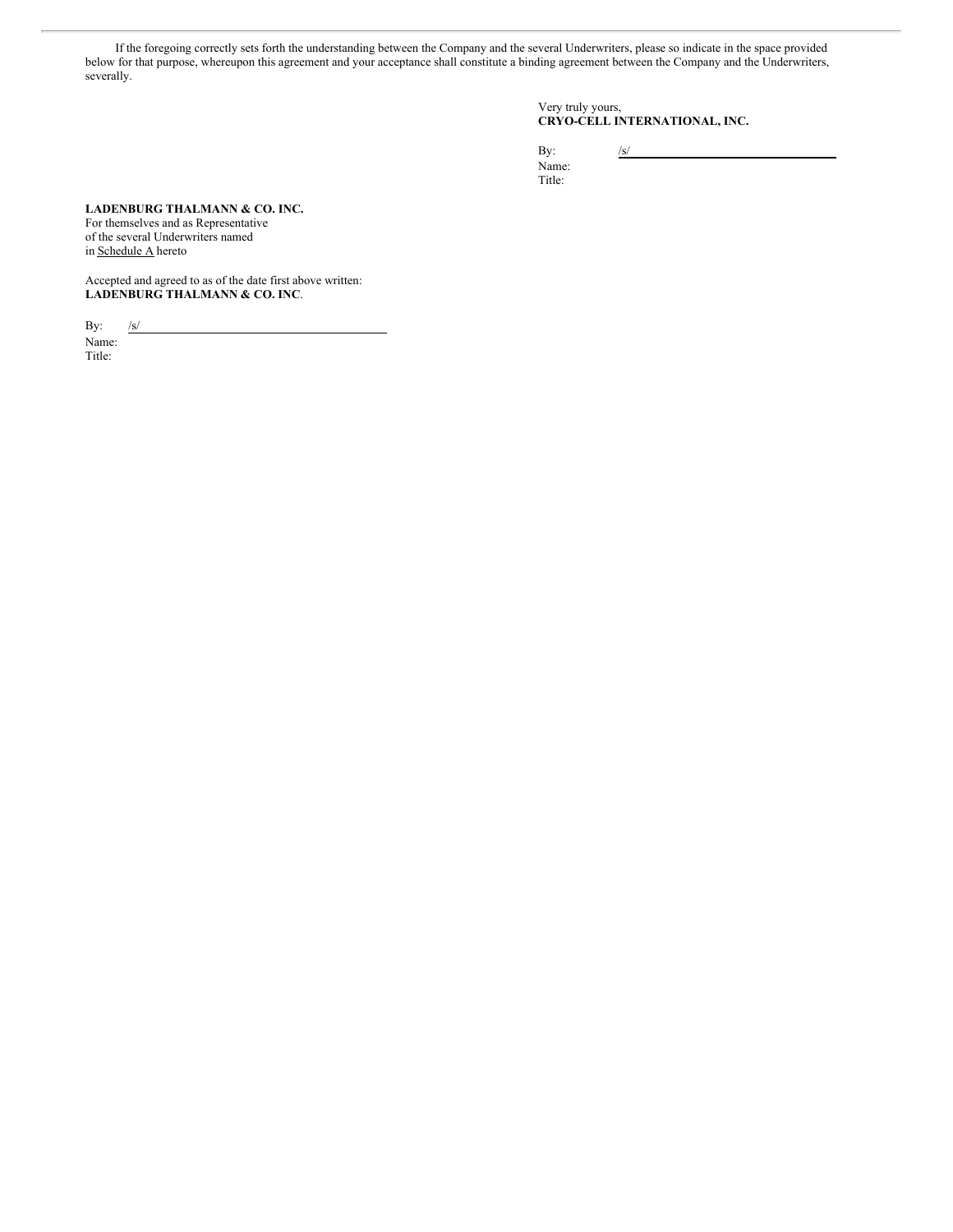If the foregoing correctly sets forth the understanding between the Company and the several Underwriters, please so indicate in the space provided below for that purpose, whereupon this agreement and your acceptance shall constitute a binding agreement between the Company and the Underwriters, severally.

Very truly yours,
**CRYO-CELL INTERNATIONAL, INC.**

By: /s/
Name:
Title:

**LADENBURG THALMANN & CO. INC.**
For themselves and as Representative
of the several Underwriters named
in Schedule A hereto

Accepted and agreed to as of the date first above written:
**LADENBURG THALMANN & CO. INC**.

By: /s/
Name:
Title: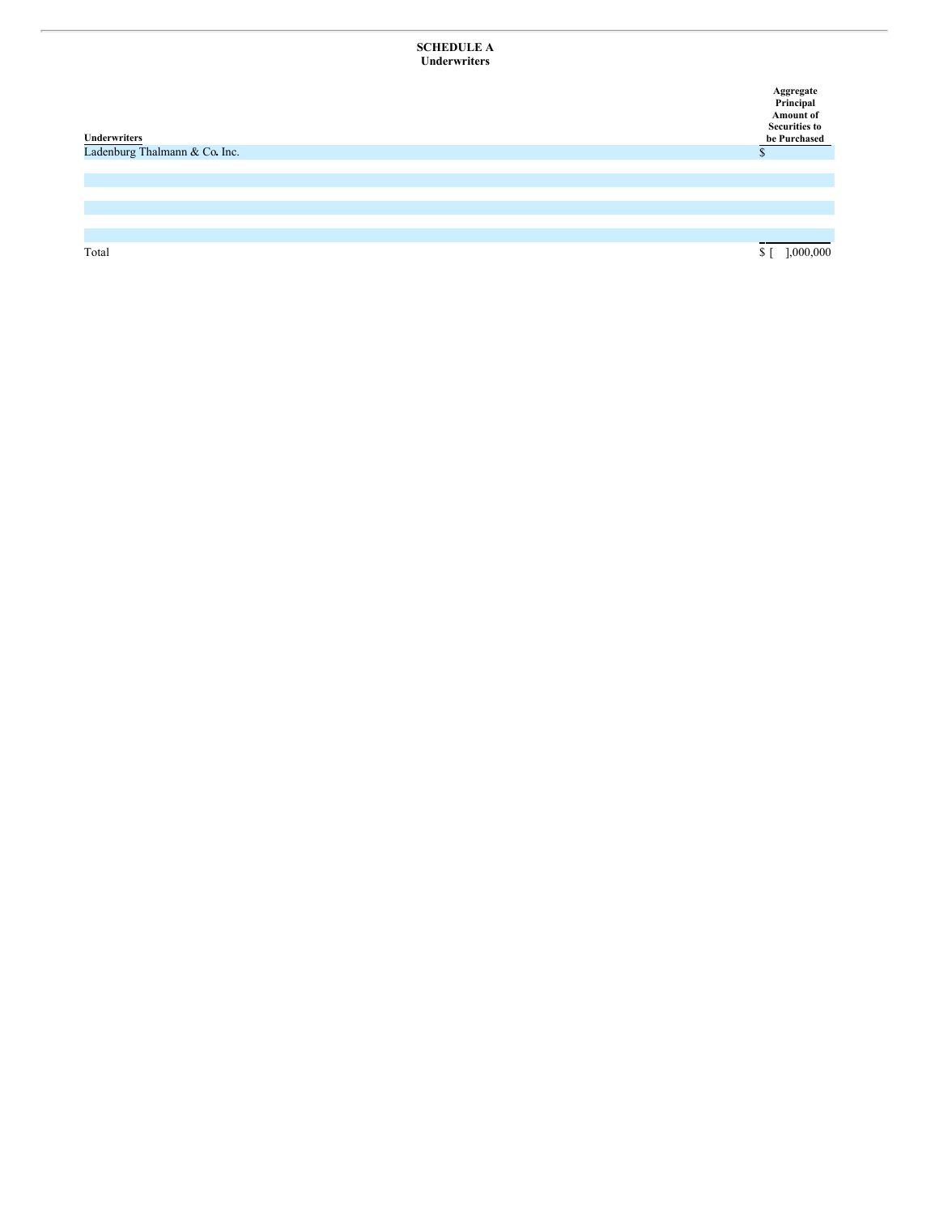**SCHEDULE A**
**Underwriters**

| Underwriters | Aggregate Principal Amount of Securities to be Purchased |
|---|---|
| Ladenburg Thalmann & Co. Inc. | $ |
| | |
| | |
| | |
| | |
| | |
| | |
| Total | $ [ ],000,000 |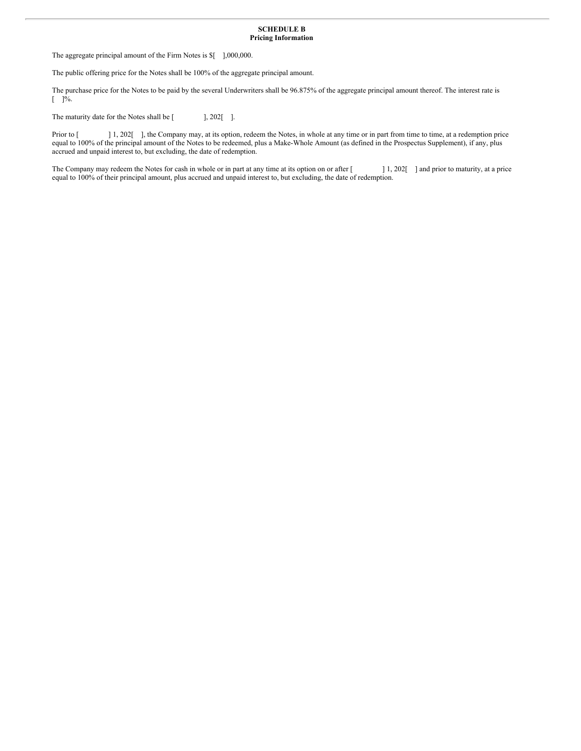**SCHEDULE B**
**Pricing Information**

The aggregate principal amount of the Firm Notes is $[ ],000,000.

The public offering price for the Notes shall be 100% of the aggregate principal amount.

The purchase price for the Notes to be paid by the several Underwriters shall be 96.875% of the aggregate principal amount thereof. The interest rate is [ ]%.

The maturity date for the Notes shall be [ ], 202[ ].

Prior to [ ] 1, 202[ ], the Company may, at its option, redeem the Notes, in whole at any time or in part from time to time, at a redemption price equal to 100% of the principal amount of the Notes to be redeemed, plus a Make-Whole Amount (as defined in the Prospectus Supplement), if any, plus accrued and unpaid interest to, but excluding, the date of redemption.

The Company may redeem the Notes for cash in whole or in part at any time at its option on or after [ ] 1, 202[ ] and prior to maturity, at a price equal to 100% of their principal amount, plus accrued and unpaid interest to, but excluding, the date of redemption.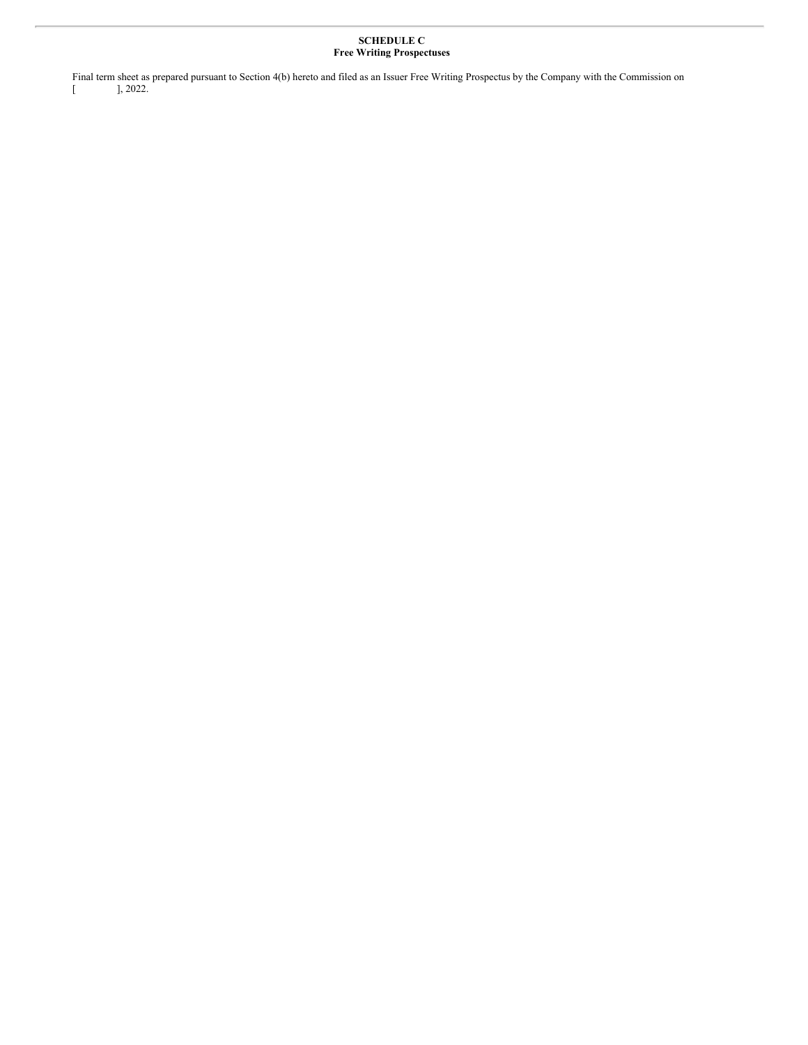**SCHEDULE C**
**Free Writing Prospectuses**

Final term sheet as prepared pursuant to Section 4(b) hereto and filed as an Issuer Free Writing Prospectus by the Company with the Commission on [          ], 2022.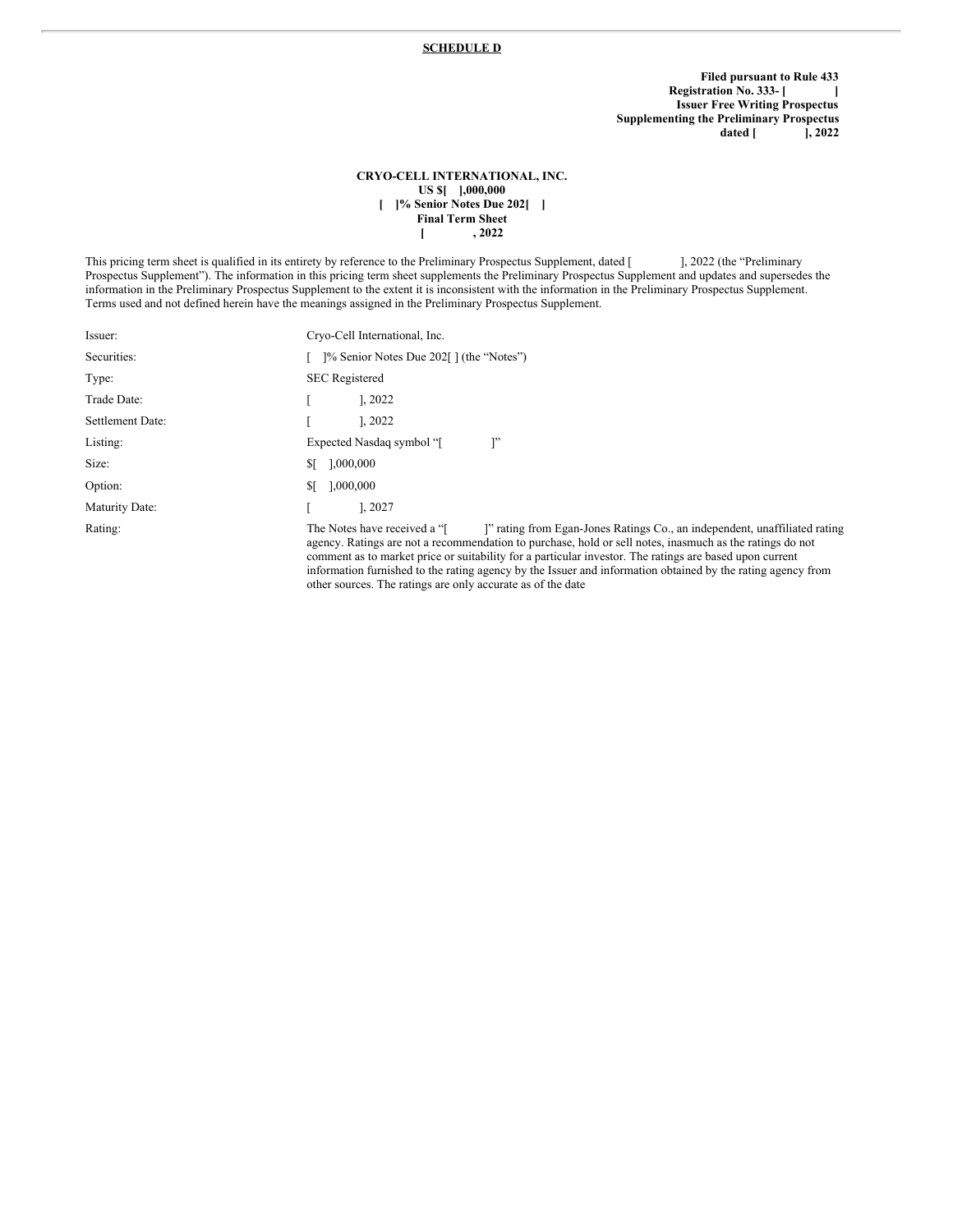**SCHEDULE D**

**Filed pursuant to Rule 433**
**Registration No. 333- [ ]**
**Issuer Free Writing Prospectus**
**Supplementing the Preliminary Prospectus**
**dated [ ], 2022**

**CRYO-CELL INTERNATIONAL, INC.**
**US $[ ],000,000**
**[ ]% Senior Notes Due 202[ ]**
**Final Term Sheet**
**[ , 2022**

This pricing term sheet is qualified in its entirety by reference to the Preliminary Prospectus Supplement, dated [ ], 2022 (the "Preliminary Prospectus Supplement"). The information in this pricing term sheet supplements the Preliminary Prospectus Supplement and updates and supersedes the information in the Preliminary Prospectus Supplement to the extent it is inconsistent with the information in the Preliminary Prospectus Supplement. Terms used and not defined herein have the meanings assigned in the Preliminary Prospectus Supplement.

| | |
|---|---|
| Issuer: | Cryo-Cell International, Inc. |
| Securities: | [ ]% Senior Notes Due 202[ ] (the "Notes") |
| Type: | SEC Registered |
| Trade Date: | [ ], 2022 |
| Settlement Date: | [ ], 2022 |
| Listing: | Expected Nasdaq symbol "[ ]" |
| Size: | $[ ],000,000 |
| Option: | $[ ],000,000 |
| Maturity Date: | [ ], 2027 |
| Rating: | The Notes have received a "[ ]" rating from Egan-Jones Ratings Co., an independent, unaffiliated rating agency. Ratings are not a recommendation to purchase, hold or sell notes, inasmuch as the ratings do not comment as to market price or suitability for a particular investor. The ratings are based upon current information furnished to the rating agency by the Issuer and information obtained by the rating agency from other sources. The ratings are only accurate as of the date |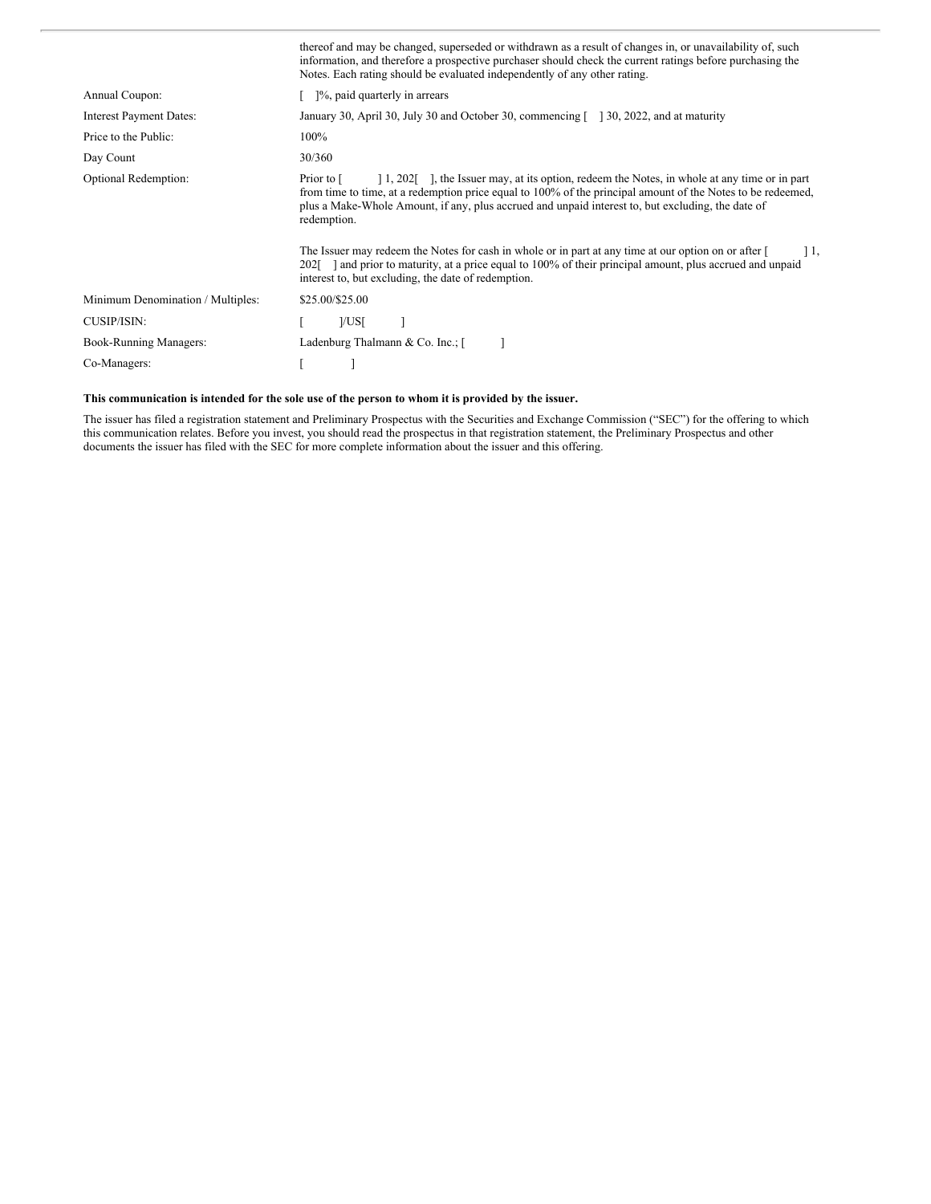| | |
|---|---|
| | thereof and may be changed, superseded or withdrawn as a result of changes in, or unavailability of, such information, and therefore a prospective purchaser should check the current ratings before purchasing the Notes. Each rating should be evaluated independently of any other rating. |
| Annual Coupon: | [ ]%, paid quarterly in arrears |
| Interest Payment Dates: | January 30, April 30, July 30 and October 30, commencing [ ] 30, 2022, and at maturity |
| Price to the Public: | 100% |
| Day Count | 30/360 |
| Optional Redemption: | Prior to [ ] 1, 202[ ], the Issuer may, at its option, redeem the Notes, in whole at any time or in part from time to time, at a redemption price equal to 100% of the principal amount of the Notes to be redeemed, plus a Make-Whole Amount, if any, plus accrued and unpaid interest to, but excluding, the date of redemption.<br><br>The Issuer may redeem the Notes for cash in whole or in part at any time at our option on or after [ ] 1, 202[ ] and prior to maturity, at a price equal to 100% of their principal amount, plus accrued and unpaid interest to, but excluding, the date of redemption. |
| Minimum Denomination / Multiples: | $25.00/$25.00 |
| CUSIP/ISIN: | [ ]/US[ ] |
| Book-Running Managers: | Ladenburg Thalmann & Co. Inc.; [ ] |
| Co-Managers: | [ ] |

**This communication is intended for the sole use of the person to whom it is provided by the issuer.**

The issuer has filed a registration statement and Preliminary Prospectus with the Securities and Exchange Commission ("SEC") for the offering to which this communication relates. Before you invest, you should read the prospectus in that registration statement, the Preliminary Prospectus and other documents the issuer has filed with the SEC for more complete information about the issuer and this offering.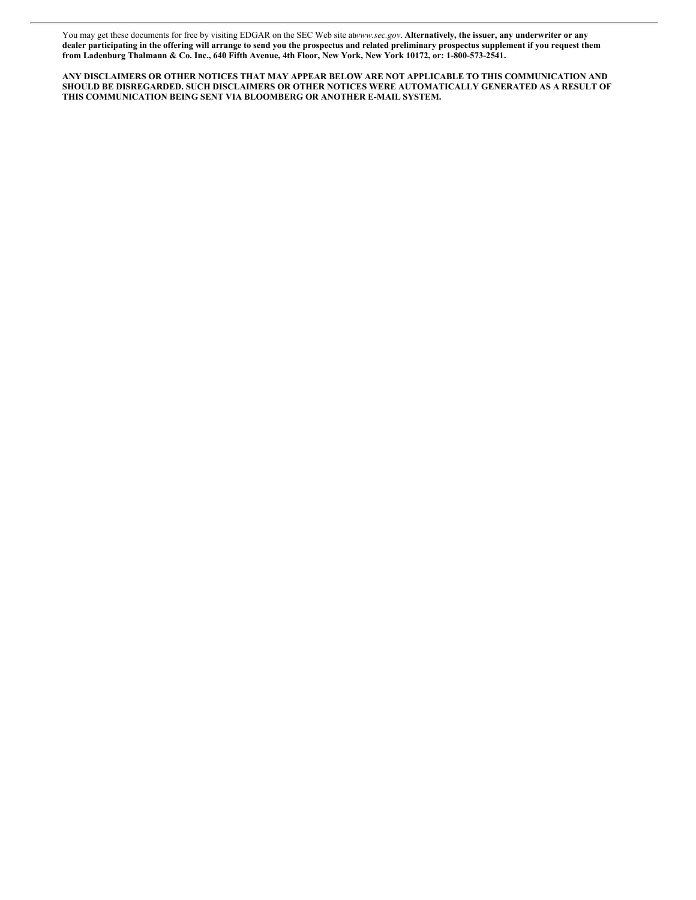You may get these documents for free by visiting EDGAR on the SEC Web site at *www.sec.gov*. **Alternatively, the issuer, any underwriter or any dealer participating in the offering will arrange to send you the prospectus and related preliminary prospectus supplement if you request them from Ladenburg Thalmann & Co. Inc., 640 Fifth Avenue, 4th Floor, New York, New York 10172, or: 1-800-573-2541.**

**ANY DISCLAIMERS OR OTHER NOTICES THAT MAY APPEAR BELOW ARE NOT APPLICABLE TO THIS COMMUNICATION AND SHOULD BE DISREGARDED. SUCH DISCLAIMERS OR OTHER NOTICES WERE AUTOMATICALLY GENERATED AS A RESULT OF THIS COMMUNICATION BEING SENT VIA BLOOMBERG OR ANOTHER E-MAIL SYSTEM.**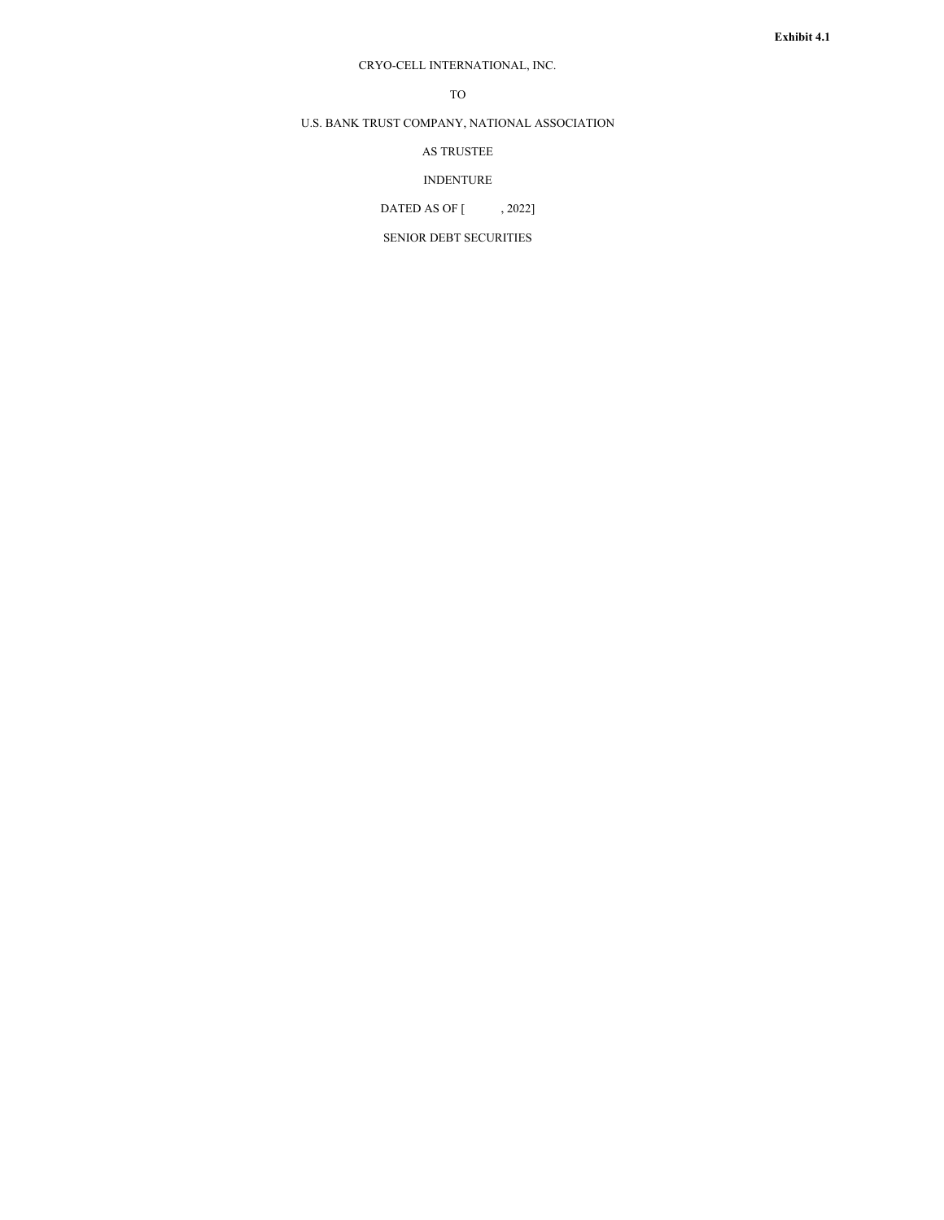**Exhibit 4.1**

CRYO-CELL INTERNATIONAL, INC.

TO

U.S. BANK TRUST COMPANY, NATIONAL ASSOCIATION

AS TRUSTEE

INDENTURE

DATED AS OF [          , 2022]

SENIOR DEBT SECURITIES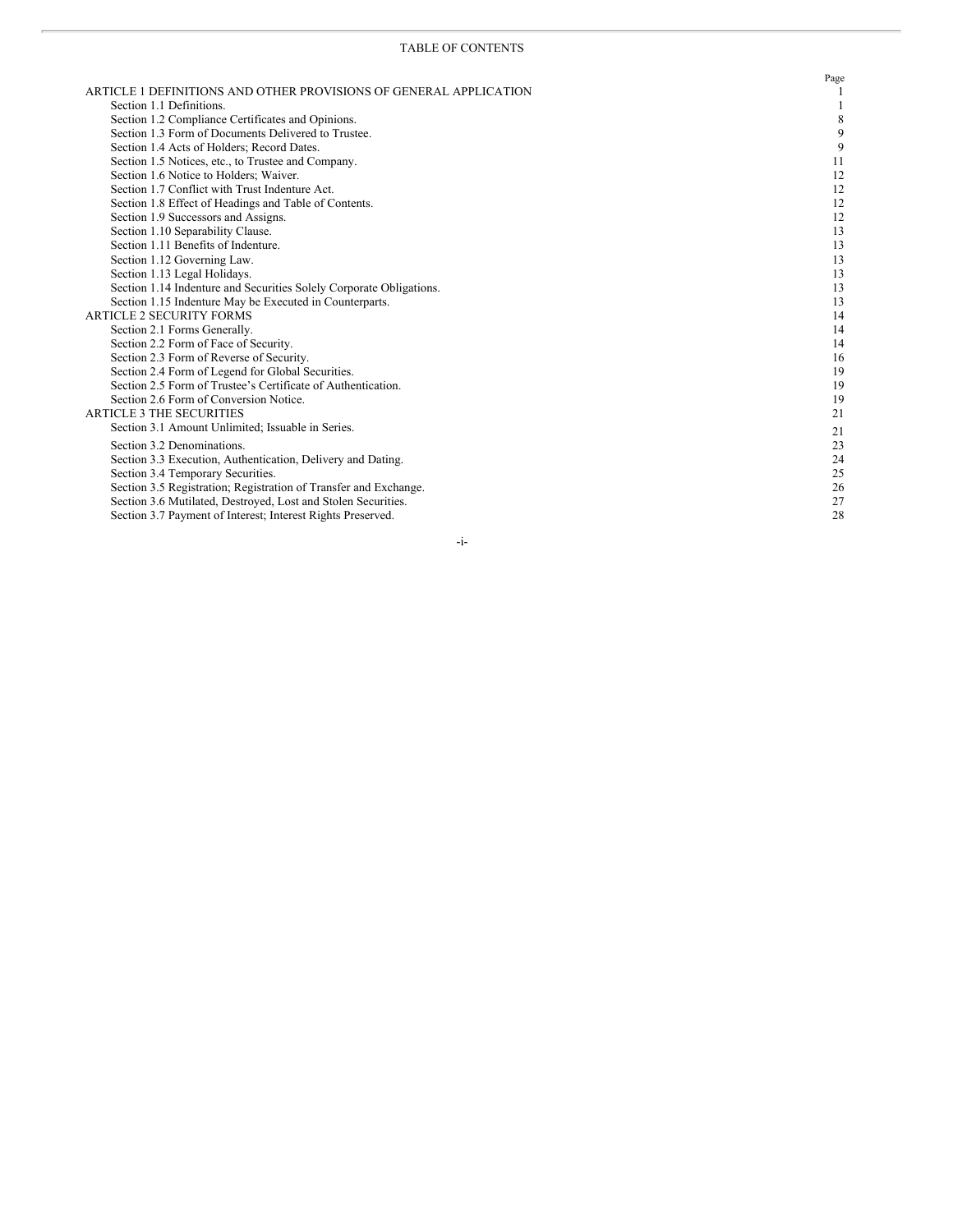TABLE OF CONTENTS

| | Page |
|---|---|
| ARTICLE 1 DEFINITIONS AND OTHER PROVISIONS OF GENERAL APPLICATION | 1 |
| Section 1.1 Definitions. | 1 |
| Section 1.2 Compliance Certificates and Opinions. | 8 |
| Section 1.3 Form of Documents Delivered to Trustee. | 9 |
| Section 1.4 Acts of Holders; Record Dates. | 9 |
| Section 1.5 Notices, etc., to Trustee and Company. | 11 |
| Section 1.6 Notice to Holders; Waiver. | 12 |
| Section 1.7 Conflict with Trust Indenture Act. | 12 |
| Section 1.8 Effect of Headings and Table of Contents. | 12 |
| Section 1.9 Successors and Assigns. | 12 |
| Section 1.10 Separability Clause. | 13 |
| Section 1.11 Benefits of Indenture. | 13 |
| Section 1.12 Governing Law. | 13 |
| Section 1.13 Legal Holidays. | 13 |
| Section 1.14 Indenture and Securities Solely Corporate Obligations. | 13 |
| Section 1.15 Indenture May be Executed in Counterparts. | 13 |
| ARTICLE 2 SECURITY FORMS | 14 |
| Section 2.1 Forms Generally. | 14 |
| Section 2.2 Form of Face of Security. | 14 |
| Section 2.3 Form of Reverse of Security. | 16 |
| Section 2.4 Form of Legend for Global Securities. | 19 |
| Section 2.5 Form of Trustee's Certificate of Authentication. | 19 |
| Section 2.6 Form of Conversion Notice. | 19 |
| ARTICLE 3 THE SECURITIES | 21 |
| Section 3.1 Amount Unlimited; Issuable in Series. | 21 |
| Section 3.2 Denominations. | 23 |
| Section 3.3 Execution, Authentication, Delivery and Dating. | 24 |
| Section 3.4 Temporary Securities. | 25 |
| Section 3.5 Registration; Registration of Transfer and Exchange. | 26 |
| Section 3.6 Mutilated, Destroyed, Lost and Stolen Securities. | 27 |
| Section 3.7 Payment of Interest; Interest Rights Preserved. | 28 |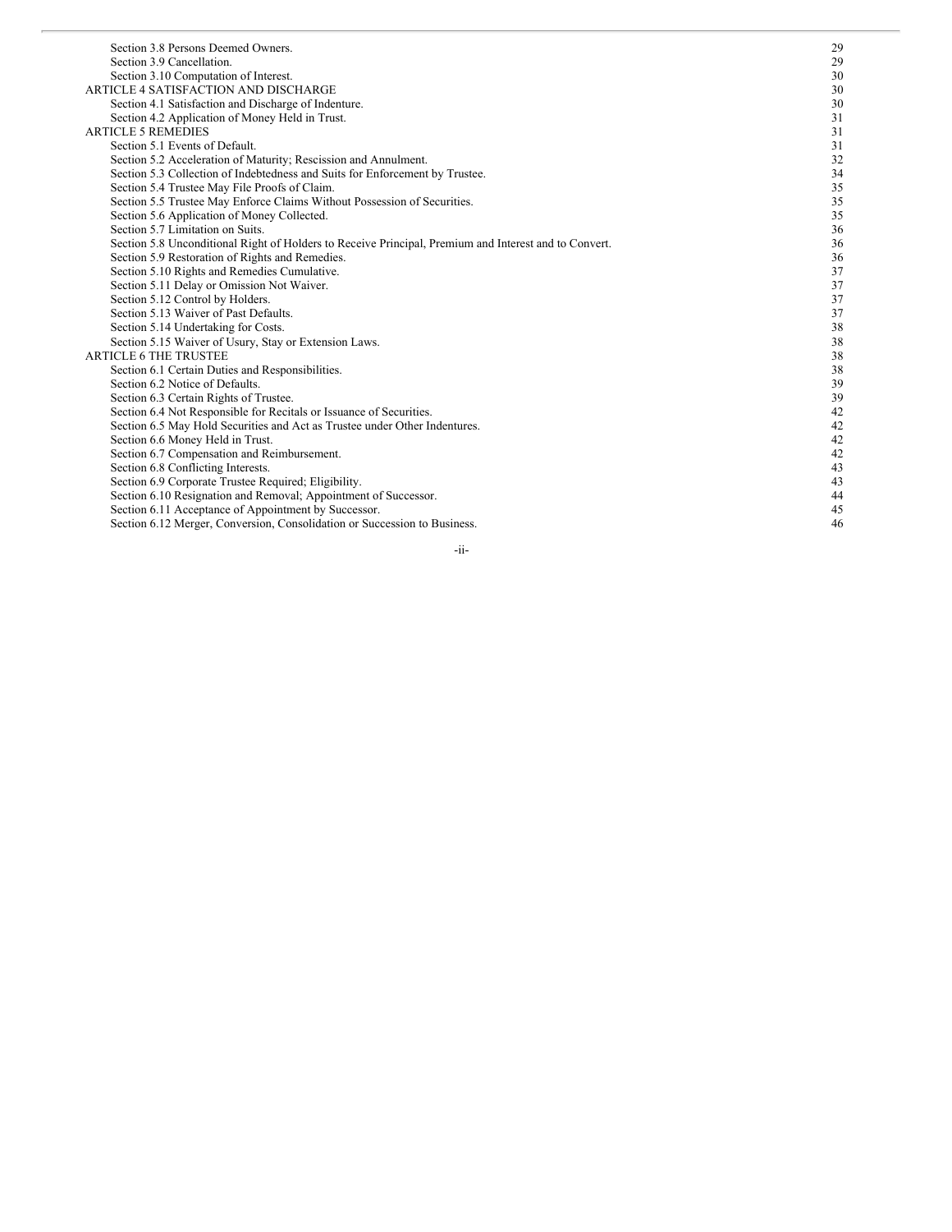| | |
|---|---|
| Section 3.8 Persons Deemed Owners. | 29 |
| Section 3.9 Cancellation. | 29 |
| Section 3.10 Computation of Interest. | 30 |
| ARTICLE 4 SATISFACTION AND DISCHARGE | 30 |
| Section 4.1 Satisfaction and Discharge of Indenture. | 30 |
| Section 4.2 Application of Money Held in Trust. | 31 |
| ARTICLE 5 REMEDIES | 31 |
| Section 5.1 Events of Default. | 31 |
| Section 5.2 Acceleration of Maturity; Rescission and Annulment. | 32 |
| Section 5.3 Collection of Indebtedness and Suits for Enforcement by Trustee. | 34 |
| Section 5.4 Trustee May File Proofs of Claim. | 35 |
| Section 5.5 Trustee May Enforce Claims Without Possession of Securities. | 35 |
| Section 5.6 Application of Money Collected. | 35 |
| Section 5.7 Limitation on Suits. | 36 |
| Section 5.8 Unconditional Right of Holders to Receive Principal, Premium and Interest and to Convert. | 36 |
| Section 5.9 Restoration of Rights and Remedies. | 36 |
| Section 5.10 Rights and Remedies Cumulative. | 37 |
| Section 5.11 Delay or Omission Not Waiver. | 37 |
| Section 5.12 Control by Holders. | 37 |
| Section 5.13 Waiver of Past Defaults. | 37 |
| Section 5.14 Undertaking for Costs. | 38 |
| Section 5.15 Waiver of Usury, Stay or Extension Laws. | 38 |
| ARTICLE 6 THE TRUSTEE | 38 |
| Section 6.1 Certain Duties and Responsibilities. | 38 |
| Section 6.2 Notice of Defaults. | 39 |
| Section 6.3 Certain Rights of Trustee. | 39 |
| Section 6.4 Not Responsible for Recitals or Issuance of Securities. | 42 |
| Section 6.5 May Hold Securities and Act as Trustee under Other Indentures. | 42 |
| Section 6.6 Money Held in Trust. | 42 |
| Section 6.7 Compensation and Reimbursement. | 42 |
| Section 6.8 Conflicting Interests. | 43 |
| Section 6.9 Corporate Trustee Required; Eligibility. | 43 |
| Section 6.10 Resignation and Removal; Appointment of Successor. | 44 |
| Section 6.11 Acceptance of Appointment by Successor. | 45 |
| Section 6.12 Merger, Conversion, Consolidation or Succession to Business. | 46 |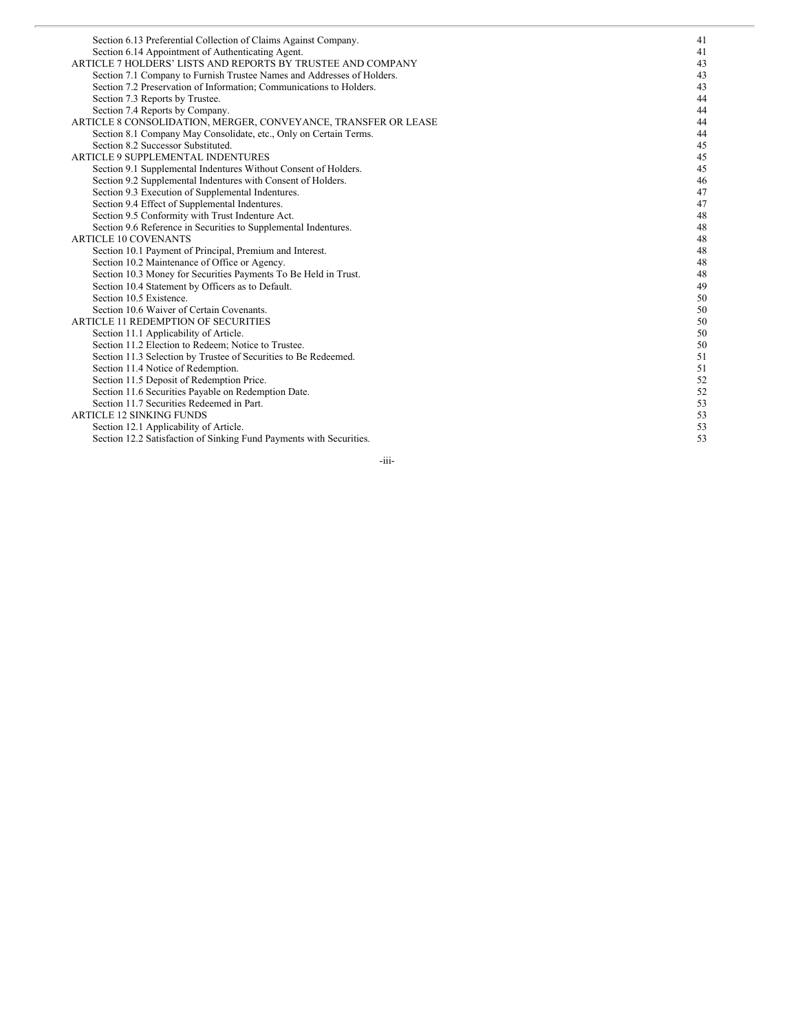| | |
|---|---|
| Section 6.13 Preferential Collection of Claims Against Company. | 41 |
| Section 6.14 Appointment of Authenticating Agent. | 41 |
| ARTICLE 7 HOLDERS' LISTS AND REPORTS BY TRUSTEE AND COMPANY | 43 |
| Section 7.1 Company to Furnish Trustee Names and Addresses of Holders. | 43 |
| Section 7.2 Preservation of Information; Communications to Holders. | 43 |
| Section 7.3 Reports by Trustee. | 44 |
| Section 7.4 Reports by Company. | 44 |
| ARTICLE 8 CONSOLIDATION, MERGER, CONVEYANCE, TRANSFER OR LEASE | 44 |
| Section 8.1 Company May Consolidate, etc., Only on Certain Terms. | 44 |
| Section 8.2 Successor Substituted. | 45 |
| ARTICLE 9 SUPPLEMENTAL INDENTURES | 45 |
| Section 9.1 Supplemental Indentures Without Consent of Holders. | 45 |
| Section 9.2 Supplemental Indentures with Consent of Holders. | 46 |
| Section 9.3 Execution of Supplemental Indentures. | 47 |
| Section 9.4 Effect of Supplemental Indentures. | 47 |
| Section 9.5 Conformity with Trust Indenture Act. | 48 |
| Section 9.6 Reference in Securities to Supplemental Indentures. | 48 |
| ARTICLE 10 COVENANTS | 48 |
| Section 10.1 Payment of Principal, Premium and Interest. | 48 |
| Section 10.2 Maintenance of Office or Agency. | 48 |
| Section 10.3 Money for Securities Payments To Be Held in Trust. | 48 |
| Section 10.4 Statement by Officers as to Default. | 49 |
| Section 10.5 Existence. | 50 |
| Section 10.6 Waiver of Certain Covenants. | 50 |
| ARTICLE 11 REDEMPTION OF SECURITIES | 50 |
| Section 11.1 Applicability of Article. | 50 |
| Section 11.2 Election to Redeem; Notice to Trustee. | 50 |
| Section 11.3 Selection by Trustee of Securities to Be Redeemed. | 51 |
| Section 11.4 Notice of Redemption. | 51 |
| Section 11.5 Deposit of Redemption Price. | 52 |
| Section 11.6 Securities Payable on Redemption Date. | 52 |
| Section 11.7 Securities Redeemed in Part. | 53 |
| ARTICLE 12 SINKING FUNDS | 53 |
| Section 12.1 Applicability of Article. | 53 |
| Section 12.2 Satisfaction of Sinking Fund Payments with Securities. | 53 |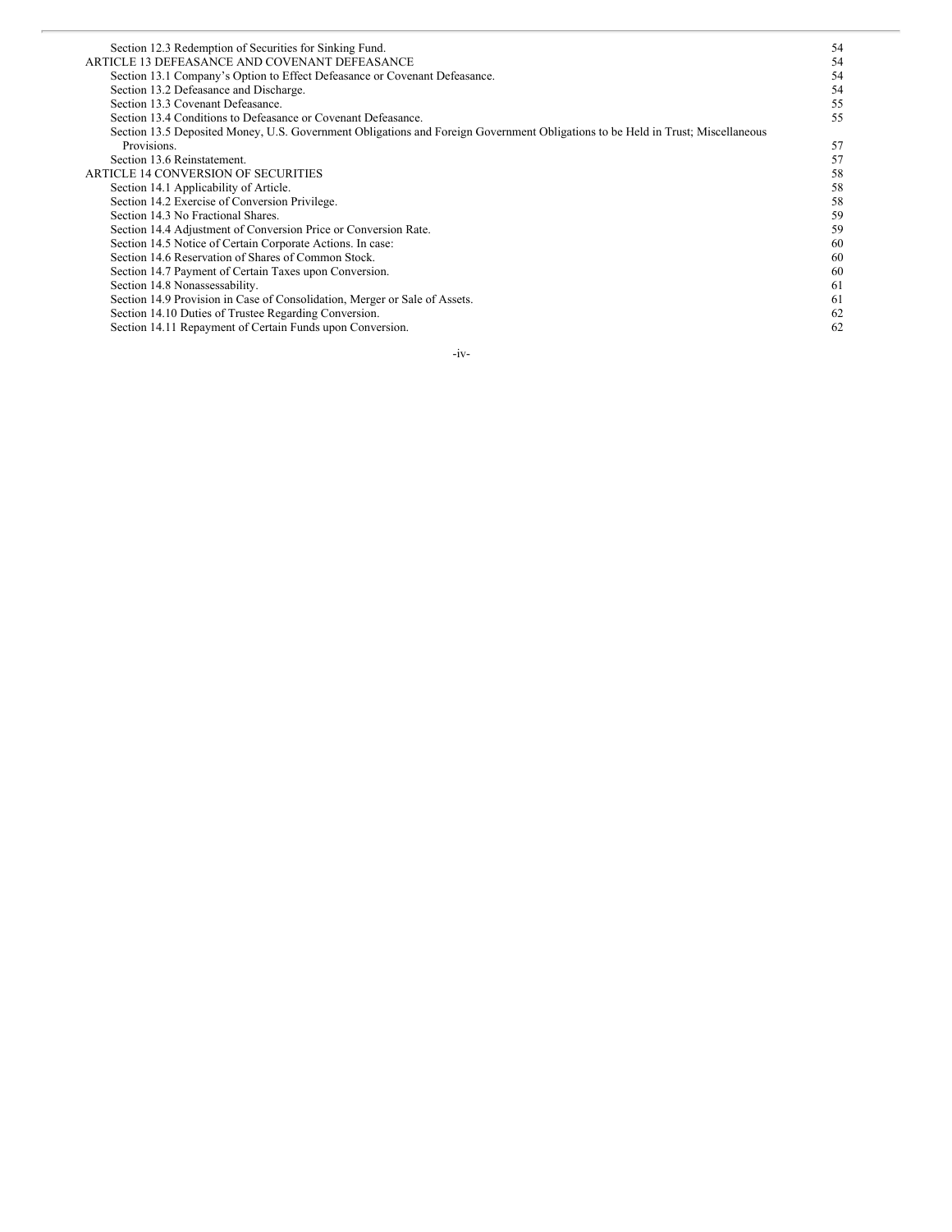| | |
|---|---|
| Section 12.3 Redemption of Securities for Sinking Fund. | 54 |
| ARTICLE 13 DEFEASANCE AND COVENANT DEFEASANCE | 54 |
| Section 13.1 Company's Option to Effect Defeasance or Covenant Defeasance. | 54 |
| Section 13.2 Defeasance and Discharge. | 54 |
| Section 13.3 Covenant Defeasance. | 55 |
| Section 13.4 Conditions to Defeasance or Covenant Defeasance. | 55 |
| Section 13.5 Deposited Money, U.S. Government Obligations and Foreign Government Obligations to be Held in Trust; Miscellaneous Provisions. | 57 |
| Section 13.6 Reinstatement. | 57 |
| ARTICLE 14 CONVERSION OF SECURITIES | 58 |
| Section 14.1 Applicability of Article. | 58 |
| Section 14.2 Exercise of Conversion Privilege. | 58 |
| Section 14.3 No Fractional Shares. | 59 |
| Section 14.4 Adjustment of Conversion Price or Conversion Rate. | 59 |
| Section 14.5 Notice of Certain Corporate Actions. In case: | 60 |
| Section 14.6 Reservation of Shares of Common Stock. | 60 |
| Section 14.7 Payment of Certain Taxes upon Conversion. | 60 |
| Section 14.8 Nonassessability. | 61 |
| Section 14.9 Provision in Case of Consolidation, Merger or Sale of Assets. | 61 |
| Section 14.10 Duties of Trustee Regarding Conversion. | 62 |
| Section 14.11 Repayment of Certain Funds upon Conversion. | 62 |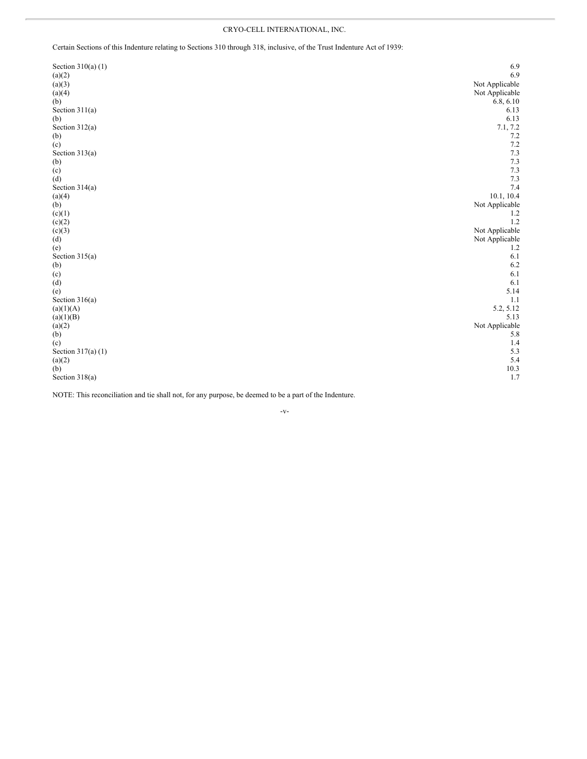CRYO-CELL INTERNATIONAL, INC.

Certain Sections of this Indenture relating to Sections 310 through 318, inclusive, of the Trust Indenture Act of 1939:

| | |
|---|---|
| Section 310(a) (1) | 6.9 |
| (a)(2) | 6.9 |
| (a)(3) | Not Applicable |
| (a)(4) | Not Applicable |
| (b) | 6.8, 6.10 |
| Section 311(a) | 6.13 |
| (b) | 6.13 |
| Section 312(a) | 7.1, 7.2 |
| (b) | 7.2 |
| (c) | 7.2 |
| Section 313(a) | 7.3 |
| (b) | 7.3 |
| (c) | 7.3 |
| (d) | 7.3 |
| Section 314(a) | 7.4 |
| (a)(4) | 10.1, 10.4 |
| (b) | Not Applicable |
| (c)(1) | 1.2 |
| (c)(2) | 1.2 |
| (c)(3) | Not Applicable |
| (d) | Not Applicable |
| (e) | 1.2 |
| Section 315(a) | 6.1 |
| (b) | 6.2 |
| (c) | 6.1 |
| (d) | 6.1 |
| (e) | 5.14 |
| Section 316(a) | 1.1 |
| (a)(1)(A) | 5.2, 5.12 |
| (a)(1)(B) | 5.13 |
| (a)(2) | Not Applicable |
| (b) | 5.8 |
| (c) | 1.4 |
| Section 317(a) (1) | 5.3 |
| (a)(2) | 5.4 |
| (b) | 10.3 |
| Section 318(a) | 1.7 |

NOTE: This reconciliation and tie shall not, for any purpose, be deemed to be a part of the Indenture.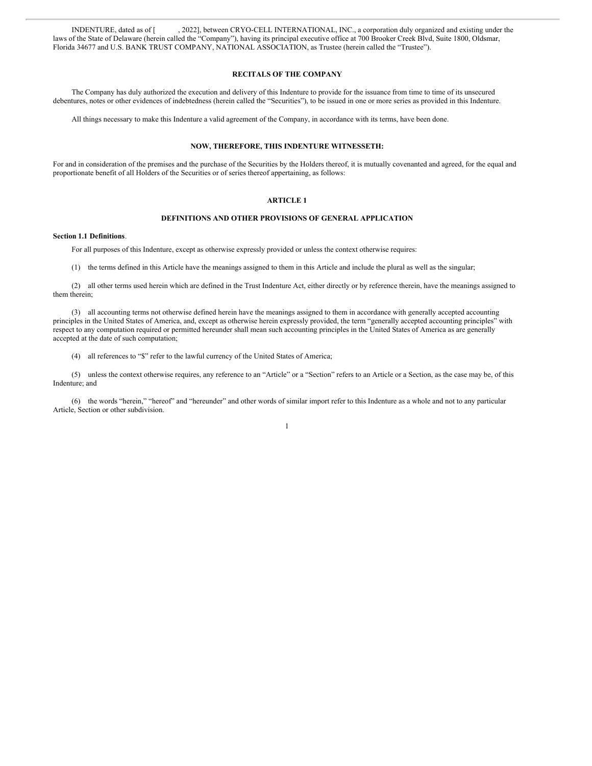INDENTURE, dated as of [ , 2022], between CRYO-CELL INTERNATIONAL, INC., a corporation duly organized and existing under the laws of the State of Delaware (herein called the "Company"), having its principal executive office at 700 Brooker Creek Blvd, Suite 1800, Oldsmar, Florida 34677 and U.S. BANK TRUST COMPANY, NATIONAL ASSOCIATION, as Trustee (herein called the "Trustee").

## RECITALS OF THE COMPANY

The Company has duly authorized the execution and delivery of this Indenture to provide for the issuance from time to time of its unsecured debentures, notes or other evidences of indebtedness (herein called the "Securities"), to be issued in one or more series as provided in this Indenture.

All things necessary to make this Indenture a valid agreement of the Company, in accordance with its terms, have been done.

## NOW, THEREFORE, THIS INDENTURE WITNESSETH:

For and in consideration of the premises and the purchase of the Securities by the Holders thereof, it is mutually covenanted and agreed, for the equal and proportionate benefit of all Holders of the Securities or of series thereof appertaining, as follows:

## ARTICLE 1

## DEFINITIONS AND OTHER PROVISIONS OF GENERAL APPLICATION

**Section 1.1 Definitions**.

For all purposes of this Indenture, except as otherwise expressly provided or unless the context otherwise requires:

(1) the terms defined in this Article have the meanings assigned to them in this Article and include the plural as well as the singular;

(2) all other terms used herein which are defined in the Trust Indenture Act, either directly or by reference therein, have the meanings assigned to them therein;

(3) all accounting terms not otherwise defined herein have the meanings assigned to them in accordance with generally accepted accounting principles in the United States of America, and, except as otherwise herein expressly provided, the term "generally accepted accounting principles" with respect to any computation required or permitted hereunder shall mean such accounting principles in the United States of America as are generally accepted at the date of such computation;

(4) all references to "$" refer to the lawful currency of the United States of America;

(5) unless the context otherwise requires, any reference to an "Article" or a "Section" refers to an Article or a Section, as the case may be, of this Indenture; and

(6) the words "herein," "hereof" and "hereunder" and other words of similar import refer to this Indenture as a whole and not to any particular Article, Section or other subdivision.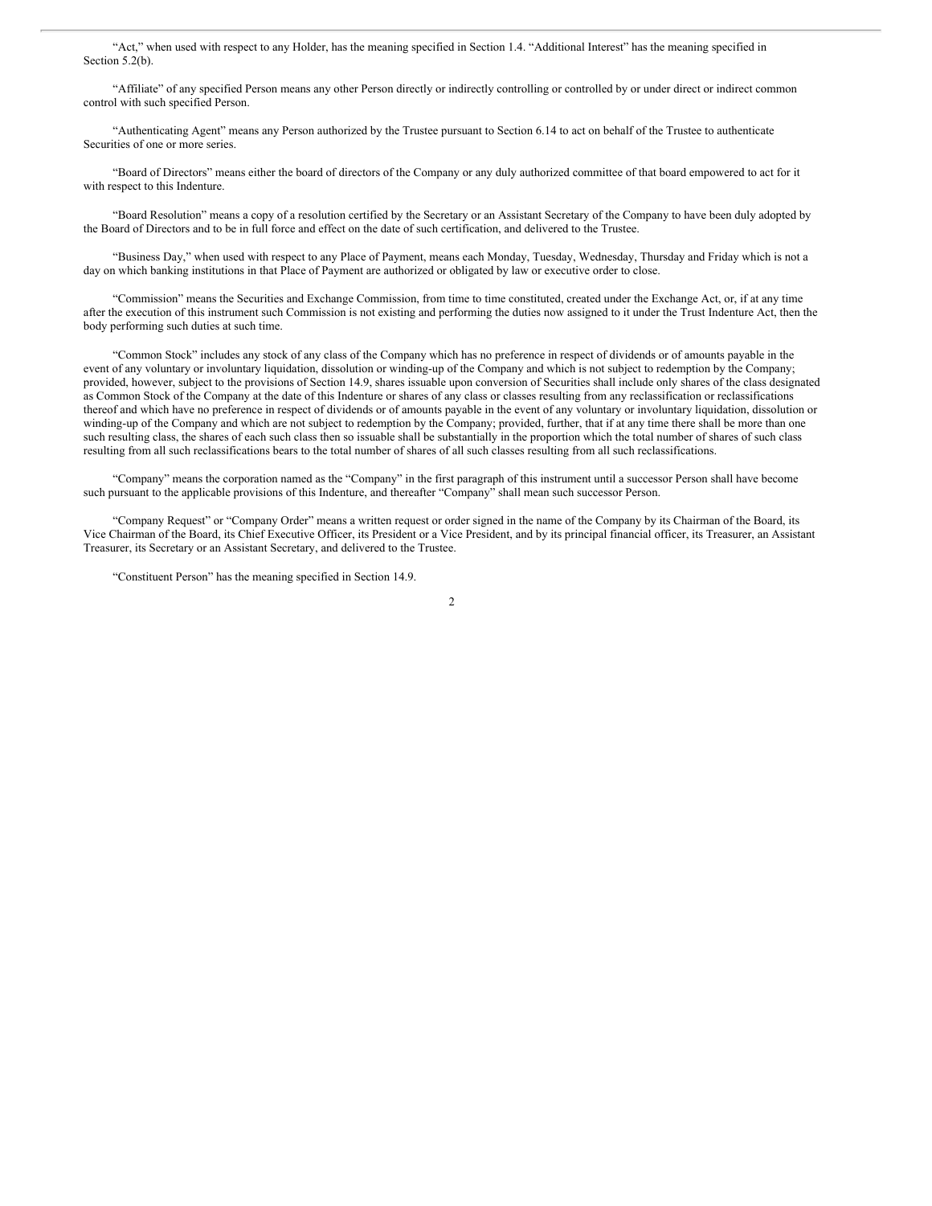"Act," when used with respect to any Holder, has the meaning specified in Section 1.4. "Additional Interest" has the meaning specified in Section 5.2(b).

"Affiliate" of any specified Person means any other Person directly or indirectly controlling or controlled by or under direct or indirect common control with such specified Person.

"Authenticating Agent" means any Person authorized by the Trustee pursuant to Section 6.14 to act on behalf of the Trustee to authenticate Securities of one or more series.

"Board of Directors" means either the board of directors of the Company or any duly authorized committee of that board empowered to act for it with respect to this Indenture.

"Board Resolution" means a copy of a resolution certified by the Secretary or an Assistant Secretary of the Company to have been duly adopted by the Board of Directors and to be in full force and effect on the date of such certification, and delivered to the Trustee.

"Business Day," when used with respect to any Place of Payment, means each Monday, Tuesday, Wednesday, Thursday and Friday which is not a day on which banking institutions in that Place of Payment are authorized or obligated by law or executive order to close.

"Commission" means the Securities and Exchange Commission, from time to time constituted, created under the Exchange Act, or, if at any time after the execution of this instrument such Commission is not existing and performing the duties now assigned to it under the Trust Indenture Act, then the body performing such duties at such time.

"Common Stock" includes any stock of any class of the Company which has no preference in respect of dividends or of amounts payable in the event of any voluntary or involuntary liquidation, dissolution or winding-up of the Company and which is not subject to redemption by the Company; provided, however, subject to the provisions of Section 14.9, shares issuable upon conversion of Securities shall include only shares of the class designated as Common Stock of the Company at the date of this Indenture or shares of any class or classes resulting from any reclassification or reclassifications thereof and which have no preference in respect of dividends or of amounts payable in the event of any voluntary or involuntary liquidation, dissolution or winding-up of the Company and which are not subject to redemption by the Company; provided, further, that if at any time there shall be more than one such resulting class, the shares of each such class then so issuable shall be substantially in the proportion which the total number of shares of such class resulting from all such reclassifications bears to the total number of shares of all such classes resulting from all such reclassifications.

"Company" means the corporation named as the "Company" in the first paragraph of this instrument until a successor Person shall have become such pursuant to the applicable provisions of this Indenture, and thereafter "Company" shall mean such successor Person.

"Company Request" or "Company Order" means a written request or order signed in the name of the Company by its Chairman of the Board, its Vice Chairman of the Board, its Chief Executive Officer, its President or a Vice President, and by its principal financial officer, its Treasurer, an Assistant Treasurer, its Secretary or an Assistant Secretary, and delivered to the Trustee.

"Constituent Person" has the meaning specified in Section 14.9.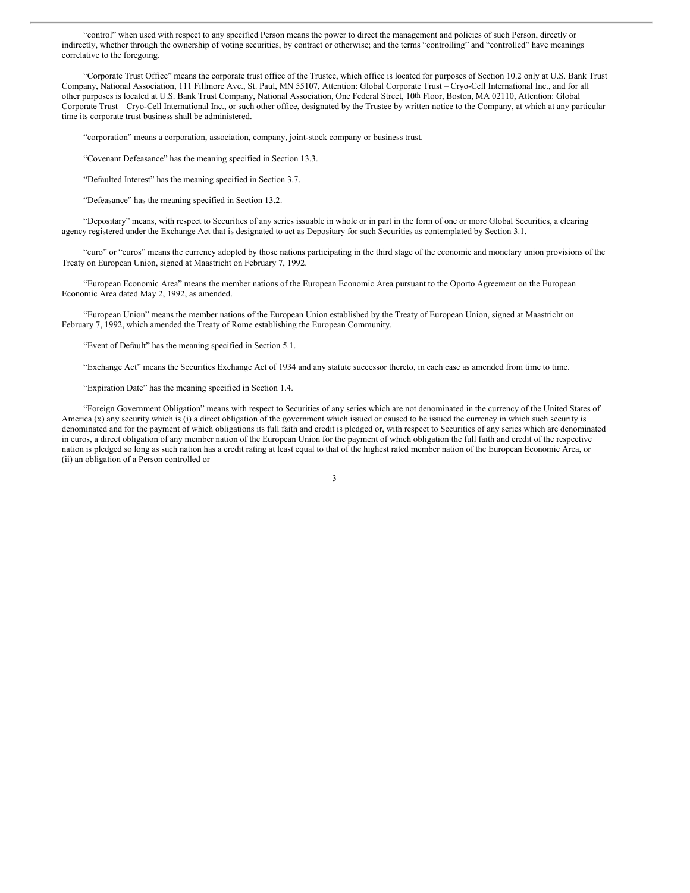"control" when used with respect to any specified Person means the power to direct the management and policies of such Person, directly or indirectly, whether through the ownership of voting securities, by contract or otherwise; and the terms "controlling" and "controlled" have meanings correlative to the foregoing.

"Corporate Trust Office" means the corporate trust office of the Trustee, which office is located for purposes of Section 10.2 only at U.S. Bank Trust Company, National Association, 111 Fillmore Ave., St. Paul, MN 55107, Attention: Global Corporate Trust – Cryo-Cell International Inc., and for all other purposes is located at U.S. Bank Trust Company, National Association, One Federal Street, 10th Floor, Boston, MA 02110, Attention: Global Corporate Trust – Cryo-Cell International Inc., or such other office, designated by the Trustee by written notice to the Company, at which at any particular time its corporate trust business shall be administered.

"corporation" means a corporation, association, company, joint-stock company or business trust.

"Covenant Defeasance" has the meaning specified in Section 13.3.

"Defaulted Interest" has the meaning specified in Section 3.7.

"Defeasance" has the meaning specified in Section 13.2.

"Depositary" means, with respect to Securities of any series issuable in whole or in part in the form of one or more Global Securities, a clearing agency registered under the Exchange Act that is designated to act as Depositary for such Securities as contemplated by Section 3.1.

"euro" or "euros" means the currency adopted by those nations participating in the third stage of the economic and monetary union provisions of the Treaty on European Union, signed at Maastricht on February 7, 1992.

"European Economic Area" means the member nations of the European Economic Area pursuant to the Oporto Agreement on the European Economic Area dated May 2, 1992, as amended.

"European Union" means the member nations of the European Union established by the Treaty of European Union, signed at Maastricht on February 7, 1992, which amended the Treaty of Rome establishing the European Community.

"Event of Default" has the meaning specified in Section 5.1.

"Exchange Act" means the Securities Exchange Act of 1934 and any statute successor thereto, in each case as amended from time to time.

"Expiration Date" has the meaning specified in Section 1.4.

"Foreign Government Obligation" means with respect to Securities of any series which are not denominated in the currency of the United States of America (x) any security which is (i) a direct obligation of the government which issued or caused to be issued the currency in which such security is denominated and for the payment of which obligations its full faith and credit is pledged or, with respect to Securities of any series which are denominated in euros, a direct obligation of any member nation of the European Union for the payment of which obligation the full faith and credit of the respective nation is pledged so long as such nation has a credit rating at least equal to that of the highest rated member nation of the European Economic Area, or (ii) an obligation of a Person controlled or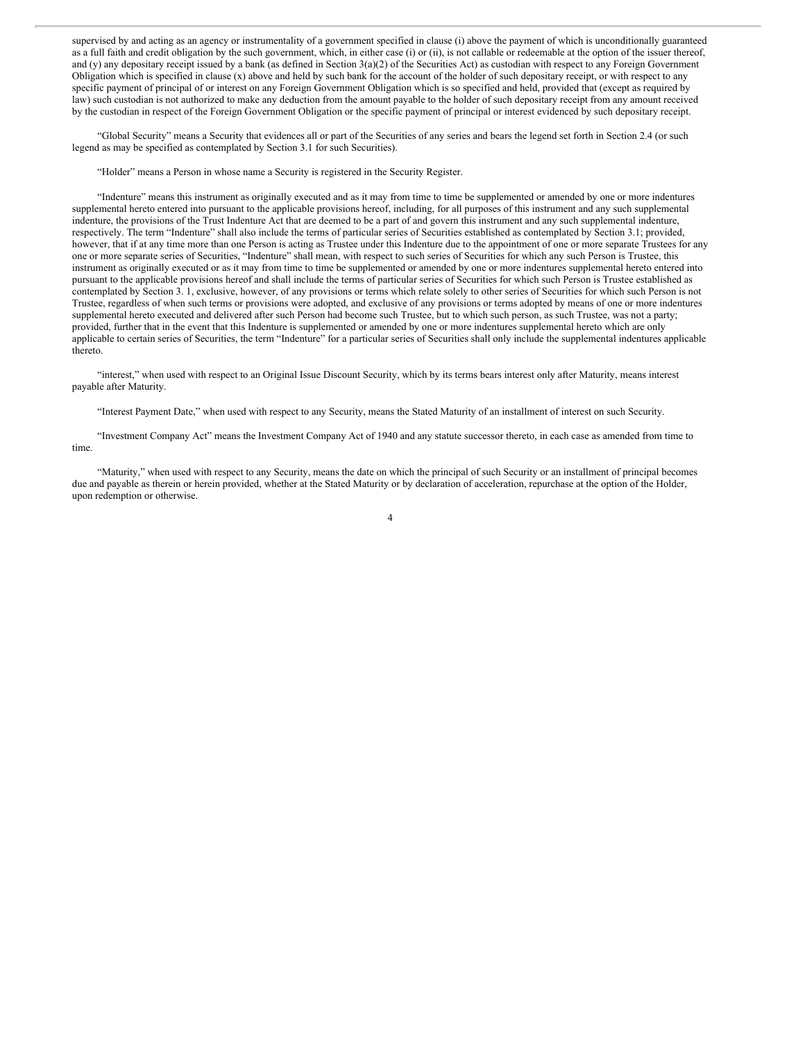supervised by and acting as an agency or instrumentality of a government specified in clause (i) above the payment of which is unconditionally guaranteed as a full faith and credit obligation by the such government, which, in either case (i) or (ii), is not callable or redeemable at the option of the issuer thereof, and (y) any depositary receipt issued by a bank (as defined in Section 3(a)(2) of the Securities Act) as custodian with respect to any Foreign Government Obligation which is specified in clause (x) above and held by such bank for the account of the holder of such depositary receipt, or with respect to any specific payment of principal of or interest on any Foreign Government Obligation which is so specified and held, provided that (except as required by law) such custodian is not authorized to make any deduction from the amount payable to the holder of such depositary receipt from any amount received by the custodian in respect of the Foreign Government Obligation or the specific payment of principal or interest evidenced by such depositary receipt.

"Global Security" means a Security that evidences all or part of the Securities of any series and bears the legend set forth in Section 2.4 (or such legend as may be specified as contemplated by Section 3.1 for such Securities).

"Holder" means a Person in whose name a Security is registered in the Security Register.

"Indenture" means this instrument as originally executed and as it may from time to time be supplemented or amended by one or more indentures supplemental hereto entered into pursuant to the applicable provisions hereof, including, for all purposes of this instrument and any such supplemental indenture, the provisions of the Trust Indenture Act that are deemed to be a part of and govern this instrument and any such supplemental indenture, respectively. The term "Indenture" shall also include the terms of particular series of Securities established as contemplated by Section 3.1; provided, however, that if at any time more than one Person is acting as Trustee under this Indenture due to the appointment of one or more separate Trustees for any one or more separate series of Securities, "Indenture" shall mean, with respect to such series of Securities for which any such Person is Trustee, this instrument as originally executed or as it may from time to time be supplemented or amended by one or more indentures supplemental hereto entered into pursuant to the applicable provisions hereof and shall include the terms of particular series of Securities for which such Person is Trustee established as contemplated by Section 3. 1, exclusive, however, of any provisions or terms which relate solely to other series of Securities for which such Person is not Trustee, regardless of when such terms or provisions were adopted, and exclusive of any provisions or terms adopted by means of one or more indentures supplemental hereto executed and delivered after such Person had become such Trustee, but to which such person, as such Trustee, was not a party; provided, further that in the event that this Indenture is supplemented or amended by one or more indentures supplemental hereto which are only applicable to certain series of Securities, the term "Indenture" for a particular series of Securities shall only include the supplemental indentures applicable thereto.

"interest," when used with respect to an Original Issue Discount Security, which by its terms bears interest only after Maturity, means interest payable after Maturity.

"Interest Payment Date," when used with respect to any Security, means the Stated Maturity of an installment of interest on such Security.

"Investment Company Act" means the Investment Company Act of 1940 and any statute successor thereto, in each case as amended from time to time.

"Maturity," when used with respect to any Security, means the date on which the principal of such Security or an installment of principal becomes due and payable as therein or herein provided, whether at the Stated Maturity or by declaration of acceleration, repurchase at the option of the Holder, upon redemption or otherwise.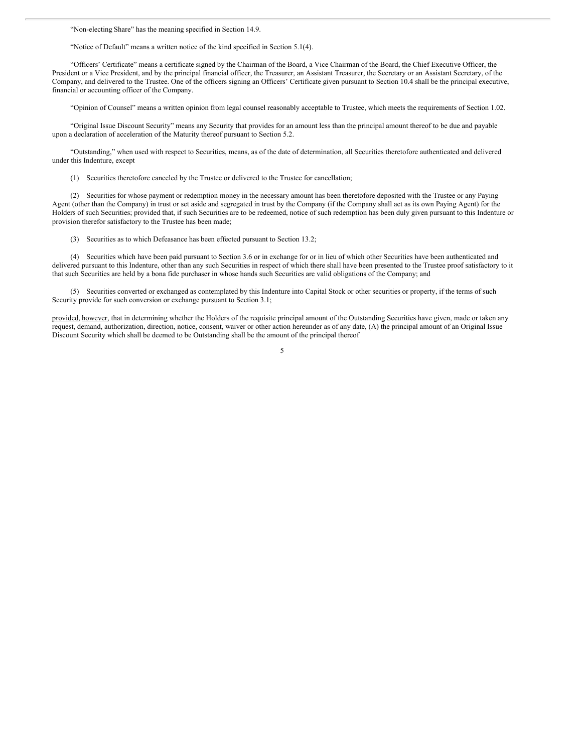"Non-electing Share" has the meaning specified in Section 14.9.

"Notice of Default" means a written notice of the kind specified in Section 5.1(4).

"Officers' Certificate" means a certificate signed by the Chairman of the Board, a Vice Chairman of the Board, the Chief Executive Officer, the President or a Vice President, and by the principal financial officer, the Treasurer, an Assistant Treasurer, the Secretary or an Assistant Secretary, of the Company, and delivered to the Trustee. One of the officers signing an Officers' Certificate given pursuant to Section 10.4 shall be the principal executive, financial or accounting officer of the Company.

"Opinion of Counsel" means a written opinion from legal counsel reasonably acceptable to Trustee, which meets the requirements of Section 1.02.

"Original Issue Discount Security" means any Security that provides for an amount less than the principal amount thereof to be due and payable upon a declaration of acceleration of the Maturity thereof pursuant to Section 5.2.

"Outstanding," when used with respect to Securities, means, as of the date of determination, all Securities theretofore authenticated and delivered under this Indenture, except

(1) Securities theretofore canceled by the Trustee or delivered to the Trustee for cancellation;

(2) Securities for whose payment or redemption money in the necessary amount has been theretofore deposited with the Trustee or any Paying Agent (other than the Company) in trust or set aside and segregated in trust by the Company (if the Company shall act as its own Paying Agent) for the Holders of such Securities; provided that, if such Securities are to be redeemed, notice of such redemption has been duly given pursuant to this Indenture or provision therefor satisfactory to the Trustee has been made;

(3) Securities as to which Defeasance has been effected pursuant to Section 13.2;

(4) Securities which have been paid pursuant to Section 3.6 or in exchange for or in lieu of which other Securities have been authenticated and delivered pursuant to this Indenture, other than any such Securities in respect of which there shall have been presented to the Trustee proof satisfactory to it that such Securities are held by a bona fide purchaser in whose hands such Securities are valid obligations of the Company; and

(5) Securities converted or exchanged as contemplated by this Indenture into Capital Stock or other securities or property, if the terms of such Security provide for such conversion or exchange pursuant to Section 3.1;

provided, however, that in determining whether the Holders of the requisite principal amount of the Outstanding Securities have given, made or taken any request, demand, authorization, direction, notice, consent, waiver or other action hereunder as of any date, (A) the principal amount of an Original Issue Discount Security which shall be deemed to be Outstanding shall be the amount of the principal thereof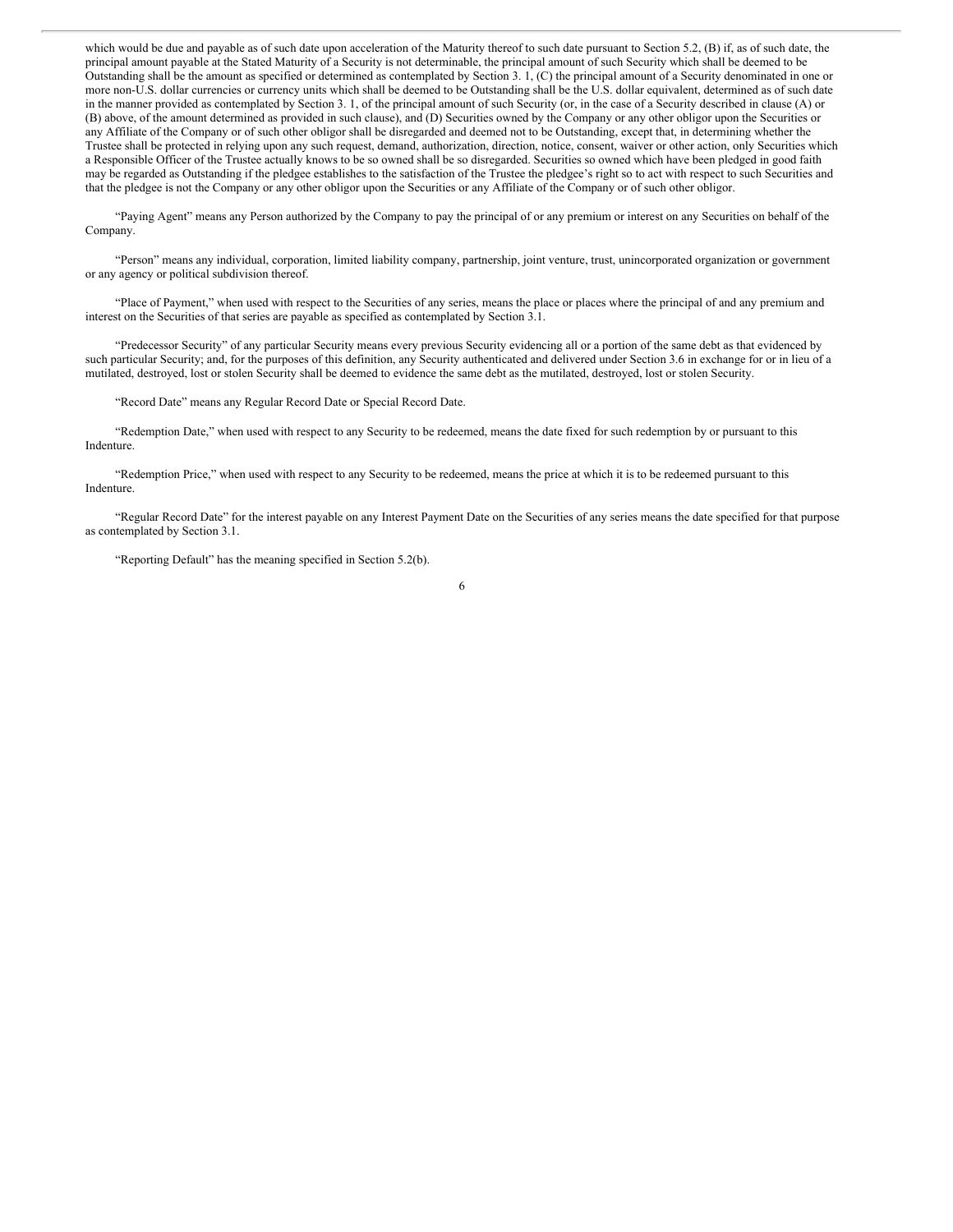which would be due and payable as of such date upon acceleration of the Maturity thereof to such date pursuant to Section 5.2, (B) if, as of such date, the principal amount payable at the Stated Maturity of a Security is not determinable, the principal amount of such Security which shall be deemed to be Outstanding shall be the amount as specified or determined as contemplated by Section 3. 1, (C) the principal amount of a Security denominated in one or more non-U.S. dollar currencies or currency units which shall be deemed to be Outstanding shall be the U.S. dollar equivalent, determined as of such date in the manner provided as contemplated by Section 3. 1, of the principal amount of such Security (or, in the case of a Security described in clause (A) or (B) above, of the amount determined as provided in such clause), and (D) Securities owned by the Company or any other obligor upon the Securities or any Affiliate of the Company or of such other obligor shall be disregarded and deemed not to be Outstanding, except that, in determining whether the Trustee shall be protected in relying upon any such request, demand, authorization, direction, notice, consent, waiver or other action, only Securities which a Responsible Officer of the Trustee actually knows to be so owned shall be so disregarded. Securities so owned which have been pledged in good faith may be regarded as Outstanding if the pledgee establishes to the satisfaction of the Trustee the pledgee's right so to act with respect to such Securities and that the pledgee is not the Company or any other obligor upon the Securities or any Affiliate of the Company or of such other obligor.

"Paying Agent" means any Person authorized by the Company to pay the principal of or any premium or interest on any Securities on behalf of the Company.

"Person" means any individual, corporation, limited liability company, partnership, joint venture, trust, unincorporated organization or government or any agency or political subdivision thereof.

"Place of Payment," when used with respect to the Securities of any series, means the place or places where the principal of and any premium and interest on the Securities of that series are payable as specified as contemplated by Section 3.1.

"Predecessor Security" of any particular Security means every previous Security evidencing all or a portion of the same debt as that evidenced by such particular Security; and, for the purposes of this definition, any Security authenticated and delivered under Section 3.6 in exchange for or in lieu of a mutilated, destroyed, lost or stolen Security shall be deemed to evidence the same debt as the mutilated, destroyed, lost or stolen Security.

"Record Date" means any Regular Record Date or Special Record Date.

"Redemption Date," when used with respect to any Security to be redeemed, means the date fixed for such redemption by or pursuant to this Indenture.

"Redemption Price," when used with respect to any Security to be redeemed, means the price at which it is to be redeemed pursuant to this Indenture.

"Regular Record Date" for the interest payable on any Interest Payment Date on the Securities of any series means the date specified for that purpose as contemplated by Section 3.1.

"Reporting Default" has the meaning specified in Section 5.2(b).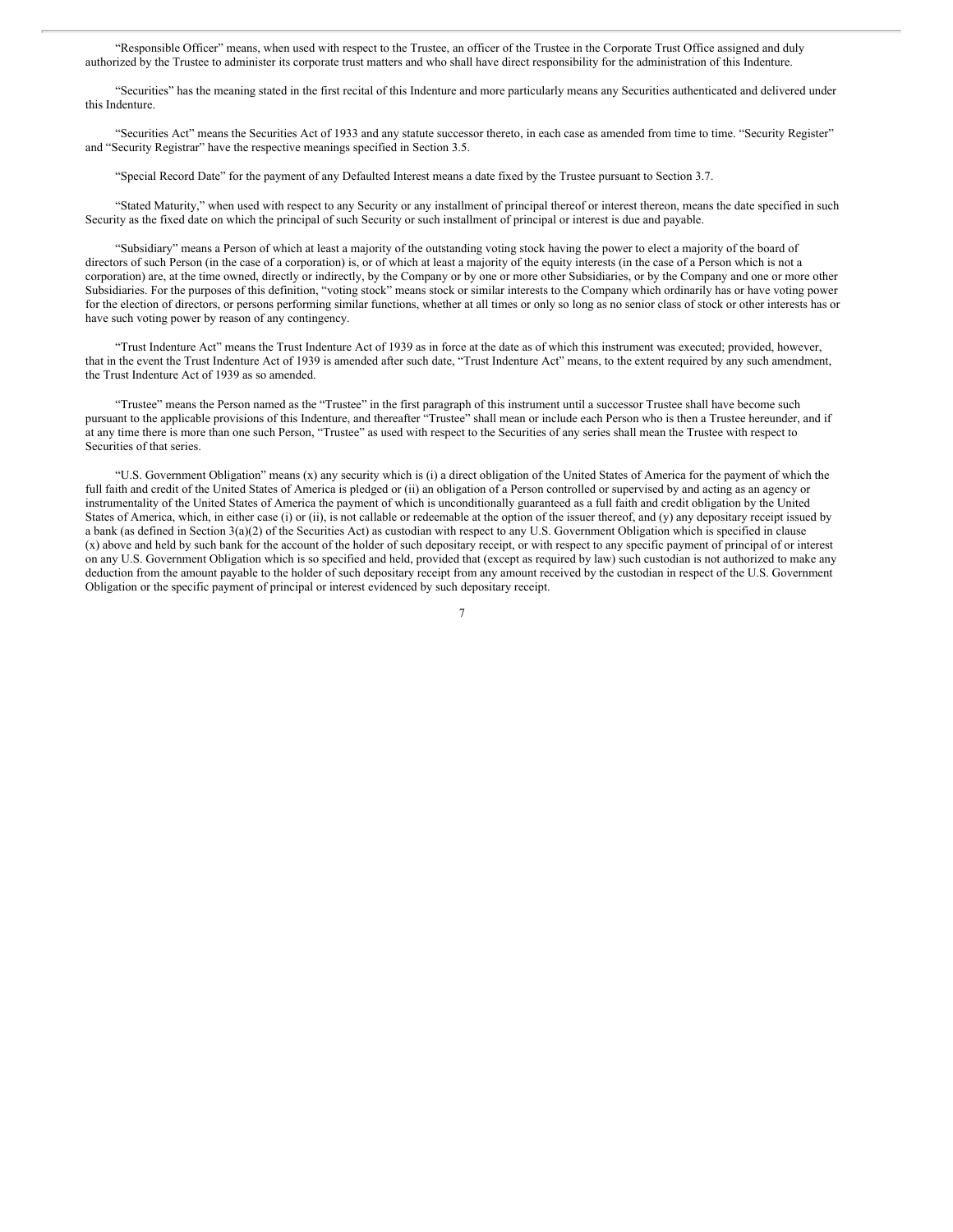"Responsible Officer" means, when used with respect to the Trustee, an officer of the Trustee in the Corporate Trust Office assigned and duly authorized by the Trustee to administer its corporate trust matters and who shall have direct responsibility for the administration of this Indenture.

"Securities" has the meaning stated in the first recital of this Indenture and more particularly means any Securities authenticated and delivered under this Indenture.

"Securities Act" means the Securities Act of 1933 and any statute successor thereto, in each case as amended from time to time. "Security Register" and "Security Registrar" have the respective meanings specified in Section 3.5.

"Special Record Date" for the payment of any Defaulted Interest means a date fixed by the Trustee pursuant to Section 3.7.

"Stated Maturity," when used with respect to any Security or any installment of principal thereof or interest thereon, means the date specified in such Security as the fixed date on which the principal of such Security or such installment of principal or interest is due and payable.

"Subsidiary" means a Person of which at least a majority of the outstanding voting stock having the power to elect a majority of the board of directors of such Person (in the case of a corporation) is, or of which at least a majority of the equity interests (in the case of a Person which is not a corporation) are, at the time owned, directly or indirectly, by the Company or by one or more other Subsidiaries, or by the Company and one or more other Subsidiaries. For the purposes of this definition, "voting stock" means stock or similar interests to the Company which ordinarily has or have voting power for the election of directors, or persons performing similar functions, whether at all times or only so long as no senior class of stock or other interests has or have such voting power by reason of any contingency.

"Trust Indenture Act" means the Trust Indenture Act of 1939 as in force at the date as of which this instrument was executed; provided, however, that in the event the Trust Indenture Act of 1939 is amended after such date, "Trust Indenture Act" means, to the extent required by any such amendment, the Trust Indenture Act of 1939 as so amended.

"Trustee" means the Person named as the "Trustee" in the first paragraph of this instrument until a successor Trustee shall have become such pursuant to the applicable provisions of this Indenture, and thereafter "Trustee" shall mean or include each Person who is then a Trustee hereunder, and if at any time there is more than one such Person, "Trustee" as used with respect to the Securities of any series shall mean the Trustee with respect to Securities of that series.

"U.S. Government Obligation" means (x) any security which is (i) a direct obligation of the United States of America for the payment of which the full faith and credit of the United States of America is pledged or (ii) an obligation of a Person controlled or supervised by and acting as an agency or instrumentality of the United States of America the payment of which is unconditionally guaranteed as a full faith and credit obligation by the United States of America, which, in either case (i) or (ii), is not callable or redeemable at the option of the issuer thereof, and (y) any depositary receipt issued by a bank (as defined in Section 3(a)(2) of the Securities Act) as custodian with respect to any U.S. Government Obligation which is specified in clause (x) above and held by such bank for the account of the holder of such depositary receipt, or with respect to any specific payment of principal of or interest on any U.S. Government Obligation which is so specified and held, provided that (except as required by law) such custodian is not authorized to make any deduction from the amount payable to the holder of such depositary receipt from any amount received by the custodian in respect of the U.S. Government Obligation or the specific payment of principal or interest evidenced by such depositary receipt.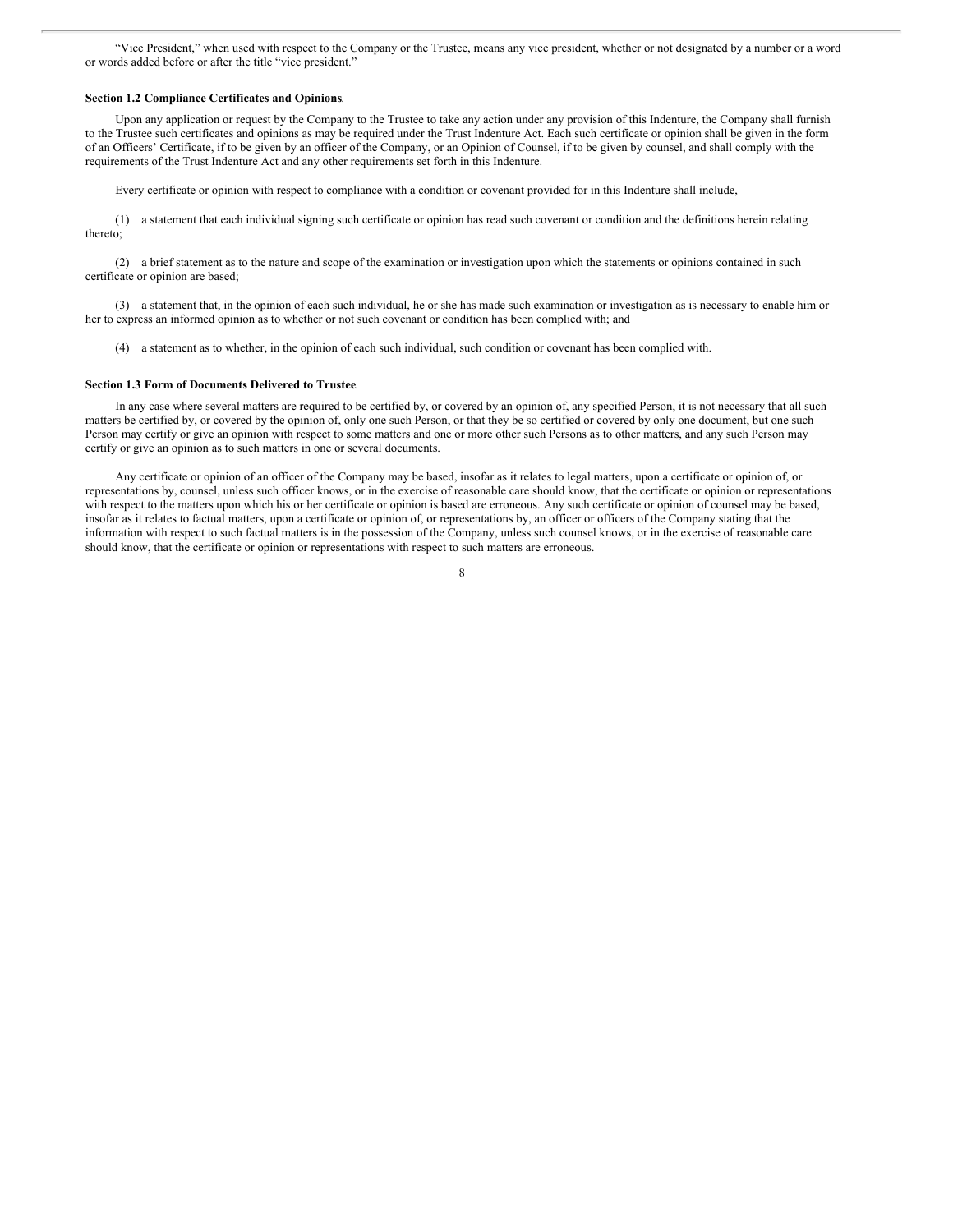"Vice President," when used with respect to the Company or the Trustee, means any vice president, whether or not designated by a number or a word or words added before or after the title "vice president."

**Section 1.2 Compliance Certificates and Opinions**.

Upon any application or request by the Company to the Trustee to take any action under any provision of this Indenture, the Company shall furnish to the Trustee such certificates and opinions as may be required under the Trust Indenture Act. Each such certificate or opinion shall be given in the form of an Officers' Certificate, if to be given by an officer of the Company, or an Opinion of Counsel, if to be given by counsel, and shall comply with the requirements of the Trust Indenture Act and any other requirements set forth in this Indenture.

Every certificate or opinion with respect to compliance with a condition or covenant provided for in this Indenture shall include,

(1) a statement that each individual signing such certificate or opinion has read such covenant or condition and the definitions herein relating thereto;

(2) a brief statement as to the nature and scope of the examination or investigation upon which the statements or opinions contained in such certificate or opinion are based;

(3) a statement that, in the opinion of each such individual, he or she has made such examination or investigation as is necessary to enable him or her to express an informed opinion as to whether or not such covenant or condition has been complied with; and

(4) a statement as to whether, in the opinion of each such individual, such condition or covenant has been complied with.

**Section 1.3 Form of Documents Delivered to Trustee**.

In any case where several matters are required to be certified by, or covered by an opinion of, any specified Person, it is not necessary that all such matters be certified by, or covered by the opinion of, only one such Person, or that they be so certified or covered by only one document, but one such Person may certify or give an opinion with respect to some matters and one or more other such Persons as to other matters, and any such Person may certify or give an opinion as to such matters in one or several documents.

Any certificate or opinion of an officer of the Company may be based, insofar as it relates to legal matters, upon a certificate or opinion of, or representations by, counsel, unless such officer knows, or in the exercise of reasonable care should know, that the certificate or opinion or representations with respect to the matters upon which his or her certificate or opinion is based are erroneous. Any such certificate or opinion of counsel may be based, insofar as it relates to factual matters, upon a certificate or opinion of, or representations by, an officer or officers of the Company stating that the information with respect to such factual matters is in the possession of the Company, unless such counsel knows, or in the exercise of reasonable care should know, that the certificate or opinion or representations with respect to such matters are erroneous.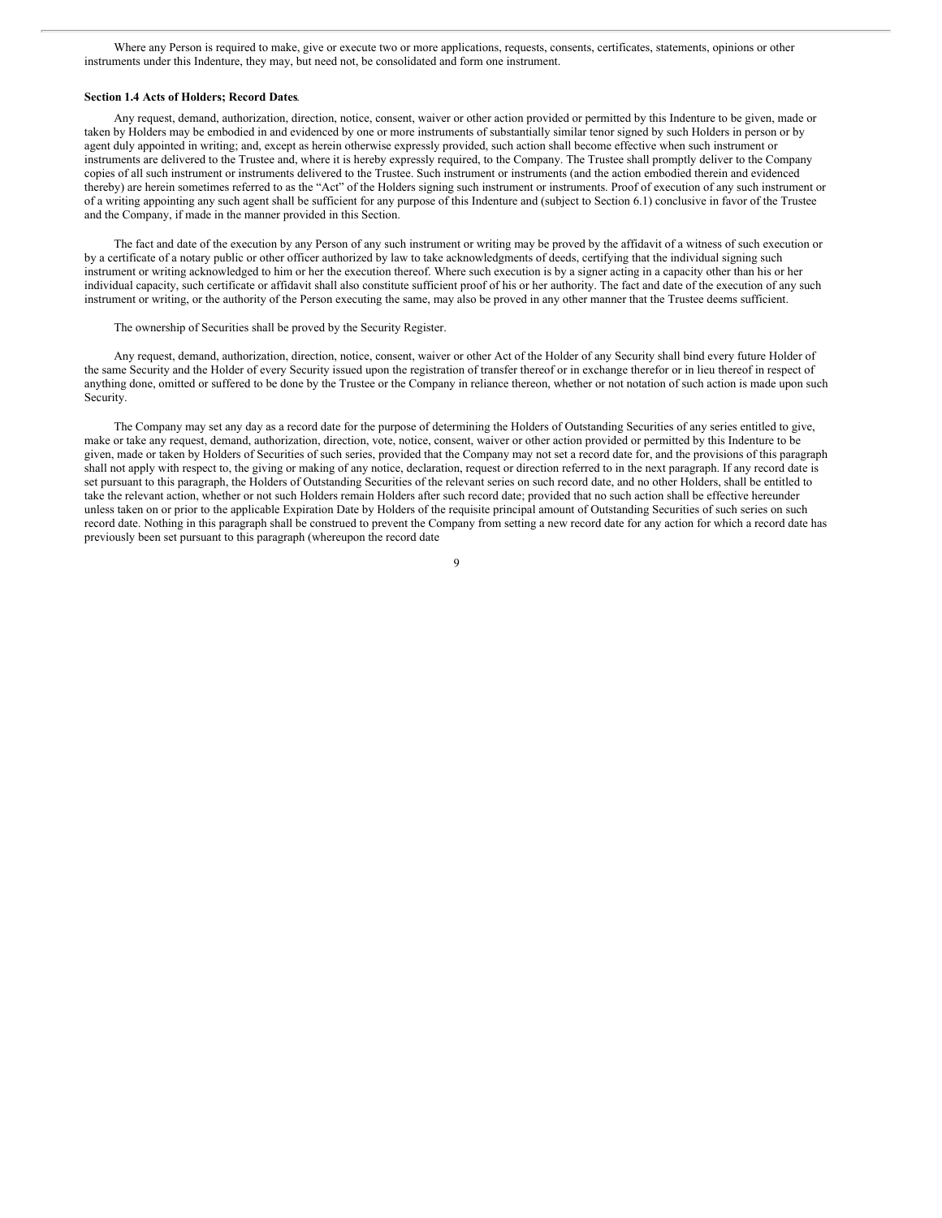Where any Person is required to make, give or execute two or more applications, requests, consents, certificates, statements, opinions or other instruments under this Indenture, they may, but need not, be consolidated and form one instrument.

**Section 1.4 Acts of Holders; Record Dates**.

Any request, demand, authorization, direction, notice, consent, waiver or other action provided or permitted by this Indenture to be given, made or taken by Holders may be embodied in and evidenced by one or more instruments of substantially similar tenor signed by such Holders in person or by agent duly appointed in writing; and, except as herein otherwise expressly provided, such action shall become effective when such instrument or instruments are delivered to the Trustee and, where it is hereby expressly required, to the Company. The Trustee shall promptly deliver to the Company copies of all such instrument or instruments delivered to the Trustee. Such instrument or instruments (and the action embodied therein and evidenced thereby) are herein sometimes referred to as the "Act" of the Holders signing such instrument or instruments. Proof of execution of any such instrument or of a writing appointing any such agent shall be sufficient for any purpose of this Indenture and (subject to Section 6.1) conclusive in favor of the Trustee and the Company, if made in the manner provided in this Section.

The fact and date of the execution by any Person of any such instrument or writing may be proved by the affidavit of a witness of such execution or by a certificate of a notary public or other officer authorized by law to take acknowledgments of deeds, certifying that the individual signing such instrument or writing acknowledged to him or her the execution thereof. Where such execution is by a signer acting in a capacity other than his or her individual capacity, such certificate or affidavit shall also constitute sufficient proof of his or her authority. The fact and date of the execution of any such instrument or writing, or the authority of the Person executing the same, may also be proved in any other manner that the Trustee deems sufficient.

The ownership of Securities shall be proved by the Security Register.

Any request, demand, authorization, direction, notice, consent, waiver or other Act of the Holder of any Security shall bind every future Holder of the same Security and the Holder of every Security issued upon the registration of transfer thereof or in exchange therefor or in lieu thereof in respect of anything done, omitted or suffered to be done by the Trustee or the Company in reliance thereon, whether or not notation of such action is made upon such Security.

The Company may set any day as a record date for the purpose of determining the Holders of Outstanding Securities of any series entitled to give, make or take any request, demand, authorization, direction, vote, notice, consent, waiver or other action provided or permitted by this Indenture to be given, made or taken by Holders of Securities of such series, provided that the Company may not set a record date for, and the provisions of this paragraph shall not apply with respect to, the giving or making of any notice, declaration, request or direction referred to in the next paragraph. If any record date is set pursuant to this paragraph, the Holders of Outstanding Securities of the relevant series on such record date, and no other Holders, shall be entitled to take the relevant action, whether or not such Holders remain Holders after such record date; provided that no such action shall be effective hereunder unless taken on or prior to the applicable Expiration Date by Holders of the requisite principal amount of Outstanding Securities of such series on such record date. Nothing in this paragraph shall be construed to prevent the Company from setting a new record date for any action for which a record date has previously been set pursuant to this paragraph (whereupon the record date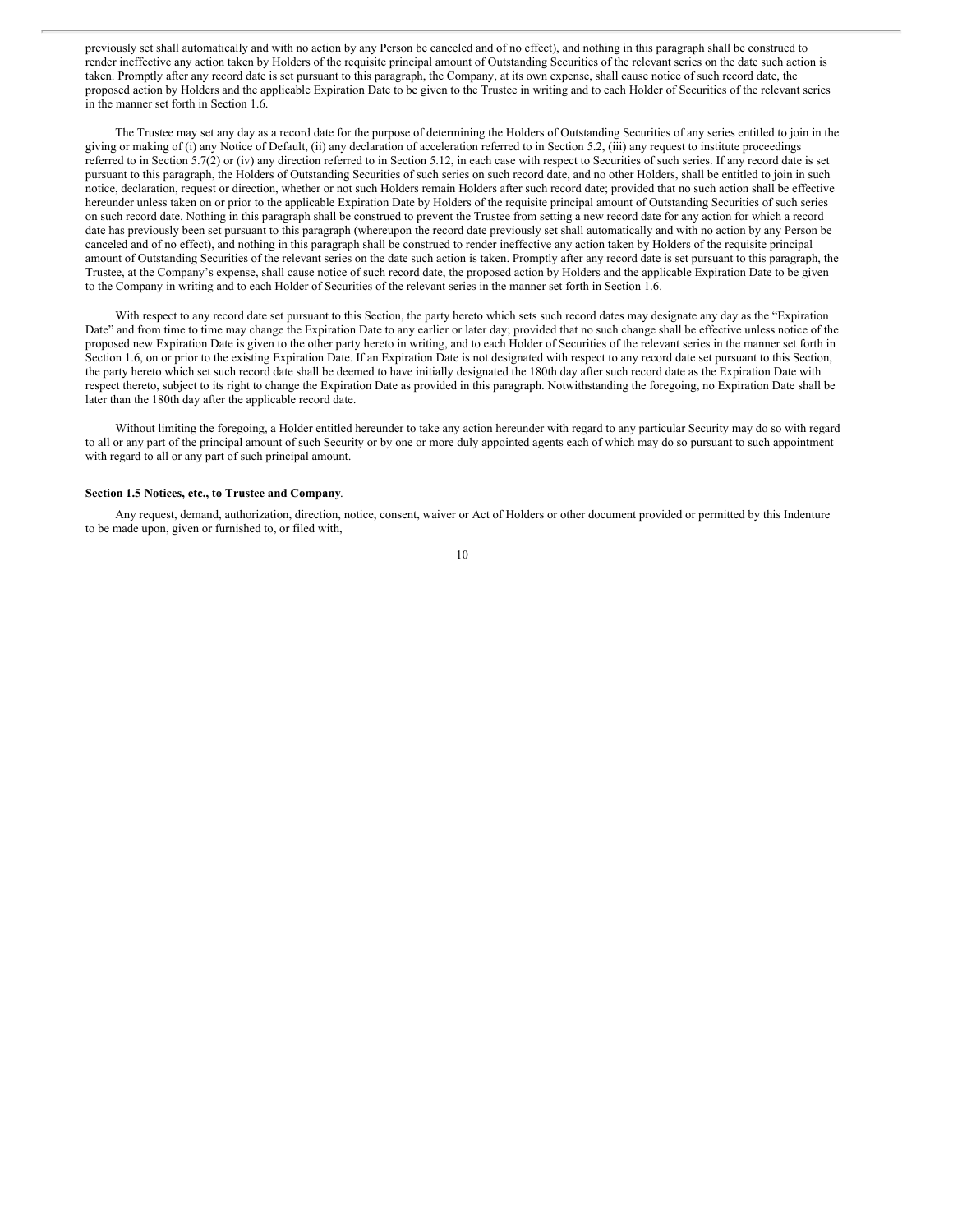previously set shall automatically and with no action by any Person be canceled and of no effect), and nothing in this paragraph shall be construed to render ineffective any action taken by Holders of the requisite principal amount of Outstanding Securities of the relevant series on the date such action is taken. Promptly after any record date is set pursuant to this paragraph, the Company, at its own expense, shall cause notice of such record date, the proposed action by Holders and the applicable Expiration Date to be given to the Trustee in writing and to each Holder of Securities of the relevant series in the manner set forth in Section 1.6.

The Trustee may set any day as a record date for the purpose of determining the Holders of Outstanding Securities of any series entitled to join in the giving or making of (i) any Notice of Default, (ii) any declaration of acceleration referred to in Section 5.2, (iii) any request to institute proceedings referred to in Section 5.7(2) or (iv) any direction referred to in Section 5.12, in each case with respect to Securities of such series. If any record date is set pursuant to this paragraph, the Holders of Outstanding Securities of such series on such record date, and no other Holders, shall be entitled to join in such notice, declaration, request or direction, whether or not such Holders remain Holders after such record date; provided that no such action shall be effective hereunder unless taken on or prior to the applicable Expiration Date by Holders of the requisite principal amount of Outstanding Securities of such series on such record date. Nothing in this paragraph shall be construed to prevent the Trustee from setting a new record date for any action for which a record date has previously been set pursuant to this paragraph (whereupon the record date previously set shall automatically and with no action by any Person be canceled and of no effect), and nothing in this paragraph shall be construed to render ineffective any action taken by Holders of the requisite principal amount of Outstanding Securities of the relevant series on the date such action is taken. Promptly after any record date is set pursuant to this paragraph, the Trustee, at the Company's expense, shall cause notice of such record date, the proposed action by Holders and the applicable Expiration Date to be given to the Company in writing and to each Holder of Securities of the relevant series in the manner set forth in Section 1.6.

With respect to any record date set pursuant to this Section, the party hereto which sets such record dates may designate any day as the "Expiration Date" and from time to time may change the Expiration Date to any earlier or later day; provided that no such change shall be effective unless notice of the proposed new Expiration Date is given to the other party hereto in writing, and to each Holder of Securities of the relevant series in the manner set forth in Section 1.6, on or prior to the existing Expiration Date. If an Expiration Date is not designated with respect to any record date set pursuant to this Section, the party hereto which set such record date shall be deemed to have initially designated the 180th day after such record date as the Expiration Date with respect thereto, subject to its right to change the Expiration Date as provided in this paragraph. Notwithstanding the foregoing, no Expiration Date shall be later than the 180th day after the applicable record date.

Without limiting the foregoing, a Holder entitled hereunder to take any action hereunder with regard to any particular Security may do so with regard to all or any part of the principal amount of such Security or by one or more duly appointed agents each of which may do so pursuant to such appointment with regard to all or any part of such principal amount.

**Section 1.5 Notices, etc., to Trustee and Company**.

Any request, demand, authorization, direction, notice, consent, waiver or Act of Holders or other document provided or permitted by this Indenture to be made upon, given or furnished to, or filed with,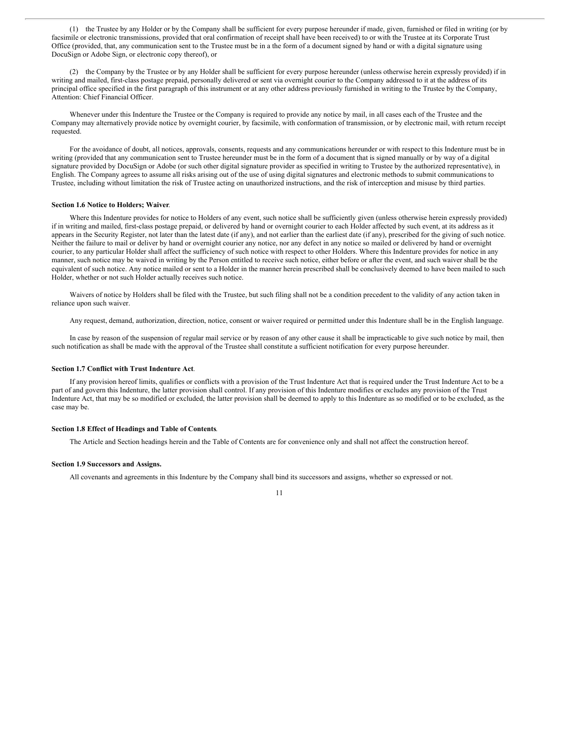(1) the Trustee by any Holder or by the Company shall be sufficient for every purpose hereunder if made, given, furnished or filed in writing (or by facsimile or electronic transmissions, provided that oral confirmation of receipt shall have been received) to or with the Trustee at its Corporate Trust Office (provided, that, any communication sent to the Trustee must be in a the form of a document signed by hand or with a digital signature using DocuSign or Adobe Sign, or electronic copy thereof), or

(2) the Company by the Trustee or by any Holder shall be sufficient for every purpose hereunder (unless otherwise herein expressly provided) if in writing and mailed, first-class postage prepaid, personally delivered or sent via overnight courier to the Company addressed to it at the address of its principal office specified in the first paragraph of this instrument or at any other address previously furnished in writing to the Trustee by the Company, Attention: Chief Financial Officer.

Whenever under this Indenture the Trustee or the Company is required to provide any notice by mail, in all cases each of the Trustee and the Company may alternatively provide notice by overnight courier, by facsimile, with conformation of transmission, or by electronic mail, with return receipt requested.

For the avoidance of doubt, all notices, approvals, consents, requests and any communications hereunder or with respect to this Indenture must be in writing (provided that any communication sent to Trustee hereunder must be in the form of a document that is signed manually or by way of a digital signature provided by DocuSign or Adobe (or such other digital signature provider as specified in writing to Trustee by the authorized representative), in English. The Company agrees to assume all risks arising out of the use of using digital signatures and electronic methods to submit communications to Trustee, including without limitation the risk of Trustee acting on unauthorized instructions, and the risk of interception and misuse by third parties.

**Section 1.6 Notice to Holders; Waiver**.

Where this Indenture provides for notice to Holders of any event, such notice shall be sufficiently given (unless otherwise herein expressly provided) if in writing and mailed, first-class postage prepaid, or delivered by hand or overnight courier to each Holder affected by such event, at its address as it appears in the Security Register, not later than the latest date (if any), and not earlier than the earliest date (if any), prescribed for the giving of such notice. Neither the failure to mail or deliver by hand or overnight courier any notice, nor any defect in any notice so mailed or delivered by hand or overnight courier, to any particular Holder shall affect the sufficiency of such notice with respect to other Holders. Where this Indenture provides for notice in any manner, such notice may be waived in writing by the Person entitled to receive such notice, either before or after the event, and such waiver shall be the equivalent of such notice. Any notice mailed or sent to a Holder in the manner herein prescribed shall be conclusively deemed to have been mailed to such Holder, whether or not such Holder actually receives such notice.

Waivers of notice by Holders shall be filed with the Trustee, but such filing shall not be a condition precedent to the validity of any action taken in reliance upon such waiver.

Any request, demand, authorization, direction, notice, consent or waiver required or permitted under this Indenture shall be in the English language.

In case by reason of the suspension of regular mail service or by reason of any other cause it shall be impracticable to give such notice by mail, then such notification as shall be made with the approval of the Trustee shall constitute a sufficient notification for every purpose hereunder.

**Section 1.7 Conflict with Trust Indenture Act**.

If any provision hereof limits, qualifies or conflicts with a provision of the Trust Indenture Act that is required under the Trust Indenture Act to be a part of and govern this Indenture, the latter provision shall control. If any provision of this Indenture modifies or excludes any provision of the Trust Indenture Act, that may be so modified or excluded, the latter provision shall be deemed to apply to this Indenture as so modified or to be excluded, as the case may be.

**Section 1.8 Effect of Headings and Table of Contents**.

The Article and Section headings herein and the Table of Contents are for convenience only and shall not affect the construction hereof.

**Section 1.9 Successors and Assigns.**

All covenants and agreements in this Indenture by the Company shall bind its successors and assigns, whether so expressed or not.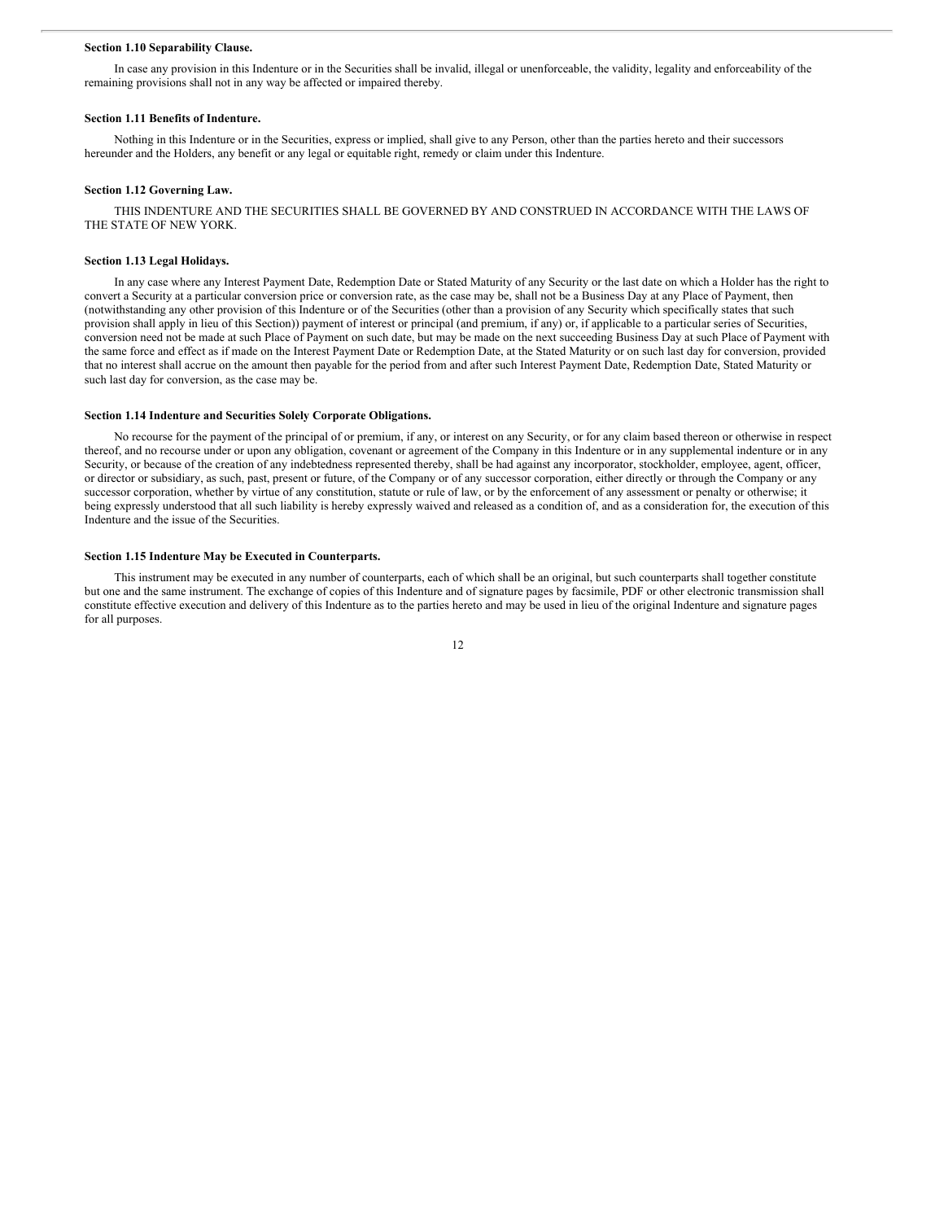**Section 1.10 Separability Clause.**

In case any provision in this Indenture or in the Securities shall be invalid, illegal or unenforceable, the validity, legality and enforceability of the remaining provisions shall not in any way be affected or impaired thereby.

**Section 1.11 Benefits of Indenture.**

Nothing in this Indenture or in the Securities, express or implied, shall give to any Person, other than the parties hereto and their successors hereunder and the Holders, any benefit or any legal or equitable right, remedy or claim under this Indenture.

**Section 1.12 Governing Law.**

THIS INDENTURE AND THE SECURITIES SHALL BE GOVERNED BY AND CONSTRUED IN ACCORDANCE WITH THE LAWS OF THE STATE OF NEW YORK.

**Section 1.13 Legal Holidays.**

In any case where any Interest Payment Date, Redemption Date or Stated Maturity of any Security or the last date on which a Holder has the right to convert a Security at a particular conversion price or conversion rate, as the case may be, shall not be a Business Day at any Place of Payment, then (notwithstanding any other provision of this Indenture or of the Securities (other than a provision of any Security which specifically states that such provision shall apply in lieu of this Section)) payment of interest or principal (and premium, if any) or, if applicable to a particular series of Securities, conversion need not be made at such Place of Payment on such date, but may be made on the next succeeding Business Day at such Place of Payment with the same force and effect as if made on the Interest Payment Date or Redemption Date, at the Stated Maturity or on such last day for conversion, provided that no interest shall accrue on the amount then payable for the period from and after such Interest Payment Date, Redemption Date, Stated Maturity or such last day for conversion, as the case may be.

**Section 1.14 Indenture and Securities Solely Corporate Obligations.**

No recourse for the payment of the principal of or premium, if any, or interest on any Security, or for any claim based thereon or otherwise in respect thereof, and no recourse under or upon any obligation, covenant or agreement of the Company in this Indenture or in any supplemental indenture or in any Security, or because of the creation of any indebtedness represented thereby, shall be had against any incorporator, stockholder, employee, agent, officer, or director or subsidiary, as such, past, present or future, of the Company or of any successor corporation, either directly or through the Company or any successor corporation, whether by virtue of any constitution, statute or rule of law, or by the enforcement of any assessment or penalty or otherwise; it being expressly understood that all such liability is hereby expressly waived and released as a condition of, and as a consideration for, the execution of this Indenture and the issue of the Securities.

**Section 1.15 Indenture May be Executed in Counterparts.**

This instrument may be executed in any number of counterparts, each of which shall be an original, but such counterparts shall together constitute but one and the same instrument. The exchange of copies of this Indenture and of signature pages by facsimile, PDF or other electronic transmission shall constitute effective execution and delivery of this Indenture as to the parties hereto and may be used in lieu of the original Indenture and signature pages for all purposes.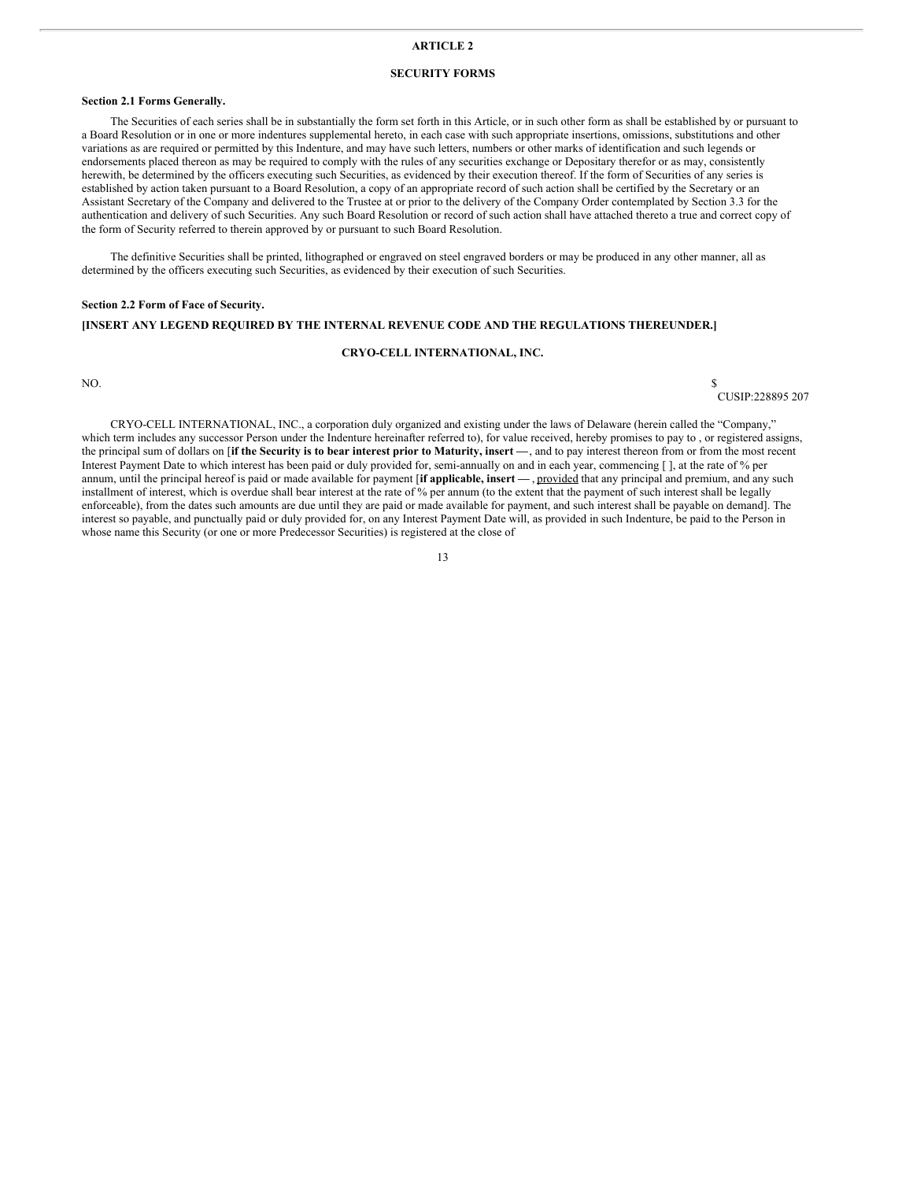## ARTICLE 2

## SECURITY FORMS

**Section 2.1 Forms Generally.**

The Securities of each series shall be in substantially the form set forth in this Article, or in such other form as shall be established by or pursuant to a Board Resolution or in one or more indentures supplemental hereto, in each case with such appropriate insertions, omissions, substitutions and other variations as are required or permitted by this Indenture, and may have such letters, numbers or other marks of identification and such legends or endorsements placed thereon as may be required to comply with the rules of any securities exchange or Depositary therefor or as may, consistently herewith, be determined by the officers executing such Securities, as evidenced by their execution thereof. If the form of Securities of any series is established by action taken pursuant to a Board Resolution, a copy of an appropriate record of such action shall be certified by the Secretary or an Assistant Secretary of the Company and delivered to the Trustee at or prior to the delivery of the Company Order contemplated by Section 3.3 for the authentication and delivery of such Securities. Any such Board Resolution or record of such action shall have attached thereto a true and correct copy of the form of Security referred to therein approved by or pursuant to such Board Resolution.

The definitive Securities shall be printed, lithographed or engraved on steel engraved borders or may be produced in any other manner, all as determined by the officers executing such Securities, as evidenced by their execution of such Securities.

**Section 2.2 Form of Face of Security.**

**[INSERT ANY LEGEND REQUIRED BY THE INTERNAL REVENUE CODE AND THE REGULATIONS THEREUNDER.]**

**CRYO-CELL INTERNATIONAL, INC.**

NO. $
CUSIP:228895 207

CRYO-CELL INTERNATIONAL, INC., a corporation duly organized and existing under the laws of Delaware (herein called the "Company," which term includes any successor Person under the Indenture hereinafter referred to), for value received, hereby promises to pay to , or registered assigns, the principal sum of dollars on [**if the Security is to bear interest prior to Maturity, insert —**, and to pay interest thereon from or from the most recent Interest Payment Date to which interest has been paid or duly provided for, semi-annually on and in each year, commencing [ ], at the rate of % per annum, until the principal hereof is paid or made available for payment [**if applicable, insert —** , <u>provided</u> that any principal and premium, and any such installment of interest, which is overdue shall bear interest at the rate of % per annum (to the extent that the payment of such interest shall be legally enforceable), from the dates such amounts are due until they are paid or made available for payment, and such interest shall be payable on demand]. The interest so payable, and punctually paid or duly provided for, on any Interest Payment Date will, as provided in such Indenture, be paid to the Person in whose name this Security (or one or more Predecessor Securities) is registered at the close of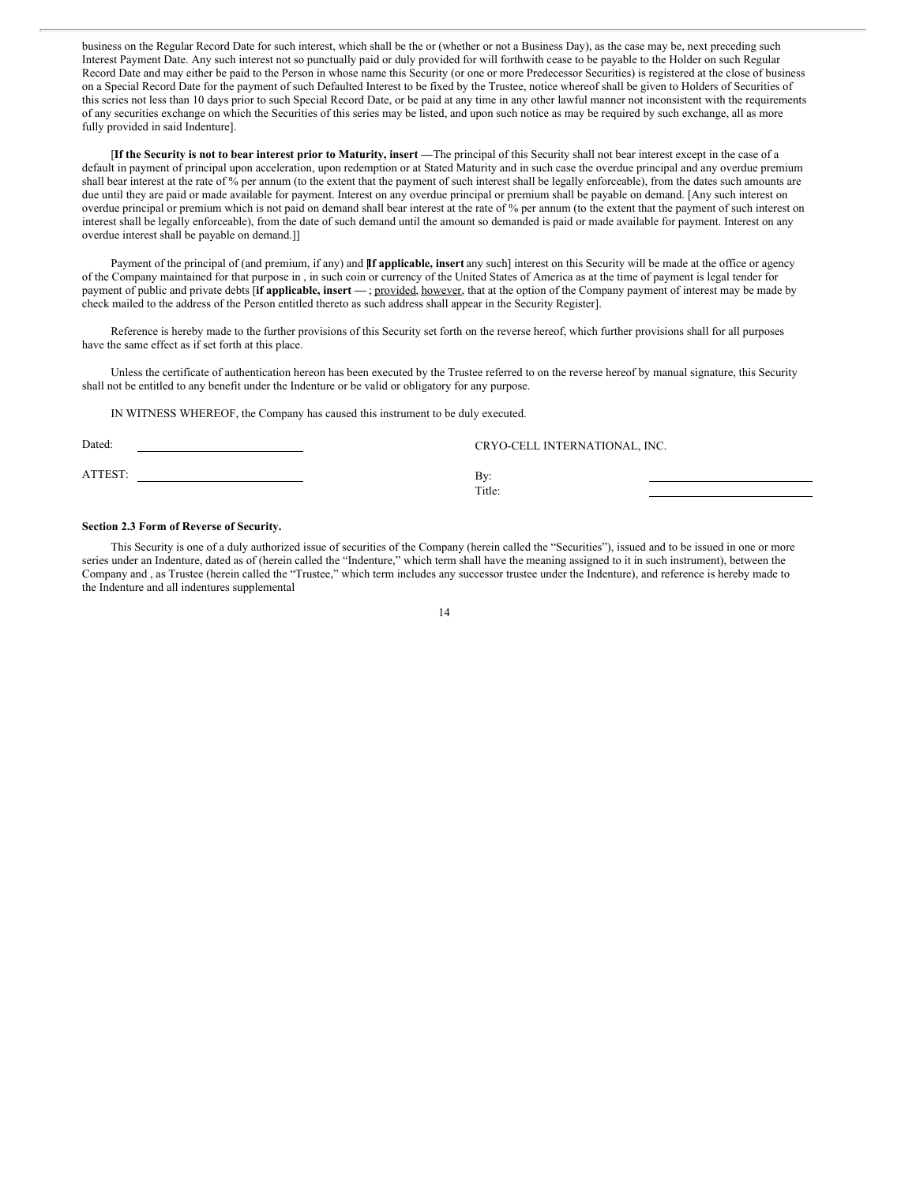business on the Regular Record Date for such interest, which shall be the or (whether or not a Business Day), as the case may be, next preceding such Interest Payment Date. Any such interest not so punctually paid or duly provided for will forthwith cease to be payable to the Holder on such Regular Record Date and may either be paid to the Person in whose name this Security (or one or more Predecessor Securities) is registered at the close of business on a Special Record Date for the payment of such Defaulted Interest to be fixed by the Trustee, notice whereof shall be given to Holders of Securities of this series not less than 10 days prior to such Special Record Date, or be paid at any time in any other lawful manner not inconsistent with the requirements of any securities exchange on which the Securities of this series may be listed, and upon such notice as may be required by such exchange, all as more fully provided in said Indenture].

[**If the Security is not to bear interest prior to Maturity, insert —**The principal of this Security shall not bear interest except in the case of a default in payment of principal upon acceleration, upon redemption or at Stated Maturity and in such case the overdue principal and any overdue premium shall bear interest at the rate of % per annum (to the extent that the payment of such interest shall be legally enforceable), from the dates such amounts are due until they are paid or made available for payment. Interest on any overdue principal or premium shall be payable on demand. [Any such interest on overdue principal or premium which is not paid on demand shall bear interest at the rate of % per annum (to the extent that the payment of such interest on interest shall be legally enforceable), from the date of such demand until the amount so demanded is paid or made available for payment. Interest on any overdue interest shall be payable on demand.]]

Payment of the principal of (and premium, if any) and [**If applicable, insert** any such] interest on this Security will be made at the office or agency of the Company maintained for that purpose in , in such coin or currency of the United States of America as at the time of payment is legal tender for payment of public and private debts [**if applicable, insert —** ; provided, however, that at the option of the Company payment of interest may be made by check mailed to the address of the Person entitled thereto as such address shall appear in the Security Register].

Reference is hereby made to the further provisions of this Security set forth on the reverse hereof, which further provisions shall for all purposes have the same effect as if set forth at this place.

Unless the certificate of authentication hereon has been executed by the Trustee referred to on the reverse hereof by manual signature, this Security shall not be entitled to any benefit under the Indenture or be valid or obligatory for any purpose.

IN WITNESS WHEREOF, the Company has caused this instrument to be duly executed.

Dated: \_\_\_\_\_\_\_\_\_\_\_\_\_\_\_\_\_\_\_\_

CRYO-CELL INTERNATIONAL, INC.

ATTEST: \_\_\_\_\_\_\_\_\_\_\_\_\_\_\_\_\_\_\_\_

By: \_\_\_\_\_\_\_\_\_\_\_\_\_\_\_\_\_\_\_\_

Title: \_\_\_\_\_\_\_\_\_\_\_\_\_\_\_\_\_\_\_\_

**Section 2.3 Form of Reverse of Security.**

This Security is one of a duly authorized issue of securities of the Company (herein called the "Securities"), issued and to be issued in one or more series under an Indenture, dated as of (herein called the "Indenture," which term shall have the meaning assigned to it in such instrument), between the Company and , as Trustee (herein called the "Trustee," which term includes any successor trustee under the Indenture), and reference is hereby made to the Indenture and all indentures supplemental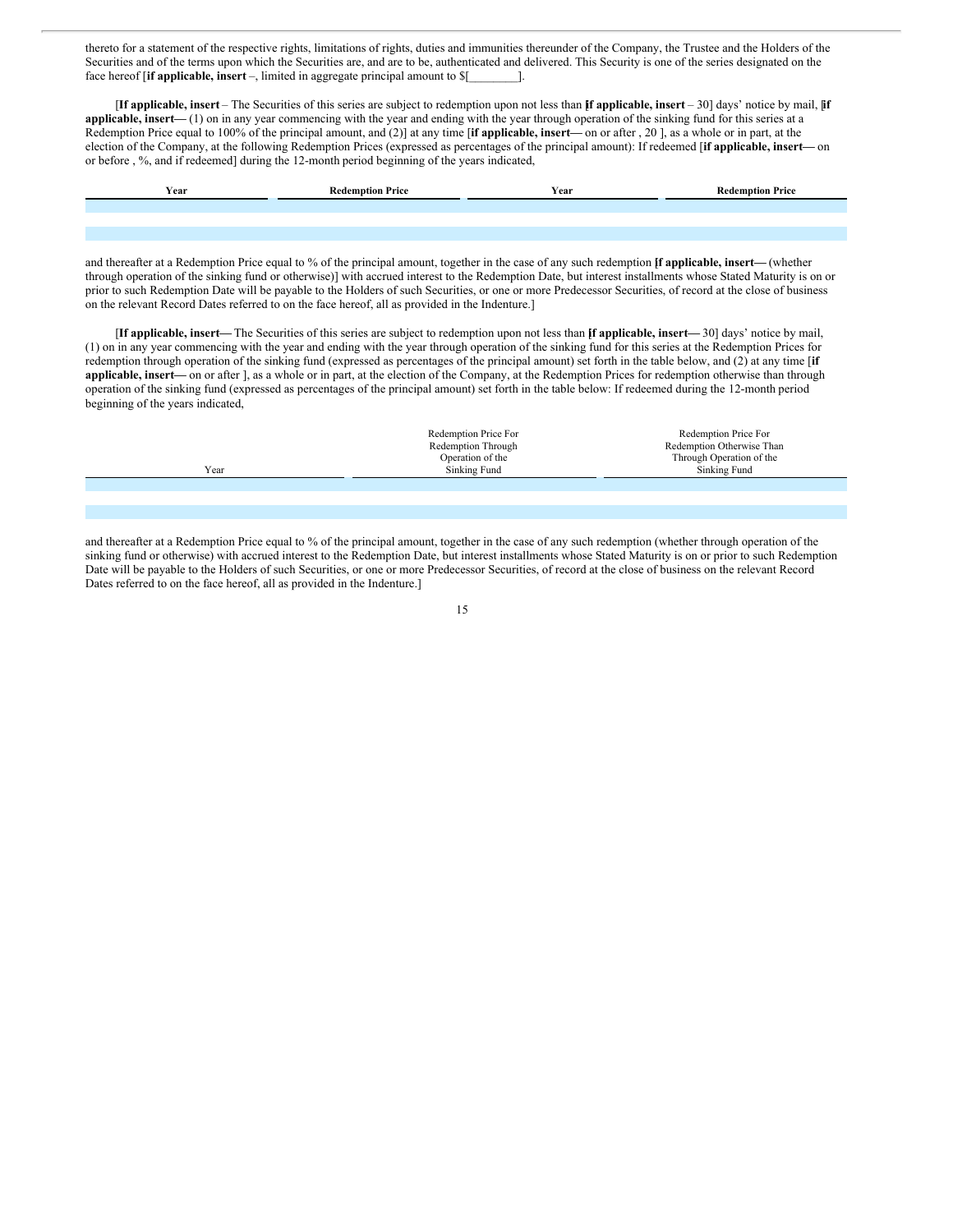thereto for a statement of the respective rights, limitations of rights, duties and immunities thereunder of the Company, the Trustee and the Holders of the Securities and of the terms upon which the Securities are, and are to be, authenticated and delivered. This Security is one of the series designated on the face hereof [**if applicable, insert** –, limited in aggregate principal amount to $[________].

[**If applicable, insert** – The Securities of this series are subject to redemption upon not less than [**if applicable, insert** – 30] days' notice by mail, [**if applicable, insert—** (1) on in any year commencing with the year and ending with the year through operation of the sinking fund for this series at a Redemption Price equal to 100% of the principal amount, and (2)] at any time [**if applicable, insert—** on or after , 20 ], as a whole or in part, at the election of the Company, at the following Redemption Prices (expressed as percentages of the principal amount): If redeemed [**if applicable, insert—** on or before , %, and if redeemed] during the 12-month period beginning of the years indicated,

| Year | Redemption Price | Year | Redemption Price |
|---|---|---|---|
| | | | |
| | | | |

and thereafter at a Redemption Price equal to % of the principal amount, together in the case of any such redemption [**if applicable, insert—** (whether through operation of the sinking fund or otherwise)] with accrued interest to the Redemption Date, but interest installments whose Stated Maturity is on or prior to such Redemption Date will be payable to the Holders of such Securities, or one or more Predecessor Securities, of record at the close of business on the relevant Record Dates referred to on the face hereof, all as provided in the Indenture.]

[**If applicable, insert—** The Securities of this series are subject to redemption upon not less than [**if applicable, insert—** 30] days' notice by mail, (1) on in any year commencing with the year and ending with the year through operation of the sinking fund for this series at the Redemption Prices for redemption through operation of the sinking fund (expressed as percentages of the principal amount) set forth in the table below, and (2) at any time [**if applicable, insert—** on or after ], as a whole or in part, at the election of the Company, at the Redemption Prices for redemption otherwise than through operation of the sinking fund (expressed as percentages of the principal amount) set forth in the table below: If redeemed during the 12-month period beginning of the years indicated,

| Year | Redemption Price For Redemption Through Operation of the Sinking Fund | Redemption Price For Redemption Otherwise Than Through Operation of the Sinking Fund |
|---|---|---|
| | | |
| | | |

and thereafter at a Redemption Price equal to % of the principal amount, together in the case of any such redemption (whether through operation of the sinking fund or otherwise) with accrued interest to the Redemption Date, but interest installments whose Stated Maturity is on or prior to such Redemption Date will be payable to the Holders of such Securities, or one or more Predecessor Securities, of record at the close of business on the relevant Record Dates referred to on the face hereof, all as provided in the Indenture.]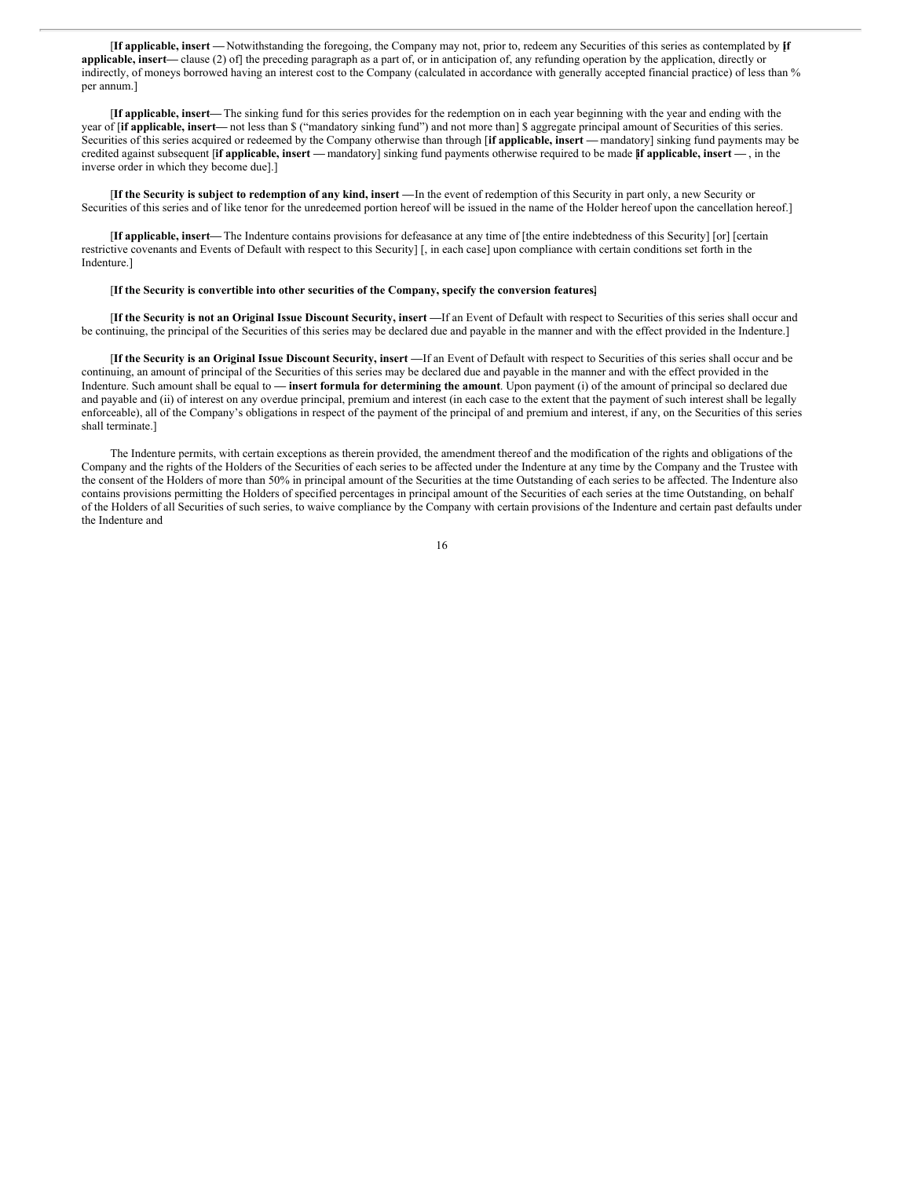[**If applicable, insert —** Notwithstanding the foregoing, the Company may not, prior to, redeem any Securities of this series as contemplated by [**if applicable, insert—** clause (2) of] the preceding paragraph as a part of, or in anticipation of, any refunding operation by the application, directly or indirectly, of moneys borrowed having an interest cost to the Company (calculated in accordance with generally accepted financial practice) of less than % per annum.]

[**If applicable, insert—** The sinking fund for this series provides for the redemption on in each year beginning with the year and ending with the year of [**if applicable, insert—** not less than $ ("mandatory sinking fund") and not more than] $ aggregate principal amount of Securities of this series. Securities of this series acquired or redeemed by the Company otherwise than through [**if applicable, insert —** mandatory] sinking fund payments may be credited against subsequent [**if applicable, insert —** mandatory] sinking fund payments otherwise required to be made [**if applicable, insert —** , in the inverse order in which they become due].]

[**If the Security is subject to redemption of any kind, insert —** In the event of redemption of this Security in part only, a new Security or Securities of this series and of like tenor for the unredeemed portion hereof will be issued in the name of the Holder hereof upon the cancellation hereof.]

[**If applicable, insert—** The Indenture contains provisions for defeasance at any time of [the entire indebtedness of this Security] [or] [certain restrictive covenants and Events of Default with respect to this Security] [, in each case] upon compliance with certain conditions set forth in the Indenture.]

[**If the Security is convertible into other securities of the Company, specify the conversion features**]

[**If the Security is not an Original Issue Discount Security, insert —** If an Event of Default with respect to Securities of this series shall occur and be continuing, the principal of the Securities of this series may be declared due and payable in the manner and with the effect provided in the Indenture.]

[**If the Security is an Original Issue Discount Security, insert —** If an Event of Default with respect to Securities of this series shall occur and be continuing, an amount of principal of the Securities of this series may be declared due and payable in the manner and with the effect provided in the Indenture. Such amount shall be equal to — **insert formula for determining the amount**. Upon payment (i) of the amount of principal so declared due and payable and (ii) of interest on any overdue principal, premium and interest (in each case to the extent that the payment of such interest shall be legally enforceable), all of the Company's obligations in respect of the payment of the principal of and premium and interest, if any, on the Securities of this series shall terminate.]

The Indenture permits, with certain exceptions as therein provided, the amendment thereof and the modification of the rights and obligations of the Company and the rights of the Holders of the Securities of each series to be affected under the Indenture at any time by the Company and the Trustee with the consent of the Holders of more than 50% in principal amount of the Securities at the time Outstanding of each series to be affected. The Indenture also contains provisions permitting the Holders of specified percentages in principal amount of the Securities of each series at the time Outstanding, on behalf of the Holders of all Securities of such series, to waive compliance by the Company with certain provisions of the Indenture and certain past defaults under the Indenture and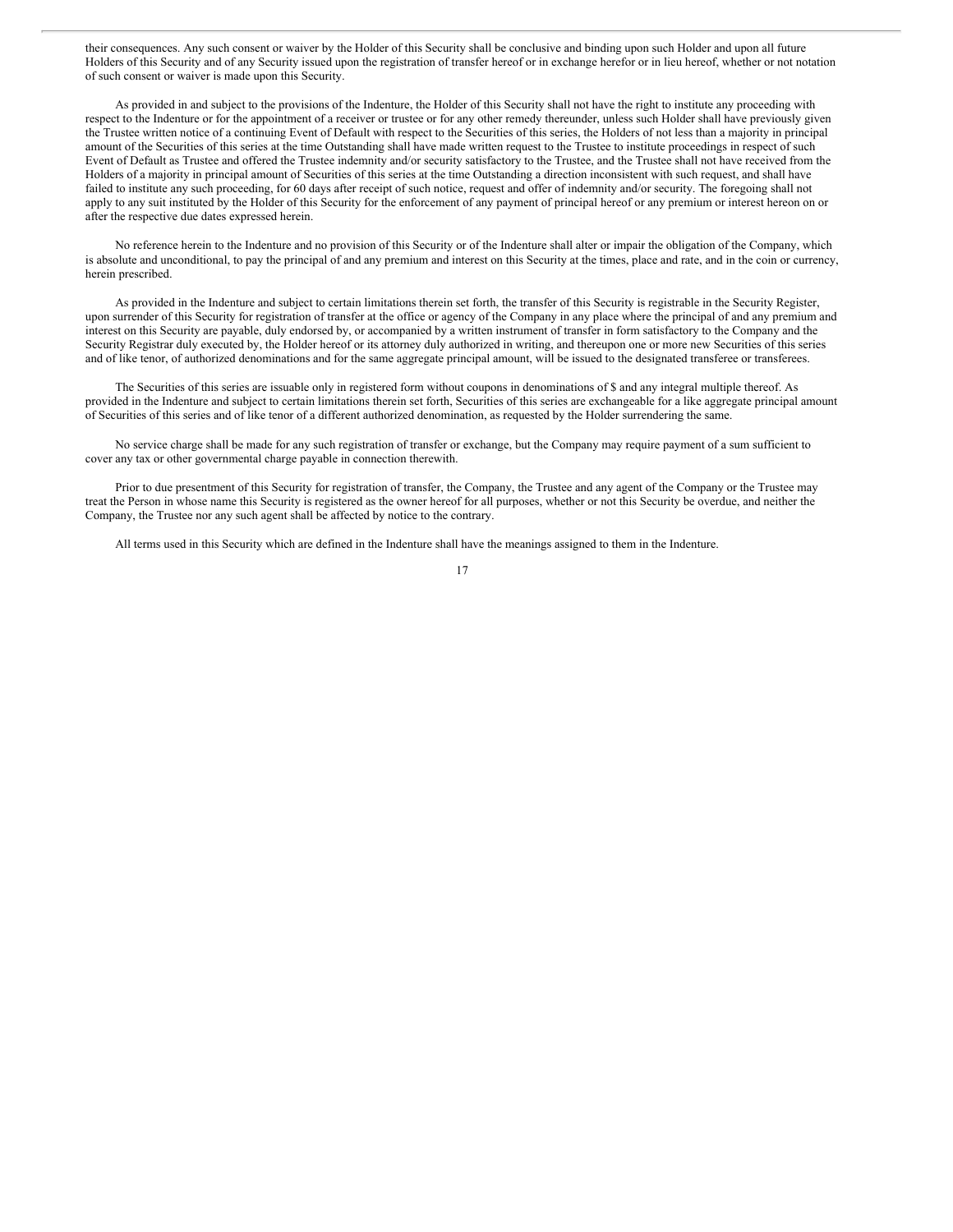their consequences. Any such consent or waiver by the Holder of this Security shall be conclusive and binding upon such Holder and upon all future Holders of this Security and of any Security issued upon the registration of transfer hereof or in exchange herefor or in lieu hereof, whether or not notation of such consent or waiver is made upon this Security.

As provided in and subject to the provisions of the Indenture, the Holder of this Security shall not have the right to institute any proceeding with respect to the Indenture or for the appointment of a receiver or trustee or for any other remedy thereunder, unless such Holder shall have previously given the Trustee written notice of a continuing Event of Default with respect to the Securities of this series, the Holders of not less than a majority in principal amount of the Securities of this series at the time Outstanding shall have made written request to the Trustee to institute proceedings in respect of such Event of Default as Trustee and offered the Trustee indemnity and/or security satisfactory to the Trustee, and the Trustee shall not have received from the Holders of a majority in principal amount of Securities of this series at the time Outstanding a direction inconsistent with such request, and shall have failed to institute any such proceeding, for 60 days after receipt of such notice, request and offer of indemnity and/or security. The foregoing shall not apply to any suit instituted by the Holder of this Security for the enforcement of any payment of principal hereof or any premium or interest hereon on or after the respective due dates expressed herein.

No reference herein to the Indenture and no provision of this Security or of the Indenture shall alter or impair the obligation of the Company, which is absolute and unconditional, to pay the principal of and any premium and interest on this Security at the times, place and rate, and in the coin or currency, herein prescribed.

As provided in the Indenture and subject to certain limitations therein set forth, the transfer of this Security is registrable in the Security Register, upon surrender of this Security for registration of transfer at the office or agency of the Company in any place where the principal of and any premium and interest on this Security are payable, duly endorsed by, or accompanied by a written instrument of transfer in form satisfactory to the Company and the Security Registrar duly executed by, the Holder hereof or its attorney duly authorized in writing, and thereupon one or more new Securities of this series and of like tenor, of authorized denominations and for the same aggregate principal amount, will be issued to the designated transferee or transferees.

The Securities of this series are issuable only in registered form without coupons in denominations of $ and any integral multiple thereof. As provided in the Indenture and subject to certain limitations therein set forth, Securities of this series are exchangeable for a like aggregate principal amount of Securities of this series and of like tenor of a different authorized denomination, as requested by the Holder surrendering the same.

No service charge shall be made for any such registration of transfer or exchange, but the Company may require payment of a sum sufficient to cover any tax or other governmental charge payable in connection therewith.

Prior to due presentment of this Security for registration of transfer, the Company, the Trustee and any agent of the Company or the Trustee may treat the Person in whose name this Security is registered as the owner hereof for all purposes, whether or not this Security be overdue, and neither the Company, the Trustee nor any such agent shall be affected by notice to the contrary.

All terms used in this Security which are defined in the Indenture shall have the meanings assigned to them in the Indenture.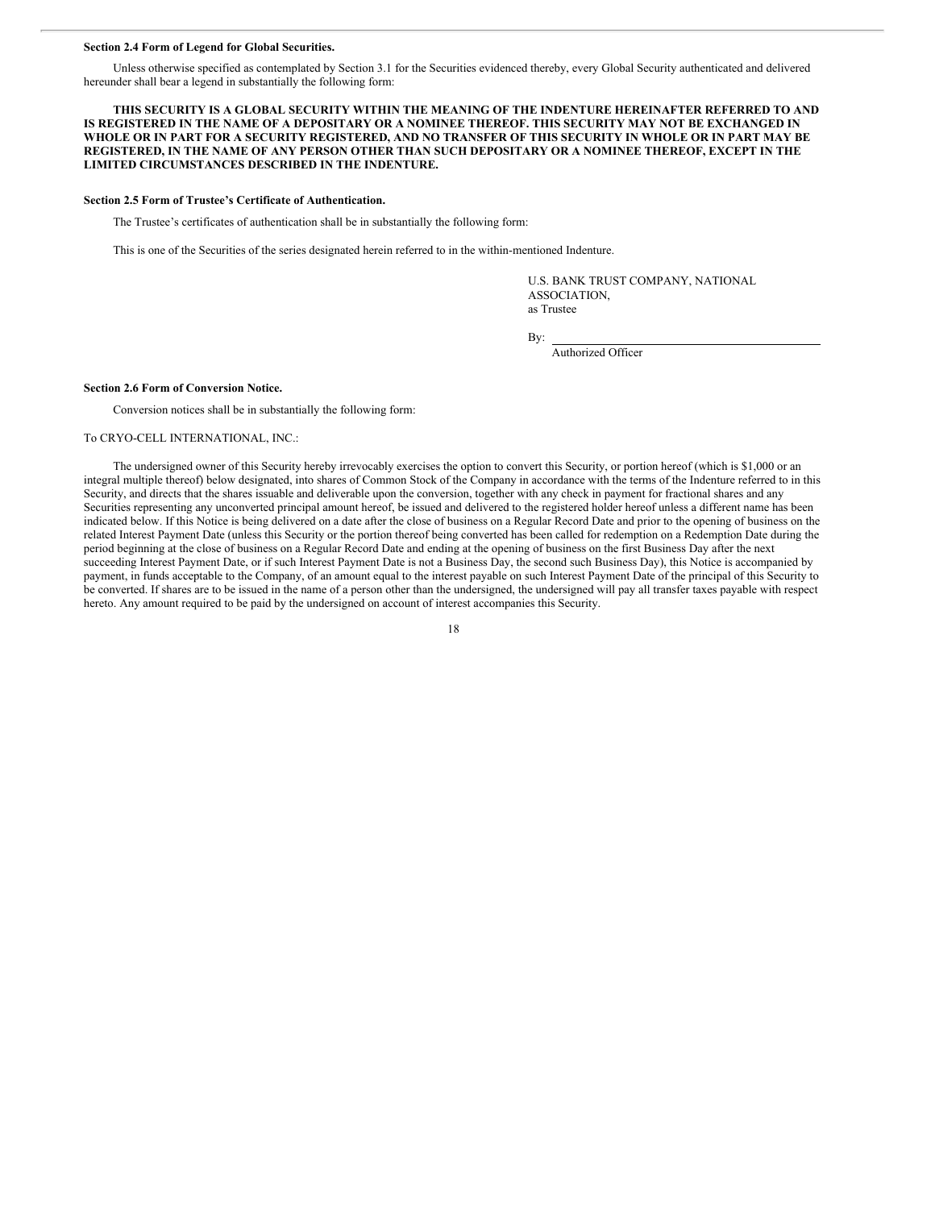**Section 2.4 Form of Legend for Global Securities.**

Unless otherwise specified as contemplated by Section 3.1 for the Securities evidenced thereby, every Global Security authenticated and delivered hereunder shall bear a legend in substantially the following form:

**THIS SECURITY IS A GLOBAL SECURITY WITHIN THE MEANING OF THE INDENTURE HEREINAFTER REFERRED TO AND IS REGISTERED IN THE NAME OF A DEPOSITARY OR A NOMINEE THEREOF. THIS SECURITY MAY NOT BE EXCHANGED IN WHOLE OR IN PART FOR A SECURITY REGISTERED, AND NO TRANSFER OF THIS SECURITY IN WHOLE OR IN PART MAY BE REGISTERED, IN THE NAME OF ANY PERSON OTHER THAN SUCH DEPOSITARY OR A NOMINEE THEREOF, EXCEPT IN THE LIMITED CIRCUMSTANCES DESCRIBED IN THE INDENTURE.**

**Section 2.5 Form of Trustee's Certificate of Authentication.**

The Trustee's certificates of authentication shall be in substantially the following form:

This is one of the Securities of the series designated herein referred to in the within-mentioned Indenture.

U.S. BANK TRUST COMPANY, NATIONAL ASSOCIATION,
as Trustee

By: \_\_\_\_\_\_\_\_\_\_\_\_\_\_\_\_\_\_\_\_\_\_\_\_\_\_\_\_\_\_
Authorized Officer

**Section 2.6 Form of Conversion Notice.**

Conversion notices shall be in substantially the following form:

To CRYO-CELL INTERNATIONAL, INC.:

The undersigned owner of this Security hereby irrevocably exercises the option to convert this Security, or portion hereof (which is $1,000 or an integral multiple thereof) below designated, into shares of Common Stock of the Company in accordance with the terms of the Indenture referred to in this Security, and directs that the shares issuable and deliverable upon the conversion, together with any check in payment for fractional shares and any Securities representing any unconverted principal amount hereof, be issued and delivered to the registered holder hereof unless a different name has been indicated below. If this Notice is being delivered on a date after the close of business on a Regular Record Date and prior to the opening of business on the related Interest Payment Date (unless this Security or the portion thereof being converted has been called for redemption on a Redemption Date during the period beginning at the close of business on a Regular Record Date and ending at the opening of business on the first Business Day after the next succeeding Interest Payment Date, or if such Interest Payment Date is not a Business Day, the second such Business Day), this Notice is accompanied by payment, in funds acceptable to the Company, of an amount equal to the interest payable on such Interest Payment Date of the principal of this Security to be converted. If shares are to be issued in the name of a person other than the undersigned, the undersigned will pay all transfer taxes payable with respect hereto. Any amount required to be paid by the undersigned on account of interest accompanies this Security.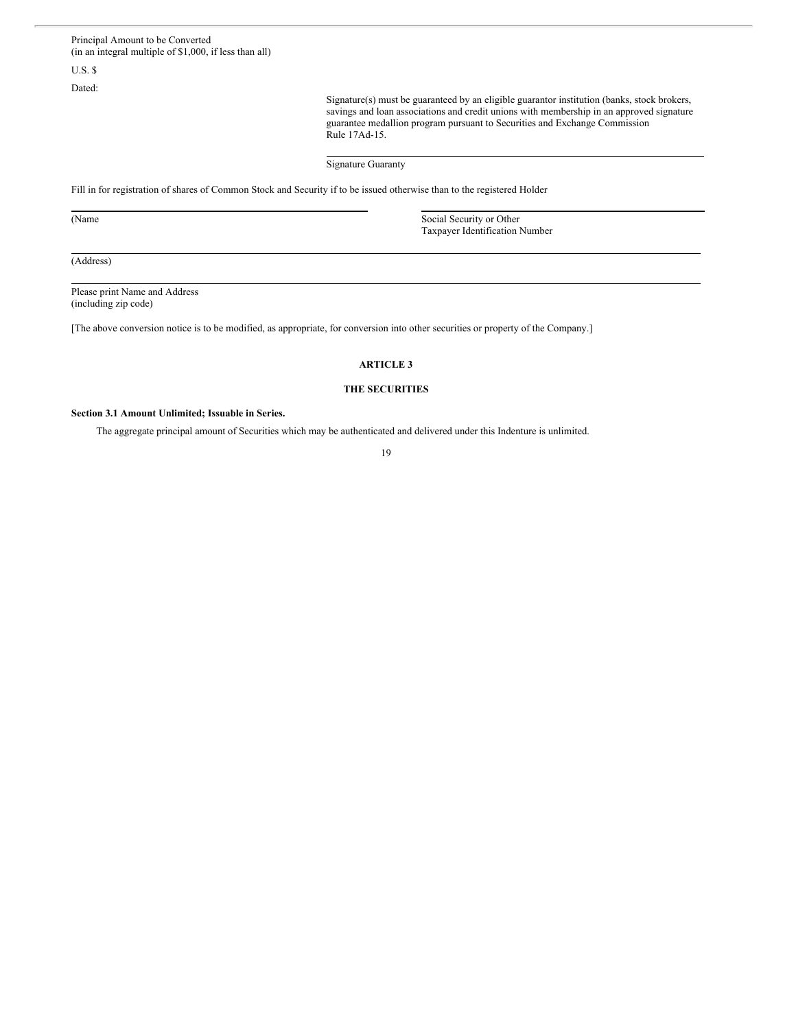Principal Amount to be Converted
(in an integral multiple of $1,000, if less than all)

U.S. $

Dated:

Signature(s) must be guaranteed by an eligible guarantor institution (banks, stock brokers, savings and loan associations and credit unions with membership in an approved signature guarantee medallion program pursuant to Securities and Exchange Commission Rule 17Ad-15.

______________________________

Signature Guaranty

Fill in for registration of shares of Common Stock and Security if to be issued otherwise than to the registered Holder

______________________________ ______________________________

(Name Social Security or Other Taxpayer Identification Number

______________________________

(Address)

______________________________

Please print Name and Address
(including zip code)

[The above conversion notice is to be modified, as appropriate, for conversion into other securities or property of the Company.]

## ARTICLE 3

## THE SECURITIES

**Section 3.1 Amount Unlimited; Issuable in Series.**

The aggregate principal amount of Securities which may be authenticated and delivered under this Indenture is unlimited.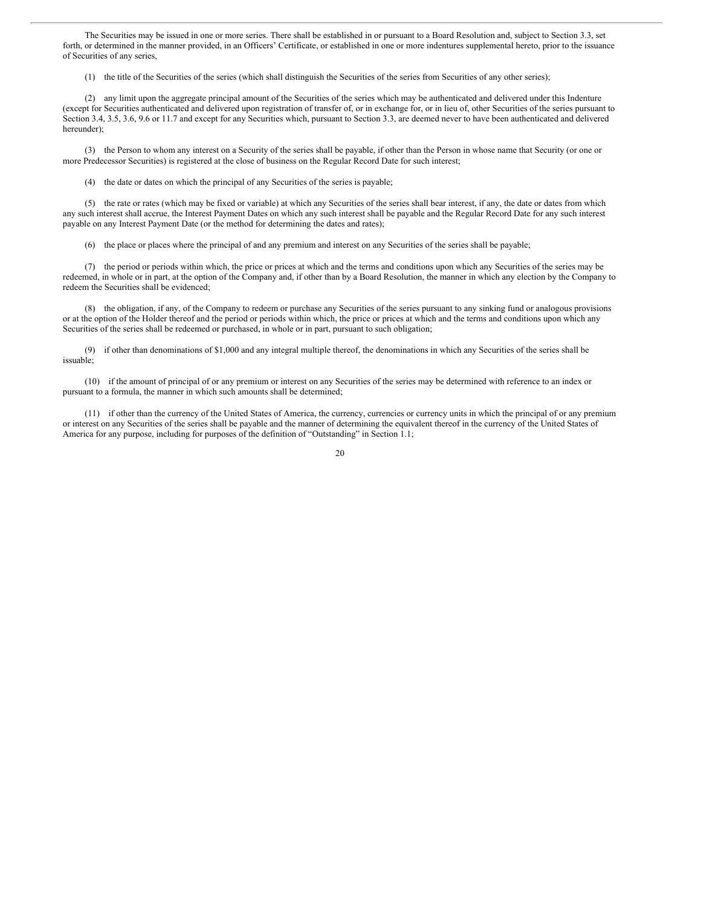The Securities may be issued in one or more series. There shall be established in or pursuant to a Board Resolution and, subject to Section 3.3, set forth, or determined in the manner provided, in an Officers' Certificate, or established in one or more indentures supplemental hereto, prior to the issuance of Securities of any series,

(1) the title of the Securities of the series (which shall distinguish the Securities of the series from Securities of any other series);

(2) any limit upon the aggregate principal amount of the Securities of the series which may be authenticated and delivered under this Indenture (except for Securities authenticated and delivered upon registration of transfer of, or in exchange for, or in lieu of, other Securities of the series pursuant to Section 3.4, 3.5, 3.6, 9.6 or 11.7 and except for any Securities which, pursuant to Section 3.3, are deemed never to have been authenticated and delivered hereunder);

(3) the Person to whom any interest on a Security of the series shall be payable, if other than the Person in whose name that Security (or one or more Predecessor Securities) is registered at the close of business on the Regular Record Date for such interest;

(4) the date or dates on which the principal of any Securities of the series is payable;

(5) the rate or rates (which may be fixed or variable) at which any Securities of the series shall bear interest, if any, the date or dates from which any such interest shall accrue, the Interest Payment Dates on which any such interest shall be payable and the Regular Record Date for any such interest payable on any Interest Payment Date (or the method for determining the dates and rates);

(6) the place or places where the principal of and any premium and interest on any Securities of the series shall be payable;

(7) the period or periods within which, the price or prices at which and the terms and conditions upon which any Securities of the series may be redeemed, in whole or in part, at the option of the Company and, if other than by a Board Resolution, the manner in which any election by the Company to redeem the Securities shall be evidenced;

(8) the obligation, if any, of the Company to redeem or purchase any Securities of the series pursuant to any sinking fund or analogous provisions or at the option of the Holder thereof and the period or periods within which, the price or prices at which and the terms and conditions upon which any Securities of the series shall be redeemed or purchased, in whole or in part, pursuant to such obligation;

(9) if other than denominations of $1,000 and any integral multiple thereof, the denominations in which any Securities of the series shall be issuable;

(10) if the amount of principal of or any premium or interest on any Securities of the series may be determined with reference to an index or pursuant to a formula, the manner in which such amounts shall be determined;

(11) if other than the currency of the United States of America, the currency, currencies or currency units in which the principal of or any premium or interest on any Securities of the series shall be payable and the manner of determining the equivalent thereof in the currency of the United States of America for any purpose, including for purposes of the definition of "Outstanding" in Section 1.1;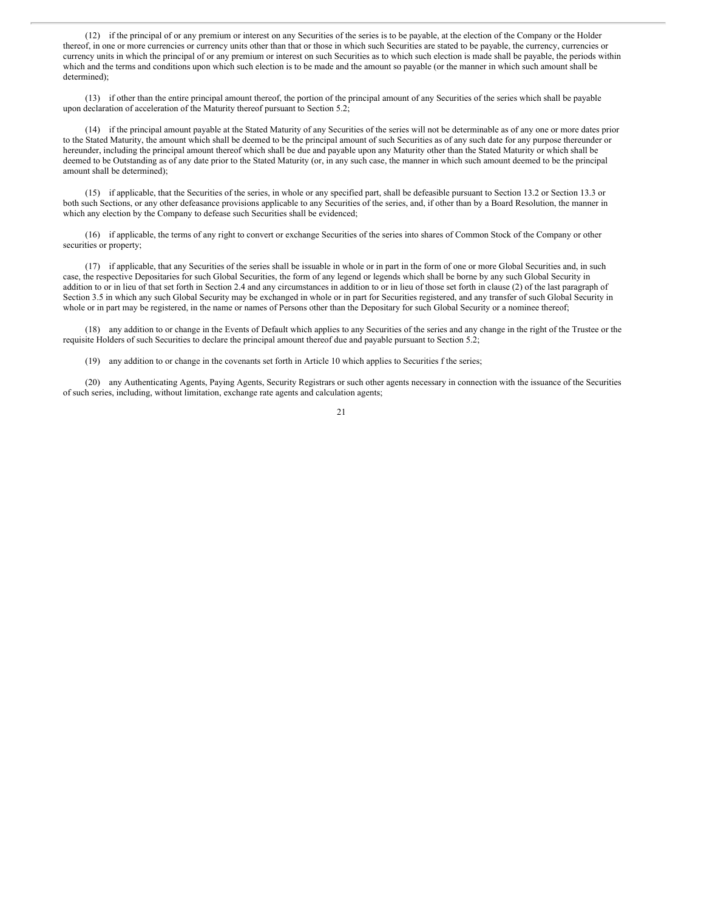(12) if the principal of or any premium or interest on any Securities of the series is to be payable, at the election of the Company or the Holder thereof, in one or more currencies or currency units other than that or those in which such Securities are stated to be payable, the currency, currencies or currency units in which the principal of or any premium or interest on such Securities as to which such election is made shall be payable, the periods within which and the terms and conditions upon which such election is to be made and the amount so payable (or the manner in which such amount shall be determined);

(13) if other than the entire principal amount thereof, the portion of the principal amount of any Securities of the series which shall be payable upon declaration of acceleration of the Maturity thereof pursuant to Section 5.2;

(14) if the principal amount payable at the Stated Maturity of any Securities of the series will not be determinable as of any one or more dates prior to the Stated Maturity, the amount which shall be deemed to be the principal amount of such Securities as of any such date for any purpose thereunder or hereunder, including the principal amount thereof which shall be due and payable upon any Maturity other than the Stated Maturity or which shall be deemed to be Outstanding as of any date prior to the Stated Maturity (or, in any such case, the manner in which such amount deemed to be the principal amount shall be determined);

(15) if applicable, that the Securities of the series, in whole or any specified part, shall be defeasible pursuant to Section 13.2 or Section 13.3 or both such Sections, or any other defeasance provisions applicable to any Securities of the series, and, if other than by a Board Resolution, the manner in which any election by the Company to defease such Securities shall be evidenced;

(16) if applicable, the terms of any right to convert or exchange Securities of the series into shares of Common Stock of the Company or other securities or property;

(17) if applicable, that any Securities of the series shall be issuable in whole or in part in the form of one or more Global Securities and, in such case, the respective Depositaries for such Global Securities, the form of any legend or legends which shall be borne by any such Global Security in addition to or in lieu of that set forth in Section 2.4 and any circumstances in addition to or in lieu of those set forth in clause (2) of the last paragraph of Section 3.5 in which any such Global Security may be exchanged in whole or in part for Securities registered, and any transfer of such Global Security in whole or in part may be registered, in the name or names of Persons other than the Depositary for such Global Security or a nominee thereof;

(18) any addition to or change in the Events of Default which applies to any Securities of the series and any change in the right of the Trustee or the requisite Holders of such Securities to declare the principal amount thereof due and payable pursuant to Section 5.2;

(19) any addition to or change in the covenants set forth in Article 10 which applies to Securities f the series;

(20) any Authenticating Agents, Paying Agents, Security Registrars or such other agents necessary in connection with the issuance of the Securities of such series, including, without limitation, exchange rate agents and calculation agents;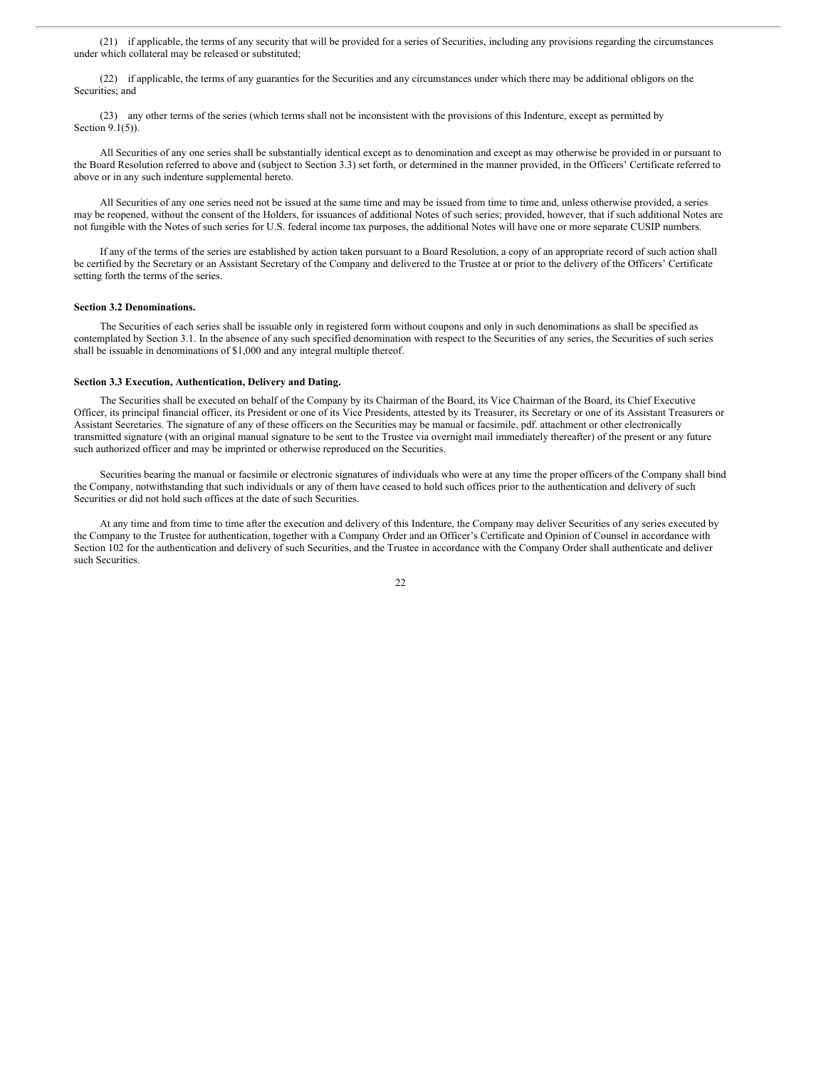(21) if applicable, the terms of any security that will be provided for a series of Securities, including any provisions regarding the circumstances under which collateral may be released or substituted;

(22) if applicable, the terms of any guaranties for the Securities and any circumstances under which there may be additional obligors on the Securities; and

(23) any other terms of the series (which terms shall not be inconsistent with the provisions of this Indenture, except as permitted by Section 9.1(5)).

All Securities of any one series shall be substantially identical except as to denomination and except as may otherwise be provided in or pursuant to the Board Resolution referred to above and (subject to Section 3.3) set forth, or determined in the manner provided, in the Officers' Certificate referred to above or in any such indenture supplemental hereto.

All Securities of any one series need not be issued at the same time and may be issued from time to time and, unless otherwise provided, a series may be reopened, without the consent of the Holders, for issuances of additional Notes of such series; provided, however, that if such additional Notes are not fungible with the Notes of such series for U.S. federal income tax purposes, the additional Notes will have one or more separate CUSIP numbers.

If any of the terms of the series are established by action taken pursuant to a Board Resolution, a copy of an appropriate record of such action shall be certified by the Secretary or an Assistant Secretary of the Company and delivered to the Trustee at or prior to the delivery of the Officers' Certificate setting forth the terms of the series.

**Section 3.2 Denominations.**

The Securities of each series shall be issuable only in registered form without coupons and only in such denominations as shall be specified as contemplated by Section 3.1. In the absence of any such specified denomination with respect to the Securities of any series, the Securities of such series shall be issuable in denominations of $1,000 and any integral multiple thereof.

**Section 3.3 Execution, Authentication, Delivery and Dating.**

The Securities shall be executed on behalf of the Company by its Chairman of the Board, its Vice Chairman of the Board, its Chief Executive Officer, its principal financial officer, its President or one of its Vice Presidents, attested by its Treasurer, its Secretary or one of its Assistant Treasurers or Assistant Secretaries. The signature of any of these officers on the Securities may be manual or facsimile, pdf. attachment or other electronically transmitted signature (with an original manual signature to be sent to the Trustee via overnight mail immediately thereafter) of the present or any future such authorized officer and may be imprinted or otherwise reproduced on the Securities.

Securities bearing the manual or facsimile or electronic signatures of individuals who were at any time the proper officers of the Company shall bind the Company, notwithstanding that such individuals or any of them have ceased to hold such offices prior to the authentication and delivery of such Securities or did not hold such offices at the date of such Securities.

At any time and from time to time after the execution and delivery of this Indenture, the Company may deliver Securities of any series executed by the Company to the Trustee for authentication, together with a Company Order and an Officer's Certificate and Opinion of Counsel in accordance with Section 102 for the authentication and delivery of such Securities, and the Trustee in accordance with the Company Order shall authenticate and deliver such Securities.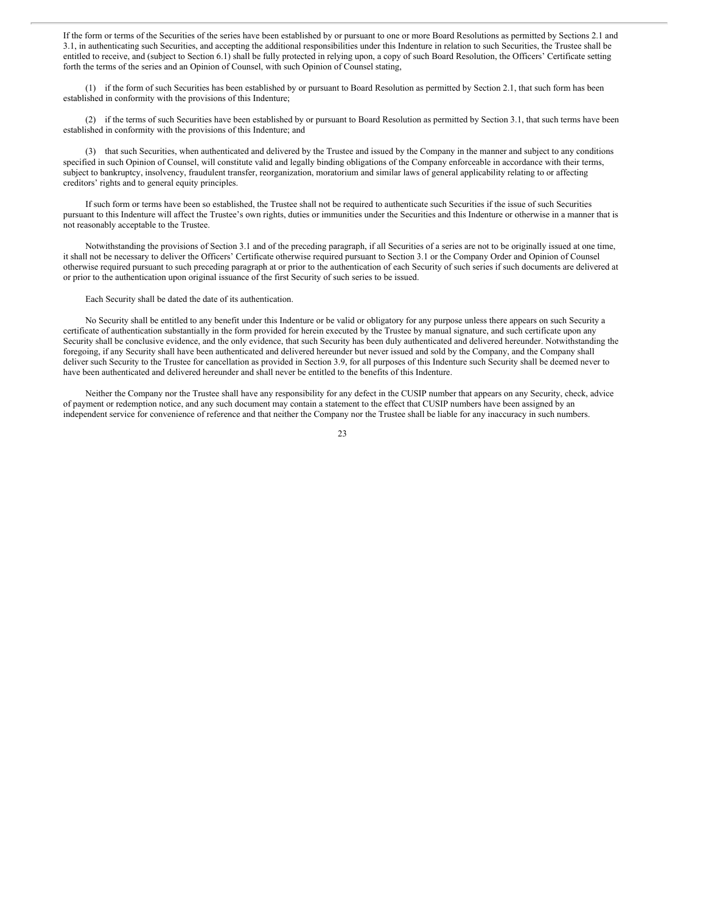If the form or terms of the Securities of the series have been established by or pursuant to one or more Board Resolutions as permitted by Sections 2.1 and 3.1, in authenticating such Securities, and accepting the additional responsibilities under this Indenture in relation to such Securities, the Trustee shall be entitled to receive, and (subject to Section 6.1) shall be fully protected in relying upon, a copy of such Board Resolution, the Officers' Certificate setting forth the terms of the series and an Opinion of Counsel, with such Opinion of Counsel stating,

(1) if the form of such Securities has been established by or pursuant to Board Resolution as permitted by Section 2.1, that such form has been established in conformity with the provisions of this Indenture;

(2) if the terms of such Securities have been established by or pursuant to Board Resolution as permitted by Section 3.1, that such terms have been established in conformity with the provisions of this Indenture; and

(3) that such Securities, when authenticated and delivered by the Trustee and issued by the Company in the manner and subject to any conditions specified in such Opinion of Counsel, will constitute valid and legally binding obligations of the Company enforceable in accordance with their terms, subject to bankruptcy, insolvency, fraudulent transfer, reorganization, moratorium and similar laws of general applicability relating to or affecting creditors' rights and to general equity principles.

If such form or terms have been so established, the Trustee shall not be required to authenticate such Securities if the issue of such Securities pursuant to this Indenture will affect the Trustee's own rights, duties or immunities under the Securities and this Indenture or otherwise in a manner that is not reasonably acceptable to the Trustee.

Notwithstanding the provisions of Section 3.1 and of the preceding paragraph, if all Securities of a series are not to be originally issued at one time, it shall not be necessary to deliver the Officers' Certificate otherwise required pursuant to Section 3.1 or the Company Order and Opinion of Counsel otherwise required pursuant to such preceding paragraph at or prior to the authentication of each Security of such series if such documents are delivered at or prior to the authentication upon original issuance of the first Security of such series to be issued.

Each Security shall be dated the date of its authentication.

No Security shall be entitled to any benefit under this Indenture or be valid or obligatory for any purpose unless there appears on such Security a certificate of authentication substantially in the form provided for herein executed by the Trustee by manual signature, and such certificate upon any Security shall be conclusive evidence, and the only evidence, that such Security has been duly authenticated and delivered hereunder. Notwithstanding the foregoing, if any Security shall have been authenticated and delivered hereunder but never issued and sold by the Company, and the Company shall deliver such Security to the Trustee for cancellation as provided in Section 3.9, for all purposes of this Indenture such Security shall be deemed never to have been authenticated and delivered hereunder and shall never be entitled to the benefits of this Indenture.

Neither the Company nor the Trustee shall have any responsibility for any defect in the CUSIP number that appears on any Security, check, advice of payment or redemption notice, and any such document may contain a statement to the effect that CUSIP numbers have been assigned by an independent service for convenience of reference and that neither the Company nor the Trustee shall be liable for any inaccuracy in such numbers.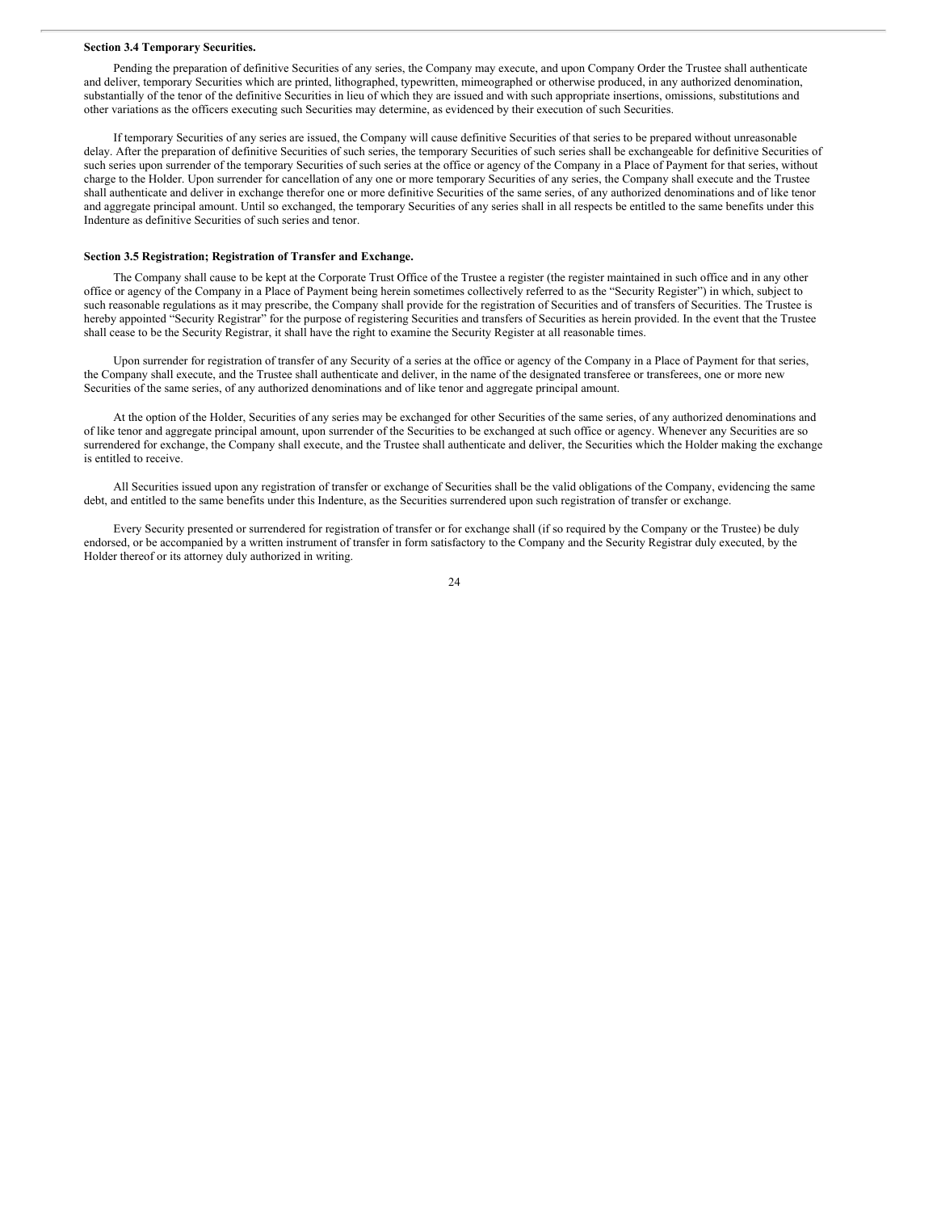**Section 3.4 Temporary Securities.**

Pending the preparation of definitive Securities of any series, the Company may execute, and upon Company Order the Trustee shall authenticate and deliver, temporary Securities which are printed, lithographed, typewritten, mimeographed or otherwise produced, in any authorized denomination, substantially of the tenor of the definitive Securities in lieu of which they are issued and with such appropriate insertions, omissions, substitutions and other variations as the officers executing such Securities may determine, as evidenced by their execution of such Securities.

If temporary Securities of any series are issued, the Company will cause definitive Securities of that series to be prepared without unreasonable delay. After the preparation of definitive Securities of such series, the temporary Securities of such series shall be exchangeable for definitive Securities of such series upon surrender of the temporary Securities of such series at the office or agency of the Company in a Place of Payment for that series, without charge to the Holder. Upon surrender for cancellation of any one or more temporary Securities of any series, the Company shall execute and the Trustee shall authenticate and deliver in exchange therefor one or more definitive Securities of the same series, of any authorized denominations and of like tenor and aggregate principal amount. Until so exchanged, the temporary Securities of any series shall in all respects be entitled to the same benefits under this Indenture as definitive Securities of such series and tenor.

**Section 3.5 Registration; Registration of Transfer and Exchange.**

The Company shall cause to be kept at the Corporate Trust Office of the Trustee a register (the register maintained in such office and in any other office or agency of the Company in a Place of Payment being herein sometimes collectively referred to as the "Security Register") in which, subject to such reasonable regulations as it may prescribe, the Company shall provide for the registration of Securities and of transfers of Securities. The Trustee is hereby appointed "Security Registrar" for the purpose of registering Securities and transfers of Securities as herein provided. In the event that the Trustee shall cease to be the Security Registrar, it shall have the right to examine the Security Register at all reasonable times.

Upon surrender for registration of transfer of any Security of a series at the office or agency of the Company in a Place of Payment for that series, the Company shall execute, and the Trustee shall authenticate and deliver, in the name of the designated transferee or transferees, one or more new Securities of the same series, of any authorized denominations and of like tenor and aggregate principal amount.

At the option of the Holder, Securities of any series may be exchanged for other Securities of the same series, of any authorized denominations and of like tenor and aggregate principal amount, upon surrender of the Securities to be exchanged at such office or agency. Whenever any Securities are so surrendered for exchange, the Company shall execute, and the Trustee shall authenticate and deliver, the Securities which the Holder making the exchange is entitled to receive.

All Securities issued upon any registration of transfer or exchange of Securities shall be the valid obligations of the Company, evidencing the same debt, and entitled to the same benefits under this Indenture, as the Securities surrendered upon such registration of transfer or exchange.

Every Security presented or surrendered for registration of transfer or for exchange shall (if so required by the Company or the Trustee) be duly endorsed, or be accompanied by a written instrument of transfer in form satisfactory to the Company and the Security Registrar duly executed, by the Holder thereof or its attorney duly authorized in writing.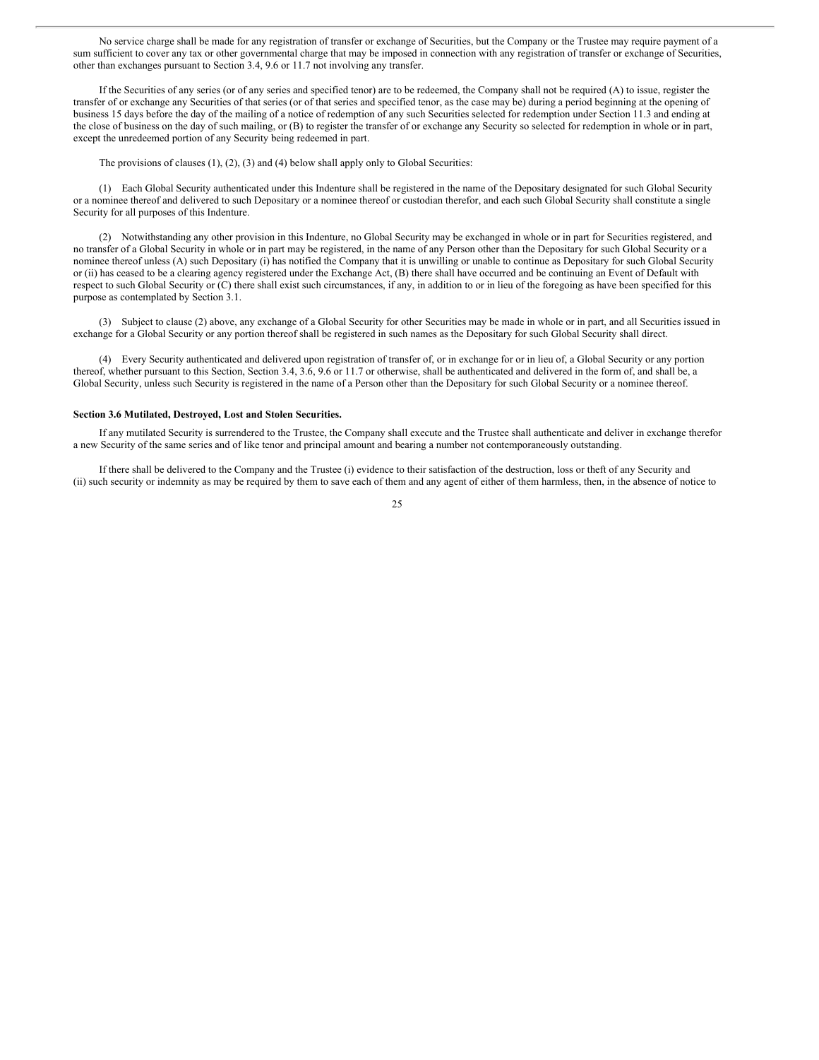No service charge shall be made for any registration of transfer or exchange of Securities, but the Company or the Trustee may require payment of a sum sufficient to cover any tax or other governmental charge that may be imposed in connection with any registration of transfer or exchange of Securities, other than exchanges pursuant to Section 3.4, 9.6 or 11.7 not involving any transfer.

If the Securities of any series (or of any series and specified tenor) are to be redeemed, the Company shall not be required (A) to issue, register the transfer of or exchange any Securities of that series (or of that series and specified tenor, as the case may be) during a period beginning at the opening of business 15 days before the day of the mailing of a notice of redemption of any such Securities selected for redemption under Section 11.3 and ending at the close of business on the day of such mailing, or (B) to register the transfer of or exchange any Security so selected for redemption in whole or in part, except the unredeemed portion of any Security being redeemed in part.

The provisions of clauses (1), (2), (3) and (4) below shall apply only to Global Securities:

(1) Each Global Security authenticated under this Indenture shall be registered in the name of the Depositary designated for such Global Security or a nominee thereof and delivered to such Depositary or a nominee thereof or custodian therefor, and each such Global Security shall constitute a single Security for all purposes of this Indenture.

(2) Notwithstanding any other provision in this Indenture, no Global Security may be exchanged in whole or in part for Securities registered, and no transfer of a Global Security in whole or in part may be registered, in the name of any Person other than the Depositary for such Global Security or a nominee thereof unless (A) such Depositary (i) has notified the Company that it is unwilling or unable to continue as Depositary for such Global Security or (ii) has ceased to be a clearing agency registered under the Exchange Act, (B) there shall have occurred and be continuing an Event of Default with respect to such Global Security or (C) there shall exist such circumstances, if any, in addition to or in lieu of the foregoing as have been specified for this purpose as contemplated by Section 3.1.

(3) Subject to clause (2) above, any exchange of a Global Security for other Securities may be made in whole or in part, and all Securities issued in exchange for a Global Security or any portion thereof shall be registered in such names as the Depositary for such Global Security shall direct.

(4) Every Security authenticated and delivered upon registration of transfer of, or in exchange for or in lieu of, a Global Security or any portion thereof, whether pursuant to this Section, Section 3.4, 3.6, 9.6 or 11.7 or otherwise, shall be authenticated and delivered in the form of, and shall be, a Global Security, unless such Security is registered in the name of a Person other than the Depositary for such Global Security or a nominee thereof.

**Section 3.6 Mutilated, Destroyed, Lost and Stolen Securities.**

If any mutilated Security is surrendered to the Trustee, the Company shall execute and the Trustee shall authenticate and deliver in exchange therefor a new Security of the same series and of like tenor and principal amount and bearing a number not contemporaneously outstanding.

If there shall be delivered to the Company and the Trustee (i) evidence to their satisfaction of the destruction, loss or theft of any Security and (ii) such security or indemnity as may be required by them to save each of them and any agent of either of them harmless, then, in the absence of notice to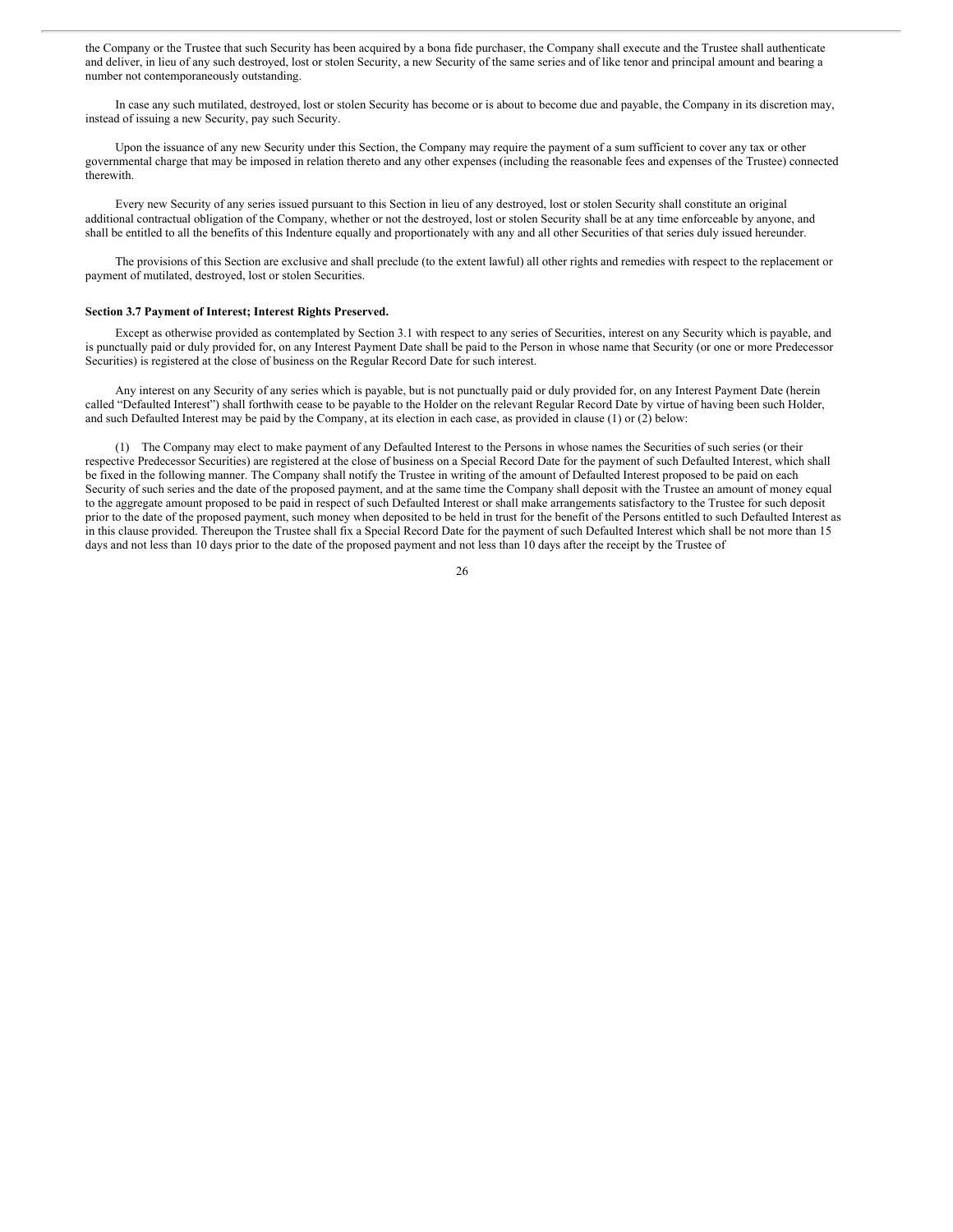the Company or the Trustee that such Security has been acquired by a bona fide purchaser, the Company shall execute and the Trustee shall authenticate and deliver, in lieu of any such destroyed, lost or stolen Security, a new Security of the same series and of like tenor and principal amount and bearing a number not contemporaneously outstanding.

In case any such mutilated, destroyed, lost or stolen Security has become or is about to become due and payable, the Company in its discretion may, instead of issuing a new Security, pay such Security.

Upon the issuance of any new Security under this Section, the Company may require the payment of a sum sufficient to cover any tax or other governmental charge that may be imposed in relation thereto and any other expenses (including the reasonable fees and expenses of the Trustee) connected therewith.

Every new Security of any series issued pursuant to this Section in lieu of any destroyed, lost or stolen Security shall constitute an original additional contractual obligation of the Company, whether or not the destroyed, lost or stolen Security shall be at any time enforceable by anyone, and shall be entitled to all the benefits of this Indenture equally and proportionately with any and all other Securities of that series duly issued hereunder.

The provisions of this Section are exclusive and shall preclude (to the extent lawful) all other rights and remedies with respect to the replacement or payment of mutilated, destroyed, lost or stolen Securities.

**Section 3.7 Payment of Interest; Interest Rights Preserved.**

Except as otherwise provided as contemplated by Section 3.1 with respect to any series of Securities, interest on any Security which is payable, and is punctually paid or duly provided for, on any Interest Payment Date shall be paid to the Person in whose name that Security (or one or more Predecessor Securities) is registered at the close of business on the Regular Record Date for such interest.

Any interest on any Security of any series which is payable, but is not punctually paid or duly provided for, on any Interest Payment Date (herein called "Defaulted Interest") shall forthwith cease to be payable to the Holder on the relevant Regular Record Date by virtue of having been such Holder, and such Defaulted Interest may be paid by the Company, at its election in each case, as provided in clause (1) or (2) below:

(1) The Company may elect to make payment of any Defaulted Interest to the Persons in whose names the Securities of such series (or their respective Predecessor Securities) are registered at the close of business on a Special Record Date for the payment of such Defaulted Interest, which shall be fixed in the following manner. The Company shall notify the Trustee in writing of the amount of Defaulted Interest proposed to be paid on each Security of such series and the date of the proposed payment, and at the same time the Company shall deposit with the Trustee an amount of money equal to the aggregate amount proposed to be paid in respect of such Defaulted Interest or shall make arrangements satisfactory to the Trustee for such deposit prior to the date of the proposed payment, such money when deposited to be held in trust for the benefit of the Persons entitled to such Defaulted Interest as in this clause provided. Thereupon the Trustee shall fix a Special Record Date for the payment of such Defaulted Interest which shall be not more than 15 days and not less than 10 days prior to the date of the proposed payment and not less than 10 days after the receipt by the Trustee of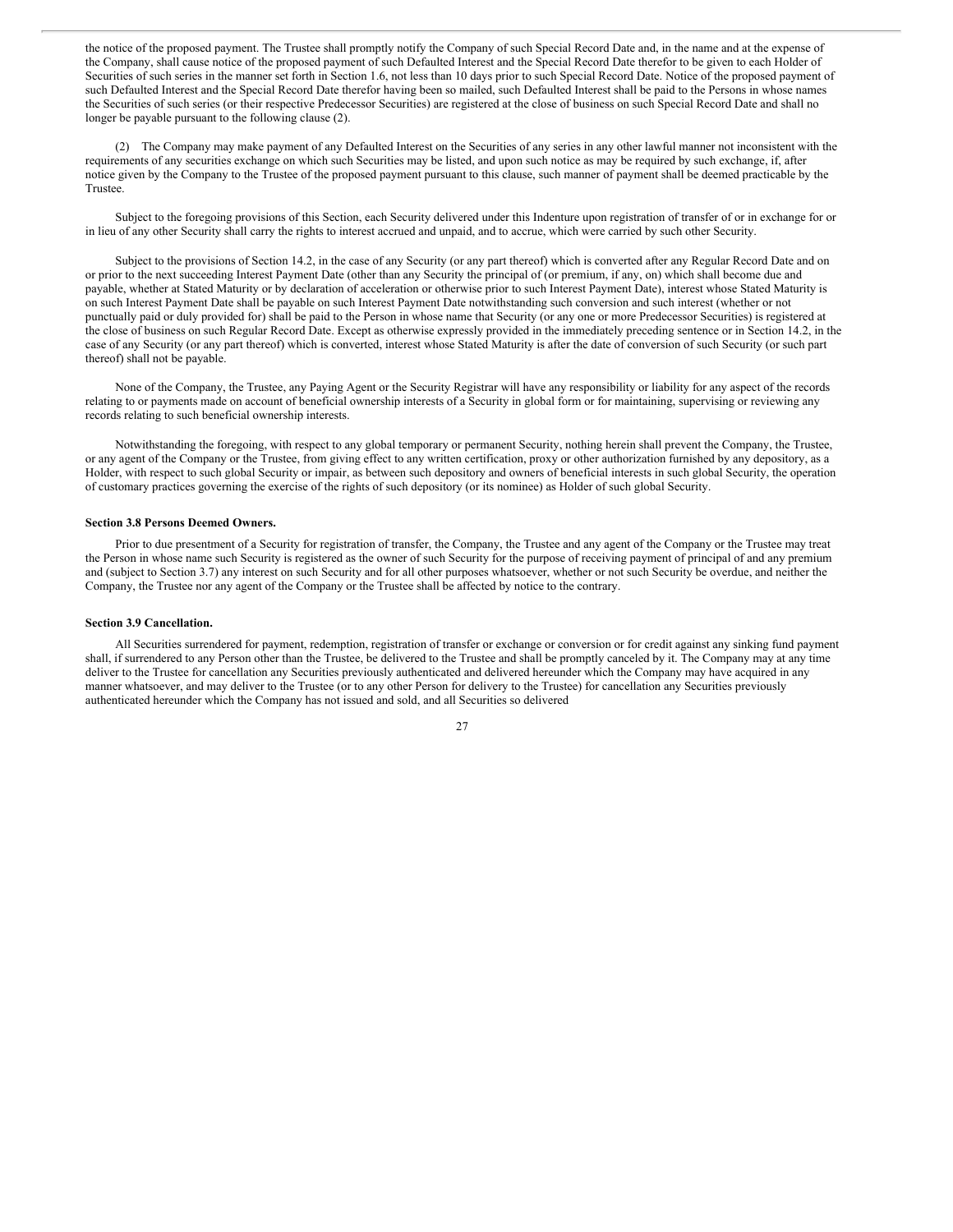the notice of the proposed payment. The Trustee shall promptly notify the Company of such Special Record Date and, in the name and at the expense of the Company, shall cause notice of the proposed payment of such Defaulted Interest and the Special Record Date therefor to be given to each Holder of Securities of such series in the manner set forth in Section 1.6, not less than 10 days prior to such Special Record Date. Notice of the proposed payment of such Defaulted Interest and the Special Record Date therefor having been so mailed, such Defaulted Interest shall be paid to the Persons in whose names the Securities of such series (or their respective Predecessor Securities) are registered at the close of business on such Special Record Date and shall no longer be payable pursuant to the following clause (2).

(2) The Company may make payment of any Defaulted Interest on the Securities of any series in any other lawful manner not inconsistent with the requirements of any securities exchange on which such Securities may be listed, and upon such notice as may be required by such exchange, if, after notice given by the Company to the Trustee of the proposed payment pursuant to this clause, such manner of payment shall be deemed practicable by the Trustee.

Subject to the foregoing provisions of this Section, each Security delivered under this Indenture upon registration of transfer of or in exchange for or in lieu of any other Security shall carry the rights to interest accrued and unpaid, and to accrue, which were carried by such other Security.

Subject to the provisions of Section 14.2, in the case of any Security (or any part thereof) which is converted after any Regular Record Date and on or prior to the next succeeding Interest Payment Date (other than any Security the principal of (or premium, if any, on) which shall become due and payable, whether at Stated Maturity or by declaration of acceleration or otherwise prior to such Interest Payment Date), interest whose Stated Maturity is on such Interest Payment Date shall be payable on such Interest Payment Date notwithstanding such conversion and such interest (whether or not punctually paid or duly provided for) shall be paid to the Person in whose name that Security (or any one or more Predecessor Securities) is registered at the close of business on such Regular Record Date. Except as otherwise expressly provided in the immediately preceding sentence or in Section 14.2, in the case of any Security (or any part thereof) which is converted, interest whose Stated Maturity is after the date of conversion of such Security (or such part thereof) shall not be payable.

None of the Company, the Trustee, any Paying Agent or the Security Registrar will have any responsibility or liability for any aspect of the records relating to or payments made on account of beneficial ownership interests of a Security in global form or for maintaining, supervising or reviewing any records relating to such beneficial ownership interests.

Notwithstanding the foregoing, with respect to any global temporary or permanent Security, nothing herein shall prevent the Company, the Trustee, or any agent of the Company or the Trustee, from giving effect to any written certification, proxy or other authorization furnished by any depository, as a Holder, with respect to such global Security or impair, as between such depository and owners of beneficial interests in such global Security, the operation of customary practices governing the exercise of the rights of such depository (or its nominee) as Holder of such global Security.

**Section 3.8 Persons Deemed Owners.**

Prior to due presentment of a Security for registration of transfer, the Company, the Trustee and any agent of the Company or the Trustee may treat the Person in whose name such Security is registered as the owner of such Security for the purpose of receiving payment of principal of and any premium and (subject to Section 3.7) any interest on such Security and for all other purposes whatsoever, whether or not such Security be overdue, and neither the Company, the Trustee nor any agent of the Company or the Trustee shall be affected by notice to the contrary.

**Section 3.9 Cancellation.**

All Securities surrendered for payment, redemption, registration of transfer or exchange or conversion or for credit against any sinking fund payment shall, if surrendered to any Person other than the Trustee, be delivered to the Trustee and shall be promptly canceled by it. The Company may at any time deliver to the Trustee for cancellation any Securities previously authenticated and delivered hereunder which the Company may have acquired in any manner whatsoever, and may deliver to the Trustee (or to any other Person for delivery to the Trustee) for cancellation any Securities previously authenticated hereunder which the Company has not issued and sold, and all Securities so delivered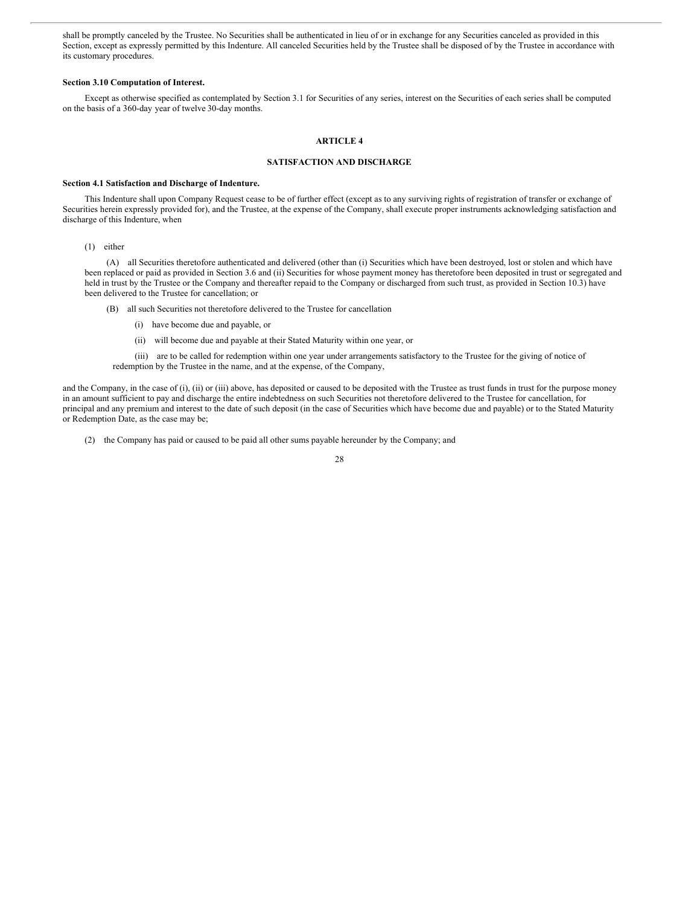shall be promptly canceled by the Trustee. No Securities shall be authenticated in lieu of or in exchange for any Securities canceled as provided in this Section, except as expressly permitted by this Indenture. All canceled Securities held by the Trustee shall be disposed of by the Trustee in accordance with its customary procedures.

**Section 3.10 Computation of Interest.**

Except as otherwise specified as contemplated by Section 3.1 for Securities of any series, interest on the Securities of each series shall be computed on the basis of a 360-day year of twelve 30-day months.

## ARTICLE 4

## SATISFACTION AND DISCHARGE

**Section 4.1 Satisfaction and Discharge of Indenture.**

This Indenture shall upon Company Request cease to be of further effect (except as to any surviving rights of registration of transfer or exchange of Securities herein expressly provided for), and the Trustee, at the expense of the Company, shall execute proper instruments acknowledging satisfaction and discharge of this Indenture, when

(1) either

(A) all Securities theretofore authenticated and delivered (other than (i) Securities which have been destroyed, lost or stolen and which have been replaced or paid as provided in Section 3.6 and (ii) Securities for whose payment money has theretofore been deposited in trust or segregated and held in trust by the Trustee or the Company and thereafter repaid to the Company or discharged from such trust, as provided in Section 10.3) have been delivered to the Trustee for cancellation; or

(B) all such Securities not theretofore delivered to the Trustee for cancellation

(i) have become due and payable, or

(ii) will become due and payable at their Stated Maturity within one year, or

(iii) are to be called for redemption within one year under arrangements satisfactory to the Trustee for the giving of notice of redemption by the Trustee in the name, and at the expense, of the Company,

and the Company, in the case of (i), (ii) or (iii) above, has deposited or caused to be deposited with the Trustee as trust funds in trust for the purpose money in an amount sufficient to pay and discharge the entire indebtedness on such Securities not theretofore delivered to the Trustee for cancellation, for principal and any premium and interest to the date of such deposit (in the case of Securities which have become due and payable) or to the Stated Maturity or Redemption Date, as the case may be;

(2) the Company has paid or caused to be paid all other sums payable hereunder by the Company; and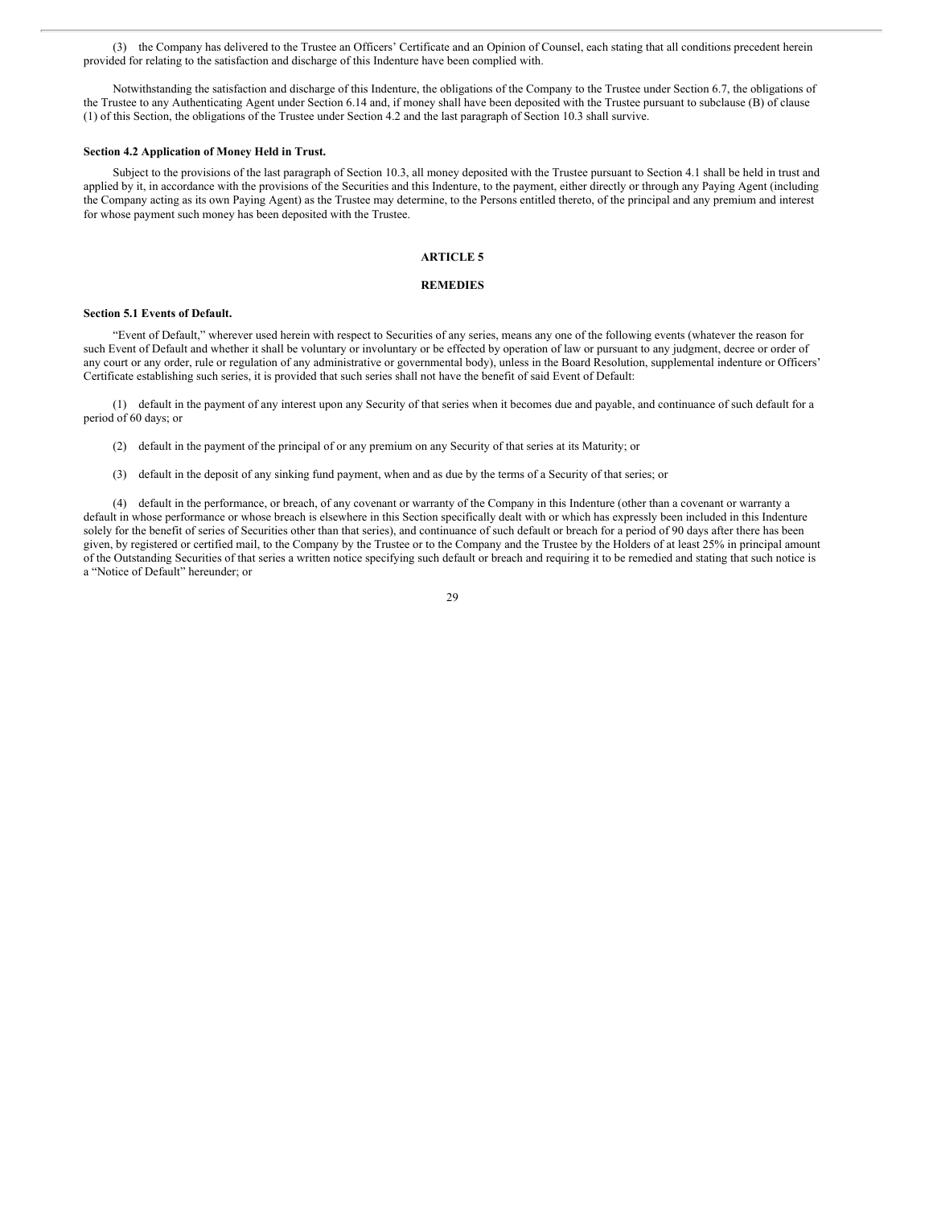(3) the Company has delivered to the Trustee an Officers' Certificate and an Opinion of Counsel, each stating that all conditions precedent herein provided for relating to the satisfaction and discharge of this Indenture have been complied with.

Notwithstanding the satisfaction and discharge of this Indenture, the obligations of the Company to the Trustee under Section 6.7, the obligations of the Trustee to any Authenticating Agent under Section 6.14 and, if money shall have been deposited with the Trustee pursuant to subclause (B) of clause (1) of this Section, the obligations of the Trustee under Section 4.2 and the last paragraph of Section 10.3 shall survive.

**Section 4.2 Application of Money Held in Trust.**

Subject to the provisions of the last paragraph of Section 10.3, all money deposited with the Trustee pursuant to Section 4.1 shall be held in trust and applied by it, in accordance with the provisions of the Securities and this Indenture, to the payment, either directly or through any Paying Agent (including the Company acting as its own Paying Agent) as the Trustee may determine, to the Persons entitled thereto, of the principal and any premium and interest for whose payment such money has been deposited with the Trustee.

## ARTICLE 5

## REMEDIES

**Section 5.1 Events of Default.**

"Event of Default," wherever used herein with respect to Securities of any series, means any one of the following events (whatever the reason for such Event of Default and whether it shall be voluntary or involuntary or be effected by operation of law or pursuant to any judgment, decree or order of any court or any order, rule or regulation of any administrative or governmental body), unless in the Board Resolution, supplemental indenture or Officers' Certificate establishing such series, it is provided that such series shall not have the benefit of said Event of Default:

(1) default in the payment of any interest upon any Security of that series when it becomes due and payable, and continuance of such default for a period of 60 days; or

(2) default in the payment of the principal of or any premium on any Security of that series at its Maturity; or

(3) default in the deposit of any sinking fund payment, when and as due by the terms of a Security of that series; or

(4) default in the performance, or breach, of any covenant or warranty of the Company in this Indenture (other than a covenant or warranty a default in whose performance or whose breach is elsewhere in this Section specifically dealt with or which has expressly been included in this Indenture solely for the benefit of series of Securities other than that series), and continuance of such default or breach for a period of 90 days after there has been given, by registered or certified mail, to the Company by the Trustee or to the Company and the Trustee by the Holders of at least 25% in principal amount of the Outstanding Securities of that series a written notice specifying such default or breach and requiring it to be remedied and stating that such notice is a "Notice of Default" hereunder; or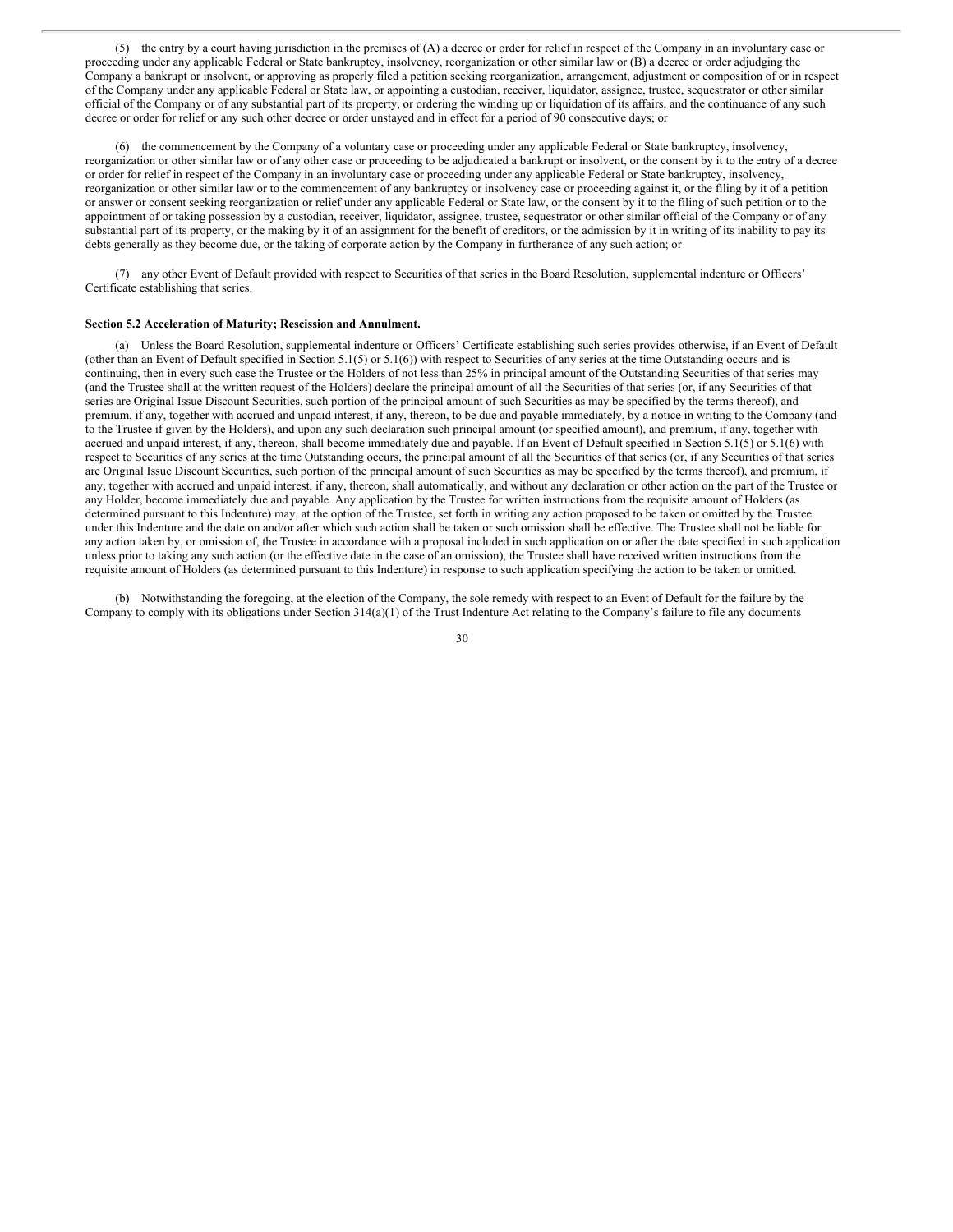(5) the entry by a court having jurisdiction in the premises of (A) a decree or order for relief in respect of the Company in an involuntary case or proceeding under any applicable Federal or State bankruptcy, insolvency, reorganization or other similar law or (B) a decree or order adjudging the Company a bankrupt or insolvent, or approving as properly filed a petition seeking reorganization, arrangement, adjustment or composition of or in respect of the Company under any applicable Federal or State law, or appointing a custodian, receiver, liquidator, assignee, trustee, sequestrator or other similar official of the Company or of any substantial part of its property, or ordering the winding up or liquidation of its affairs, and the continuance of any such decree or order for relief or any such other decree or order unstayed and in effect for a period of 90 consecutive days; or

(6) the commencement by the Company of a voluntary case or proceeding under any applicable Federal or State bankruptcy, insolvency, reorganization or other similar law or of any other case or proceeding to be adjudicated a bankrupt or insolvent, or the consent by it to the entry of a decree or order for relief in respect of the Company in an involuntary case or proceeding under any applicable Federal or State bankruptcy, insolvency, reorganization or other similar law or to the commencement of any bankruptcy or insolvency case or proceeding against it, or the filing by it of a petition or answer or consent seeking reorganization or relief under any applicable Federal or State law, or the consent by it to the filing of such petition or to the appointment of or taking possession by a custodian, receiver, liquidator, assignee, trustee, sequestrator or other similar official of the Company or of any substantial part of its property, or the making by it of an assignment for the benefit of creditors, or the admission by it in writing of its inability to pay its debts generally as they become due, or the taking of corporate action by the Company in furtherance of any such action; or

(7) any other Event of Default provided with respect to Securities of that series in the Board Resolution, supplemental indenture or Officers' Certificate establishing that series.

**Section 5.2 Acceleration of Maturity; Rescission and Annulment.**

(a) Unless the Board Resolution, supplemental indenture or Officers' Certificate establishing such series provides otherwise, if an Event of Default (other than an Event of Default specified in Section 5.1(5) or 5.1(6)) with respect to Securities of any series at the time Outstanding occurs and is continuing, then in every such case the Trustee or the Holders of not less than 25% in principal amount of the Outstanding Securities of that series may (and the Trustee shall at the written request of the Holders) declare the principal amount of all the Securities of that series (or, if any Securities of that series are Original Issue Discount Securities, such portion of the principal amount of such Securities as may be specified by the terms thereof), and premium, if any, together with accrued and unpaid interest, if any, thereon, to be due and payable immediately, by a notice in writing to the Company (and to the Trustee if given by the Holders), and upon any such declaration such principal amount (or specified amount), and premium, if any, together with accrued and unpaid interest, if any, thereon, shall become immediately due and payable. If an Event of Default specified in Section 5.1(5) or 5.1(6) with respect to Securities of any series at the time Outstanding occurs, the principal amount of all the Securities of that series (or, if any Securities of that series are Original Issue Discount Securities, such portion of the principal amount of such Securities as may be specified by the terms thereof), and premium, if any, together with accrued and unpaid interest, if any, thereon, shall automatically, and without any declaration or other action on the part of the Trustee or any Holder, become immediately due and payable. Any application by the Trustee for written instructions from the requisite amount of Holders (as determined pursuant to this Indenture) may, at the option of the Trustee, set forth in writing any action proposed to be taken or omitted by the Trustee under this Indenture and the date on and/or after which such action shall be taken or such omission shall be effective. The Trustee shall not be liable for any action taken by, or omission of, the Trustee in accordance with a proposal included in such application on or after the date specified in such application unless prior to taking any such action (or the effective date in the case of an omission), the Trustee shall have received written instructions from the requisite amount of Holders (as determined pursuant to this Indenture) in response to such application specifying the action to be taken or omitted.

(b) Notwithstanding the foregoing, at the election of the Company, the sole remedy with respect to an Event of Default for the failure by the Company to comply with its obligations under Section 314(a)(1) of the Trust Indenture Act relating to the Company's failure to file any documents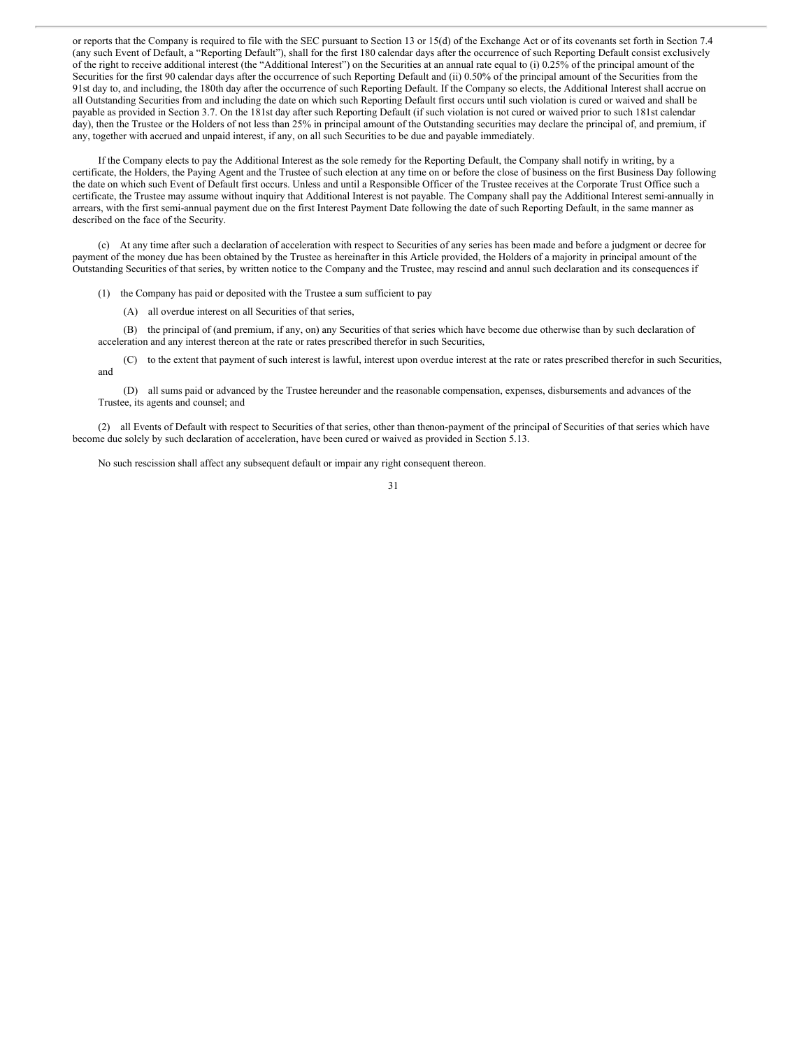or reports that the Company is required to file with the SEC pursuant to Section 13 or 15(d) of the Exchange Act or of its covenants set forth in Section 7.4 (any such Event of Default, a "Reporting Default"), shall for the first 180 calendar days after the occurrence of such Reporting Default consist exclusively of the right to receive additional interest (the "Additional Interest") on the Securities at an annual rate equal to (i) 0.25% of the principal amount of the Securities for the first 90 calendar days after the occurrence of such Reporting Default and (ii) 0.50% of the principal amount of the Securities from the 91st day to, and including, the 180th day after the occurrence of such Reporting Default. If the Company so elects, the Additional Interest shall accrue on all Outstanding Securities from and including the date on which such Reporting Default first occurs until such violation is cured or waived and shall be payable as provided in Section 3.7. On the 181st day after such Reporting Default (if such violation is not cured or waived prior to such 181st calendar day), then the Trustee or the Holders of not less than 25% in principal amount of the Outstanding securities may declare the principal of, and premium, if any, together with accrued and unpaid interest, if any, on all such Securities to be due and payable immediately.

If the Company elects to pay the Additional Interest as the sole remedy for the Reporting Default, the Company shall notify in writing, by a certificate, the Holders, the Paying Agent and the Trustee of such election at any time on or before the close of business on the first Business Day following the date on which such Event of Default first occurs. Unless and until a Responsible Officer of the Trustee receives at the Corporate Trust Office such a certificate, the Trustee may assume without inquiry that Additional Interest is not payable. The Company shall pay the Additional Interest semi-annually in arrears, with the first semi-annual payment due on the first Interest Payment Date following the date of such Reporting Default, in the same manner as described on the face of the Security.

(c) At any time after such a declaration of acceleration with respect to Securities of any series has been made and before a judgment or decree for payment of the money due has been obtained by the Trustee as hereinafter in this Article provided, the Holders of a majority in principal amount of the Outstanding Securities of that series, by written notice to the Company and the Trustee, may rescind and annul such declaration and its consequences if

(1) the Company has paid or deposited with the Trustee a sum sufficient to pay

(A) all overdue interest on all Securities of that series,

(B) the principal of (and premium, if any, on) any Securities of that series which have become due otherwise than by such declaration of acceleration and any interest thereon at the rate or rates prescribed therefor in such Securities,

(C) to the extent that payment of such interest is lawful, interest upon overdue interest at the rate or rates prescribed therefor in such Securities, and

(D) all sums paid or advanced by the Trustee hereunder and the reasonable compensation, expenses, disbursements and advances of the Trustee, its agents and counsel; and

(2) all Events of Default with respect to Securities of that series, other than thenon-payment of the principal of Securities of that series which have become due solely by such declaration of acceleration, have been cured or waived as provided in Section 5.13.

No such rescission shall affect any subsequent default or impair any right consequent thereon.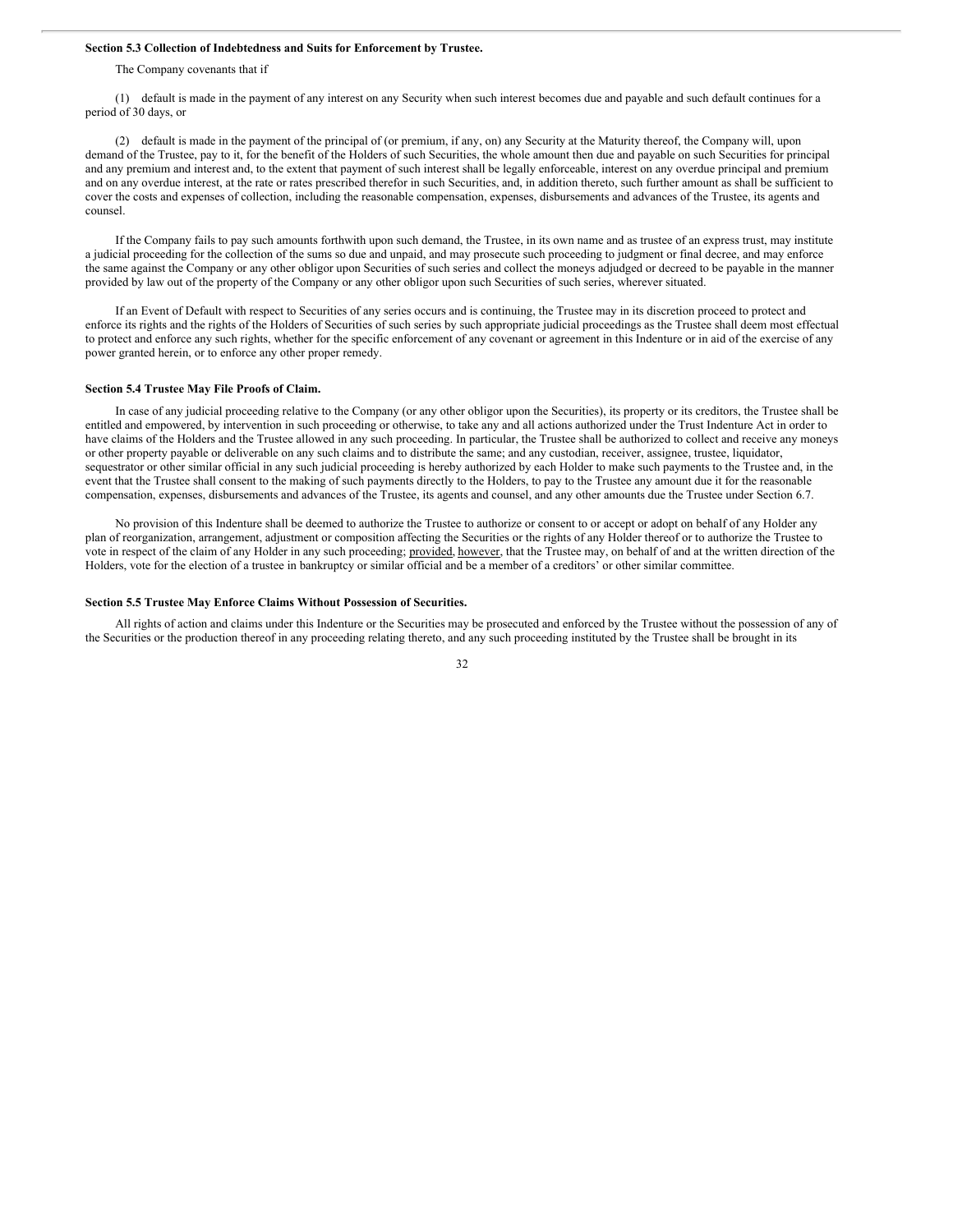**Section 5.3 Collection of Indebtedness and Suits for Enforcement by Trustee.**

The Company covenants that if

(1) default is made in the payment of any interest on any Security when such interest becomes due and payable and such default continues for a period of 30 days, or

(2) default is made in the payment of the principal of (or premium, if any, on) any Security at the Maturity thereof, the Company will, upon demand of the Trustee, pay to it, for the benefit of the Holders of such Securities, the whole amount then due and payable on such Securities for principal and any premium and interest and, to the extent that payment of such interest shall be legally enforceable, interest on any overdue principal and premium and on any overdue interest, at the rate or rates prescribed therefor in such Securities, and, in addition thereto, such further amount as shall be sufficient to cover the costs and expenses of collection, including the reasonable compensation, expenses, disbursements and advances of the Trustee, its agents and counsel.

If the Company fails to pay such amounts forthwith upon such demand, the Trustee, in its own name and as trustee of an express trust, may institute a judicial proceeding for the collection of the sums so due and unpaid, and may prosecute such proceeding to judgment or final decree, and may enforce the same against the Company or any other obligor upon Securities of such series and collect the moneys adjudged or decreed to be payable in the manner provided by law out of the property of the Company or any other obligor upon such Securities of such series, wherever situated.

If an Event of Default with respect to Securities of any series occurs and is continuing, the Trustee may in its discretion proceed to protect and enforce its rights and the rights of the Holders of Securities of such series by such appropriate judicial proceedings as the Trustee shall deem most effectual to protect and enforce any such rights, whether for the specific enforcement of any covenant or agreement in this Indenture or in aid of the exercise of any power granted herein, or to enforce any other proper remedy.

**Section 5.4 Trustee May File Proofs of Claim.**

In case of any judicial proceeding relative to the Company (or any other obligor upon the Securities), its property or its creditors, the Trustee shall be entitled and empowered, by intervention in such proceeding or otherwise, to take any and all actions authorized under the Trust Indenture Act in order to have claims of the Holders and the Trustee allowed in any such proceeding. In particular, the Trustee shall be authorized to collect and receive any moneys or other property payable or deliverable on any such claims and to distribute the same; and any custodian, receiver, assignee, trustee, liquidator, sequestrator or other similar official in any such judicial proceeding is hereby authorized by each Holder to make such payments to the Trustee and, in the event that the Trustee shall consent to the making of such payments directly to the Holders, to pay to the Trustee any amount due it for the reasonable compensation, expenses, disbursements and advances of the Trustee, its agents and counsel, and any other amounts due the Trustee under Section 6.7.

No provision of this Indenture shall be deemed to authorize the Trustee to authorize or consent to or accept or adopt on behalf of any Holder any plan of reorganization, arrangement, adjustment or composition affecting the Securities or the rights of any Holder thereof or to authorize the Trustee to vote in respect of the claim of any Holder in any such proceeding; provided, however, that the Trustee may, on behalf of and at the written direction of the Holders, vote for the election of a trustee in bankruptcy or similar official and be a member of a creditors' or other similar committee.

**Section 5.5 Trustee May Enforce Claims Without Possession of Securities.**

All rights of action and claims under this Indenture or the Securities may be prosecuted and enforced by the Trustee without the possession of any of the Securities or the production thereof in any proceeding relating thereto, and any such proceeding instituted by the Trustee shall be brought in its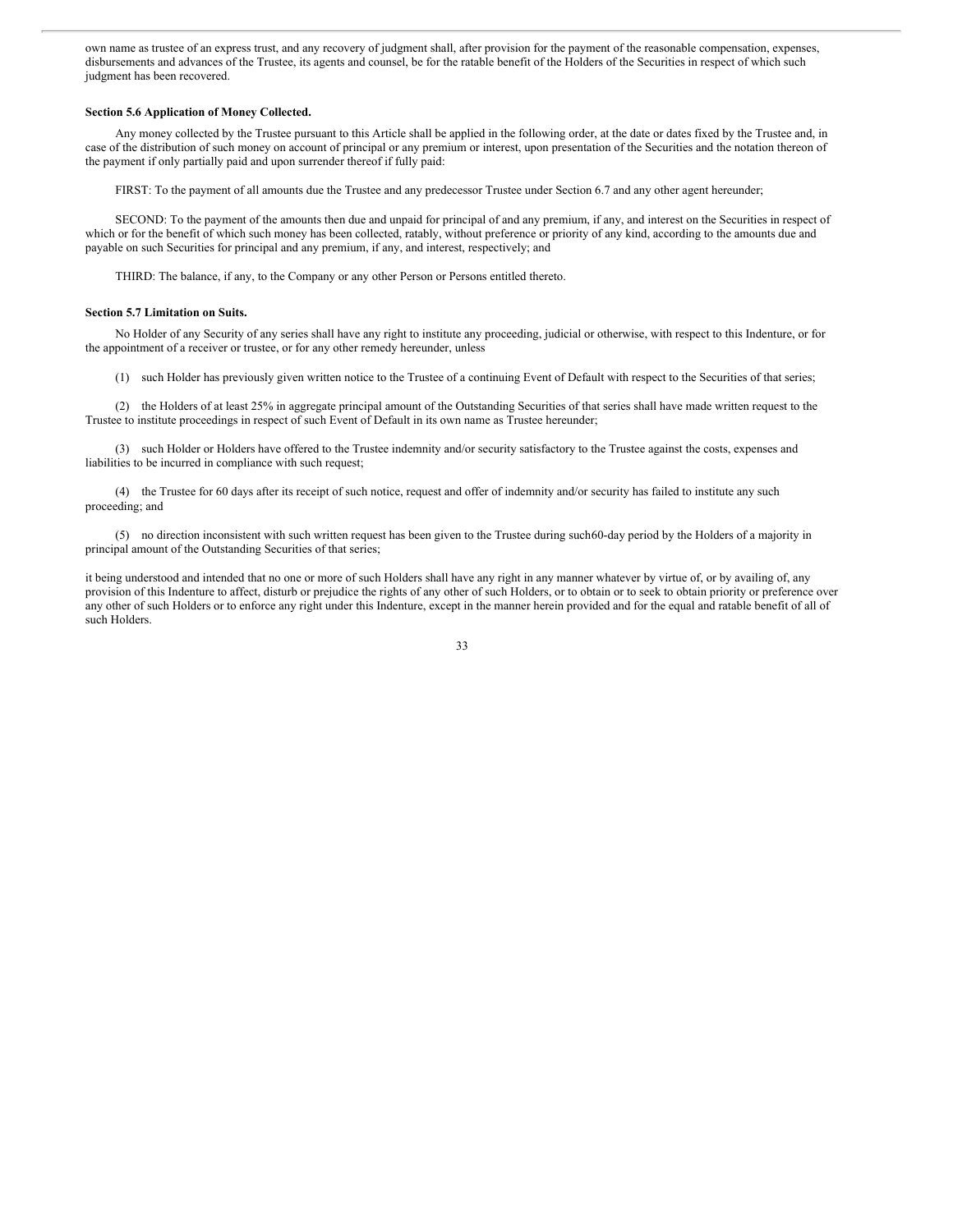own name as trustee of an express trust, and any recovery of judgment shall, after provision for the payment of the reasonable compensation, expenses, disbursements and advances of the Trustee, its agents and counsel, be for the ratable benefit of the Holders of the Securities in respect of which such judgment has been recovered.

**Section 5.6 Application of Money Collected.**

Any money collected by the Trustee pursuant to this Article shall be applied in the following order, at the date or dates fixed by the Trustee and, in case of the distribution of such money on account of principal or any premium or interest, upon presentation of the Securities and the notation thereon of the payment if only partially paid and upon surrender thereof if fully paid:

FIRST: To the payment of all amounts due the Trustee and any predecessor Trustee under Section 6.7 and any other agent hereunder;

SECOND: To the payment of the amounts then due and unpaid for principal of and any premium, if any, and interest on the Securities in respect of which or for the benefit of which such money has been collected, ratably, without preference or priority of any kind, according to the amounts due and payable on such Securities for principal and any premium, if any, and interest, respectively; and

THIRD: The balance, if any, to the Company or any other Person or Persons entitled thereto.

**Section 5.7 Limitation on Suits.**

No Holder of any Security of any series shall have any right to institute any proceeding, judicial or otherwise, with respect to this Indenture, or for the appointment of a receiver or trustee, or for any other remedy hereunder, unless

(1) such Holder has previously given written notice to the Trustee of a continuing Event of Default with respect to the Securities of that series;

(2) the Holders of at least 25% in aggregate principal amount of the Outstanding Securities of that series shall have made written request to the Trustee to institute proceedings in respect of such Event of Default in its own name as Trustee hereunder;

(3) such Holder or Holders have offered to the Trustee indemnity and/or security satisfactory to the Trustee against the costs, expenses and liabilities to be incurred in compliance with such request;

(4) the Trustee for 60 days after its receipt of such notice, request and offer of indemnity and/or security has failed to institute any such proceeding; and

(5) no direction inconsistent with such written request has been given to the Trustee during such60-day period by the Holders of a majority in principal amount of the Outstanding Securities of that series;

it being understood and intended that no one or more of such Holders shall have any right in any manner whatever by virtue of, or by availing of, any provision of this Indenture to affect, disturb or prejudice the rights of any other of such Holders, or to obtain or to seek to obtain priority or preference over any other of such Holders or to enforce any right under this Indenture, except in the manner herein provided and for the equal and ratable benefit of all of such Holders.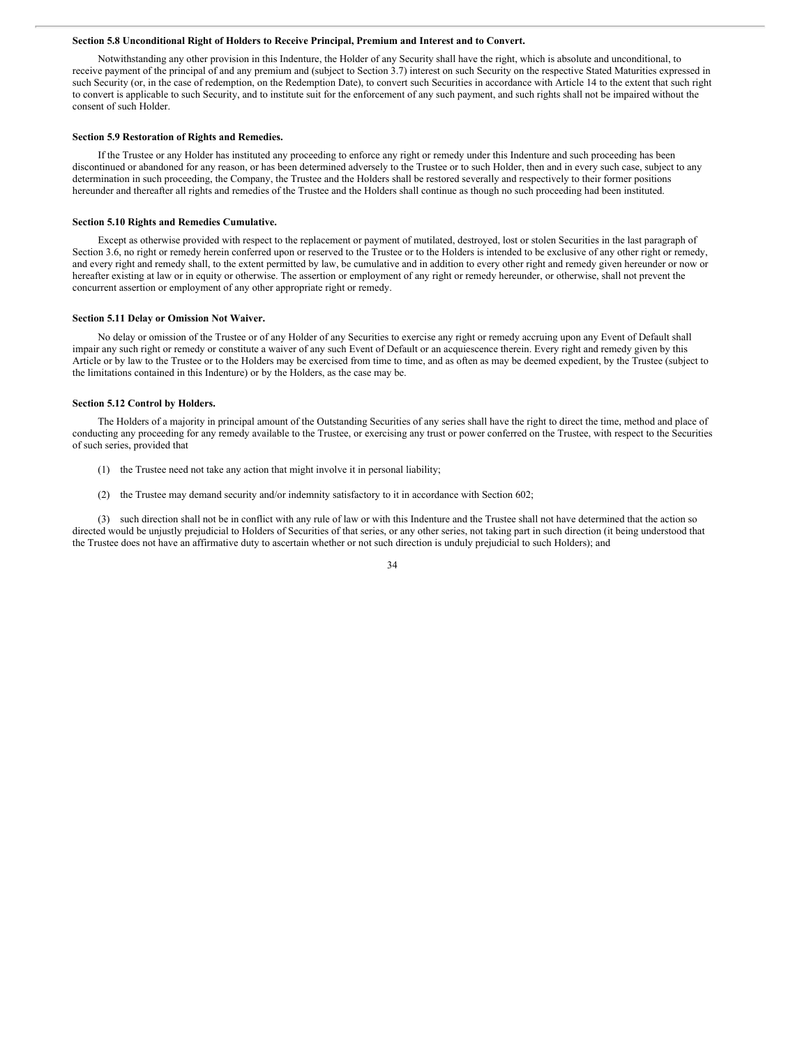**Section 5.8 Unconditional Right of Holders to Receive Principal, Premium and Interest and to Convert.**

Notwithstanding any other provision in this Indenture, the Holder of any Security shall have the right, which is absolute and unconditional, to receive payment of the principal of and any premium and (subject to Section 3.7) interest on such Security on the respective Stated Maturities expressed in such Security (or, in the case of redemption, on the Redemption Date), to convert such Securities in accordance with Article 14 to the extent that such right to convert is applicable to such Security, and to institute suit for the enforcement of any such payment, and such rights shall not be impaired without the consent of such Holder.

**Section 5.9 Restoration of Rights and Remedies.**

If the Trustee or any Holder has instituted any proceeding to enforce any right or remedy under this Indenture and such proceeding has been discontinued or abandoned for any reason, or has been determined adversely to the Trustee or to such Holder, then and in every such case, subject to any determination in such proceeding, the Company, the Trustee and the Holders shall be restored severally and respectively to their former positions hereunder and thereafter all rights and remedies of the Trustee and the Holders shall continue as though no such proceeding had been instituted.

**Section 5.10 Rights and Remedies Cumulative.**

Except as otherwise provided with respect to the replacement or payment of mutilated, destroyed, lost or stolen Securities in the last paragraph of Section 3.6, no right or remedy herein conferred upon or reserved to the Trustee or to the Holders is intended to be exclusive of any other right or remedy, and every right and remedy shall, to the extent permitted by law, be cumulative and in addition to every other right and remedy given hereunder or now or hereafter existing at law or in equity or otherwise. The assertion or employment of any right or remedy hereunder, or otherwise, shall not prevent the concurrent assertion or employment of any other appropriate right or remedy.

**Section 5.11 Delay or Omission Not Waiver.**

No delay or omission of the Trustee or of any Holder of any Securities to exercise any right or remedy accruing upon any Event of Default shall impair any such right or remedy or constitute a waiver of any such Event of Default or an acquiescence therein. Every right and remedy given by this Article or by law to the Trustee or to the Holders may be exercised from time to time, and as often as may be deemed expedient, by the Trustee (subject to the limitations contained in this Indenture) or by the Holders, as the case may be.

**Section 5.12 Control by Holders.**

The Holders of a majority in principal amount of the Outstanding Securities of any series shall have the right to direct the time, method and place of conducting any proceeding for any remedy available to the Trustee, or exercising any trust or power conferred on the Trustee, with respect to the Securities of such series, provided that

(1) the Trustee need not take any action that might involve it in personal liability;

(2) the Trustee may demand security and/or indemnity satisfactory to it in accordance with Section 602;

(3) such direction shall not be in conflict with any rule of law or with this Indenture and the Trustee shall not have determined that the action so directed would be unjustly prejudicial to Holders of Securities of that series, or any other series, not taking part in such direction (it being understood that the Trustee does not have an affirmative duty to ascertain whether or not such direction is unduly prejudicial to such Holders); and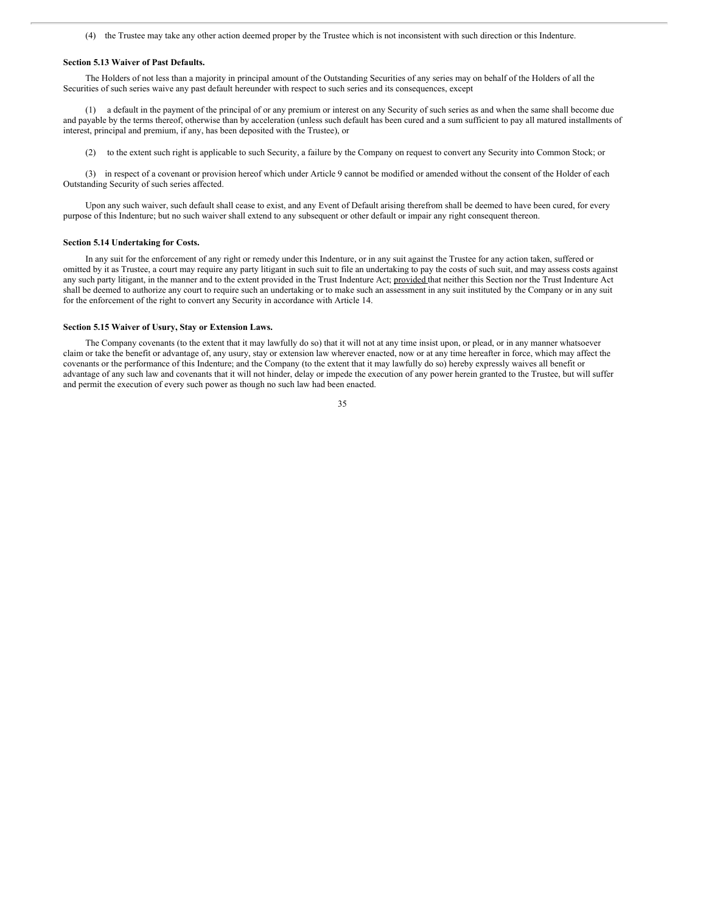(4) the Trustee may take any other action deemed proper by the Trustee which is not inconsistent with such direction or this Indenture.

**Section 5.13 Waiver of Past Defaults.**

The Holders of not less than a majority in principal amount of the Outstanding Securities of any series may on behalf of the Holders of all the Securities of such series waive any past default hereunder with respect to such series and its consequences, except

(1) a default in the payment of the principal of or any premium or interest on any Security of such series as and when the same shall become due and payable by the terms thereof, otherwise than by acceleration (unless such default has been cured and a sum sufficient to pay all matured installments of interest, principal and premium, if any, has been deposited with the Trustee), or

(2) to the extent such right is applicable to such Security, a failure by the Company on request to convert any Security into Common Stock; or

(3) in respect of a covenant or provision hereof which under Article 9 cannot be modified or amended without the consent of the Holder of each Outstanding Security of such series affected.

Upon any such waiver, such default shall cease to exist, and any Event of Default arising therefrom shall be deemed to have been cured, for every purpose of this Indenture; but no such waiver shall extend to any subsequent or other default or impair any right consequent thereon.

**Section 5.14 Undertaking for Costs.**

In any suit for the enforcement of any right or remedy under this Indenture, or in any suit against the Trustee for any action taken, suffered or omitted by it as Trustee, a court may require any party litigant in such suit to file an undertaking to pay the costs of such suit, and may assess costs against any such party litigant, in the manner and to the extent provided in the Trust Indenture Act; provided that neither this Section nor the Trust Indenture Act shall be deemed to authorize any court to require such an undertaking or to make such an assessment in any suit instituted by the Company or in any suit for the enforcement of the right to convert any Security in accordance with Article 14.

**Section 5.15 Waiver of Usury, Stay or Extension Laws.**

The Company covenants (to the extent that it may lawfully do so) that it will not at any time insist upon, or plead, or in any manner whatsoever claim or take the benefit or advantage of, any usury, stay or extension law wherever enacted, now or at any time hereafter in force, which may affect the covenants or the performance of this Indenture; and the Company (to the extent that it may lawfully do so) hereby expressly waives all benefit or advantage of any such law and covenants that it will not hinder, delay or impede the execution of any power herein granted to the Trustee, but will suffer and permit the execution of every such power as though no such law had been enacted.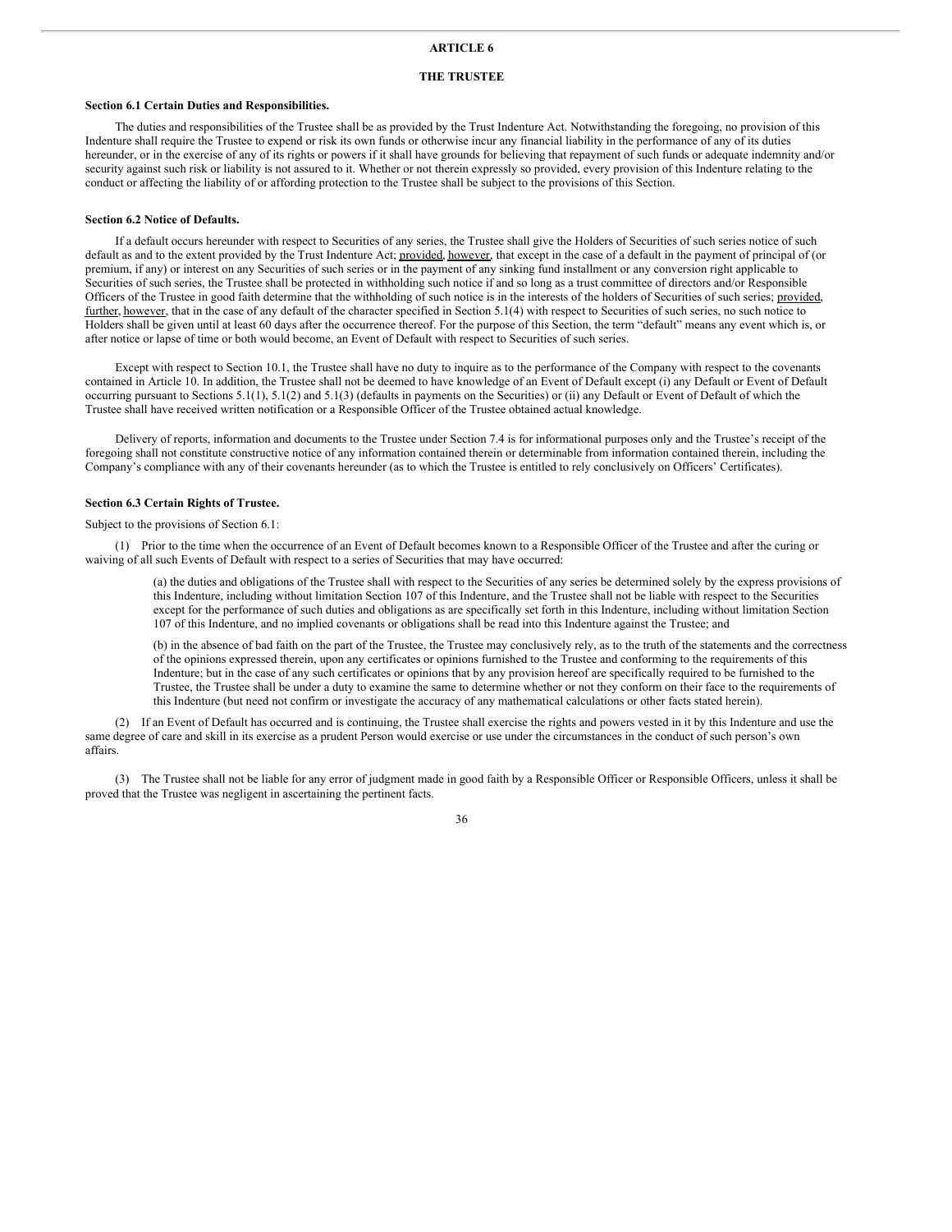# ARTICLE 6

## THE TRUSTEE

### Section 6.1 Certain Duties and Responsibilities.

The duties and responsibilities of the Trustee shall be as provided by the Trust Indenture Act. Notwithstanding the foregoing, no provision of this Indenture shall require the Trustee to expend or risk its own funds or otherwise incur any financial liability in the performance of any of its duties hereunder, or in the exercise of any of its rights or powers if it shall have grounds for believing that repayment of such funds or adequate indemnity and/or security against such risk or liability is not assured to it. Whether or not therein expressly so provided, every provision of this Indenture relating to the conduct or affecting the liability of or affording protection to the Trustee shall be subject to the provisions of this Section.

### Section 6.2 Notice of Defaults.

If a default occurs hereunder with respect to Securities of any series, the Trustee shall give the Holders of Securities of such series notice of such default as and to the extent provided by the Trust Indenture Act; provided, however, that except in the case of a default in the payment of principal of (or premium, if any) or interest on any Securities of such series or in the payment of any sinking fund installment or any conversion right applicable to Securities of such series, the Trustee shall be protected in withholding such notice if and so long as a trust committee of directors and/or Responsible Officers of the Trustee in good faith determine that the withholding of such notice is in the interests of the holders of Securities of such series; provided, further, however, that in the case of any default of the character specified in Section 5.1(4) with respect to Securities of such series, no such notice to Holders shall be given until at least 60 days after the occurrence thereof. For the purpose of this Section, the term "default" means any event which is, or after notice or lapse of time or both would become, an Event of Default with respect to Securities of such series.

Except with respect to Section 10.1, the Trustee shall have no duty to inquire as to the performance of the Company with respect to the covenants contained in Article 10. In addition, the Trustee shall not be deemed to have knowledge of an Event of Default except (i) any Default or Event of Default occurring pursuant to Sections 5.1(1), 5.1(2) and 5.1(3) (defaults in payments on the Securities) or (ii) any Default or Event of Default of which the Trustee shall have received written notification or a Responsible Officer of the Trustee obtained actual knowledge.

Delivery of reports, information and documents to the Trustee under Section 7.4 is for informational purposes only and the Trustee's receipt of the foregoing shall not constitute constructive notice of any information contained therein or determinable from information contained therein, including the Company's compliance with any of their covenants hereunder (as to which the Trustee is entitled to rely conclusively on Officers' Certificates).

### Section 6.3 Certain Rights of Trustee.

Subject to the provisions of Section 6.1:

(1) Prior to the time when the occurrence of an Event of Default becomes known to a Responsible Officer of the Trustee and after the curing or waiving of all such Events of Default with respect to a series of Securities that may have occurred:

(a) the duties and obligations of the Trustee shall with respect to the Securities of any series be determined solely by the express provisions of this Indenture, including without limitation Section 107 of this Indenture, and the Trustee shall not be liable with respect to the Securities except for the performance of such duties and obligations as are specifically set forth in this Indenture, including without limitation Section 107 of this Indenture, and no implied covenants or obligations shall be read into this Indenture against the Trustee; and

(b) in the absence of bad faith on the part of the Trustee, the Trustee may conclusively rely, as to the truth of the statements and the correctness of the opinions expressed therein, upon any certificates or opinions furnished to the Trustee and conforming to the requirements of this Indenture; but in the case of any such certificates or opinions that by any provision hereof are specifically required to be furnished to the Trustee, the Trustee shall be under a duty to examine the same to determine whether or not they conform on their face to the requirements of this Indenture (but need not confirm or investigate the accuracy of any mathematical calculations or other facts stated herein).

(2) If an Event of Default has occurred and is continuing, the Trustee shall exercise the rights and powers vested in it by this Indenture and use the same degree of care and skill in its exercise as a prudent Person would exercise or use under the circumstances in the conduct of such person's own affairs.

(3) The Trustee shall not be liable for any error of judgment made in good faith by a Responsible Officer or Responsible Officers, unless it shall be proved that the Trustee was negligent in ascertaining the pertinent facts.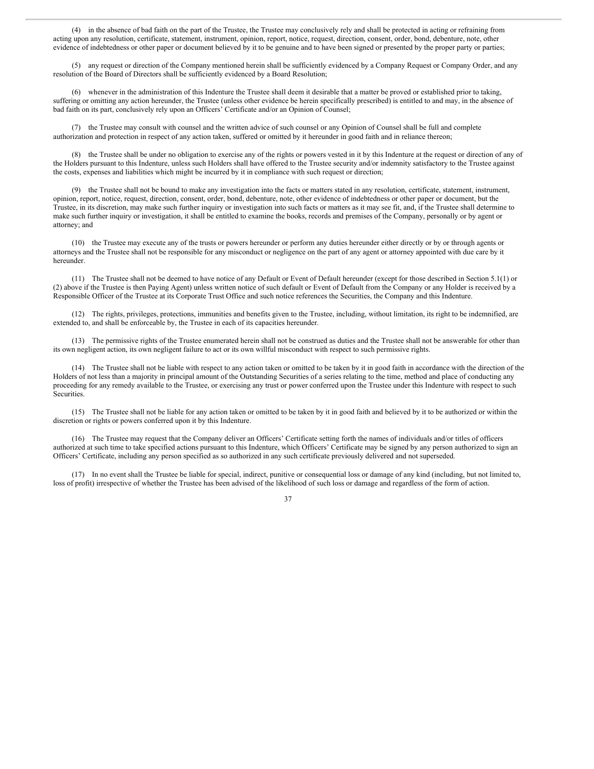(4) in the absence of bad faith on the part of the Trustee, the Trustee may conclusively rely and shall be protected in acting or refraining from acting upon any resolution, certificate, statement, instrument, opinion, report, notice, request, direction, consent, order, bond, debenture, note, other evidence of indebtedness or other paper or document believed by it to be genuine and to have been signed or presented by the proper party or parties;

(5) any request or direction of the Company mentioned herein shall be sufficiently evidenced by a Company Request or Company Order, and any resolution of the Board of Directors shall be sufficiently evidenced by a Board Resolution;

(6) whenever in the administration of this Indenture the Trustee shall deem it desirable that a matter be proved or established prior to taking, suffering or omitting any action hereunder, the Trustee (unless other evidence be herein specifically prescribed) is entitled to and may, in the absence of bad faith on its part, conclusively rely upon an Officers' Certificate and/or an Opinion of Counsel;

(7) the Trustee may consult with counsel and the written advice of such counsel or any Opinion of Counsel shall be full and complete authorization and protection in respect of any action taken, suffered or omitted by it hereunder in good faith and in reliance thereon;

(8) the Trustee shall be under no obligation to exercise any of the rights or powers vested in it by this Indenture at the request or direction of any of the Holders pursuant to this Indenture, unless such Holders shall have offered to the Trustee security and/or indemnity satisfactory to the Trustee against the costs, expenses and liabilities which might be incurred by it in compliance with such request or direction;

(9) the Trustee shall not be bound to make any investigation into the facts or matters stated in any resolution, certificate, statement, instrument, opinion, report, notice, request, direction, consent, order, bond, debenture, note, other evidence of indebtedness or other paper or document, but the Trustee, in its discretion, may make such further inquiry or investigation into such facts or matters as it may see fit, and, if the Trustee shall determine to make such further inquiry or investigation, it shall be entitled to examine the books, records and premises of the Company, personally or by agent or attorney; and

(10) the Trustee may execute any of the trusts or powers hereunder or perform any duties hereunder either directly or by or through agents or attorneys and the Trustee shall not be responsible for any misconduct or negligence on the part of any agent or attorney appointed with due care by it hereunder.

(11) The Trustee shall not be deemed to have notice of any Default or Event of Default hereunder (except for those described in Section 5.1(1) or (2) above if the Trustee is then Paying Agent) unless written notice of such default or Event of Default from the Company or any Holder is received by a Responsible Officer of the Trustee at its Corporate Trust Office and such notice references the Securities, the Company and this Indenture.

(12) The rights, privileges, protections, immunities and benefits given to the Trustee, including, without limitation, its right to be indemnified, are extended to, and shall be enforceable by, the Trustee in each of its capacities hereunder.

(13) The permissive rights of the Trustee enumerated herein shall not be construed as duties and the Trustee shall not be answerable for other than its own negligent action, its own negligent failure to act or its own willful misconduct with respect to such permissive rights.

(14) The Trustee shall not be liable with respect to any action taken or omitted to be taken by it in good faith in accordance with the direction of the Holders of not less than a majority in principal amount of the Outstanding Securities of a series relating to the time, method and place of conducting any proceeding for any remedy available to the Trustee, or exercising any trust or power conferred upon the Trustee under this Indenture with respect to such Securities.

(15) The Trustee shall not be liable for any action taken or omitted to be taken by it in good faith and believed by it to be authorized or within the discretion or rights or powers conferred upon it by this Indenture.

(16) The Trustee may request that the Company deliver an Officers' Certificate setting forth the names of individuals and/or titles of officers authorized at such time to take specified actions pursuant to this Indenture, which Officers' Certificate may be signed by any person authorized to sign an Officers' Certificate, including any person specified as so authorized in any such certificate previously delivered and not superseded.

(17) In no event shall the Trustee be liable for special, indirect, punitive or consequential loss or damage of any kind (including, but not limited to, loss of profit) irrespective of whether the Trustee has been advised of the likelihood of such loss or damage and regardless of the form of action.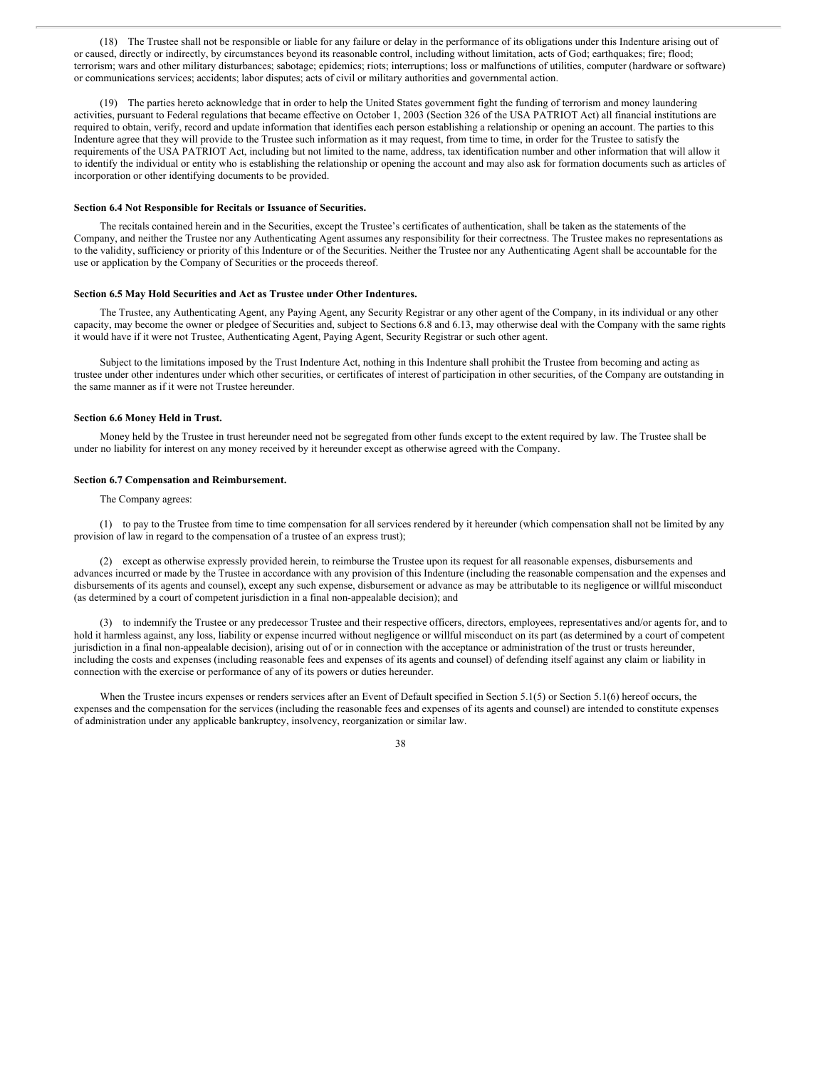(18) The Trustee shall not be responsible or liable for any failure or delay in the performance of its obligations under this Indenture arising out of or caused, directly or indirectly, by circumstances beyond its reasonable control, including without limitation, acts of God; earthquakes; fire; flood; terrorism; wars and other military disturbances; sabotage; epidemics; riots; interruptions; loss or malfunctions of utilities, computer (hardware or software) or communications services; accidents; labor disputes; acts of civil or military authorities and governmental action.

(19) The parties hereto acknowledge that in order to help the United States government fight the funding of terrorism and money laundering activities, pursuant to Federal regulations that became effective on October 1, 2003 (Section 326 of the USA PATRIOT Act) all financial institutions are required to obtain, verify, record and update information that identifies each person establishing a relationship or opening an account. The parties to this Indenture agree that they will provide to the Trustee such information as it may request, from time to time, in order for the Trustee to satisfy the requirements of the USA PATRIOT Act, including but not limited to the name, address, tax identification number and other information that will allow it to identify the individual or entity who is establishing the relationship or opening the account and may also ask for formation documents such as articles of incorporation or other identifying documents to be provided.

**Section 6.4 Not Responsible for Recitals or Issuance of Securities.**

The recitals contained herein and in the Securities, except the Trustee's certificates of authentication, shall be taken as the statements of the Company, and neither the Trustee nor any Authenticating Agent assumes any responsibility for their correctness. The Trustee makes no representations as to the validity, sufficiency or priority of this Indenture or of the Securities. Neither the Trustee nor any Authenticating Agent shall be accountable for the use or application by the Company of Securities or the proceeds thereof.

**Section 6.5 May Hold Securities and Act as Trustee under Other Indentures.**

The Trustee, any Authenticating Agent, any Paying Agent, any Security Registrar or any other agent of the Company, in its individual or any other capacity, may become the owner or pledgee of Securities and, subject to Sections 6.8 and 6.13, may otherwise deal with the Company with the same rights it would have if it were not Trustee, Authenticating Agent, Paying Agent, Security Registrar or such other agent.

Subject to the limitations imposed by the Trust Indenture Act, nothing in this Indenture shall prohibit the Trustee from becoming and acting as trustee under other indentures under which other securities, or certificates of interest of participation in other securities, of the Company are outstanding in the same manner as if it were not Trustee hereunder.

**Section 6.6 Money Held in Trust.**

Money held by the Trustee in trust hereunder need not be segregated from other funds except to the extent required by law. The Trustee shall be under no liability for interest on any money received by it hereunder except as otherwise agreed with the Company.

**Section 6.7 Compensation and Reimbursement.**

The Company agrees:

(1) to pay to the Trustee from time to time compensation for all services rendered by it hereunder (which compensation shall not be limited by any provision of law in regard to the compensation of a trustee of an express trust);

(2) except as otherwise expressly provided herein, to reimburse the Trustee upon its request for all reasonable expenses, disbursements and advances incurred or made by the Trustee in accordance with any provision of this Indenture (including the reasonable compensation and the expenses and disbursements of its agents and counsel), except any such expense, disbursement or advance as may be attributable to its negligence or willful misconduct (as determined by a court of competent jurisdiction in a final non-appealable decision); and

(3) to indemnify the Trustee or any predecessor Trustee and their respective officers, directors, employees, representatives and/or agents for, and to hold it harmless against, any loss, liability or expense incurred without negligence or willful misconduct on its part (as determined by a court of competent jurisdiction in a final non-appealable decision), arising out of or in connection with the acceptance or administration of the trust or trusts hereunder, including the costs and expenses (including reasonable fees and expenses of its agents and counsel) of defending itself against any claim or liability in connection with the exercise or performance of any of its powers or duties hereunder.

When the Trustee incurs expenses or renders services after an Event of Default specified in Section 5.1(5) or Section 5.1(6) hereof occurs, the expenses and the compensation for the services (including the reasonable fees and expenses of its agents and counsel) are intended to constitute expenses of administration under any applicable bankruptcy, insolvency, reorganization or similar law.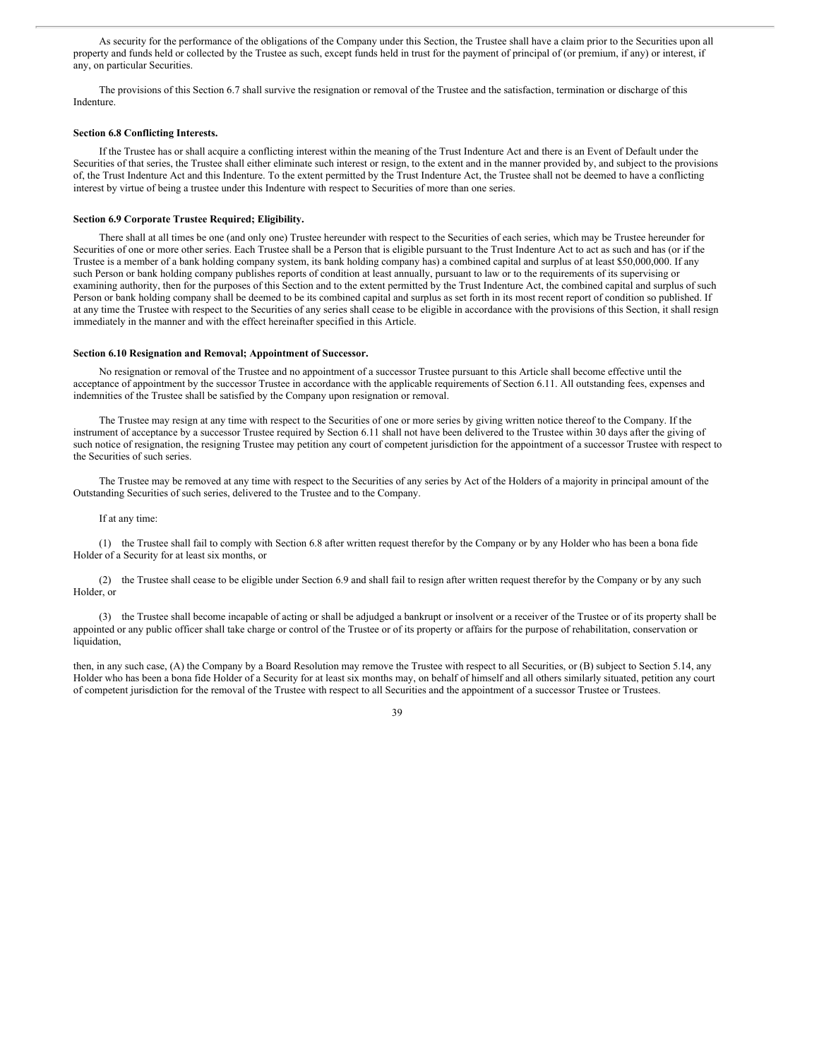As security for the performance of the obligations of the Company under this Section, the Trustee shall have a claim prior to the Securities upon all property and funds held or collected by the Trustee as such, except funds held in trust for the payment of principal of (or premium, if any) or interest, if any, on particular Securities.

The provisions of this Section 6.7 shall survive the resignation or removal of the Trustee and the satisfaction, termination or discharge of this Indenture.

**Section 6.8 Conflicting Interests.**

If the Trustee has or shall acquire a conflicting interest within the meaning of the Trust Indenture Act and there is an Event of Default under the Securities of that series, the Trustee shall either eliminate such interest or resign, to the extent and in the manner provided by, and subject to the provisions of, the Trust Indenture Act and this Indenture. To the extent permitted by the Trust Indenture Act, the Trustee shall not be deemed to have a conflicting interest by virtue of being a trustee under this Indenture with respect to Securities of more than one series.

**Section 6.9 Corporate Trustee Required; Eligibility.**

There shall at all times be one (and only one) Trustee hereunder with respect to the Securities of each series, which may be Trustee hereunder for Securities of one or more other series. Each Trustee shall be a Person that is eligible pursuant to the Trust Indenture Act to act as such and has (or if the Trustee is a member of a bank holding company system, its bank holding company has) a combined capital and surplus of at least $50,000,000. If any such Person or bank holding company publishes reports of condition at least annually, pursuant to law or to the requirements of its supervising or examining authority, then for the purposes of this Section and to the extent permitted by the Trust Indenture Act, the combined capital and surplus of such Person or bank holding company shall be deemed to be its combined capital and surplus as set forth in its most recent report of condition so published. If at any time the Trustee with respect to the Securities of any series shall cease to be eligible in accordance with the provisions of this Section, it shall resign immediately in the manner and with the effect hereinafter specified in this Article.

**Section 6.10 Resignation and Removal; Appointment of Successor.**

No resignation or removal of the Trustee and no appointment of a successor Trustee pursuant to this Article shall become effective until the acceptance of appointment by the successor Trustee in accordance with the applicable requirements of Section 6.11. All outstanding fees, expenses and indemnities of the Trustee shall be satisfied by the Company upon resignation or removal.

The Trustee may resign at any time with respect to the Securities of one or more series by giving written notice thereof to the Company. If the instrument of acceptance by a successor Trustee required by Section 6.11 shall not have been delivered to the Trustee within 30 days after the giving of such notice of resignation, the resigning Trustee may petition any court of competent jurisdiction for the appointment of a successor Trustee with respect to the Securities of such series.

The Trustee may be removed at any time with respect to the Securities of any series by Act of the Holders of a majority in principal amount of the Outstanding Securities of such series, delivered to the Trustee and to the Company.

If at any time:

(1) the Trustee shall fail to comply with Section 6.8 after written request therefor by the Company or by any Holder who has been a bona fide Holder of a Security for at least six months, or

(2) the Trustee shall cease to be eligible under Section 6.9 and shall fail to resign after written request therefor by the Company or by any such Holder, or

(3) the Trustee shall become incapable of acting or shall be adjudged a bankrupt or insolvent or a receiver of the Trustee or of its property shall be appointed or any public officer shall take charge or control of the Trustee or of its property or affairs for the purpose of rehabilitation, conservation or liquidation,

then, in any such case, (A) the Company by a Board Resolution may remove the Trustee with respect to all Securities, or (B) subject to Section 5.14, any Holder who has been a bona fide Holder of a Security for at least six months may, on behalf of himself and all others similarly situated, petition any court of competent jurisdiction for the removal of the Trustee with respect to all Securities and the appointment of a successor Trustee or Trustees.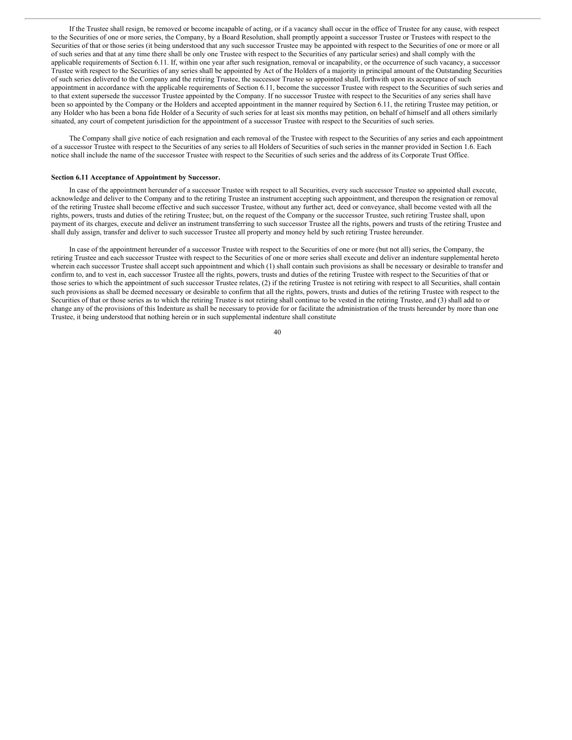If the Trustee shall resign, be removed or become incapable of acting, or if a vacancy shall occur in the office of Trustee for any cause, with respect to the Securities of one or more series, the Company, by a Board Resolution, shall promptly appoint a successor Trustee or Trustees with respect to the Securities of that or those series (it being understood that any such successor Trustee may be appointed with respect to the Securities of one or more or all of such series and that at any time there shall be only one Trustee with respect to the Securities of any particular series) and shall comply with the applicable requirements of Section 6.11. If, within one year after such resignation, removal or incapability, or the occurrence of such vacancy, a successor Trustee with respect to the Securities of any series shall be appointed by Act of the Holders of a majority in principal amount of the Outstanding Securities of such series delivered to the Company and the retiring Trustee, the successor Trustee so appointed shall, forthwith upon its acceptance of such appointment in accordance with the applicable requirements of Section 6.11, become the successor Trustee with respect to the Securities of such series and to that extent supersede the successor Trustee appointed by the Company. If no successor Trustee with respect to the Securities of any series shall have been so appointed by the Company or the Holders and accepted appointment in the manner required by Section 6.11, the retiring Trustee may petition, or any Holder who has been a bona fide Holder of a Security of such series for at least six months may petition, on behalf of himself and all others similarly situated, any court of competent jurisdiction for the appointment of a successor Trustee with respect to the Securities of such series.

The Company shall give notice of each resignation and each removal of the Trustee with respect to the Securities of any series and each appointment of a successor Trustee with respect to the Securities of any series to all Holders of Securities of such series in the manner provided in Section 1.6. Each notice shall include the name of the successor Trustee with respect to the Securities of such series and the address of its Corporate Trust Office.

**Section 6.11 Acceptance of Appointment by Successor.**

In case of the appointment hereunder of a successor Trustee with respect to all Securities, every such successor Trustee so appointed shall execute, acknowledge and deliver to the Company and to the retiring Trustee an instrument accepting such appointment, and thereupon the resignation or removal of the retiring Trustee shall become effective and such successor Trustee, without any further act, deed or conveyance, shall become vested with all the rights, powers, trusts and duties of the retiring Trustee; but, on the request of the Company or the successor Trustee, such retiring Trustee shall, upon payment of its charges, execute and deliver an instrument transferring to such successor Trustee all the rights, powers and trusts of the retiring Trustee and shall duly assign, transfer and deliver to such successor Trustee all property and money held by such retiring Trustee hereunder.

In case of the appointment hereunder of a successor Trustee with respect to the Securities of one or more (but not all) series, the Company, the retiring Trustee and each successor Trustee with respect to the Securities of one or more series shall execute and deliver an indenture supplemental hereto wherein each successor Trustee shall accept such appointment and which (1) shall contain such provisions as shall be necessary or desirable to transfer and confirm to, and to vest in, each successor Trustee all the rights, powers, trusts and duties of the retiring Trustee with respect to the Securities of that or those series to which the appointment of such successor Trustee relates, (2) if the retiring Trustee is not retiring with respect to all Securities, shall contain such provisions as shall be deemed necessary or desirable to confirm that all the rights, powers, trusts and duties of the retiring Trustee with respect to the Securities of that or those series as to which the retiring Trustee is not retiring shall continue to be vested in the retiring Trustee, and (3) shall add to or change any of the provisions of this Indenture as shall be necessary to provide for or facilitate the administration of the trusts hereunder by more than one Trustee, it being understood that nothing herein or in such supplemental indenture shall constitute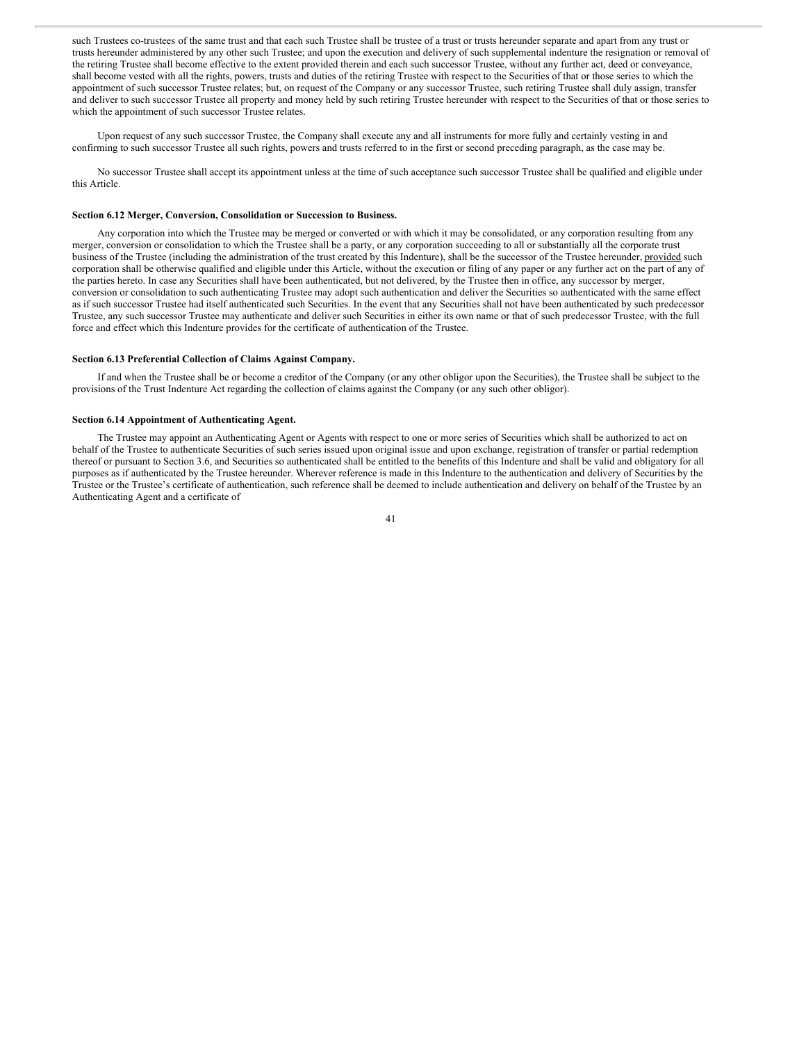such Trustees co-trustees of the same trust and that each such Trustee shall be trustee of a trust or trusts hereunder separate and apart from any trust or trusts hereunder administered by any other such Trustee; and upon the execution and delivery of such supplemental indenture the resignation or removal of the retiring Trustee shall become effective to the extent provided therein and each such successor Trustee, without any further act, deed or conveyance, shall become vested with all the rights, powers, trusts and duties of the retiring Trustee with respect to the Securities of that or those series to which the appointment of such successor Trustee relates; but, on request of the Company or any successor Trustee, such retiring Trustee shall duly assign, transfer and deliver to such successor Trustee all property and money held by such retiring Trustee hereunder with respect to the Securities of that or those series to which the appointment of such successor Trustee relates.

Upon request of any such successor Trustee, the Company shall execute any and all instruments for more fully and certainly vesting in and confirming to such successor Trustee all such rights, powers and trusts referred to in the first or second preceding paragraph, as the case may be.

No successor Trustee shall accept its appointment unless at the time of such acceptance such successor Trustee shall be qualified and eligible under this Article.

**Section 6.12 Merger, Conversion, Consolidation or Succession to Business.**

Any corporation into which the Trustee may be merged or converted or with which it may be consolidated, or any corporation resulting from any merger, conversion or consolidation to which the Trustee shall be a party, or any corporation succeeding to all or substantially all the corporate trust business of the Trustee (including the administration of the trust created by this Indenture), shall be the successor of the Trustee hereunder, provided such corporation shall be otherwise qualified and eligible under this Article, without the execution or filing of any paper or any further act on the part of any of the parties hereto. In case any Securities shall have been authenticated, but not delivered, by the Trustee then in office, any successor by merger, conversion or consolidation to such authenticating Trustee may adopt such authentication and deliver the Securities so authenticated with the same effect as if such successor Trustee had itself authenticated such Securities. In the event that any Securities shall not have been authenticated by such predecessor Trustee, any such successor Trustee may authenticate and deliver such Securities in either its own name or that of such predecessor Trustee, with the full force and effect which this Indenture provides for the certificate of authentication of the Trustee.

**Section 6.13 Preferential Collection of Claims Against Company.**

If and when the Trustee shall be or become a creditor of the Company (or any other obligor upon the Securities), the Trustee shall be subject to the provisions of the Trust Indenture Act regarding the collection of claims against the Company (or any such other obligor).

**Section 6.14 Appointment of Authenticating Agent.**

The Trustee may appoint an Authenticating Agent or Agents with respect to one or more series of Securities which shall be authorized to act on behalf of the Trustee to authenticate Securities of such series issued upon original issue and upon exchange, registration of transfer or partial redemption thereof or pursuant to Section 3.6, and Securities so authenticated shall be entitled to the benefits of this Indenture and shall be valid and obligatory for all purposes as if authenticated by the Trustee hereunder. Wherever reference is made in this Indenture to the authentication and delivery of Securities by the Trustee or the Trustee's certificate of authentication, such reference shall be deemed to include authentication and delivery on behalf of the Trustee by an Authenticating Agent and a certificate of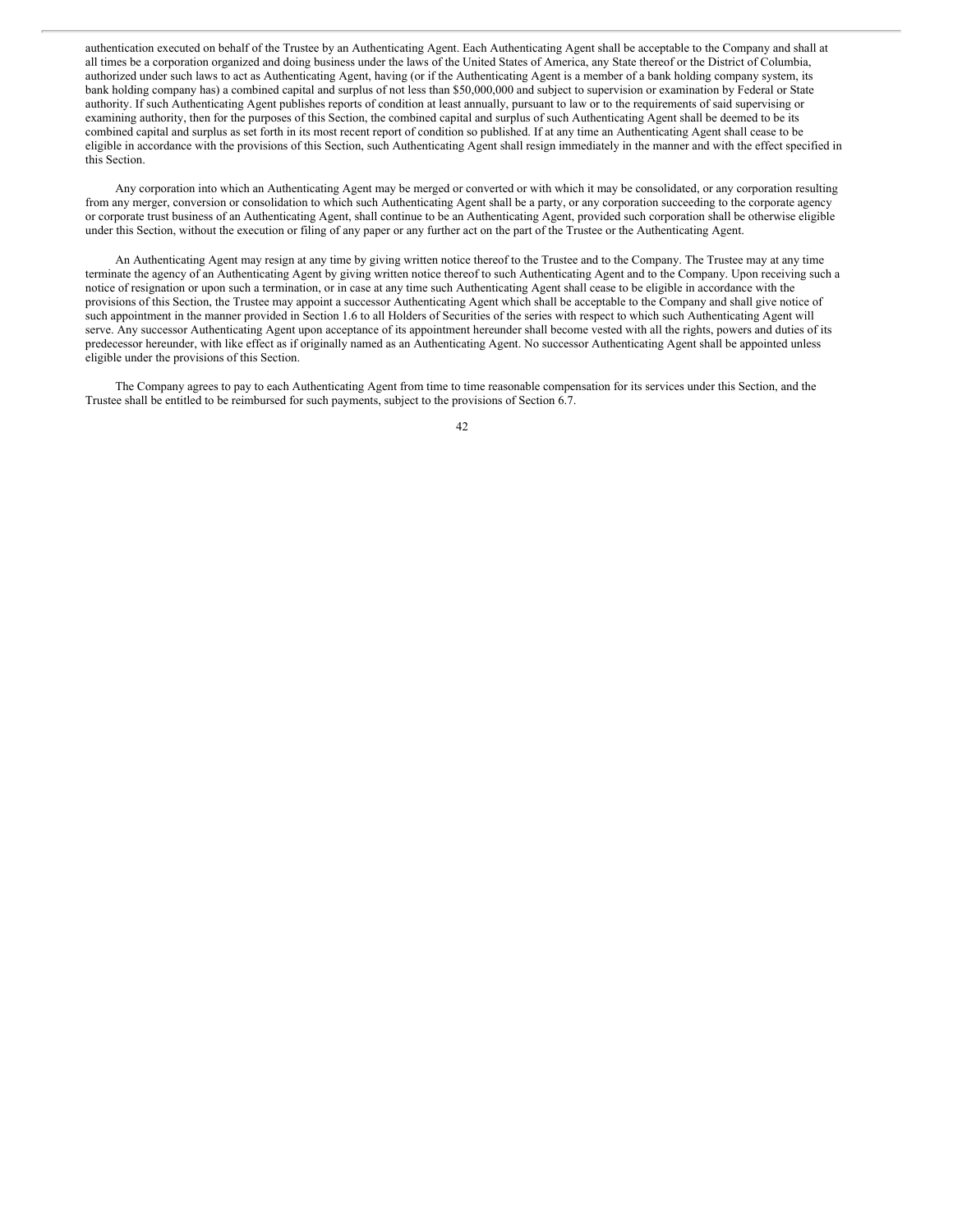authentication executed on behalf of the Trustee by an Authenticating Agent. Each Authenticating Agent shall be acceptable to the Company and shall at all times be a corporation organized and doing business under the laws of the United States of America, any State thereof or the District of Columbia, authorized under such laws to act as Authenticating Agent, having (or if the Authenticating Agent is a member of a bank holding company system, its bank holding company has) a combined capital and surplus of not less than $50,000,000 and subject to supervision or examination by Federal or State authority. If such Authenticating Agent publishes reports of condition at least annually, pursuant to law or to the requirements of said supervising or examining authority, then for the purposes of this Section, the combined capital and surplus of such Authenticating Agent shall be deemed to be its combined capital and surplus as set forth in its most recent report of condition so published. If at any time an Authenticating Agent shall cease to be eligible in accordance with the provisions of this Section, such Authenticating Agent shall resign immediately in the manner and with the effect specified in this Section.

Any corporation into which an Authenticating Agent may be merged or converted or with which it may be consolidated, or any corporation resulting from any merger, conversion or consolidation to which such Authenticating Agent shall be a party, or any corporation succeeding to the corporate agency or corporate trust business of an Authenticating Agent, shall continue to be an Authenticating Agent, provided such corporation shall be otherwise eligible under this Section, without the execution or filing of any paper or any further act on the part of the Trustee or the Authenticating Agent.

An Authenticating Agent may resign at any time by giving written notice thereof to the Trustee and to the Company. The Trustee may at any time terminate the agency of an Authenticating Agent by giving written notice thereof to such Authenticating Agent and to the Company. Upon receiving such a notice of resignation or upon such a termination, or in case at any time such Authenticating Agent shall cease to be eligible in accordance with the provisions of this Section, the Trustee may appoint a successor Authenticating Agent which shall be acceptable to the Company and shall give notice of such appointment in the manner provided in Section 1.6 to all Holders of Securities of the series with respect to which such Authenticating Agent will serve. Any successor Authenticating Agent upon acceptance of its appointment hereunder shall become vested with all the rights, powers and duties of its predecessor hereunder, with like effect as if originally named as an Authenticating Agent. No successor Authenticating Agent shall be appointed unless eligible under the provisions of this Section.

The Company agrees to pay to each Authenticating Agent from time to time reasonable compensation for its services under this Section, and the Trustee shall be entitled to be reimbursed for such payments, subject to the provisions of Section 6.7.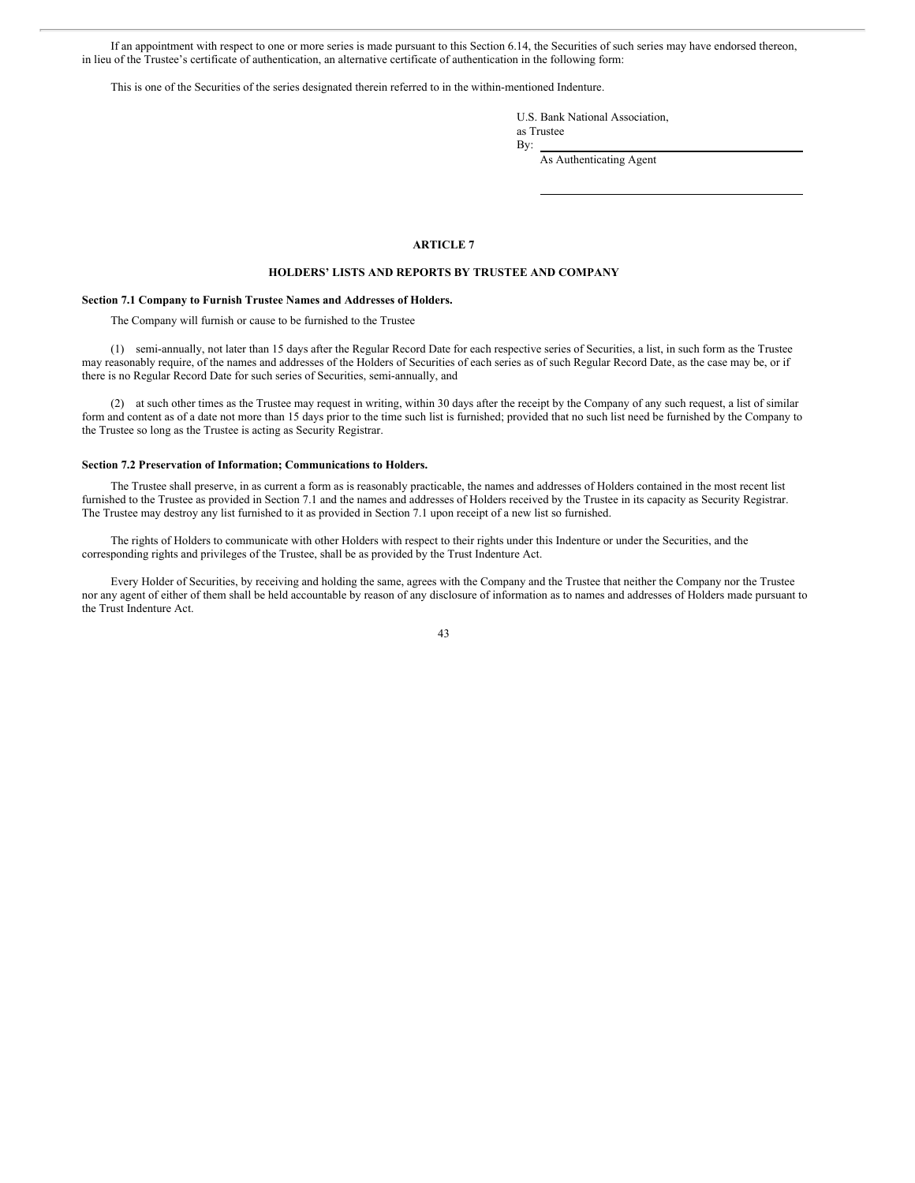If an appointment with respect to one or more series is made pursuant to this Section 6.14, the Securities of such series may have endorsed thereon, in lieu of the Trustee's certificate of authentication, an alternative certificate of authentication in the following form:

This is one of the Securities of the series designated therein referred to in the within-mentioned Indenture.

U.S. Bank National Association,
as Trustee
By: \_\_\_\_\_\_\_\_\_\_\_\_\_\_\_\_\_\_\_\_\_\_\_\_\_\_\_\_\_\_\_\_
As Authenticating Agent

\_\_\_\_\_\_\_\_\_\_\_\_\_\_\_\_\_\_\_\_\_\_\_\_\_\_\_\_\_\_\_\_

## ARTICLE 7

## HOLDERS' LISTS AND REPORTS BY TRUSTEE AND COMPANY

### Section 7.1 Company to Furnish Trustee Names and Addresses of Holders.

The Company will furnish or cause to be furnished to the Trustee

(1) semi-annually, not later than 15 days after the Regular Record Date for each respective series of Securities, a list, in such form as the Trustee may reasonably require, of the names and addresses of the Holders of Securities of each series as of such Regular Record Date, as the case may be, or if there is no Regular Record Date for such series of Securities, semi-annually, and

(2) at such other times as the Trustee may request in writing, within 30 days after the receipt by the Company of any such request, a list of similar form and content as of a date not more than 15 days prior to the time such list is furnished; provided that no such list need be furnished by the Company to the Trustee so long as the Trustee is acting as Security Registrar.

### Section 7.2 Preservation of Information; Communications to Holders.

The Trustee shall preserve, in as current a form as is reasonably practicable, the names and addresses of Holders contained in the most recent list furnished to the Trustee as provided in Section 7.1 and the names and addresses of Holders received by the Trustee in its capacity as Security Registrar. The Trustee may destroy any list furnished to it as provided in Section 7.1 upon receipt of a new list so furnished.

The rights of Holders to communicate with other Holders with respect to their rights under this Indenture or under the Securities, and the corresponding rights and privileges of the Trustee, shall be as provided by the Trust Indenture Act.

Every Holder of Securities, by receiving and holding the same, agrees with the Company and the Trustee that neither the Company nor the Trustee nor any agent of either of them shall be held accountable by reason of any disclosure of information as to names and addresses of Holders made pursuant to the Trust Indenture Act.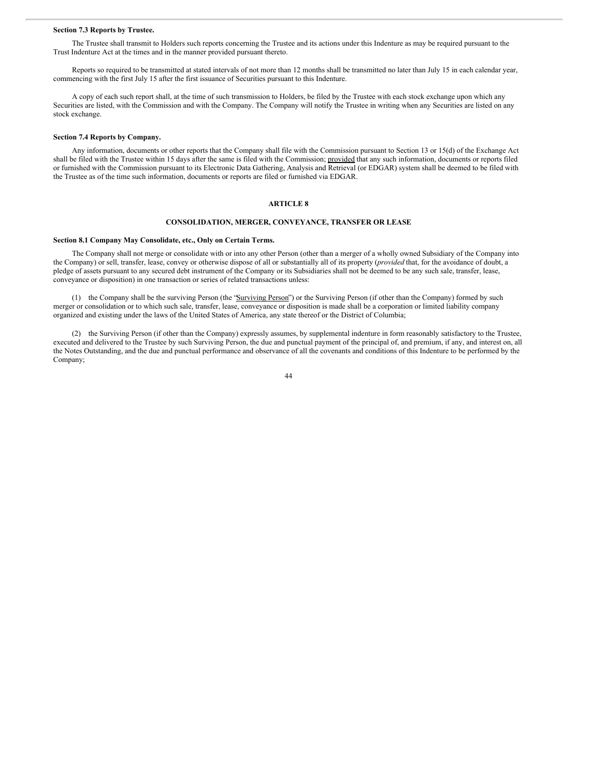**Section 7.3 Reports by Trustee.**

The Trustee shall transmit to Holders such reports concerning the Trustee and its actions under this Indenture as may be required pursuant to the Trust Indenture Act at the times and in the manner provided pursuant thereto.

Reports so required to be transmitted at stated intervals of not more than 12 months shall be transmitted no later than July 15 in each calendar year, commencing with the first July 15 after the first issuance of Securities pursuant to this Indenture.

A copy of each such report shall, at the time of such transmission to Holders, be filed by the Trustee with each stock exchange upon which any Securities are listed, with the Commission and with the Company. The Company will notify the Trustee in writing when any Securities are listed on any stock exchange.

**Section 7.4 Reports by Company.**

Any information, documents or other reports that the Company shall file with the Commission pursuant to Section 13 or 15(d) of the Exchange Act shall be filed with the Trustee within 15 days after the same is filed with the Commission; provided that any such information, documents or reports filed or furnished with the Commission pursuant to its Electronic Data Gathering, Analysis and Retrieval (or EDGAR) system shall be deemed to be filed with the Trustee as of the time such information, documents or reports are filed or furnished via EDGAR.

**ARTICLE 8**

**CONSOLIDATION, MERGER, CONVEYANCE, TRANSFER OR LEASE**

**Section 8.1 Company May Consolidate, etc., Only on Certain Terms.**

The Company shall not merge or consolidate with or into any other Person (other than a merger of a wholly owned Subsidiary of the Company into the Company) or sell, transfer, lease, convey or otherwise dispose of all or substantially all of its property (*provided* that, for the avoidance of doubt, a pledge of assets pursuant to any secured debt instrument of the Company or its Subsidiaries shall not be deemed to be any such sale, transfer, lease, conveyance or disposition) in one transaction or series of related transactions unless:

(1) the Company shall be the surviving Person (the "Surviving Person") or the Surviving Person (if other than the Company) formed by such merger or consolidation or to which such sale, transfer, lease, conveyance or disposition is made shall be a corporation or limited liability company organized and existing under the laws of the United States of America, any state thereof or the District of Columbia;

(2) the Surviving Person (if other than the Company) expressly assumes, by supplemental indenture in form reasonably satisfactory to the Trustee, executed and delivered to the Trustee by such Surviving Person, the due and punctual payment of the principal of, and premium, if any, and interest on, all the Notes Outstanding, and the due and punctual performance and observance of all the covenants and conditions of this Indenture to be performed by the Company;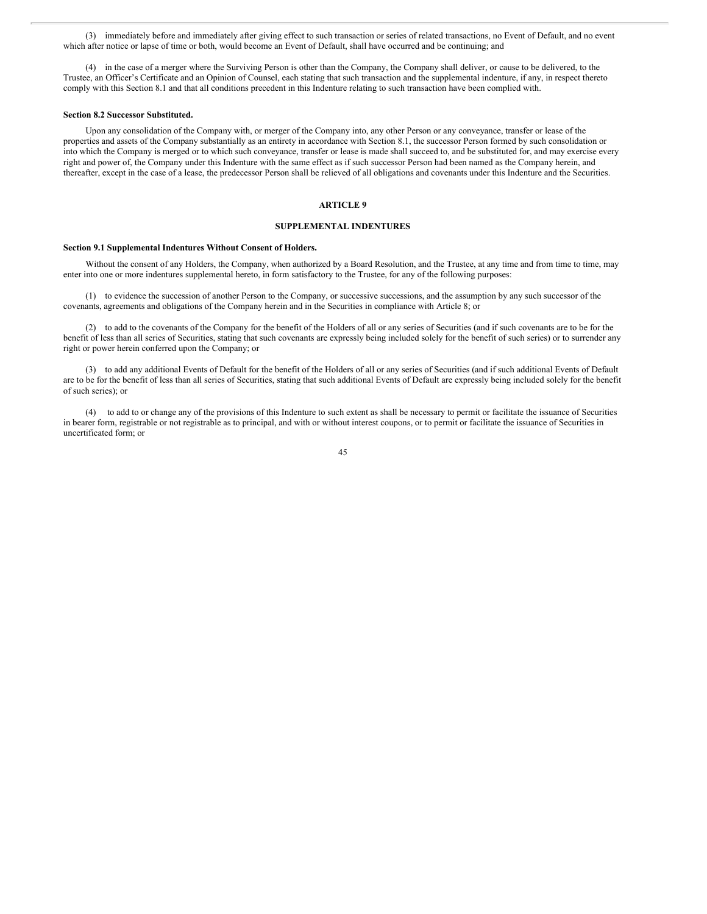(3) immediately before and immediately after giving effect to such transaction or series of related transactions, no Event of Default, and no event which after notice or lapse of time or both, would become an Event of Default, shall have occurred and be continuing; and

(4) in the case of a merger where the Surviving Person is other than the Company, the Company shall deliver, or cause to be delivered, to the Trustee, an Officer's Certificate and an Opinion of Counsel, each stating that such transaction and the supplemental indenture, if any, in respect thereto comply with this Section 8.1 and that all conditions precedent in this Indenture relating to such transaction have been complied with.

**Section 8.2 Successor Substituted.**

Upon any consolidation of the Company with, or merger of the Company into, any other Person or any conveyance, transfer or lease of the properties and assets of the Company substantially as an entirety in accordance with Section 8.1, the successor Person formed by such consolidation or into which the Company is merged or to which such conveyance, transfer or lease is made shall succeed to, and be substituted for, and may exercise every right and power of, the Company under this Indenture with the same effect as if such successor Person had been named as the Company herein, and thereafter, except in the case of a lease, the predecessor Person shall be relieved of all obligations and covenants under this Indenture and the Securities.

## ARTICLE 9

## SUPPLEMENTAL INDENTURES

**Section 9.1 Supplemental Indentures Without Consent of Holders.**

Without the consent of any Holders, the Company, when authorized by a Board Resolution, and the Trustee, at any time and from time to time, may enter into one or more indentures supplemental hereto, in form satisfactory to the Trustee, for any of the following purposes:

(1) to evidence the succession of another Person to the Company, or successive successions, and the assumption by any such successor of the covenants, agreements and obligations of the Company herein and in the Securities in compliance with Article 8; or

(2) to add to the covenants of the Company for the benefit of the Holders of all or any series of Securities (and if such covenants are to be for the benefit of less than all series of Securities, stating that such covenants are expressly being included solely for the benefit of such series) or to surrender any right or power herein conferred upon the Company; or

(3) to add any additional Events of Default for the benefit of the Holders of all or any series of Securities (and if such additional Events of Default are to be for the benefit of less than all series of Securities, stating that such additional Events of Default are expressly being included solely for the benefit of such series); or

(4) to add to or change any of the provisions of this Indenture to such extent as shall be necessary to permit or facilitate the issuance of Securities in bearer form, registrable or not registrable as to principal, and with or without interest coupons, or to permit or facilitate the issuance of Securities in uncertificated form; or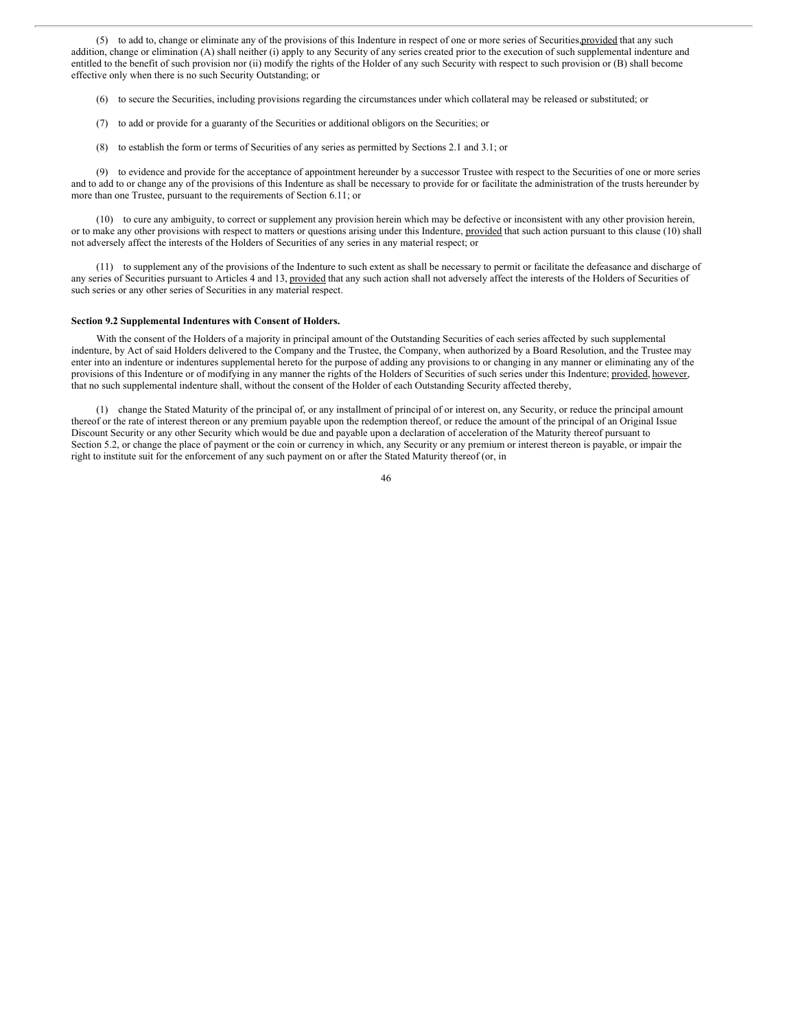(5) to add to, change or eliminate any of the provisions of this Indenture in respect of one or more series of Securities, provided that any such addition, change or elimination (A) shall neither (i) apply to any Security of any series created prior to the execution of such supplemental indenture and entitled to the benefit of such provision nor (ii) modify the rights of the Holder of any such Security with respect to such provision or (B) shall become effective only when there is no such Security Outstanding; or

(6) to secure the Securities, including provisions regarding the circumstances under which collateral may be released or substituted; or

(7) to add or provide for a guaranty of the Securities or additional obligors on the Securities; or

(8) to establish the form or terms of Securities of any series as permitted by Sections 2.1 and 3.1; or

(9) to evidence and provide for the acceptance of appointment hereunder by a successor Trustee with respect to the Securities of one or more series and to add to or change any of the provisions of this Indenture as shall be necessary to provide for or facilitate the administration of the trusts hereunder by more than one Trustee, pursuant to the requirements of Section 6.11; or

(10) to cure any ambiguity, to correct or supplement any provision herein which may be defective or inconsistent with any other provision herein, or to make any other provisions with respect to matters or questions arising under this Indenture, provided that such action pursuant to this clause (10) shall not adversely affect the interests of the Holders of Securities of any series in any material respect; or

(11) to supplement any of the provisions of the Indenture to such extent as shall be necessary to permit or facilitate the defeasance and discharge of any series of Securities pursuant to Articles 4 and 13, provided that any such action shall not adversely affect the interests of the Holders of Securities of such series or any other series of Securities in any material respect.

**Section 9.2 Supplemental Indentures with Consent of Holders.**

With the consent of the Holders of a majority in principal amount of the Outstanding Securities of each series affected by such supplemental indenture, by Act of said Holders delivered to the Company and the Trustee, the Company, when authorized by a Board Resolution, and the Trustee may enter into an indenture or indentures supplemental hereto for the purpose of adding any provisions to or changing in any manner or eliminating any of the provisions of this Indenture or of modifying in any manner the rights of the Holders of Securities of such series under this Indenture; provided, however, that no such supplemental indenture shall, without the consent of the Holder of each Outstanding Security affected thereby,

(1) change the Stated Maturity of the principal of, or any installment of principal of or interest on, any Security, or reduce the principal amount thereof or the rate of interest thereon or any premium payable upon the redemption thereof, or reduce the amount of the principal of an Original Issue Discount Security or any other Security which would be due and payable upon a declaration of acceleration of the Maturity thereof pursuant to Section 5.2, or change the place of payment or the coin or currency in which, any Security or any premium or interest thereon is payable, or impair the right to institute suit for the enforcement of any such payment on or after the Stated Maturity thereof (or, in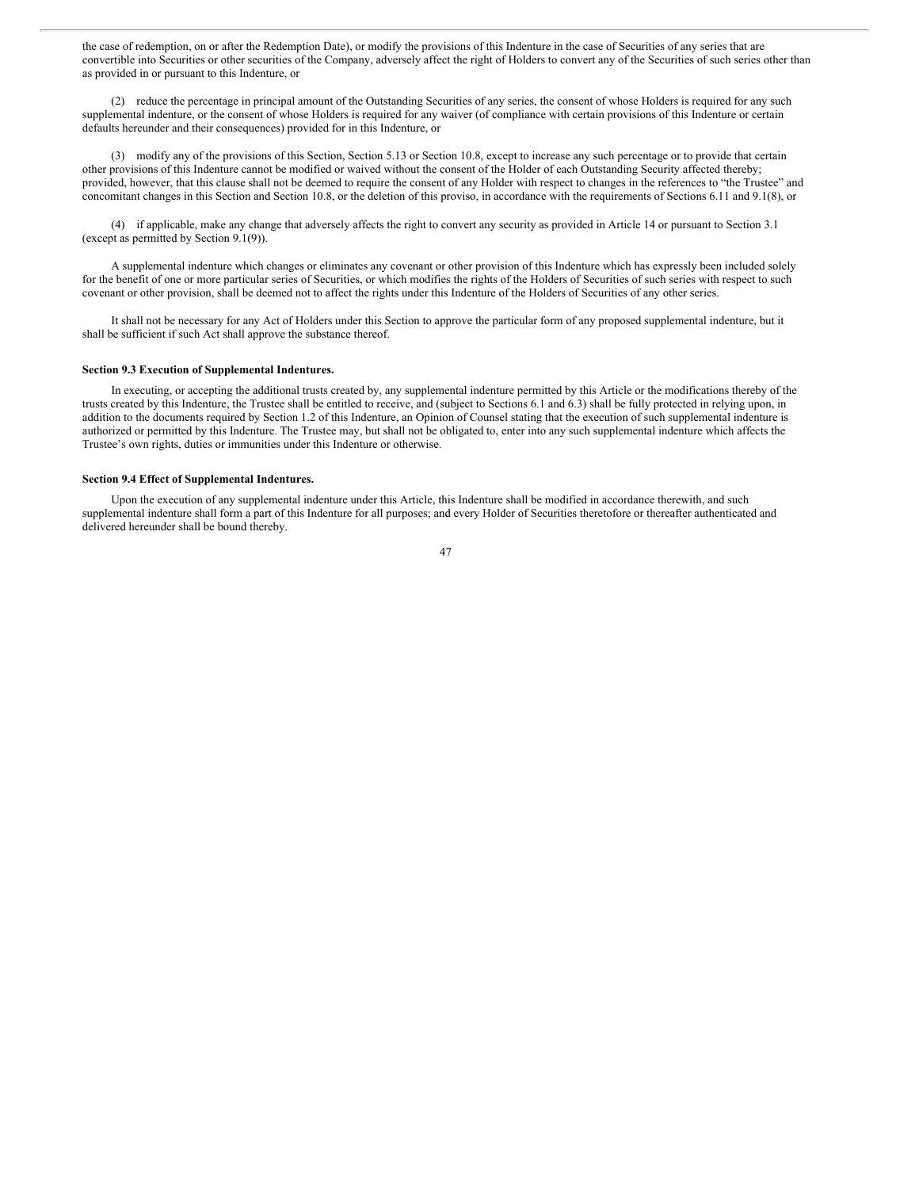the case of redemption, on or after the Redemption Date), or modify the provisions of this Indenture in the case of Securities of any series that are convertible into Securities or other securities of the Company, adversely affect the right of Holders to convert any of the Securities of such series other than as provided in or pursuant to this Indenture, or

(2) reduce the percentage in principal amount of the Outstanding Securities of any series, the consent of whose Holders is required for any such supplemental indenture, or the consent of whose Holders is required for any waiver (of compliance with certain provisions of this Indenture or certain defaults hereunder and their consequences) provided for in this Indenture, or

(3) modify any of the provisions of this Section, Section 5.13 or Section 10.8, except to increase any such percentage or to provide that certain other provisions of this Indenture cannot be modified or waived without the consent of the Holder of each Outstanding Security affected thereby; provided, however, that this clause shall not be deemed to require the consent of any Holder with respect to changes in the references to "the Trustee" and concomitant changes in this Section and Section 10.8, or the deletion of this proviso, in accordance with the requirements of Sections 6.11 and 9.1(8), or

(4) if applicable, make any change that adversely affects the right to convert any security as provided in Article 14 or pursuant to Section 3.1 (except as permitted by Section 9.1(9)).

A supplemental indenture which changes or eliminates any covenant or other provision of this Indenture which has expressly been included solely for the benefit of one or more particular series of Securities, or which modifies the rights of the Holders of Securities of such series with respect to such covenant or other provision, shall be deemed not to affect the rights under this Indenture of the Holders of Securities of any other series.

It shall not be necessary for any Act of Holders under this Section to approve the particular form of any proposed supplemental indenture, but it shall be sufficient if such Act shall approve the substance thereof.

**Section 9.3 Execution of Supplemental Indentures.**

In executing, or accepting the additional trusts created by, any supplemental indenture permitted by this Article or the modifications thereby of the trusts created by this Indenture, the Trustee shall be entitled to receive, and (subject to Sections 6.1 and 6.3) shall be fully protected in relying upon, in addition to the documents required by Section 1.2 of this Indenture, an Opinion of Counsel stating that the execution of such supplemental indenture is authorized or permitted by this Indenture. The Trustee may, but shall not be obligated to, enter into any such supplemental indenture which affects the Trustee's own rights, duties or immunities under this Indenture or otherwise.

**Section 9.4 Effect of Supplemental Indentures.**

Upon the execution of any supplemental indenture under this Article, this Indenture shall be modified in accordance therewith, and such supplemental indenture shall form a part of this Indenture for all purposes; and every Holder of Securities theretofore or thereafter authenticated and delivered hereunder shall be bound thereby.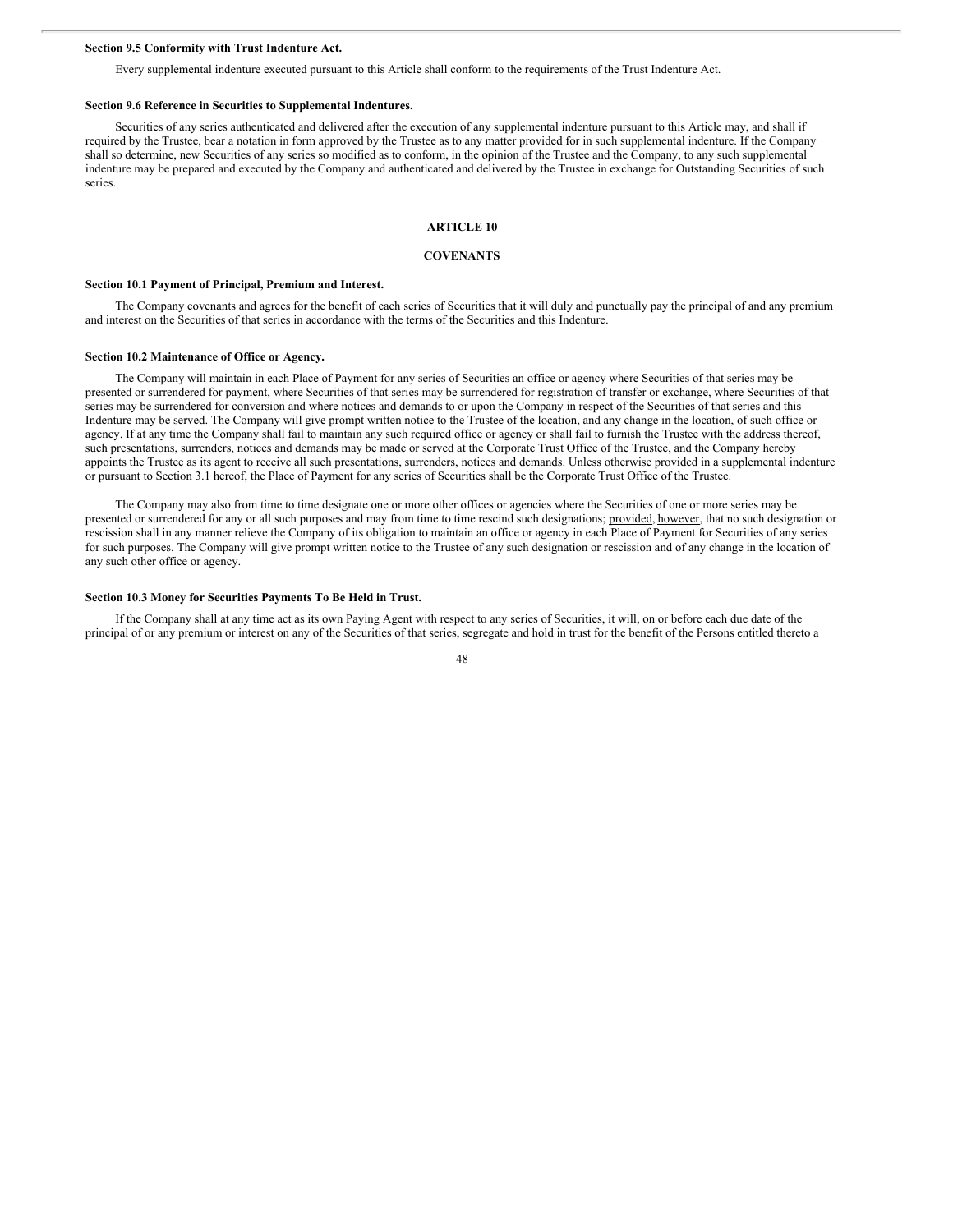**Section 9.5 Conformity with Trust Indenture Act.**

Every supplemental indenture executed pursuant to this Article shall conform to the requirements of the Trust Indenture Act.

**Section 9.6 Reference in Securities to Supplemental Indentures.**

Securities of any series authenticated and delivered after the execution of any supplemental indenture pursuant to this Article may, and shall if required by the Trustee, bear a notation in form approved by the Trustee as to any matter provided for in such supplemental indenture. If the Company shall so determine, new Securities of any series so modified as to conform, in the opinion of the Trustee and the Company, to any such supplemental indenture may be prepared and executed by the Company and authenticated and delivered by the Trustee in exchange for Outstanding Securities of such series.

## ARTICLE 10

## COVENANTS

**Section 10.1 Payment of Principal, Premium and Interest.**

The Company covenants and agrees for the benefit of each series of Securities that it will duly and punctually pay the principal of and any premium and interest on the Securities of that series in accordance with the terms of the Securities and this Indenture.

**Section 10.2 Maintenance of Office or Agency.**

The Company will maintain in each Place of Payment for any series of Securities an office or agency where Securities of that series may be presented or surrendered for payment, where Securities of that series may be surrendered for registration of transfer or exchange, where Securities of that series may be surrendered for conversion and where notices and demands to or upon the Company in respect of the Securities of that series and this Indenture may be served. The Company will give prompt written notice to the Trustee of the location, and any change in the location, of such office or agency. If at any time the Company shall fail to maintain any such required office or agency or shall fail to furnish the Trustee with the address thereof, such presentations, surrenders, notices and demands may be made or served at the Corporate Trust Office of the Trustee, and the Company hereby appoints the Trustee as its agent to receive all such presentations, surrenders, notices and demands. Unless otherwise provided in a supplemental indenture or pursuant to Section 3.1 hereof, the Place of Payment for any series of Securities shall be the Corporate Trust Office of the Trustee.

The Company may also from time to time designate one or more other offices or agencies where the Securities of one or more series may be presented or surrendered for any or all such purposes and may from time to time rescind such designations; provided, however, that no such designation or rescission shall in any manner relieve the Company of its obligation to maintain an office or agency in each Place of Payment for Securities of any series for such purposes. The Company will give prompt written notice to the Trustee of any such designation or rescission and of any change in the location of any such other office or agency.

**Section 10.3 Money for Securities Payments To Be Held in Trust.**

If the Company shall at any time act as its own Paying Agent with respect to any series of Securities, it will, on or before each due date of the principal of or any premium or interest on any of the Securities of that series, segregate and hold in trust for the benefit of the Persons entitled thereto a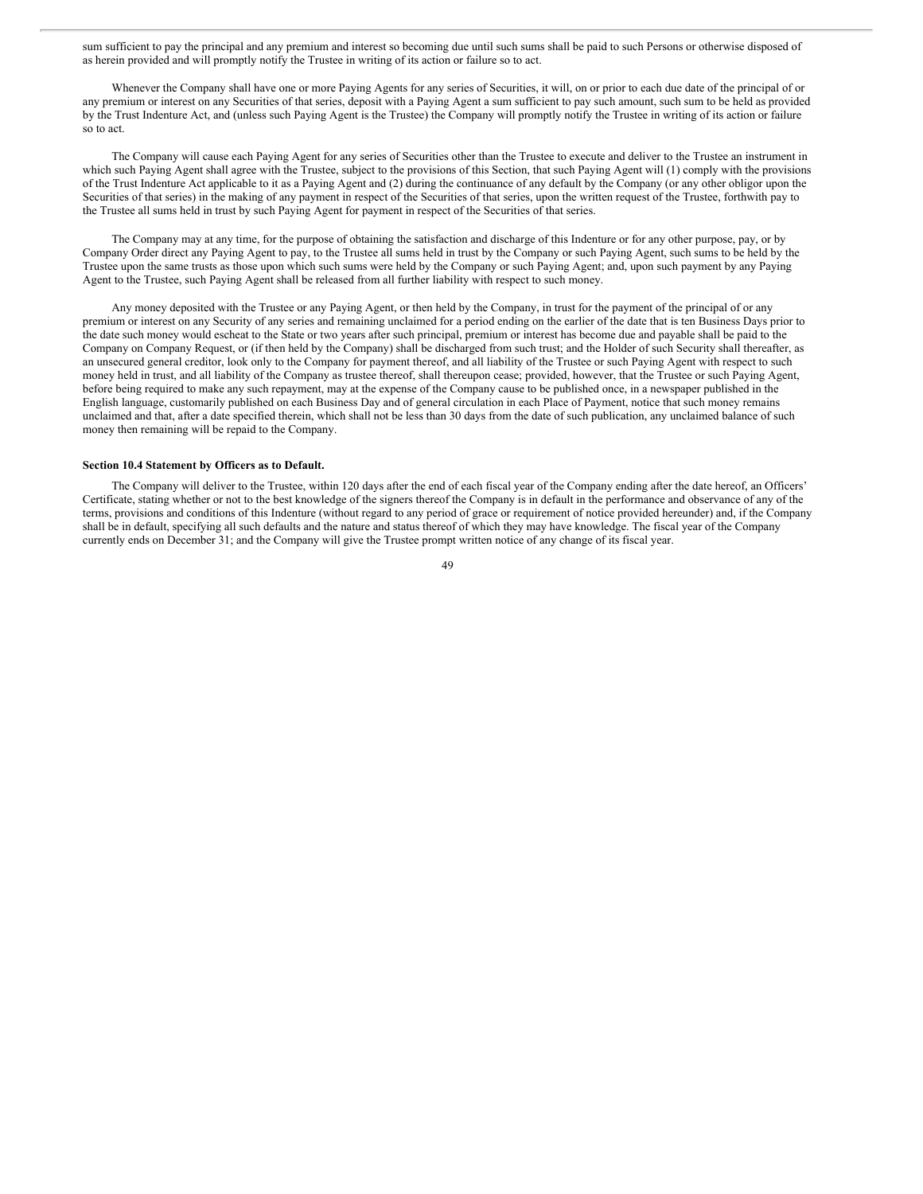sum sufficient to pay the principal and any premium and interest so becoming due until such sums shall be paid to such Persons or otherwise disposed of as herein provided and will promptly notify the Trustee in writing of its action or failure so to act.

Whenever the Company shall have one or more Paying Agents for any series of Securities, it will, on or prior to each due date of the principal of or any premium or interest on any Securities of that series, deposit with a Paying Agent a sum sufficient to pay such amount, such sum to be held as provided by the Trust Indenture Act, and (unless such Paying Agent is the Trustee) the Company will promptly notify the Trustee in writing of its action or failure so to act.

The Company will cause each Paying Agent for any series of Securities other than the Trustee to execute and deliver to the Trustee an instrument in which such Paying Agent shall agree with the Trustee, subject to the provisions of this Section, that such Paying Agent will (1) comply with the provisions of the Trust Indenture Act applicable to it as a Paying Agent and (2) during the continuance of any default by the Company (or any other obligor upon the Securities of that series) in the making of any payment in respect of the Securities of that series, upon the written request of the Trustee, forthwith pay to the Trustee all sums held in trust by such Paying Agent for payment in respect of the Securities of that series.

The Company may at any time, for the purpose of obtaining the satisfaction and discharge of this Indenture or for any other purpose, pay, or by Company Order direct any Paying Agent to pay, to the Trustee all sums held in trust by the Company or such Paying Agent, such sums to be held by the Trustee upon the same trusts as those upon which such sums were held by the Company or such Paying Agent; and, upon such payment by any Paying Agent to the Trustee, such Paying Agent shall be released from all further liability with respect to such money.

Any money deposited with the Trustee or any Paying Agent, or then held by the Company, in trust for the payment of the principal of or any premium or interest on any Security of any series and remaining unclaimed for a period ending on the earlier of the date that is ten Business Days prior to the date such money would escheat to the State or two years after such principal, premium or interest has become due and payable shall be paid to the Company on Company Request, or (if then held by the Company) shall be discharged from such trust; and the Holder of such Security shall thereafter, as an unsecured general creditor, look only to the Company for payment thereof, and all liability of the Trustee or such Paying Agent with respect to such money held in trust, and all liability of the Company as trustee thereof, shall thereupon cease; provided, however, that the Trustee or such Paying Agent, before being required to make any such repayment, may at the expense of the Company cause to be published once, in a newspaper published in the English language, customarily published on each Business Day and of general circulation in each Place of Payment, notice that such money remains unclaimed and that, after a date specified therein, which shall not be less than 30 days from the date of such publication, any unclaimed balance of such money then remaining will be repaid to the Company.

**Section 10.4 Statement by Officers as to Default.**

The Company will deliver to the Trustee, within 120 days after the end of each fiscal year of the Company ending after the date hereof, an Officers' Certificate, stating whether or not to the best knowledge of the signers thereof the Company is in default in the performance and observance of any of the terms, provisions and conditions of this Indenture (without regard to any period of grace or requirement of notice provided hereunder) and, if the Company shall be in default, specifying all such defaults and the nature and status thereof of which they may have knowledge. The fiscal year of the Company currently ends on December 31; and the Company will give the Trustee prompt written notice of any change of its fiscal year.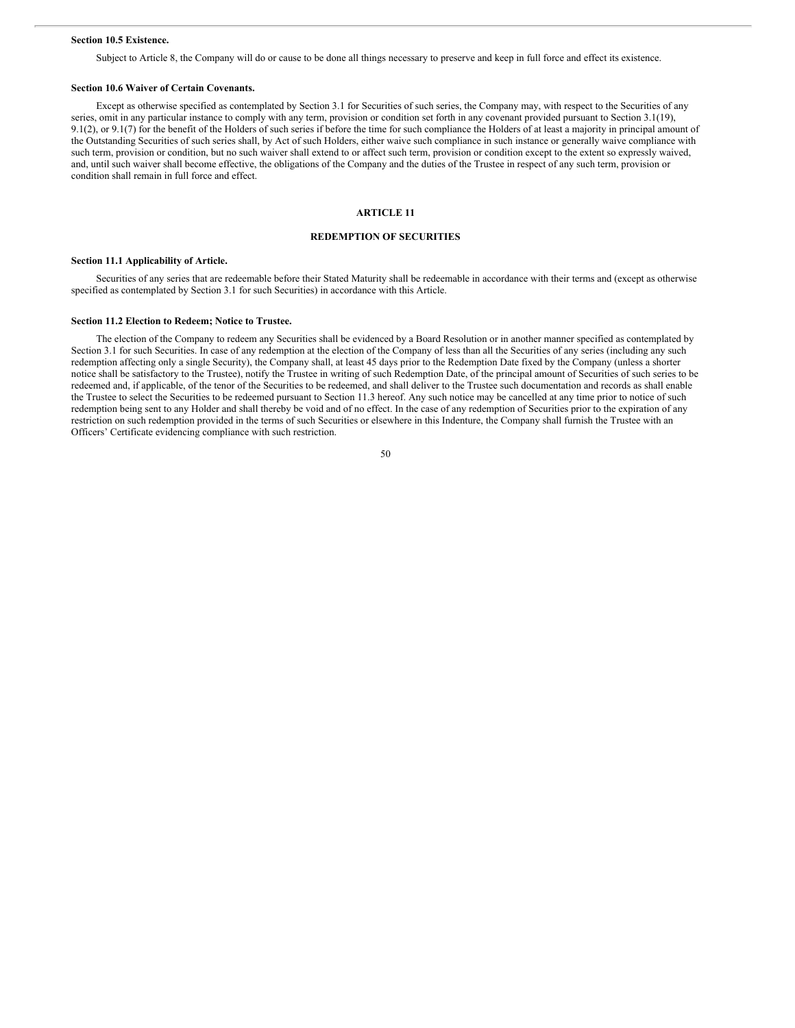**Section 10.5 Existence.**

Subject to Article 8, the Company will do or cause to be done all things necessary to preserve and keep in full force and effect its existence.

**Section 10.6 Waiver of Certain Covenants.**

Except as otherwise specified as contemplated by Section 3.1 for Securities of such series, the Company may, with respect to the Securities of any series, omit in any particular instance to comply with any term, provision or condition set forth in any covenant provided pursuant to Section 3.1(19), 9.1(2), or 9.1(7) for the benefit of the Holders of such series if before the time for such compliance the Holders of at least a majority in principal amount of the Outstanding Securities of such series shall, by Act of such Holders, either waive such compliance in such instance or generally waive compliance with such term, provision or condition, but no such waiver shall extend to or affect such term, provision or condition except to the extent so expressly waived, and, until such waiver shall become effective, the obligations of the Company and the duties of the Trustee in respect of any such term, provision or condition shall remain in full force and effect.

## ARTICLE 11

## REDEMPTION OF SECURITIES

**Section 11.1 Applicability of Article.**

Securities of any series that are redeemable before their Stated Maturity shall be redeemable in accordance with their terms and (except as otherwise specified as contemplated by Section 3.1 for such Securities) in accordance with this Article.

**Section 11.2 Election to Redeem; Notice to Trustee.**

The election of the Company to redeem any Securities shall be evidenced by a Board Resolution or in another manner specified as contemplated by Section 3.1 for such Securities. In case of any redemption at the election of the Company of less than all the Securities of any series (including any such redemption affecting only a single Security), the Company shall, at least 45 days prior to the Redemption Date fixed by the Company (unless a shorter notice shall be satisfactory to the Trustee), notify the Trustee in writing of such Redemption Date, of the principal amount of Securities of such series to be redeemed and, if applicable, of the tenor of the Securities to be redeemed, and shall deliver to the Trustee such documentation and records as shall enable the Trustee to select the Securities to be redeemed pursuant to Section 11.3 hereof. Any such notice may be cancelled at any time prior to notice of such redemption being sent to any Holder and shall thereby be void and of no effect. In the case of any redemption of Securities prior to the expiration of any restriction on such redemption provided in the terms of such Securities or elsewhere in this Indenture, the Company shall furnish the Trustee with an Officers' Certificate evidencing compliance with such restriction.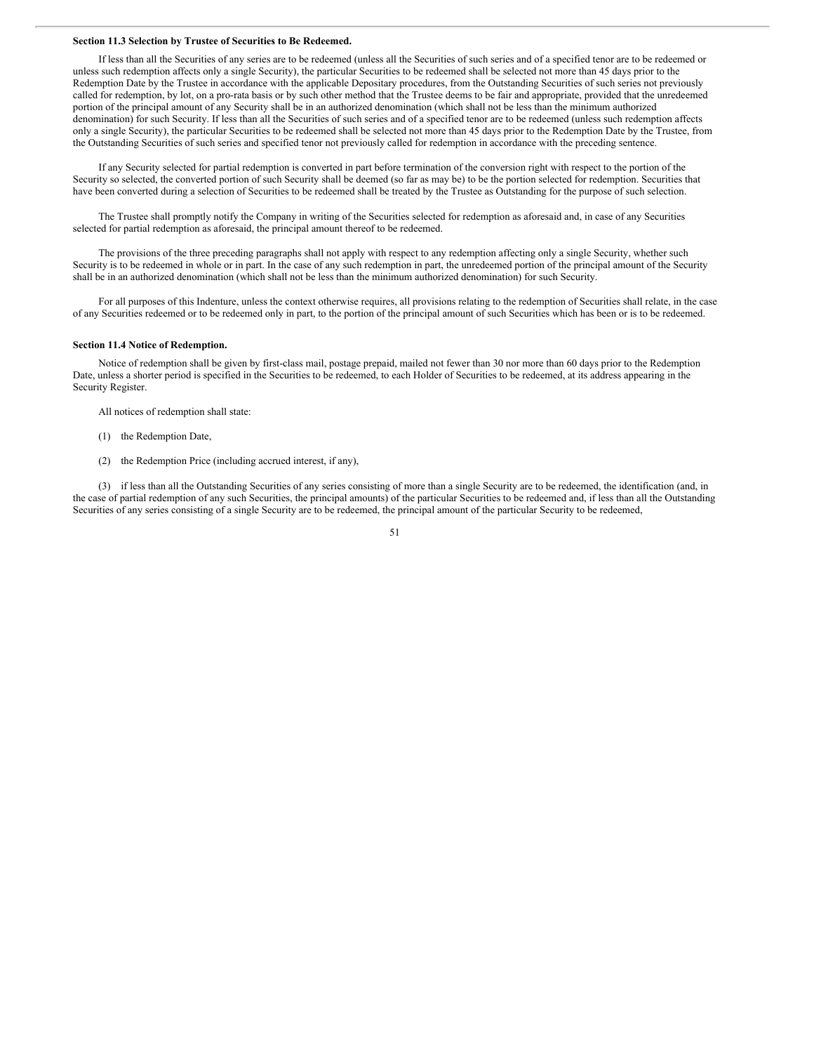**Section 11.3 Selection by Trustee of Securities to Be Redeemed.**

If less than all the Securities of any series are to be redeemed (unless all the Securities of such series and of a specified tenor are to be redeemed or unless such redemption affects only a single Security), the particular Securities to be redeemed shall be selected not more than 45 days prior to the Redemption Date by the Trustee in accordance with the applicable Depositary procedures, from the Outstanding Securities of such series not previously called for redemption, by lot, on a pro-rata basis or by such other method that the Trustee deems to be fair and appropriate, provided that the unredeemed portion of the principal amount of any Security shall be in an authorized denomination (which shall not be less than the minimum authorized denomination) for such Security. If less than all the Securities of such series and of a specified tenor are to be redeemed (unless such redemption affects only a single Security), the particular Securities to be redeemed shall be selected not more than 45 days prior to the Redemption Date by the Trustee, from the Outstanding Securities of such series and specified tenor not previously called for redemption in accordance with the preceding sentence.

If any Security selected for partial redemption is converted in part before termination of the conversion right with respect to the portion of the Security so selected, the converted portion of such Security shall be deemed (so far as may be) to be the portion selected for redemption. Securities that have been converted during a selection of Securities to be redeemed shall be treated by the Trustee as Outstanding for the purpose of such selection.

The Trustee shall promptly notify the Company in writing of the Securities selected for redemption as aforesaid and, in case of any Securities selected for partial redemption as aforesaid, the principal amount thereof to be redeemed.

The provisions of the three preceding paragraphs shall not apply with respect to any redemption affecting only a single Security, whether such Security is to be redeemed in whole or in part. In the case of any such redemption in part, the unredeemed portion of the principal amount of the Security shall be in an authorized denomination (which shall not be less than the minimum authorized denomination) for such Security.

For all purposes of this Indenture, unless the context otherwise requires, all provisions relating to the redemption of Securities shall relate, in the case of any Securities redeemed or to be redeemed only in part, to the portion of the principal amount of such Securities which has been or is to be redeemed.

**Section 11.4 Notice of Redemption.**

Notice of redemption shall be given by first-class mail, postage prepaid, mailed not fewer than 30 nor more than 60 days prior to the Redemption Date, unless a shorter period is specified in the Securities to be redeemed, to each Holder of Securities to be redeemed, at its address appearing in the Security Register.

All notices of redemption shall state:

(1) the Redemption Date,

(2) the Redemption Price (including accrued interest, if any),

(3) if less than all the Outstanding Securities of any series consisting of more than a single Security are to be redeemed, the identification (and, in the case of partial redemption of any such Securities, the principal amounts) of the particular Securities to be redeemed and, if less than all the Outstanding Securities of any series consisting of a single Security are to be redeemed, the principal amount of the particular Security to be redeemed,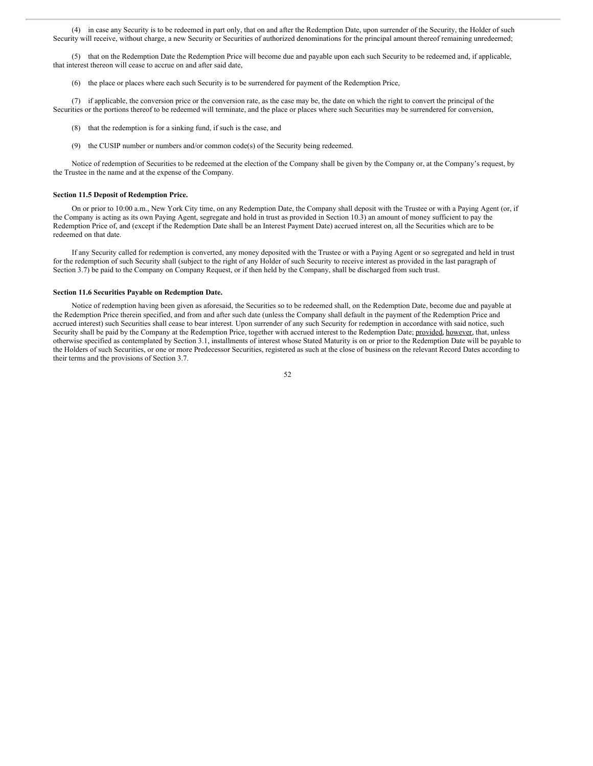(4) in case any Security is to be redeemed in part only, that on and after the Redemption Date, upon surrender of the Security, the Holder of such Security will receive, without charge, a new Security or Securities of authorized denominations for the principal amount thereof remaining unredeemed;

(5) that on the Redemption Date the Redemption Price will become due and payable upon each such Security to be redeemed and, if applicable, that interest thereon will cease to accrue on and after said date,

(6) the place or places where each such Security is to be surrendered for payment of the Redemption Price,

(7) if applicable, the conversion price or the conversion rate, as the case may be, the date on which the right to convert the principal of the Securities or the portions thereof to be redeemed will terminate, and the place or places where such Securities may be surrendered for conversion,

(8) that the redemption is for a sinking fund, if such is the case, and

(9) the CUSIP number or numbers and/or common code(s) of the Security being redeemed.

Notice of redemption of Securities to be redeemed at the election of the Company shall be given by the Company or, at the Company's request, by the Trustee in the name and at the expense of the Company.

**Section 11.5 Deposit of Redemption Price.**

On or prior to 10:00 a.m., New York City time, on any Redemption Date, the Company shall deposit with the Trustee or with a Paying Agent (or, if the Company is acting as its own Paying Agent, segregate and hold in trust as provided in Section 10.3) an amount of money sufficient to pay the Redemption Price of, and (except if the Redemption Date shall be an Interest Payment Date) accrued interest on, all the Securities which are to be redeemed on that date.

If any Security called for redemption is converted, any money deposited with the Trustee or with a Paying Agent or so segregated and held in trust for the redemption of such Security shall (subject to the right of any Holder of such Security to receive interest as provided in the last paragraph of Section 3.7) be paid to the Company on Company Request, or if then held by the Company, shall be discharged from such trust.

**Section 11.6 Securities Payable on Redemption Date.**

Notice of redemption having been given as aforesaid, the Securities so to be redeemed shall, on the Redemption Date, become due and payable at the Redemption Price therein specified, and from and after such date (unless the Company shall default in the payment of the Redemption Price and accrued interest) such Securities shall cease to bear interest. Upon surrender of any such Security for redemption in accordance with said notice, such Security shall be paid by the Company at the Redemption Price, together with accrued interest to the Redemption Date; provided, however, that, unless otherwise specified as contemplated by Section 3.1, installments of interest whose Stated Maturity is on or prior to the Redemption Date will be payable to the Holders of such Securities, or one or more Predecessor Securities, registered as such at the close of business on the relevant Record Dates according to their terms and the provisions of Section 3.7.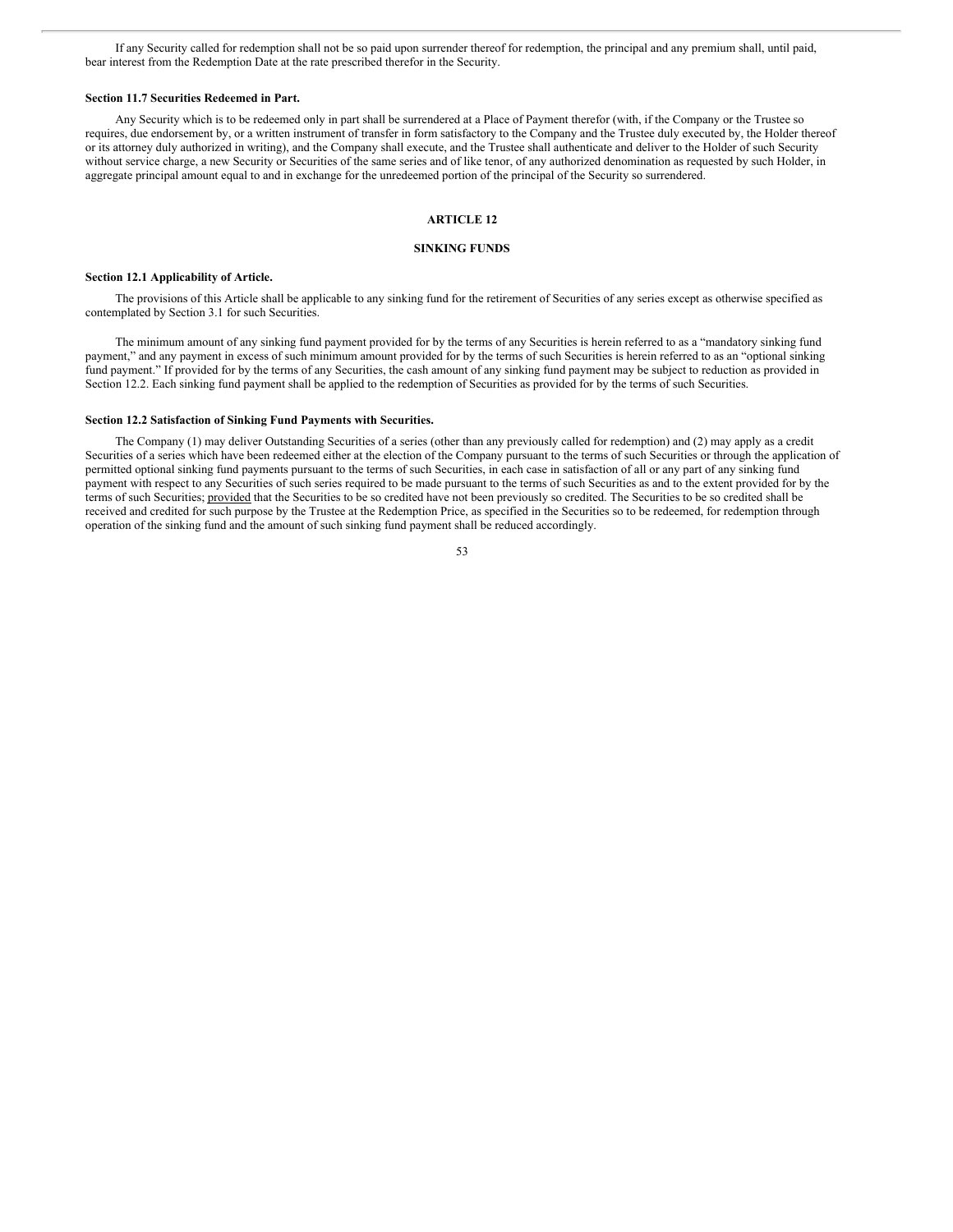If any Security called for redemption shall not be so paid upon surrender thereof for redemption, the principal and any premium shall, until paid, bear interest from the Redemption Date at the rate prescribed therefor in the Security.

**Section 11.7 Securities Redeemed in Part.**

Any Security which is to be redeemed only in part shall be surrendered at a Place of Payment therefor (with, if the Company or the Trustee so requires, due endorsement by, or a written instrument of transfer in form satisfactory to the Company and the Trustee duly executed by, the Holder thereof or its attorney duly authorized in writing), and the Company shall execute, and the Trustee shall authenticate and deliver to the Holder of such Security without service charge, a new Security or Securities of the same series and of like tenor, of any authorized denomination as requested by such Holder, in aggregate principal amount equal to and in exchange for the unredeemed portion of the principal of the Security so surrendered.

## ARTICLE 12

## SINKING FUNDS

**Section 12.1 Applicability of Article.**

The provisions of this Article shall be applicable to any sinking fund for the retirement of Securities of any series except as otherwise specified as contemplated by Section 3.1 for such Securities.

The minimum amount of any sinking fund payment provided for by the terms of any Securities is herein referred to as a "mandatory sinking fund payment," and any payment in excess of such minimum amount provided for by the terms of such Securities is herein referred to as an "optional sinking fund payment." If provided for by the terms of any Securities, the cash amount of any sinking fund payment may be subject to reduction as provided in Section 12.2. Each sinking fund payment shall be applied to the redemption of Securities as provided for by the terms of such Securities.

**Section 12.2 Satisfaction of Sinking Fund Payments with Securities.**

The Company (1) may deliver Outstanding Securities of a series (other than any previously called for redemption) and (2) may apply as a credit Securities of a series which have been redeemed either at the election of the Company pursuant to the terms of such Securities or through the application of permitted optional sinking fund payments pursuant to the terms of such Securities, in each case in satisfaction of all or any part of any sinking fund payment with respect to any Securities of such series required to be made pursuant to the terms of such Securities as and to the extent provided for by the terms of such Securities; provided that the Securities to be so credited have not been previously so credited. The Securities to be so credited shall be received and credited for such purpose by the Trustee at the Redemption Price, as specified in the Securities so to be redeemed, for redemption through operation of the sinking fund and the amount of such sinking fund payment shall be reduced accordingly.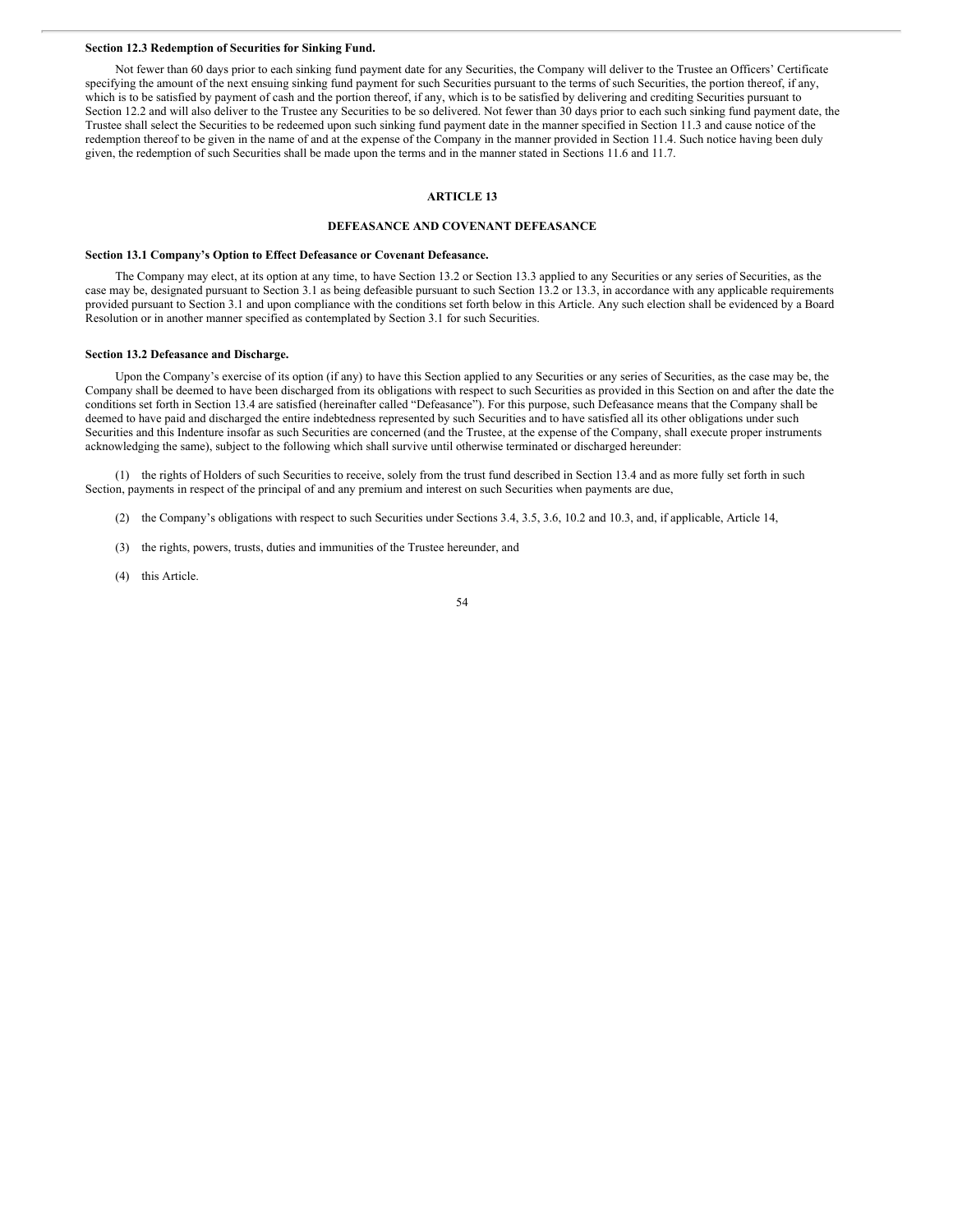**Section 12.3 Redemption of Securities for Sinking Fund.**

Not fewer than 60 days prior to each sinking fund payment date for any Securities, the Company will deliver to the Trustee an Officers' Certificate specifying the amount of the next ensuing sinking fund payment for such Securities pursuant to the terms of such Securities, the portion thereof, if any, which is to be satisfied by payment of cash and the portion thereof, if any, which is to be satisfied by delivering and crediting Securities pursuant to Section 12.2 and will also deliver to the Trustee any Securities to be so delivered. Not fewer than 30 days prior to each such sinking fund payment date, the Trustee shall select the Securities to be redeemed upon such sinking fund payment date in the manner specified in Section 11.3 and cause notice of the redemption thereof to be given in the name of and at the expense of the Company in the manner provided in Section 11.4. Such notice having been duly given, the redemption of such Securities shall be made upon the terms and in the manner stated in Sections 11.6 and 11.7.

## ARTICLE 13

## DEFEASANCE AND COVENANT DEFEASANCE

**Section 13.1 Company's Option to Effect Defeasance or Covenant Defeasance.**

The Company may elect, at its option at any time, to have Section 13.2 or Section 13.3 applied to any Securities or any series of Securities, as the case may be, designated pursuant to Section 3.1 as being defeasible pursuant to such Section 13.2 or 13.3, in accordance with any applicable requirements provided pursuant to Section 3.1 and upon compliance with the conditions set forth below in this Article. Any such election shall be evidenced by a Board Resolution or in another manner specified as contemplated by Section 3.1 for such Securities.

**Section 13.2 Defeasance and Discharge.**

Upon the Company's exercise of its option (if any) to have this Section applied to any Securities or any series of Securities, as the case may be, the Company shall be deemed to have been discharged from its obligations with respect to such Securities as provided in this Section on and after the date the conditions set forth in Section 13.4 are satisfied (hereinafter called "Defeasance"). For this purpose, such Defeasance means that the Company shall be deemed to have paid and discharged the entire indebtedness represented by such Securities and to have satisfied all its other obligations under such Securities and this Indenture insofar as such Securities are concerned (and the Trustee, at the expense of the Company, shall execute proper instruments acknowledging the same), subject to the following which shall survive until otherwise terminated or discharged hereunder:

(1) the rights of Holders of such Securities to receive, solely from the trust fund described in Section 13.4 and as more fully set forth in such Section, payments in respect of the principal of and any premium and interest on such Securities when payments are due,

(2) the Company's obligations with respect to such Securities under Sections 3.4, 3.5, 3.6, 10.2 and 10.3, and, if applicable, Article 14,

(3) the rights, powers, trusts, duties and immunities of the Trustee hereunder, and

(4) this Article.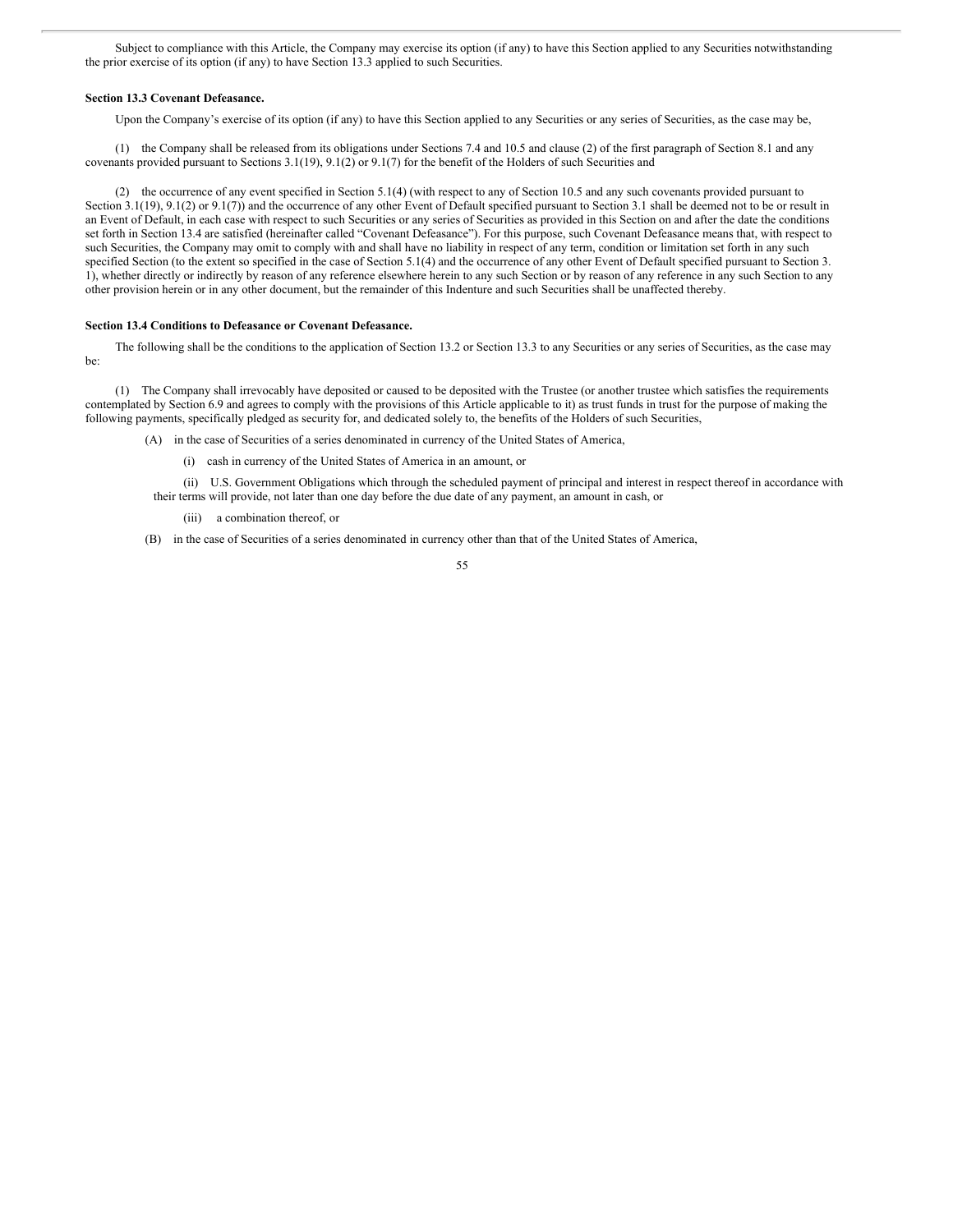Subject to compliance with this Article, the Company may exercise its option (if any) to have this Section applied to any Securities notwithstanding the prior exercise of its option (if any) to have Section 13.3 applied to such Securities.

**Section 13.3 Covenant Defeasance.**

Upon the Company's exercise of its option (if any) to have this Section applied to any Securities or any series of Securities, as the case may be,

(1) the Company shall be released from its obligations under Sections 7.4 and 10.5 and clause (2) of the first paragraph of Section 8.1 and any covenants provided pursuant to Sections 3.1(19), 9.1(2) or 9.1(7) for the benefit of the Holders of such Securities and

(2) the occurrence of any event specified in Section 5.1(4) (with respect to any of Section 10.5 and any such covenants provided pursuant to Section 3.1(19), 9.1(2) or 9.1(7)) and the occurrence of any other Event of Default specified pursuant to Section 3.1 shall be deemed not to be or result in an Event of Default, in each case with respect to such Securities or any series of Securities as provided in this Section on and after the date the conditions set forth in Section 13.4 are satisfied (hereinafter called "Covenant Defeasance"). For this purpose, such Covenant Defeasance means that, with respect to such Securities, the Company may omit to comply with and shall have no liability in respect of any term, condition or limitation set forth in any such specified Section (to the extent so specified in the case of Section 5.1(4) and the occurrence of any other Event of Default specified pursuant to Section 3. 1), whether directly or indirectly by reason of any reference elsewhere herein to any such Section or by reason of any reference in any such Section to any other provision herein or in any other document, but the remainder of this Indenture and such Securities shall be unaffected thereby.

**Section 13.4 Conditions to Defeasance or Covenant Defeasance.**

The following shall be the conditions to the application of Section 13.2 or Section 13.3 to any Securities or any series of Securities, as the case may be:

(1) The Company shall irrevocably have deposited or caused to be deposited with the Trustee (or another trustee which satisfies the requirements contemplated by Section 6.9 and agrees to comply with the provisions of this Article applicable to it) as trust funds in trust for the purpose of making the following payments, specifically pledged as security for, and dedicated solely to, the benefits of the Holders of such Securities,

(A) in the case of Securities of a series denominated in currency of the United States of America,

(i) cash in currency of the United States of America in an amount, or

(ii) U.S. Government Obligations which through the scheduled payment of principal and interest in respect thereof in accordance with their terms will provide, not later than one day before the due date of any payment, an amount in cash, or

(iii) a combination thereof, or

(B) in the case of Securities of a series denominated in currency other than that of the United States of America,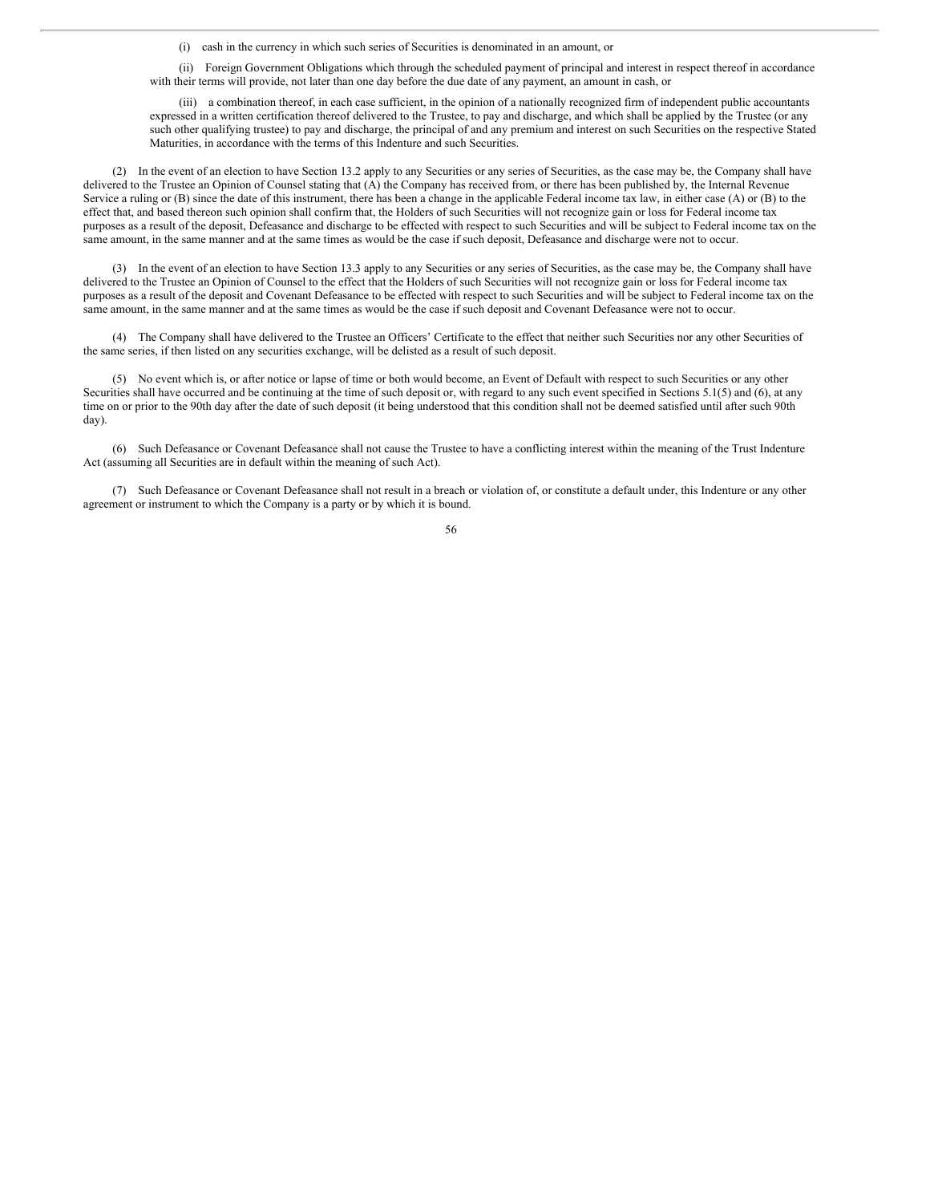(i) cash in the currency in which such series of Securities is denominated in an amount, or

(ii) Foreign Government Obligations which through the scheduled payment of principal and interest in respect thereof in accordance with their terms will provide, not later than one day before the due date of any payment, an amount in cash, or

(iii) a combination thereof, in each case sufficient, in the opinion of a nationally recognized firm of independent public accountants expressed in a written certification thereof delivered to the Trustee, to pay and discharge, and which shall be applied by the Trustee (or any such other qualifying trustee) to pay and discharge, the principal of and any premium and interest on such Securities on the respective Stated Maturities, in accordance with the terms of this Indenture and such Securities.

(2) In the event of an election to have Section 13.2 apply to any Securities or any series of Securities, as the case may be, the Company shall have delivered to the Trustee an Opinion of Counsel stating that (A) the Company has received from, or there has been published by, the Internal Revenue Service a ruling or (B) since the date of this instrument, there has been a change in the applicable Federal income tax law, in either case (A) or (B) to the effect that, and based thereon such opinion shall confirm that, the Holders of such Securities will not recognize gain or loss for Federal income tax purposes as a result of the deposit, Defeasance and discharge to be effected with respect to such Securities and will be subject to Federal income tax on the same amount, in the same manner and at the same times as would be the case if such deposit, Defeasance and discharge were not to occur.

(3) In the event of an election to have Section 13.3 apply to any Securities or any series of Securities, as the case may be, the Company shall have delivered to the Trustee an Opinion of Counsel to the effect that the Holders of such Securities will not recognize gain or loss for Federal income tax purposes as a result of the deposit and Covenant Defeasance to be effected with respect to such Securities and will be subject to Federal income tax on the same amount, in the same manner and at the same times as would be the case if such deposit and Covenant Defeasance were not to occur.

(4) The Company shall have delivered to the Trustee an Officers' Certificate to the effect that neither such Securities nor any other Securities of the same series, if then listed on any securities exchange, will be delisted as a result of such deposit.

(5) No event which is, or after notice or lapse of time or both would become, an Event of Default with respect to such Securities or any other Securities shall have occurred and be continuing at the time of such deposit or, with regard to any such event specified in Sections 5.1(5) and (6), at any time on or prior to the 90th day after the date of such deposit (it being understood that this condition shall not be deemed satisfied until after such 90th day).

(6) Such Defeasance or Covenant Defeasance shall not cause the Trustee to have a conflicting interest within the meaning of the Trust Indenture Act (assuming all Securities are in default within the meaning of such Act).

(7) Such Defeasance or Covenant Defeasance shall not result in a breach or violation of, or constitute a default under, this Indenture or any other agreement or instrument to which the Company is a party or by which it is bound.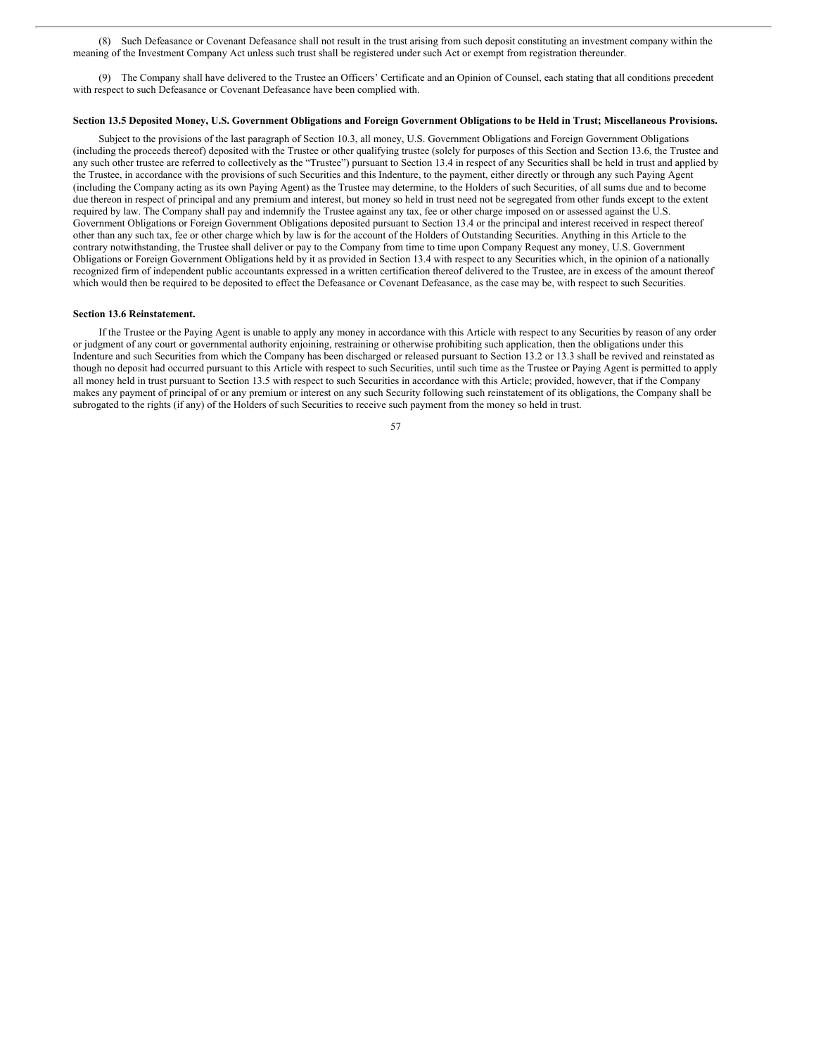(8) Such Defeasance or Covenant Defeasance shall not result in the trust arising from such deposit constituting an investment company within the meaning of the Investment Company Act unless such trust shall be registered under such Act or exempt from registration thereunder.

(9) The Company shall have delivered to the Trustee an Officers' Certificate and an Opinion of Counsel, each stating that all conditions precedent with respect to such Defeasance or Covenant Defeasance have been complied with.

**Section 13.5 Deposited Money, U.S. Government Obligations and Foreign Government Obligations to be Held in Trust; Miscellaneous Provisions.**

Subject to the provisions of the last paragraph of Section 10.3, all money, U.S. Government Obligations and Foreign Government Obligations (including the proceeds thereof) deposited with the Trustee or other qualifying trustee (solely for purposes of this Section and Section 13.6, the Trustee and any such other trustee are referred to collectively as the "Trustee") pursuant to Section 13.4 in respect of any Securities shall be held in trust and applied by the Trustee, in accordance with the provisions of such Securities and this Indenture, to the payment, either directly or through any such Paying Agent (including the Company acting as its own Paying Agent) as the Trustee may determine, to the Holders of such Securities, of all sums due and to become due thereon in respect of principal and any premium and interest, but money so held in trust need not be segregated from other funds except to the extent required by law. The Company shall pay and indemnify the Trustee against any tax, fee or other charge imposed on or assessed against the U.S. Government Obligations or Foreign Government Obligations deposited pursuant to Section 13.4 or the principal and interest received in respect thereof other than any such tax, fee or other charge which by law is for the account of the Holders of Outstanding Securities. Anything in this Article to the contrary notwithstanding, the Trustee shall deliver or pay to the Company from time to time upon Company Request any money, U.S. Government Obligations or Foreign Government Obligations held by it as provided in Section 13.4 with respect to any Securities which, in the opinion of a nationally recognized firm of independent public accountants expressed in a written certification thereof delivered to the Trustee, are in excess of the amount thereof which would then be required to be deposited to effect the Defeasance or Covenant Defeasance, as the case may be, with respect to such Securities.

**Section 13.6 Reinstatement.**

If the Trustee or the Paying Agent is unable to apply any money in accordance with this Article with respect to any Securities by reason of any order or judgment of any court or governmental authority enjoining, restraining or otherwise prohibiting such application, then the obligations under this Indenture and such Securities from which the Company has been discharged or released pursuant to Section 13.2 or 13.3 shall be revived and reinstated as though no deposit had occurred pursuant to this Article with respect to such Securities, until such time as the Trustee or Paying Agent is permitted to apply all money held in trust pursuant to Section 13.5 with respect to such Securities in accordance with this Article; provided, however, that if the Company makes any payment of principal of or any premium or interest on any such Security following such reinstatement of its obligations, the Company shall be subrogated to the rights (if any) of the Holders of such Securities to receive such payment from the money so held in trust.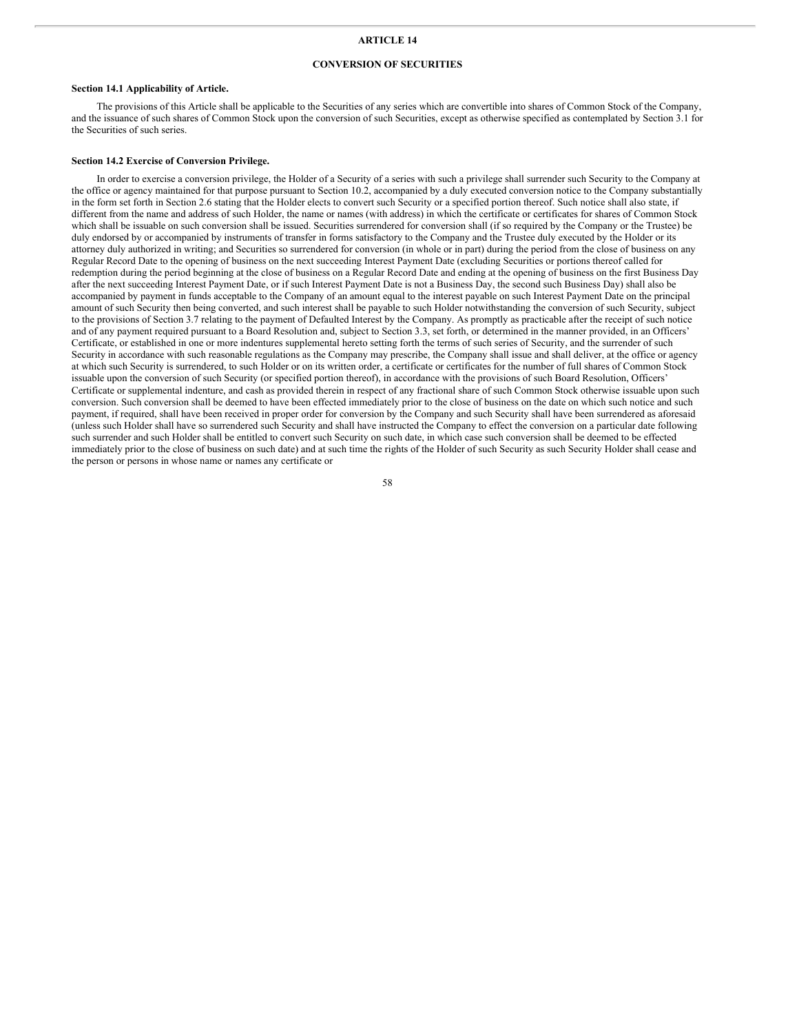# ARTICLE 14

## CONVERSION OF SECURITIES

### Section 14.1 Applicability of Article.

The provisions of this Article shall be applicable to the Securities of any series which are convertible into shares of Common Stock of the Company, and the issuance of such shares of Common Stock upon the conversion of such Securities, except as otherwise specified as contemplated by Section 3.1 for the Securities of such series.

### Section 14.2 Exercise of Conversion Privilege.

In order to exercise a conversion privilege, the Holder of a Security of a series with such a privilege shall surrender such Security to the Company at the office or agency maintained for that purpose pursuant to Section 10.2, accompanied by a duly executed conversion notice to the Company substantially in the form set forth in Section 2.6 stating that the Holder elects to convert such Security or a specified portion thereof. Such notice shall also state, if different from the name and address of such Holder, the name or names (with address) in which the certificate or certificates for shares of Common Stock which shall be issuable on such conversion shall be issued. Securities surrendered for conversion shall (if so required by the Company or the Trustee) be duly endorsed by or accompanied by instruments of transfer in forms satisfactory to the Company and the Trustee duly executed by the Holder or its attorney duly authorized in writing; and Securities so surrendered for conversion (in whole or in part) during the period from the close of business on any Regular Record Date to the opening of business on the next succeeding Interest Payment Date (excluding Securities or portions thereof called for redemption during the period beginning at the close of business on a Regular Record Date and ending at the opening of business on the first Business Day after the next succeeding Interest Payment Date, or if such Interest Payment Date is not a Business Day, the second such Business Day) shall also be accompanied by payment in funds acceptable to the Company of an amount equal to the interest payable on such Interest Payment Date on the principal amount of such Security then being converted, and such interest shall be payable to such Holder notwithstanding the conversion of such Security, subject to the provisions of Section 3.7 relating to the payment of Defaulted Interest by the Company. As promptly as practicable after the receipt of such notice and of any payment required pursuant to a Board Resolution and, subject to Section 3.3, set forth, or determined in the manner provided, in an Officers' Certificate, or established in one or more indentures supplemental hereto setting forth the terms of such series of Security, and the surrender of such Security in accordance with such reasonable regulations as the Company may prescribe, the Company shall issue and shall deliver, at the office or agency at which such Security is surrendered, to such Holder or on its written order, a certificate or certificates for the number of full shares of Common Stock issuable upon the conversion of such Security (or specified portion thereof), in accordance with the provisions of such Board Resolution, Officers' Certificate or supplemental indenture, and cash as provided therein in respect of any fractional share of such Common Stock otherwise issuable upon such conversion. Such conversion shall be deemed to have been effected immediately prior to the close of business on the date on which such notice and such payment, if required, shall have been received in proper order for conversion by the Company and such Security shall have been surrendered as aforesaid (unless such Holder shall have so surrendered such Security and shall have instructed the Company to effect the conversion on a particular date following such surrender and such Holder shall be entitled to convert such Security on such date, in which case such conversion shall be deemed to be effected immediately prior to the close of business on such date) and at such time the rights of the Holder of such Security as such Security Holder shall cease and the person or persons in whose name or names any certificate or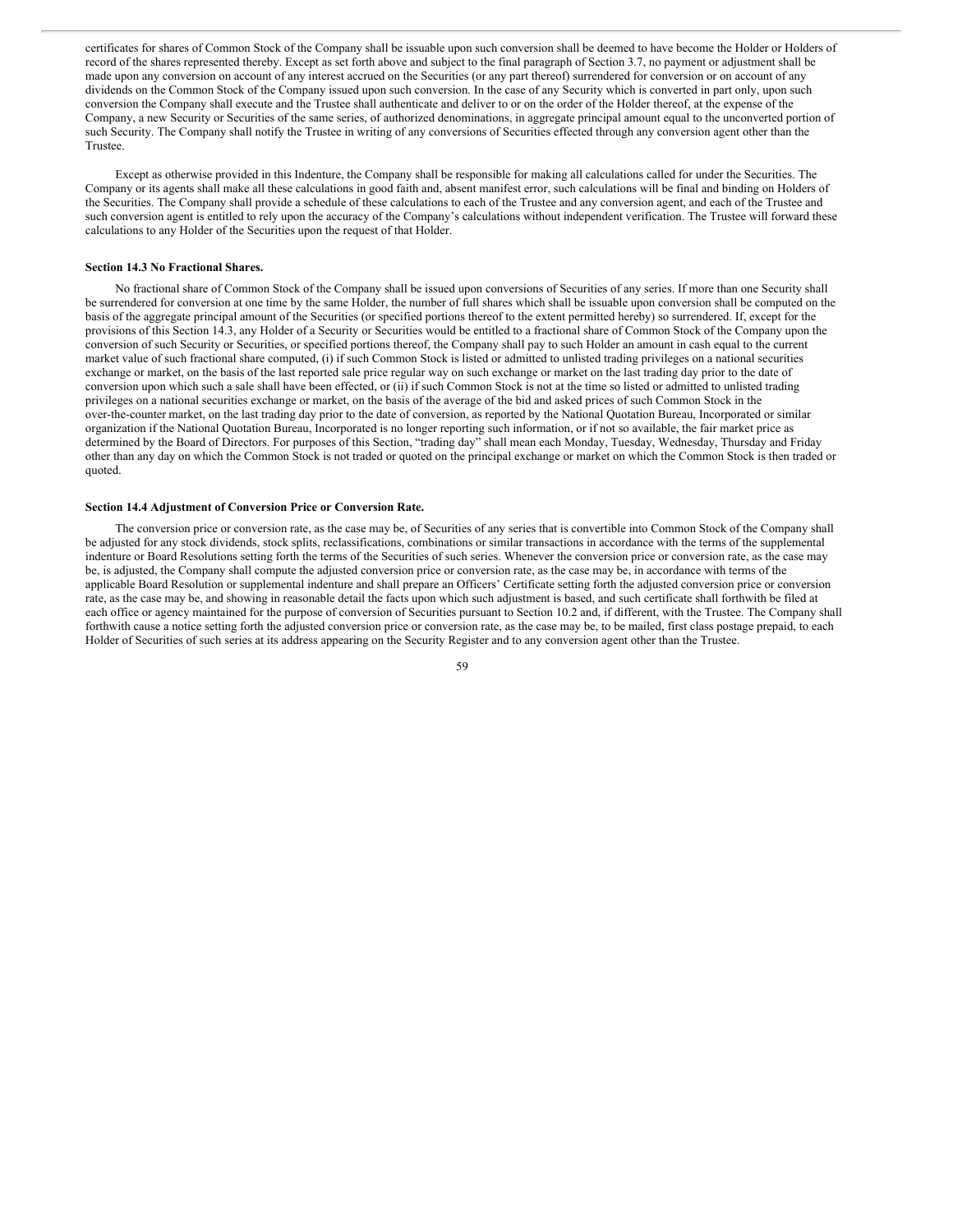certificates for shares of Common Stock of the Company shall be issuable upon such conversion shall be deemed to have become the Holder or Holders of record of the shares represented thereby. Except as set forth above and subject to the final paragraph of Section 3.7, no payment or adjustment shall be made upon any conversion on account of any interest accrued on the Securities (or any part thereof) surrendered for conversion or on account of any dividends on the Common Stock of the Company issued upon such conversion. In the case of any Security which is converted in part only, upon such conversion the Company shall execute and the Trustee shall authenticate and deliver to or on the order of the Holder thereof, at the expense of the Company, a new Security or Securities of the same series, of authorized denominations, in aggregate principal amount equal to the unconverted portion of such Security. The Company shall notify the Trustee in writing of any conversions of Securities effected through any conversion agent other than the Trustee.

Except as otherwise provided in this Indenture, the Company shall be responsible for making all calculations called for under the Securities. The Company or its agents shall make all these calculations in good faith and, absent manifest error, such calculations will be final and binding on Holders of the Securities. The Company shall provide a schedule of these calculations to each of the Trustee and any conversion agent, and each of the Trustee and such conversion agent is entitled to rely upon the accuracy of the Company's calculations without independent verification. The Trustee will forward these calculations to any Holder of the Securities upon the request of that Holder.

**Section 14.3 No Fractional Shares.**

No fractional share of Common Stock of the Company shall be issued upon conversions of Securities of any series. If more than one Security shall be surrendered for conversion at one time by the same Holder, the number of full shares which shall be issuable upon conversion shall be computed on the basis of the aggregate principal amount of the Securities (or specified portions thereof to the extent permitted hereby) so surrendered. If, except for the provisions of this Section 14.3, any Holder of a Security or Securities would be entitled to a fractional share of Common Stock of the Company upon the conversion of such Security or Securities, or specified portions thereof, the Company shall pay to such Holder an amount in cash equal to the current market value of such fractional share computed, (i) if such Common Stock is listed or admitted to unlisted trading privileges on a national securities exchange or market, on the basis of the last reported sale price regular way on such exchange or market on the last trading day prior to the date of conversion upon which such a sale shall have been effected, or (ii) if such Common Stock is not at the time so listed or admitted to unlisted trading privileges on a national securities exchange or market, on the basis of the average of the bid and asked prices of such Common Stock in the over-the-counter market, on the last trading day prior to the date of conversion, as reported by the National Quotation Bureau, Incorporated or similar organization if the National Quotation Bureau, Incorporated is no longer reporting such information, or if not so available, the fair market price as determined by the Board of Directors. For purposes of this Section, "trading day" shall mean each Monday, Tuesday, Wednesday, Thursday and Friday other than any day on which the Common Stock is not traded or quoted on the principal exchange or market on which the Common Stock is then traded or quoted.

**Section 14.4 Adjustment of Conversion Price or Conversion Rate.**

The conversion price or conversion rate, as the case may be, of Securities of any series that is convertible into Common Stock of the Company shall be adjusted for any stock dividends, stock splits, reclassifications, combinations or similar transactions in accordance with the terms of the supplemental indenture or Board Resolutions setting forth the terms of the Securities of such series. Whenever the conversion price or conversion rate, as the case may be, is adjusted, the Company shall compute the adjusted conversion price or conversion rate, as the case may be, in accordance with terms of the applicable Board Resolution or supplemental indenture and shall prepare an Officers' Certificate setting forth the adjusted conversion price or conversion rate, as the case may be, and showing in reasonable detail the facts upon which such adjustment is based, and such certificate shall forthwith be filed at each office or agency maintained for the purpose of conversion of Securities pursuant to Section 10.2 and, if different, with the Trustee. The Company shall forthwith cause a notice setting forth the adjusted conversion price or conversion rate, as the case may be, to be mailed, first class postage prepaid, to each Holder of Securities of such series at its address appearing on the Security Register and to any conversion agent other than the Trustee.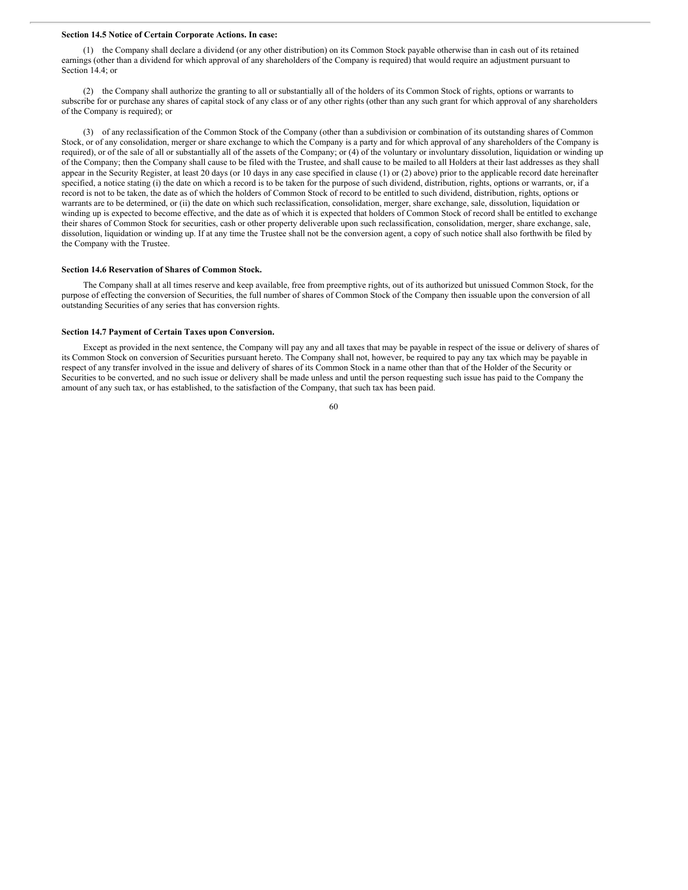**Section 14.5 Notice of Certain Corporate Actions. In case:**

(1) the Company shall declare a dividend (or any other distribution) on its Common Stock payable otherwise than in cash out of its retained earnings (other than a dividend for which approval of any shareholders of the Company is required) that would require an adjustment pursuant to Section 14.4; or

(2) the Company shall authorize the granting to all or substantially all of the holders of its Common Stock of rights, options or warrants to subscribe for or purchase any shares of capital stock of any class or of any other rights (other than any such grant for which approval of any shareholders of the Company is required); or

(3) of any reclassification of the Common Stock of the Company (other than a subdivision or combination of its outstanding shares of Common Stock, or of any consolidation, merger or share exchange to which the Company is a party and for which approval of any shareholders of the Company is required), or of the sale of all or substantially all of the assets of the Company; or (4) of the voluntary or involuntary dissolution, liquidation or winding up of the Company; then the Company shall cause to be filed with the Trustee, and shall cause to be mailed to all Holders at their last addresses as they shall appear in the Security Register, at least 20 days (or 10 days in any case specified in clause (1) or (2) above) prior to the applicable record date hereinafter specified, a notice stating (i) the date on which a record is to be taken for the purpose of such dividend, distribution, rights, options or warrants, or, if a record is not to be taken, the date as of which the holders of Common Stock of record to be entitled to such dividend, distribution, rights, options or warrants are to be determined, or (ii) the date on which such reclassification, consolidation, merger, share exchange, sale, dissolution, liquidation or winding up is expected to become effective, and the date as of which it is expected that holders of Common Stock of record shall be entitled to exchange their shares of Common Stock for securities, cash or other property deliverable upon such reclassification, consolidation, merger, share exchange, sale, dissolution, liquidation or winding up. If at any time the Trustee shall not be the conversion agent, a copy of such notice shall also forthwith be filed by the Company with the Trustee.

**Section 14.6 Reservation of Shares of Common Stock.**

The Company shall at all times reserve and keep available, free from preemptive rights, out of its authorized but unissued Common Stock, for the purpose of effecting the conversion of Securities, the full number of shares of Common Stock of the Company then issuable upon the conversion of all outstanding Securities of any series that has conversion rights.

**Section 14.7 Payment of Certain Taxes upon Conversion.**

Except as provided in the next sentence, the Company will pay any and all taxes that may be payable in respect of the issue or delivery of shares of its Common Stock on conversion of Securities pursuant hereto. The Company shall not, however, be required to pay any tax which may be payable in respect of any transfer involved in the issue and delivery of shares of its Common Stock in a name other than that of the Holder of the Security or Securities to be converted, and no such issue or delivery shall be made unless and until the person requesting such issue has paid to the Company the amount of any such tax, or has established, to the satisfaction of the Company, that such tax has been paid.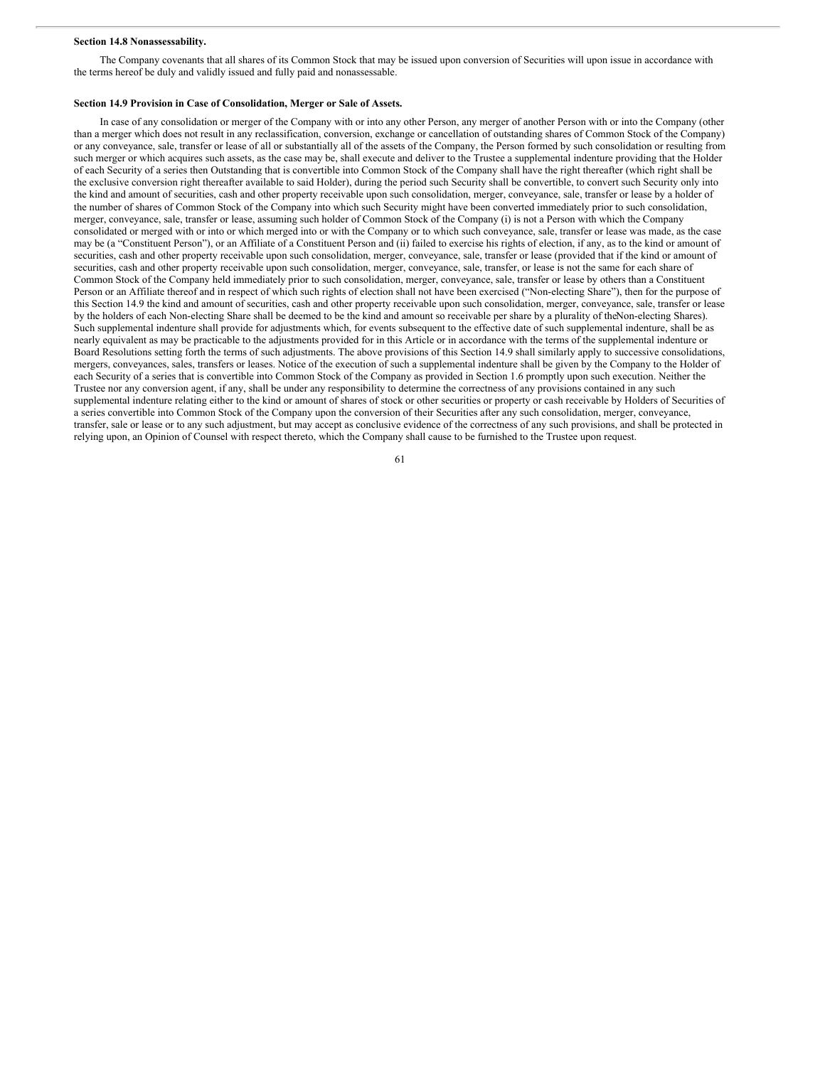**Section 14.8 Nonassessability.**

The Company covenants that all shares of its Common Stock that may be issued upon conversion of Securities will upon issue in accordance with the terms hereof be duly and validly issued and fully paid and nonassessable.

**Section 14.9 Provision in Case of Consolidation, Merger or Sale of Assets.**

In case of any consolidation or merger of the Company with or into any other Person, any merger of another Person with or into the Company (other than a merger which does not result in any reclassification, conversion, exchange or cancellation of outstanding shares of Common Stock of the Company) or any conveyance, sale, transfer or lease of all or substantially all of the assets of the Company, the Person formed by such consolidation or resulting from such merger or which acquires such assets, as the case may be, shall execute and deliver to the Trustee a supplemental indenture providing that the Holder of each Security of a series then Outstanding that is convertible into Common Stock of the Company shall have the right thereafter (which right shall be the exclusive conversion right thereafter available to said Holder), during the period such Security shall be convertible, to convert such Security only into the kind and amount of securities, cash and other property receivable upon such consolidation, merger, conveyance, sale, transfer or lease by a holder of the number of shares of Common Stock of the Company into which such Security might have been converted immediately prior to such consolidation, merger, conveyance, sale, transfer or lease, assuming such holder of Common Stock of the Company (i) is not a Person with which the Company consolidated or merged with or into or which merged into or with the Company or to which such conveyance, sale, transfer or lease was made, as the case may be (a "Constituent Person"), or an Affiliate of a Constituent Person and (ii) failed to exercise his rights of election, if any, as to the kind or amount of securities, cash and other property receivable upon such consolidation, merger, conveyance, sale, transfer or lease (provided that if the kind or amount of securities, cash and other property receivable upon such consolidation, merger, conveyance, sale, transfer, or lease is not the same for each share of Common Stock of the Company held immediately prior to such consolidation, merger, conveyance, sale, transfer or lease by others than a Constituent Person or an Affiliate thereof and in respect of which such rights of election shall not have been exercised ("Non-electing Share"), then for the purpose of this Section 14.9 the kind and amount of securities, cash and other property receivable upon such consolidation, merger, conveyance, sale, transfer or lease by the holders of each Non-electing Share shall be deemed to be the kind and amount so receivable per share by a plurality of theNon-electing Shares). Such supplemental indenture shall provide for adjustments which, for events subsequent to the effective date of such supplemental indenture, shall be as nearly equivalent as may be practicable to the adjustments provided for in this Article or in accordance with the terms of the supplemental indenture or Board Resolutions setting forth the terms of such adjustments. The above provisions of this Section 14.9 shall similarly apply to successive consolidations, mergers, conveyances, sales, transfers or leases. Notice of the execution of such a supplemental indenture shall be given by the Company to the Holder of each Security of a series that is convertible into Common Stock of the Company as provided in Section 1.6 promptly upon such execution. Neither the Trustee nor any conversion agent, if any, shall be under any responsibility to determine the correctness of any provisions contained in any such supplemental indenture relating either to the kind or amount of shares of stock or other securities or property or cash receivable by Holders of Securities of a series convertible into Common Stock of the Company upon the conversion of their Securities after any such consolidation, merger, conveyance, transfer, sale or lease or to any such adjustment, but may accept as conclusive evidence of the correctness of any such provisions, and shall be protected in relying upon, an Opinion of Counsel with respect thereto, which the Company shall cause to be furnished to the Trustee upon request.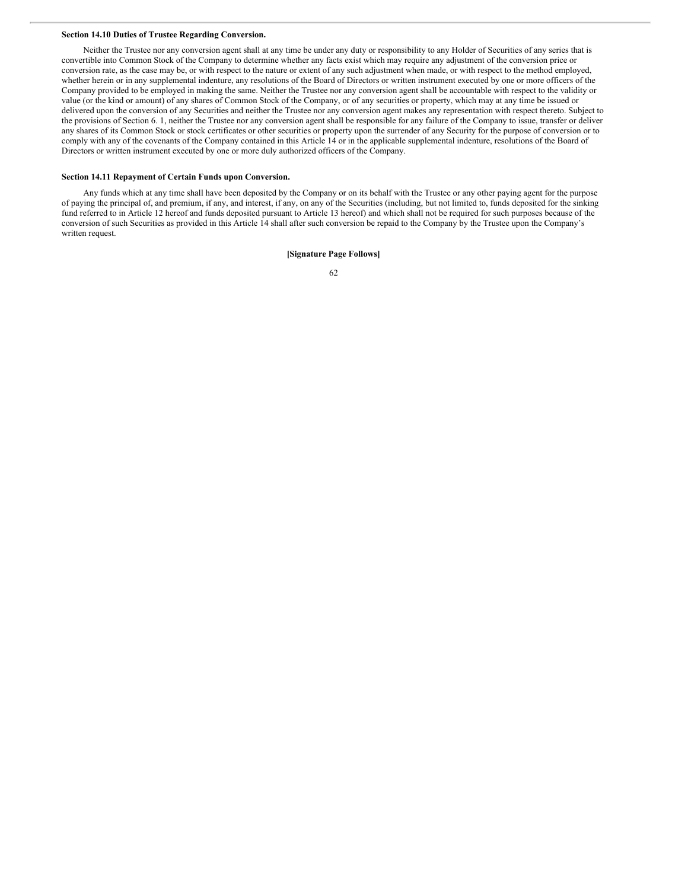**Section 14.10 Duties of Trustee Regarding Conversion.**

Neither the Trustee nor any conversion agent shall at any time be under any duty or responsibility to any Holder of Securities of any series that is convertible into Common Stock of the Company to determine whether any facts exist which may require any adjustment of the conversion price or conversion rate, as the case may be, or with respect to the nature or extent of any such adjustment when made, or with respect to the method employed, whether herein or in any supplemental indenture, any resolutions of the Board of Directors or written instrument executed by one or more officers of the Company provided to be employed in making the same. Neither the Trustee nor any conversion agent shall be accountable with respect to the validity or value (or the kind or amount) of any shares of Common Stock of the Company, or of any securities or property, which may at any time be issued or delivered upon the conversion of any Securities and neither the Trustee nor any conversion agent makes any representation with respect thereto. Subject to the provisions of Section 6. 1, neither the Trustee nor any conversion agent shall be responsible for any failure of the Company to issue, transfer or deliver any shares of its Common Stock or stock certificates or other securities or property upon the surrender of any Security for the purpose of conversion or to comply with any of the covenants of the Company contained in this Article 14 or in the applicable supplemental indenture, resolutions of the Board of Directors or written instrument executed by one or more duly authorized officers of the Company.

**Section 14.11 Repayment of Certain Funds upon Conversion.**

Any funds which at any time shall have been deposited by the Company or on its behalf with the Trustee or any other paying agent for the purpose of paying the principal of, and premium, if any, and interest, if any, on any of the Securities (including, but not limited to, funds deposited for the sinking fund referred to in Article 12 hereof and funds deposited pursuant to Article 13 hereof) and which shall not be required for such purposes because of the conversion of such Securities as provided in this Article 14 shall after such conversion be repaid to the Company by the Trustee upon the Company's written request.

**[Signature Page Follows]**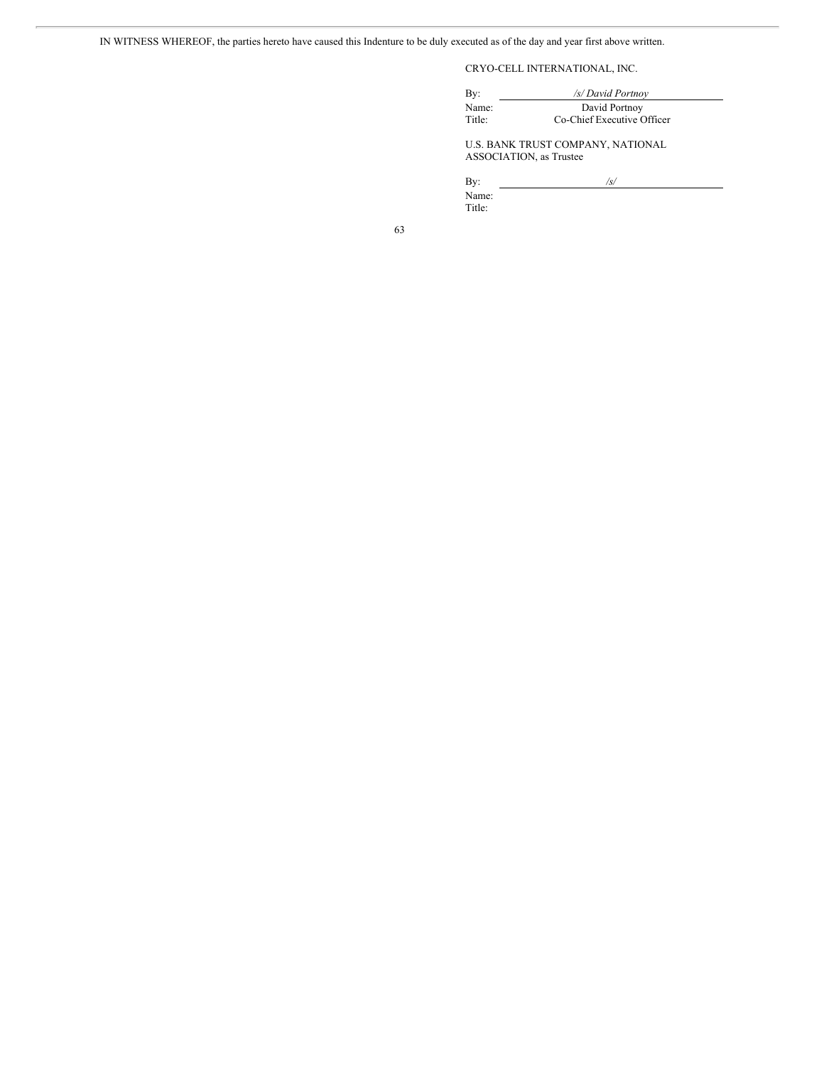IN WITNESS WHEREOF, the parties hereto have caused this Indenture to be duly executed as of the day and year first above written.

CRYO-CELL INTERNATIONAL, INC.

By: */s/ David Portnoy*
Name: David Portnoy
Title: Co-Chief Executive Officer

U.S. BANK TRUST COMPANY, NATIONAL ASSOCIATION, as Trustee

By: */s/*
Name:
Title: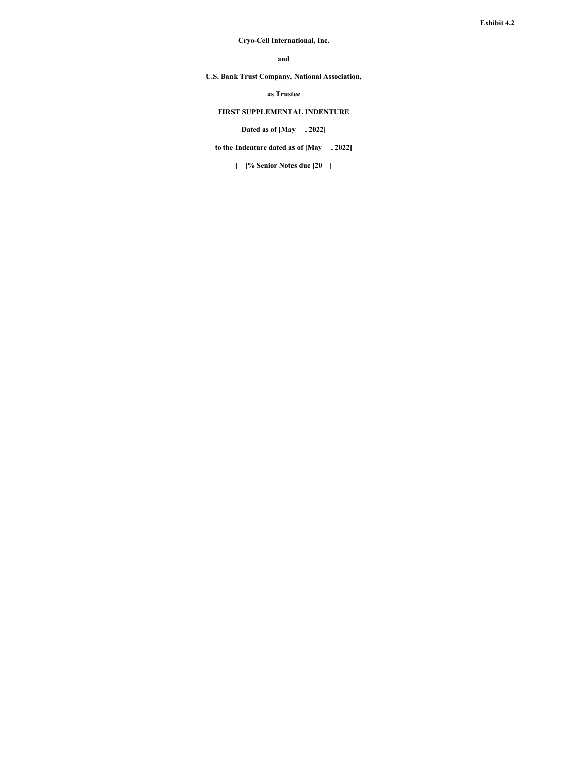**Exhibit 4.2**

**Cryo-Cell International, Inc.**

**and**

**U.S. Bank Trust Company, National Association,**

**as Trustee**

# FIRST SUPPLEMENTAL INDENTURE

**Dated as of [May , 2022]**

**to the Indenture dated as of [May , 2022]**

**[ ]% Senior Notes due [20 ]**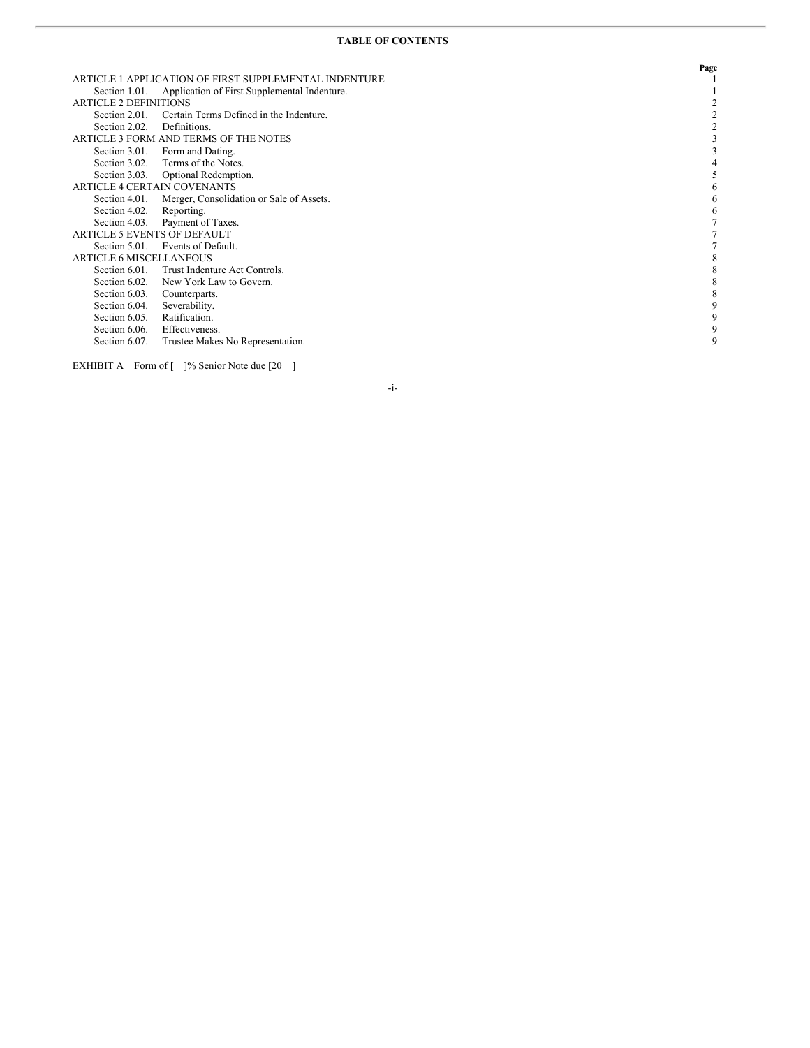**TABLE OF CONTENTS**

| | Page |
|---|---|
| ARTICLE 1 APPLICATION OF FIRST SUPPLEMENTAL INDENTURE | 1 |
| Section 1.01. Application of First Supplemental Indenture. | 1 |
| ARTICLE 2 DEFINITIONS | 2 |
| Section 2.01. Certain Terms Defined in the Indenture. | 2 |
| Section 2.02. Definitions. | 2 |
| ARTICLE 3 FORM AND TERMS OF THE NOTES | 3 |
| Section 3.01. Form and Dating. | 3 |
| Section 3.02. Terms of the Notes. | 4 |
| Section 3.03. Optional Redemption. | 5 |
| ARTICLE 4 CERTAIN COVENANTS | 6 |
| Section 4.01. Merger, Consolidation or Sale of Assets. | 6 |
| Section 4.02. Reporting. | 6 |
| Section 4.03. Payment of Taxes. | 7 |
| ARTICLE 5 EVENTS OF DEFAULT | 7 |
| Section 5.01. Events of Default. | 7 |
| ARTICLE 6 MISCELLANEOUS | 8 |
| Section 6.01. Trust Indenture Act Controls. | 8 |
| Section 6.02. New York Law to Govern. | 8 |
| Section 6.03. Counterparts. | 8 |
| Section 6.04. Severability. | 9 |
| Section 6.05. Ratification. | 9 |
| Section 6.06. Effectiveness. | 9 |
| Section 6.07. Trustee Makes No Representation. | 9 |

EXHIBIT A Form of [ ]% Senior Note due [20 ]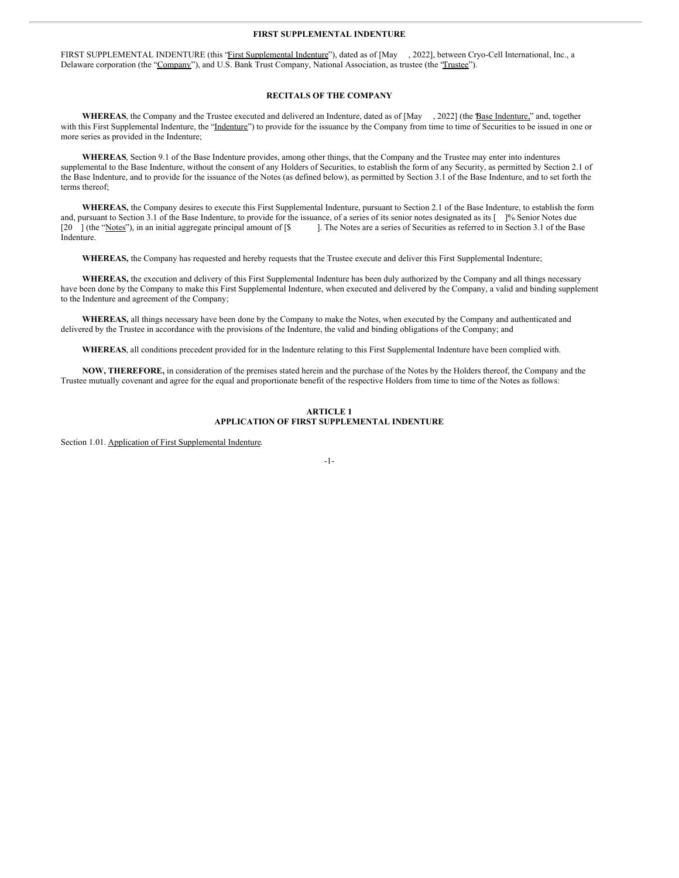**FIRST SUPPLEMENTAL INDENTURE**

FIRST SUPPLEMENTAL INDENTURE (this "First Supplemental Indenture"), dated as of [May , 2022], between Cryo-Cell International, Inc., a Delaware corporation (the "Company"), and U.S. Bank Trust Company, National Association, as trustee (the "Trustee").

**RECITALS OF THE COMPANY**

**WHEREAS**, the Company and the Trustee executed and delivered an Indenture, dated as of [May , 2022] (the "Base Indenture," and, together with this First Supplemental Indenture, the "Indenture") to provide for the issuance by the Company from time to time of Securities to be issued in one or more series as provided in the Indenture;

**WHEREAS**, Section 9.1 of the Base Indenture provides, among other things, that the Company and the Trustee may enter into indentures supplemental to the Base Indenture, without the consent of any Holders of Securities, to establish the form of any Security, as permitted by Section 2.1 of the Base Indenture, and to provide for the issuance of the Notes (as defined below), as permitted by Section 3.1 of the Base Indenture, and to set forth the terms thereof;

**WHEREAS,** the Company desires to execute this First Supplemental Indenture, pursuant to Section 2.1 of the Base Indenture, to establish the form and, pursuant to Section 3.1 of the Base Indenture, to provide for the issuance, of a series of its senior notes designated as its [ ]% Senior Notes due [20 ] (the "Notes"), in an initial aggregate principal amount of [$ ]. The Notes are a series of Securities as referred to in Section 3.1 of the Base Indenture.

**WHEREAS,** the Company has requested and hereby requests that the Trustee execute and deliver this First Supplemental Indenture;

**WHEREAS,** the execution and delivery of this First Supplemental Indenture has been duly authorized by the Company and all things necessary have been done by the Company to make this First Supplemental Indenture, when executed and delivered by the Company, a valid and binding supplement to the Indenture and agreement of the Company;

**WHEREAS,** all things necessary have been done by the Company to make the Notes, when executed by the Company and authenticated and delivered by the Trustee in accordance with the provisions of the Indenture, the valid and binding obligations of the Company; and

**WHEREAS**, all conditions precedent provided for in the Indenture relating to this First Supplemental Indenture have been complied with.

**NOW, THEREFORE,** in consideration of the premises stated herein and the purchase of the Notes by the Holders thereof, the Company and the Trustee mutually covenant and agree for the equal and proportionate benefit of the respective Holders from time to time of the Notes as follows:

**ARTICLE 1**
**APPLICATION OF FIRST SUPPLEMENTAL INDENTURE**

Section 1.01. Application of First Supplemental Indenture.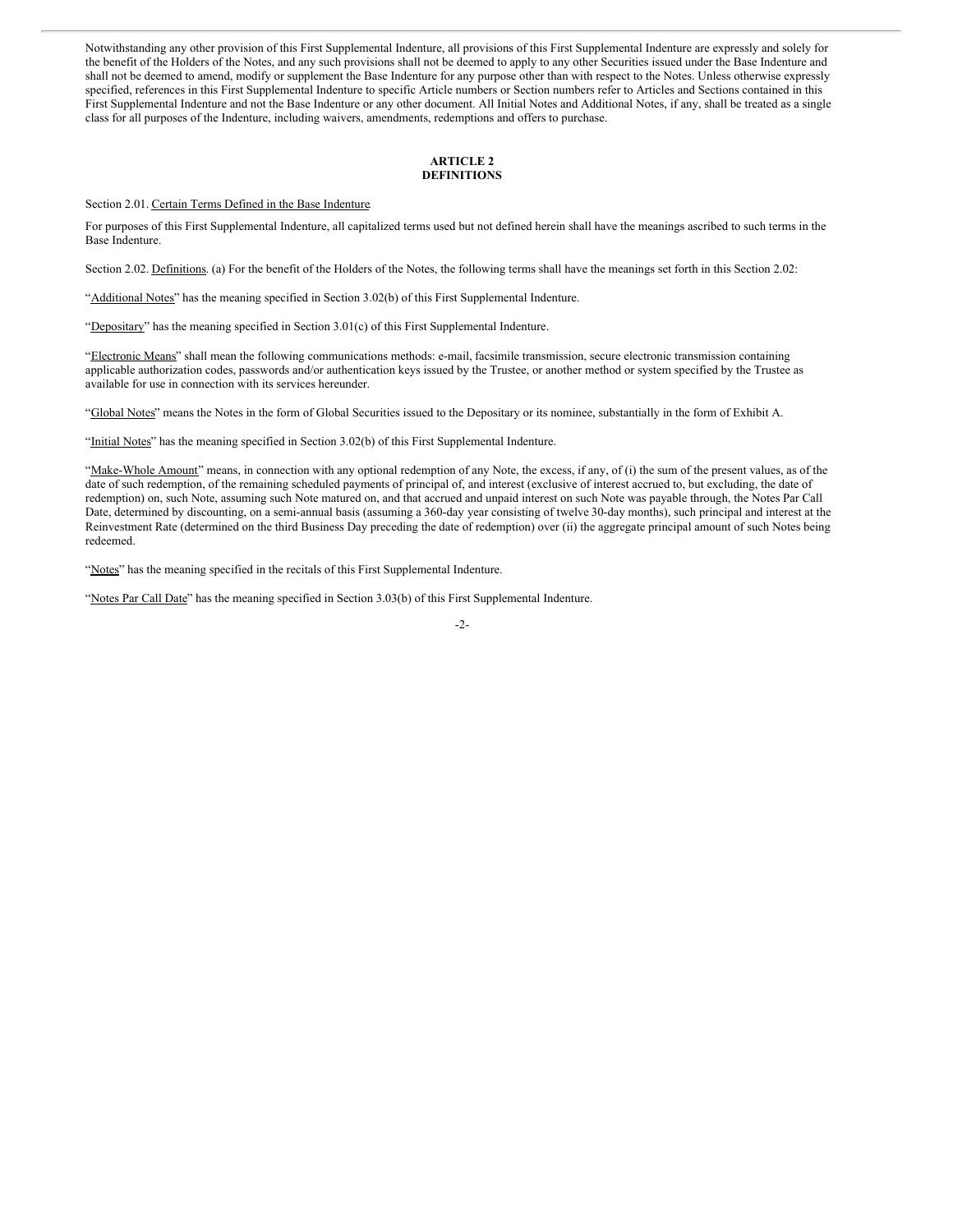Notwithstanding any other provision of this First Supplemental Indenture, all provisions of this First Supplemental Indenture are expressly and solely for the benefit of the Holders of the Notes, and any such provisions shall not be deemed to apply to any other Securities issued under the Base Indenture and shall not be deemed to amend, modify or supplement the Base Indenture for any purpose other than with respect to the Notes. Unless otherwise expressly specified, references in this First Supplemental Indenture to specific Article numbers or Section numbers refer to Articles and Sections contained in this First Supplemental Indenture and not the Base Indenture or any other document. All Initial Notes and Additional Notes, if any, shall be treated as a single class for all purposes of the Indenture, including waivers, amendments, redemptions and offers to purchase.

**ARTICLE 2**
**DEFINITIONS**

Section 2.01. Certain Terms Defined in the Base Indenture.

For purposes of this First Supplemental Indenture, all capitalized terms used but not defined herein shall have the meanings ascribed to such terms in the Base Indenture.

Section 2.02. Definitions. (a) For the benefit of the Holders of the Notes, the following terms shall have the meanings set forth in this Section 2.02:

"Additional Notes" has the meaning specified in Section 3.02(b) of this First Supplemental Indenture.

"Depositary" has the meaning specified in Section 3.01(c) of this First Supplemental Indenture.

"Electronic Means" shall mean the following communications methods: e-mail, facsimile transmission, secure electronic transmission containing applicable authorization codes, passwords and/or authentication keys issued by the Trustee, or another method or system specified by the Trustee as available for use in connection with its services hereunder.

"Global Notes" means the Notes in the form of Global Securities issued to the Depositary or its nominee, substantially in the form of Exhibit A.

"Initial Notes" has the meaning specified in Section 3.02(b) of this First Supplemental Indenture.

"Make-Whole Amount" means, in connection with any optional redemption of any Note, the excess, if any, of (i) the sum of the present values, as of the date of such redemption, of the remaining scheduled payments of principal of, and interest (exclusive of interest accrued to, but excluding, the date of redemption) on, such Note, assuming such Note matured on, and that accrued and unpaid interest on such Note was payable through, the Notes Par Call Date, determined by discounting, on a semi-annual basis (assuming a 360-day year consisting of twelve 30-day months), such principal and interest at the Reinvestment Rate (determined on the third Business Day preceding the date of redemption) over (ii) the aggregate principal amount of such Notes being redeemed.

"Notes" has the meaning specified in the recitals of this First Supplemental Indenture.

"Notes Par Call Date" has the meaning specified in Section 3.03(b) of this First Supplemental Indenture.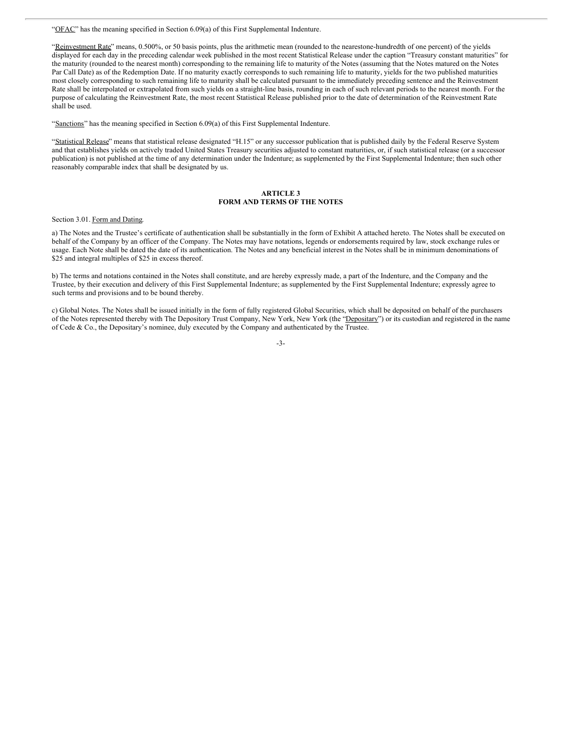"OFAC" has the meaning specified in Section 6.09(a) of this First Supplemental Indenture.

"Reinvestment Rate" means, 0.500%, or 50 basis points, plus the arithmetic mean (rounded to the nearestone-hundredth of one percent) of the yields displayed for each day in the preceding calendar week published in the most recent Statistical Release under the caption "Treasury constant maturities" for the maturity (rounded to the nearest month) corresponding to the remaining life to maturity of the Notes (assuming that the Notes matured on the Notes Par Call Date) as of the Redemption Date. If no maturity exactly corresponds to such remaining life to maturity, yields for the two published maturities most closely corresponding to such remaining life to maturity shall be calculated pursuant to the immediately preceding sentence and the Reinvestment Rate shall be interpolated or extrapolated from such yields on a straight-line basis, rounding in each of such relevant periods to the nearest month. For the purpose of calculating the Reinvestment Rate, the most recent Statistical Release published prior to the date of determination of the Reinvestment Rate shall be used.

"Sanctions" has the meaning specified in Section 6.09(a) of this First Supplemental Indenture.

"Statistical Release" means that statistical release designated "H.15" or any successor publication that is published daily by the Federal Reserve System and that establishes yields on actively traded United States Treasury securities adjusted to constant maturities, or, if such statistical release (or a successor publication) is not published at the time of any determination under the Indenture; as supplemented by the First Supplemental Indenture; then such other reasonably comparable index that shall be designated by us.

## ARTICLE 3
## FORM AND TERMS OF THE NOTES

Section 3.01. Form and Dating.

a) The Notes and the Trustee's certificate of authentication shall be substantially in the form of Exhibit A attached hereto. The Notes shall be executed on behalf of the Company by an officer of the Company. The Notes may have notations, legends or endorsements required by law, stock exchange rules or usage. Each Note shall be dated the date of its authentication. The Notes and any beneficial interest in the Notes shall be in minimum denominations of $25 and integral multiples of $25 in excess thereof.

b) The terms and notations contained in the Notes shall constitute, and are hereby expressly made, a part of the Indenture, and the Company and the Trustee, by their execution and delivery of this First Supplemental Indenture; as supplemented by the First Supplemental Indenture; expressly agree to such terms and provisions and to be bound thereby.

c) Global Notes. The Notes shall be issued initially in the form of fully registered Global Securities, which shall be deposited on behalf of the purchasers of the Notes represented thereby with The Depository Trust Company, New York, New York (the "Depositary") or its custodian and registered in the name of Cede & Co., the Depositary's nominee, duly executed by the Company and authenticated by the Trustee.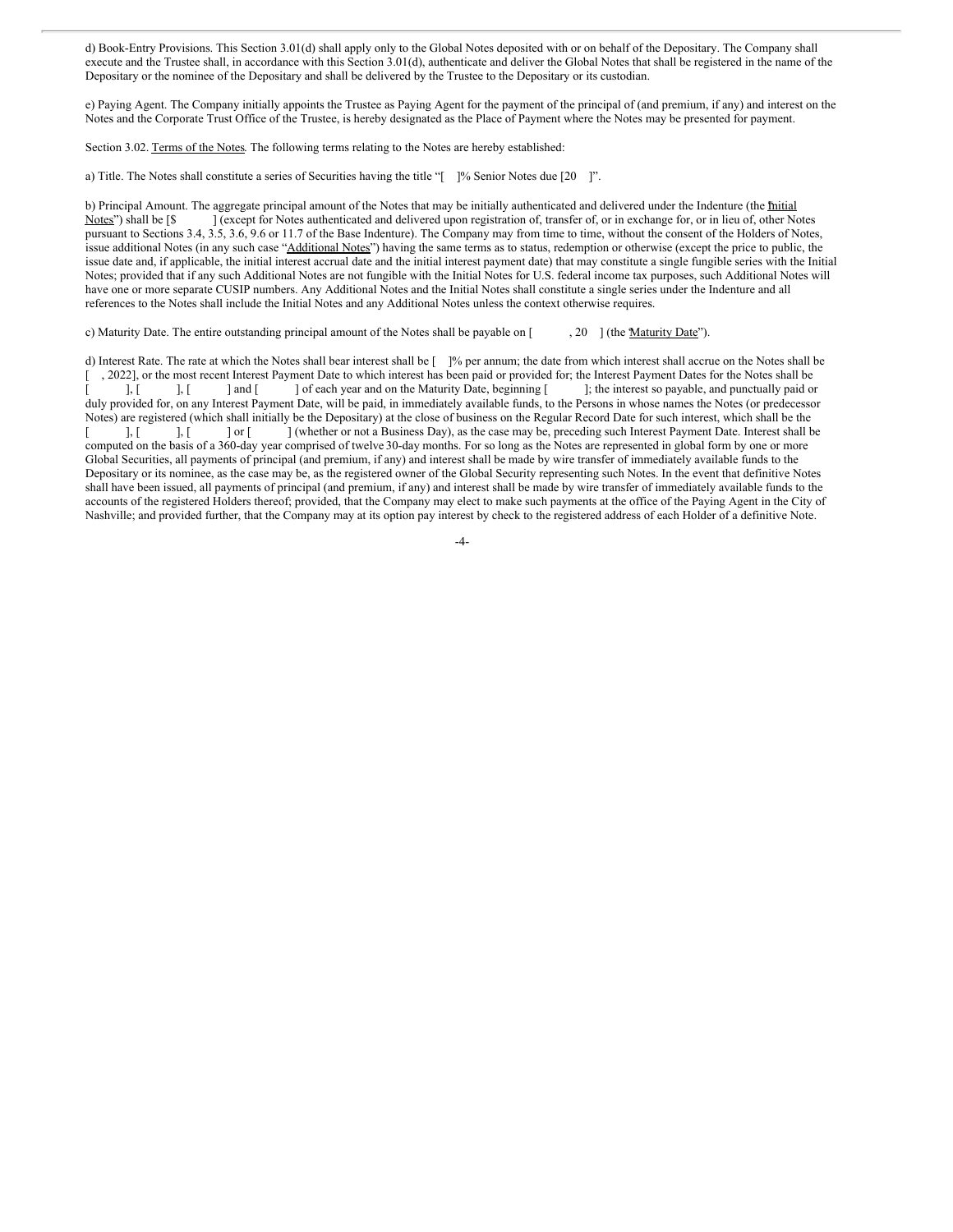d) Book-Entry Provisions. This Section 3.01(d) shall apply only to the Global Notes deposited with or on behalf of the Depositary. The Company shall execute and the Trustee shall, in accordance with this Section 3.01(d), authenticate and deliver the Global Notes that shall be registered in the name of the Depositary or the nominee of the Depositary and shall be delivered by the Trustee to the Depositary or its custodian.

e) Paying Agent. The Company initially appoints the Trustee as Paying Agent for the payment of the principal of (and premium, if any) and interest on the Notes and the Corporate Trust Office of the Trustee, is hereby designated as the Place of Payment where the Notes may be presented for payment.

Section 3.02. Terms of the Notes. The following terms relating to the Notes are hereby established:

a) Title. The Notes shall constitute a series of Securities having the title "[ ]% Senior Notes due [20 ]".

b) Principal Amount. The aggregate principal amount of the Notes that may be initially authenticated and delivered under the Indenture (the "Initial Notes") shall be [$ ] (except for Notes authenticated and delivered upon registration of, transfer of, or in exchange for, or in lieu of, other Notes pursuant to Sections 3.4, 3.5, 3.6, 9.6 or 11.7 of the Base Indenture). The Company may from time to time, without the consent of the Holders of Notes, issue additional Notes (in any such case "Additional Notes") having the same terms as to status, redemption or otherwise (except the price to public, the issue date and, if applicable, the initial interest accrual date and the initial interest payment date) that may constitute a single fungible series with the Initial Notes; provided that if any such Additional Notes are not fungible with the Initial Notes for U.S. federal income tax purposes, such Additional Notes will have one or more separate CUSIP numbers. Any Additional Notes and the Initial Notes shall constitute a single series under the Indenture and all references to the Notes shall include the Initial Notes and any Additional Notes unless the context otherwise requires.

c) Maturity Date. The entire outstanding principal amount of the Notes shall be payable on [ , 20 ] (the "Maturity Date").

d) Interest Rate. The rate at which the Notes shall bear interest shall be [ ]% per annum; the date from which interest shall accrue on the Notes shall be [ , 2022], or the most recent Interest Payment Date to which interest has been paid or provided for; the Interest Payment Dates for the Notes shall be [ ], [ ], [ ] and [ ] of each year and on the Maturity Date, beginning [ ]; the interest so payable, and punctually paid or duly provided for, on any Interest Payment Date, will be paid, in immediately available funds, to the Persons in whose names the Notes (or predecessor Notes) are registered (which shall initially be the Depositary) at the close of business on the Regular Record Date for such interest, which shall be the [ ], [ ], [ ] or [ ] (whether or not a Business Day), as the case may be, preceding such Interest Payment Date. Interest shall be computed on the basis of a 360-day year comprised of twelve 30-day months. For so long as the Notes are represented in global form by one or more Global Securities, all payments of principal (and premium, if any) and interest shall be made by wire transfer of immediately available funds to the Depositary or its nominee, as the case may be, as the registered owner of the Global Security representing such Notes. In the event that definitive Notes shall have been issued, all payments of principal (and premium, if any) and interest shall be made by wire transfer of immediately available funds to the accounts of the registered Holders thereof; provided, that the Company may elect to make such payments at the office of the Paying Agent in the City of Nashville; and provided further, that the Company may at its option pay interest by check to the registered address of each Holder of a definitive Note.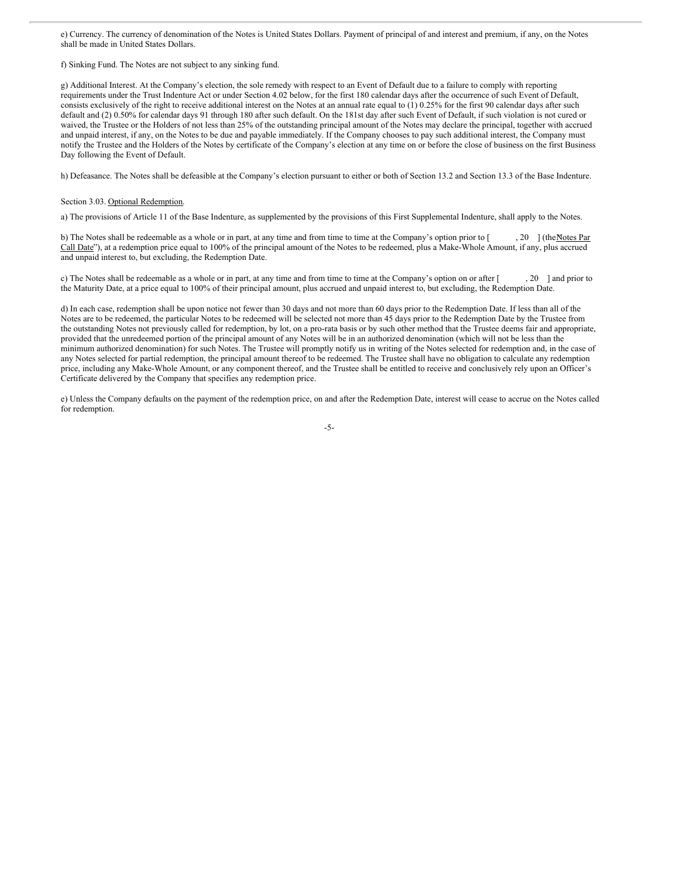e) Currency. The currency of denomination of the Notes is United States Dollars. Payment of principal of and interest and premium, if any, on the Notes shall be made in United States Dollars.

f) Sinking Fund. The Notes are not subject to any sinking fund.

g) Additional Interest. At the Company's election, the sole remedy with respect to an Event of Default due to a failure to comply with reporting requirements under the Trust Indenture Act or under Section 4.02 below, for the first 180 calendar days after the occurrence of such Event of Default, consists exclusively of the right to receive additional interest on the Notes at an annual rate equal to (1) 0.25% for the first 90 calendar days after such default and (2) 0.50% for calendar days 91 through 180 after such default. On the 181st day after such Event of Default, if such violation is not cured or waived, the Trustee or the Holders of not less than 25% of the outstanding principal amount of the Notes may declare the principal, together with accrued and unpaid interest, if any, on the Notes to be due and payable immediately. If the Company chooses to pay such additional interest, the Company must notify the Trustee and the Holders of the Notes by certificate of the Company's election at any time on or before the close of business on the first Business Day following the Event of Default.

h) Defeasance. The Notes shall be defeasible at the Company's election pursuant to either or both of Section 13.2 and Section 13.3 of the Base Indenture.

Section 3.03. Optional Redemption.

a) The provisions of Article 11 of the Base Indenture, as supplemented by the provisions of this First Supplemental Indenture, shall apply to the Notes.

b) The Notes shall be redeemable as a whole or in part, at any time and from time to time at the Company's option prior to [ , 20 ] (the "Notes Par Call Date"), at a redemption price equal to 100% of the principal amount of the Notes to be redeemed, plus a Make-Whole Amount, if any, plus accrued and unpaid interest to, but excluding, the Redemption Date.

c) The Notes shall be redeemable as a whole or in part, at any time and from time to time at the Company's option on or after [ , 20 ] and prior to the Maturity Date, at a price equal to 100% of their principal amount, plus accrued and unpaid interest to, but excluding, the Redemption Date.

d) In each case, redemption shall be upon notice not fewer than 30 days and not more than 60 days prior to the Redemption Date. If less than all of the Notes are to be redeemed, the particular Notes to be redeemed will be selected not more than 45 days prior to the Redemption Date by the Trustee from the outstanding Notes not previously called for redemption, by lot, on a pro-rata basis or by such other method that the Trustee deems fair and appropriate, provided that the unredeemed portion of the principal amount of any Notes will be in an authorized denomination (which will not be less than the minimum authorized denomination) for such Notes. The Trustee will promptly notify us in writing of the Notes selected for redemption and, in the case of any Notes selected for partial redemption, the principal amount thereof to be redeemed. The Trustee shall have no obligation to calculate any redemption price, including any Make-Whole Amount, or any component thereof, and the Trustee shall be entitled to receive and conclusively rely upon an Officer's Certificate delivered by the Company that specifies any redemption price.

e) Unless the Company defaults on the payment of the redemption price, on and after the Redemption Date, interest will cease to accrue on the Notes called for redemption.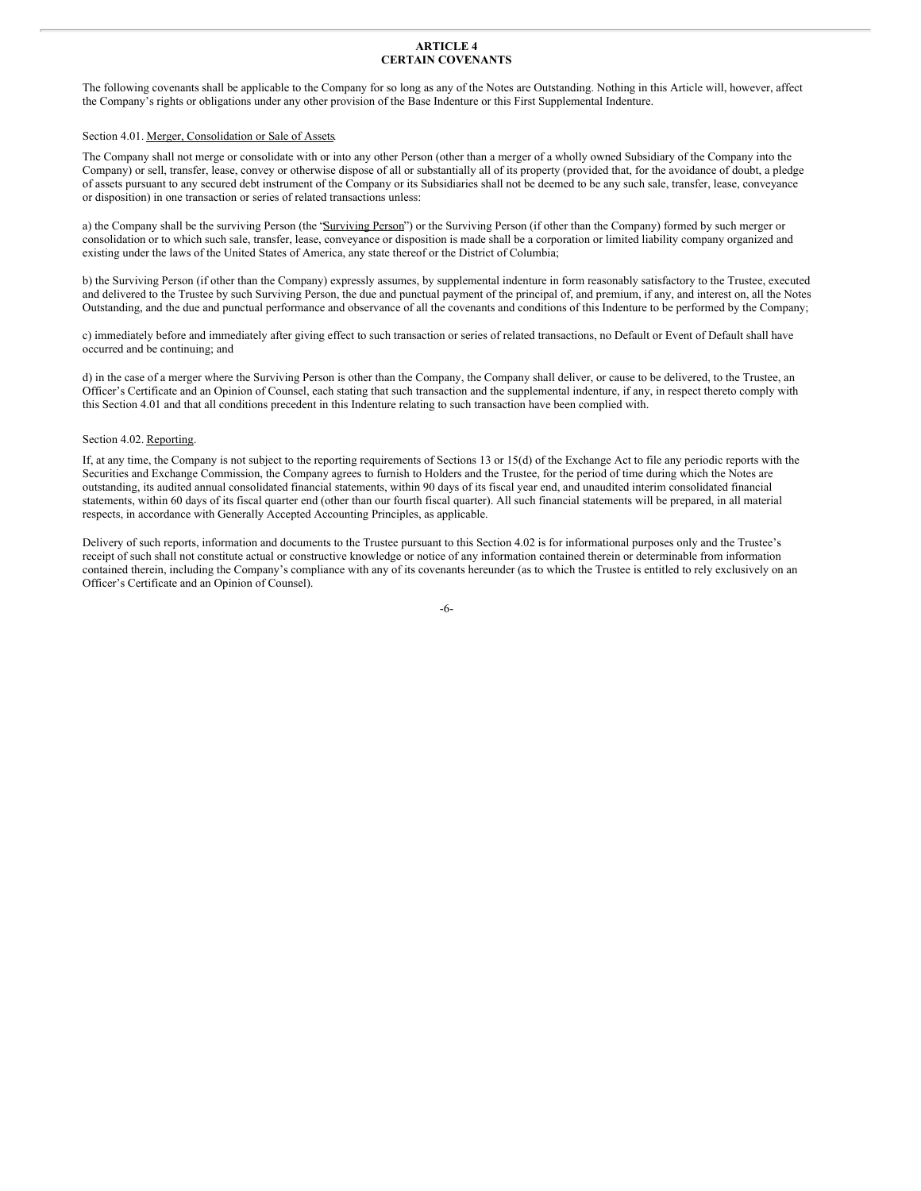# ARTICLE 4
# CERTAIN COVENANTS

The following covenants shall be applicable to the Company for so long as any of the Notes are Outstanding. Nothing in this Article will, however, affect the Company's rights or obligations under any other provision of the Base Indenture or this First Supplemental Indenture.

Section 4.01. Merger, Consolidation or Sale of Assets.

The Company shall not merge or consolidate with or into any other Person (other than a merger of a wholly owned Subsidiary of the Company into the Company) or sell, transfer, lease, convey or otherwise dispose of all or substantially all of its property (provided that, for the avoidance of doubt, a pledge of assets pursuant to any secured debt instrument of the Company or its Subsidiaries shall not be deemed to be any such sale, transfer, lease, conveyance or disposition) in one transaction or series of related transactions unless:

a) the Company shall be the surviving Person (the "Surviving Person") or the Surviving Person (if other than the Company) formed by such merger or consolidation or to which such sale, transfer, lease, conveyance or disposition is made shall be a corporation or limited liability company organized and existing under the laws of the United States of America, any state thereof or the District of Columbia;

b) the Surviving Person (if other than the Company) expressly assumes, by supplemental indenture in form reasonably satisfactory to the Trustee, executed and delivered to the Trustee by such Surviving Person, the due and punctual payment of the principal of, and premium, if any, and interest on, all the Notes Outstanding, and the due and punctual performance and observance of all the covenants and conditions of this Indenture to be performed by the Company;

c) immediately before and immediately after giving effect to such transaction or series of related transactions, no Default or Event of Default shall have occurred and be continuing; and

d) in the case of a merger where the Surviving Person is other than the Company, the Company shall deliver, or cause to be delivered, to the Trustee, an Officer's Certificate and an Opinion of Counsel, each stating that such transaction and the supplemental indenture, if any, in respect thereto comply with this Section 4.01 and that all conditions precedent in this Indenture relating to such transaction have been complied with.

Section 4.02. Reporting.

If, at any time, the Company is not subject to the reporting requirements of Sections 13 or 15(d) of the Exchange Act to file any periodic reports with the Securities and Exchange Commission, the Company agrees to furnish to Holders and the Trustee, for the period of time during which the Notes are outstanding, its audited annual consolidated financial statements, within 90 days of its fiscal year end, and unaudited interim consolidated financial statements, within 60 days of its fiscal quarter end (other than our fourth fiscal quarter). All such financial statements will be prepared, in all material respects, in accordance with Generally Accepted Accounting Principles, as applicable.

Delivery of such reports, information and documents to the Trustee pursuant to this Section 4.02 is for informational purposes only and the Trustee's receipt of such shall not constitute actual or constructive knowledge or notice of any information contained therein or determinable from information contained therein, including the Company's compliance with any of its covenants hereunder (as to which the Trustee is entitled to rely exclusively on an Officer's Certificate and an Opinion of Counsel).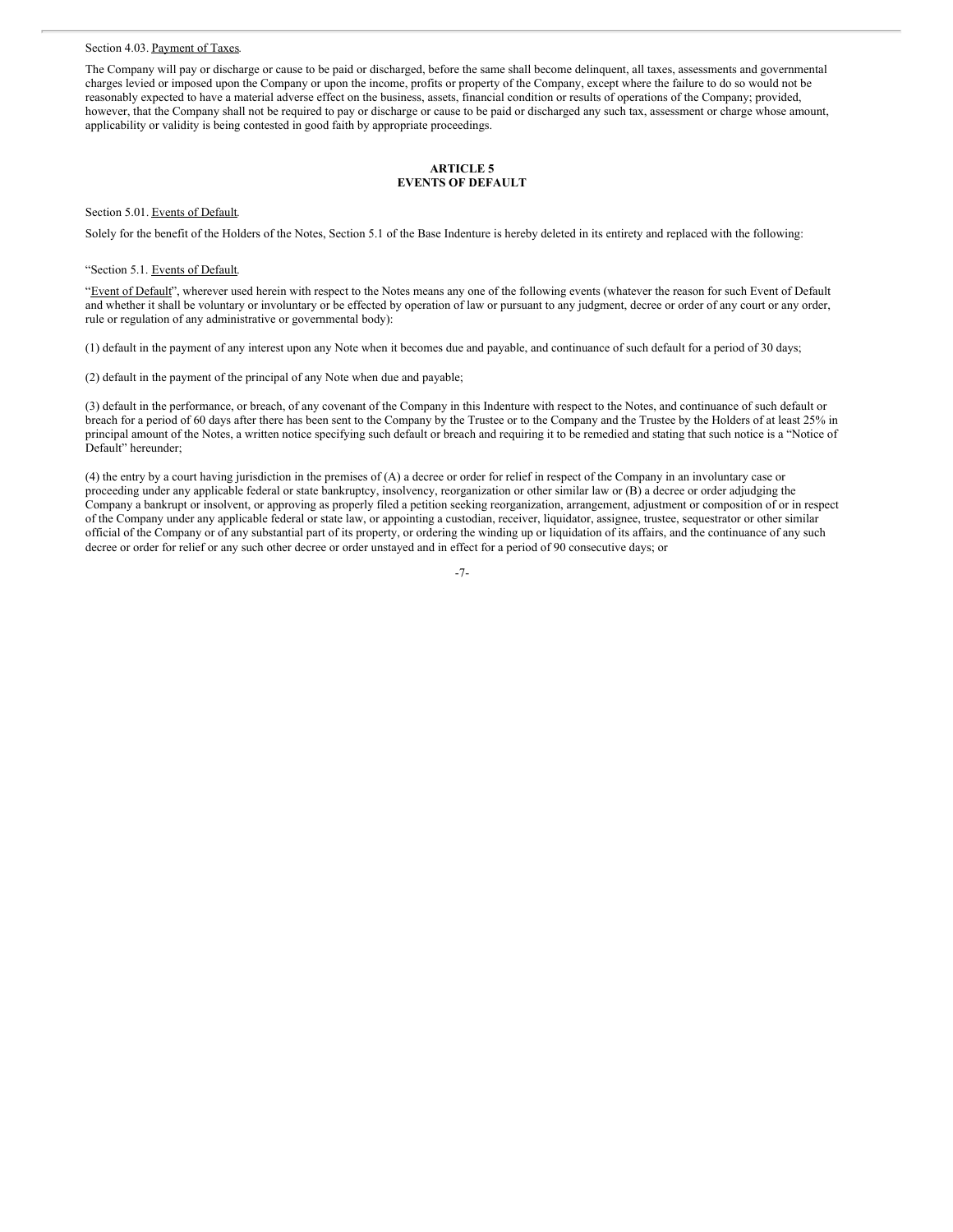Section 4.03. Payment of Taxes.

The Company will pay or discharge or cause to be paid or discharged, before the same shall become delinquent, all taxes, assessments and governmental charges levied or imposed upon the Company or upon the income, profits or property of the Company, except where the failure to do so would not be reasonably expected to have a material adverse effect on the business, assets, financial condition or results of operations of the Company; provided, however, that the Company shall not be required to pay or discharge or cause to be paid or discharged any such tax, assessment or charge whose amount, applicability or validity is being contested in good faith by appropriate proceedings.

## ARTICLE 5
## EVENTS OF DEFAULT

Section 5.01. Events of Default.

Solely for the benefit of the Holders of the Notes, Section 5.1 of the Base Indenture is hereby deleted in its entirety and replaced with the following:

"Section 5.1. Events of Default.

"Event of Default", wherever used herein with respect to the Notes means any one of the following events (whatever the reason for such Event of Default and whether it shall be voluntary or involuntary or be effected by operation of law or pursuant to any judgment, decree or order of any court or any order, rule or regulation of any administrative or governmental body):

(1) default in the payment of any interest upon any Note when it becomes due and payable, and continuance of such default for a period of 30 days;

(2) default in the payment of the principal of any Note when due and payable;

(3) default in the performance, or breach, of any covenant of the Company in this Indenture with respect to the Notes, and continuance of such default or breach for a period of 60 days after there has been sent to the Company by the Trustee or to the Company and the Trustee by the Holders of at least 25% in principal amount of the Notes, a written notice specifying such default or breach and requiring it to be remedied and stating that such notice is a "Notice of Default" hereunder;

(4) the entry by a court having jurisdiction in the premises of (A) a decree or order for relief in respect of the Company in an involuntary case or proceeding under any applicable federal or state bankruptcy, insolvency, reorganization or other similar law or (B) a decree or order adjudging the Company a bankrupt or insolvent, or approving as properly filed a petition seeking reorganization, arrangement, adjustment or composition of or in respect of the Company under any applicable federal or state law, or appointing a custodian, receiver, liquidator, assignee, trustee, sequestrator or other similar official of the Company or of any substantial part of its property, or ordering the winding up or liquidation of its affairs, and the continuance of any such decree or order for relief or any such other decree or order unstayed and in effect for a period of 90 consecutive days; or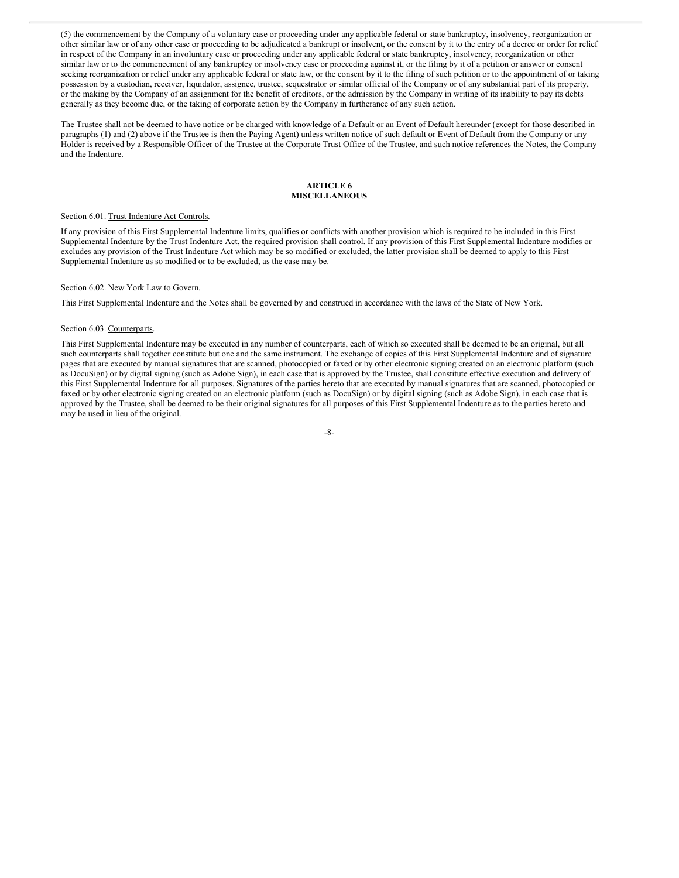(5) the commencement by the Company of a voluntary case or proceeding under any applicable federal or state bankruptcy, insolvency, reorganization or other similar law or of any other case or proceeding to be adjudicated a bankrupt or insolvent, or the consent by it to the entry of a decree or order for relief in respect of the Company in an involuntary case or proceeding under any applicable federal or state bankruptcy, insolvency, reorganization or other similar law or to the commencement of any bankruptcy or insolvency case or proceeding against it, or the filing by it of a petition or answer or consent seeking reorganization or relief under any applicable federal or state law, or the consent by it to the filing of such petition or to the appointment of or taking possession by a custodian, receiver, liquidator, assignee, trustee, sequestrator or similar official of the Company or of any substantial part of its property, or the making by the Company of an assignment for the benefit of creditors, or the admission by the Company in writing of its inability to pay its debts generally as they become due, or the taking of corporate action by the Company in furtherance of any such action.

The Trustee shall not be deemed to have notice or be charged with knowledge of a Default or an Event of Default hereunder (except for those described in paragraphs (1) and (2) above if the Trustee is then the Paying Agent) unless written notice of such default or Event of Default from the Company or any Holder is received by a Responsible Officer of the Trustee at the Corporate Trust Office of the Trustee, and such notice references the Notes, the Company and the Indenture.

## ARTICLE 6
## MISCELLANEOUS

Section 6.01. Trust Indenture Act Controls.

If any provision of this First Supplemental Indenture limits, qualifies or conflicts with another provision which is required to be included in this First Supplemental Indenture by the Trust Indenture Act, the required provision shall control. If any provision of this First Supplemental Indenture modifies or excludes any provision of the Trust Indenture Act which may be so modified or excluded, the latter provision shall be deemed to apply to this First Supplemental Indenture as so modified or to be excluded, as the case may be.

Section 6.02. New York Law to Govern.

This First Supplemental Indenture and the Notes shall be governed by and construed in accordance with the laws of the State of New York.

Section 6.03. Counterparts.

This First Supplemental Indenture may be executed in any number of counterparts, each of which so executed shall be deemed to be an original, but all such counterparts shall together constitute but one and the same instrument. The exchange of copies of this First Supplemental Indenture and of signature pages that are executed by manual signatures that are scanned, photocopied or faxed or by other electronic signing created on an electronic platform (such as DocuSign) or by digital signing (such as Adobe Sign), in each case that is approved by the Trustee, shall constitute effective execution and delivery of this First Supplemental Indenture for all purposes. Signatures of the parties hereto that are executed by manual signatures that are scanned, photocopied or faxed or by other electronic signing created on an electronic platform (such as DocuSign) or by digital signing (such as Adobe Sign), in each case that is approved by the Trustee, shall be deemed to be their original signatures for all purposes of this First Supplemental Indenture as to the parties hereto and may be used in lieu of the original.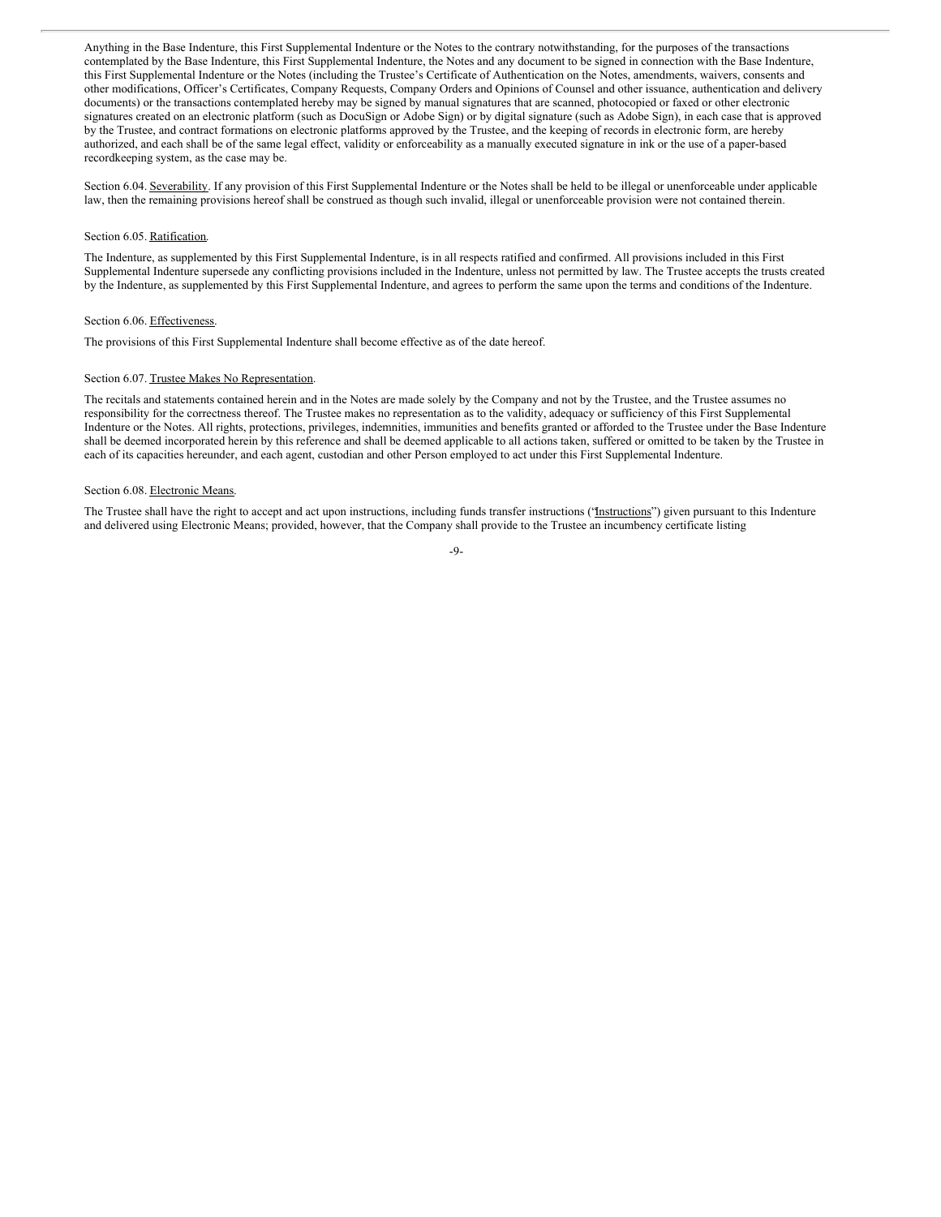Anything in the Base Indenture, this First Supplemental Indenture or the Notes to the contrary notwithstanding, for the purposes of the transactions contemplated by the Base Indenture, this First Supplemental Indenture, the Notes and any document to be signed in connection with the Base Indenture, this First Supplemental Indenture or the Notes (including the Trustee's Certificate of Authentication on the Notes, amendments, waivers, consents and other modifications, Officer's Certificates, Company Requests, Company Orders and Opinions of Counsel and other issuance, authentication and delivery documents) or the transactions contemplated hereby may be signed by manual signatures that are scanned, photocopied or faxed or other electronic signatures created on an electronic platform (such as DocuSign or Adobe Sign) or by digital signature (such as Adobe Sign), in each case that is approved by the Trustee, and contract formations on electronic platforms approved by the Trustee, and the keeping of records in electronic form, are hereby authorized, and each shall be of the same legal effect, validity or enforceability as a manually executed signature in ink or the use of a paper-based recordkeeping system, as the case may be.

Section 6.04. Severability. If any provision of this First Supplemental Indenture or the Notes shall be held to be illegal or unenforceable under applicable law, then the remaining provisions hereof shall be construed as though such invalid, illegal or unenforceable provision were not contained therein.

Section 6.05. Ratification.

The Indenture, as supplemented by this First Supplemental Indenture, is in all respects ratified and confirmed. All provisions included in this First Supplemental Indenture supersede any conflicting provisions included in the Indenture, unless not permitted by law. The Trustee accepts the trusts created by the Indenture, as supplemented by this First Supplemental Indenture, and agrees to perform the same upon the terms and conditions of the Indenture.

Section 6.06. Effectiveness.

The provisions of this First Supplemental Indenture shall become effective as of the date hereof.

Section 6.07. Trustee Makes No Representation.

The recitals and statements contained herein and in the Notes are made solely by the Company and not by the Trustee, and the Trustee assumes no responsibility for the correctness thereof. The Trustee makes no representation as to the validity, adequacy or sufficiency of this First Supplemental Indenture or the Notes. All rights, protections, privileges, indemnities, immunities and benefits granted or afforded to the Trustee under the Base Indenture shall be deemed incorporated herein by this reference and shall be deemed applicable to all actions taken, suffered or omitted to be taken by the Trustee in each of its capacities hereunder, and each agent, custodian and other Person employed to act under this First Supplemental Indenture.

Section 6.08. Electronic Means.

The Trustee shall have the right to accept and act upon instructions, including funds transfer instructions ("Instructions") given pursuant to this Indenture and delivered using Electronic Means; provided, however, that the Company shall provide to the Trustee an incumbency certificate listing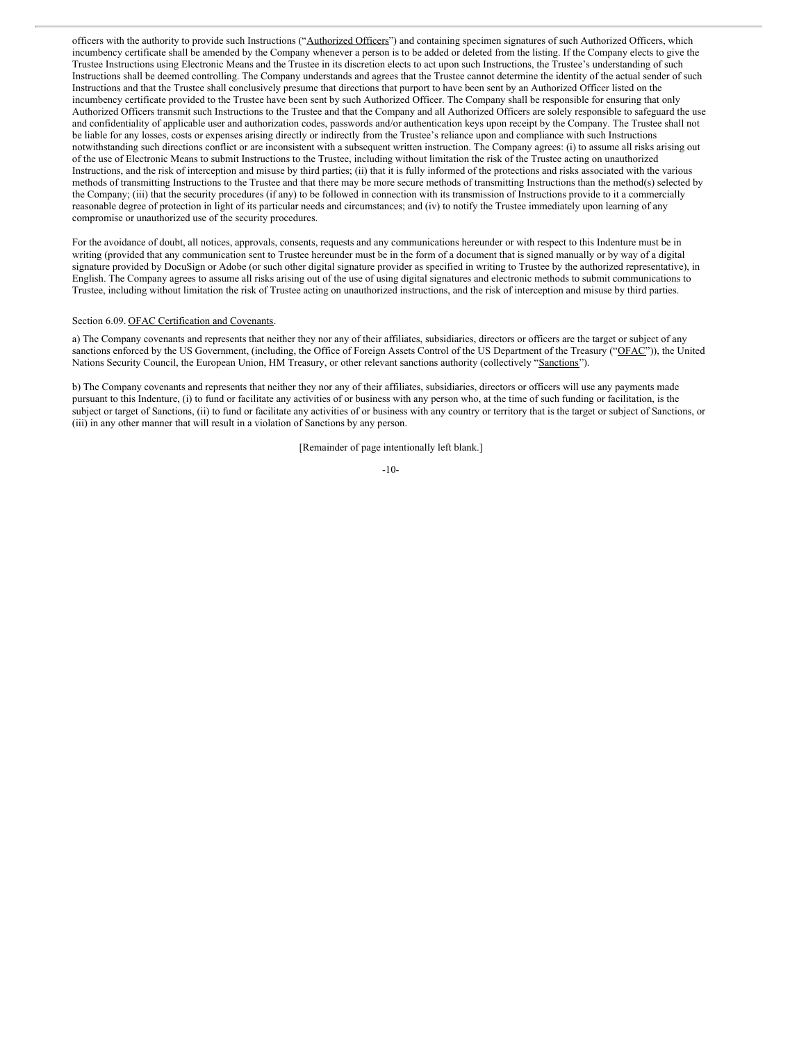officers with the authority to provide such Instructions ("Authorized Officers") and containing specimen signatures of such Authorized Officers, which incumbency certificate shall be amended by the Company whenever a person is to be added or deleted from the listing. If the Company elects to give the Trustee Instructions using Electronic Means and the Trustee in its discretion elects to act upon such Instructions, the Trustee's understanding of such Instructions shall be deemed controlling. The Company understands and agrees that the Trustee cannot determine the identity of the actual sender of such Instructions and that the Trustee shall conclusively presume that directions that purport to have been sent by an Authorized Officer listed on the incumbency certificate provided to the Trustee have been sent by such Authorized Officer. The Company shall be responsible for ensuring that only Authorized Officers transmit such Instructions to the Trustee and that the Company and all Authorized Officers are solely responsible to safeguard the use and confidentiality of applicable user and authorization codes, passwords and/or authentication keys upon receipt by the Company. The Trustee shall not be liable for any losses, costs or expenses arising directly or indirectly from the Trustee's reliance upon and compliance with such Instructions notwithstanding such directions conflict or are inconsistent with a subsequent written instruction. The Company agrees: (i) to assume all risks arising out of the use of Electronic Means to submit Instructions to the Trustee, including without limitation the risk of the Trustee acting on unauthorized Instructions, and the risk of interception and misuse by third parties; (ii) that it is fully informed of the protections and risks associated with the various methods of transmitting Instructions to the Trustee and that there may be more secure methods of transmitting Instructions than the method(s) selected by the Company; (iii) that the security procedures (if any) to be followed in connection with its transmission of Instructions provide to it a commercially reasonable degree of protection in light of its particular needs and circumstances; and (iv) to notify the Trustee immediately upon learning of any compromise or unauthorized use of the security procedures.

For the avoidance of doubt, all notices, approvals, consents, requests and any communications hereunder or with respect to this Indenture must be in writing (provided that any communication sent to Trustee hereunder must be in the form of a document that is signed manually or by way of a digital signature provided by DocuSign or Adobe (or such other digital signature provider as specified in writing to Trustee by the authorized representative), in English. The Company agrees to assume all risks arising out of the use of using digital signatures and electronic methods to submit communications to Trustee, including without limitation the risk of Trustee acting on unauthorized instructions, and the risk of interception and misuse by third parties.

Section 6.09. OFAC Certification and Covenants.

a) The Company covenants and represents that neither they nor any of their affiliates, subsidiaries, directors or officers are the target or subject of any sanctions enforced by the US Government, (including, the Office of Foreign Assets Control of the US Department of the Treasury ("OFAC")), the United Nations Security Council, the European Union, HM Treasury, or other relevant sanctions authority (collectively "Sanctions").

b) The Company covenants and represents that neither they nor any of their affiliates, subsidiaries, directors or officers will use any payments made pursuant to this Indenture, (i) to fund or facilitate any activities of or business with any person who, at the time of such funding or facilitation, is the subject or target of Sanctions, (ii) to fund or facilitate any activities of or business with any country or territory that is the target or subject of Sanctions, or (iii) in any other manner that will result in a violation of Sanctions by any person.

[Remainder of page intentionally left blank.]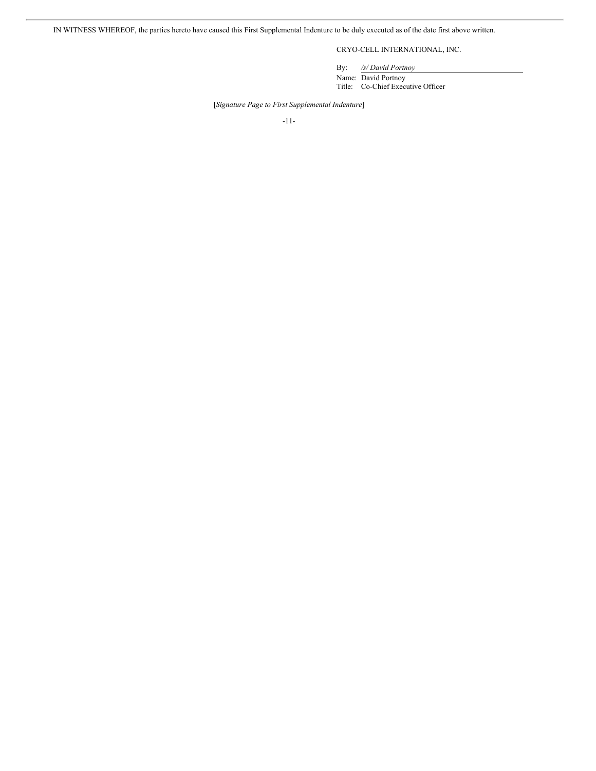IN WITNESS WHEREOF, the parties hereto have caused this First Supplemental Indenture to be duly executed as of the date first above written.

CRYO-CELL INTERNATIONAL, INC.

By: */s/ David Portnoy*  
Name: David Portnoy  
Title: Co-Chief Executive Officer

[*Signature Page to First Supplemental Indenture*]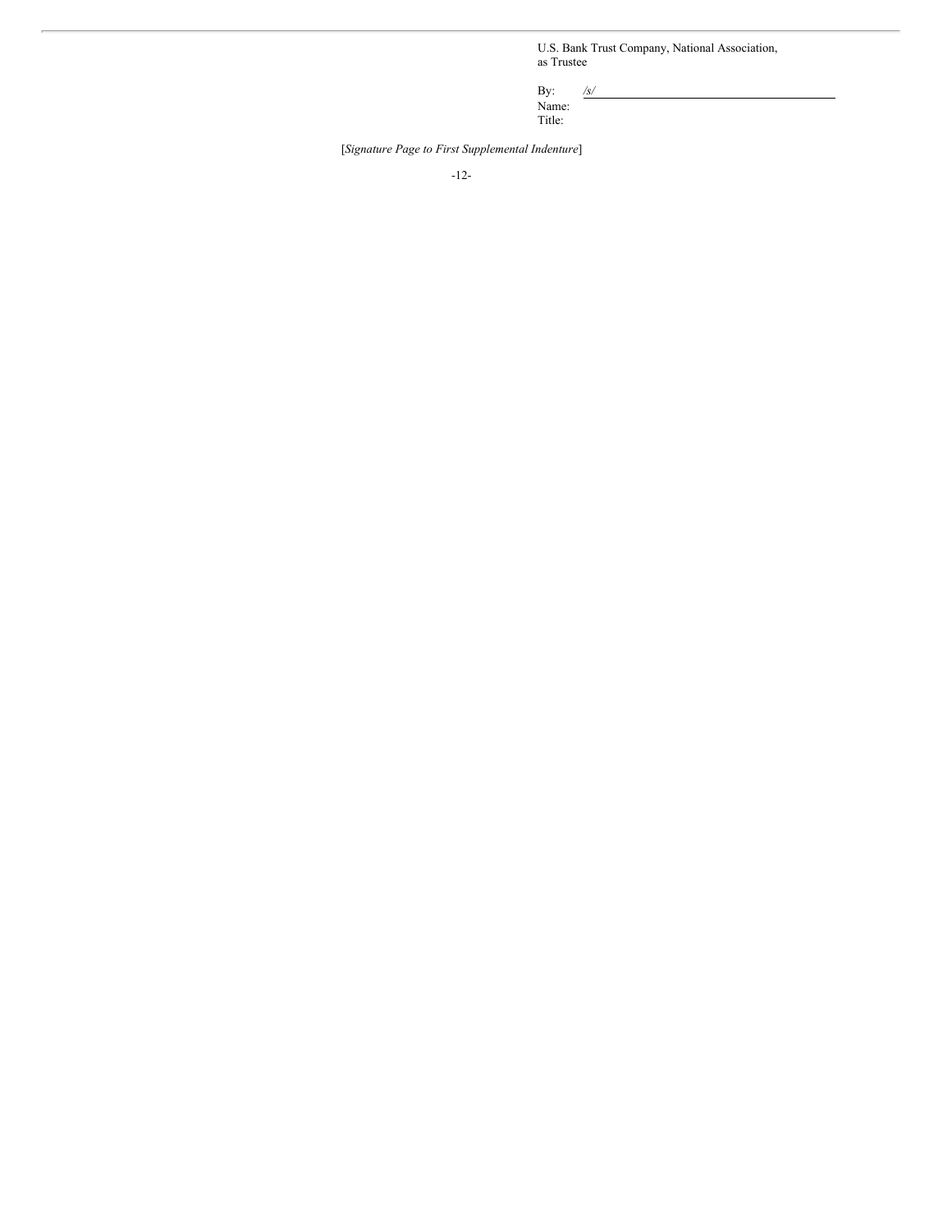U.S. Bank Trust Company, National Association,
as Trustee

By: /s/
Name:
Title:

[*Signature Page to First Supplemental Indenture*]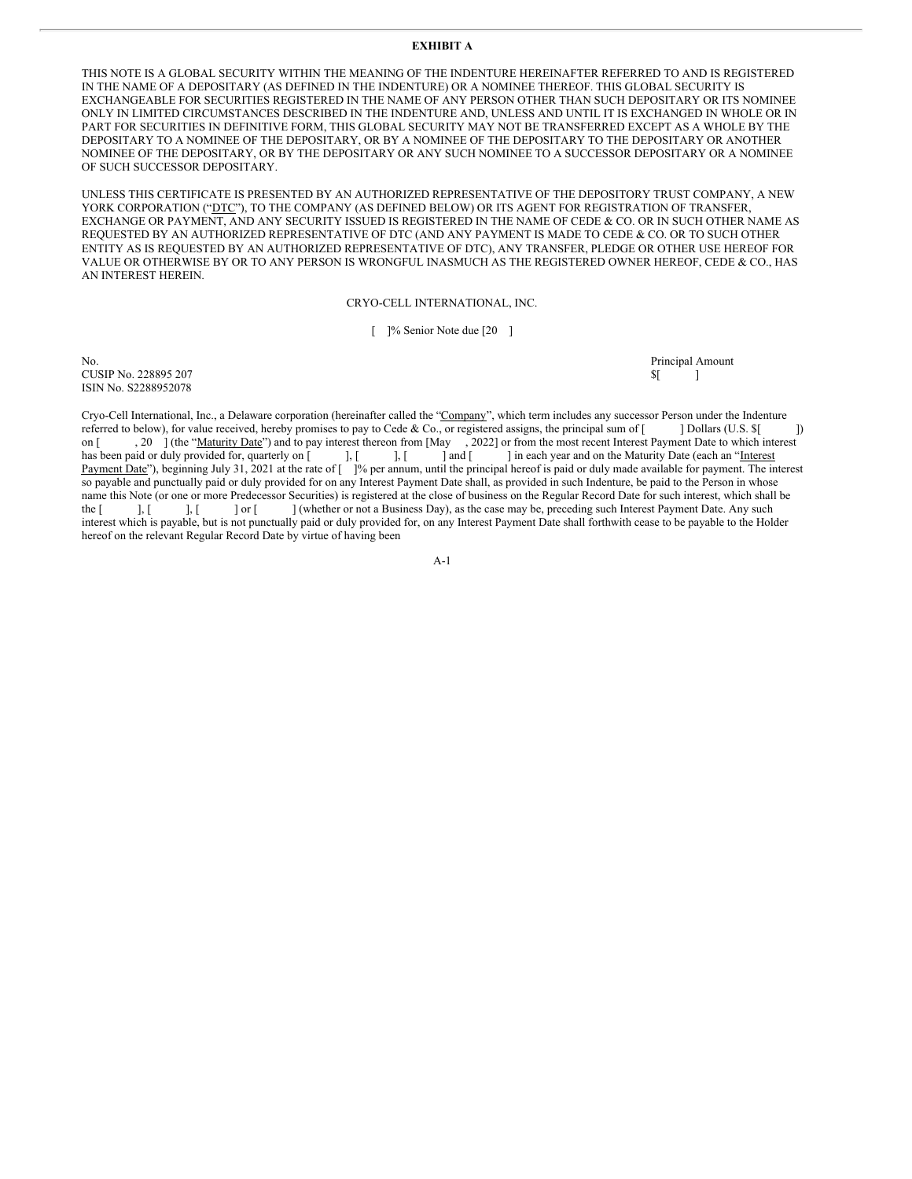**EXHIBIT A**

THIS NOTE IS A GLOBAL SECURITY WITHIN THE MEANING OF THE INDENTURE HEREINAFTER REFERRED TO AND IS REGISTERED IN THE NAME OF A DEPOSITARY (AS DEFINED IN THE INDENTURE) OR A NOMINEE THEREOF. THIS GLOBAL SECURITY IS EXCHANGEABLE FOR SECURITIES REGISTERED IN THE NAME OF ANY PERSON OTHER THAN SUCH DEPOSITARY OR ITS NOMINEE ONLY IN LIMITED CIRCUMSTANCES DESCRIBED IN THE INDENTURE AND, UNLESS AND UNTIL IT IS EXCHANGED IN WHOLE OR IN PART FOR SECURITIES IN DEFINITIVE FORM, THIS GLOBAL SECURITY MAY NOT BE TRANSFERRED EXCEPT AS A WHOLE BY THE DEPOSITARY TO A NOMINEE OF THE DEPOSITARY, OR BY A NOMINEE OF THE DEPOSITARY TO THE DEPOSITARY OR ANOTHER NOMINEE OF THE DEPOSITARY, OR BY THE DEPOSITARY OR ANY SUCH NOMINEE TO A SUCCESSOR DEPOSITARY OR A NOMINEE OF SUCH SUCCESSOR DEPOSITARY.

UNLESS THIS CERTIFICATE IS PRESENTED BY AN AUTHORIZED REPRESENTATIVE OF THE DEPOSITORY TRUST COMPANY, A NEW YORK CORPORATION ("DTC"), TO THE COMPANY (AS DEFINED BELOW) OR ITS AGENT FOR REGISTRATION OF TRANSFER, EXCHANGE OR PAYMENT, AND ANY SECURITY ISSUED IS REGISTERED IN THE NAME OF CEDE & CO. OR IN SUCH OTHER NAME AS REQUESTED BY AN AUTHORIZED REPRESENTATIVE OF DTC (AND ANY PAYMENT IS MADE TO CEDE & CO. OR TO SUCH OTHER ENTITY AS IS REQUESTED BY AN AUTHORIZED REPRESENTATIVE OF DTC), ANY TRANSFER, PLEDGE OR OTHER USE HEREOF FOR VALUE OR OTHERWISE BY OR TO ANY PERSON IS WRONGFUL INASMUCH AS THE REGISTERED OWNER HEREOF, CEDE & CO., HAS AN INTEREST HEREIN.

CRYO-CELL INTERNATIONAL, INC.

[ ]% Senior Note due [20 ]

| No. | Principal Amount |
|---|---|
| CUSIP No. 228895 207 | $[ ] |
| ISIN No. S2288952078 | |

Cryo-Cell International, Inc., a Delaware corporation (hereinafter called the "Company", which term includes any successor Person under the Indenture referred to below), for value received, hereby promises to pay to Cede & Co., or registered assigns, the principal sum of [ ] Dollars (U.S. $[ ]) on [ , 20 ] (the "Maturity Date") and to pay interest thereon from [May , 2022] or from the most recent Interest Payment Date to which interest has been paid or duly provided for, quarterly on [ ], [ ], [ ] and [ ] in each year and on the Maturity Date (each an "Interest Payment Date"), beginning July 31, 2021 at the rate of [ ]% per annum, until the principal hereof is paid or duly made available for payment. The interest so payable and punctually paid or duly provided for on any Interest Payment Date shall, as provided in such Indenture, be paid to the Person in whose name this Note (or one or more Predecessor Securities) is registered at the close of business on the Regular Record Date for such interest, which shall be the [ ], [ ], [ ] or [ ] (whether or not a Business Day), as the case may be, preceding such Interest Payment Date. Any such interest which is payable, but is not punctually paid or duly provided for, on any Interest Payment Date shall forthwith cease to be payable to the Holder hereof on the relevant Regular Record Date by virtue of having been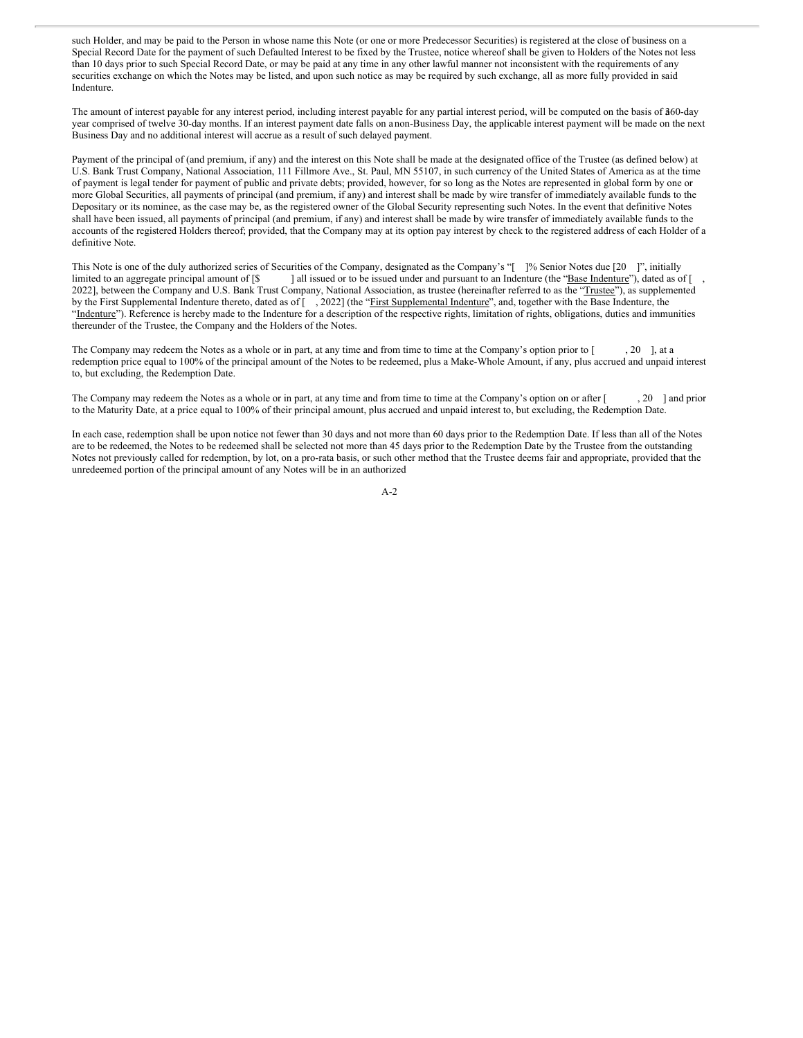such Holder, and may be paid to the Person in whose name this Note (or one or more Predecessor Securities) is registered at the close of business on a Special Record Date for the payment of such Defaulted Interest to be fixed by the Trustee, notice whereof shall be given to Holders of the Notes not less than 10 days prior to such Special Record Date, or may be paid at any time in any other lawful manner not inconsistent with the requirements of any securities exchange on which the Notes may be listed, and upon such notice as may be required by such exchange, all as more fully provided in said Indenture.

The amount of interest payable for any interest period, including interest payable for any partial interest period, will be computed on the basis of a 360-day year comprised of twelve 30-day months. If an interest payment date falls on a non-Business Day, the applicable interest payment will be made on the next Business Day and no additional interest will accrue as a result of such delayed payment.

Payment of the principal of (and premium, if any) and the interest on this Note shall be made at the designated office of the Trustee (as defined below) at U.S. Bank Trust Company, National Association, 111 Fillmore Ave., St. Paul, MN 55107, in such currency of the United States of America as at the time of payment is legal tender for payment of public and private debts; provided, however, for so long as the Notes are represented in global form by one or more Global Securities, all payments of principal (and premium, if any) and interest shall be made by wire transfer of immediately available funds to the Depositary or its nominee, as the case may be, as the registered owner of the Global Security representing such Notes. In the event that definitive Notes shall have been issued, all payments of principal (and premium, if any) and interest shall be made by wire transfer of immediately available funds to the accounts of the registered Holders thereof; provided, that the Company may at its option pay interest by check to the registered address of each Holder of a definitive Note.

This Note is one of the duly authorized series of Securities of the Company, designated as the Company's "[ ]% Senior Notes due [20 ]", initially limited to an aggregate principal amount of [$ ] all issued or to be issued under and pursuant to an Indenture (the "Base Indenture"), dated as of [ , 2022], between the Company and U.S. Bank Trust Company, National Association, as trustee (hereinafter referred to as the "Trustee"), as supplemented by the First Supplemental Indenture thereto, dated as of [ , 2022] (the "First Supplemental Indenture", and, together with the Base Indenture, the "Indenture"). Reference is hereby made to the Indenture for a description of the respective rights, limitation of rights, obligations, duties and immunities thereunder of the Trustee, the Company and the Holders of the Notes.

The Company may redeem the Notes as a whole or in part, at any time and from time to time at the Company's option prior to [ , 20 ], at a redemption price equal to 100% of the principal amount of the Notes to be redeemed, plus a Make-Whole Amount, if any, plus accrued and unpaid interest to, but excluding, the Redemption Date.

The Company may redeem the Notes as a whole or in part, at any time and from time to time at the Company's option on or after [ , 20 ] and prior to the Maturity Date, at a price equal to 100% of their principal amount, plus accrued and unpaid interest to, but excluding, the Redemption Date.

In each case, redemption shall be upon notice not fewer than 30 days and not more than 60 days prior to the Redemption Date. If less than all of the Notes are to be redeemed, the Notes to be redeemed shall be selected not more than 45 days prior to the Redemption Date by the Trustee from the outstanding Notes not previously called for redemption, by lot, on a pro-rata basis, or such other method that the Trustee deems fair and appropriate, provided that the unredeemed portion of the principal amount of any Notes will be in an authorized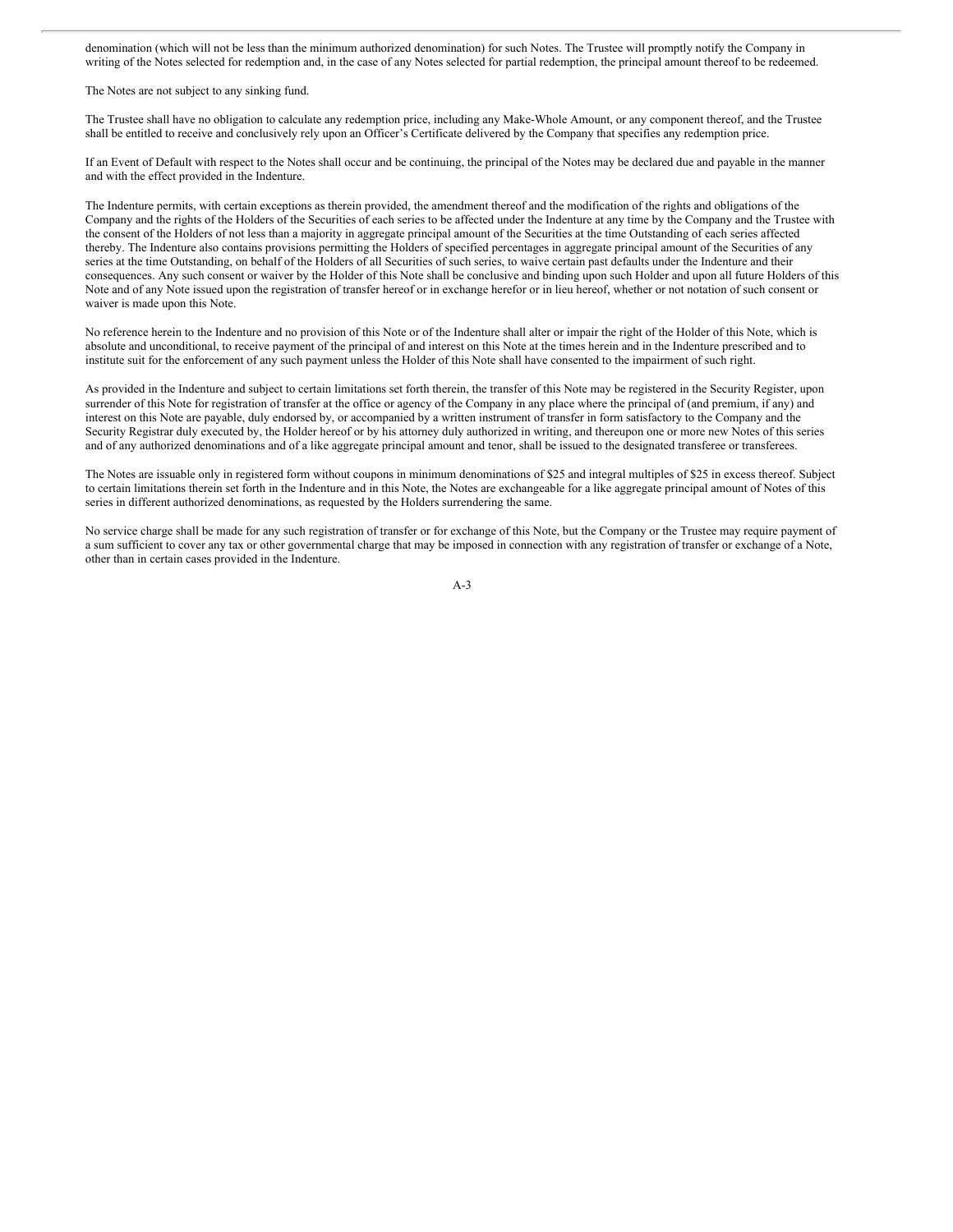denomination (which will not be less than the minimum authorized denomination) for such Notes. The Trustee will promptly notify the Company in writing of the Notes selected for redemption and, in the case of any Notes selected for partial redemption, the principal amount thereof to be redeemed.

The Notes are not subject to any sinking fund.

The Trustee shall have no obligation to calculate any redemption price, including any Make-Whole Amount, or any component thereof, and the Trustee shall be entitled to receive and conclusively rely upon an Officer's Certificate delivered by the Company that specifies any redemption price.

If an Event of Default with respect to the Notes shall occur and be continuing, the principal of the Notes may be declared due and payable in the manner and with the effect provided in the Indenture.

The Indenture permits, with certain exceptions as therein provided, the amendment thereof and the modification of the rights and obligations of the Company and the rights of the Holders of the Securities of each series to be affected under the Indenture at any time by the Company and the Trustee with the consent of the Holders of not less than a majority in aggregate principal amount of the Securities at the time Outstanding of each series affected thereby. The Indenture also contains provisions permitting the Holders of specified percentages in aggregate principal amount of the Securities of any series at the time Outstanding, on behalf of the Holders of all Securities of such series, to waive certain past defaults under the Indenture and their consequences. Any such consent or waiver by the Holder of this Note shall be conclusive and binding upon such Holder and upon all future Holders of this Note and of any Note issued upon the registration of transfer hereof or in exchange herefor or in lieu hereof, whether or not notation of such consent or waiver is made upon this Note.

No reference herein to the Indenture and no provision of this Note or of the Indenture shall alter or impair the right of the Holder of this Note, which is absolute and unconditional, to receive payment of the principal of and interest on this Note at the times herein and in the Indenture prescribed and to institute suit for the enforcement of any such payment unless the Holder of this Note shall have consented to the impairment of such right.

As provided in the Indenture and subject to certain limitations set forth therein, the transfer of this Note may be registered in the Security Register, upon surrender of this Note for registration of transfer at the office or agency of the Company in any place where the principal of (and premium, if any) and interest on this Note are payable, duly endorsed by, or accompanied by a written instrument of transfer in form satisfactory to the Company and the Security Registrar duly executed by, the Holder hereof or by his attorney duly authorized in writing, and thereupon one or more new Notes of this series and of any authorized denominations and of a like aggregate principal amount and tenor, shall be issued to the designated transferee or transferees.

The Notes are issuable only in registered form without coupons in minimum denominations of $25 and integral multiples of $25 in excess thereof. Subject to certain limitations therein set forth in the Indenture and in this Note, the Notes are exchangeable for a like aggregate principal amount of Notes of this series in different authorized denominations, as requested by the Holders surrendering the same.

No service charge shall be made for any such registration of transfer or for exchange of this Note, but the Company or the Trustee may require payment of a sum sufficient to cover any tax or other governmental charge that may be imposed in connection with any registration of transfer or exchange of a Note, other than in certain cases provided in the Indenture.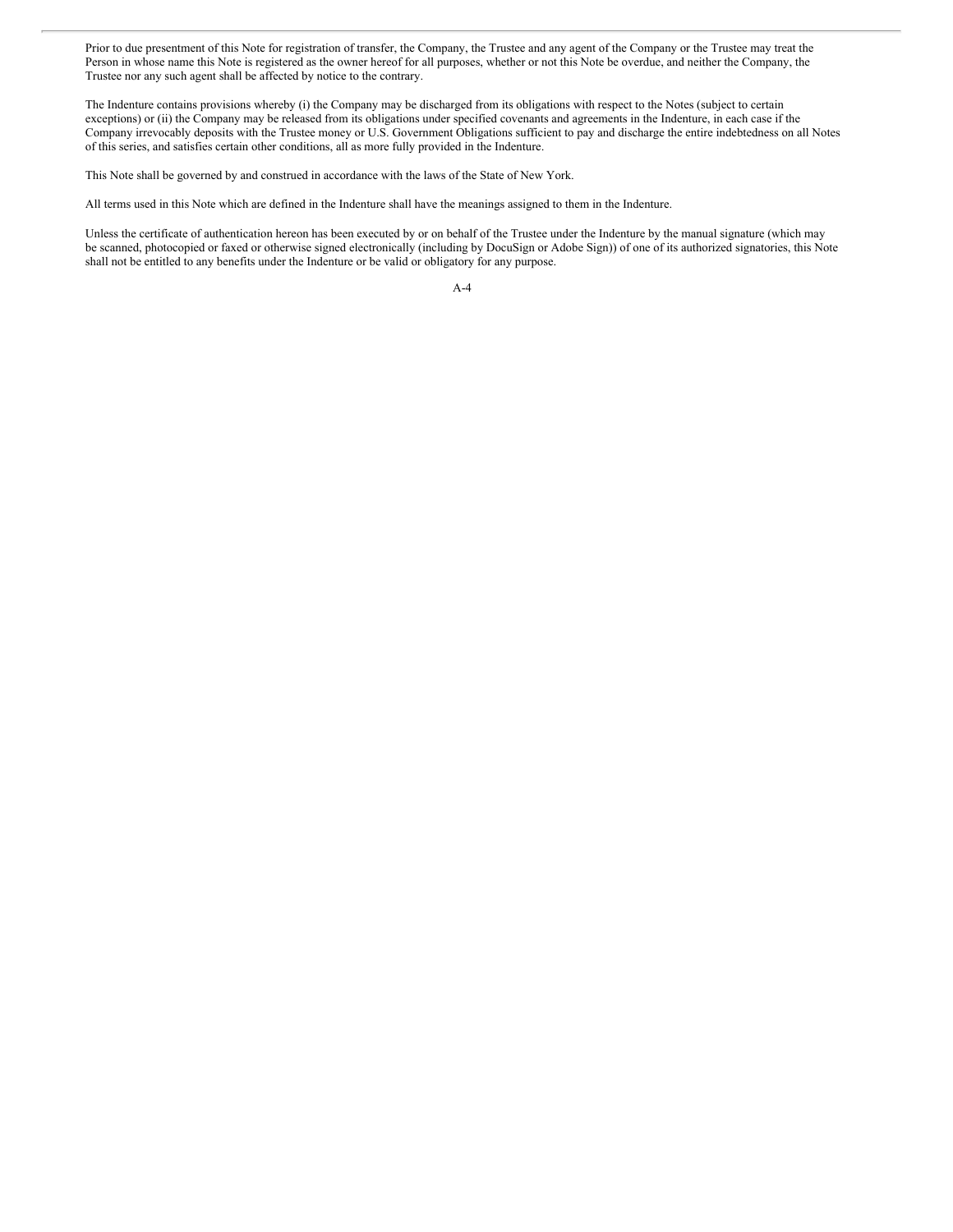Prior to due presentment of this Note for registration of transfer, the Company, the Trustee and any agent of the Company or the Trustee may treat the Person in whose name this Note is registered as the owner hereof for all purposes, whether or not this Note be overdue, and neither the Company, the Trustee nor any such agent shall be affected by notice to the contrary.

The Indenture contains provisions whereby (i) the Company may be discharged from its obligations with respect to the Notes (subject to certain exceptions) or (ii) the Company may be released from its obligations under specified covenants and agreements in the Indenture, in each case if the Company irrevocably deposits with the Trustee money or U.S. Government Obligations sufficient to pay and discharge the entire indebtedness on all Notes of this series, and satisfies certain other conditions, all as more fully provided in the Indenture.

This Note shall be governed by and construed in accordance with the laws of the State of New York.

All terms used in this Note which are defined in the Indenture shall have the meanings assigned to them in the Indenture.

Unless the certificate of authentication hereon has been executed by or on behalf of the Trustee under the Indenture by the manual signature (which may be scanned, photocopied or faxed or otherwise signed electronically (including by DocuSign or Adobe Sign)) of one of its authorized signatories, this Note shall not be entitled to any benefits under the Indenture or be valid or obligatory for any purpose.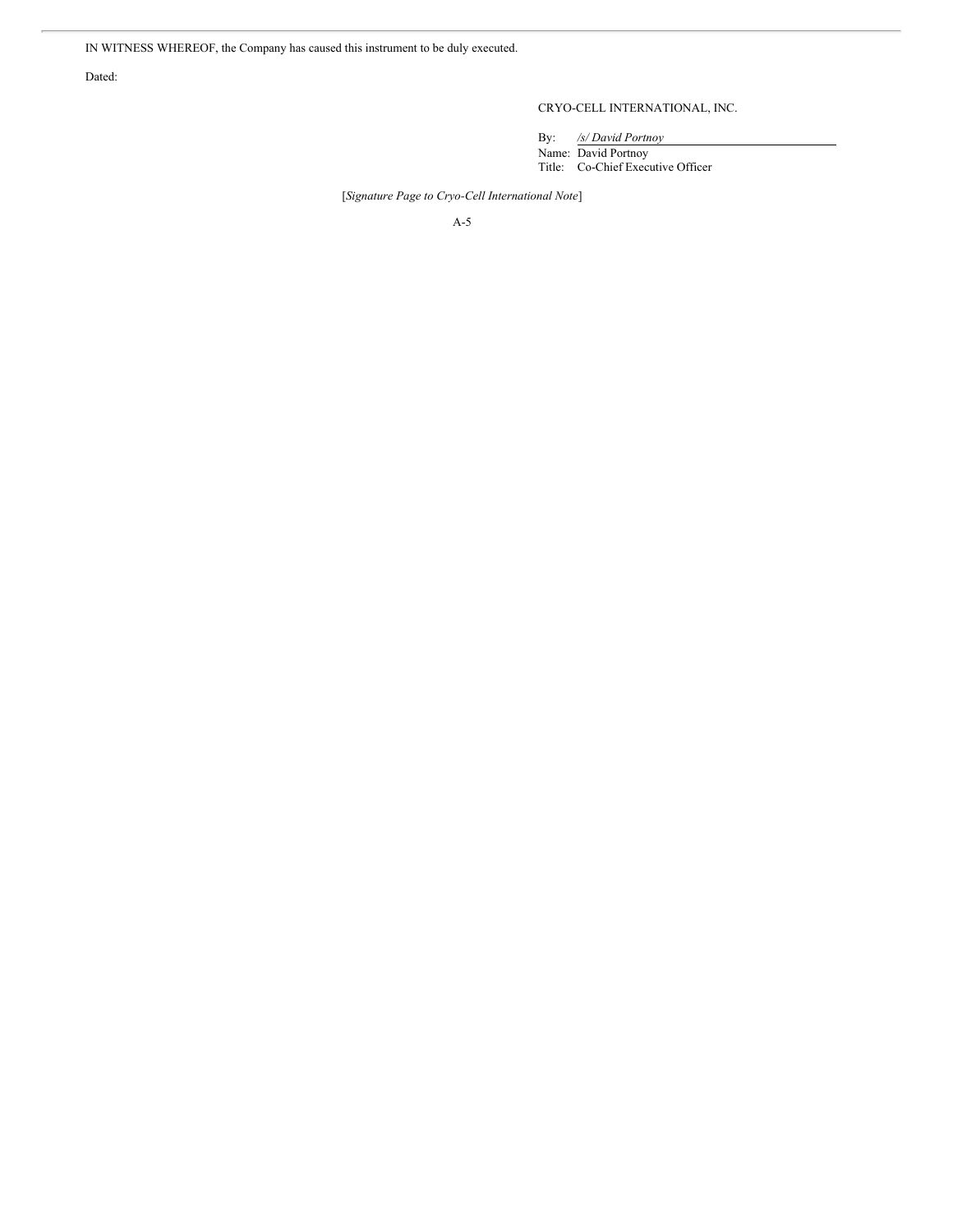IN WITNESS WHEREOF, the Company has caused this instrument to be duly executed.

Dated:

CRYO-CELL INTERNATIONAL, INC.

By: */s/ David Portnoy*

Name: David Portnoy

Title: Co-Chief Executive Officer

[*Signature Page to Cryo-Cell International Note*]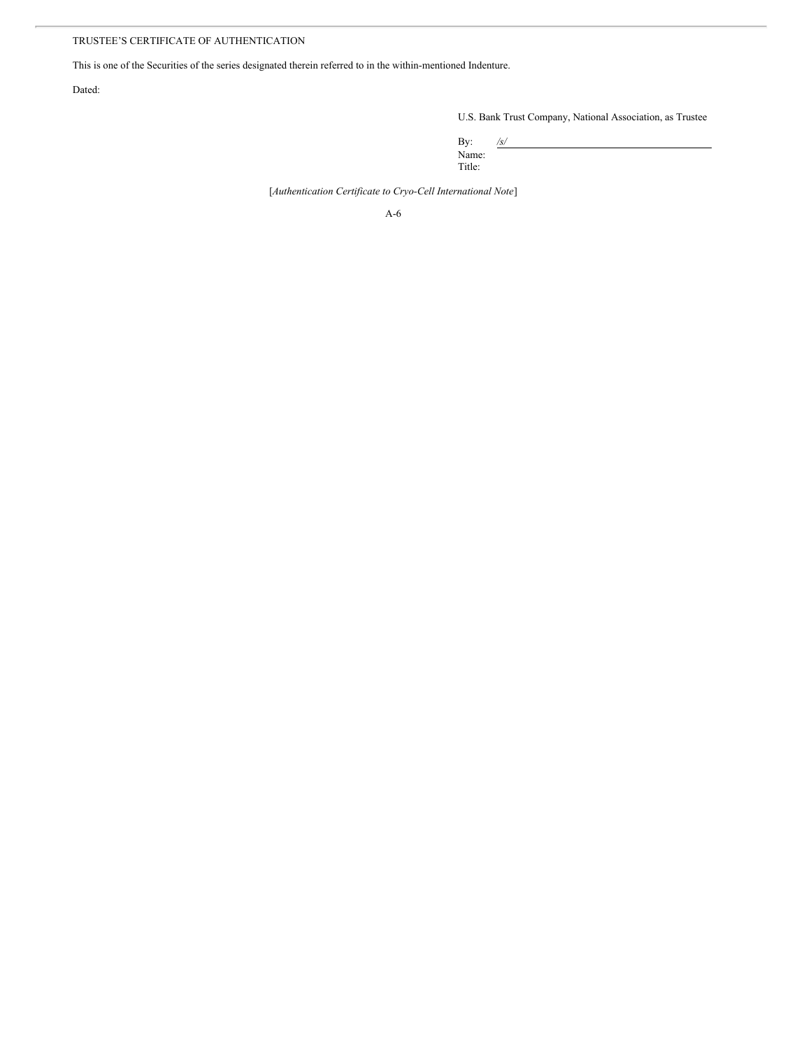TRUSTEE'S CERTIFICATE OF AUTHENTICATION

This is one of the Securities of the series designated therein referred to in the within-mentioned Indenture.

Dated:

U.S. Bank Trust Company, National Association, as Trustee

By: */s/*
Name:
Title:

[*Authentication Certificate to Cryo-Cell International Note*]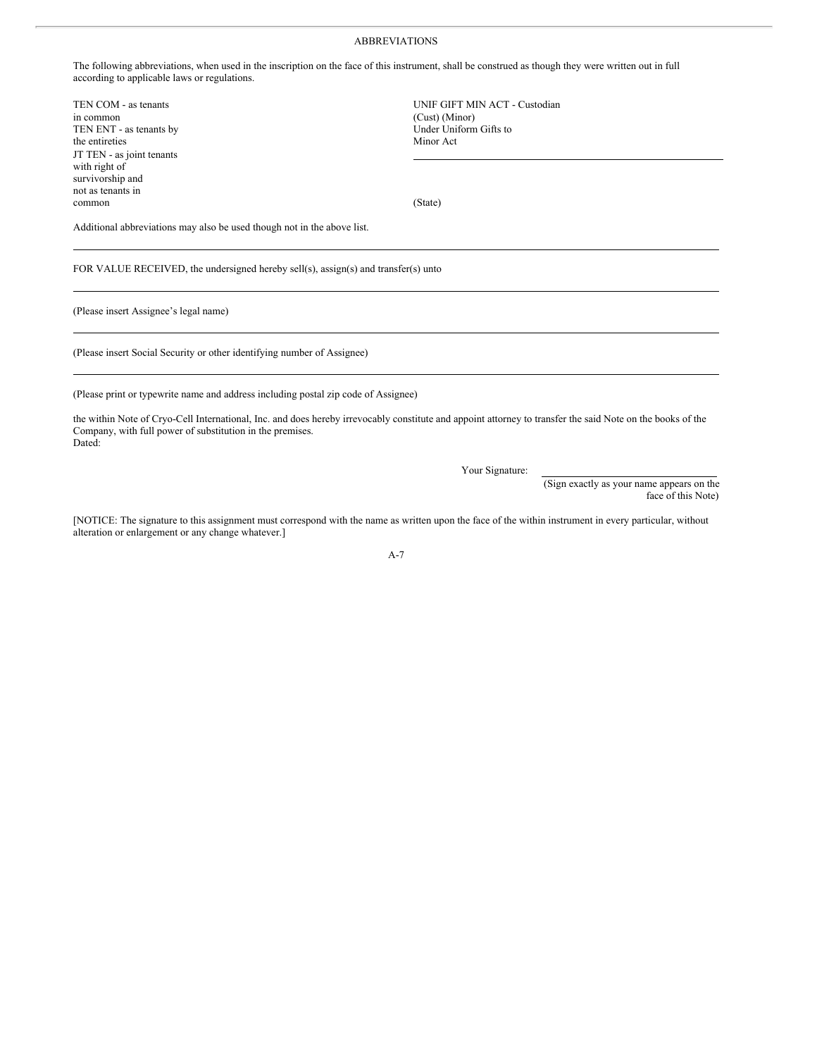ABBREVIATIONS

The following abbreviations, when used in the inscription on the face of this instrument, shall be construed as though they were written out in full according to applicable laws or regulations.

TEN COM - as tenants in common
TEN ENT - as tenants by the entireties
JT TEN - as joint tenants with right of survivorship and not as tenants in common

UNIF GIFT MIN ACT - Custodian (Cust) (Minor) Under Uniform Gifts to Minor Act

\_\_\_\_\_\_\_\_\_\_\_\_\_\_\_\_\_\_\_\_\_\_\_\_\_\_\_\_\_\_\_\_\_\_

(State)

Additional abbreviations may also be used though not in the above list.

---

FOR VALUE RECEIVED, the undersigned hereby sell(s), assign(s) and transfer(s) unto

---

(Please insert Assignee's legal name)

---

(Please insert Social Security or other identifying number of Assignee)

---

(Please print or typewrite name and address including postal zip code of Assignee)

the within Note of Cryo-Cell International, Inc. and does hereby irrevocably constitute and appoint attorney to transfer the said Note on the books of the Company, with full power of substitution in the premises.

Dated:

Your Signature: \_\_\_\_\_\_\_\_\_\_\_\_\_\_\_\_\_\_\_\_\_\_\_\_\_\_\_\_\_\_
(Sign exactly as your name appears on the face of this Note)

[NOTICE: The signature to this assignment must correspond with the name as written upon the face of the within instrument in every particular, without alteration or enlargement or any change whatever.]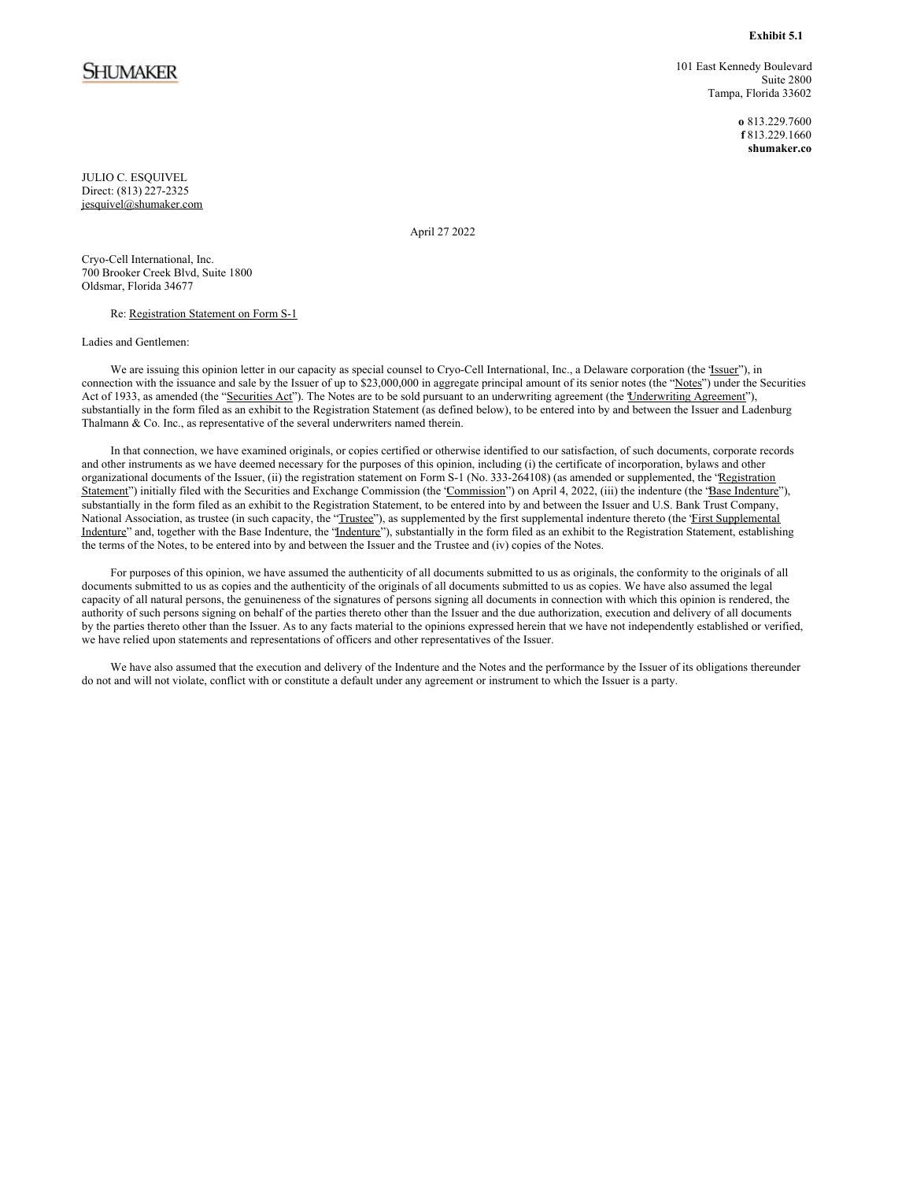**Exhibit 5.1**

SHUMAKER

101 East Kennedy Boulevard
Suite 2800
Tampa, Florida 33602

**o** 813.229.7600
**f** 813.229.1660
**shumaker.co**

JULIO C. ESQUIVEL
Direct: (813) 227-2325
jesquivel@shumaker.com

April 27 2022

Cryo-Cell International, Inc.
700 Brooker Creek Blvd, Suite 1800
Oldsmar, Florida 34677

Re: Registration Statement on Form S-1

Ladies and Gentlemen:

We are issuing this opinion letter in our capacity as special counsel to Cryo-Cell International, Inc., a Delaware corporation (the "Issuer"), in connection with the issuance and sale by the Issuer of up to $23,000,000 in aggregate principal amount of its senior notes (the "Notes") under the Securities Act of 1933, as amended (the "Securities Act"). The Notes are to be sold pursuant to an underwriting agreement (the "Underwriting Agreement"), substantially in the form filed as an exhibit to the Registration Statement (as defined below), to be entered into by and between the Issuer and Ladenburg Thalmann & Co. Inc., as representative of the several underwriters named therein.

In that connection, we have examined originals, or copies certified or otherwise identified to our satisfaction, of such documents, corporate records and other instruments as we have deemed necessary for the purposes of this opinion, including (i) the certificate of incorporation, bylaws and other organizational documents of the Issuer, (ii) the registration statement on Form S-1 (No. 333-264108) (as amended or supplemented, the "Registration Statement") initially filed with the Securities and Exchange Commission (the "Commission") on April 4, 2022, (iii) the indenture (the "Base Indenture"), substantially in the form filed as an exhibit to the Registration Statement, to be entered into by and between the Issuer and U.S. Bank Trust Company, National Association, as trustee (in such capacity, the "Trustee"), as supplemented by the first supplemental indenture thereto (the "First Supplemental Indenture" and, together with the Base Indenture, the "Indenture"), substantially in the form filed as an exhibit to the Registration Statement, establishing the terms of the Notes, to be entered into by and between the Issuer and the Trustee and (iv) copies of the Notes.

For purposes of this opinion, we have assumed the authenticity of all documents submitted to us as originals, the conformity to the originals of all documents submitted to us as copies and the authenticity of the originals of all documents submitted to us as copies. We have also assumed the legal capacity of all natural persons, the genuineness of the signatures of persons signing all documents in connection with which this opinion is rendered, the authority of such persons signing on behalf of the parties thereto other than the Issuer and the due authorization, execution and delivery of all documents by the parties thereto other than the Issuer. As to any facts material to the opinions expressed herein that we have not independently established or verified, we have relied upon statements and representations of officers and other representatives of the Issuer.

We have also assumed that the execution and delivery of the Indenture and the Notes and the performance by the Issuer of its obligations thereunder do not and will not violate, conflict with or constitute a default under any agreement or instrument to which the Issuer is a party.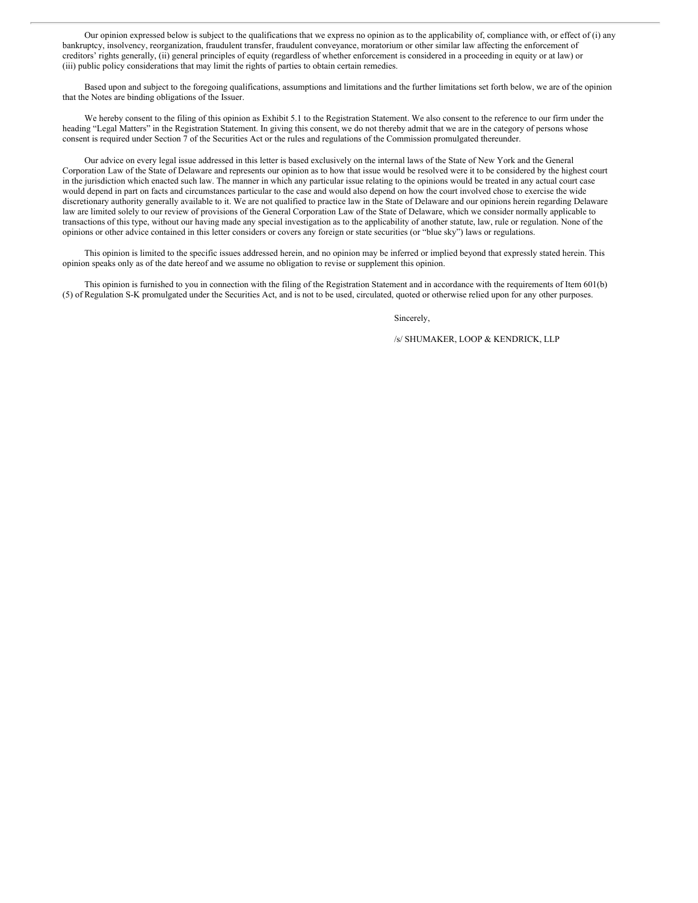Our opinion expressed below is subject to the qualifications that we express no opinion as to the applicability of, compliance with, or effect of (i) any bankruptcy, insolvency, reorganization, fraudulent transfer, fraudulent conveyance, moratorium or other similar law affecting the enforcement of creditors' rights generally, (ii) general principles of equity (regardless of whether enforcement is considered in a proceeding in equity or at law) or (iii) public policy considerations that may limit the rights of parties to obtain certain remedies.

Based upon and subject to the foregoing qualifications, assumptions and limitations and the further limitations set forth below, we are of the opinion that the Notes are binding obligations of the Issuer.

We hereby consent to the filing of this opinion as Exhibit 5.1 to the Registration Statement. We also consent to the reference to our firm under the heading "Legal Matters" in the Registration Statement. In giving this consent, we do not thereby admit that we are in the category of persons whose consent is required under Section 7 of the Securities Act or the rules and regulations of the Commission promulgated thereunder.

Our advice on every legal issue addressed in this letter is based exclusively on the internal laws of the State of New York and the General Corporation Law of the State of Delaware and represents our opinion as to how that issue would be resolved were it to be considered by the highest court in the jurisdiction which enacted such law. The manner in which any particular issue relating to the opinions would be treated in any actual court case would depend in part on facts and circumstances particular to the case and would also depend on how the court involved chose to exercise the wide discretionary authority generally available to it. We are not qualified to practice law in the State of Delaware and our opinions herein regarding Delaware law are limited solely to our review of provisions of the General Corporation Law of the State of Delaware, which we consider normally applicable to transactions of this type, without our having made any special investigation as to the applicability of another statute, law, rule or regulation. None of the opinions or other advice contained in this letter considers or covers any foreign or state securities (or "blue sky") laws or regulations.

This opinion is limited to the specific issues addressed herein, and no opinion may be inferred or implied beyond that expressly stated herein. This opinion speaks only as of the date hereof and we assume no obligation to revise or supplement this opinion.

This opinion is furnished to you in connection with the filing of the Registration Statement and in accordance with the requirements of Item 601(b)(5) of Regulation S-K promulgated under the Securities Act, and is not to be used, circulated, quoted or otherwise relied upon for any other purposes.

Sincerely,

/s/ SHUMAKER, LOOP & KENDRICK, LLP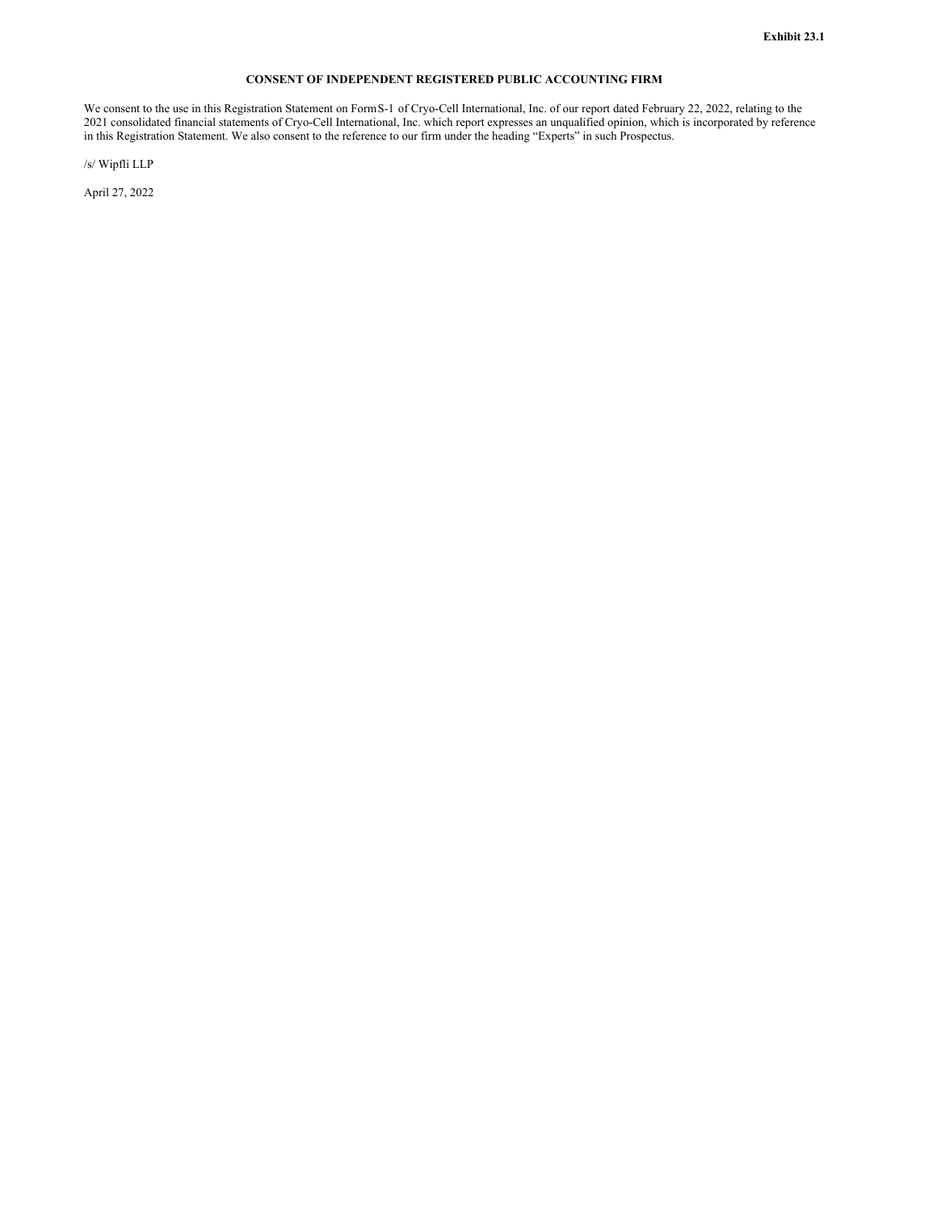**Exhibit 23.1**

# CONSENT OF INDEPENDENT REGISTERED PUBLIC ACCOUNTING FIRM

We consent to the use in this Registration Statement on Form S-1 of Cryo-Cell International, Inc. of our report dated February 22, 2022, relating to the 2021 consolidated financial statements of Cryo-Cell International, Inc. which report expresses an unqualified opinion, which is incorporated by reference in this Registration Statement. We also consent to the reference to our firm under the heading "Experts" in such Prospectus.

/s/ Wipfli LLP

April 27, 2022